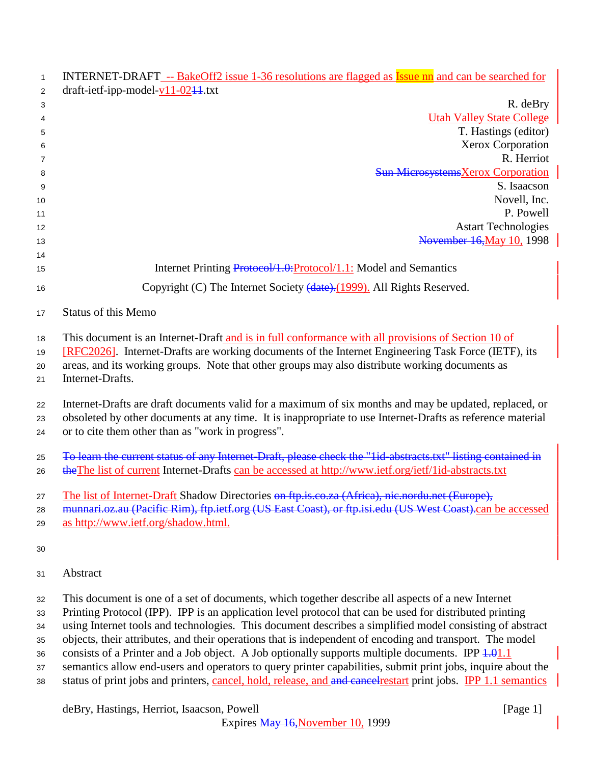INTERNET-DRAFT -- BakeOff2 issue 1-36 resolutions are flagged as Issue nn and can be searched for
draft-ietf-ipp-model-v11-0211.txt

R. deBry
Utah Valley State College
T. Hastings (editor)
Xerox Corporation
R. Herriot
Sun MicrosystemsXerox Corporation
S. Isaacson
Novell, Inc.
P. Powell
Astart Technologies
November 16,May 10, 1998

Internet Printing Protocol/1.0:Protocol/1.1: Model and Semantics

Copyright (C) The Internet Society (date).(1999). All Rights Reserved.

Status of this Memo

This document is an Internet-Draft and is in full conformance with all provisions of Section 10 of [RFC2026]. Internet-Drafts are working documents of the Internet Engineering Task Force (IETF), its areas, and its working groups. Note that other groups may also distribute working documents as Internet-Drafts.

Internet-Drafts are draft documents valid for a maximum of six months and may be updated, replaced, or obsoleted by other documents at any time. It is inappropriate to use Internet-Drafts as reference material or to cite them other than as "work in progress".

~~To learn the current status of any Internet-Draft, please check the "1id-abstracts.txt" listing contained in the~~The list of current Internet-Drafts can be accessed at http://www.ietf.org/ietf/1id-abstracts.txt

The list of Internet-Draft Shadow Directories ~~on ftp.is.co.za (Africa), nic.nordu.net (Europe), munnari.oz.au (Pacific Rim), ftp.ietf.org (US East Coast), or ftp.isi.edu (US West Coast).~~can be accessed as http://www.ietf.org/shadow.html.

Abstract

This document is one of a set of documents, which together describe all aspects of a new Internet Printing Protocol (IPP). IPP is an application level protocol that can be used for distributed printing using Internet tools and technologies. This document describes a simplified model consisting of abstract objects, their attributes, and their operations that is independent of encoding and transport. The model consists of a Printer and a Job object. A Job optionally supports multiple documents. IPP ~~1.0~~1.1 semantics allow end-users and operators to query printer capabilities, submit print jobs, inquire about the status of print jobs and printers, cancel, hold, release, and ~~and cancel~~restart print jobs. IPP 1.1 semantics

Expires ~~May 16,~~November 10, 1999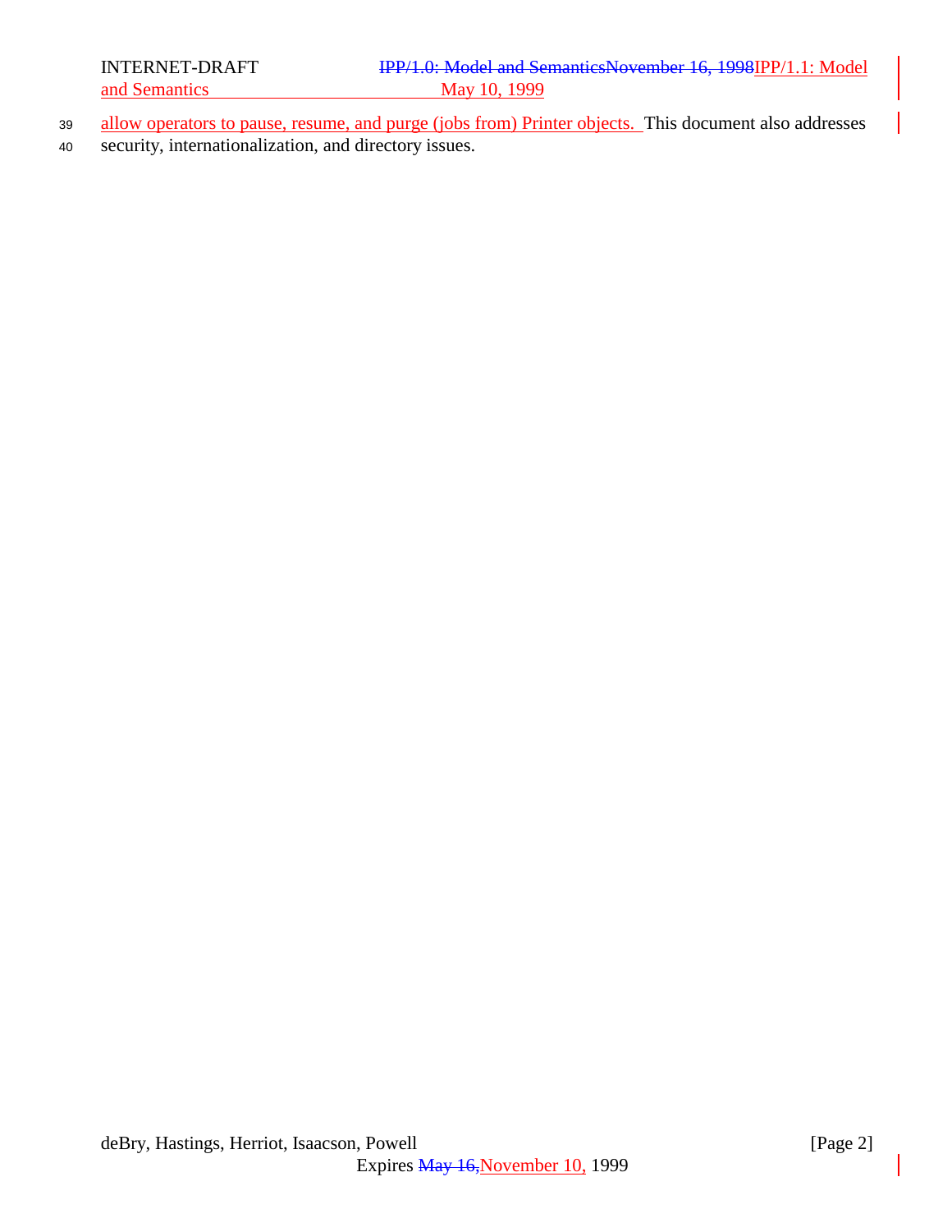allow operators to pause, resume, and purge (jobs from) Printer objects. This document also addresses security, internationalization, and directory issues.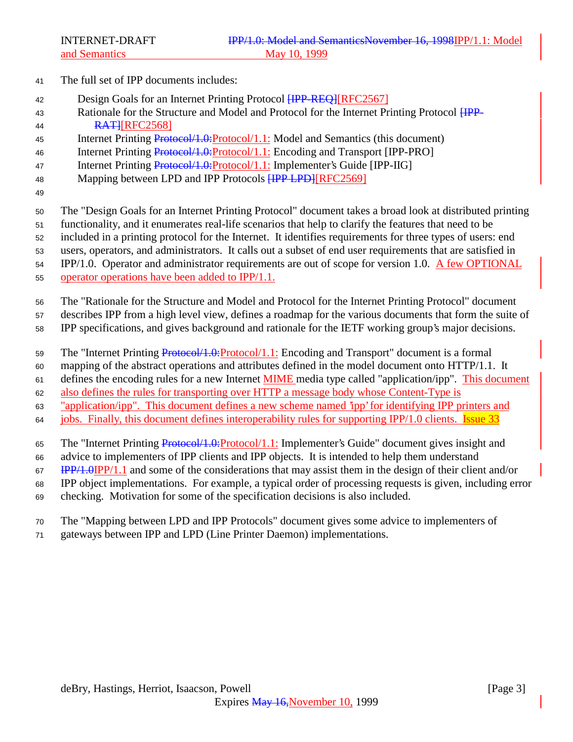The full set of IPP documents includes:

- Design Goals for an Internet Printing Protocol [IPP-REQ][RFC2567]
- Rationale for the Structure and Model and Protocol for the Internet Printing Protocol [IPP-RAT][RFC2568]
- Internet Printing Protocol/1.0:Protocol/1.1: Model and Semantics (this document)
- Internet Printing Protocol/1.0:Protocol/1.1: Encoding and Transport [IPP-PRO]
- Internet Printing Protocol/1.0:Protocol/1.1: Implementer's Guide [IPP-IIG]
- Mapping between LPD and IPP Protocols [IPP LPD][RFC2569]

The "Design Goals for an Internet Printing Protocol" document takes a broad look at distributed printing functionality, and it enumerates real-life scenarios that help to clarify the features that need to be included in a printing protocol for the Internet. It identifies requirements for three types of users: end users, operators, and administrators. It calls out a subset of end user requirements that are satisfied in IPP/1.0. Operator and administrator requirements are out of scope for version 1.0. A few OPTIONAL operator operations have been added to IPP/1.1.

The "Rationale for the Structure and Model and Protocol for the Internet Printing Protocol" document describes IPP from a high level view, defines a roadmap for the various documents that form the suite of IPP specifications, and gives background and rationale for the IETF working group's major decisions.

The "Internet Printing Protocol/1.0:Protocol/1.1: Encoding and Transport" document is a formal mapping of the abstract operations and attributes defined in the model document onto HTTP/1.1. It defines the encoding rules for a new Internet MIME media type called "application/ipp". This document also defines the rules for transporting over HTTP a message body whose Content-Type is "application/ipp". This document defines a new scheme named 'ipp' for identifying IPP printers and jobs. Finally, this document defines interoperability rules for supporting IPP/1.0 clients. Issue 33

The "Internet Printing Protocol/1.0:Protocol/1.1: Implementer's Guide" document gives insight and advice to implementers of IPP clients and IPP objects. It is intended to help them understand IPP/1.0IPP/1.1 and some of the considerations that may assist them in the design of their client and/or IPP object implementations. For example, a typical order of processing requests is given, including error checking. Motivation for some of the specification decisions is also included.

The "Mapping between LPD and IPP Protocols" document gives some advice to implementers of gateways between IPP and LPD (Line Printer Daemon) implementations.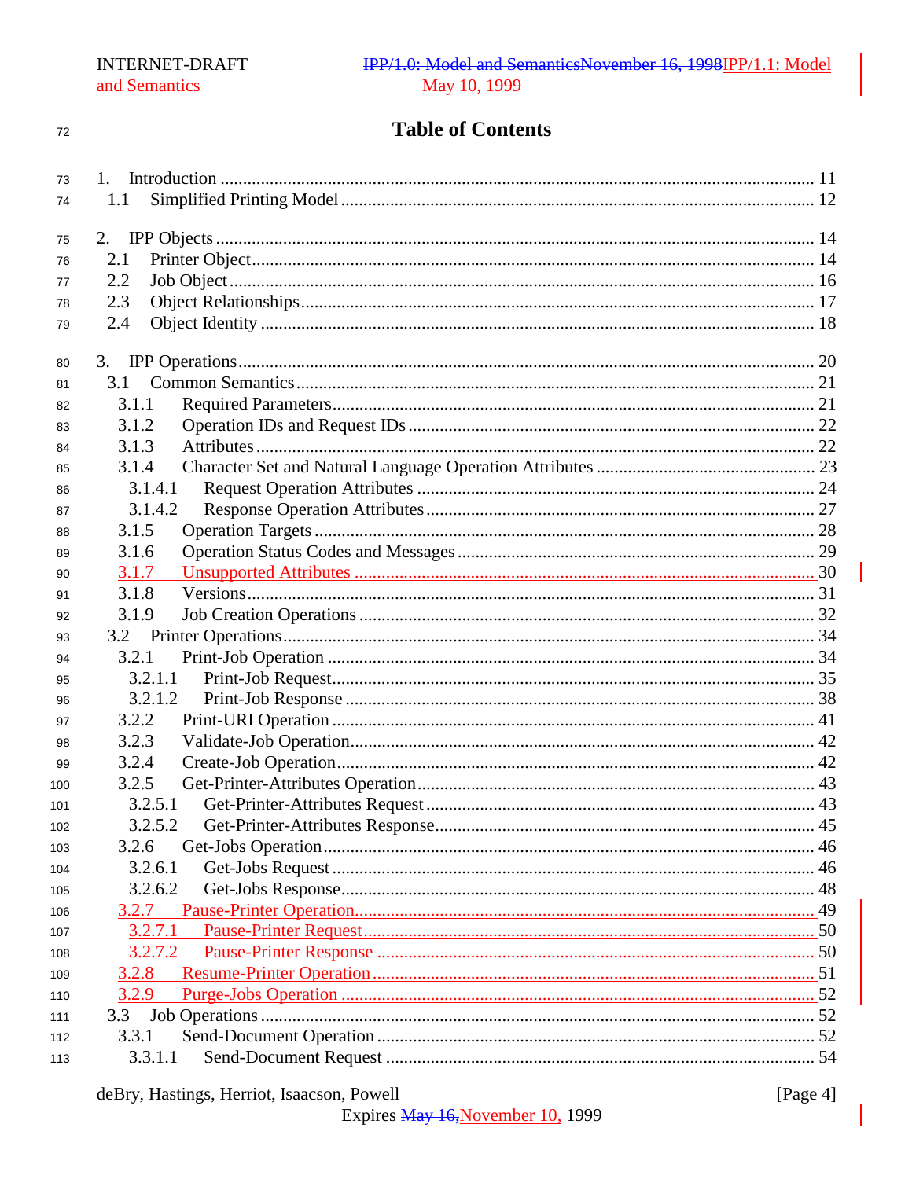# Table of Contents

1. Introduction ........ 11
   - 1.1 Simplified Printing Model ........ 12
2. IPP Objects ........ 14
   - 2.1 Printer Object ........ 14
   - 2.2 Job Object ........ 16
   - 2.3 Object Relationships ........ 17
   - 2.4 Object Identity ........ 18
3. IPP Operations ........ 20
   - 3.1 Common Semantics ........ 21
     - 3.1.1 Required Parameters ........ 21
     - 3.1.2 Operation IDs and Request IDs ........ 22
     - 3.1.3 Attributes ........ 22
     - 3.1.4 Character Set and Natural Language Operation Attributes ........ 23
       - 3.1.4.1 Request Operation Attributes ........ 24
       - 3.1.4.2 Response Operation Attributes ........ 27
     - 3.1.5 Operation Targets ........ 28
     - 3.1.6 Operation Status Codes and Messages ........ 29
     - 3.1.7 Unsupported Attributes ........ 30
     - 3.1.8 Versions ........ 31
     - 3.1.9 Job Creation Operations ........ 32
   - 3.2 Printer Operations ........ 34
     - 3.2.1 Print-Job Operation ........ 34
       - 3.2.1.1 Print-Job Request ........ 35
       - 3.2.1.2 Print-Job Response ........ 38
     - 3.2.2 Print-URI Operation ........ 41
     - 3.2.3 Validate-Job Operation ........ 42
     - 3.2.4 Create-Job Operation ........ 42
     - 3.2.5 Get-Printer-Attributes Operation ........ 43
       - 3.2.5.1 Get-Printer-Attributes Request ........ 43
       - 3.2.5.2 Get-Printer-Attributes Response ........ 45
     - 3.2.6 Get-Jobs Operation ........ 46
       - 3.2.6.1 Get-Jobs Request ........ 46
       - 3.2.6.2 Get-Jobs Response ........ 48
     - 3.2.7 Pause-Printer Operation ........ 49
       - 3.2.7.1 Pause-Printer Request ........ 50
       - 3.2.7.2 Pause-Printer Response ........ 50
     - 3.2.8 Resume-Printer Operation ........ 51
     - 3.2.9 Purge-Jobs Operation ........ 52
   - 3.3 Job Operations ........ 52
     - 3.3.1 Send-Document Operation ........ 52
       - 3.3.1.1 Send-Document Request ........ 54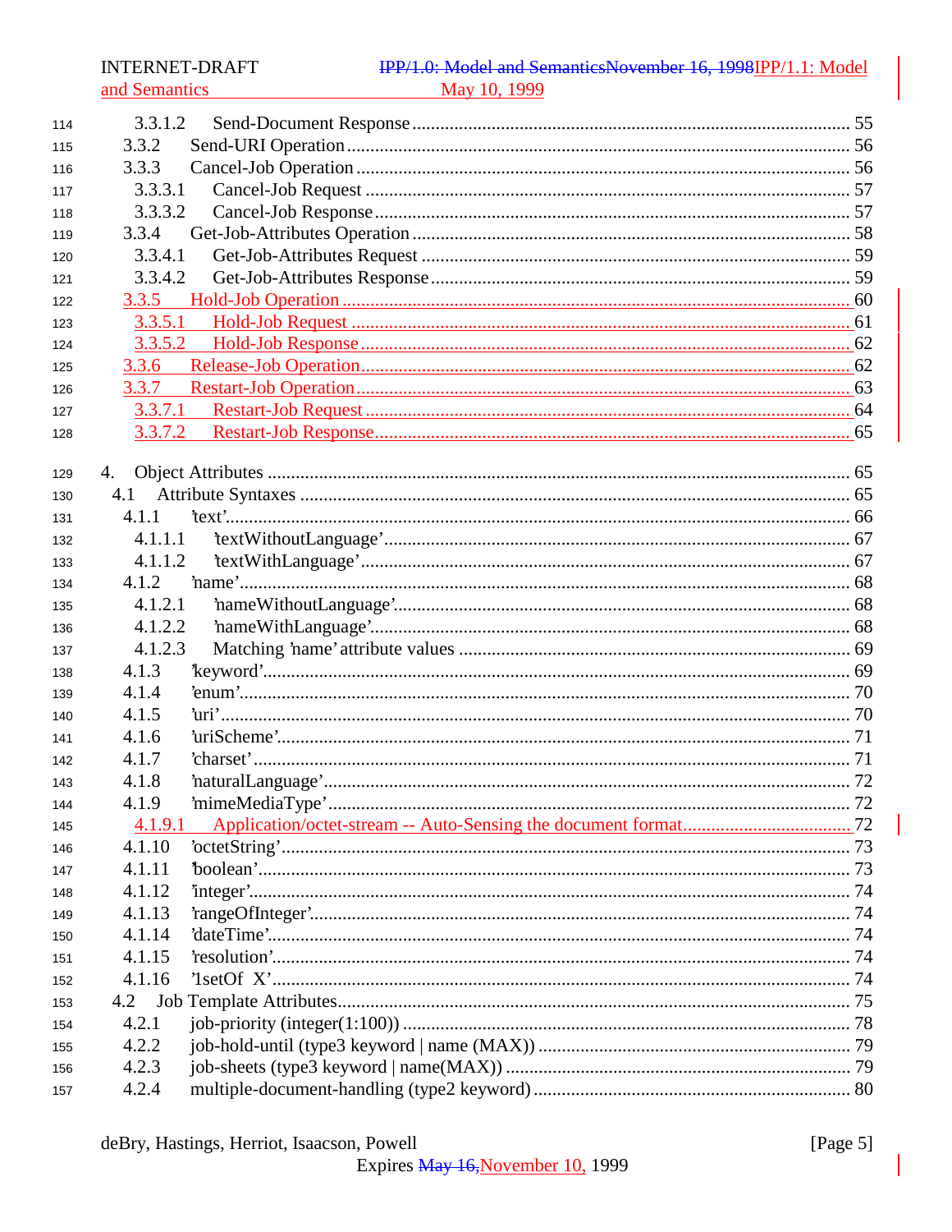3.3.1.2 Send-Document Response ............................................................................................. 55
3.3.2 Send-URI Operation ........................................................................................................ 56
3.3.3 Cancel-Job Operation ...................................................................................................... 56
3.3.3.1 Cancel-Job Request ........................................................................................................ 57
3.3.3.2 Cancel-Job Response ...................................................................................................... 57
3.3.4 Get-Job-Attributes Operation .......................................................................................... 58
3.3.4.1 Get-Job-Attributes Request ............................................................................................ 59
3.3.4.2 Get-Job-Attributes Response .......................................................................................... 59
3.3.5 Hold-Job Operation ......................................................................................................... 60
3.3.5.1 Hold-Job Request ............................................................................................................ 61
3.3.5.2 Hold-Job Response ......................................................................................................... 62
3.3.6 Release-Job Operation .................................................................................................... 62
3.3.7 Restart-Job Operation ..................................................................................................... 63
3.3.7.1 Restart-Job Request ........................................................................................................ 64
3.3.7.2 Restart-Job Response ...................................................................................................... 65

4. Object Attributes ................................................................................................................ 65
4.1 Attribute Syntaxes ............................................................................................................. 65
4.1.1 'text' ................................................................................................................................. 66
4.1.1.1 'textWithoutLanguage' .................................................................................................... 67
4.1.1.2 'textWithLanguage' ........................................................................................................ 67
4.1.2 'name' .............................................................................................................................. 68
4.1.2.1 'nameWithoutLanguage' ................................................................................................. 68
4.1.2.2 'nameWithLanguage' ...................................................................................................... 68
4.1.2.3 Matching 'name' attribute values ................................................................................... 69
4.1.3 'keyword' ......................................................................................................................... 69
4.1.4 'enum' .............................................................................................................................. 70
4.1.5 'uri' .................................................................................................................................. 70
4.1.6 'uriScheme' ...................................................................................................................... 71
4.1.7 'charset' ............................................................................................................................ 71
4.1.8 'naturalLanguage' ............................................................................................................ 72
4.1.9 'mimeMediaType' ............................................................................................................ 72
4.1.9.1 Application/octet-stream -- Auto-Sensing the document format ................................... 72
4.1.10 'octetString' .................................................................................................................... 73
4.1.11 'boolean' ......................................................................................................................... 73
4.1.12 'integer' .......................................................................................................................... 74
4.1.13 'rangeOfInteger' ............................................................................................................. 74
4.1.14 'dateTime' ...................................................................................................................... 74
4.1.15 'resolution' ..................................................................................................................... 74
4.1.16 '1setOf X' ....................................................................................................................... 74
4.2 Job Template Attributes ...................................................................................................... 75
4.2.1 job-priority (integer(1:100)) ............................................................................................ 78
4.2.2 job-hold-until (type3 keyword | name (MAX)) ............................................................... 79
4.2.3 job-sheets (type3 keyword | name(MAX)) ...................................................................... 79
4.2.4 multiple-document-handling (type2 keyword) ............................................................... 80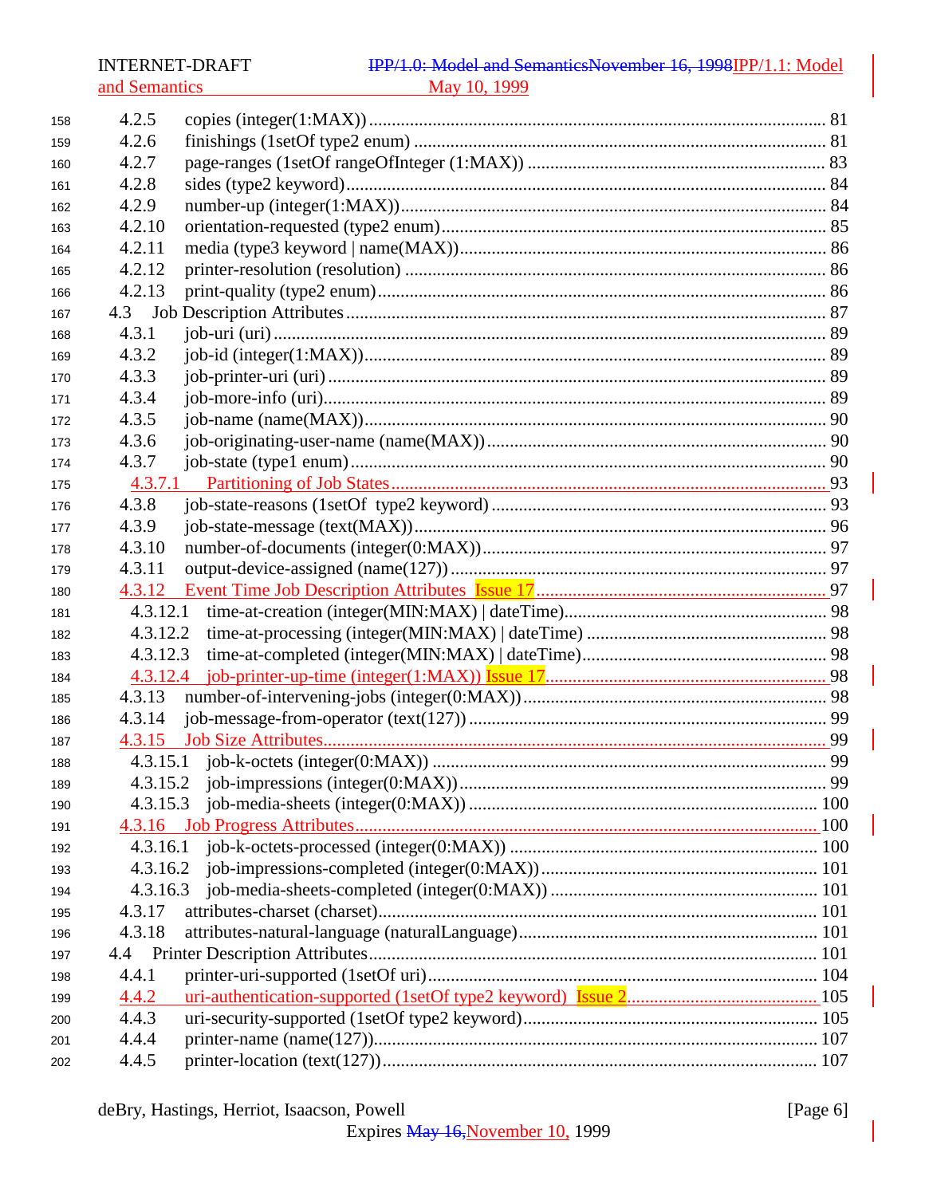- 4.2.5 copies (integer(1:MAX)) ... 81
- 4.2.6 finishings (1setOf type2 enum) ... 81
- 4.2.7 page-ranges (1setOf rangeOfInteger (1:MAX)) ... 83
- 4.2.8 sides (type2 keyword) ... 84
- 4.2.9 number-up (integer(1:MAX)) ... 84
- 4.2.10 orientation-requested (type2 enum) ... 85
- 4.2.11 media (type3 keyword | name(MAX)) ... 86
- 4.2.12 printer-resolution (resolution) ... 86
- 4.2.13 print-quality (type2 enum) ... 86
- 4.3 Job Description Attributes ... 87
- 4.3.1 job-uri (uri) ... 89
- 4.3.2 job-id (integer(1:MAX)) ... 89
- 4.3.3 job-printer-uri (uri) ... 89
- 4.3.4 job-more-info (uri) ... 89
- 4.3.5 job-name (name(MAX)) ... 90
- 4.3.6 job-originating-user-name (name(MAX)) ... 90
- 4.3.7 job-state (type1 enum) ... 90
- 4.3.7.1 Partitioning of Job States ... 93
- 4.3.8 job-state-reasons (1setOf type2 keyword) ... 93
- 4.3.9 job-state-message (text(MAX)) ... 96
- 4.3.10 number-of-documents (integer(0:MAX)) ... 97
- 4.3.11 output-device-assigned (name(127)) ... 97
- 4.3.12 Event Time Job Description Attributes Issue 17 ... 97
- 4.3.12.1 time-at-creation (integer(MIN:MAX) | dateTime) ... 98
- 4.3.12.2 time-at-processing (integer(MIN:MAX) | dateTime) ... 98
- 4.3.12.3 time-at-completed (integer(MIN:MAX) | dateTime) ... 98
- 4.3.12.4 job-printer-up-time (integer(1:MAX)) Issue 17 ... 98
- 4.3.13 number-of-intervening-jobs (integer(0:MAX)) ... 98
- 4.3.14 job-message-from-operator (text(127)) ... 99
- 4.3.15 Job Size Attributes ... 99
- 4.3.15.1 job-k-octets (integer(0:MAX)) ... 99
- 4.3.15.2 job-impressions (integer(0:MAX)) ... 99
- 4.3.15.3 job-media-sheets (integer(0:MAX)) ... 100
- 4.3.16 Job Progress Attributes ... 100
- 4.3.16.1 job-k-octets-processed (integer(0:MAX)) ... 100
- 4.3.16.2 job-impressions-completed (integer(0:MAX)) ... 101
- 4.3.16.3 job-media-sheets-completed (integer(0:MAX)) ... 101
- 4.3.17 attributes-charset (charset) ... 101
- 4.3.18 attributes-natural-language (naturalLanguage) ... 101
- 4.4 Printer Description Attributes ... 101
- 4.4.1 printer-uri-supported (1setOf uri) ... 104
- 4.4.2 uri-authentication-supported (1setOf type2 keyword) Issue 2 ... 105
- 4.4.3 uri-security-supported (1setOf type2 keyword) ... 105
- 4.4.4 printer-name (name(127)) ... 107
- 4.4.5 printer-location (text(127)) ... 107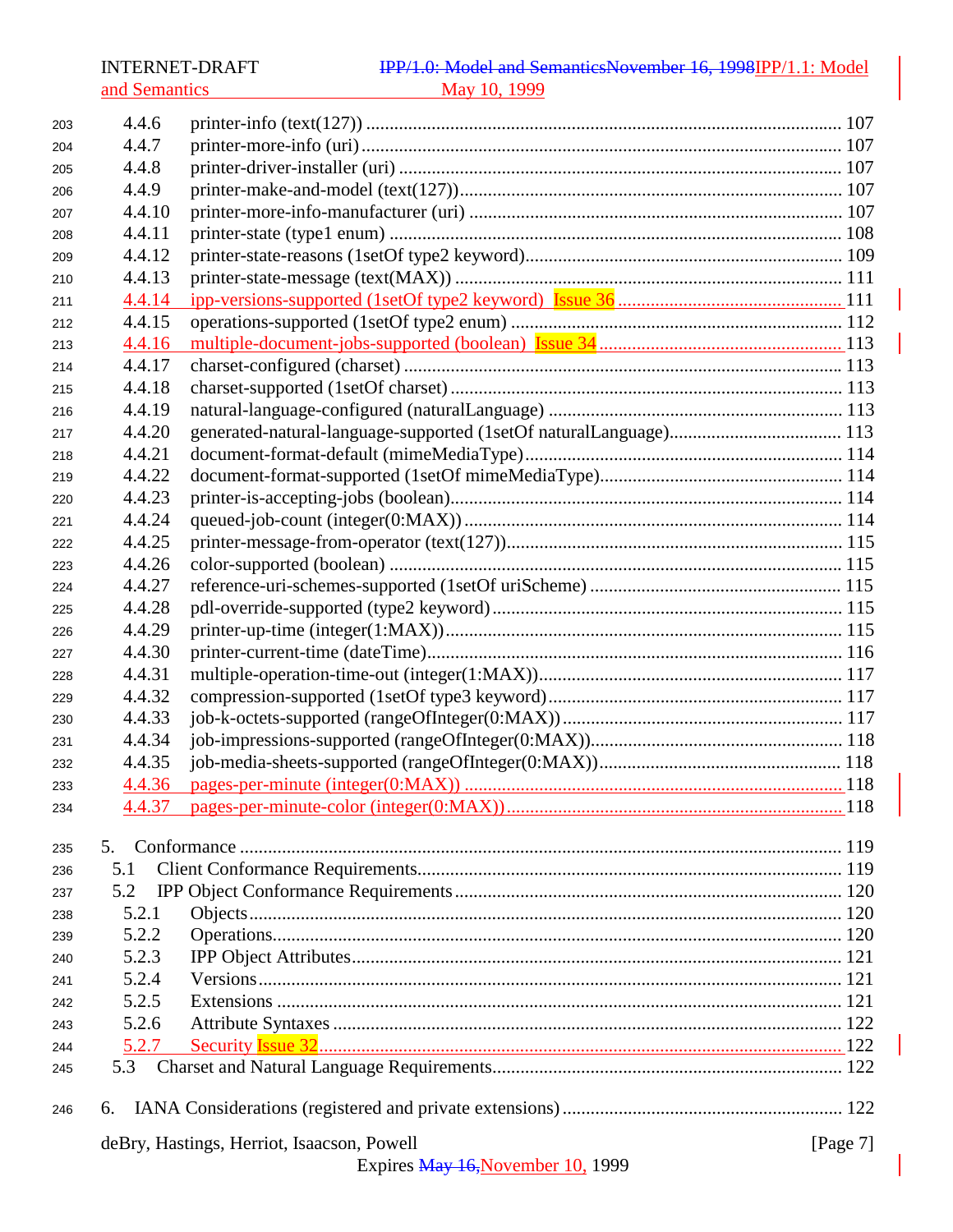4.4.6 printer-info (text(127)) ..... 107
4.4.7 printer-more-info (uri) ..... 107
4.4.8 printer-driver-installer (uri) ..... 107
4.4.9 printer-make-and-model (text(127)) ..... 107
4.4.10 printer-more-info-manufacturer (uri) ..... 107
4.4.11 printer-state (type1 enum) ..... 108
4.4.12 printer-state-reasons (1setOf type2 keyword) ..... 109
4.4.13 printer-state-message (text(MAX)) ..... 111
4.4.14 ipp-versions-supported (1setOf type2 keyword) Issue 36 ..... 111
4.4.15 operations-supported (1setOf type2 enum) ..... 112
4.4.16 multiple-document-jobs-supported (boolean) Issue 34 ..... 113
4.4.17 charset-configured (charset) ..... 113
4.4.18 charset-supported (1setOf charset) ..... 113
4.4.19 natural-language-configured (naturalLanguage) ..... 113
4.4.20 generated-natural-language-supported (1setOf naturalLanguage) ..... 113
4.4.21 document-format-default (mimeMediaType) ..... 114
4.4.22 document-format-supported (1setOf mimeMediaType) ..... 114
4.4.23 printer-is-accepting-jobs (boolean) ..... 114
4.4.24 queued-job-count (integer(0:MAX)) ..... 114
4.4.25 printer-message-from-operator (text(127)) ..... 115
4.4.26 color-supported (boolean) ..... 115
4.4.27 reference-uri-schemes-supported (1setOf uriScheme) ..... 115
4.4.28 pdl-override-supported (type2 keyword) ..... 115
4.4.29 printer-up-time (integer(1:MAX)) ..... 115
4.4.30 printer-current-time (dateTime) ..... 116
4.4.31 multiple-operation-time-out (integer(1:MAX)) ..... 117
4.4.32 compression-supported (1setOf type3 keyword) ..... 117
4.4.33 job-k-octets-supported (rangeOfInteger(0:MAX)) ..... 117
4.4.34 job-impressions-supported (rangeOfInteger(0:MAX)) ..... 118
4.4.35 job-media-sheets-supported (rangeOfInteger(0:MAX)) ..... 118
4.4.36 pages-per-minute (integer(0:MAX)) ..... 118
4.4.37 pages-per-minute-color (integer(0:MAX)) ..... 118

5. Conformance ..... 119
5.1 Client Conformance Requirements ..... 119
5.2 IPP Object Conformance Requirements ..... 120
5.2.1 Objects ..... 120
5.2.2 Operations ..... 120
5.2.3 IPP Object Attributes ..... 121
5.2.4 Versions ..... 121
5.2.5 Extensions ..... 121
5.2.6 Attribute Syntaxes ..... 122
5.2.7 Security Issue 32 ..... 122
5.3 Charset and Natural Language Requirements ..... 122

6. IANA Considerations (registered and private extensions) ..... 122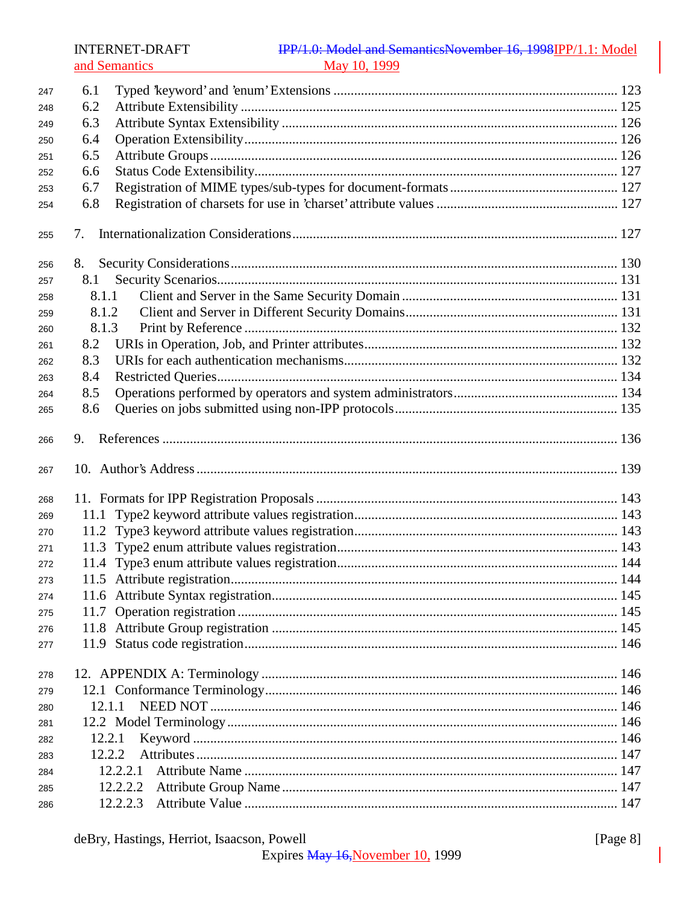6.1 Typed 'keyword' and 'enum' Extensions ........................................................... 123
6.2 Attribute Extensibility ........................................................................................ 125
6.3 Attribute Syntax Extensibility ............................................................................ 126
6.4 Operation Extensibility ....................................................................................... 126
6.5 Attribute Groups ................................................................................................. 126
6.6 Status Code Extensibility .................................................................................... 127
6.7 Registration of MIME types/sub-types for document-formats ........................... 127
6.8 Registration of charsets for use in 'charset' attribute values .............................. 127

7. Internationalization Considerations ........................................................................ 127

8. Security Considerations ........................................................................................... 130
8.1 Security Scenarios ............................................................................................... 131
8.1.1 Client and Server in the Same Security Domain ............................................. 131
8.1.2 Client and Server in Different Security Domains ............................................ 131
8.1.3 Print by Reference ........................................................................................... 132
8.2 URIs in Operation, Job, and Printer attributes .................................................... 132
8.3 URIs for each authentication mechanisms .......................................................... 132
8.4 Restricted Queries ............................................................................................... 134
8.5 Operations performed by operators and system administrators ......................... 134
8.6 Queries on jobs submitted using non-IPP protocols ........................................... 135

9. References ............................................................................................................... 136

10. Author's Address .................................................................................................. 139

11. Formats for IPP Registration Proposals ................................................................ 143
11.1 Type2 keyword attribute values registration ...................................................... 143
11.2 Type3 keyword attribute values registration ...................................................... 143
11.3 Type2 enum attribute values registration .......................................................... 143
11.4 Type3 enum attribute values registration .......................................................... 144
11.5 Attribute registration .......................................................................................... 144
11.6 Attribute Syntax registration .............................................................................. 145
11.7 Operation registration ......................................................................................... 145
11.8 Attribute Group registration ............................................................................... 145
11.9 Status code registration ...................................................................................... 146

12. APPENDIX A: Terminology ................................................................................. 146
12.1 Conformance Terminology ................................................................................ 146
12.1.1 NEED NOT ...................................................................................................... 146
12.2 Model Terminology ............................................................................................ 146
12.2.1 Keyword .......................................................................................................... 146
12.2.2 Attributes ......................................................................................................... 147
12.2.2.1 Attribute Name .............................................................................................. 147
12.2.2.2 Attribute Group Name ................................................................................... 147
12.2.2.3 Attribute Value .............................................................................................. 147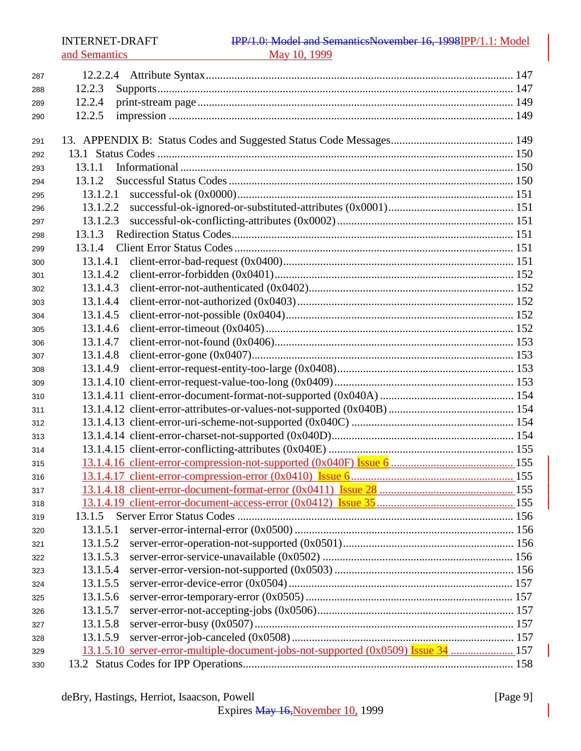12.2.2.4 Attribute Syntax .......................................................... 147
12.2.3 Supports ............................................................................. 147
12.2.4 print-stream page ................................................................ 149
12.2.5 impression ........................................................................... 149

13. APPENDIX B: Status Codes and Suggested Status Code Messages ................ 149
13.1 Status Codes ......................................................................... 150
13.1.1 Informational ..................................................................... 150
13.1.2 Successful Status Codes .................................................... 150
13.1.2.1 successful-ok (0x0000) ................................................... 151
13.1.2.2 successful-ok-ignored-or-substituted-attributes (0x0001) ............. 151
13.1.2.3 successful-ok-conflicting-attributes (0x0002) ........................ 151
13.1.3 Redirection Status Codes .................................................... 151
13.1.4 Client Error Status Codes .................................................... 151
13.1.4.1 client-error-bad-request (0x0400) ...................................... 151
13.1.4.2 client-error-forbidden (0x0401) .......................................... 152
13.1.4.3 client-error-not-authenticated (0x0402) ............................... 152
13.1.4.4 client-error-not-authorized (0x0403) ................................... 152
13.1.4.5 client-error-not-possible (0x0404) ...................................... 152
13.1.4.6 client-error-timeout (0x0405) ............................................. 152
13.1.4.7 client-error-not-found (0x0406) .......................................... 153
13.1.4.8 client-error-gone (0x0407) .................................................. 153
13.1.4.9 client-error-request-entity-too-large (0x0408) ....................... 153
13.1.4.10 client-error-request-value-too-long (0x0409) ....................... 153
13.1.4.11 client-error-document-format-not-supported (0x040A) ............ 154
13.1.4.12 client-error-attributes-or-values-not-supported (0x040B) ........ 154
13.1.4.13 client-error-uri-scheme-not-supported (0x040C) ................... 154
13.1.4.14 client-error-charset-not-supported (0x040D) ........................ 154
13.1.4.15 client-error-conflicting-attributes (0x040E) ........................ 155
13.1.4.16 client-error-compression-not-supported (0x040F) Issue 6 ........ 155
13.1.4.17 client-error-compression-error (0x0410) Issue 6 .................. 155
13.1.4.18 client-error-document-format-error (0x0411) Issue 28 ............ 155
13.1.4.19 client-error-document-access-error (0x0412) Issue 35 ............ 155
13.1.5 Server Error Status Codes .................................................... 156
13.1.5.1 server-error-internal-error (0x0500) ................................... 156
13.1.5.2 server-error-operation-not-supported (0x0501) ..................... 156
13.1.5.3 server-error-service-unavailable (0x0502) ............................ 156
13.1.5.4 server-error-version-not-supported (0x0503) ........................ 156
13.1.5.5 server-error-device-error (0x0504) ..................................... 157
13.1.5.6 server-error-temporary-error (0x0505) ................................ 157
13.1.5.7 server-error-not-accepting-jobs (0x0506) ............................. 157
13.1.5.8 server-error-busy (0x0507) ................................................ 157
13.1.5.9 server-error-job-canceled (0x0508) ..................................... 157
13.1.5.10 server-error-multiple-document-jobs-not-supported (0x0509) Issue 34 ...... 157
13.2 Status Codes for IPP Operations .................................................. 158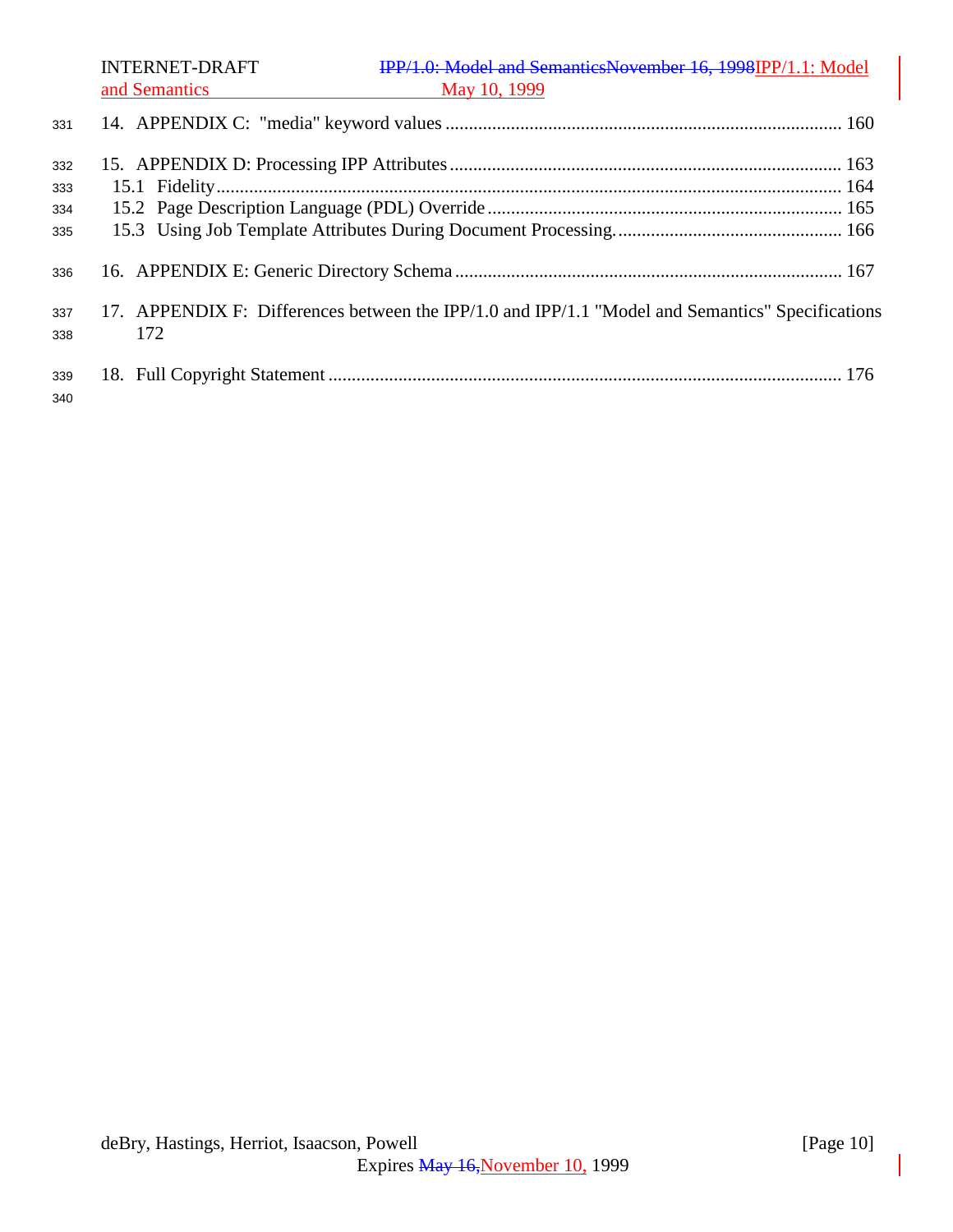14. APPENDIX C: "media" keyword values ........................................................................................ 160

15. APPENDIX D: Processing IPP Attributes ...................................................................................... 163
   15.1 Fidelity ...................................................................................................................................... 164
   15.2 Page Description Language (PDL) Override ........................................................................... 165
   15.3 Using Job Template Attributes During Document Processing. ................................................ 166

16. APPENDIX E: Generic Directory Schema ..................................................................................... 167

17. APPENDIX F: Differences between the IPP/1.0 and IPP/1.1 "Model and Semantics" Specifications 172

18. Full Copyright Statement ................................................................................................................ 176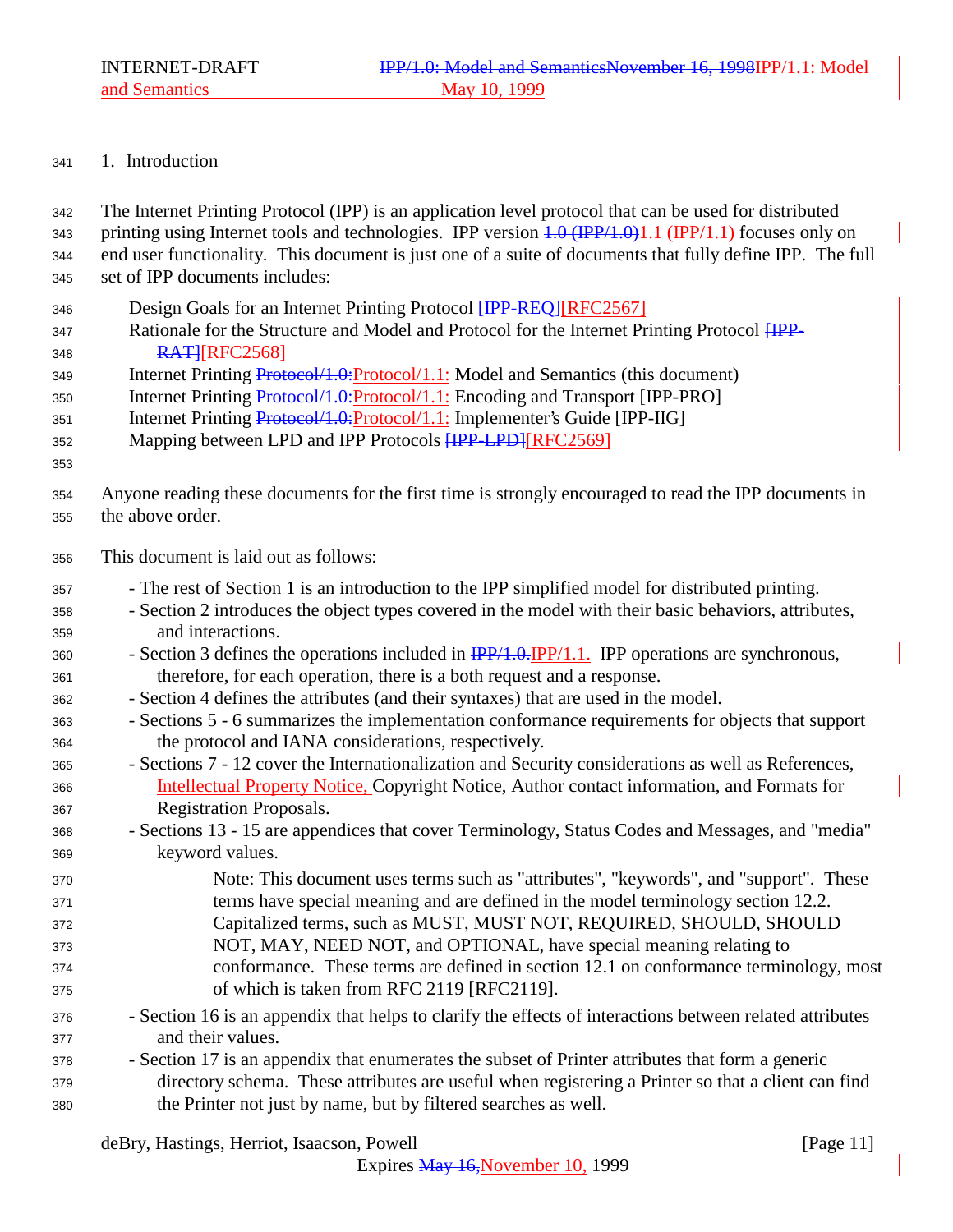## 1. Introduction

The Internet Printing Protocol (IPP) is an application level protocol that can be used for distributed printing using Internet tools and technologies. IPP version ~~1.0 (IPP/1.0)~~1.1 (IPP/1.1) focuses only on end user functionality. This document is just one of a suite of documents that fully define IPP. The full set of IPP documents includes:

- Design Goals for an Internet Printing Protocol ~~[IPP-REQ]~~[RFC2567]
- Rationale for the Structure and Model and Protocol for the Internet Printing Protocol ~~[IPP-RAT]~~[RFC2568]
- Internet Printing ~~Protocol/1.0:~~Protocol/1.1: Model and Semantics (this document)
- Internet Printing ~~Protocol/1.0:~~Protocol/1.1: Encoding and Transport [IPP-PRO]
- Internet Printing ~~Protocol/1.0:~~Protocol/1.1: Implementer's Guide [IPP-IIG]
- Mapping between LPD and IPP Protocols ~~[IPP-LPD]~~[RFC2569]

Anyone reading these documents for the first time is strongly encouraged to read the IPP documents in the above order.

This document is laid out as follows:

- The rest of Section 1 is an introduction to the IPP simplified model for distributed printing.
- Section 2 introduces the object types covered in the model with their basic behaviors, attributes, and interactions.
- Section 3 defines the operations included in ~~IPP/1.0.~~IPP/1.1. IPP operations are synchronous, therefore, for each operation, there is a both request and a response.
- Section 4 defines the attributes (and their syntaxes) that are used in the model.
- Sections 5 - 6 summarizes the implementation conformance requirements for objects that support the protocol and IANA considerations, respectively.
- Sections 7 - 12 cover the Internationalization and Security considerations as well as References, Intellectual Property Notice, Copyright Notice, Author contact information, and Formats for Registration Proposals.
- Sections 13 - 15 are appendices that cover Terminology, Status Codes and Messages, and "media" keyword values.

  Note: This document uses terms such as "attributes", "keywords", and "support". These terms have special meaning and are defined in the model terminology section 12.2. Capitalized terms, such as MUST, MUST NOT, REQUIRED, SHOULD, SHOULD NOT, MAY, NEED NOT, and OPTIONAL, have special meaning relating to conformance. These terms are defined in section 12.1 on conformance terminology, most of which is taken from RFC 2119 [RFC2119].

- Section 16 is an appendix that helps to clarify the effects of interactions between related attributes and their values.
- Section 17 is an appendix that enumerates the subset of Printer attributes that form a generic directory schema. These attributes are useful when registering a Printer so that a client can find the Printer not just by name, but by filtered searches as well.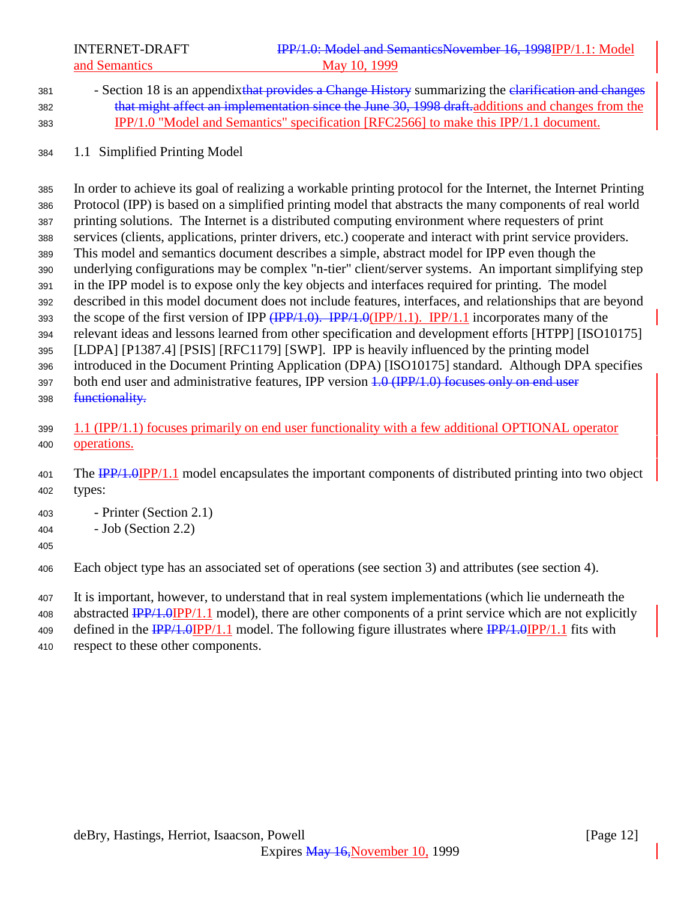- Section 18 is an appendix~~that provides a Change History~~ summarizing the ~~clarification and changes that might affect an implementation since the June 30, 1998 draft.~~additions and changes from the IPP/1.0 "Model and Semantics" specification [RFC2566] to make this IPP/1.1 document.

## 1.1 Simplified Printing Model

In order to achieve its goal of realizing a workable printing protocol for the Internet, the Internet Printing Protocol (IPP) is based on a simplified printing model that abstracts the many components of real world printing solutions. The Internet is a distributed computing environment where requesters of print services (clients, applications, printer drivers, etc.) cooperate and interact with print service providers. This model and semantics document describes a simple, abstract model for IPP even though the underlying configurations may be complex "n-tier" client/server systems. An important simplifying step in the IPP model is to expose only the key objects and interfaces required for printing. The model described in this model document does not include features, interfaces, and relationships that are beyond the scope of the first version of IPP ~~(IPP/1.0). IPP/1.0~~(IPP/1.1). IPP/1.1 incorporates many of the relevant ideas and lessons learned from other specification and development efforts [HTPP] [ISO10175] [LDPA] [P1387.4] [PSIS] [RFC1179] [SWP]. IPP is heavily influenced by the printing model introduced in the Document Printing Application (DPA) [ISO10175] standard. Although DPA specifies both end user and administrative features, IPP version ~~1.0 (IPP/1.0) focuses only on end user functionality.~~

1.1 (IPP/1.1) focuses primarily on end user functionality with a few additional OPTIONAL operator operations.

The ~~IPP/1.0~~IPP/1.1 model encapsulates the important components of distributed printing into two object types:

- Printer (Section 2.1)
- Job (Section 2.2)

Each object type has an associated set of operations (see section 3) and attributes (see section 4).

It is important, however, to understand that in real system implementations (which lie underneath the abstracted ~~IPP/1.0~~IPP/1.1 model), there are other components of a print service which are not explicitly defined in the ~~IPP/1.0~~IPP/1.1 model. The following figure illustrates where ~~IPP/1.0~~IPP/1.1 fits with respect to these other components.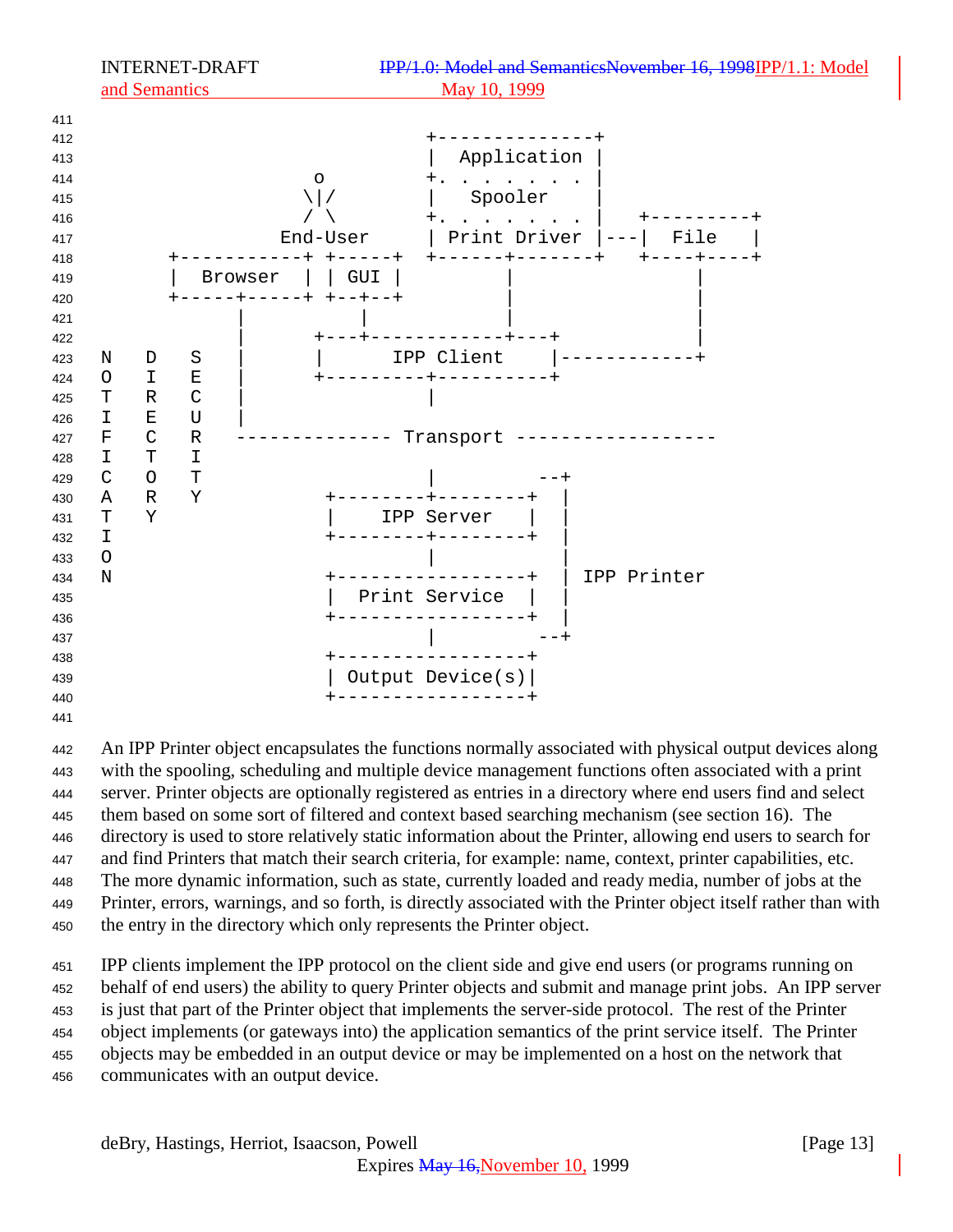```
                                        +--------------+
                                        |  Application |
                          o             +. . . . . . . |
                         \|/            |   Spooler    |
                         / \            +. . . . . . . |   +---------+
                       End-User         | Print Driver |---|  File   |
             +-----------+ +-----+      +------+-------+   +----+----+
             |  Browser  | | GUI |             |                |
             +-----+-----+ +--+--+             |                |
                   |          |                |                |
                   |      +---+------------+---+                |
N   D   S          |      |      IPP Client    |------------+
O   I   E          |      +---------+----------+
T   R   C          |                |
I   E   U          |
F   C   R   -------------- Transport ------------------
I   T   I
C   O   T                           |          --+
A   R   Y                  +--------+--------+   |
T   Y                      |    IPP Server   |   |
I                          +--------+--------+   |
O                                   |            |
N                          +-----------------+   | IPP Printer
                           |  Print Service  |   |
                           +-----------------+   |
                                    |          --+
                           +-----------------+
                           | Output Device(s)|
                           +-----------------+
```

An IPP Printer object encapsulates the functions normally associated with physical output devices along with the spooling, scheduling and multiple device management functions often associated with a print server. Printer objects are optionally registered as entries in a directory where end users find and select them based on some sort of filtered and context based searching mechanism (see section 16). The directory is used to store relatively static information about the Printer, allowing end users to search for and find Printers that match their search criteria, for example: name, context, printer capabilities, etc. The more dynamic information, such as state, currently loaded and ready media, number of jobs at the Printer, errors, warnings, and so forth, is directly associated with the Printer object itself rather than with the entry in the directory which only represents the Printer object.

IPP clients implement the IPP protocol on the client side and give end users (or programs running on behalf of end users) the ability to query Printer objects and submit and manage print jobs. An IPP server is just that part of the Printer object that implements the server-side protocol. The rest of the Printer object implements (or gateways into) the application semantics of the print service itself. The Printer objects may be embedded in an output device or may be implemented on a host on the network that communicates with an output device.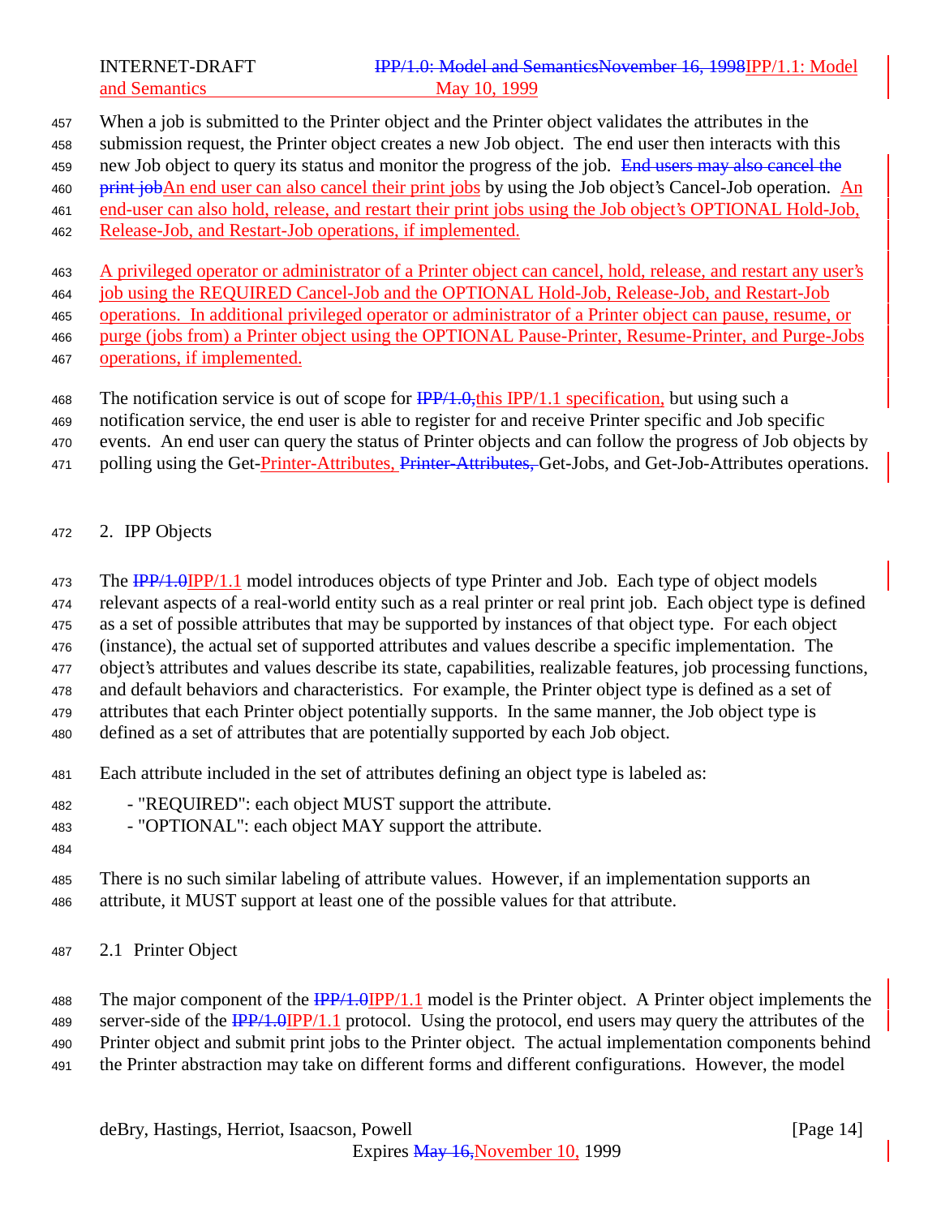When a job is submitted to the Printer object and the Printer object validates the attributes in the submission request, the Printer object creates a new Job object. The end user then interacts with this new Job object to query its status and monitor the progress of the job. ~~End users may also cancel the print job~~An end user can also cancel their print jobs by using the Job object's Cancel-Job operation. An end-user can also hold, release, and restart their print jobs using the Job object's OPTIONAL Hold-Job, Release-Job, and Restart-Job operations, if implemented.

A privileged operator or administrator of a Printer object can cancel, hold, release, and restart any user's job using the REQUIRED Cancel-Job and the OPTIONAL Hold-Job, Release-Job, and Restart-Job operations. In additional privileged operator or administrator of a Printer object can pause, resume, or purge (jobs from) a Printer object using the OPTIONAL Pause-Printer, Resume-Printer, and Purge-Jobs operations, if implemented.

The notification service is out of scope for ~~IPP/1.0,~~this IPP/1.1 specification, but using such a notification service, the end user is able to register for and receive Printer specific and Job specific events. An end user can query the status of Printer objects and can follow the progress of Job objects by polling using the Get-Printer-Attributes, ~~Printer-Attributes,~~ Get-Jobs, and Get-Job-Attributes operations.

## 2. IPP Objects

The ~~IPP/1.0~~IPP/1.1 model introduces objects of type Printer and Job. Each type of object models relevant aspects of a real-world entity such as a real printer or real print job. Each object type is defined as a set of possible attributes that may be supported by instances of that object type. For each object (instance), the actual set of supported attributes and values describe a specific implementation. The object's attributes and values describe its state, capabilities, realizable features, job processing functions, and default behaviors and characteristics. For example, the Printer object type is defined as a set of attributes that each Printer object potentially supports. In the same manner, the Job object type is defined as a set of attributes that are potentially supported by each Job object.

Each attribute included in the set of attributes defining an object type is labeled as:

- "REQUIRED": each object MUST support the attribute.
- "OPTIONAL": each object MAY support the attribute.

There is no such similar labeling of attribute values. However, if an implementation supports an attribute, it MUST support at least one of the possible values for that attribute.

### 2.1 Printer Object

The major component of the ~~IPP/1.0~~IPP/1.1 model is the Printer object. A Printer object implements the server-side of the ~~IPP/1.0~~IPP/1.1 protocol. Using the protocol, end users may query the attributes of the Printer object and submit print jobs to the Printer object. The actual implementation components behind the Printer abstraction may take on different forms and different configurations. However, the model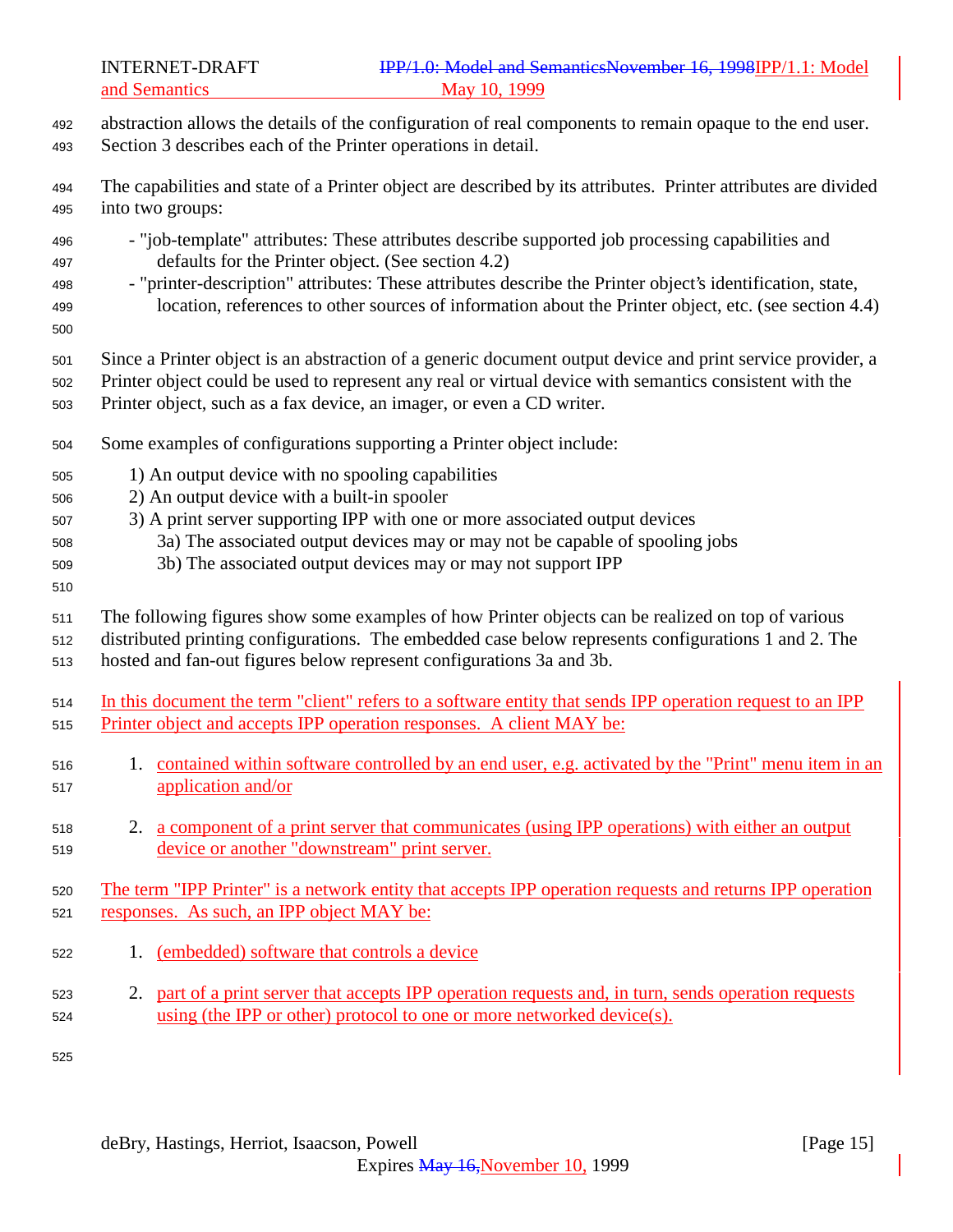abstraction allows the details of the configuration of real components to remain opaque to the end user. Section 3 describes each of the Printer operations in detail.

The capabilities and state of a Printer object are described by its attributes. Printer attributes are divided into two groups:

- "job-template" attributes: These attributes describe supported job processing capabilities and defaults for the Printer object. (See section 4.2)
- "printer-description" attributes: These attributes describe the Printer object's identification, state, location, references to other sources of information about the Printer object, etc. (see section 4.4)

Since a Printer object is an abstraction of a generic document output device and print service provider, a Printer object could be used to represent any real or virtual device with semantics consistent with the Printer object, such as a fax device, an imager, or even a CD writer.

Some examples of configurations supporting a Printer object include:

1) An output device with no spooling capabilities
2) An output device with a built-in spooler
3) A print server supporting IPP with one or more associated output devices
   - 3a) The associated output devices may or may not be capable of spooling jobs
   - 3b) The associated output devices may or may not support IPP

The following figures show some examples of how Printer objects can be realized on top of various distributed printing configurations. The embedded case below represents configurations 1 and 2. The hosted and fan-out figures below represent configurations 3a and 3b.

In this document the term "client" refers to a software entity that sends IPP operation request to an IPP Printer object and accepts IPP operation responses. A client MAY be:

1. contained within software controlled by an end user, e.g. activated by the "Print" menu item in an application and/or

2. a component of a print server that communicates (using IPP operations) with either an output device or another "downstream" print server.

The term "IPP Printer" is a network entity that accepts IPP operation requests and returns IPP operation responses. As such, an IPP object MAY be:

1. (embedded) software that controls a device

2. part of a print server that accepts IPP operation requests and, in turn, sends operation requests using (the IPP or other) protocol to one or more networked device(s).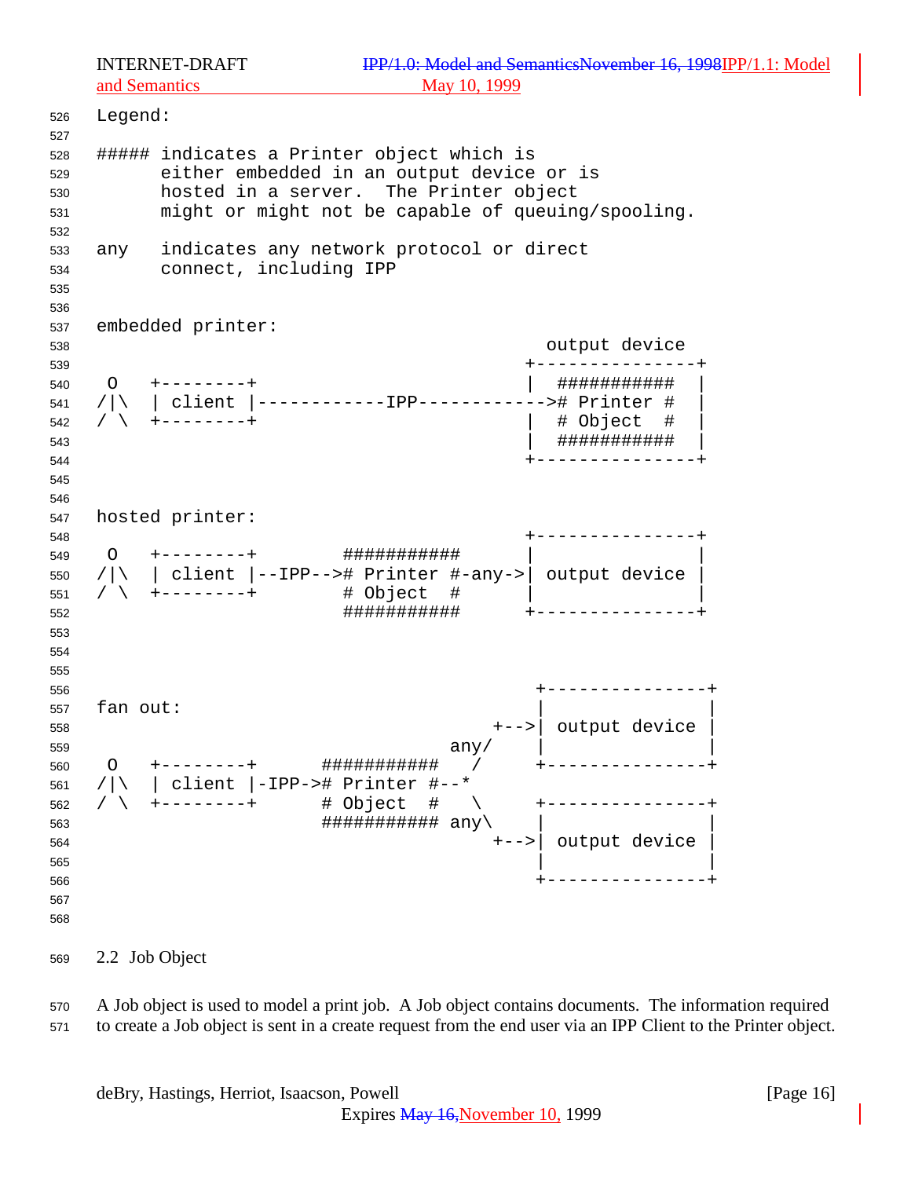```
Legend:

##### indicates a Printer object which is
      either embedded in an output device or is
      hosted in a server.  The Printer object
      might or might not be capable of queuing/spooling.

any   indicates any network protocol or direct
      connect, including IPP


embedded printer:
                                          output device
                                        +---------------+
 O   +--------+                         |  ###########  |
/|\  | client |------------IPP------------># Printer #  |
/ \  +--------+                         |  # Object  #  |
                                        |  ###########  |
                                        +---------------+



hosted printer:
                                        +---------------+
 O   +--------+        ###########      |               |
/|\  | client |--IPP--># Printer #-any->| output device |
/ \  +--------+        # Object  #      |               |
                       ###########      +---------------+



                                         +---------------+
fan out:                                 |               |
                                     +-->| output device |
                                 any/    |               |
 O   +--------+      ###########   /     +---------------+
/|\  | client |-IPP-># Printer #--*
/ \  +--------+      # Object  #   \     +---------------+
                     ########### any\    |               |
                                     +-->| output device |
                                         |               |
                                         +---------------+
```

## 2.2 Job Object

A Job object is used to model a print job. A Job object contains documents. The information required to create a Job object is sent in a create request from the end user via an IPP Client to the Printer object.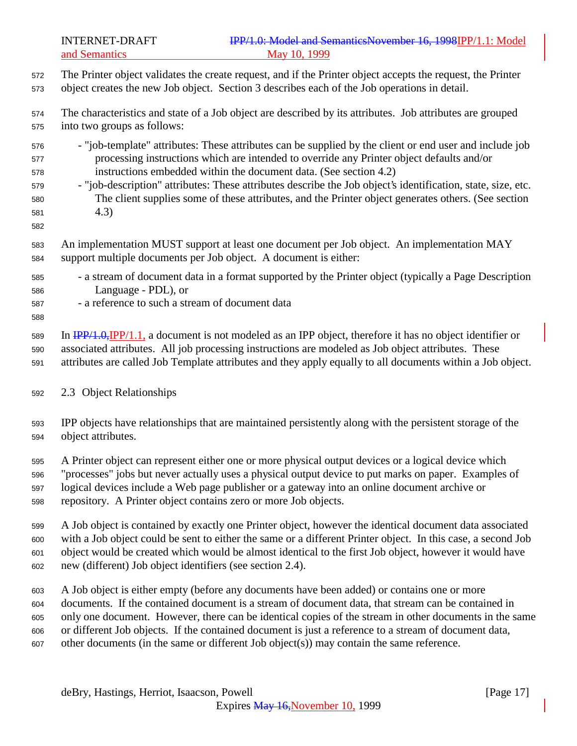The Printer object validates the create request, and if the Printer object accepts the request, the Printer object creates the new Job object. Section 3 describes each of the Job operations in detail.

The characteristics and state of a Job object are described by its attributes. Job attributes are grouped into two groups as follows:

- "job-template" attributes: These attributes can be supplied by the client or end user and include job processing instructions which are intended to override any Printer object defaults and/or instructions embedded within the document data. (See section 4.2)
- "job-description" attributes: These attributes describe the Job object's identification, state, size, etc. The client supplies some of these attributes, and the Printer object generates others. (See section 4.3)

An implementation MUST support at least one document per Job object. An implementation MAY support multiple documents per Job object. A document is either:

- a stream of document data in a format supported by the Printer object (typically a Page Description Language - PDL), or
- a reference to such a stream of document data

In ~~IPP/1.0,~~IPP/1.1, a document is not modeled as an IPP object, therefore it has no object identifier or associated attributes. All job processing instructions are modeled as Job object attributes. These attributes are called Job Template attributes and they apply equally to all documents within a Job object.

## 2.3 Object Relationships

IPP objects have relationships that are maintained persistently along with the persistent storage of the object attributes.

A Printer object can represent either one or more physical output devices or a logical device which "processes" jobs but never actually uses a physical output device to put marks on paper. Examples of logical devices include a Web page publisher or a gateway into an online document archive or repository. A Printer object contains zero or more Job objects.

A Job object is contained by exactly one Printer object, however the identical document data associated with a Job object could be sent to either the same or a different Printer object. In this case, a second Job object would be created which would be almost identical to the first Job object, however it would have new (different) Job object identifiers (see section 2.4).

A Job object is either empty (before any documents have been added) or contains one or more documents. If the contained document is a stream of document data, that stream can be contained in only one document. However, there can be identical copies of the stream in other documents in the same or different Job objects. If the contained document is just a reference to a stream of document data, other documents (in the same or different Job object(s)) may contain the same reference.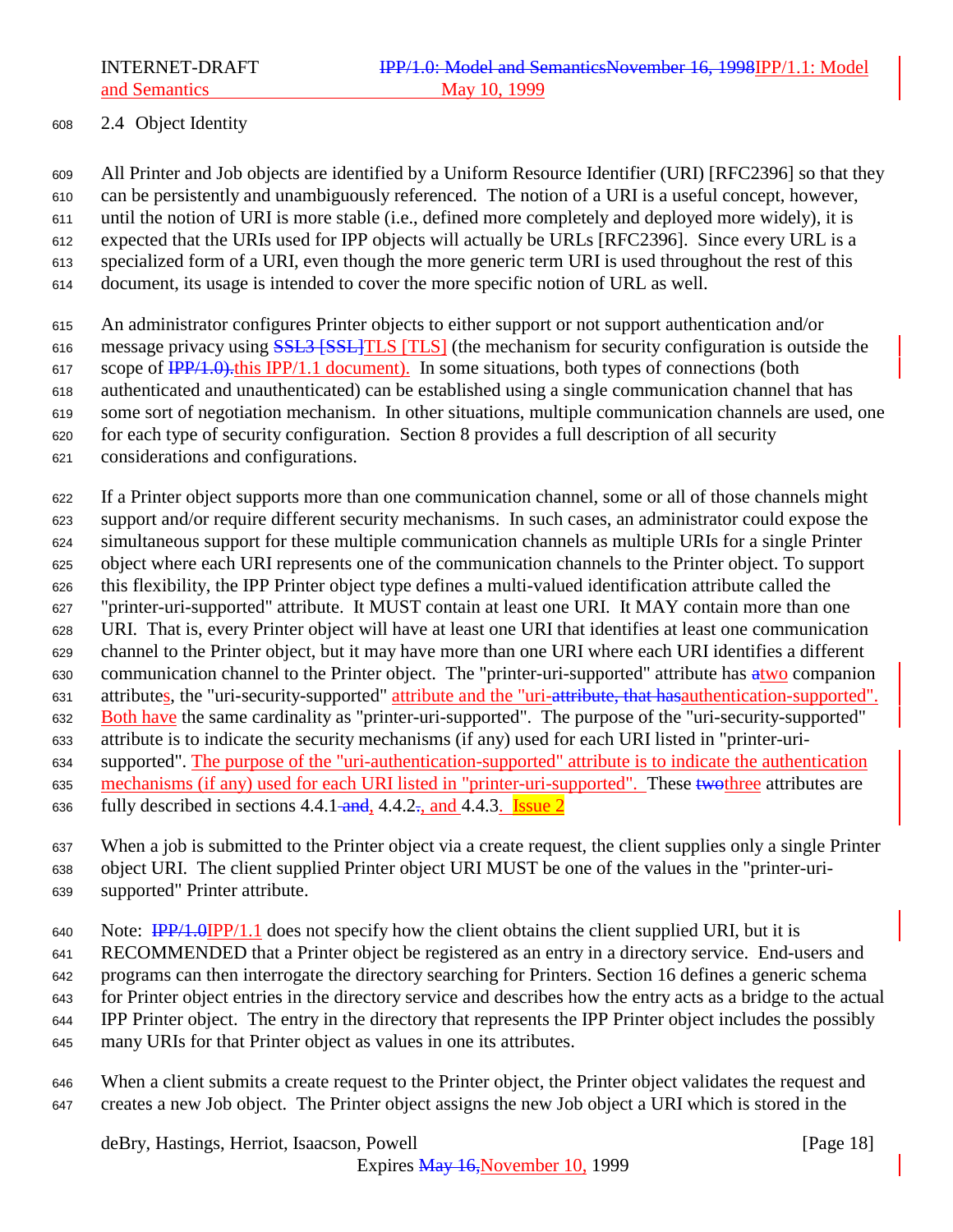## 2.4 Object Identity

All Printer and Job objects are identified by a Uniform Resource Identifier (URI) [RFC2396] so that they can be persistently and unambiguously referenced. The notion of a URI is a useful concept, however, until the notion of URI is more stable (i.e., defined more completely and deployed more widely), it is expected that the URIs used for IPP objects will actually be URLs [RFC2396]. Since every URL is a specialized form of a URI, even though the more generic term URI is used throughout the rest of this document, its usage is intended to cover the more specific notion of URL as well.

An administrator configures Printer objects to either support or not support authentication and/or message privacy using ~~SSL3 [SSL]~~TLS [TLS] (the mechanism for security configuration is outside the scope of ~~IPP/1.0).~~this IPP/1.1 document). In some situations, both types of connections (both authenticated and unauthenticated) can be established using a single communication channel that has some sort of negotiation mechanism. In other situations, multiple communication channels are used, one for each type of security configuration. Section 8 provides a full description of all security considerations and configurations.

If a Printer object supports more than one communication channel, some or all of those channels might support and/or require different security mechanisms. In such cases, an administrator could expose the simultaneous support for these multiple communication channels as multiple URIs for a single Printer object where each URI represents one of the communication channels to the Printer object. To support this flexibility, the IPP Printer object type defines a multi-valued identification attribute called the "printer-uri-supported" attribute. It MUST contain at least one URI. It MAY contain more than one URI. That is, every Printer object will have at least one URI that identifies at least one communication channel to the Printer object, but it may have more than one URI where each URI identifies a different communication channel to the Printer object. The "printer-uri-supported" attribute has ~~a~~two companion attributes, the "uri-security-supported" attribute and the "uri-~~attribute, that has~~authentication-supported". Both have the same cardinality as "printer-uri-supported". The purpose of the "uri-security-supported" attribute is to indicate the security mechanisms (if any) used for each URI listed in "printer-uri-supported". The purpose of the "uri-authentication-supported" attribute is to indicate the authentication mechanisms (if any) used for each URI listed in "printer-uri-supported". These ~~two~~three attributes are fully described in sections 4.4.1~~ and~~, 4.4.2~~.~~, and 4.4.3. Issue 2

When a job is submitted to the Printer object via a create request, the client supplies only a single Printer object URI. The client supplied Printer object URI MUST be one of the values in the "printer-uri-supported" Printer attribute.

Note: ~~IPP/1.0~~IPP/1.1 does not specify how the client obtains the client supplied URI, but it is RECOMMENDED that a Printer object be registered as an entry in a directory service. End-users and programs can then interrogate the directory searching for Printers. Section 16 defines a generic schema for Printer object entries in the directory service and describes how the entry acts as a bridge to the actual IPP Printer object. The entry in the directory that represents the IPP Printer object includes the possibly many URIs for that Printer object as values in one its attributes.

When a client submits a create request to the Printer object, the Printer object validates the request and creates a new Job object. The Printer object assigns the new Job object a URI which is stored in the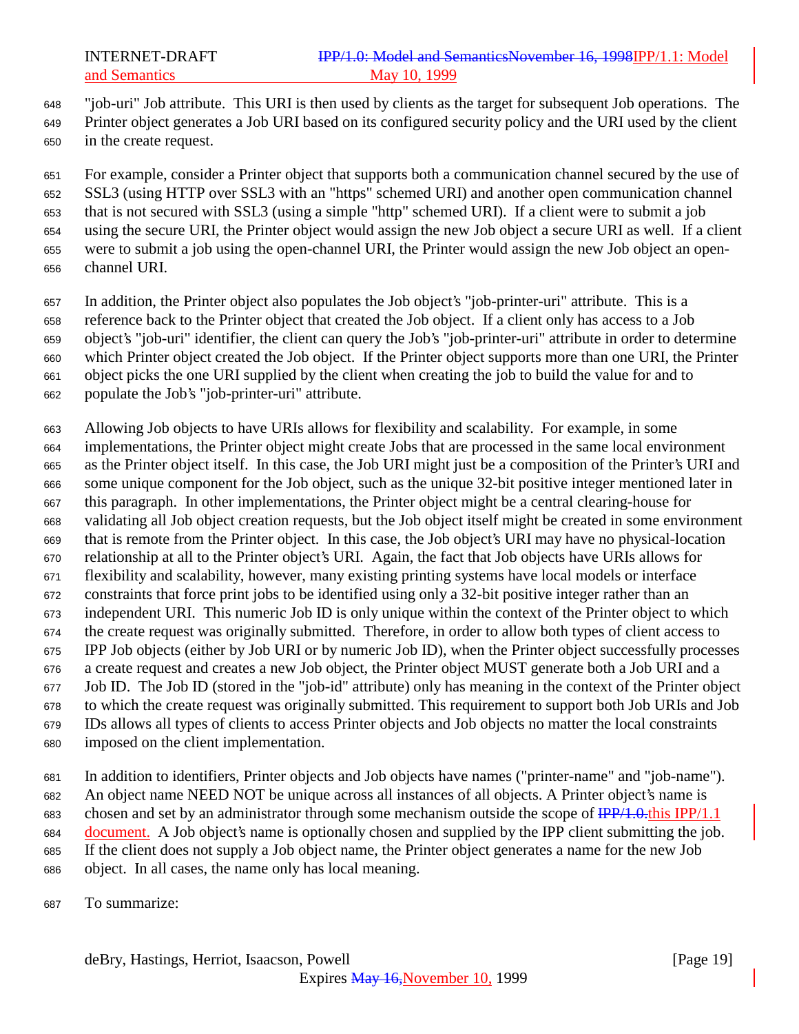"job-uri" Job attribute. This URI is then used by clients as the target for subsequent Job operations. The Printer object generates a Job URI based on its configured security policy and the URI used by the client in the create request.

For example, consider a Printer object that supports both a communication channel secured by the use of SSL3 (using HTTP over SSL3 with an "https" schemed URI) and another open communication channel that is not secured with SSL3 (using a simple "http" schemed URI). If a client were to submit a job using the secure URI, the Printer object would assign the new Job object a secure URI as well. If a client were to submit a job using the open-channel URI, the Printer would assign the new Job object an open-channel URI.

In addition, the Printer object also populates the Job object's "job-printer-uri" attribute. This is a reference back to the Printer object that created the Job object. If a client only has access to a Job object's "job-uri" identifier, the client can query the Job's "job-printer-uri" attribute in order to determine which Printer object created the Job object. If the Printer object supports more than one URI, the Printer object picks the one URI supplied by the client when creating the job to build the value for and to populate the Job's "job-printer-uri" attribute.

Allowing Job objects to have URIs allows for flexibility and scalability. For example, in some implementations, the Printer object might create Jobs that are processed in the same local environment as the Printer object itself. In this case, the Job URI might just be a composition of the Printer's URI and some unique component for the Job object, such as the unique 32-bit positive integer mentioned later in this paragraph. In other implementations, the Printer object might be a central clearing-house for validating all Job object creation requests, but the Job object itself might be created in some environment that is remote from the Printer object. In this case, the Job object's URI may have no physical-location relationship at all to the Printer object's URI. Again, the fact that Job objects have URIs allows for flexibility and scalability, however, many existing printing systems have local models or interface constraints that force print jobs to be identified using only a 32-bit positive integer rather than an independent URI. This numeric Job ID is only unique within the context of the Printer object to which the create request was originally submitted. Therefore, in order to allow both types of client access to IPP Job objects (either by Job URI or by numeric Job ID), when the Printer object successfully processes a create request and creates a new Job object, the Printer object MUST generate both a Job URI and a Job ID. The Job ID (stored in the "job-id" attribute) only has meaning in the context of the Printer object to which the create request was originally submitted. This requirement to support both Job URIs and Job IDs allows all types of clients to access Printer objects and Job objects no matter the local constraints imposed on the client implementation.

In addition to identifiers, Printer objects and Job objects have names ("printer-name" and "job-name"). An object name NEED NOT be unique across all instances of all objects. A Printer object's name is chosen and set by an administrator through some mechanism outside the scope of ~~IPP/1.0.~~this IPP/1.1 document. A Job object's name is optionally chosen and supplied by the IPP client submitting the job. If the client does not supply a Job object name, the Printer object generates a name for the new Job object. In all cases, the name only has local meaning.

To summarize: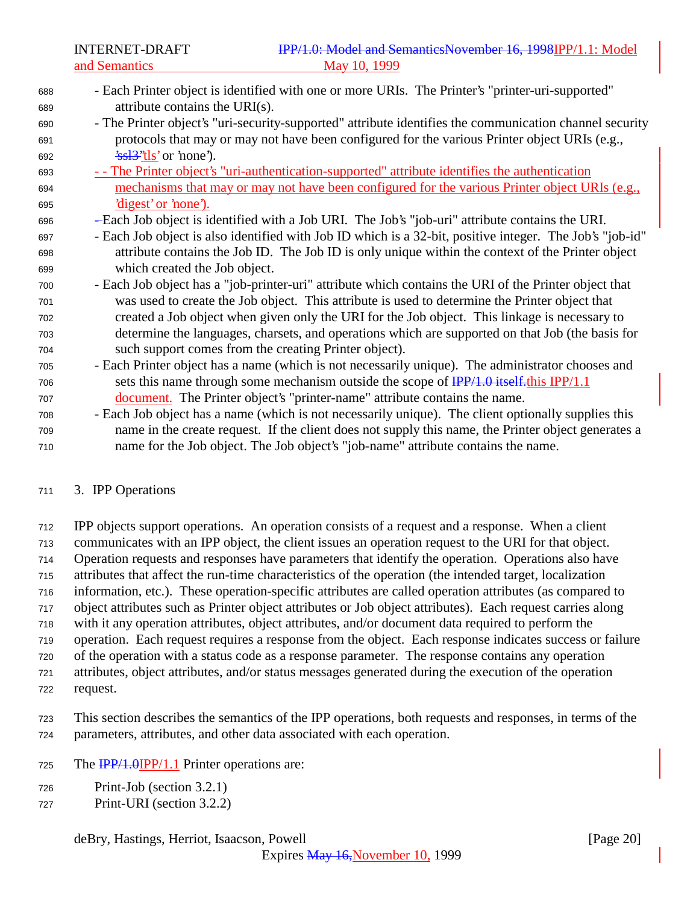- Each Printer object is identified with one or more URIs. The Printer's "printer-uri-supported" attribute contains the URI(s).
- The Printer object's "uri-security-supported" attribute identifies the communication channel security protocols that may or may not have been configured for the various Printer object URIs (e.g., 'ssl3''tls' or 'none').
- - The Printer object's "uri-authentication-supported" attribute identifies the authentication mechanisms that may or may not have been configured for the various Printer object URIs (e.g., 'digest' or 'none').
- Each Job object is identified with a Job URI. The Job's "job-uri" attribute contains the URI.
- Each Job object is also identified with Job ID which is a 32-bit, positive integer. The Job's "job-id" attribute contains the Job ID. The Job ID is only unique within the context of the Printer object which created the Job object.
- Each Job object has a "job-printer-uri" attribute which contains the URI of the Printer object that was used to create the Job object. This attribute is used to determine the Printer object that created a Job object when given only the URI for the Job object. This linkage is necessary to determine the languages, charsets, and operations which are supported on that Job (the basis for such support comes from the creating Printer object).
- Each Printer object has a name (which is not necessarily unique). The administrator chooses and sets this name through some mechanism outside the scope of IPP/1.0 itself.this IPP/1.1 document. The Printer object's "printer-name" attribute contains the name.
- Each Job object has a name (which is not necessarily unique). The client optionally supplies this name in the create request. If the client does not supply this name, the Printer object generates a name for the Job object. The Job object's "job-name" attribute contains the name.

# 3. IPP Operations

IPP objects support operations. An operation consists of a request and a response. When a client communicates with an IPP object, the client issues an operation request to the URI for that object. Operation requests and responses have parameters that identify the operation. Operations also have attributes that affect the run-time characteristics of the operation (the intended target, localization information, etc.). These operation-specific attributes are called operation attributes (as compared to object attributes such as Printer object attributes or Job object attributes). Each request carries along with it any operation attributes, object attributes, and/or document data required to perform the operation. Each request requires a response from the object. Each response indicates success or failure of the operation with a status code as a response parameter. The response contains any operation attributes, object attributes, and/or status messages generated during the execution of the operation request.

This section describes the semantics of the IPP operations, both requests and responses, in terms of the parameters, attributes, and other data associated with each operation.

The IPP/1.0IPP/1.1 Printer operations are:

Print-Job (section 3.2.1)
Print-URI (section 3.2.2)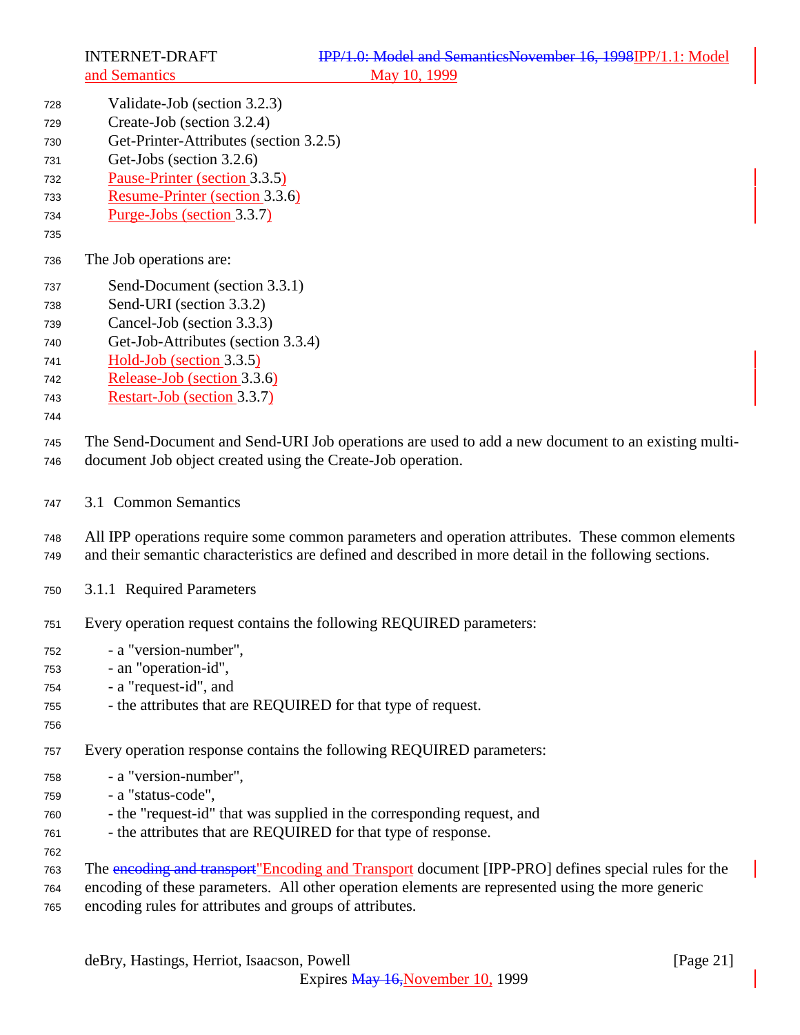Validate-Job (section 3.2.3)
Create-Job (section 3.2.4)
Get-Printer-Attributes (section 3.2.5)
Get-Jobs (section 3.2.6)
Pause-Printer (section 3.3.5)
Resume-Printer (section 3.3.6)
Purge-Jobs (section 3.3.7)

The Job operations are:

Send-Document (section 3.3.1)
Send-URI (section 3.3.2)
Cancel-Job (section 3.3.3)
Get-Job-Attributes (section 3.3.4)
Hold-Job (section 3.3.5)
Release-Job (section 3.3.6)
Restart-Job (section 3.3.7)

The Send-Document and Send-URI Job operations are used to add a new document to an existing multi-document Job object created using the Create-Job operation.

## 3.1 Common Semantics

All IPP operations require some common parameters and operation attributes. These common elements and their semantic characteristics are defined and described in more detail in the following sections.

### 3.1.1 Required Parameters

Every operation request contains the following REQUIRED parameters:

- a "version-number",
- an "operation-id",
- a "request-id", and
- the attributes that are REQUIRED for that type of request.

Every operation response contains the following REQUIRED parameters:

- a "version-number",
- a "status-code",
- the "request-id" that was supplied in the corresponding request, and
- the attributes that are REQUIRED for that type of response.

The ~~encoding and transport~~"Encoding and Transport" document [IPP-PRO] defines special rules for the encoding of these parameters. All other operation elements are represented using the more generic encoding rules for attributes and groups of attributes.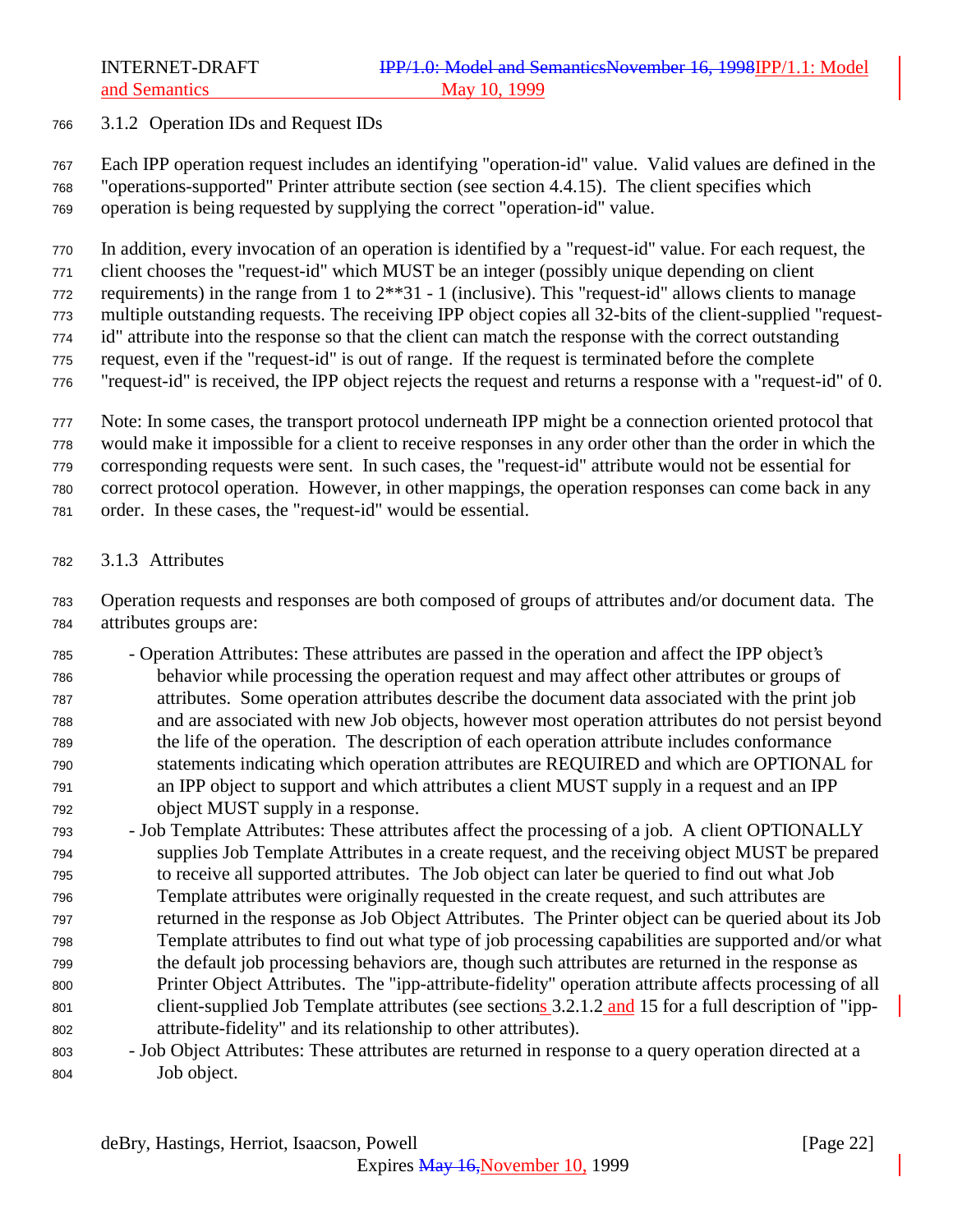### 3.1.2 Operation IDs and Request IDs

Each IPP operation request includes an identifying "operation-id" value. Valid values are defined in the "operations-supported" Printer attribute section (see section 4.4.15). The client specifies which operation is being requested by supplying the correct "operation-id" value.

In addition, every invocation of an operation is identified by a "request-id" value. For each request, the client chooses the "request-id" which MUST be an integer (possibly unique depending on client requirements) in the range from 1 to 2**31 - 1 (inclusive). This "request-id" allows clients to manage multiple outstanding requests. The receiving IPP object copies all 32-bits of the client-supplied "request-id" attribute into the response so that the client can match the response with the correct outstanding request, even if the "request-id" is out of range. If the request is terminated before the complete "request-id" is received, the IPP object rejects the request and returns a response with a "request-id" of 0.

Note: In some cases, the transport protocol underneath IPP might be a connection oriented protocol that would make it impossible for a client to receive responses in any order other than the order in which the corresponding requests were sent. In such cases, the "request-id" attribute would not be essential for correct protocol operation. However, in other mappings, the operation responses can come back in any order. In these cases, the "request-id" would be essential.

### 3.1.3 Attributes

Operation requests and responses are both composed of groups of attributes and/or document data. The attributes groups are:

- Operation Attributes: These attributes are passed in the operation and affect the IPP object's behavior while processing the operation request and may affect other attributes or groups of attributes. Some operation attributes describe the document data associated with the print job and are associated with new Job objects, however most operation attributes do not persist beyond the life of the operation. The description of each operation attribute includes conformance statements indicating which operation attributes are REQUIRED and which are OPTIONAL for an IPP object to support and which attributes a client MUST supply in a request and an IPP object MUST supply in a response.
- Job Template Attributes: These attributes affect the processing of a job. A client OPTIONALLY supplies Job Template Attributes in a create request, and the receiving object MUST be prepared to receive all supported attributes. The Job object can later be queried to find out what Job Template attributes were originally requested in the create request, and such attributes are returned in the response as Job Object Attributes. The Printer object can be queried about its Job Template attributes to find out what type of job processing capabilities are supported and/or what the default job processing behaviors are, though such attributes are returned in the response as Printer Object Attributes. The "ipp-attribute-fidelity" operation attribute affects processing of all client-supplied Job Template attributes (see sections 3.2.1.2 and 15 for a full description of "ipp-attribute-fidelity" and its relationship to other attributes).
- Job Object Attributes: These attributes are returned in response to a query operation directed at a Job object.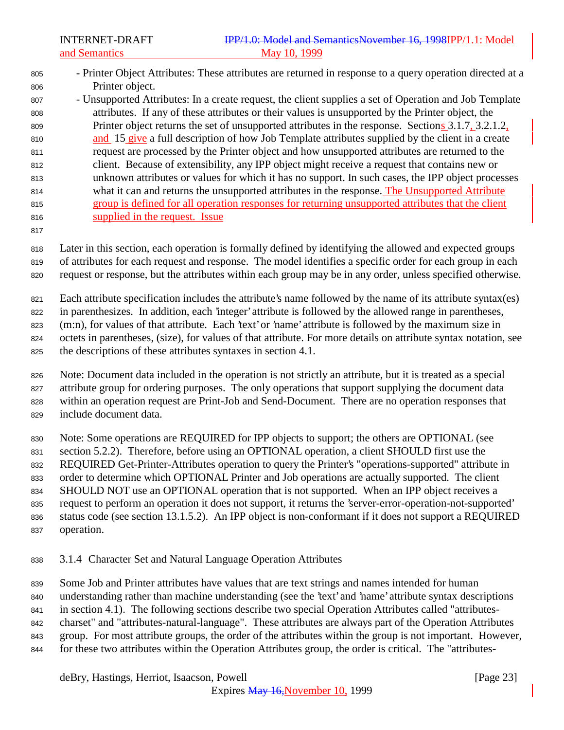- Printer Object Attributes: These attributes are returned in response to a query operation directed at a Printer object.
- Unsupported Attributes: In a create request, the client supplies a set of Operation and Job Template attributes. If any of these attributes or their values is unsupported by the Printer object, the Printer object returns the set of unsupported attributes in the response. Sections 3.1.7, 3.2.1.2, and 15 give a full description of how Job Template attributes supplied by the client in a create request are processed by the Printer object and how unsupported attributes are returned to the client. Because of extensibility, any IPP object might receive a request that contains new or unknown attributes or values for which it has no support. In such cases, the IPP object processes what it can and returns the unsupported attributes in the response. The Unsupported Attribute group is defined for all operation responses for returning unsupported attributes that the client supplied in the request. Issue

Later in this section, each operation is formally defined by identifying the allowed and expected groups of attributes for each request and response. The model identifies a specific order for each group in each request or response, but the attributes within each group may be in any order, unless specified otherwise.

Each attribute specification includes the attribute's name followed by the name of its attribute syntax(es) in parenthesizes. In addition, each 'integer' attribute is followed by the allowed range in parentheses, (m:n), for values of that attribute. Each 'text' or 'name' attribute is followed by the maximum size in octets in parentheses, (size), for values of that attribute. For more details on attribute syntax notation, see the descriptions of these attributes syntaxes in section 4.1.

Note: Document data included in the operation is not strictly an attribute, but it is treated as a special attribute group for ordering purposes. The only operations that support supplying the document data within an operation request are Print-Job and Send-Document. There are no operation responses that include document data.

Note: Some operations are REQUIRED for IPP objects to support; the others are OPTIONAL (see section 5.2.2). Therefore, before using an OPTIONAL operation, a client SHOULD first use the REQUIRED Get-Printer-Attributes operation to query the Printer's "operations-supported" attribute in order to determine which OPTIONAL Printer and Job operations are actually supported. The client SHOULD NOT use an OPTIONAL operation that is not supported. When an IPP object receives a request to perform an operation it does not support, it returns the 'server-error-operation-not-supported' status code (see section 13.1.5.2). An IPP object is non-conformant if it does not support a REQUIRED operation.

### 3.1.4 Character Set and Natural Language Operation Attributes

Some Job and Printer attributes have values that are text strings and names intended for human understanding rather than machine understanding (see the 'text' and 'name' attribute syntax descriptions in section 4.1). The following sections describe two special Operation Attributes called "attributes-charset" and "attributes-natural-language". These attributes are always part of the Operation Attributes group. For most attribute groups, the order of the attributes within the group is not important. However, for these two attributes within the Operation Attributes group, the order is critical. The "attributes-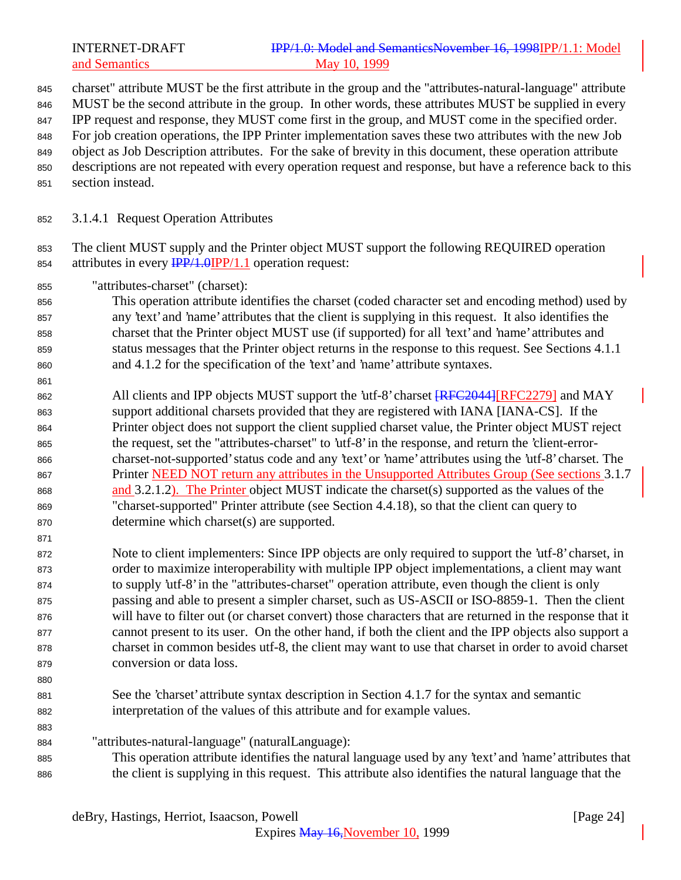charset" attribute MUST be the first attribute in the group and the "attributes-natural-language" attribute MUST be the second attribute in the group. In other words, these attributes MUST be supplied in every IPP request and response, they MUST come first in the group, and MUST come in the specified order. For job creation operations, the IPP Printer implementation saves these two attributes with the new Job object as Job Description attributes. For the sake of brevity in this document, these operation attribute descriptions are not repeated with every operation request and response, but have a reference back to this section instead.

#### 3.1.4.1 Request Operation Attributes

The client MUST supply and the Printer object MUST support the following REQUIRED operation attributes in every ~~IPP/1.0~~IPP/1.1 operation request:

"attributes-charset" (charset):

This operation attribute identifies the charset (coded character set and encoding method) used by any 'text' and 'name' attributes that the client is supplying in this request. It also identifies the charset that the Printer object MUST use (if supported) for all 'text' and 'name' attributes and status messages that the Printer object returns in the response to this request. See Sections 4.1.1 and 4.1.2 for the specification of the 'text' and 'name' attribute syntaxes.

All clients and IPP objects MUST support the 'utf-8' charset ~~[RFC2044]~~[RFC2279] and MAY support additional charsets provided that they are registered with IANA [IANA-CS]. If the Printer object does not support the client supplied charset value, the Printer object MUST reject the request, set the "attributes-charset" to 'utf-8' in the response, and return the 'client-error-charset-not-supported' status code and any 'text' or 'name' attributes using the 'utf-8' charset. The Printer NEED NOT return any attributes in the Unsupported Attributes Group (See sections 3.1.7 and 3.2.1.2). The Printer object MUST indicate the charset(s) supported as the values of the "charset-supported" Printer attribute (see Section 4.4.18), so that the client can query to determine which charset(s) are supported.

Note to client implementers: Since IPP objects are only required to support the 'utf-8' charset, in order to maximize interoperability with multiple IPP object implementations, a client may want to supply 'utf-8' in the "attributes-charset" operation attribute, even though the client is only passing and able to present a simpler charset, such as US-ASCII or ISO-8859-1. Then the client will have to filter out (or charset convert) those characters that are returned in the response that it cannot present to its user. On the other hand, if both the client and the IPP objects also support a charset in common besides utf-8, the client may want to use that charset in order to avoid charset conversion or data loss.

See the 'charset' attribute syntax description in Section 4.1.7 for the syntax and semantic interpretation of the values of this attribute and for example values.

"attributes-natural-language" (naturalLanguage):

This operation attribute identifies the natural language used by any 'text' and 'name' attributes that the client is supplying in this request. This attribute also identifies the natural language that the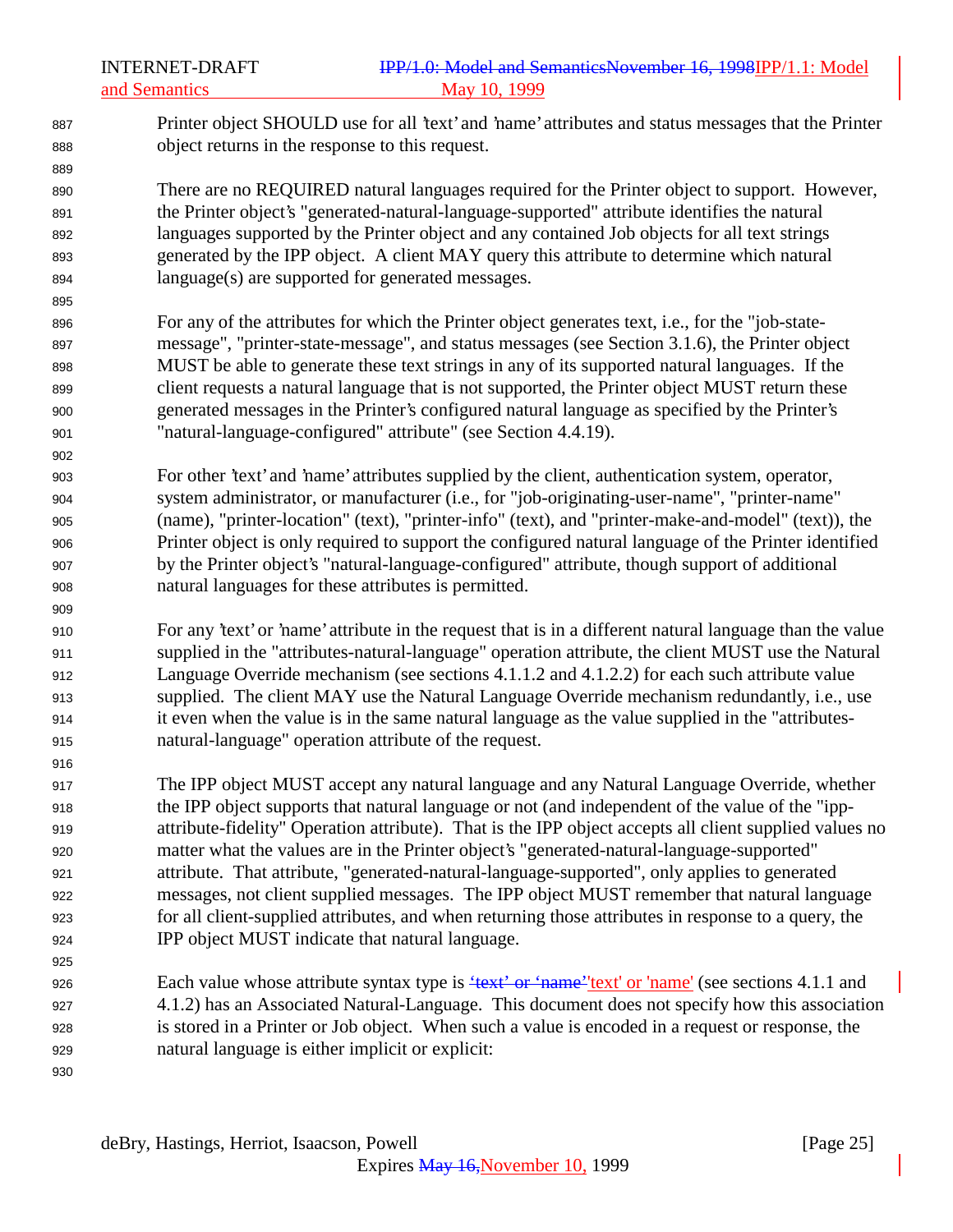Printer object SHOULD use for all 'text' and 'name' attributes and status messages that the Printer object returns in the response to this request.

There are no REQUIRED natural languages required for the Printer object to support. However, the Printer object's "generated-natural-language-supported" attribute identifies the natural languages supported by the Printer object and any contained Job objects for all text strings generated by the IPP object. A client MAY query this attribute to determine which natural language(s) are supported for generated messages.

For any of the attributes for which the Printer object generates text, i.e., for the "job-state-message", "printer-state-message", and status messages (see Section 3.1.6), the Printer object MUST be able to generate these text strings in any of its supported natural languages. If the client requests a natural language that is not supported, the Printer object MUST return these generated messages in the Printer's configured natural language as specified by the Printer's "natural-language-configured" attribute" (see Section 4.4.19).

For other 'text' and 'name' attributes supplied by the client, authentication system, operator, system administrator, or manufacturer (i.e., for "job-originating-user-name", "printer-name" (name), "printer-location" (text), "printer-info" (text), and "printer-make-and-model" (text)), the Printer object is only required to support the configured natural language of the Printer identified by the Printer object's "natural-language-configured" attribute, though support of additional natural languages for these attributes is permitted.

For any 'text' or 'name' attribute in the request that is in a different natural language than the value supplied in the "attributes-natural-language" operation attribute, the client MUST use the Natural Language Override mechanism (see sections 4.1.1.2 and 4.1.2.2) for each such attribute value supplied. The client MAY use the Natural Language Override mechanism redundantly, i.e., use it even when the value is in the same natural language as the value supplied in the "attributes-natural-language" operation attribute of the request.

The IPP object MUST accept any natural language and any Natural Language Override, whether the IPP object supports that natural language or not (and independent of the value of the "ipp-attribute-fidelity" Operation attribute). That is the IPP object accepts all client supplied values no matter what the values are in the Printer object's "generated-natural-language-supported" attribute. That attribute, "generated-natural-language-supported", only applies to generated messages, not client supplied messages. The IPP object MUST remember that natural language for all client-supplied attributes, and when returning those attributes in response to a query, the IPP object MUST indicate that natural language.

Each value whose attribute syntax type is ~~'text' or 'name'~~'text' or 'name' (see sections 4.1.1 and 4.1.2) has an Associated Natural-Language. This document does not specify how this association is stored in a Printer or Job object. When such a value is encoded in a request or response, the natural language is either implicit or explicit: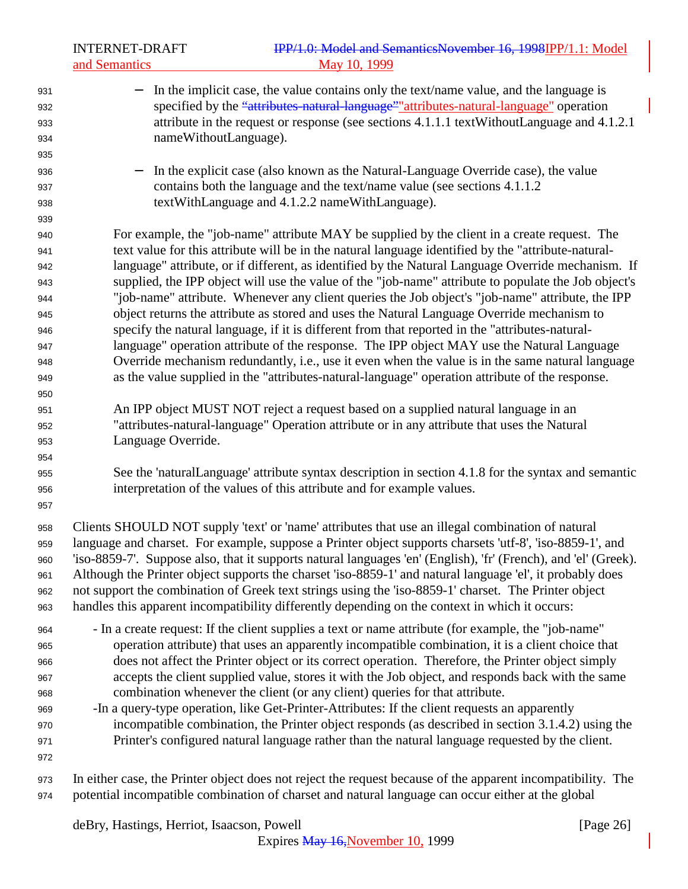- In the implicit case, the value contains only the text/name value, and the language is specified by the "attributes-natural-language" operation attribute in the request or response (see sections 4.1.1.1 textWithoutLanguage and 4.1.2.1 nameWithoutLanguage).

- In the explicit case (also known as the Natural-Language Override case), the value contains both the language and the text/name value (see sections 4.1.1.2 textWithLanguage and 4.1.2.2 nameWithLanguage).

For example, the "job-name" attribute MAY be supplied by the client in a create request. The text value for this attribute will be in the natural language identified by the "attribute-natural-language" attribute, or if different, as identified by the Natural Language Override mechanism. If supplied, the IPP object will use the value of the "job-name" attribute to populate the Job object's "job-name" attribute. Whenever any client queries the Job object's "job-name" attribute, the IPP object returns the attribute as stored and uses the Natural Language Override mechanism to specify the natural language, if it is different from that reported in the "attributes-natural-language" operation attribute of the response. The IPP object MAY use the Natural Language Override mechanism redundantly, i.e., use it even when the value is in the same natural language as the value supplied in the "attributes-natural-language" operation attribute of the response.

An IPP object MUST NOT reject a request based on a supplied natural language in an "attributes-natural-language" Operation attribute or in any attribute that uses the Natural Language Override.

See the 'naturalLanguage' attribute syntax description in section 4.1.8 for the syntax and semantic interpretation of the values of this attribute and for example values.

Clients SHOULD NOT supply 'text' or 'name' attributes that use an illegal combination of natural language and charset. For example, suppose a Printer object supports charsets 'utf-8', 'iso-8859-1', and 'iso-8859-7'. Suppose also, that it supports natural languages 'en' (English), 'fr' (French), and 'el' (Greek). Although the Printer object supports the charset 'iso-8859-1' and natural language 'el', it probably does not support the combination of Greek text strings using the 'iso-8859-1' charset. The Printer object handles this apparent incompatibility differently depending on the context in which it occurs:

- In a create request: If the client supplies a text or name attribute (for example, the "job-name" operation attribute) that uses an apparently incompatible combination, it is a client choice that does not affect the Printer object or its correct operation. Therefore, the Printer object simply accepts the client supplied value, stores it with the Job object, and responds back with the same combination whenever the client (or any client) queries for that attribute.
- In a query-type operation, like Get-Printer-Attributes: If the client requests an apparently incompatible combination, the Printer object responds (as described in section 3.1.4.2) using the Printer's configured natural language rather than the natural language requested by the client.

In either case, the Printer object does not reject the request because of the apparent incompatibility. The potential incompatible combination of charset and natural language can occur either at the global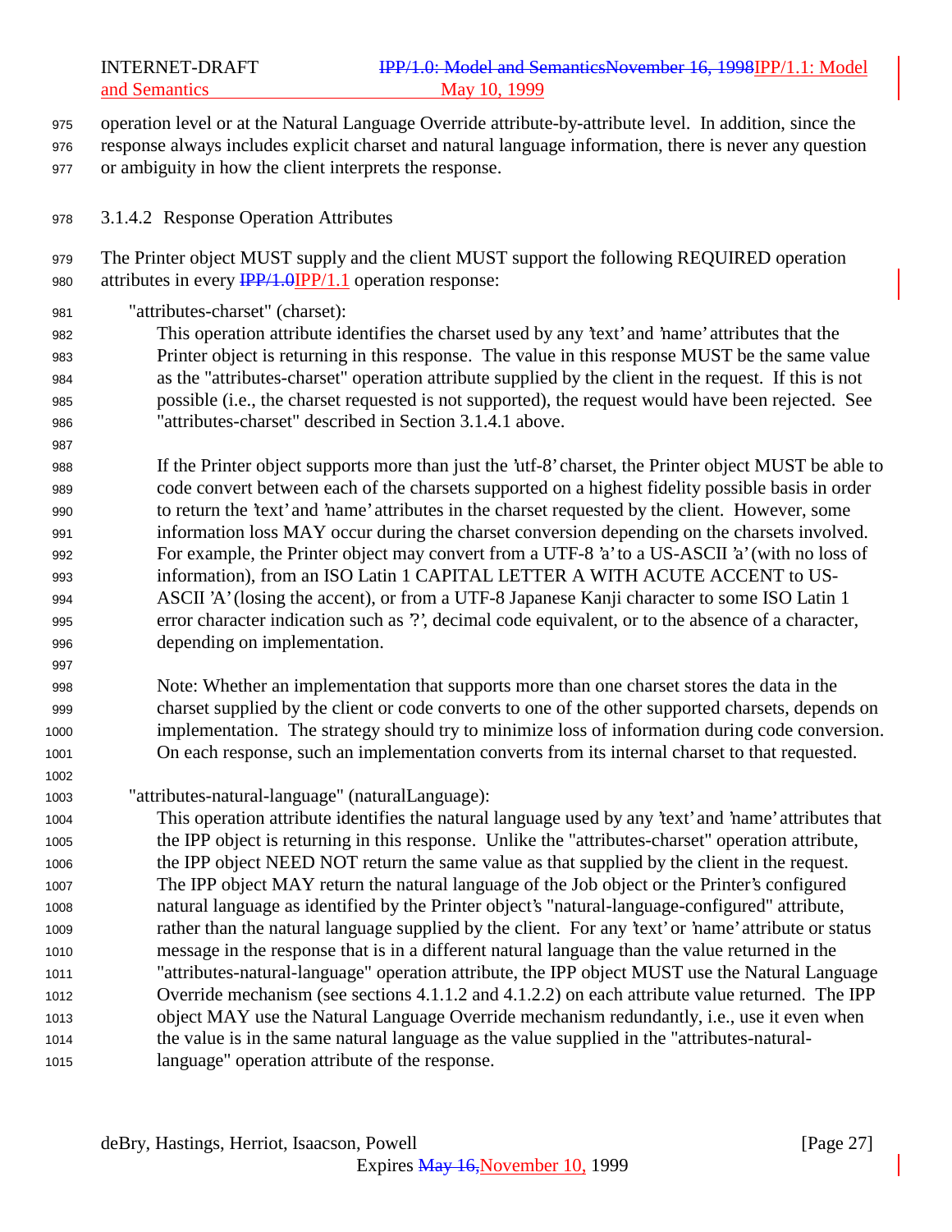operation level or at the Natural Language Override attribute-by-attribute level. In addition, since the response always includes explicit charset and natural language information, there is never any question or ambiguity in how the client interprets the response.

#### 3.1.4.2 Response Operation Attributes

The Printer object MUST supply and the client MUST support the following REQUIRED operation attributes in every ~~IPP/1.0~~IPP/1.1 operation response:

"attributes-charset" (charset):

This operation attribute identifies the charset used by any 'text' and 'name' attributes that the Printer object is returning in this response. The value in this response MUST be the same value as the "attributes-charset" operation attribute supplied by the client in the request. If this is not possible (i.e., the charset requested is not supported), the request would have been rejected. See "attributes-charset" described in Section 3.1.4.1 above.

If the Printer object supports more than just the 'utf-8' charset, the Printer object MUST be able to code convert between each of the charsets supported on a highest fidelity possible basis in order to return the 'text' and 'name' attributes in the charset requested by the client. However, some information loss MAY occur during the charset conversion depending on the charsets involved. For example, the Printer object may convert from a UTF-8 'a' to a US-ASCII 'a' (with no loss of information), from an ISO Latin 1 CAPITAL LETTER A WITH ACUTE ACCENT to US-ASCII 'A' (losing the accent), or from a UTF-8 Japanese Kanji character to some ISO Latin 1 error character indication such as '?', decimal code equivalent, or to the absence of a character, depending on implementation.

Note: Whether an implementation that supports more than one charset stores the data in the charset supplied by the client or code converts to one of the other supported charsets, depends on implementation. The strategy should try to minimize loss of information during code conversion. On each response, such an implementation converts from its internal charset to that requested.

"attributes-natural-language" (naturalLanguage):

This operation attribute identifies the natural language used by any 'text' and 'name' attributes that the IPP object is returning in this response. Unlike the "attributes-charset" operation attribute, the IPP object NEED NOT return the same value as that supplied by the client in the request. The IPP object MAY return the natural language of the Job object or the Printer's configured natural language as identified by the Printer object's "natural-language-configured" attribute, rather than the natural language supplied by the client. For any 'text' or 'name' attribute or status message in the response that is in a different natural language than the value returned in the "attributes-natural-language" operation attribute, the IPP object MUST use the Natural Language Override mechanism (see sections 4.1.1.2 and 4.1.2.2) on each attribute value returned. The IPP object MAY use the Natural Language Override mechanism redundantly, i.e., use it even when the value is in the same natural language as the value supplied in the "attributes-natural-language" operation attribute of the response.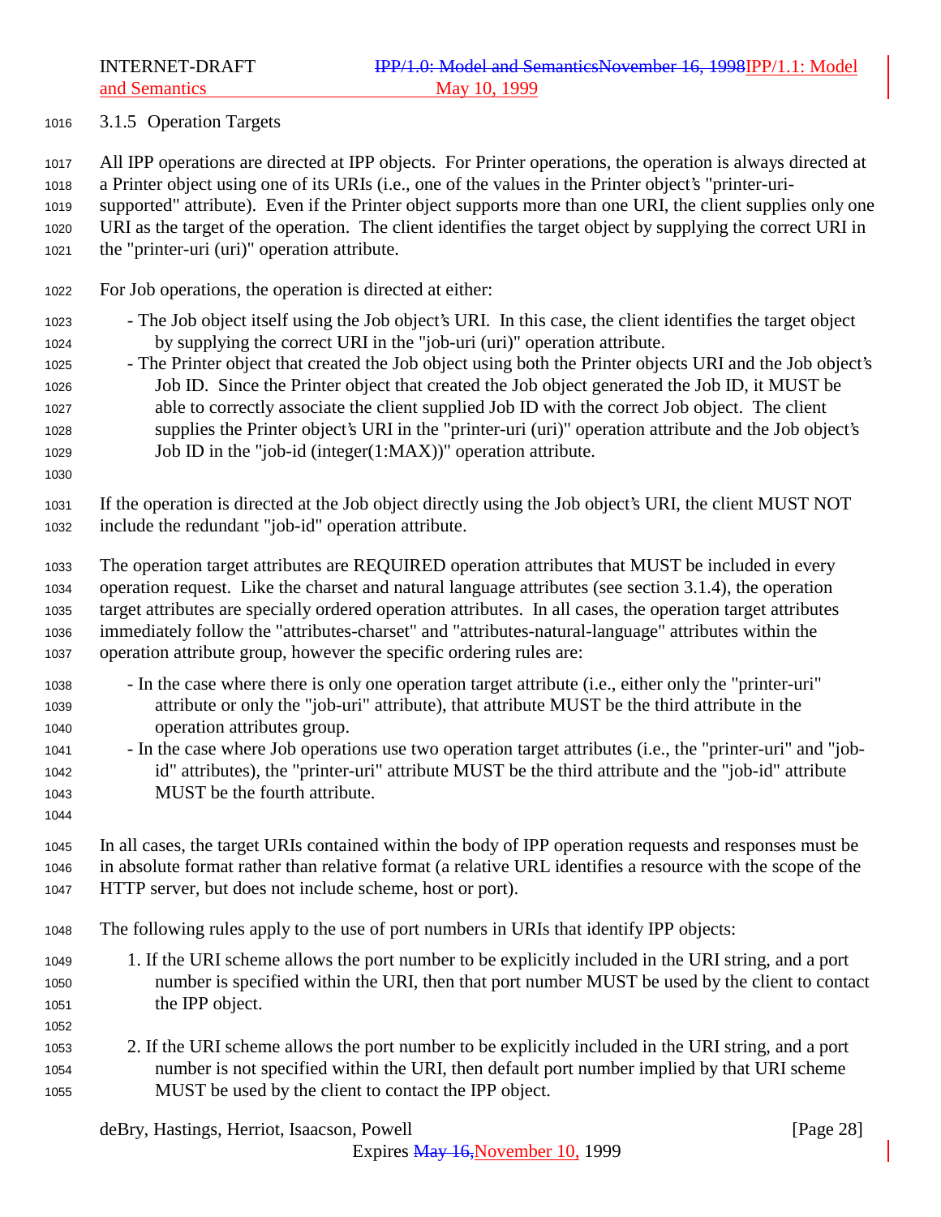### 3.1.5 Operation Targets

All IPP operations are directed at IPP objects. For Printer operations, the operation is always directed at a Printer object using one of its URIs (i.e., one of the values in the Printer object's "printer-uri-supported" attribute). Even if the Printer object supports more than one URI, the client supplies only one URI as the target of the operation. The client identifies the target object by supplying the correct URI in the "printer-uri (uri)" operation attribute.

For Job operations, the operation is directed at either:

- The Job object itself using the Job object's URI. In this case, the client identifies the target object by supplying the correct URI in the "job-uri (uri)" operation attribute.
- The Printer object that created the Job object using both the Printer objects URI and the Job object's Job ID. Since the Printer object that created the Job object generated the Job ID, it MUST be able to correctly associate the client supplied Job ID with the correct Job object. The client supplies the Printer object's URI in the "printer-uri (uri)" operation attribute and the Job object's Job ID in the "job-id (integer(1:MAX))" operation attribute.

If the operation is directed at the Job object directly using the Job object's URI, the client MUST NOT include the redundant "job-id" operation attribute.

The operation target attributes are REQUIRED operation attributes that MUST be included in every operation request. Like the charset and natural language attributes (see section 3.1.4), the operation target attributes are specially ordered operation attributes. In all cases, the operation target attributes immediately follow the "attributes-charset" and "attributes-natural-language" attributes within the operation attribute group, however the specific ordering rules are:

- In the case where there is only one operation target attribute (i.e., either only the "printer-uri" attribute or only the "job-uri" attribute), that attribute MUST be the third attribute in the operation attributes group.
- In the case where Job operations use two operation target attributes (i.e., the "printer-uri" and "job-id" attributes), the "printer-uri" attribute MUST be the third attribute and the "job-id" attribute MUST be the fourth attribute.

In all cases, the target URIs contained within the body of IPP operation requests and responses must be in absolute format rather than relative format (a relative URL identifies a resource with the scope of the HTTP server, but does not include scheme, host or port).

The following rules apply to the use of port numbers in URIs that identify IPP objects:

1. If the URI scheme allows the port number to be explicitly included in the URI string, and a port number is specified within the URI, then that port number MUST be used by the client to contact the IPP object.

2. If the URI scheme allows the port number to be explicitly included in the URI string, and a port number is not specified within the URI, then default port number implied by that URI scheme MUST be used by the client to contact the IPP object.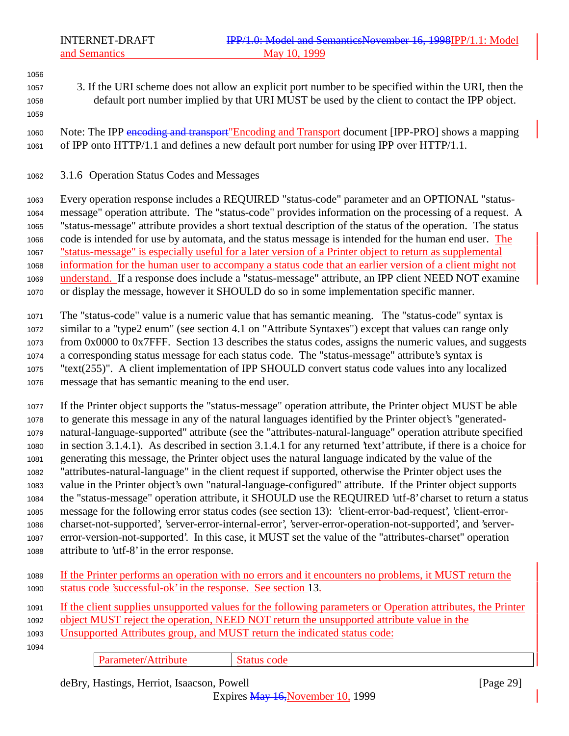3. If the URI scheme does not allow an explicit port number to be specified within the URI, then the default port number implied by that URI MUST be used by the client to contact the IPP object.

Note: The IPP ~~encoding and transport~~"Encoding and Transport" document [IPP-PRO] shows a mapping of IPP onto HTTP/1.1 and defines a new default port number for using IPP over HTTP/1.1.

### 3.1.6 Operation Status Codes and Messages

Every operation response includes a REQUIRED "status-code" parameter and an OPTIONAL "status-message" operation attribute. The "status-code" provides information on the processing of a request. A "status-message" attribute provides a short textual description of the status of the operation. The status code is intended for use by automata, and the status message is intended for the human end user. The "status-message" is especially useful for a later version of a Printer object to return as supplemental information for the human user to accompany a status code that an earlier version of a client might not understand. If a response does include a "status-message" attribute, an IPP client NEED NOT examine or display the message, however it SHOULD do so in some implementation specific manner.

The "status-code" value is a numeric value that has semantic meaning. The "status-code" syntax is similar to a "type2 enum" (see section 4.1 on "Attribute Syntaxes") except that values can range only from 0x0000 to 0x7FFF. Section 13 describes the status codes, assigns the numeric values, and suggests a corresponding status message for each status code. The "status-message" attribute's syntax is "text(255)". A client implementation of IPP SHOULD convert status code values into any localized message that has semantic meaning to the end user.

If the Printer object supports the "status-message" operation attribute, the Printer object MUST be able to generate this message in any of the natural languages identified by the Printer object's "generated-natural-language-supported" attribute (see the "attributes-natural-language" operation attribute specified in section 3.1.4.1). As described in section 3.1.4.1 for any returned 'text' attribute, if there is a choice for generating this message, the Printer object uses the natural language indicated by the value of the "attributes-natural-language" in the client request if supported, otherwise the Printer object uses the value in the Printer object's own "natural-language-configured" attribute. If the Printer object supports the "status-message" operation attribute, it SHOULD use the REQUIRED 'utf-8' charset to return a status message for the following error status codes (see section 13): 'client-error-bad-request', 'client-error-charset-not-supported', 'server-error-internal-error', 'server-error-operation-not-supported', and 'server-error-version-not-supported'. In this case, it MUST set the value of the "attributes-charset" operation attribute to 'utf-8' in the error response.

If the Printer performs an operation with no errors and it encounters no problems, it MUST return the status code 'successful-ok' in the response. See section 13.

If the client supplies unsupported values for the following parameters or Operation attributes, the Printer object MUST reject the operation, NEED NOT return the unsupported attribute value in the Unsupported Attributes group, and MUST return the indicated status code:

| Parameter/Attribute | Status code |
|---|---|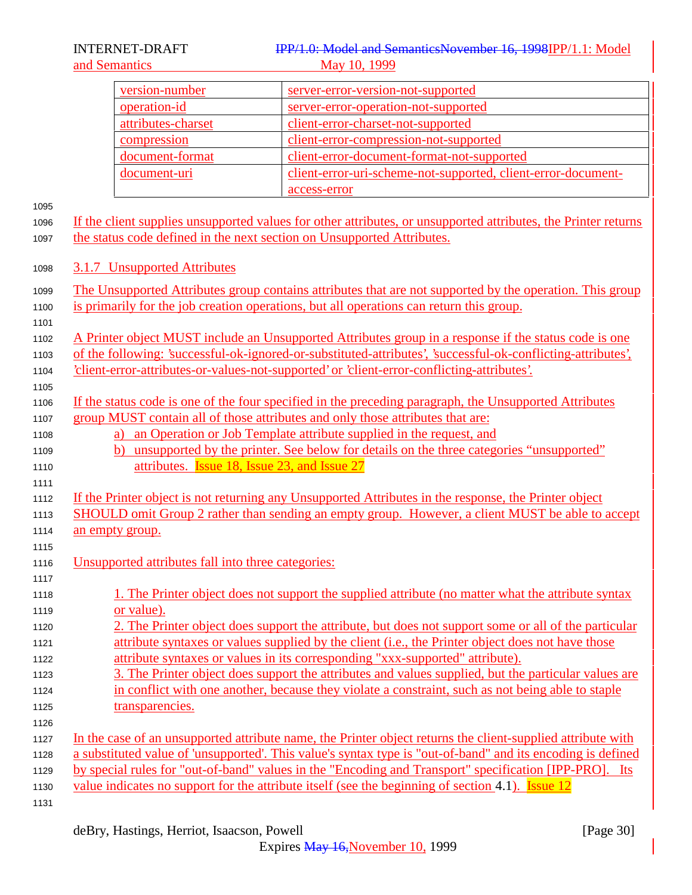| version-number | server-error-version-not-supported |
|---|---|
| operation-id | server-error-operation-not-supported |
| attributes-charset | client-error-charset-not-supported |
| compression | client-error-compression-not-supported |
| document-format | client-error-document-format-not-supported |
| document-uri | client-error-uri-scheme-not-supported, client-error-document-access-error |

If the client supplies unsupported values for other attributes, or unsupported attributes, the Printer returns the status code defined in the next section on Unsupported Attributes.

### 3.1.7 Unsupported Attributes

The Unsupported Attributes group contains attributes that are not supported by the operation. This group is primarily for the job creation operations, but all operations can return this group.

A Printer object MUST include an Unsupported Attributes group in a response if the status code is one of the following: 'successful-ok-ignored-or-substituted-attributes', 'successful-ok-conflicting-attributes', 'client-error-attributes-or-values-not-supported' or 'client-error-conflicting-attributes'.

If the status code is one of the four specified in the preceding paragraph, the Unsupported Attributes group MUST contain all of those attributes and only those attributes that are:

a) an Operation or Job Template attribute supplied in the request, and
b) unsupported by the printer. See below for details on the three categories "unsupported" attributes. Issue 18, Issue 23, and Issue 27

If the Printer object is not returning any Unsupported Attributes in the response, the Printer object SHOULD omit Group 2 rather than sending an empty group. However, a client MUST be able to accept an empty group.

Unsupported attributes fall into three categories:

1. The Printer object does not support the supplied attribute (no matter what the attribute syntax or value).
2. The Printer object does support the attribute, but does not support some or all of the particular attribute syntaxes or values supplied by the client (i.e., the Printer object does not have those attribute syntaxes or values in its corresponding "xxx-supported" attribute).
3. The Printer object does support the attributes and values supplied, but the particular values are in conflict with one another, because they violate a constraint, such as not being able to staple transparencies.

In the case of an unsupported attribute name, the Printer object returns the client-supplied attribute with a substituted value of 'unsupported'. This value's syntax type is "out-of-band" and its encoding is defined by special rules for "out-of-band" values in the "Encoding and Transport" specification [IPP-PRO]. Its value indicates no support for the attribute itself (see the beginning of section 4.1). Issue 12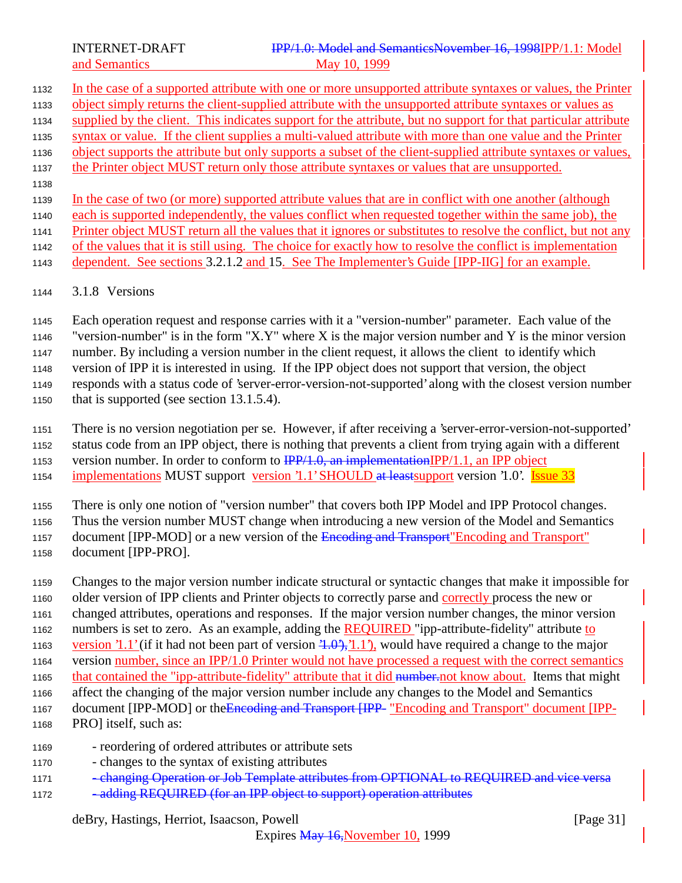In the case of a supported attribute with one or more unsupported attribute syntaxes or values, the Printer object simply returns the client-supplied attribute with the unsupported attribute syntaxes or values as supplied by the client. This indicates support for the attribute, but no support for that particular attribute syntax or value. If the client supplies a multi-valued attribute with more than one value and the Printer object supports the attribute but only supports a subset of the client-supplied attribute syntaxes or values, the Printer object MUST return only those attribute syntaxes or values that are unsupported.

In the case of two (or more) supported attribute values that are in conflict with one another (although each is supported independently, the values conflict when requested together within the same job), the Printer object MUST return all the values that it ignores or substitutes to resolve the conflict, but not any of the values that it is still using. The choice for exactly how to resolve the conflict is implementation dependent. See sections 3.2.1.2 and 15. See The Implementer's Guide [IPP-IIG] for an example.

### 3.1.8 Versions

Each operation request and response carries with it a "version-number" parameter. Each value of the "version-number" is in the form "X.Y" where X is the major version number and Y is the minor version number. By including a version number in the client request, it allows the client to identify which version of IPP it is interested in using. If the IPP object does not support that version, the object responds with a status code of 'server-error-version-not-supported' along with the closest version number that is supported (see section 13.1.5.4).

There is no version negotiation per se. However, if after receiving a 'server-error-version-not-supported' status code from an IPP object, there is nothing that prevents a client from trying again with a different version number. In order to conform to ~~IPP/1.0, an implementation~~IPP/1.1, an IPP object implementations MUST support version '1.1' SHOULD ~~at least~~support version '1.0'. Issue 33

There is only one notion of "version number" that covers both IPP Model and IPP Protocol changes. Thus the version number MUST change when introducing a new version of the Model and Semantics document [IPP-MOD] or a new version of the ~~Encoding and Transport~~"Encoding and Transport" document [IPP-PRO].

Changes to the major version number indicate structural or syntactic changes that make it impossible for older version of IPP clients and Printer objects to correctly parse and correctly process the new or changed attributes, operations and responses. If the major version number changes, the minor version numbers is set to zero. As an example, adding the REQUIRED "ipp-attribute-fidelity" attribute to version '1.1' (if it had not been part of version ~~'1.0'),~~'1.1'), would have required a change to the major version number, since an IPP/1.0 Printer would not have processed a request with the correct semantics that contained the "ipp-attribute-fidelity" attribute that it did ~~number.~~not know about. Items that might affect the changing of the major version number include any changes to the Model and Semantics document [IPP-MOD] or the~~Encoding and Transport [IPP-~~ "Encoding and Transport" document [IPP-PRO] itself, such as:

- reordering of ordered attributes or attribute sets
- changes to the syntax of existing attributes
- ~~changing Operation or Job Template attributes from OPTIONAL to REQUIRED and vice versa~~
- ~~adding REQUIRED (for an IPP object to support) operation attributes~~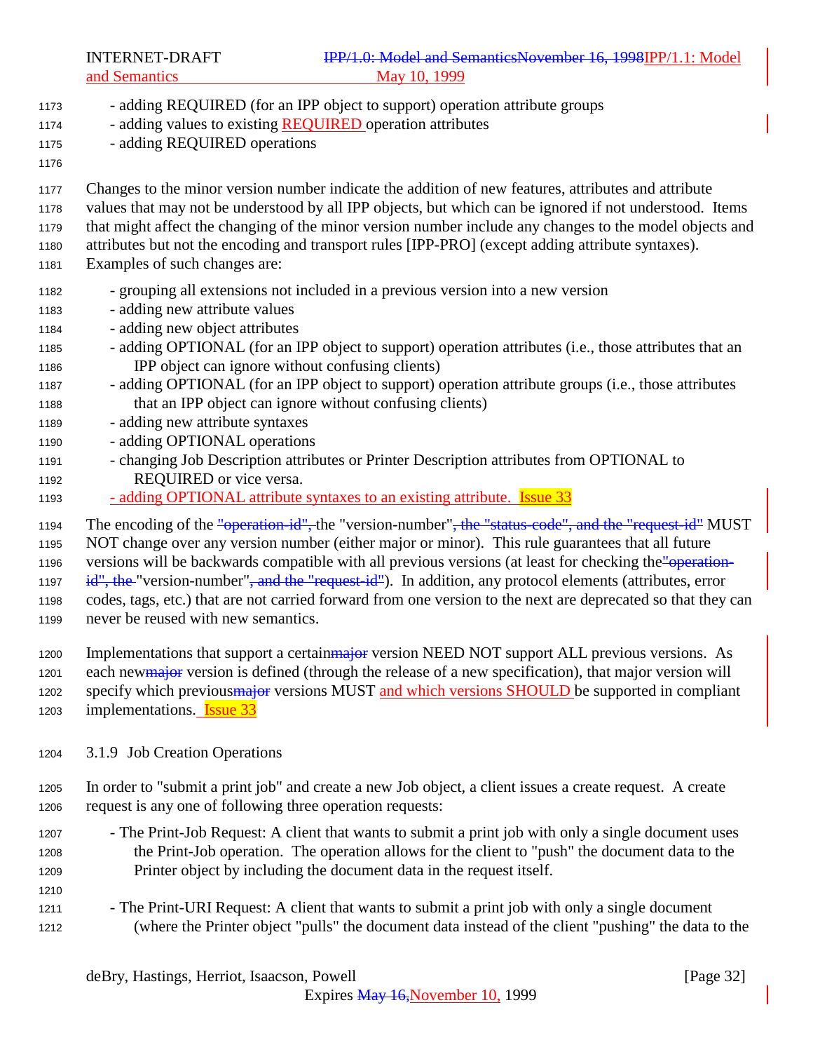- adding REQUIRED (for an IPP object to support) operation attribute groups
- adding values to existing REQUIRED operation attributes
- adding REQUIRED operations

Changes to the minor version number indicate the addition of new features, attributes and attribute values that may not be understood by all IPP objects, but which can be ignored if not understood. Items that might affect the changing of the minor version number include any changes to the model objects and attributes but not the encoding and transport rules [IPP-PRO] (except adding attribute syntaxes). Examples of such changes are:

- grouping all extensions not included in a previous version into a new version
- adding new attribute values
- adding new object attributes
- adding OPTIONAL (for an IPP object to support) operation attributes (i.e., those attributes that an IPP object can ignore without confusing clients)
- adding OPTIONAL (for an IPP object to support) operation attribute groups (i.e., those attributes that an IPP object can ignore without confusing clients)
- adding new attribute syntaxes
- adding OPTIONAL operations
- changing Job Description attributes or Printer Description attributes from OPTIONAL to REQUIRED or vice versa.
- adding OPTIONAL attribute syntaxes to an existing attribute. Issue 33

The encoding of the ~~"operation-id",~~ the "version-number"~~, the "status-code", and the "request-id"~~ MUST NOT change over any version number (either major or minor). This rule guarantees that all future versions will be backwards compatible with all previous versions (at least for checking the~~"operation-id", the~~ "version-number"~~, and the "request-id"~~). In addition, any protocol elements (attributes, error codes, tags, etc.) that are not carried forward from one version to the next are deprecated so that they can never be reused with new semantics.

Implementations that support a certain~~major~~ version NEED NOT support ALL previous versions. As each new~~major~~ version is defined (through the release of a new specification), that major version will specify which previous~~major~~ versions MUST and which versions SHOULD be supported in compliant implementations. Issue 33

### 3.1.9 Job Creation Operations

In order to "submit a print job" and create a new Job object, a client issues a create request. A create request is any one of following three operation requests:

- The Print-Job Request: A client that wants to submit a print job with only a single document uses the Print-Job operation. The operation allows for the client to "push" the document data to the Printer object by including the document data in the request itself.

- The Print-URI Request: A client that wants to submit a print job with only a single document (where the Printer object "pulls" the document data instead of the client "pushing" the data to the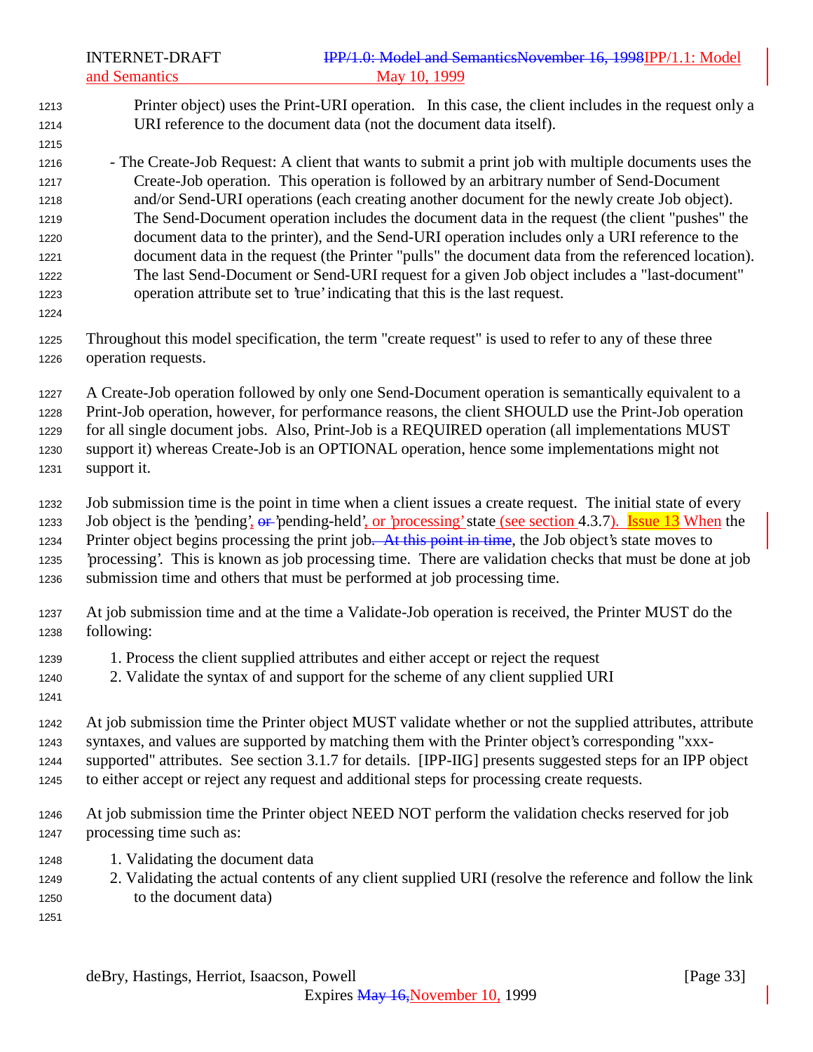Printer object) uses the Print-URI operation. In this case, the client includes in the request only a URI reference to the document data (not the document data itself).

- The Create-Job Request: A client that wants to submit a print job with multiple documents uses the Create-Job operation. This operation is followed by an arbitrary number of Send-Document and/or Send-URI operations (each creating another document for the newly create Job object). The Send-Document operation includes the document data in the request (the client "pushes" the document data to the printer), and the Send-URI operation includes only a URI reference to the document data in the request (the Printer "pulls" the document data from the referenced location). The last Send-Document or Send-URI request for a given Job object includes a "last-document" operation attribute set to 'true' indicating that this is the last request.

Throughout this model specification, the term "create request" is used to refer to any of these three operation requests.

A Create-Job operation followed by only one Send-Document operation is semantically equivalent to a Print-Job operation, however, for performance reasons, the client SHOULD use the Print-Job operation for all single document jobs. Also, Print-Job is a REQUIRED operation (all implementations MUST support it) whereas Create-Job is an OPTIONAL operation, hence some implementations might not support it.

Job submission time is the point in time when a client issues a create request. The initial state of every Job object is the 'pending', ~~or~~ 'pending-held', or 'processing' state (see section 4.3.7). Issue 13 When the Printer object begins processing the print job~~. At this point in time~~, the Job object's state moves to 'processing'. This is known as job processing time. There are validation checks that must be done at job submission time and others that must be performed at job processing time.

At job submission time and at the time a Validate-Job operation is received, the Printer MUST do the following:

1. Process the client supplied attributes and either accept or reject the request
2. Validate the syntax of and support for the scheme of any client supplied URI

At job submission time the Printer object MUST validate whether or not the supplied attributes, attribute syntaxes, and values are supported by matching them with the Printer object's corresponding "xxx-supported" attributes. See section 3.1.7 for details. [IPP-IIG] presents suggested steps for an IPP object to either accept or reject any request and additional steps for processing create requests.

At job submission time the Printer object NEED NOT perform the validation checks reserved for job processing time such as:

1. Validating the document data
2. Validating the actual contents of any client supplied URI (resolve the reference and follow the link to the document data)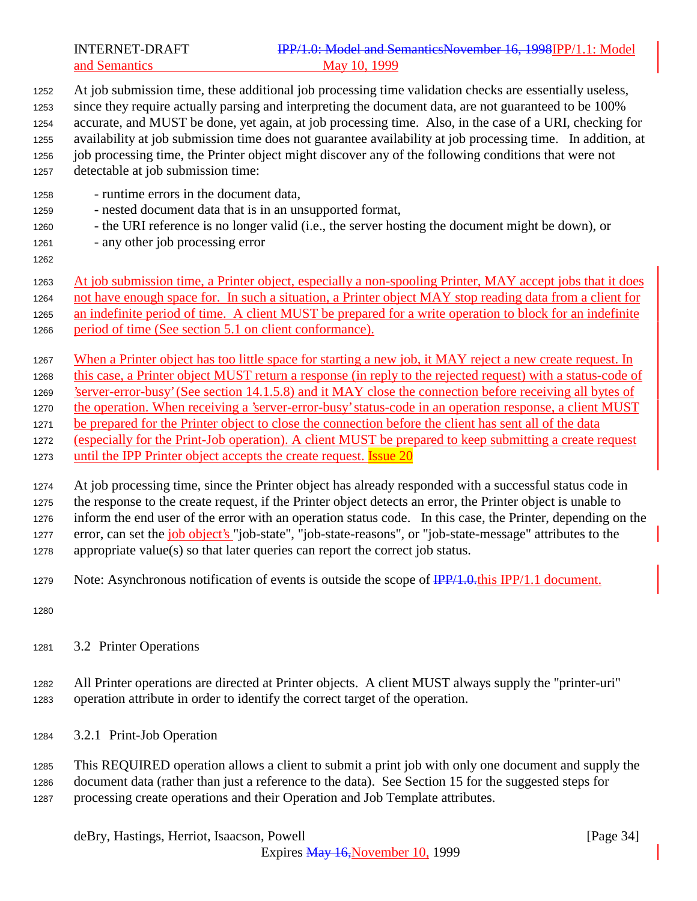At job submission time, these additional job processing time validation checks are essentially useless, since they require actually parsing and interpreting the document data, are not guaranteed to be 100% accurate, and MUST be done, yet again, at job processing time. Also, in the case of a URI, checking for availability at job submission time does not guarantee availability at job processing time. In addition, at job processing time, the Printer object might discover any of the following conditions that were not detectable at job submission time:

- runtime errors in the document data,
- nested document data that is in an unsupported format,
- the URI reference is no longer valid (i.e., the server hosting the document might be down), or
- any other job processing error

At job submission time, a Printer object, especially a non-spooling Printer, MAY accept jobs that it does not have enough space for. In such a situation, a Printer object MAY stop reading data from a client for an indefinite period of time. A client MUST be prepared for a write operation to block for an indefinite period of time (See section 5.1 on client conformance).

When a Printer object has too little space for starting a new job, it MAY reject a new create request. In this case, a Printer object MUST return a response (in reply to the rejected request) with a status-code of 'server-error-busy' (See section 14.1.5.8) and it MAY close the connection before receiving all bytes of the operation. When receiving a 'server-error-busy' status-code in an operation response, a client MUST be prepared for the Printer object to close the connection before the client has sent all of the data (especially for the Print-Job operation). A client MUST be prepared to keep submitting a create request until the IPP Printer object accepts the create request. Issue 20

At job processing time, since the Printer object has already responded with a successful status code in the response to the create request, if the Printer object detects an error, the Printer object is unable to inform the end user of the error with an operation status code. In this case, the Printer, depending on the error, can set the job object's "job-state", "job-state-reasons", or "job-state-message" attributes to the appropriate value(s) so that later queries can report the correct job status.

Note: Asynchronous notification of events is outside the scope of ~~IPP/1.0.~~this IPP/1.1 document.

## 3.2 Printer Operations

All Printer operations are directed at Printer objects. A client MUST always supply the "printer-uri" operation attribute in order to identify the correct target of the operation.

### 3.2.1 Print-Job Operation

This REQUIRED operation allows a client to submit a print job with only one document and supply the document data (rather than just a reference to the data). See Section 15 for the suggested steps for processing create operations and their Operation and Job Template attributes.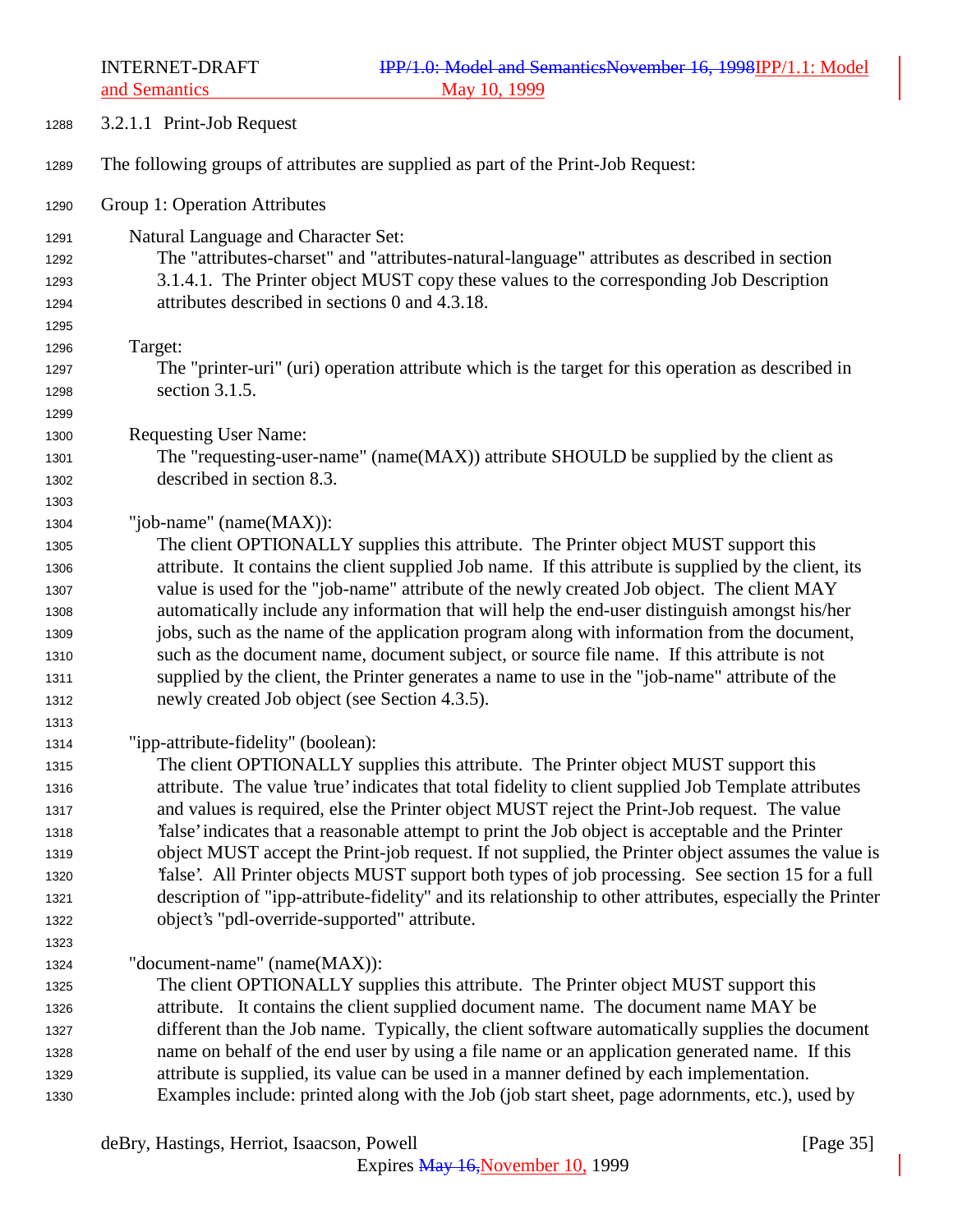#### 3.2.1.1 Print-Job Request

The following groups of attributes are supplied as part of the Print-Job Request:

Group 1: Operation Attributes

Natural Language and Character Set:
The "attributes-charset" and "attributes-natural-language" attributes as described in section 3.1.4.1. The Printer object MUST copy these values to the corresponding Job Description attributes described in sections 0 and 4.3.18.

Target:
The "printer-uri" (uri) operation attribute which is the target for this operation as described in section 3.1.5.

Requesting User Name:
The "requesting-user-name" (name(MAX)) attribute SHOULD be supplied by the client as described in section 8.3.

"job-name" (name(MAX)):
The client OPTIONALLY supplies this attribute. The Printer object MUST support this attribute. It contains the client supplied Job name. If this attribute is supplied by the client, its value is used for the "job-name" attribute of the newly created Job object. The client MAY automatically include any information that will help the end-user distinguish amongst his/her jobs, such as the name of the application program along with information from the document, such as the document name, document subject, or source file name. If this attribute is not supplied by the client, the Printer generates a name to use in the "job-name" attribute of the newly created Job object (see Section 4.3.5).

"ipp-attribute-fidelity" (boolean):
The client OPTIONALLY supplies this attribute. The Printer object MUST support this attribute. The value 'true' indicates that total fidelity to client supplied Job Template attributes and values is required, else the Printer object MUST reject the Print-Job request. The value 'false' indicates that a reasonable attempt to print the Job object is acceptable and the Printer object MUST accept the Print-job request. If not supplied, the Printer object assumes the value is 'false'. All Printer objects MUST support both types of job processing. See section 15 for a full description of "ipp-attribute-fidelity" and its relationship to other attributes, especially the Printer object's "pdl-override-supported" attribute.

"document-name" (name(MAX)):
The client OPTIONALLY supplies this attribute. The Printer object MUST support this attribute. It contains the client supplied document name. The document name MAY be different than the Job name. Typically, the client software automatically supplies the document name on behalf of the end user by using a file name or an application generated name. If this attribute is supplied, its value can be used in a manner defined by each implementation. Examples include: printed along with the Job (job start sheet, page adornments, etc.), used by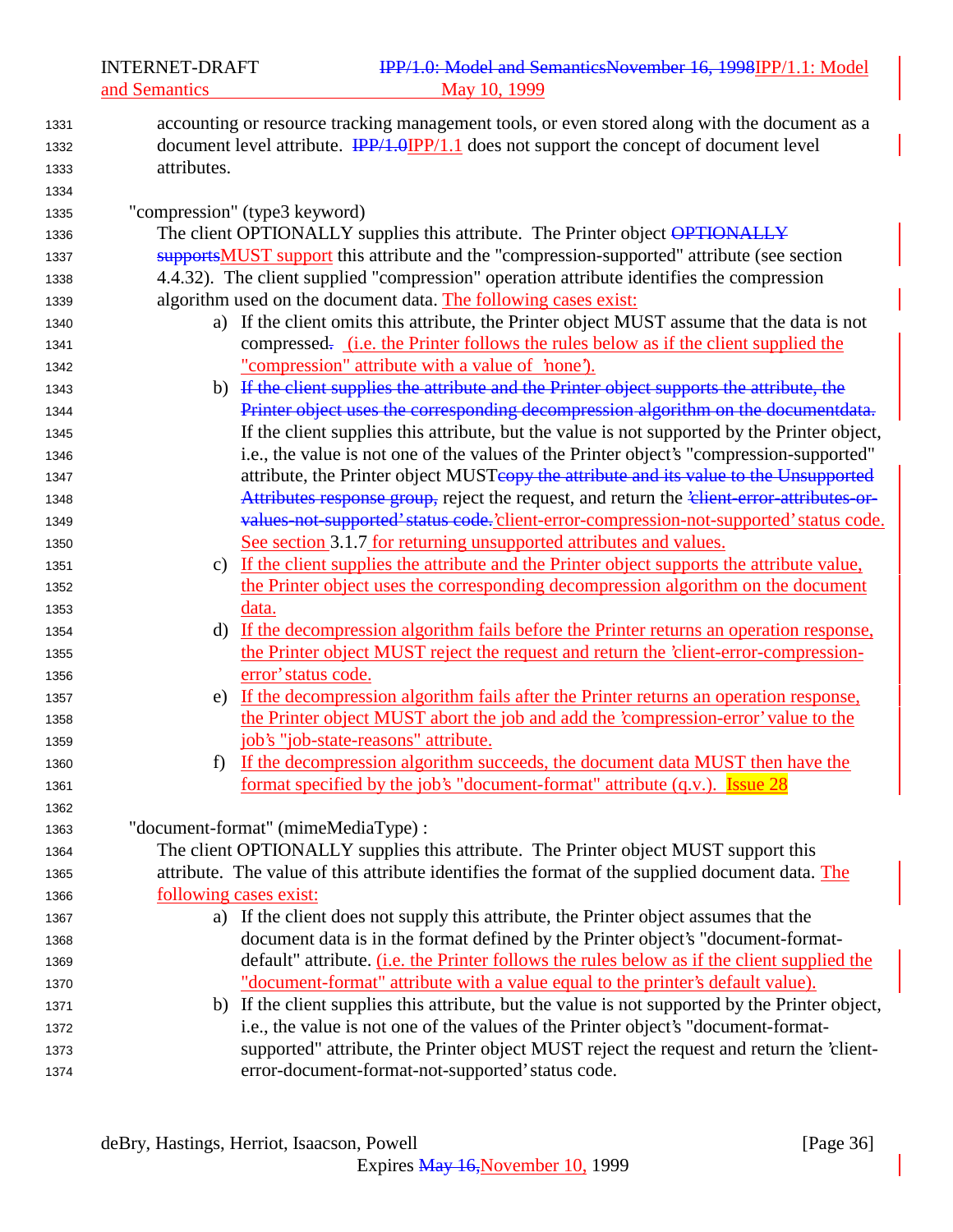accounting or resource tracking management tools, or even stored along with the document as a document level attribute. ~~IPP/1.0~~IPP/1.1 does not support the concept of document level attributes.

"compression" (type3 keyword)

The client OPTIONALLY supplies this attribute. The Printer object ~~OPTIONALLY supports~~MUST support this attribute and the "compression-supported" attribute (see section 4.4.32). The client supplied "compression" operation attribute identifies the compression algorithm used on the document data. The following cases exist:

a) If the client omits this attribute, the Printer object MUST assume that the data is not compressed~~.~~ (i.e. the Printer follows the rules below as if the client supplied the "compression" attribute with a value of 'none').

b) ~~If the client supplies the attribute and the Printer object supports the attribute, the Printer object uses the corresponding decompression algorithm on the documentdata.~~ If the client supplies this attribute, but the value is not supported by the Printer object, i.e., the value is not one of the values of the Printer object's "compression-supported" attribute, the Printer object MUST~~copy the attribute and its value to the Unsupported Attributes response group,~~ reject the request, and return the ~~'client-error-attributes-or-values-not-supported' status code.~~'client-error-compression-not-supported' status code. See section 3.1.7 for returning unsupported attributes and values.

c) If the client supplies the attribute and the Printer object supports the attribute value, the Printer object uses the corresponding decompression algorithm on the document data.

d) If the decompression algorithm fails before the Printer returns an operation response, the Printer object MUST reject the request and return the 'client-error-compression-error' status code.

e) If the decompression algorithm fails after the Printer returns an operation response, the Printer object MUST abort the job and add the 'compression-error' value to the job's "job-state-reasons" attribute.

f) If the decompression algorithm succeeds, the document data MUST then have the format specified by the job's "document-format" attribute (q.v.). Issue 28

"document-format" (mimeMediaType) :

The client OPTIONALLY supplies this attribute. The Printer object MUST support this attribute. The value of this attribute identifies the format of the supplied document data. The following cases exist:

a) If the client does not supply this attribute, the Printer object assumes that the document data is in the format defined by the Printer object's "document-format-default" attribute. (i.e. the Printer follows the rules below as if the client supplied the "document-format" attribute with a value equal to the printer's default value).

b) If the client supplies this attribute, but the value is not supported by the Printer object, i.e., the value is not one of the values of the Printer object's "document-format-supported" attribute, the Printer object MUST reject the request and return the 'client-error-document-format-not-supported' status code.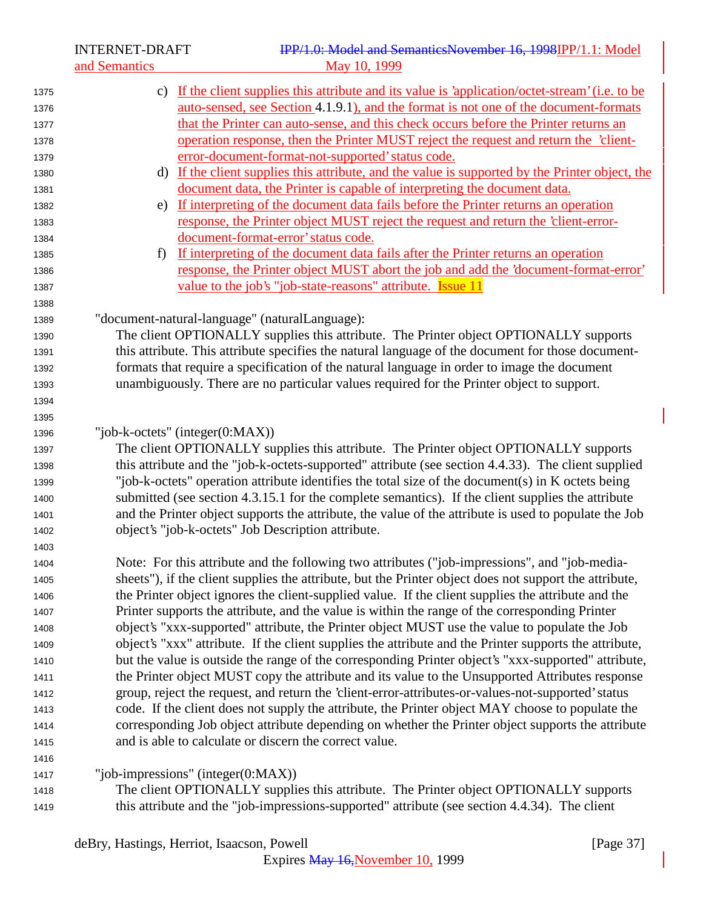c) If the client supplies this attribute and its value is 'application/octet-stream' (i.e. to be auto-sensed, see Section 4.1.9.1), and the format is not one of the document-formats that the Printer can auto-sense, and this check occurs before the Printer returns an operation response, then the Printer MUST reject the request and return the 'client-error-document-format-not-supported' status code.

d) If the client supplies this attribute, and the value is supported by the Printer object, the document data, the Printer is capable of interpreting the document data.

e) If interpreting of the document data fails before the Printer returns an operation response, the Printer object MUST reject the request and return the 'client-error-document-format-error' status code.

f) If interpreting of the document data fails after the Printer returns an operation response, the Printer object MUST abort the job and add the 'document-format-error' value to the job's "job-state-reasons" attribute. Issue 11

"document-natural-language" (naturalLanguage):
The client OPTIONALLY supplies this attribute. The Printer object OPTIONALLY supports this attribute. This attribute specifies the natural language of the document for those document-formats that require a specification of the natural language in order to image the document unambiguously. There are no particular values required for the Printer object to support.

"job-k-octets" (integer(0:MAX))
The client OPTIONALLY supplies this attribute. The Printer object OPTIONALLY supports this attribute and the "job-k-octets-supported" attribute (see section 4.4.33). The client supplied "job-k-octets" operation attribute identifies the total size of the document(s) in K octets being submitted (see section 4.3.15.1 for the complete semantics). If the client supplies the attribute and the Printer object supports the attribute, the value of the attribute is used to populate the Job object's "job-k-octets" Job Description attribute.

Note: For this attribute and the following two attributes ("job-impressions", and "job-media-sheets"), if the client supplies the attribute, but the Printer object does not support the attribute, the Printer object ignores the client-supplied value. If the client supplies the attribute and the Printer supports the attribute, and the value is within the range of the corresponding Printer object's "xxx-supported" attribute, the Printer object MUST use the value to populate the Job object's "xxx" attribute. If the client supplies the attribute and the Printer supports the attribute, but the value is outside the range of the corresponding Printer object's "xxx-supported" attribute, the Printer object MUST copy the attribute and its value to the Unsupported Attributes response group, reject the request, and return the 'client-error-attributes-or-values-not-supported' status code. If the client does not supply the attribute, the Printer object MAY choose to populate the corresponding Job object attribute depending on whether the Printer object supports the attribute and is able to calculate or discern the correct value.

"job-impressions" (integer(0:MAX))
The client OPTIONALLY supplies this attribute. The Printer object OPTIONALLY supports this attribute and the "job-impressions-supported" attribute (see section 4.4.34). The client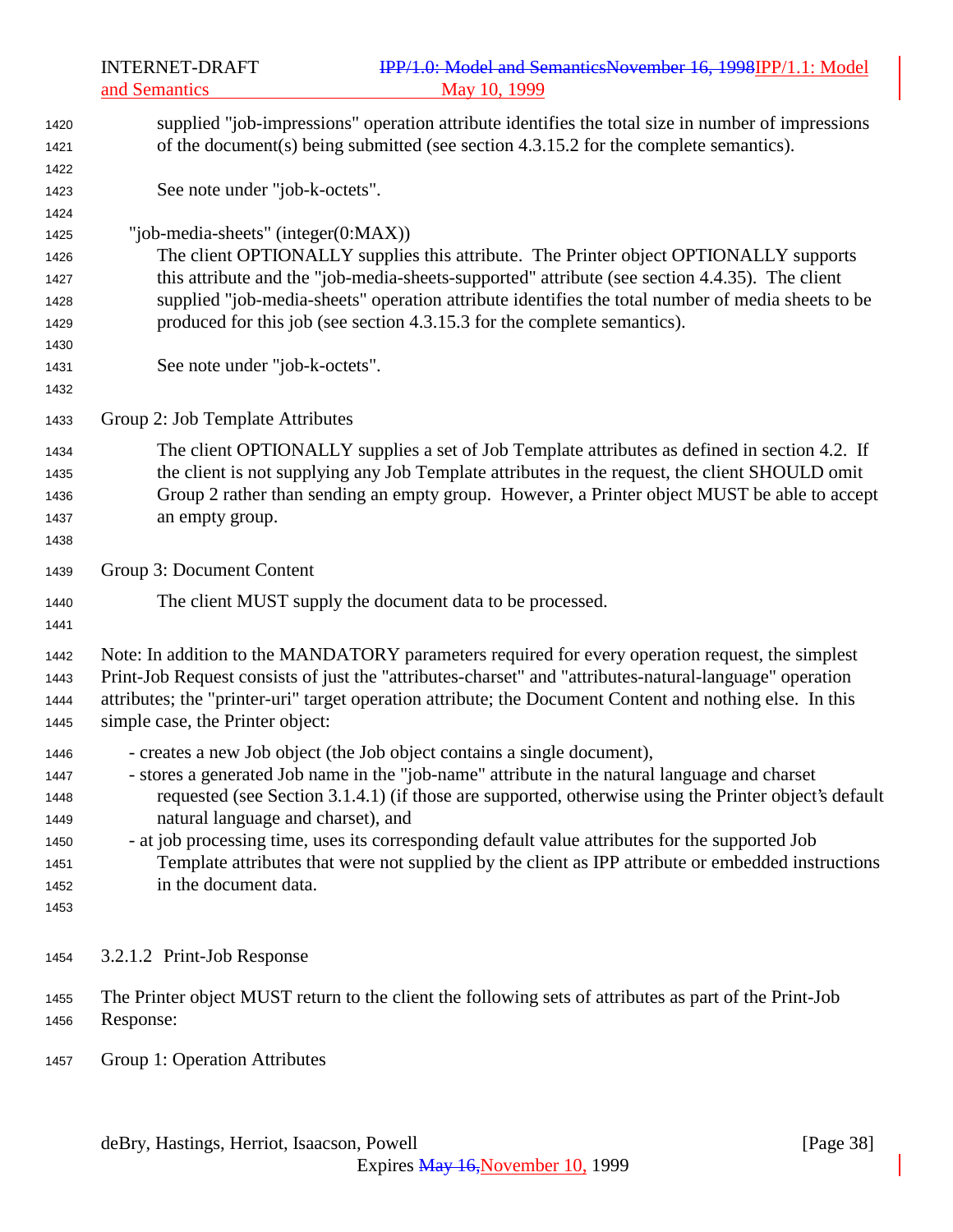supplied "job-impressions" operation attribute identifies the total size in number of impressions of the document(s) being submitted (see section 4.3.15.2 for the complete semantics).

See note under "job-k-octets".

"job-media-sheets" (integer(0:MAX))

The client OPTIONALLY supplies this attribute. The Printer object OPTIONALLY supports this attribute and the "job-media-sheets-supported" attribute (see section 4.4.35). The client supplied "job-media-sheets" operation attribute identifies the total number of media sheets to be produced for this job (see section 4.3.15.3 for the complete semantics).

See note under "job-k-octets".

Group 2: Job Template Attributes

The client OPTIONALLY supplies a set of Job Template attributes as defined in section 4.2. If the client is not supplying any Job Template attributes in the request, the client SHOULD omit Group 2 rather than sending an empty group. However, a Printer object MUST be able to accept an empty group.

Group 3: Document Content

The client MUST supply the document data to be processed.

Note: In addition to the MANDATORY parameters required for every operation request, the simplest Print-Job Request consists of just the "attributes-charset" and "attributes-natural-language" operation attributes; the "printer-uri" target operation attribute; the Document Content and nothing else. In this simple case, the Printer object:

- creates a new Job object (the Job object contains a single document),
- stores a generated Job name in the "job-name" attribute in the natural language and charset requested (see Section 3.1.4.1) (if those are supported, otherwise using the Printer object's default natural language and charset), and
- at job processing time, uses its corresponding default value attributes for the supported Job Template attributes that were not supplied by the client as IPP attribute or embedded instructions in the document data.

### 3.2.1.2 Print-Job Response

The Printer object MUST return to the client the following sets of attributes as part of the Print-Job Response:

Group 1: Operation Attributes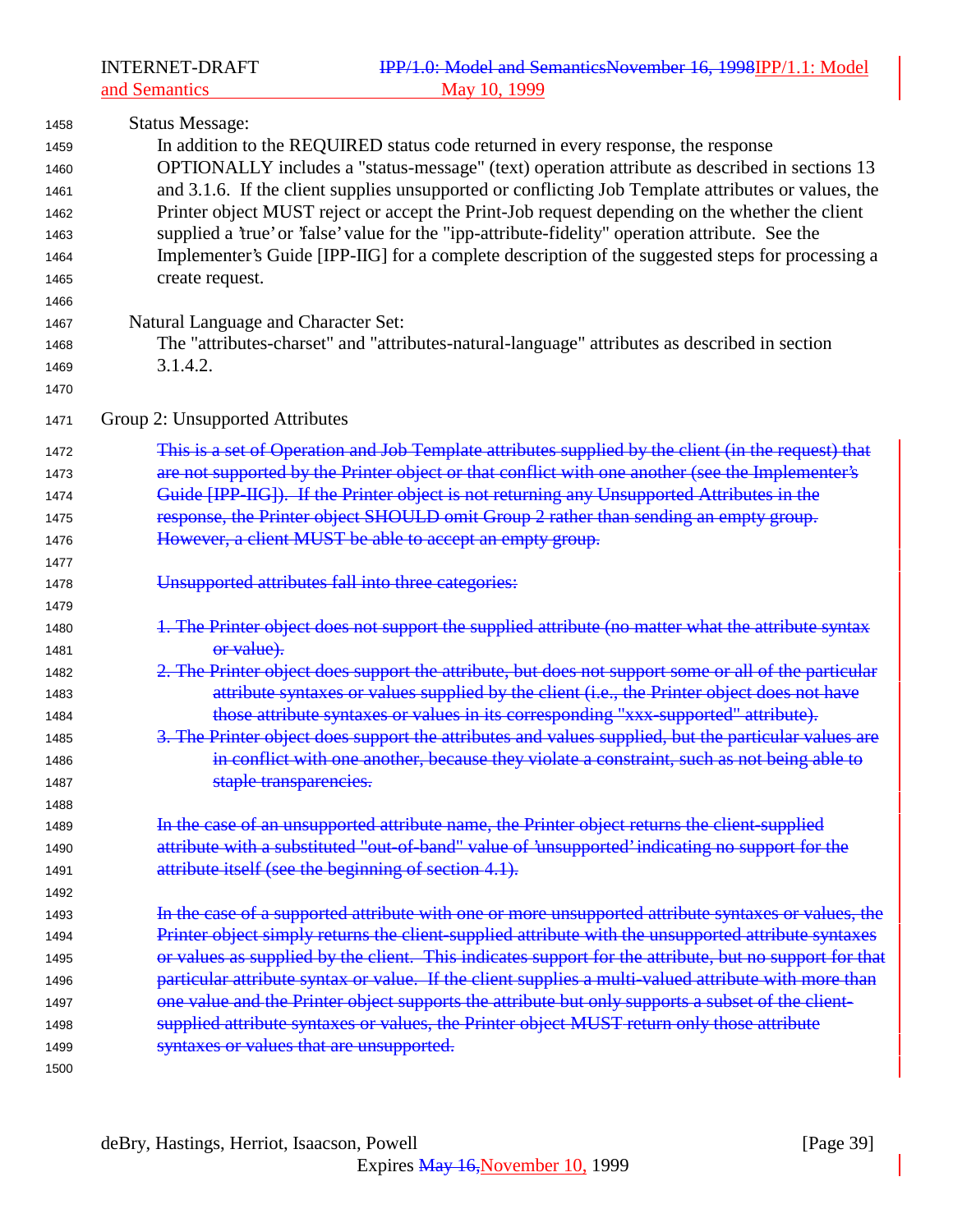Status Message:

In addition to the REQUIRED status code returned in every response, the response OPTIONALLY includes a "status-message" (text) operation attribute as described in sections 13 and 3.1.6. If the client supplies unsupported or conflicting Job Template attributes or values, the Printer object MUST reject or accept the Print-Job request depending on the whether the client supplied a 'true' or 'false' value for the "ipp-attribute-fidelity" operation attribute. See the Implementer's Guide [IPP-IIG] for a complete description of the suggested steps for processing a create request.

Natural Language and Character Set:

The "attributes-charset" and "attributes-natural-language" attributes as described in section 3.1.4.2.

Group 2: Unsupported Attributes

~~This is a set of Operation and Job Template attributes supplied by the client (in the request) that are not supported by the Printer object or that conflict with one another (see the Implementer's Guide [IPP-IIG]). If the Printer object is not returning any Unsupported Attributes in the response, the Printer object SHOULD omit Group 2 rather than sending an empty group. However, a client MUST be able to accept an empty group.~~

~~Unsupported attributes fall into three categories:~~

~~1. The Printer object does not support the supplied attribute (no matter what the attribute syntax or value).~~
~~2. The Printer object does support the attribute, but does not support some or all of the particular attribute syntaxes or values supplied by the client (i.e., the Printer object does not have those attribute syntaxes or values in its corresponding "xxx-supported" attribute).~~
~~3. The Printer object does support the attributes and values supplied, but the particular values are in conflict with one another, because they violate a constraint, such as not being able to staple transparencies.~~

~~In the case of an unsupported attribute name, the Printer object returns the client-supplied attribute with a substituted "out-of-band" value of 'unsupported' indicating no support for the attribute itself (see the beginning of section 4.1).~~

~~In the case of a supported attribute with one or more unsupported attribute syntaxes or values, the Printer object simply returns the client-supplied attribute with the unsupported attribute syntaxes or values as supplied by the client. This indicates support for the attribute, but no support for that particular attribute syntax or value. If the client supplies a multi-valued attribute with more than one value and the Printer object supports the attribute but only supports a subset of the client-supplied attribute syntaxes or values, the Printer object MUST return only those attribute syntaxes or values that are unsupported.~~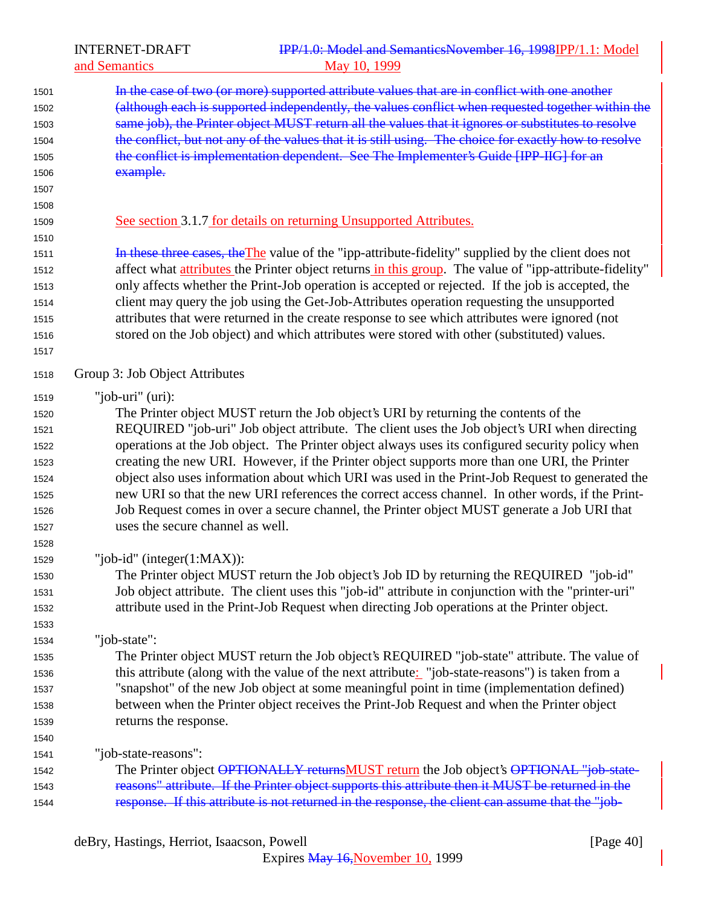In the case of two (or more) supported attribute values that are in conflict with one another (although each is supported independently, the values conflict when requested together within the same job), the Printer object MUST return all the values that it ignores or substitutes to resolve the conflict, but not any of the values that it is still using. The choice for exactly how to resolve the conflict is implementation dependent. See The Implementer's Guide [IPP-IIG] for an example.

See section 3.1.7 for details on returning Unsupported Attributes.

In these three cases, theThe value of the "ipp-attribute-fidelity" supplied by the client does not affect what attributes the Printer object returns in this group. The value of "ipp-attribute-fidelity" only affects whether the Print-Job operation is accepted or rejected. If the job is accepted, the client may query the job using the Get-Job-Attributes operation requesting the unsupported attributes that were returned in the create response to see which attributes were ignored (not stored on the Job object) and which attributes were stored with other (substituted) values.

Group 3: Job Object Attributes

"job-uri" (uri):
The Printer object MUST return the Job object's URI by returning the contents of the REQUIRED "job-uri" Job object attribute. The client uses the Job object's URI when directing operations at the Job object. The Printer object always uses its configured security policy when creating the new URI. However, if the Printer object supports more than one URI, the Printer object also uses information about which URI was used in the Print-Job Request to generated the new URI so that the new URI references the correct access channel. In other words, if the Print-Job Request comes in over a secure channel, the Printer object MUST generate a Job URI that uses the secure channel as well.

"job-id" (integer(1:MAX)):
The Printer object MUST return the Job object's Job ID by returning the REQUIRED "job-id" Job object attribute. The client uses this "job-id" attribute in conjunction with the "printer-uri" attribute used in the Print-Job Request when directing Job operations at the Printer object.

"job-state":
The Printer object MUST return the Job object's REQUIRED "job-state" attribute. The value of this attribute (along with the value of the next attribute: "job-state-reasons") is taken from a "snapshot" of the new Job object at some meaningful point in time (implementation defined) between when the Printer object receives the Print-Job Request and when the Printer object returns the response.

"job-state-reasons":
The Printer object OPTIONALLY returnsMUST return the Job object's OPTIONAL "job-state-reasons" attribute. If the Printer object supports this attribute then it MUST be returned in the response. If this attribute is not returned in the response, the client can assume that the "job-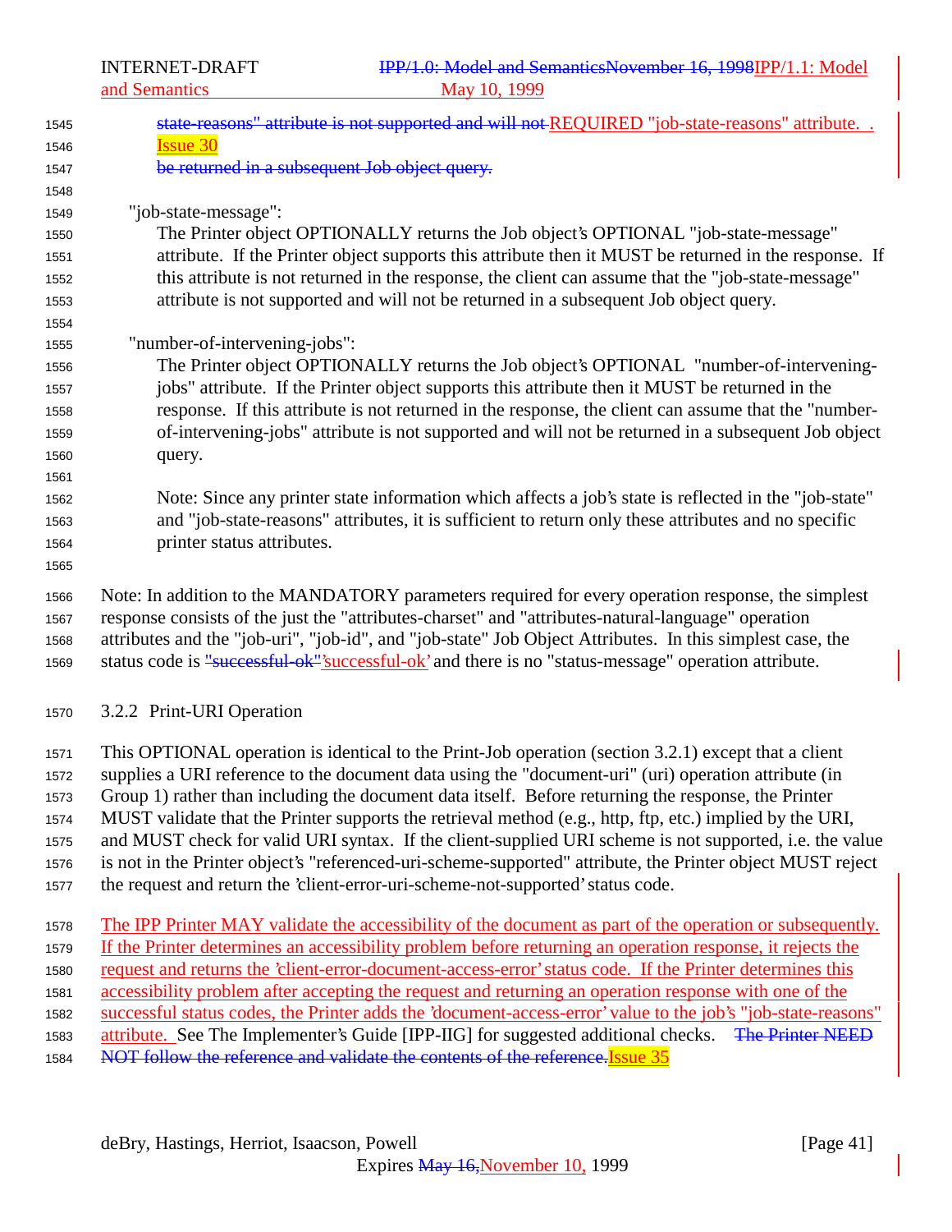~~state-reasons" attribute is not supported and will not~~ REQUIRED "job-state-reasons" attribute. . Issue 30
~~be returned in a subsequent Job object query.~~

"job-state-message":
The Printer object OPTIONALLY returns the Job object's OPTIONAL "job-state-message" attribute. If the Printer object supports this attribute then it MUST be returned in the response. If this attribute is not returned in the response, the client can assume that the "job-state-message" attribute is not supported and will not be returned in a subsequent Job object query.

"number-of-intervening-jobs":
The Printer object OPTIONALLY returns the Job object's OPTIONAL "number-of-intervening-jobs" attribute. If the Printer object supports this attribute then it MUST be returned in the response. If this attribute is not returned in the response, the client can assume that the "number-of-intervening-jobs" attribute is not supported and will not be returned in a subsequent Job object query.

Note: Since any printer state information which affects a job's state is reflected in the "job-state" and "job-state-reasons" attributes, it is sufficient to return only these attributes and no specific printer status attributes.

Note: In addition to the MANDATORY parameters required for every operation response, the simplest response consists of the just the "attributes-charset" and "attributes-natural-language" operation attributes and the "job-uri", "job-id", and "job-state" Job Object Attributes. In this simplest case, the status code is ~~"successful-ok"~~'successful-ok' and there is no "status-message" operation attribute.

### 3.2.2 Print-URI Operation

This OPTIONAL operation is identical to the Print-Job operation (section 3.2.1) except that a client supplies a URI reference to the document data using the "document-uri" (uri) operation attribute (in Group 1) rather than including the document data itself. Before returning the response, the Printer MUST validate that the Printer supports the retrieval method (e.g., http, ftp, etc.) implied by the URI, and MUST check for valid URI syntax. If the client-supplied URI scheme is not supported, i.e. the value is not in the Printer object's "referenced-uri-scheme-supported" attribute, the Printer object MUST reject the request and return the 'client-error-uri-scheme-not-supported' status code.

The IPP Printer MAY validate the accessibility of the document as part of the operation or subsequently. If the Printer determines an accessibility problem before returning an operation response, it rejects the request and returns the 'client-error-document-access-error' status code. If the Printer determines this accessibility problem after accepting the request and returning an operation response with one of the successful status codes, the Printer adds the 'document-access-error' value to the job's "job-state-reasons" attribute. See The Implementer's Guide [IPP-IIG] for suggested additional checks. ~~The Printer NEED NOT follow the reference and validate the contents of the reference.~~ Issue 35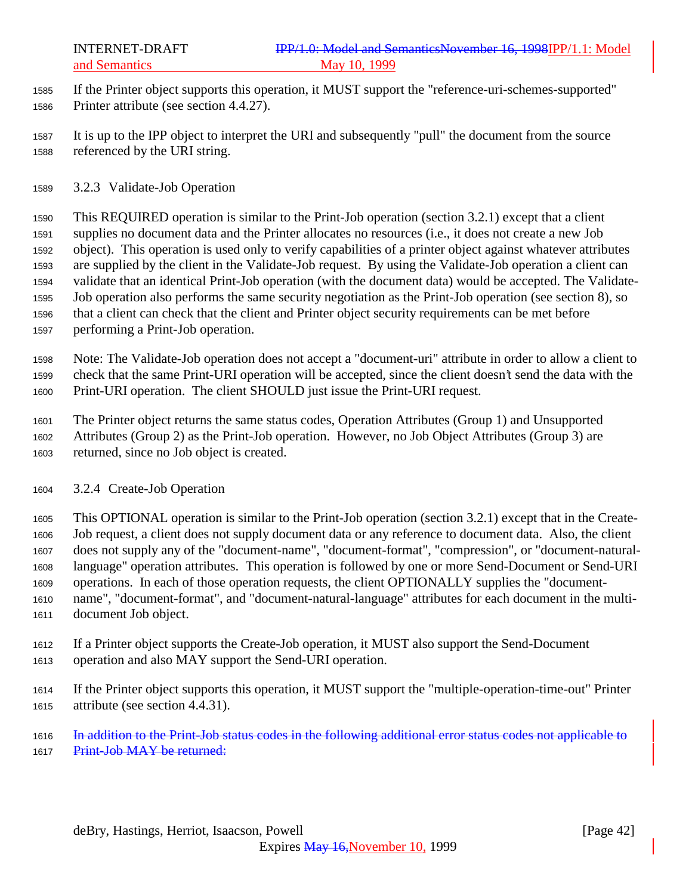If the Printer object supports this operation, it MUST support the "reference-uri-schemes-supported" Printer attribute (see section 4.4.27).

It is up to the IPP object to interpret the URI and subsequently "pull" the document from the source referenced by the URI string.

### 3.2.3 Validate-Job Operation

This REQUIRED operation is similar to the Print-Job operation (section 3.2.1) except that a client supplies no document data and the Printer allocates no resources (i.e., it does not create a new Job object). This operation is used only to verify capabilities of a printer object against whatever attributes are supplied by the client in the Validate-Job request. By using the Validate-Job operation a client can validate that an identical Print-Job operation (with the document data) would be accepted. The Validate-Job operation also performs the same security negotiation as the Print-Job operation (see section 8), so that a client can check that the client and Printer object security requirements can be met before performing a Print-Job operation.

Note: The Validate-Job operation does not accept a "document-uri" attribute in order to allow a client to check that the same Print-URI operation will be accepted, since the client doesn't send the data with the Print-URI operation. The client SHOULD just issue the Print-URI request.

The Printer object returns the same status codes, Operation Attributes (Group 1) and Unsupported Attributes (Group 2) as the Print-Job operation. However, no Job Object Attributes (Group 3) are returned, since no Job object is created.

### 3.2.4 Create-Job Operation

This OPTIONAL operation is similar to the Print-Job operation (section 3.2.1) except that in the Create-Job request, a client does not supply document data or any reference to document data. Also, the client does not supply any of the "document-name", "document-format", "compression", or "document-natural-language" operation attributes. This operation is followed by one or more Send-Document or Send-URI operations. In each of those operation requests, the client OPTIONALLY supplies the "document-name", "document-format", and "document-natural-language" attributes for each document in the multi-document Job object.

If a Printer object supports the Create-Job operation, it MUST also support the Send-Document operation and also MAY support the Send-URI operation.

If the Printer object supports this operation, it MUST support the "multiple-operation-time-out" Printer attribute (see section 4.4.31).

~~In addition to the Print-Job status codes in the following additional error status codes not applicable to Print-Job MAY be returned:~~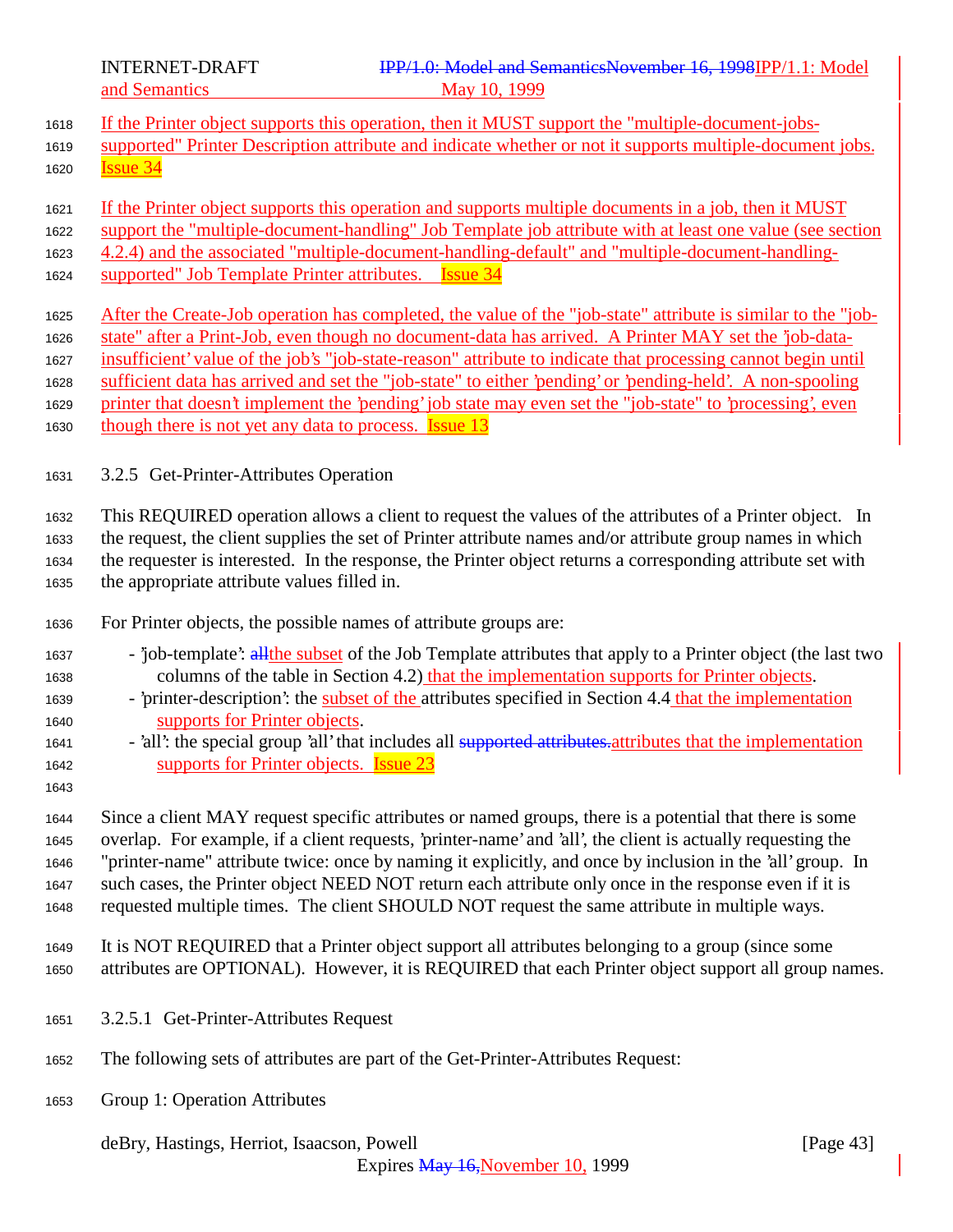If the Printer object supports this operation, then it MUST support the "multiple-document-jobs-supported" Printer Description attribute and indicate whether or not it supports multiple-document jobs. Issue 34

If the Printer object supports this operation and supports multiple documents in a job, then it MUST support the "multiple-document-handling" Job Template job attribute with at least one value (see section 4.2.4) and the associated "multiple-document-handling-default" and "multiple-document-handling-supported" Job Template Printer attributes. Issue 34

After the Create-Job operation has completed, the value of the "job-state" attribute is similar to the "job-state" after a Print-Job, even though no document-data has arrived. A Printer MAY set the 'job-data-insufficient' value of the job's "job-state-reason" attribute to indicate that processing cannot begin until sufficient data has arrived and set the "job-state" to either 'pending' or 'pending-held'. A non-spooling printer that doesn't implement the 'pending' job state may even set the "job-state" to 'processing', even though there is not yet any data to process. Issue 13

### 3.2.5 Get-Printer-Attributes Operation

This REQUIRED operation allows a client to request the values of the attributes of a Printer object. In the request, the client supplies the set of Printer attribute names and/or attribute group names in which the requester is interested. In the response, the Printer object returns a corresponding attribute set with the appropriate attribute values filled in.

For Printer objects, the possible names of attribute groups are:

- 'job-template': ~~all~~the subset of the Job Template attributes that apply to a Printer object (the last two columns of the table in Section 4.2) that the implementation supports for Printer objects.
- 'printer-description': the subset of the attributes specified in Section 4.4 that the implementation supports for Printer objects.
- 'all': the special group 'all' that includes all ~~supported attributes.~~attributes that the implementation supports for Printer objects. Issue 23

Since a client MAY request specific attributes or named groups, there is a potential that there is some overlap. For example, if a client requests, 'printer-name' and 'all', the client is actually requesting the "printer-name" attribute twice: once by naming it explicitly, and once by inclusion in the 'all' group. In such cases, the Printer object NEED NOT return each attribute only once in the response even if it is requested multiple times. The client SHOULD NOT request the same attribute in multiple ways.

It is NOT REQUIRED that a Printer object support all attributes belonging to a group (since some attributes are OPTIONAL). However, it is REQUIRED that each Printer object support all group names.

#### 3.2.5.1 Get-Printer-Attributes Request

The following sets of attributes are part of the Get-Printer-Attributes Request:

Group 1: Operation Attributes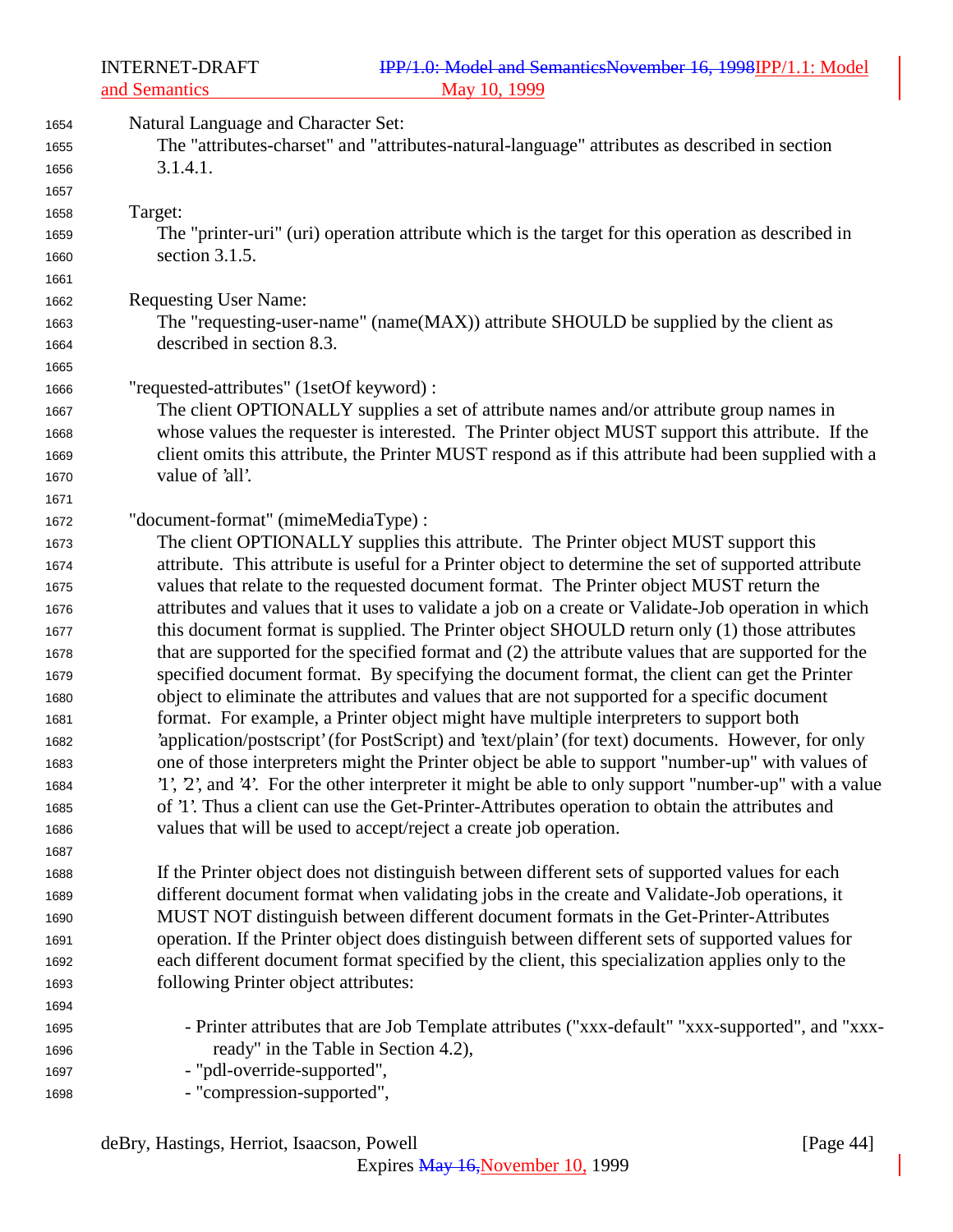Natural Language and Character Set:
The "attributes-charset" and "attributes-natural-language" attributes as described in section 3.1.4.1.

Target:
The "printer-uri" (uri) operation attribute which is the target for this operation as described in section 3.1.5.

Requesting User Name:
The "requesting-user-name" (name(MAX)) attribute SHOULD be supplied by the client as described in section 8.3.

"requested-attributes" (1setOf keyword) :
The client OPTIONALLY supplies a set of attribute names and/or attribute group names in whose values the requester is interested. The Printer object MUST support this attribute. If the client omits this attribute, the Printer MUST respond as if this attribute had been supplied with a value of 'all'.

"document-format" (mimeMediaType) :
The client OPTIONALLY supplies this attribute. The Printer object MUST support this attribute. This attribute is useful for a Printer object to determine the set of supported attribute values that relate to the requested document format. The Printer object MUST return the attributes and values that it uses to validate a job on a create or Validate-Job operation in which this document format is supplied. The Printer object SHOULD return only (1) those attributes that are supported for the specified format and (2) the attribute values that are supported for the specified document format. By specifying the document format, the client can get the Printer object to eliminate the attributes and values that are not supported for a specific document format. For example, a Printer object might have multiple interpreters to support both 'application/postscript' (for PostScript) and 'text/plain' (for text) documents. However, for only one of those interpreters might the Printer object be able to support "number-up" with values of '1', '2', and '4'. For the other interpreter it might be able to only support "number-up" with a value of '1'. Thus a client can use the Get-Printer-Attributes operation to obtain the attributes and values that will be used to accept/reject a create job operation.

If the Printer object does not distinguish between different sets of supported values for each different document format when validating jobs in the create and Validate-Job operations, it MUST NOT distinguish between different document formats in the Get-Printer-Attributes operation. If the Printer object does distinguish between different sets of supported values for each different document format specified by the client, this specialization applies only to the following Printer object attributes:

- Printer attributes that are Job Template attributes ("xxx-default" "xxx-supported", and "xxx-ready" in the Table in Section 4.2),
- "pdl-override-supported",
- "compression-supported",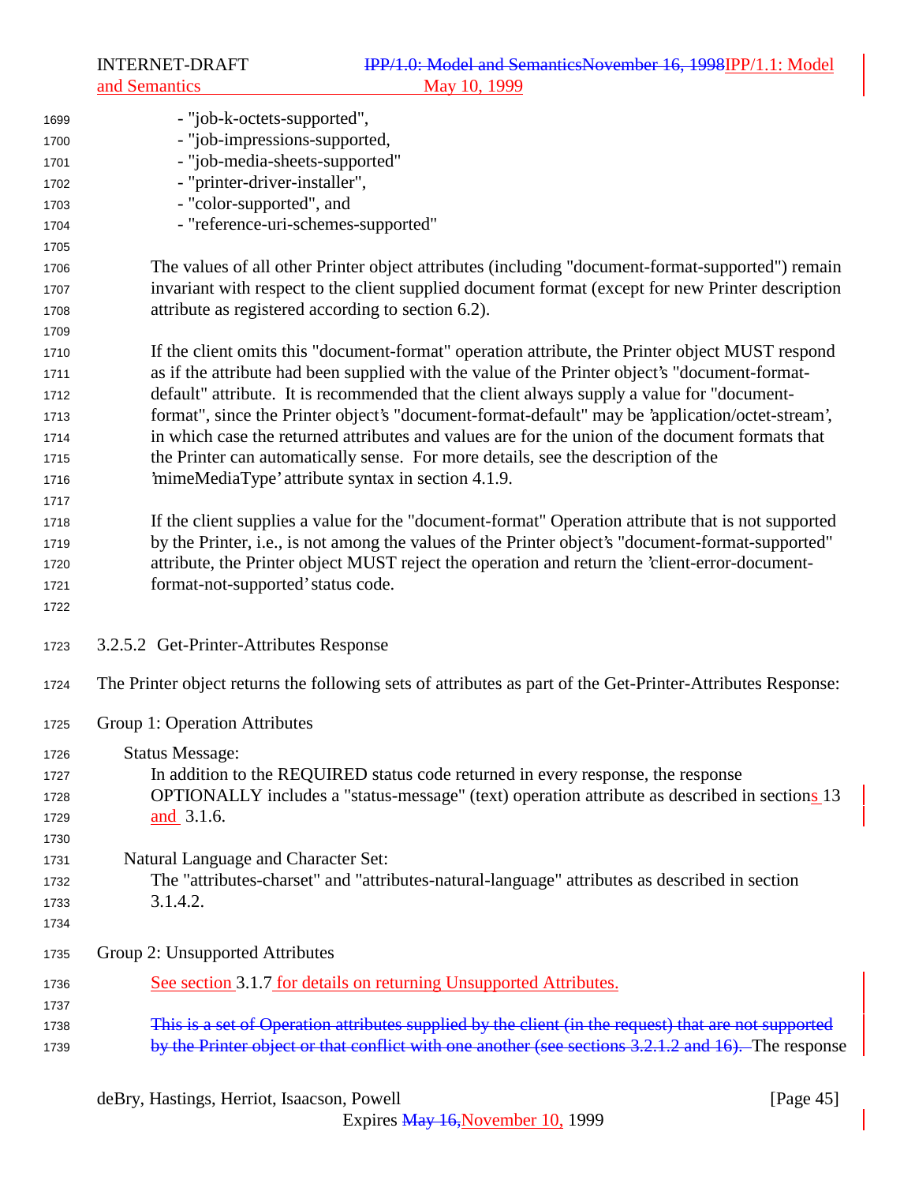- "job-k-octets-supported",
- "job-impressions-supported,
- "job-media-sheets-supported"
- "printer-driver-installer",
- "color-supported", and
- "reference-uri-schemes-supported"

The values of all other Printer object attributes (including "document-format-supported") remain invariant with respect to the client supplied document format (except for new Printer description attribute as registered according to section 6.2).

If the client omits this "document-format" operation attribute, the Printer object MUST respond as if the attribute had been supplied with the value of the Printer object's "document-format-default" attribute. It is recommended that the client always supply a value for "document-format", since the Printer object's "document-format-default" may be 'application/octet-stream', in which case the returned attributes and values are for the union of the document formats that the Printer can automatically sense. For more details, see the description of the 'mimeMediaType' attribute syntax in section 4.1.9.

If the client supplies a value for the "document-format" Operation attribute that is not supported by the Printer, i.e., is not among the values of the Printer object's "document-format-supported" attribute, the Printer object MUST reject the operation and return the 'client-error-document-format-not-supported' status code.

#### 3.2.5.2 Get-Printer-Attributes Response

The Printer object returns the following sets of attributes as part of the Get-Printer-Attributes Response:

Group 1: Operation Attributes

Status Message:
In addition to the REQUIRED status code returned in every response, the response OPTIONALLY includes a "status-message" (text) operation attribute as described in sections 13 and 3.1.6.

Natural Language and Character Set:
The "attributes-charset" and "attributes-natural-language" attributes as described in section 3.1.4.2.

Group 2: Unsupported Attributes

See section 3.1.7 for details on returning Unsupported Attributes.

~~This is a set of Operation attributes supplied by the client (in the request) that are not supported by the Printer object or that conflict with one another (see sections 3.2.1.2 and 16).~~ The response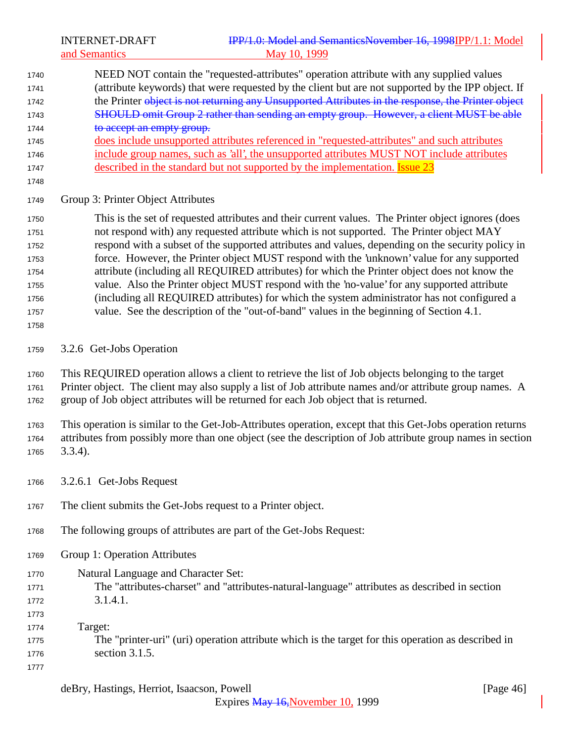NEED NOT contain the "requested-attributes" operation attribute with any supplied values (attribute keywords) that were requested by the client but are not supported by the IPP object. If the Printer ~~object is not returning any Unsupported Attributes in the response, the Printer object SHOULD omit Group 2 rather than sending an empty group. However, a client MUST be able to accept an empty group.~~ does include unsupported attributes referenced in "requested-attributes" and such attributes include group names, such as 'all', the unsupported attributes MUST NOT include attributes described in the standard but not supported by the implementation. Issue 23

Group 3: Printer Object Attributes

This is the set of requested attributes and their current values. The Printer object ignores (does not respond with) any requested attribute which is not supported. The Printer object MAY respond with a subset of the supported attributes and values, depending on the security policy in force. However, the Printer object MUST respond with the 'unknown' value for any supported attribute (including all REQUIRED attributes) for which the Printer object does not know the value. Also the Printer object MUST respond with the 'no-value' for any supported attribute (including all REQUIRED attributes) for which the system administrator has not configured a value. See the description of the "out-of-band" values in the beginning of Section 4.1.

### 3.2.6 Get-Jobs Operation

This REQUIRED operation allows a client to retrieve the list of Job objects belonging to the target Printer object. The client may also supply a list of Job attribute names and/or attribute group names. A group of Job object attributes will be returned for each Job object that is returned.

This operation is similar to the Get-Job-Attributes operation, except that this Get-Jobs operation returns attributes from possibly more than one object (see the description of Job attribute group names in section 3.3.4).

#### 3.2.6.1 Get-Jobs Request

The client submits the Get-Jobs request to a Printer object.

The following groups of attributes are part of the Get-Jobs Request:

Group 1: Operation Attributes

Natural Language and Character Set:
The "attributes-charset" and "attributes-natural-language" attributes as described in section 3.1.4.1.

Target:
The "printer-uri" (uri) operation attribute which is the target for this operation as described in section 3.1.5.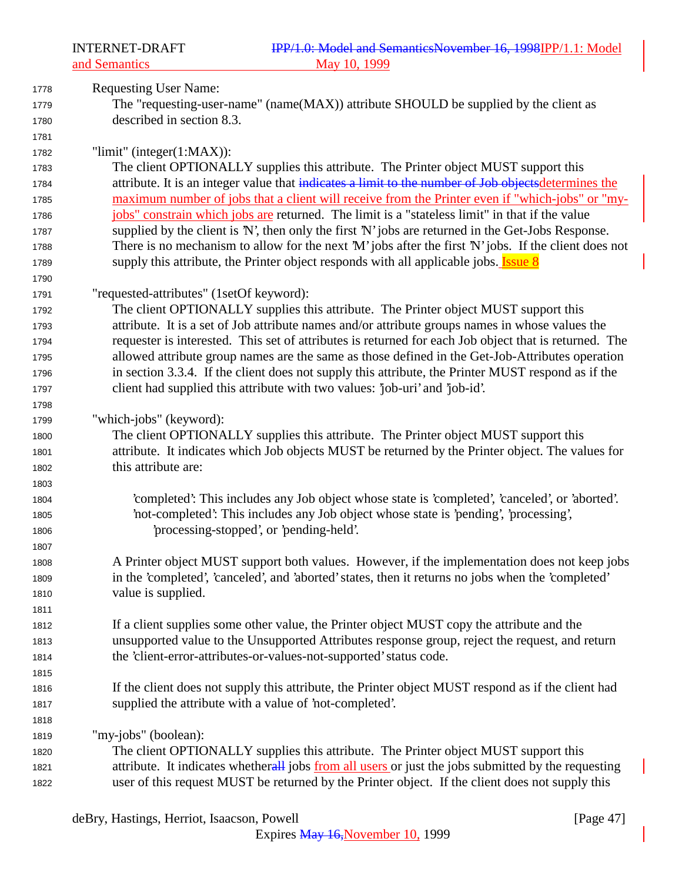Requesting User Name:

The "requesting-user-name" (name(MAX)) attribute SHOULD be supplied by the client as described in section 8.3.

"limit" (integer(1:MAX)):

The client OPTIONALLY supplies this attribute. The Printer object MUST support this attribute. It is an integer value that ~~indicates a limit to the number of Job objects~~determines the maximum number of jobs that a client will receive from the Printer even if "which-jobs" or "my-jobs" constrain which jobs are returned. The limit is a "stateless limit" in that if the value supplied by the client is 'N', then only the first 'N' jobs are returned in the Get-Jobs Response. There is no mechanism to allow for the next 'M' jobs after the first 'N' jobs. If the client does not supply this attribute, the Printer object responds with all applicable jobs. Issue 8

"requested-attributes" (1setOf keyword):

The client OPTIONALLY supplies this attribute. The Printer object MUST support this attribute. It is a set of Job attribute names and/or attribute groups names in whose values the requester is interested. This set of attributes is returned for each Job object that is returned. The allowed attribute group names are the same as those defined in the Get-Job-Attributes operation in section 3.3.4. If the client does not supply this attribute, the Printer MUST respond as if the client had supplied this attribute with two values: 'job-uri' and 'job-id'.

"which-jobs" (keyword):

The client OPTIONALLY supplies this attribute. The Printer object MUST support this attribute. It indicates which Job objects MUST be returned by the Printer object. The values for this attribute are:

'completed': This includes any Job object whose state is 'completed', 'canceled', or 'aborted'.
'not-completed': This includes any Job object whose state is 'pending', 'processing', 'processing-stopped', or 'pending-held'.

A Printer object MUST support both values. However, if the implementation does not keep jobs in the 'completed', 'canceled', and 'aborted' states, then it returns no jobs when the 'completed' value is supplied.

If a client supplies some other value, the Printer object MUST copy the attribute and the unsupported value to the Unsupported Attributes response group, reject the request, and return the 'client-error-attributes-or-values-not-supported' status code.

If the client does not supply this attribute, the Printer object MUST respond as if the client had supplied the attribute with a value of 'not-completed'.

"my-jobs" (boolean):

The client OPTIONALLY supplies this attribute. The Printer object MUST support this attribute. It indicates whether~~all~~ jobs from all users or just the jobs submitted by the requesting user of this request MUST be returned by the Printer object. If the client does not supply this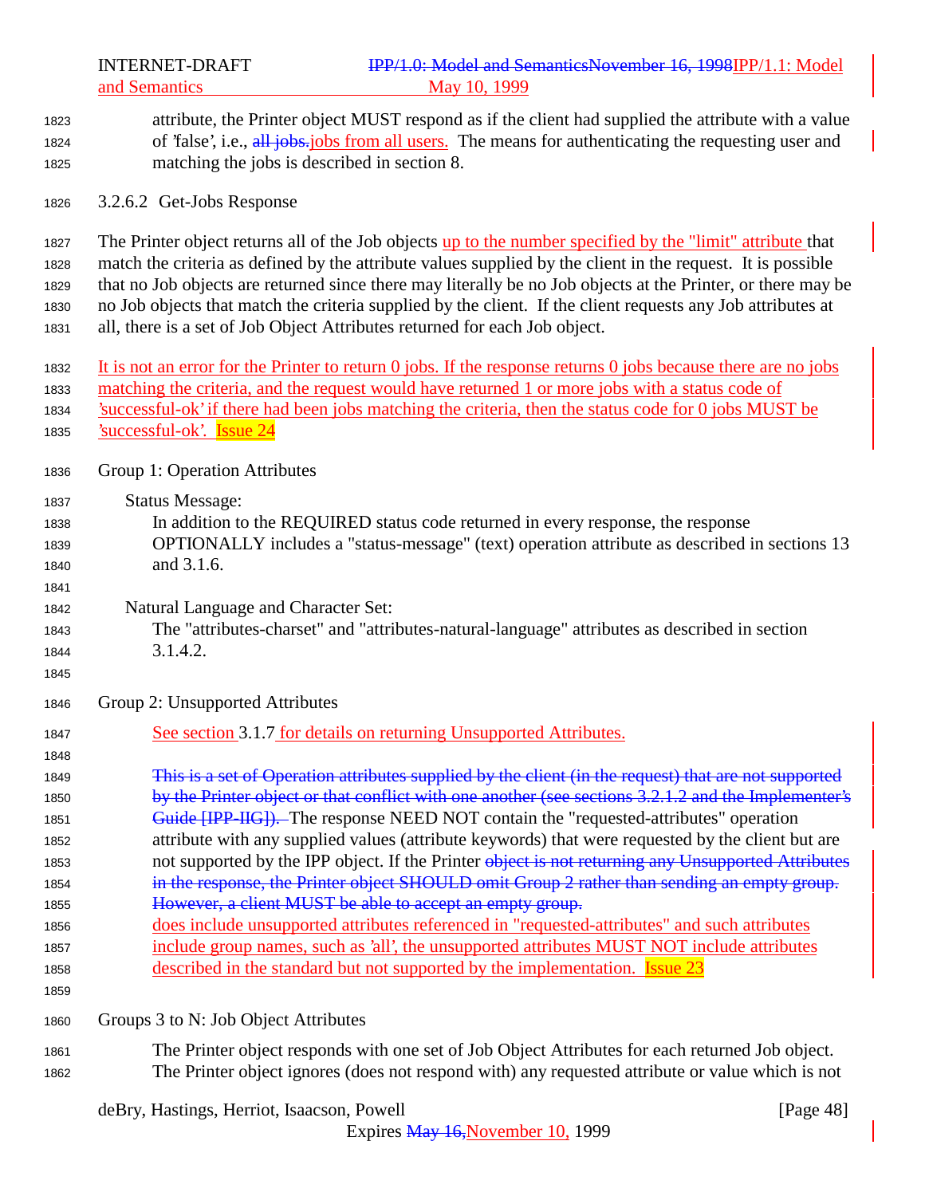attribute, the Printer object MUST respond as if the client had supplied the attribute with a value of 'false', i.e., ~~all jobs.~~jobs from all users. The means for authenticating the requesting user and matching the jobs is described in section 8.

### 3.2.6.2 Get-Jobs Response

The Printer object returns all of the Job objects up to the number specified by the "limit" attribute that match the criteria as defined by the attribute values supplied by the client in the request. It is possible that no Job objects are returned since there may literally be no Job objects at the Printer, or there may be no Job objects that match the criteria supplied by the client. If the client requests any Job attributes at all, there is a set of Job Object Attributes returned for each Job object.

It is not an error for the Printer to return 0 jobs. If the response returns 0 jobs because there are no jobs matching the criteria, and the request would have returned 1 or more jobs with a status code of 'successful-ok' if there had been jobs matching the criteria, then the status code for 0 jobs MUST be 'successful-ok'. Issue 24

Group 1: Operation Attributes

Status Message:
In addition to the REQUIRED status code returned in every response, the response OPTIONALLY includes a "status-message" (text) operation attribute as described in sections 13 and 3.1.6.

Natural Language and Character Set:
The "attributes-charset" and "attributes-natural-language" attributes as described in section 3.1.4.2.

Group 2: Unsupported Attributes

See section 3.1.7 for details on returning Unsupported Attributes.

~~This is a set of Operation attributes supplied by the client (in the request) that are not supported by the Printer object or that conflict with one another (see sections 3.2.1.2 and the Implementer's Guide [IPP-IIG]).~~ The response NEED NOT contain the "requested-attributes" operation attribute with any supplied values (attribute keywords) that were requested by the client but are not supported by the IPP object. If the Printer ~~object is not returning any Unsupported Attributes in the response, the Printer object SHOULD omit Group 2 rather than sending an empty group. However, a client MUST be able to accept an empty group.~~ does include unsupported attributes referenced in "requested-attributes" and such attributes include group names, such as 'all', the unsupported attributes MUST NOT include attributes described in the standard but not supported by the implementation. Issue 23

Groups 3 to N: Job Object Attributes

The Printer object responds with one set of Job Object Attributes for each returned Job object. The Printer object ignores (does not respond with) any requested attribute or value which is not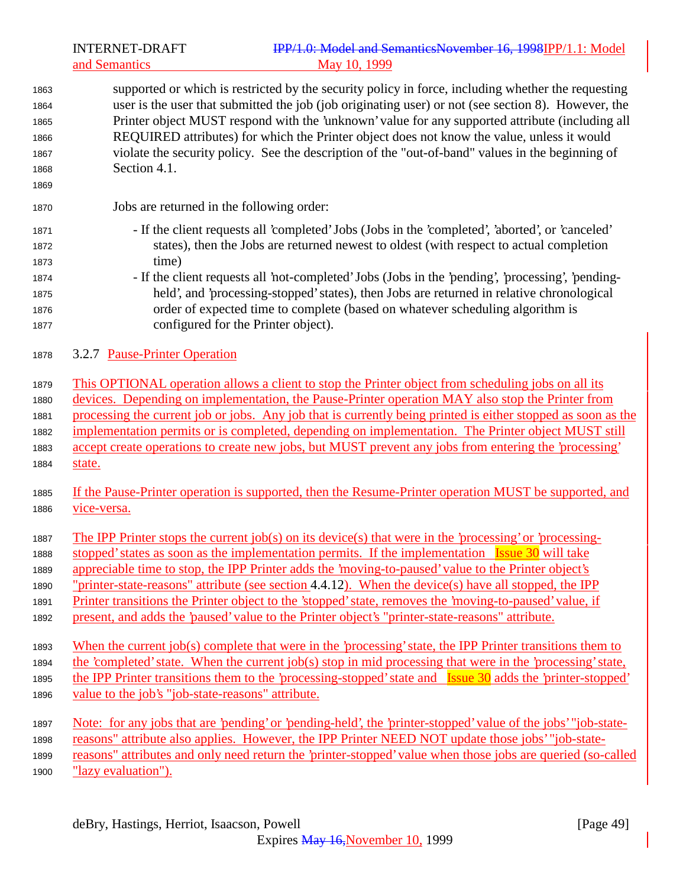supported or which is restricted by the security policy in force, including whether the requesting user is the user that submitted the job (job originating user) or not (see section 8). However, the Printer object MUST respond with the 'unknown' value for any supported attribute (including all REQUIRED attributes) for which the Printer object does not know the value, unless it would violate the security policy. See the description of the "out-of-band" values in the beginning of Section 4.1.

Jobs are returned in the following order:

- If the client requests all 'completed' Jobs (Jobs in the 'completed', 'aborted', or 'canceled' states), then the Jobs are returned newest to oldest (with respect to actual completion time)
- If the client requests all 'not-completed' Jobs (Jobs in the 'pending', 'processing', 'pending-held', and 'processing-stopped' states), then Jobs are returned in relative chronological order of expected time to complete (based on whatever scheduling algorithm is configured for the Printer object).

### 3.2.7 Pause-Printer Operation

This OPTIONAL operation allows a client to stop the Printer object from scheduling jobs on all its devices. Depending on implementation, the Pause-Printer operation MAY also stop the Printer from processing the current job or jobs. Any job that is currently being printed is either stopped as soon as the implementation permits or is completed, depending on implementation. The Printer object MUST still accept create operations to create new jobs, but MUST prevent any jobs from entering the 'processing' state.

If the Pause-Printer operation is supported, then the Resume-Printer operation MUST be supported, and vice-versa.

The IPP Printer stops the current job(s) on its device(s) that were in the 'processing' or 'processing-stopped' states as soon as the implementation permits. If the implementation Issue 30 will take appreciable time to stop, the IPP Printer adds the 'moving-to-paused' value to the Printer object's "printer-state-reasons" attribute (see section 4.4.12). When the device(s) have all stopped, the IPP Printer transitions the Printer object to the 'stopped' state, removes the 'moving-to-paused' value, if present, and adds the 'paused' value to the Printer object's "printer-state-reasons" attribute.

When the current job(s) complete that were in the 'processing' state, the IPP Printer transitions them to the 'completed' state. When the current job(s) stop in mid processing that were in the 'processing' state, the IPP Printer transitions them to the 'processing-stopped' state and Issue 30 adds the 'printer-stopped' value to the job's "job-state-reasons" attribute.

Note: for any jobs that are 'pending' or 'pending-held', the 'printer-stopped' value of the jobs' "job-state-reasons" attribute also applies. However, the IPP Printer NEED NOT update those jobs' "job-state-reasons" attributes and only need return the 'printer-stopped' value when those jobs are queried (so-called "lazy evaluation").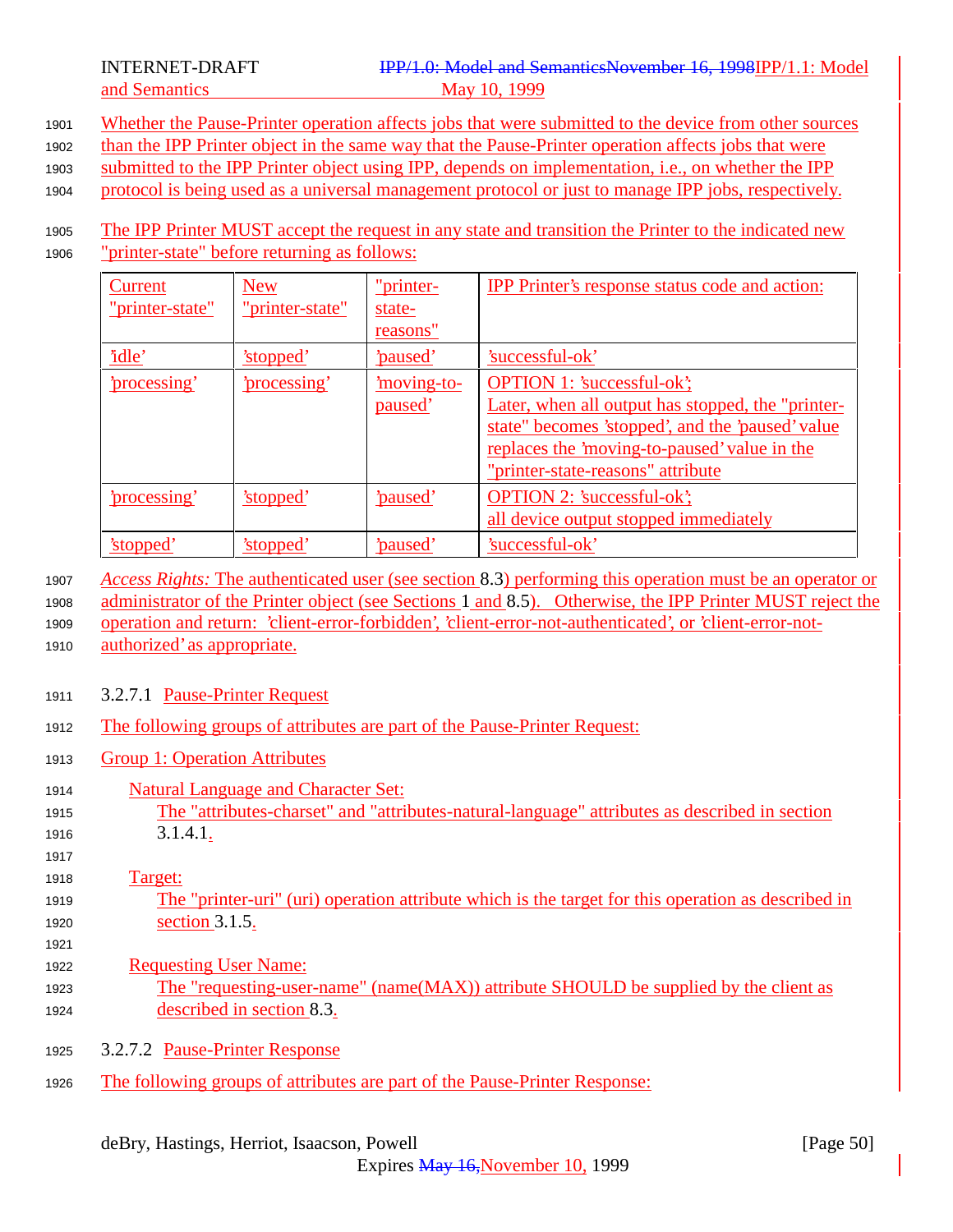Whether the Pause-Printer operation affects jobs that were submitted to the device from other sources than the IPP Printer object in the same way that the Pause-Printer operation affects jobs that were submitted to the IPP Printer object using IPP, depends on implementation, i.e., on whether the IPP protocol is being used as a universal management protocol or just to manage IPP jobs, respectively.

The IPP Printer MUST accept the request in any state and transition the Printer to the indicated new "printer-state" before returning as follows:

| Current "printer-state" | New "printer-state" | "printer-state-reasons" | IPP Printer's response status code and action: |
|---|---|---|---|
| 'idle' | 'stopped' | 'paused' | 'successful-ok' |
| 'processing' | 'processing' | 'moving-to-paused' | OPTION 1: 'successful-ok'; Later, when all output has stopped, the "printer-state" becomes 'stopped', and the 'paused' value replaces the 'moving-to-paused' value in the "printer-state-reasons" attribute |
| 'processing' | 'stopped' | 'paused' | OPTION 2: 'successful-ok'; all device output stopped immediately |
| 'stopped' | 'stopped' | 'paused' | 'successful-ok' |

*Access Rights:* The authenticated user (see section 8.3) performing this operation must be an operator or administrator of the Printer object (see Sections 1 and 8.5). Otherwise, the IPP Printer MUST reject the operation and return: 'client-error-forbidden', 'client-error-not-authenticated', or 'client-error-not-authorized' as appropriate.

#### 3.2.7.1 Pause-Printer Request

The following groups of attributes are part of the Pause-Printer Request:

Group 1: Operation Attributes

Natural Language and Character Set:
The "attributes-charset" and "attributes-natural-language" attributes as described in section 3.1.4.1.

Target:
The "printer-uri" (uri) operation attribute which is the target for this operation as described in section 3.1.5.

Requesting User Name:
The "requesting-user-name" (name(MAX)) attribute SHOULD be supplied by the client as described in section 8.3.

#### 3.2.7.2 Pause-Printer Response

The following groups of attributes are part of the Pause-Printer Response: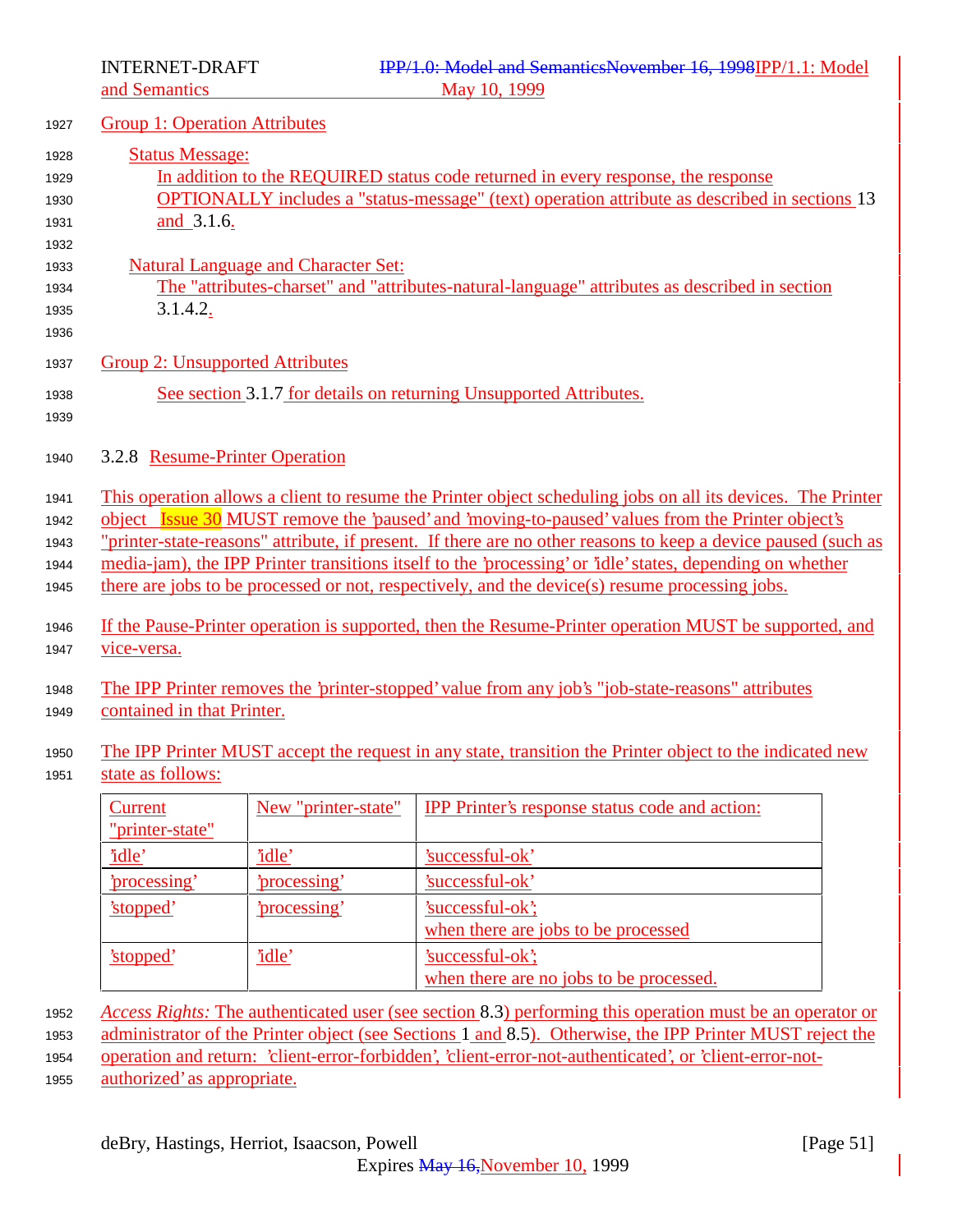Group 1: Operation Attributes

Status Message:

In addition to the REQUIRED status code returned in every response, the response OPTIONALLY includes a "status-message" (text) operation attribute as described in sections 13 and 3.1.6.

Natural Language and Character Set:

The "attributes-charset" and "attributes-natural-language" attributes as described in section 3.1.4.2.

Group 2: Unsupported Attributes

See section 3.1.7 for details on returning Unsupported Attributes.

### 3.2.8 Resume-Printer Operation

This operation allows a client to resume the Printer object scheduling jobs on all its devices. The Printer object Issue 30 MUST remove the 'paused' and 'moving-to-paused' values from the Printer object's "printer-state-reasons" attribute, if present. If there are no other reasons to keep a device paused (such as media-jam), the IPP Printer transitions itself to the 'processing' or 'idle' states, depending on whether there are jobs to be processed or not, respectively, and the device(s) resume processing jobs.

If the Pause-Printer operation is supported, then the Resume-Printer operation MUST be supported, and vice-versa.

The IPP Printer removes the 'printer-stopped' value from any job's "job-state-reasons" attributes contained in that Printer.

The IPP Printer MUST accept the request in any state, transition the Printer object to the indicated new state as follows:

| Current "printer-state" | New "printer-state" | IPP Printer's response status code and action: |
|---|---|---|
| 'idle' | 'idle' | 'successful-ok' |
| 'processing' | 'processing' | 'successful-ok' |
| 'stopped' | 'processing' | 'successful-ok'; when there are jobs to be processed |
| 'stopped' | 'idle' | 'successful-ok'; when there are no jobs to be processed. |

*Access Rights:* The authenticated user (see section 8.3) performing this operation must be an operator or administrator of the Printer object (see Sections 1 and 8.5). Otherwise, the IPP Printer MUST reject the operation and return: 'client-error-forbidden', 'client-error-not-authenticated', or 'client-error-not-authorized' as appropriate.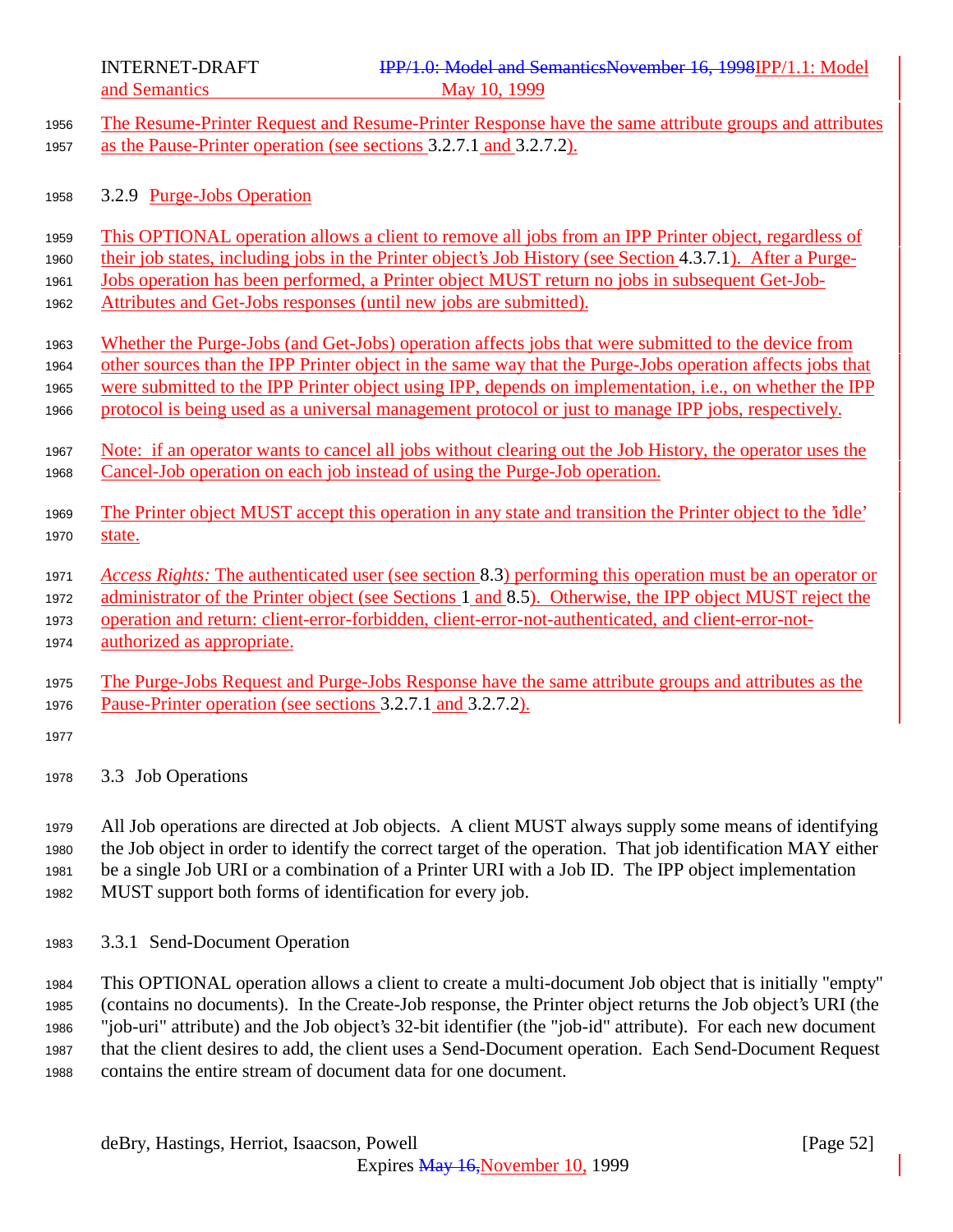The Resume-Printer Request and Resume-Printer Response have the same attribute groups and attributes as the Pause-Printer operation (see sections 3.2.7.1 and 3.2.7.2).

### 3.2.9 Purge-Jobs Operation

This OPTIONAL operation allows a client to remove all jobs from an IPP Printer object, regardless of their job states, including jobs in the Printer object's Job History (see Section 4.3.7.1). After a Purge-Jobs operation has been performed, a Printer object MUST return no jobs in subsequent Get-Job-Attributes and Get-Jobs responses (until new jobs are submitted).

Whether the Purge-Jobs (and Get-Jobs) operation affects jobs that were submitted to the device from other sources than the IPP Printer object in the same way that the Purge-Jobs operation affects jobs that were submitted to the IPP Printer object using IPP, depends on implementation, i.e., on whether the IPP protocol is being used as a universal management protocol or just to manage IPP jobs, respectively.

Note: if an operator wants to cancel all jobs without clearing out the Job History, the operator uses the Cancel-Job operation on each job instead of using the Purge-Job operation.

The Printer object MUST accept this operation in any state and transition the Printer object to the 'idle' state.

*Access Rights:* The authenticated user (see section 8.3) performing this operation must be an operator or administrator of the Printer object (see Sections 1 and 8.5). Otherwise, the IPP object MUST reject the operation and return: client-error-forbidden, client-error-not-authenticated, and client-error-not-authorized as appropriate.

The Purge-Jobs Request and Purge-Jobs Response have the same attribute groups and attributes as the Pause-Printer operation (see sections 3.2.7.1 and 3.2.7.2).

## 3.3 Job Operations

All Job operations are directed at Job objects. A client MUST always supply some means of identifying the Job object in order to identify the correct target of the operation. That job identification MAY either be a single Job URI or a combination of a Printer URI with a Job ID. The IPP object implementation MUST support both forms of identification for every job.

### 3.3.1 Send-Document Operation

This OPTIONAL operation allows a client to create a multi-document Job object that is initially "empty" (contains no documents). In the Create-Job response, the Printer object returns the Job object's URI (the "job-uri" attribute) and the Job object's 32-bit identifier (the "job-id" attribute). For each new document that the client desires to add, the client uses a Send-Document operation. Each Send-Document Request contains the entire stream of document data for one document.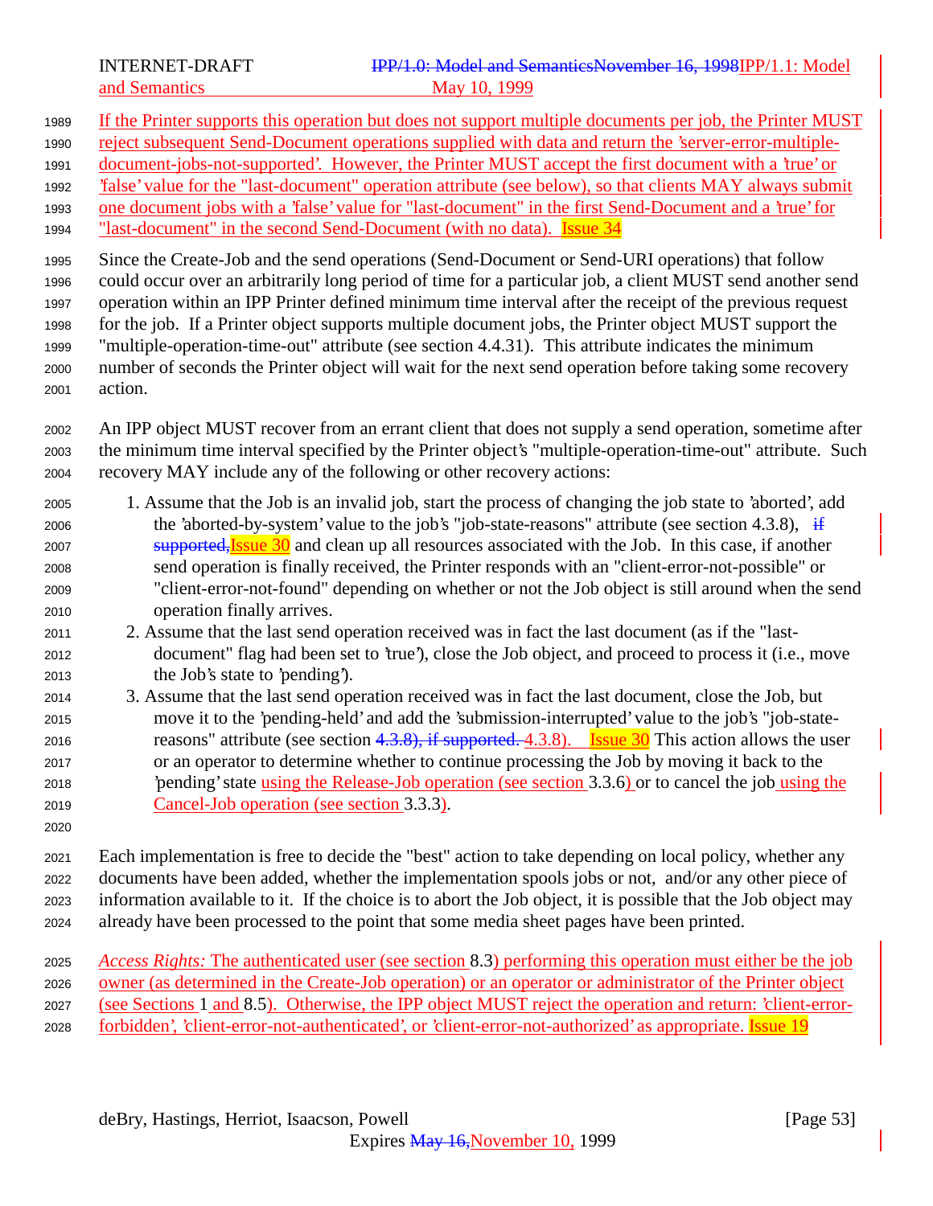If the Printer supports this operation but does not support multiple documents per job, the Printer MUST reject subsequent Send-Document operations supplied with data and return the 'server-error-multiple-document-jobs-not-supported'. However, the Printer MUST accept the first document with a 'true' or 'false' value for the "last-document" operation attribute (see below), so that clients MAY always submit one document jobs with a 'false' value for "last-document" in the first Send-Document and a 'true' for "last-document" in the second Send-Document (with no data). Issue 34

Since the Create-Job and the send operations (Send-Document or Send-URI operations) that follow could occur over an arbitrarily long period of time for a particular job, a client MUST send another send operation within an IPP Printer defined minimum time interval after the receipt of the previous request for the job. If a Printer object supports multiple document jobs, the Printer object MUST support the "multiple-operation-time-out" attribute (see section 4.4.31). This attribute indicates the minimum number of seconds the Printer object will wait for the next send operation before taking some recovery action.

An IPP object MUST recover from an errant client that does not supply a send operation, sometime after the minimum time interval specified by the Printer object's "multiple-operation-time-out" attribute. Such recovery MAY include any of the following or other recovery actions:

1. Assume that the Job is an invalid job, start the process of changing the job state to 'aborted', add the 'aborted-by-system' value to the job's "job-state-reasons" attribute (see section 4.3.8), ~~if supported,~~Issue 30 and clean up all resources associated with the Job. In this case, if another send operation is finally received, the Printer responds with an "client-error-not-possible" or "client-error-not-found" depending on whether or not the Job object is still around when the send operation finally arrives.
2. Assume that the last send operation received was in fact the last document (as if the "last-document" flag had been set to 'true'), close the Job object, and proceed to process it (i.e., move the Job's state to 'pending').
3. Assume that the last send operation received was in fact the last document, close the Job, but move it to the 'pending-held' and add the 'submission-interrupted' value to the job's "job-state-reasons" attribute (see section ~~4.3.8), if supported.~~ 4.3.8). Issue 30 This action allows the user or an operator to determine whether to continue processing the Job by moving it back to the 'pending' state using the Release-Job operation (see section 3.3.6) or to cancel the job using the Cancel-Job operation (see section 3.3.3).

Each implementation is free to decide the "best" action to take depending on local policy, whether any documents have been added, whether the implementation spools jobs or not, and/or any other piece of information available to it. If the choice is to abort the Job object, it is possible that the Job object may already have been processed to the point that some media sheet pages have been printed.

*Access Rights:* The authenticated user (see section 8.3) performing this operation must either be the job owner (as determined in the Create-Job operation) or an operator or administrator of the Printer object (see Sections 1 and 8.5). Otherwise, the IPP object MUST reject the operation and return: 'client-error-forbidden', 'client-error-not-authenticated', or 'client-error-not-authorized' as appropriate. Issue 19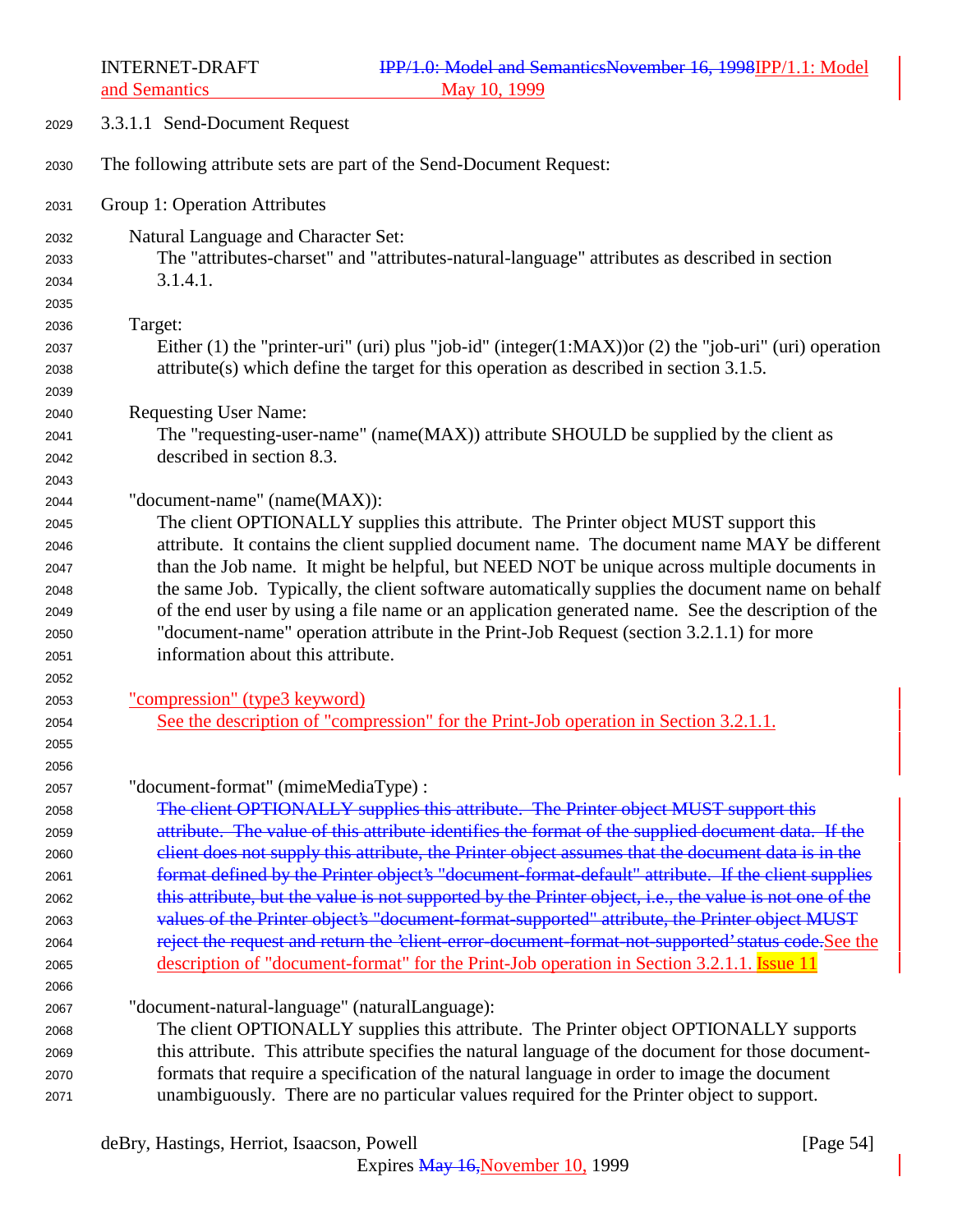#### 3.3.1.1 Send-Document Request

The following attribute sets are part of the Send-Document Request:

Group 1: Operation Attributes

Natural Language and Character Set:
The "attributes-charset" and "attributes-natural-language" attributes as described in section 3.1.4.1.

Target:
Either (1) the "printer-uri" (uri) plus "job-id" (integer(1:MAX))or (2) the "job-uri" (uri) operation attribute(s) which define the target for this operation as described in section 3.1.5.

Requesting User Name:
The "requesting-user-name" (name(MAX)) attribute SHOULD be supplied by the client as described in section 8.3.

"document-name" (name(MAX)):
The client OPTIONALLY supplies this attribute. The Printer object MUST support this attribute. It contains the client supplied document name. The document name MAY be different than the Job name. It might be helpful, but NEED NOT be unique across multiple documents in the same Job. Typically, the client software automatically supplies the document name on behalf of the end user by using a file name or an application generated name. See the description of the "document-name" operation attribute in the Print-Job Request (section 3.2.1.1) for more information about this attribute.

"compression" (type3 keyword)
See the description of "compression" for the Print-Job operation in Section 3.2.1.1.

"document-format" (mimeMediaType) :
~~The client OPTIONALLY supplies this attribute. The Printer object MUST support this attribute. The value of this attribute identifies the format of the supplied document data. If the client does not supply this attribute, the Printer object assumes that the document data is in the format defined by the Printer object's "document-format-default" attribute. If the client supplies this attribute, but the value is not supported by the Printer object, i.e., the value is not one of the values of the Printer object's "document-format-supported" attribute, the Printer object MUST reject the request and return the 'client-error-document-format-not-supported' status code.~~See the description of "document-format" for the Print-Job operation in Section 3.2.1.1. Issue 11

"document-natural-language" (naturalLanguage):
The client OPTIONALLY supplies this attribute. The Printer object OPTIONALLY supports this attribute. This attribute specifies the natural language of the document for those document-formats that require a specification of the natural language in order to image the document unambiguously. There are no particular values required for the Printer object to support.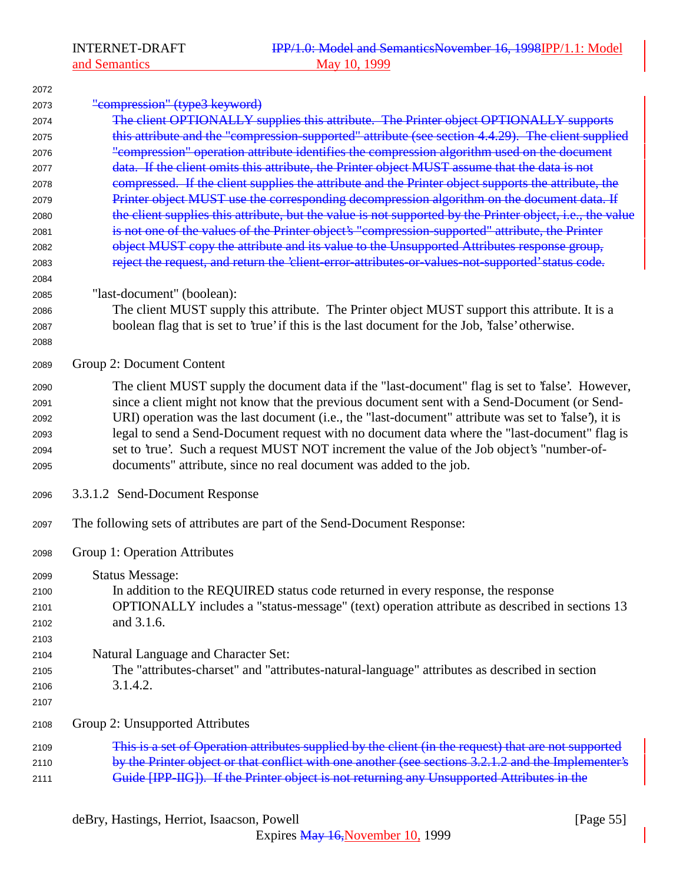"compression" (type3 keyword)

The client OPTIONALLY supplies this attribute. The Printer object OPTIONALLY supports this attribute and the "compression-supported" attribute (see section 4.4.29). The client supplied "compression" operation attribute identifies the compression algorithm used on the document data. If the client omits this attribute, the Printer object MUST assume that the data is not compressed. If the client supplies the attribute and the Printer object supports the attribute, the Printer object MUST use the corresponding decompression algorithm on the document data. If the client supplies this attribute, but the value is not supported by the Printer object, i.e., the value is not one of the values of the Printer object's "compression-supported" attribute, the Printer object MUST copy the attribute and its value to the Unsupported Attributes response group, reject the request, and return the 'client-error-attributes-or-values-not-supported' status code.

"last-document" (boolean):

The client MUST supply this attribute. The Printer object MUST support this attribute. It is a boolean flag that is set to 'true' if this is the last document for the Job, 'false' otherwise.

Group 2: Document Content

The client MUST supply the document data if the "last-document" flag is set to 'false'. However, since a client might not know that the previous document sent with a Send-Document (or Send-URI) operation was the last document (i.e., the "last-document" attribute was set to 'false'), it is legal to send a Send-Document request with no document data where the "last-document" flag is set to 'true'. Such a request MUST NOT increment the value of the Job object's "number-of-documents" attribute, since no real document was added to the job.

#### 3.3.1.2 Send-Document Response

The following sets of attributes are part of the Send-Document Response:

Group 1: Operation Attributes

Status Message:

In addition to the REQUIRED status code returned in every response, the response OPTIONALLY includes a "status-message" (text) operation attribute as described in sections 13 and 3.1.6.

Natural Language and Character Set:

The "attributes-charset" and "attributes-natural-language" attributes as described in section 3.1.4.2.

Group 2: Unsupported Attributes

This is a set of Operation attributes supplied by the client (in the request) that are not supported by the Printer object or that conflict with one another (see sections 3.2.1.2 and the Implementer's Guide [IPP-IIG]). If the Printer object is not returning any Unsupported Attributes in the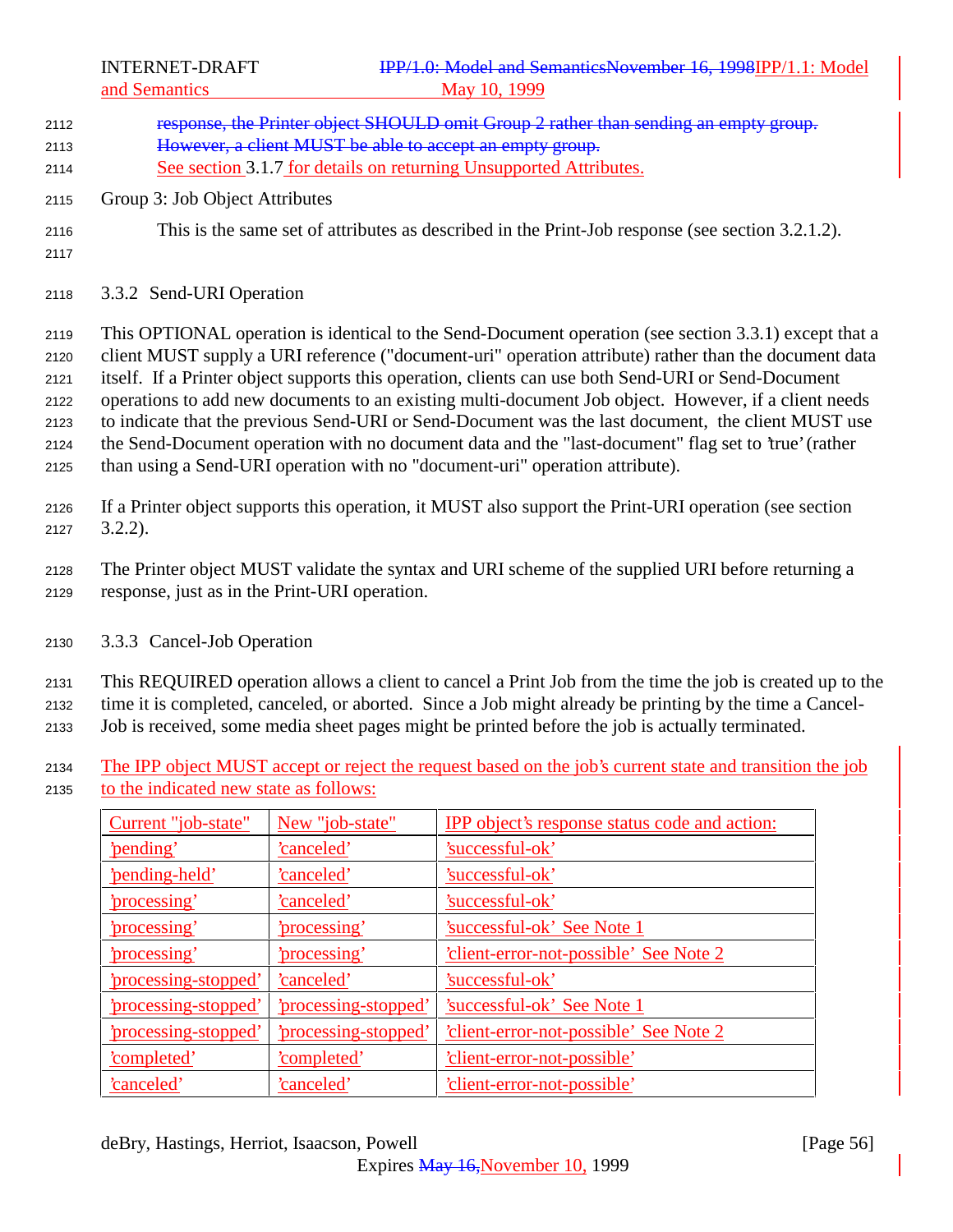~~response, the Printer object SHOULD omit Group 2 rather than sending an empty group. However, a client MUST be able to accept an empty group.~~ See section 3.1.7 for details on returning Unsupported Attributes.

Group 3: Job Object Attributes

This is the same set of attributes as described in the Print-Job response (see section 3.2.1.2).

### 3.3.2 Send-URI Operation

This OPTIONAL operation is identical to the Send-Document operation (see section 3.3.1) except that a client MUST supply a URI reference ("document-uri" operation attribute) rather than the document data itself. If a Printer object supports this operation, clients can use both Send-URI or Send-Document operations to add new documents to an existing multi-document Job object. However, if a client needs to indicate that the previous Send-URI or Send-Document was the last document, the client MUST use the Send-Document operation with no document data and the "last-document" flag set to 'true' (rather than using a Send-URI operation with no "document-uri" operation attribute).

If a Printer object supports this operation, it MUST also support the Print-URI operation (see section 3.2.2).

The Printer object MUST validate the syntax and URI scheme of the supplied URI before returning a response, just as in the Print-URI operation.

### 3.3.3 Cancel-Job Operation

This REQUIRED operation allows a client to cancel a Print Job from the time the job is created up to the time it is completed, canceled, or aborted. Since a Job might already be printing by the time a Cancel-Job is received, some media sheet pages might be printed before the job is actually terminated.

The IPP object MUST accept or reject the request based on the job's current state and transition the job to the indicated new state as follows:

| Current "job-state" | New "job-state" | IPP object's response status code and action: |
|---|---|---|
| 'pending' | 'canceled' | 'successful-ok' |
| 'pending-held' | 'canceled' | 'successful-ok' |
| 'processing' | 'canceled' | 'successful-ok' |
| 'processing' | 'processing' | 'successful-ok' See Note 1 |
| 'processing' | 'processing' | 'client-error-not-possible' See Note 2 |
| 'processing-stopped' | 'canceled' | 'successful-ok' |
| 'processing-stopped' | 'processing-stopped' | 'successful-ok' See Note 1 |
| 'processing-stopped' | 'processing-stopped' | 'client-error-not-possible' See Note 2 |
| 'completed' | 'completed' | 'client-error-not-possible' |
| 'canceled' | 'canceled' | 'client-error-not-possible' |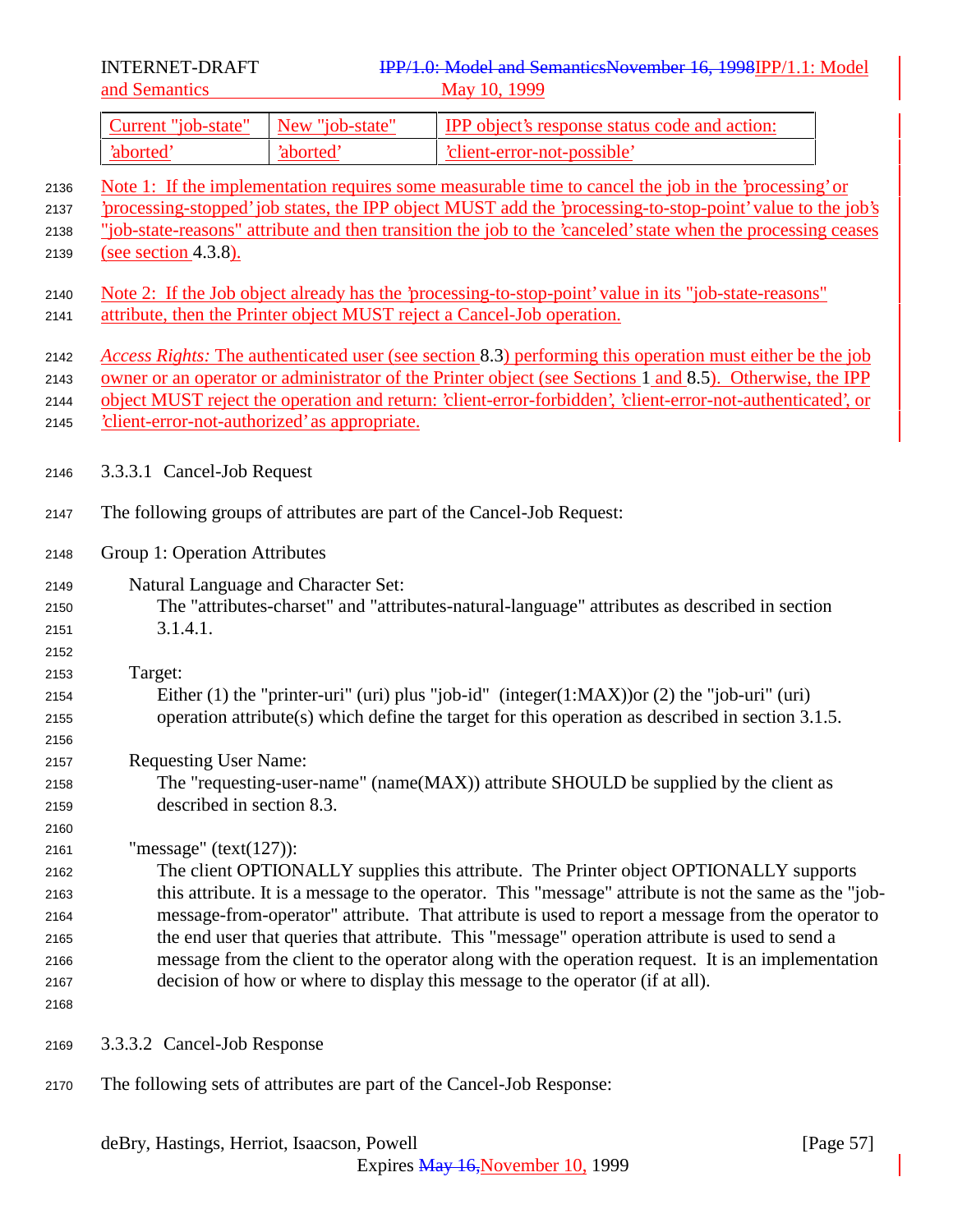| Current "job-state" | New "job-state" | IPP object's response status code and action: |
| --- | --- | --- |
| 'aborted' | 'aborted' | 'client-error-not-possible' |

Note 1: If the implementation requires some measurable time to cancel the job in the 'processing' or 'processing-stopped' job states, the IPP object MUST add the 'processing-to-stop-point' value to the job's "job-state-reasons" attribute and then transition the job to the 'canceled' state when the processing ceases (see section 4.3.8).

Note 2: If the Job object already has the 'processing-to-stop-point' value in its "job-state-reasons" attribute, then the Printer object MUST reject a Cancel-Job operation.

*Access Rights:* The authenticated user (see section 8.3) performing this operation must either be the job owner or an operator or administrator of the Printer object (see Sections 1 and 8.5). Otherwise, the IPP object MUST reject the operation and return: 'client-error-forbidden', 'client-error-not-authenticated', or 'client-error-not-authorized' as appropriate.

#### 3.3.3.1 Cancel-Job Request

The following groups of attributes are part of the Cancel-Job Request:

Group 1: Operation Attributes

Natural Language and Character Set:
The "attributes-charset" and "attributes-natural-language" attributes as described in section 3.1.4.1.

Target:
Either (1) the "printer-uri" (uri) plus "job-id" (integer(1:MAX))or (2) the "job-uri" (uri) operation attribute(s) which define the target for this operation as described in section 3.1.5.

Requesting User Name:
The "requesting-user-name" (name(MAX)) attribute SHOULD be supplied by the client as described in section 8.3.

"message" (text(127)):
The client OPTIONALLY supplies this attribute. The Printer object OPTIONALLY supports this attribute. It is a message to the operator. This "message" attribute is not the same as the "job-message-from-operator" attribute. That attribute is used to report a message from the operator to the end user that queries that attribute. This "message" operation attribute is used to send a message from the client to the operator along with the operation request. It is an implementation decision of how or where to display this message to the operator (if at all).

#### 3.3.3.2 Cancel-Job Response

The following sets of attributes are part of the Cancel-Job Response: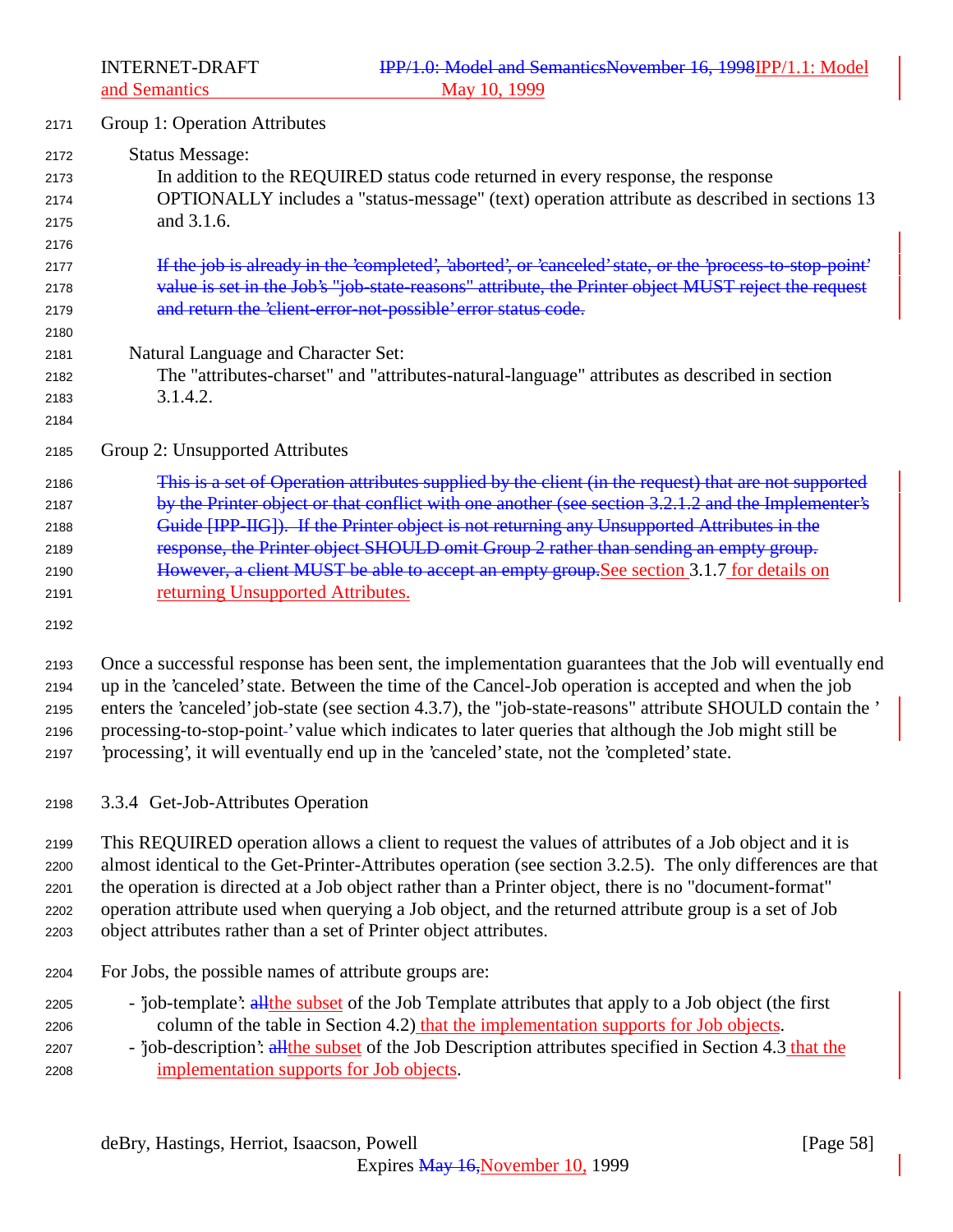Group 1: Operation Attributes

Status Message:

In addition to the REQUIRED status code returned in every response, the response OPTIONALLY includes a "status-message" (text) operation attribute as described in sections 13 and 3.1.6.

~~If the job is already in the 'completed', 'aborted', or 'canceled' state, or the 'process-to-stop-point' value is set in the Job's "job-state-reasons" attribute, the Printer object MUST reject the request and return the 'client-error-not-possible' error status code.~~

Natural Language and Character Set:

The "attributes-charset" and "attributes-natural-language" attributes as described in section 3.1.4.2.

Group 2: Unsupported Attributes

~~This is a set of Operation attributes supplied by the client (in the request) that are not supported by the Printer object or that conflict with one another (see section 3.2.1.2 and the Implementer's Guide [IPP-IIG]). If the Printer object is not returning any Unsupported Attributes in the response, the Printer object SHOULD omit Group 2 rather than sending an empty group. However, a client MUST be able to accept an empty group.~~See section 3.1.7 for details on returning Unsupported Attributes.

Once a successful response has been sent, the implementation guarantees that the Job will eventually end up in the 'canceled' state. Between the time of the Cancel-Job operation is accepted and when the job enters the 'canceled' job-state (see section 4.3.7), the "job-state-reasons" attribute SHOULD contain the 'processing-to-stop-point' value which indicates to later queries that although the Job might still be 'processing', it will eventually end up in the 'canceled' state, not the 'completed' state.

### 3.3.4 Get-Job-Attributes Operation

This REQUIRED operation allows a client to request the values of attributes of a Job object and it is almost identical to the Get-Printer-Attributes operation (see section 3.2.5). The only differences are that the operation is directed at a Job object rather than a Printer object, there is no "document-format" operation attribute used when querying a Job object, and the returned attribute group is a set of Job object attributes rather than a set of Printer object attributes.

For Jobs, the possible names of attribute groups are:

- 'job-template': ~~all~~the subset of the Job Template attributes that apply to a Job object (the first column of the table in Section 4.2) that the implementation supports for Job objects.
- 'job-description': ~~all~~the subset of the Job Description attributes specified in Section 4.3 that the implementation supports for Job objects.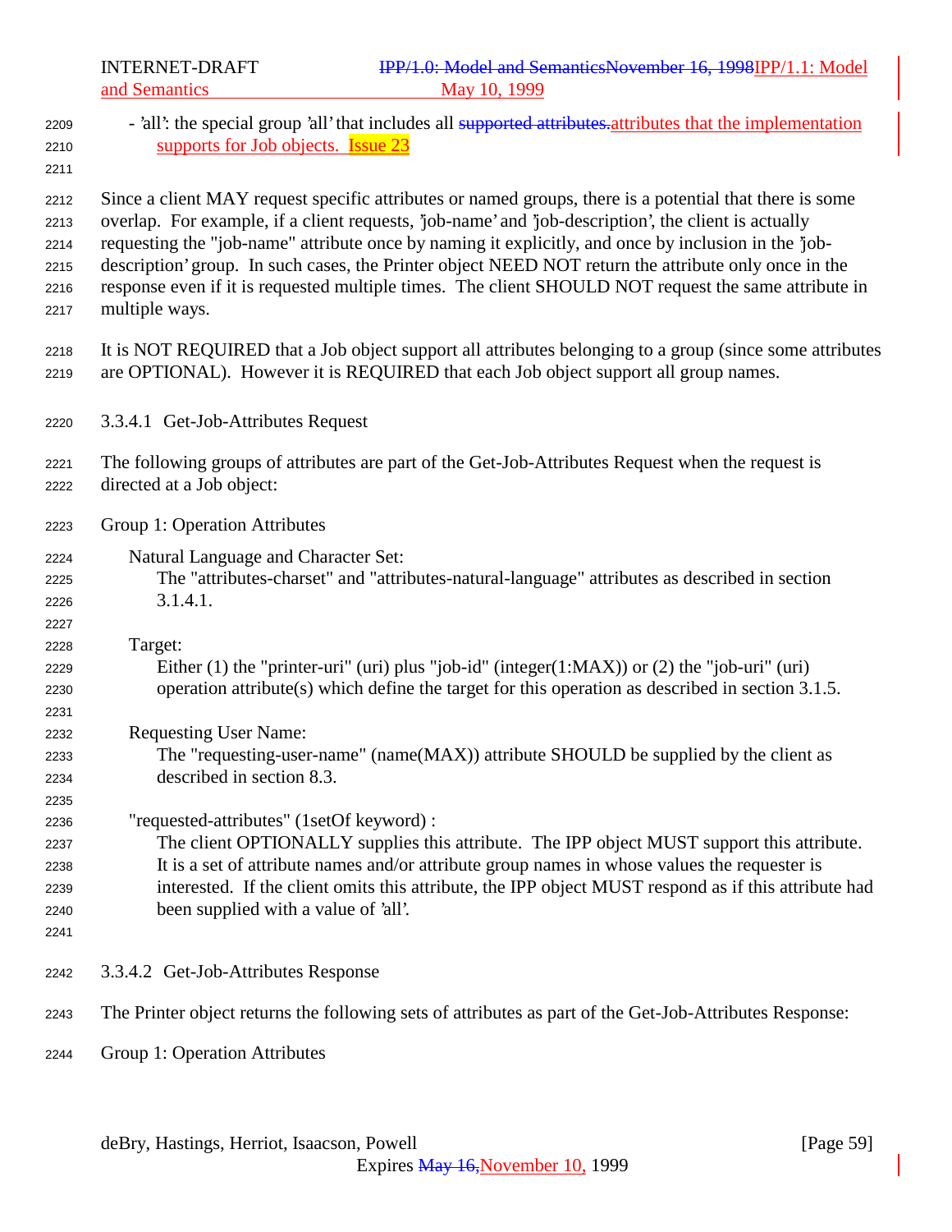- 'all': the special group 'all' that includes all ~~supported attributes.~~attributes that the implementation supports for Job objects. Issue 23

Since a client MAY request specific attributes or named groups, there is a potential that there is some overlap. For example, if a client requests, 'job-name' and 'job-description', the client is actually requesting the "job-name" attribute once by naming it explicitly, and once by inclusion in the 'job-description' group. In such cases, the Printer object NEED NOT return the attribute only once in the response even if it is requested multiple times. The client SHOULD NOT request the same attribute in multiple ways.

It is NOT REQUIRED that a Job object support all attributes belonging to a group (since some attributes are OPTIONAL). However it is REQUIRED that each Job object support all group names.

### 3.3.4.1 Get-Job-Attributes Request

The following groups of attributes are part of the Get-Job-Attributes Request when the request is directed at a Job object:

Group 1: Operation Attributes

Natural Language and Character Set:
The "attributes-charset" and "attributes-natural-language" attributes as described in section 3.1.4.1.

Target:
Either (1) the "printer-uri" (uri) plus "job-id" (integer(1:MAX)) or (2) the "job-uri" (uri) operation attribute(s) which define the target for this operation as described in section 3.1.5.

Requesting User Name:
The "requesting-user-name" (name(MAX)) attribute SHOULD be supplied by the client as described in section 8.3.

"requested-attributes" (1setOf keyword) :
The client OPTIONALLY supplies this attribute. The IPP object MUST support this attribute. It is a set of attribute names and/or attribute group names in whose values the requester is interested. If the client omits this attribute, the IPP object MUST respond as if this attribute had been supplied with a value of 'all'.

### 3.3.4.2 Get-Job-Attributes Response

The Printer object returns the following sets of attributes as part of the Get-Job-Attributes Response:

Group 1: Operation Attributes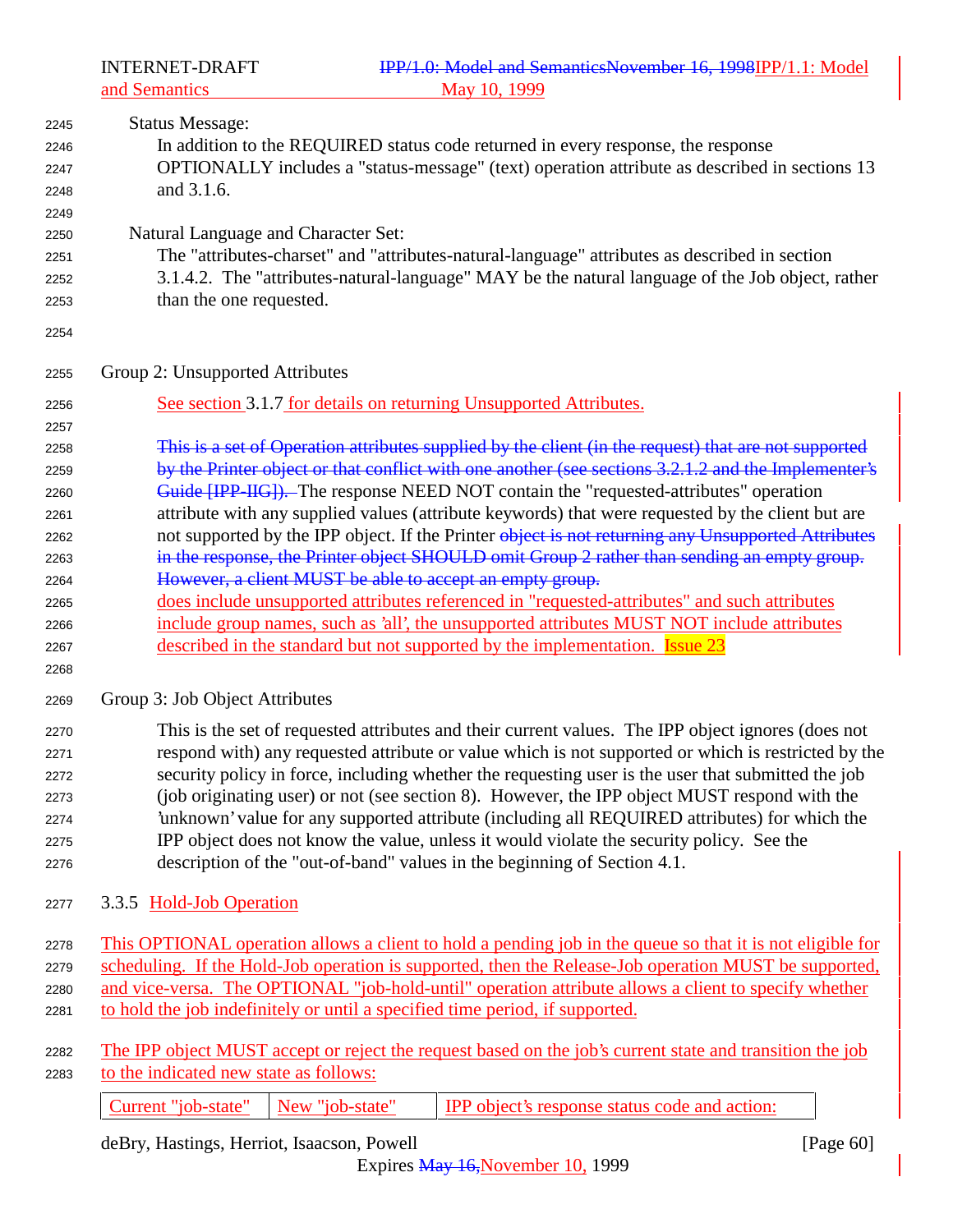Status Message:

In addition to the REQUIRED status code returned in every response, the response OPTIONALLY includes a "status-message" (text) operation attribute as described in sections 13 and 3.1.6.

Natural Language and Character Set:

The "attributes-charset" and "attributes-natural-language" attributes as described in section 3.1.4.2. The "attributes-natural-language" MAY be the natural language of the Job object, rather than the one requested.

Group 2: Unsupported Attributes

See section 3.1.7 for details on returning Unsupported Attributes.

~~This is a set of Operation attributes supplied by the client (in the request) that are not supported by the Printer object or that conflict with one another (see sections 3.2.1.2 and the Implementer's Guide [IPP-IIG]).~~ The response NEED NOT contain the "requested-attributes" operation attribute with any supplied values (attribute keywords) that were requested by the client but are not supported by the IPP object. If the Printer ~~object is not returning any Unsupported Attributes in the response, the Printer object SHOULD omit Group 2 rather than sending an empty group. However, a client MUST be able to accept an empty group.~~ does include unsupported attributes referenced in "requested-attributes" and such attributes include group names, such as 'all', the unsupported attributes MUST NOT include attributes described in the standard but not supported by the implementation. Issue 23

Group 3: Job Object Attributes

This is the set of requested attributes and their current values. The IPP object ignores (does not respond with) any requested attribute or value which is not supported or which is restricted by the security policy in force, including whether the requesting user is the user that submitted the job (job originating user) or not (see section 8). However, the IPP object MUST respond with the 'unknown' value for any supported attribute (including all REQUIRED attributes) for which the IPP object does not know the value, unless it would violate the security policy. See the description of the "out-of-band" values in the beginning of Section 4.1.

### 3.3.5 Hold-Job Operation

This OPTIONAL operation allows a client to hold a pending job in the queue so that it is not eligible for scheduling. If the Hold-Job operation is supported, then the Release-Job operation MUST be supported, and vice-versa. The OPTIONAL "job-hold-until" operation attribute allows a client to specify whether to hold the job indefinitely or until a specified time period, if supported.

The IPP object MUST accept or reject the request based on the job's current state and transition the job to the indicated new state as follows:

| Current "job-state" | New "job-state" | IPP object's response status code and action: |
|---|---|---|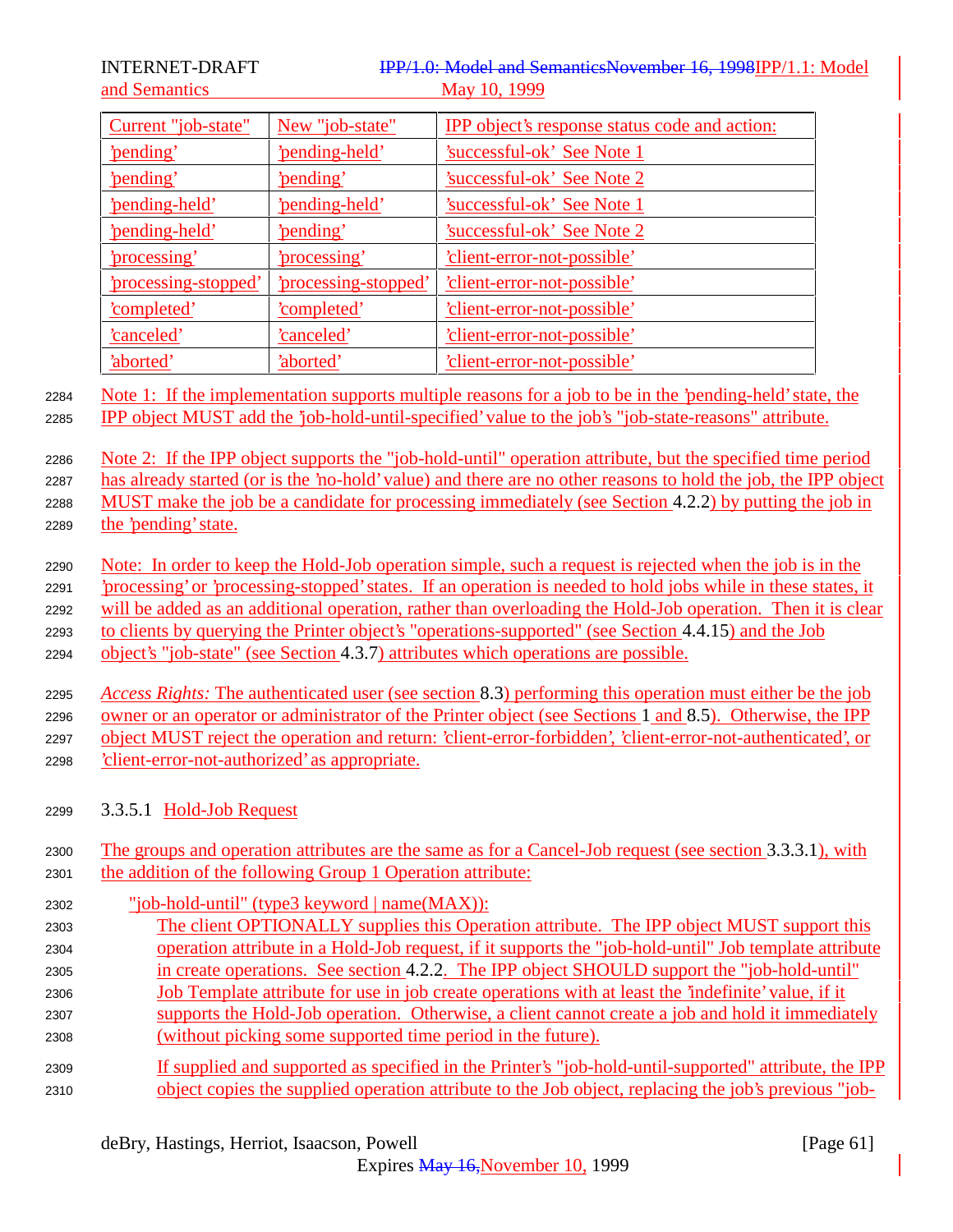| Current "job-state" | New "job-state" | IPP object's response status code and action: |
| --- | --- | --- |
| 'pending' | 'pending-held' | 'successful-ok' See Note 1 |
| 'pending' | 'pending' | 'successful-ok' See Note 2 |
| 'pending-held' | 'pending-held' | 'successful-ok' See Note 1 |
| 'pending-held' | 'pending' | 'successful-ok' See Note 2 |
| 'processing' | 'processing' | 'client-error-not-possible' |
| 'processing-stopped' | 'processing-stopped' | 'client-error-not-possible' |
| 'completed' | 'completed' | 'client-error-not-possible' |
| 'canceled' | 'canceled' | 'client-error-not-possible' |
| 'aborted' | 'aborted' | 'client-error-not-possible' |

Note 1: If the implementation supports multiple reasons for a job to be in the 'pending-held' state, the IPP object MUST add the 'job-hold-until-specified' value to the job's "job-state-reasons" attribute.

Note 2: If the IPP object supports the "job-hold-until" operation attribute, but the specified time period has already started (or is the 'no-hold' value) and there are no other reasons to hold the job, the IPP object MUST make the job be a candidate for processing immediately (see Section 4.2.2) by putting the job in the 'pending' state.

Note: In order to keep the Hold-Job operation simple, such a request is rejected when the job is in the 'processing' or 'processing-stopped' states. If an operation is needed to hold jobs while in these states, it will be added as an additional operation, rather than overloading the Hold-Job operation. Then it is clear to clients by querying the Printer object's "operations-supported" (see Section 4.4.15) and the Job object's "job-state" (see Section 4.3.7) attributes which operations are possible.

*Access Rights:* The authenticated user (see section 8.3) performing this operation must either be the job owner or an operator or administrator of the Printer object (see Sections 1 and 8.5). Otherwise, the IPP object MUST reject the operation and return: 'client-error-forbidden', 'client-error-not-authenticated', or 'client-error-not-authorized' as appropriate.

#### 3.3.5.1 Hold-Job Request

The groups and operation attributes are the same as for a Cancel-Job request (see section 3.3.3.1), with the addition of the following Group 1 Operation attribute:

"job-hold-until" (type3 keyword | name(MAX)):

The client OPTIONALLY supplies this Operation attribute. The IPP object MUST support this operation attribute in a Hold-Job request, if it supports the "job-hold-until" Job template attribute in create operations. See section 4.2.2. The IPP object SHOULD support the "job-hold-until" Job Template attribute for use in job create operations with at least the 'indefinite' value, if it supports the Hold-Job operation. Otherwise, a client cannot create a job and hold it immediately (without picking some supported time period in the future).

If supplied and supported as specified in the Printer's "job-hold-until-supported" attribute, the IPP object copies the supplied operation attribute to the Job object, replacing the job's previous "job-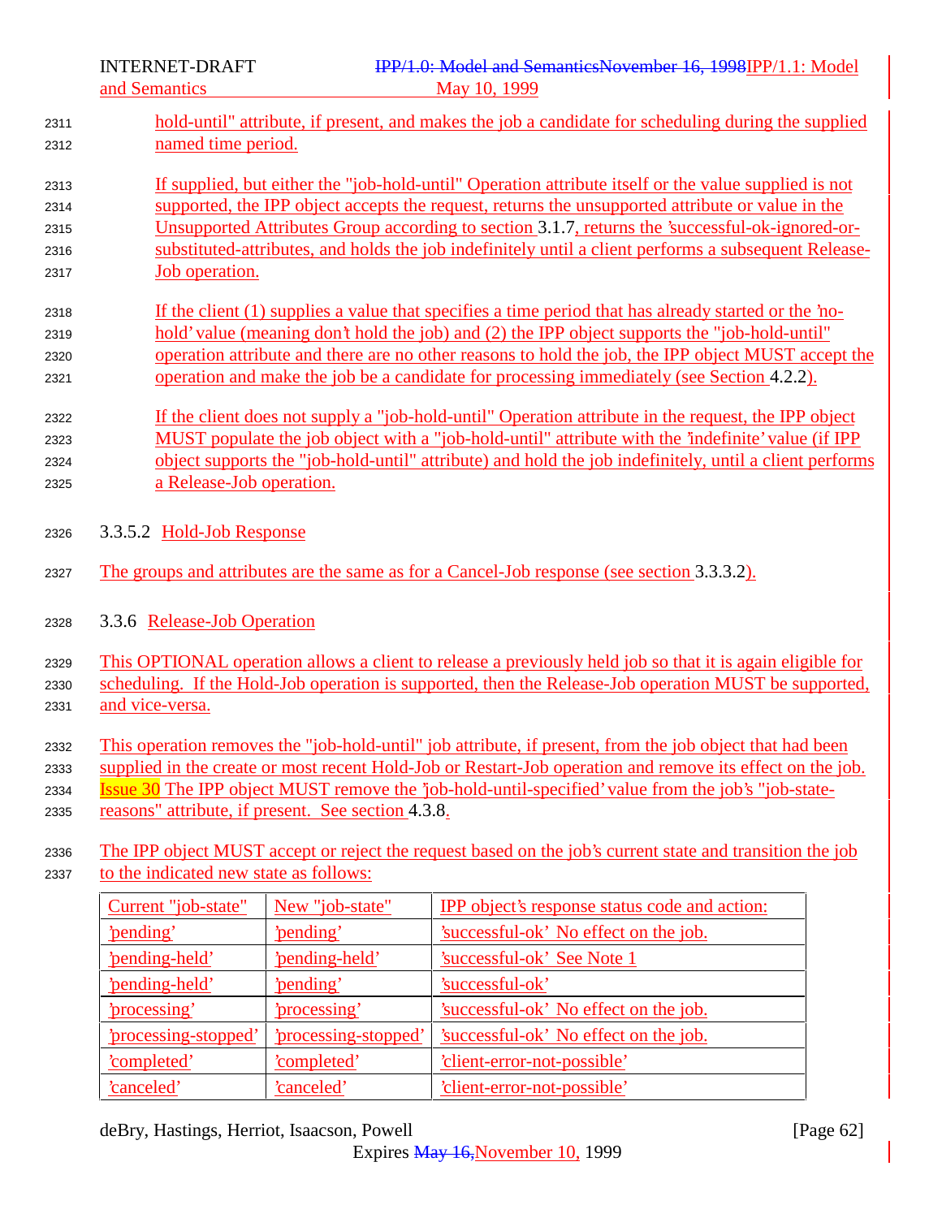hold-until" attribute, if present, and makes the job a candidate for scheduling during the supplied named time period.

If supplied, but either the "job-hold-until" Operation attribute itself or the value supplied is not supported, the IPP object accepts the request, returns the unsupported attribute or value in the Unsupported Attributes Group according to section 3.1.7, returns the 'successful-ok-ignored-or-substituted-attributes, and holds the job indefinitely until a client performs a subsequent Release-Job operation.

If the client (1) supplies a value that specifies a time period that has already started or the 'no-hold' value (meaning don't hold the job) and (2) the IPP object supports the "job-hold-until" operation attribute and there are no other reasons to hold the job, the IPP object MUST accept the operation and make the job be a candidate for processing immediately (see Section 4.2.2).

If the client does not supply a "job-hold-until" Operation attribute in the request, the IPP object MUST populate the job object with a "job-hold-until" attribute with the 'indefinite' value (if IPP object supports the "job-hold-until" attribute) and hold the job indefinitely, until a client performs a Release-Job operation.

#### 3.3.5.2 Hold-Job Response

The groups and attributes are the same as for a Cancel-Job response (see section 3.3.3.2).

### 3.3.6 Release-Job Operation

This OPTIONAL operation allows a client to release a previously held job so that it is again eligible for scheduling. If the Hold-Job operation is supported, then the Release-Job operation MUST be supported, and vice-versa.

This operation removes the "job-hold-until" job attribute, if present, from the job object that had been supplied in the create or most recent Hold-Job or Restart-Job operation and remove its effect on the job. Issue 30 The IPP object MUST remove the 'job-hold-until-specified' value from the job's "job-state-reasons" attribute, if present. See section 4.3.8.

The IPP object MUST accept or reject the request based on the job's current state and transition the job to the indicated new state as follows:

| Current "job-state" | New "job-state" | IPP object's response status code and action: |
|---|---|---|
| 'pending' | 'pending' | 'successful-ok' No effect on the job. |
| 'pending-held' | 'pending-held' | 'successful-ok' See Note 1 |
| 'pending-held' | 'pending' | 'successful-ok' |
| 'processing' | 'processing' | 'successful-ok' No effect on the job. |
| 'processing-stopped' | 'processing-stopped' | 'successful-ok' No effect on the job. |
| 'completed' | 'completed' | 'client-error-not-possible' |
| 'canceled' | 'canceled' | 'client-error-not-possible' |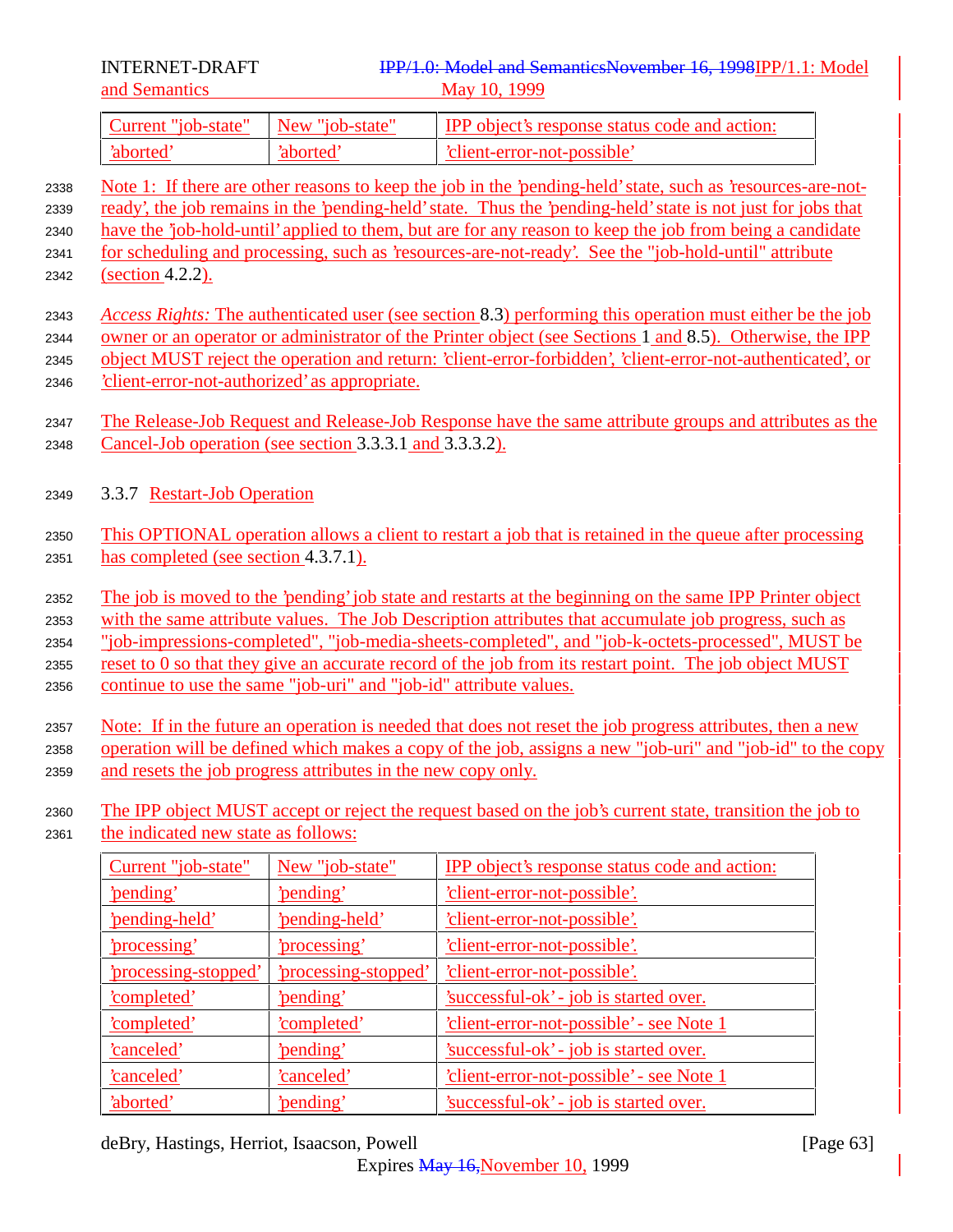| Current "job-state" | New "job-state" | IPP object's response status code and action: |
| --- | --- | --- |
| 'aborted' | 'aborted' | 'client-error-not-possible' |

Note 1: If there are other reasons to keep the job in the 'pending-held' state, such as 'resources-are-not-ready', the job remains in the 'pending-held' state. Thus the 'pending-held' state is not just for jobs that have the 'job-hold-until' applied to them, but are for any reason to keep the job from being a candidate for scheduling and processing, such as 'resources-are-not-ready'. See the "job-hold-until" attribute (section 4.2.2).

*Access Rights:* The authenticated user (see section 8.3) performing this operation must either be the job owner or an operator or administrator of the Printer object (see Sections 1 and 8.5). Otherwise, the IPP object MUST reject the operation and return: 'client-error-forbidden', 'client-error-not-authenticated', or 'client-error-not-authorized' as appropriate.

The Release-Job Request and Release-Job Response have the same attribute groups and attributes as the Cancel-Job operation (see section 3.3.3.1 and 3.3.3.2).

### 3.3.7 Restart-Job Operation

This OPTIONAL operation allows a client to restart a job that is retained in the queue after processing has completed (see section 4.3.7.1).

The job is moved to the 'pending' job state and restarts at the beginning on the same IPP Printer object with the same attribute values. The Job Description attributes that accumulate job progress, such as "job-impressions-completed", "job-media-sheets-completed", and "job-k-octets-processed", MUST be reset to 0 so that they give an accurate record of the job from its restart point. The job object MUST continue to use the same "job-uri" and "job-id" attribute values.

Note: If in the future an operation is needed that does not reset the job progress attributes, then a new operation will be defined which makes a copy of the job, assigns a new "job-uri" and "job-id" to the copy and resets the job progress attributes in the new copy only.

The IPP object MUST accept or reject the request based on the job's current state, transition the job to the indicated new state as follows:

| Current "job-state" | New "job-state" | IPP object's response status code and action: |
| --- | --- | --- |
| 'pending' | 'pending' | 'client-error-not-possible'. |
| 'pending-held' | 'pending-held' | 'client-error-not-possible'. |
| 'processing' | 'processing' | 'client-error-not-possible'. |
| 'processing-stopped' | 'processing-stopped' | 'client-error-not-possible'. |
| 'completed' | 'pending' | 'successful-ok' - job is started over. |
| 'completed' | 'completed' | 'client-error-not-possible' - see Note 1 |
| 'canceled' | 'pending' | 'successful-ok' - job is started over. |
| 'canceled' | 'canceled' | 'client-error-not-possible' - see Note 1 |
| 'aborted' | 'pending' | 'successful-ok' - job is started over. |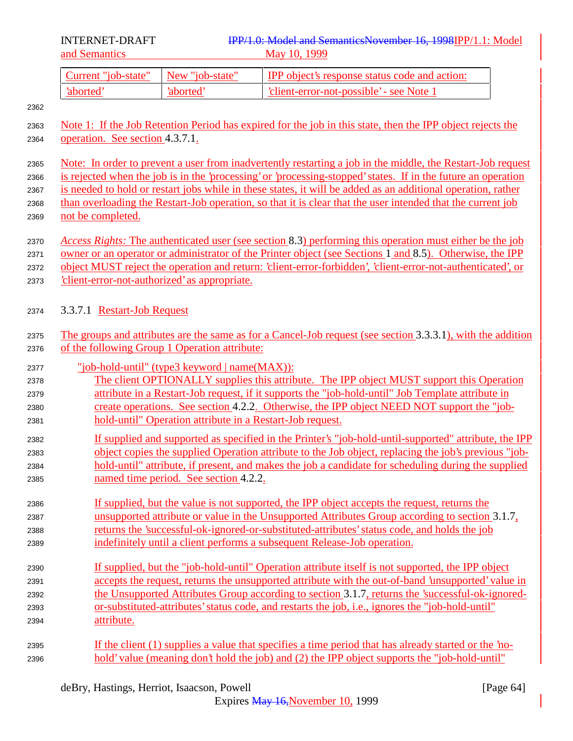| Current "job-state" | New "job-state" | IPP object's response status code and action: |
| --- | --- | --- |
| 'aborted' | 'aborted' | 'client-error-not-possible' - see Note 1 |

Note 1: If the Job Retention Period has expired for the job in this state, then the IPP object rejects the operation. See section 4.3.7.1.

Note: In order to prevent a user from inadvertently restarting a job in the middle, the Restart-Job request is rejected when the job is in the 'processing' or 'processing-stopped' states. If in the future an operation is needed to hold or restart jobs while in these states, it will be added as an additional operation, rather than overloading the Restart-Job operation, so that it is clear that the user intended that the current job not be completed.

*Access Rights:* The authenticated user (see section 8.3) performing this operation must either be the job owner or an operator or administrator of the Printer object (see Sections 1 and 8.5). Otherwise, the IPP object MUST reject the operation and return: 'client-error-forbidden', 'client-error-not-authenticated', or 'client-error-not-authorized' as appropriate.

#### 3.3.7.1 Restart-Job Request

The groups and attributes are the same as for a Cancel-Job request (see section 3.3.3.1), with the addition of the following Group 1 Operation attribute:

"job-hold-until" (type3 keyword | name(MAX)):

The client OPTIONALLY supplies this attribute. The IPP object MUST support this Operation attribute in a Restart-Job request, if it supports the "job-hold-until" Job Template attribute in create operations. See section 4.2.2. Otherwise, the IPP object NEED NOT support the "job-hold-until" Operation attribute in a Restart-Job request.

If supplied and supported as specified in the Printer's "job-hold-until-supported" attribute, the IPP object copies the supplied Operation attribute to the Job object, replacing the job's previous "job-hold-until" attribute, if present, and makes the job a candidate for scheduling during the supplied named time period. See section 4.2.2.

If supplied, but the value is not supported, the IPP object accepts the request, returns the unsupported attribute or value in the Unsupported Attributes Group according to section 3.1.7, returns the 'successful-ok-ignored-or-substituted-attributes' status code, and holds the job indefinitely until a client performs a subsequent Release-Job operation.

If supplied, but the "job-hold-until" Operation attribute itself is not supported, the IPP object accepts the request, returns the unsupported attribute with the out-of-band 'unsupported' value in the Unsupported Attributes Group according to section 3.1.7, returns the 'successful-ok-ignored-or-substituted-attributes' status code, and restarts the job, i.e., ignores the "job-hold-until" attribute.

If the client (1) supplies a value that specifies a time period that has already started or the 'no-hold' value (meaning don't hold the job) and (2) the IPP object supports the "job-hold-until"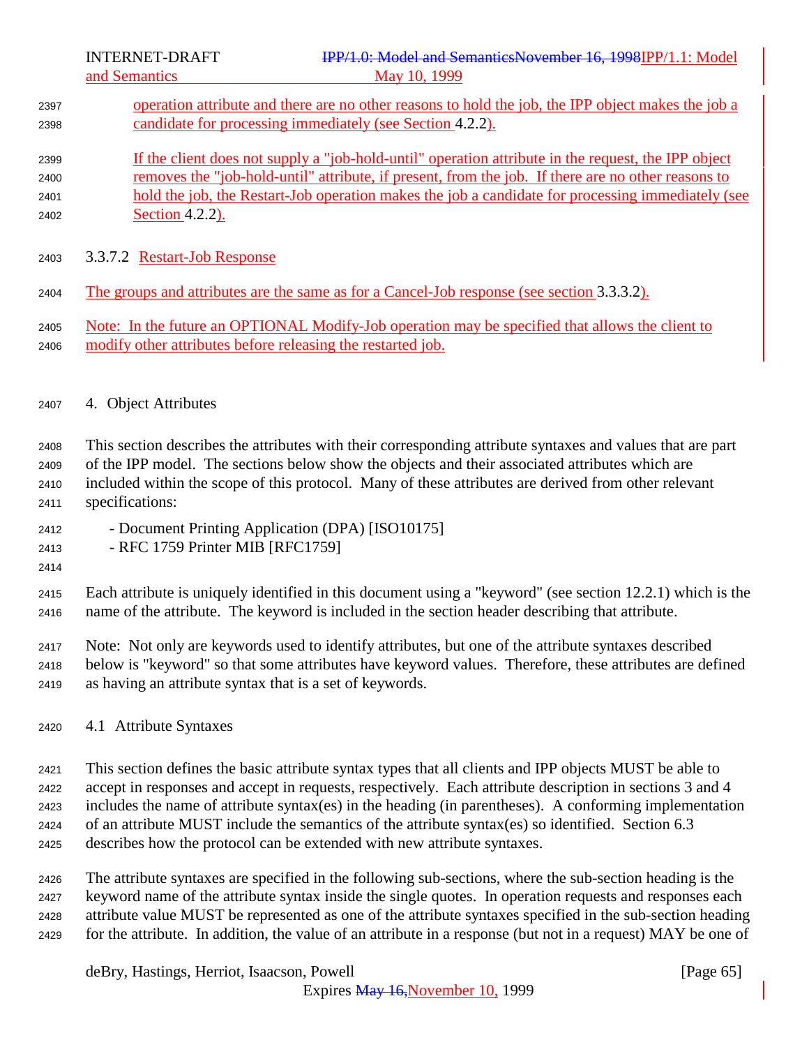operation attribute and there are no other reasons to hold the job, the IPP object makes the job a candidate for processing immediately (see Section 4.2.2).

If the client does not supply a "job-hold-until" operation attribute in the request, the IPP object removes the "job-hold-until" attribute, if present, from the job. If there are no other reasons to hold the job, the Restart-Job operation makes the job a candidate for processing immediately (see Section 4.2.2).

#### 3.3.7.2 Restart-Job Response

The groups and attributes are the same as for a Cancel-Job response (see section 3.3.3.2).

Note: In the future an OPTIONAL Modify-Job operation may be specified that allows the client to modify other attributes before releasing the restarted job.

## 4. Object Attributes

This section describes the attributes with their corresponding attribute syntaxes and values that are part of the IPP model. The sections below show the objects and their associated attributes which are included within the scope of this protocol. Many of these attributes are derived from other relevant specifications:

- Document Printing Application (DPA) [ISO10175]
- RFC 1759 Printer MIB [RFC1759]

Each attribute is uniquely identified in this document using a "keyword" (see section 12.2.1) which is the name of the attribute. The keyword is included in the section header describing that attribute.

Note: Not only are keywords used to identify attributes, but one of the attribute syntaxes described below is "keyword" so that some attributes have keyword values. Therefore, these attributes are defined as having an attribute syntax that is a set of keywords.

### 4.1 Attribute Syntaxes

This section defines the basic attribute syntax types that all clients and IPP objects MUST be able to accept in responses and accept in requests, respectively. Each attribute description in sections 3 and 4 includes the name of attribute syntax(es) in the heading (in parentheses). A conforming implementation of an attribute MUST include the semantics of the attribute syntax(es) so identified. Section 6.3 describes how the protocol can be extended with new attribute syntaxes.

The attribute syntaxes are specified in the following sub-sections, where the sub-section heading is the keyword name of the attribute syntax inside the single quotes. In operation requests and responses each attribute value MUST be represented as one of the attribute syntaxes specified in the sub-section heading for the attribute. In addition, the value of an attribute in a response (but not in a request) MAY be one of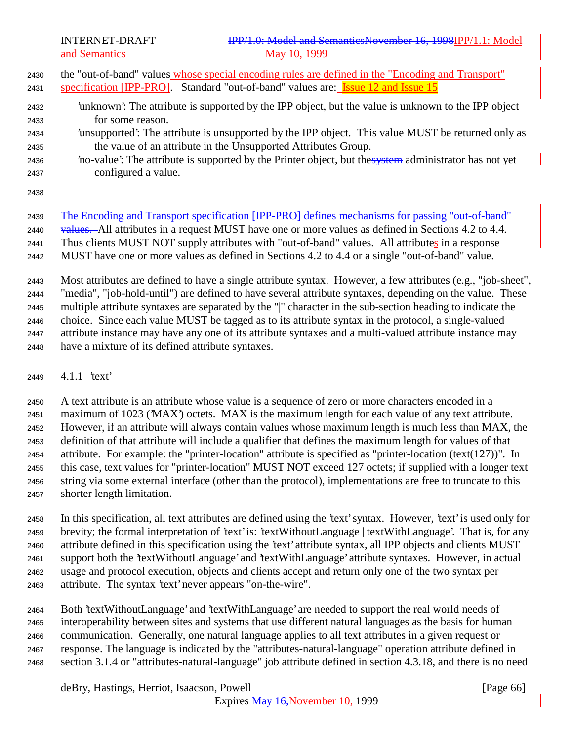the "out-of-band" values whose special encoding rules are defined in the "Encoding and Transport" specification [IPP-PRO]. Standard "out-of-band" values are: Issue 12 and Issue 15

'unknown': The attribute is supported by the IPP object, but the value is unknown to the IPP object for some reason.

'unsupported': The attribute is unsupported by the IPP object. This value MUST be returned only as the value of an attribute in the Unsupported Attributes Group.

'no-value': The attribute is supported by the Printer object, but the administrator has not yet configured a value.

All attributes in a request MUST have one or more values as defined in Sections 4.2 to 4.4. Thus clients MUST NOT supply attributes with "out-of-band" values. All attributes in a response MUST have one or more values as defined in Sections 4.2 to 4.4 or a single "out-of-band" value.

Most attributes are defined to have a single attribute syntax. However, a few attributes (e.g., "job-sheet", "media", "job-hold-until") are defined to have several attribute syntaxes, depending on the value. These multiple attribute syntaxes are separated by the "|" character in the sub-section heading to indicate the choice. Since each value MUST be tagged as to its attribute syntax in the protocol, a single-valued attribute instance may have any one of its attribute syntaxes and a multi-valued attribute instance may have a mixture of its defined attribute syntaxes.

### 4.1.1 'text'

A text attribute is an attribute whose value is a sequence of zero or more characters encoded in a maximum of 1023 ('MAX') octets. MAX is the maximum length for each value of any text attribute. However, if an attribute will always contain values whose maximum length is much less than MAX, the definition of that attribute will include a qualifier that defines the maximum length for values of that attribute. For example: the "printer-location" attribute is specified as "printer-location (text(127))". In this case, text values for "printer-location" MUST NOT exceed 127 octets; if supplied with a longer text string via some external interface (other than the protocol), implementations are free to truncate to this shorter length limitation.

In this specification, all text attributes are defined using the 'text' syntax. However, 'text' is used only for brevity; the formal interpretation of 'text' is: 'textWithoutLanguage | textWithLanguage'. That is, for any attribute defined in this specification using the 'text' attribute syntax, all IPP objects and clients MUST support both the 'textWithoutLanguage' and 'textWithLanguage' attribute syntaxes. However, in actual usage and protocol execution, objects and clients accept and return only one of the two syntax per attribute. The syntax 'text' never appears "on-the-wire".

Both 'textWithoutLanguage' and 'textWithLanguage' are needed to support the real world needs of interoperability between sites and systems that use different natural languages as the basis for human communication. Generally, one natural language applies to all text attributes in a given request or response. The language is indicated by the "attributes-natural-language" operation attribute defined in section 3.1.4 or "attributes-natural-language" job attribute defined in section 4.3.18, and there is no need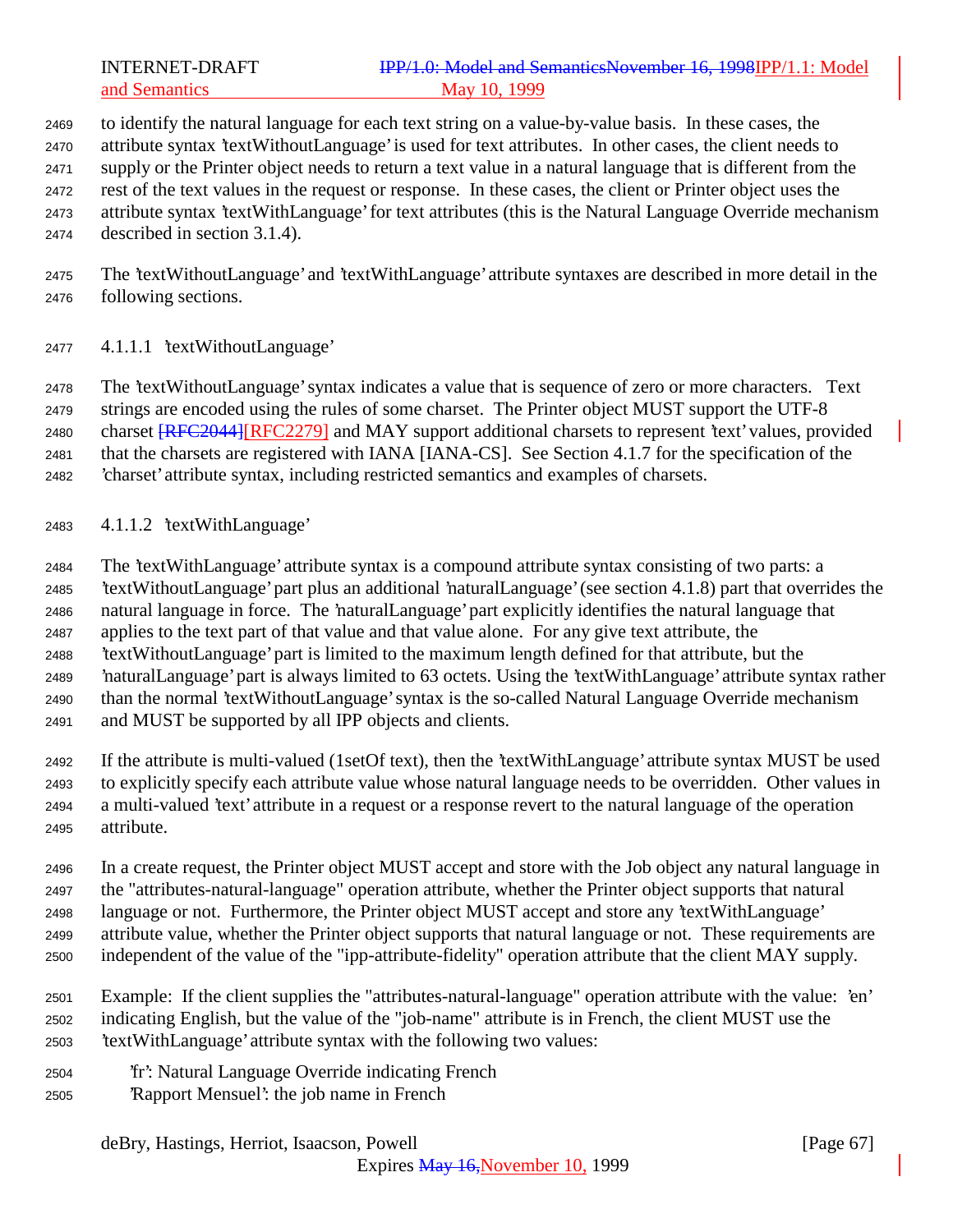to identify the natural language for each text string on a value-by-value basis. In these cases, the attribute syntax 'textWithoutLanguage' is used for text attributes. In other cases, the client needs to supply or the Printer object needs to return a text value in a natural language that is different from the rest of the text values in the request or response. In these cases, the client or Printer object uses the attribute syntax 'textWithLanguage' for text attributes (this is the Natural Language Override mechanism described in section 3.1.4).

The 'textWithoutLanguage' and 'textWithLanguage' attribute syntaxes are described in more detail in the following sections.

#### 4.1.1.1 'textWithoutLanguage'

The 'textWithoutLanguage' syntax indicates a value that is sequence of zero or more characters. Text strings are encoded using the rules of some charset. The Printer object MUST support the UTF-8 charset [RFC2044][RFC2279] and MAY support additional charsets to represent 'text' values, provided that the charsets are registered with IANA [IANA-CS]. See Section 4.1.7 for the specification of the 'charset' attribute syntax, including restricted semantics and examples of charsets.

#### 4.1.1.2 'textWithLanguage'

The 'textWithLanguage' attribute syntax is a compound attribute syntax consisting of two parts: a 'textWithoutLanguage' part plus an additional 'naturalLanguage' (see section 4.1.8) part that overrides the natural language in force. The 'naturalLanguage' part explicitly identifies the natural language that applies to the text part of that value and that value alone. For any give text attribute, the 'textWithoutLanguage' part is limited to the maximum length defined for that attribute, but the 'naturalLanguage' part is always limited to 63 octets. Using the 'textWithLanguage' attribute syntax rather than the normal 'textWithoutLanguage' syntax is the so-called Natural Language Override mechanism and MUST be supported by all IPP objects and clients.

If the attribute is multi-valued (1setOf text), then the 'textWithLanguage' attribute syntax MUST be used to explicitly specify each attribute value whose natural language needs to be overridden. Other values in a multi-valued 'text' attribute in a request or a response revert to the natural language of the operation attribute.

In a create request, the Printer object MUST accept and store with the Job object any natural language in the "attributes-natural-language" operation attribute, whether the Printer object supports that natural language or not. Furthermore, the Printer object MUST accept and store any 'textWithLanguage' attribute value, whether the Printer object supports that natural language or not. These requirements are independent of the value of the "ipp-attribute-fidelity" operation attribute that the client MAY supply.

Example: If the client supplies the "attributes-natural-language" operation attribute with the value: 'en' indicating English, but the value of the "job-name" attribute is in French, the client MUST use the 'textWithLanguage' attribute syntax with the following two values:

    'fr': Natural Language Override indicating French
    'Rapport Mensuel': the job name in French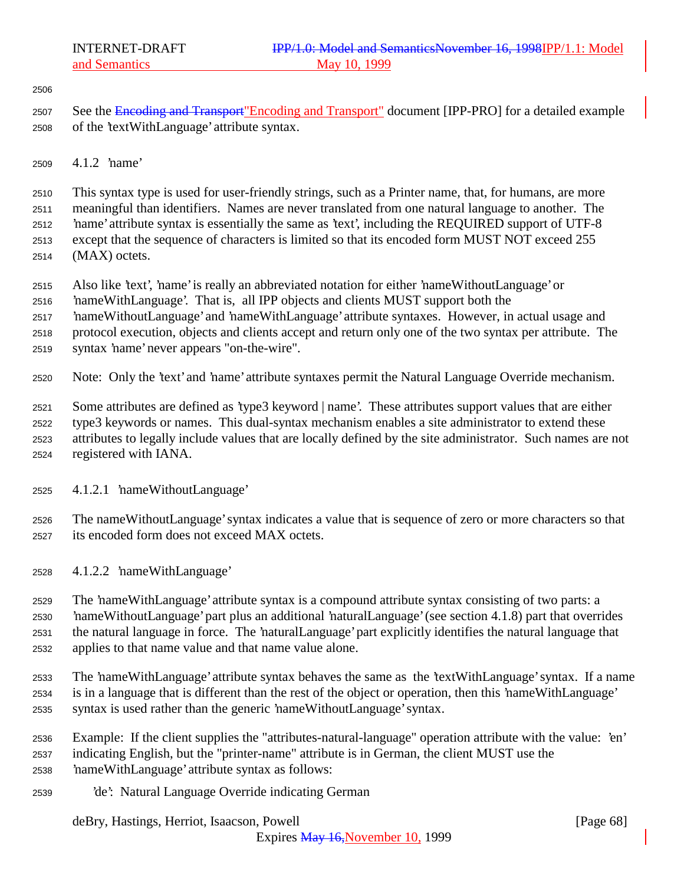See the "Encoding and Transport" document [IPP-PRO] for a detailed example of the 'textWithLanguage' attribute syntax.

#### 4.1.2 'name'

This syntax type is used for user-friendly strings, such as a Printer name, that, for humans, are more meaningful than identifiers. Names are never translated from one natural language to another. The 'name' attribute syntax is essentially the same as 'text', including the REQUIRED support of UTF-8 except that the sequence of characters is limited so that its encoded form MUST NOT exceed 255 (MAX) octets.

Also like 'text', 'name' is really an abbreviated notation for either 'nameWithoutLanguage' or 'nameWithLanguage'. That is, all IPP objects and clients MUST support both the 'nameWithoutLanguage' and 'nameWithLanguage' attribute syntaxes. However, in actual usage and protocol execution, objects and clients accept and return only one of the two syntax per attribute. The syntax 'name' never appears "on-the-wire".

Note: Only the 'text' and 'name' attribute syntaxes permit the Natural Language Override mechanism.

Some attributes are defined as 'type3 keyword | name'. These attributes support values that are either type3 keywords or names. This dual-syntax mechanism enables a site administrator to extend these attributes to legally include values that are locally defined by the site administrator. Such names are not registered with IANA.

##### 4.1.2.1 'nameWithoutLanguage'

The nameWithoutLanguage' syntax indicates a value that is sequence of zero or more characters so that its encoded form does not exceed MAX octets.

##### 4.1.2.2 'nameWithLanguage'

The 'nameWithLanguage' attribute syntax is a compound attribute syntax consisting of two parts: a 'nameWithoutLanguage' part plus an additional 'naturalLanguage' (see section 4.1.8) part that overrides the natural language in force. The 'naturalLanguage' part explicitly identifies the natural language that applies to that name value and that name value alone.

The 'nameWithLanguage' attribute syntax behaves the same as the 'textWithLanguage' syntax. If a name is in a language that is different than the rest of the object or operation, then this 'nameWithLanguage' syntax is used rather than the generic 'nameWithoutLanguage' syntax.

Example: If the client supplies the "attributes-natural-language" operation attribute with the value: 'en' indicating English, but the "printer-name" attribute is in German, the client MUST use the 'nameWithLanguage' attribute syntax as follows:

'de': Natural Language Override indicating German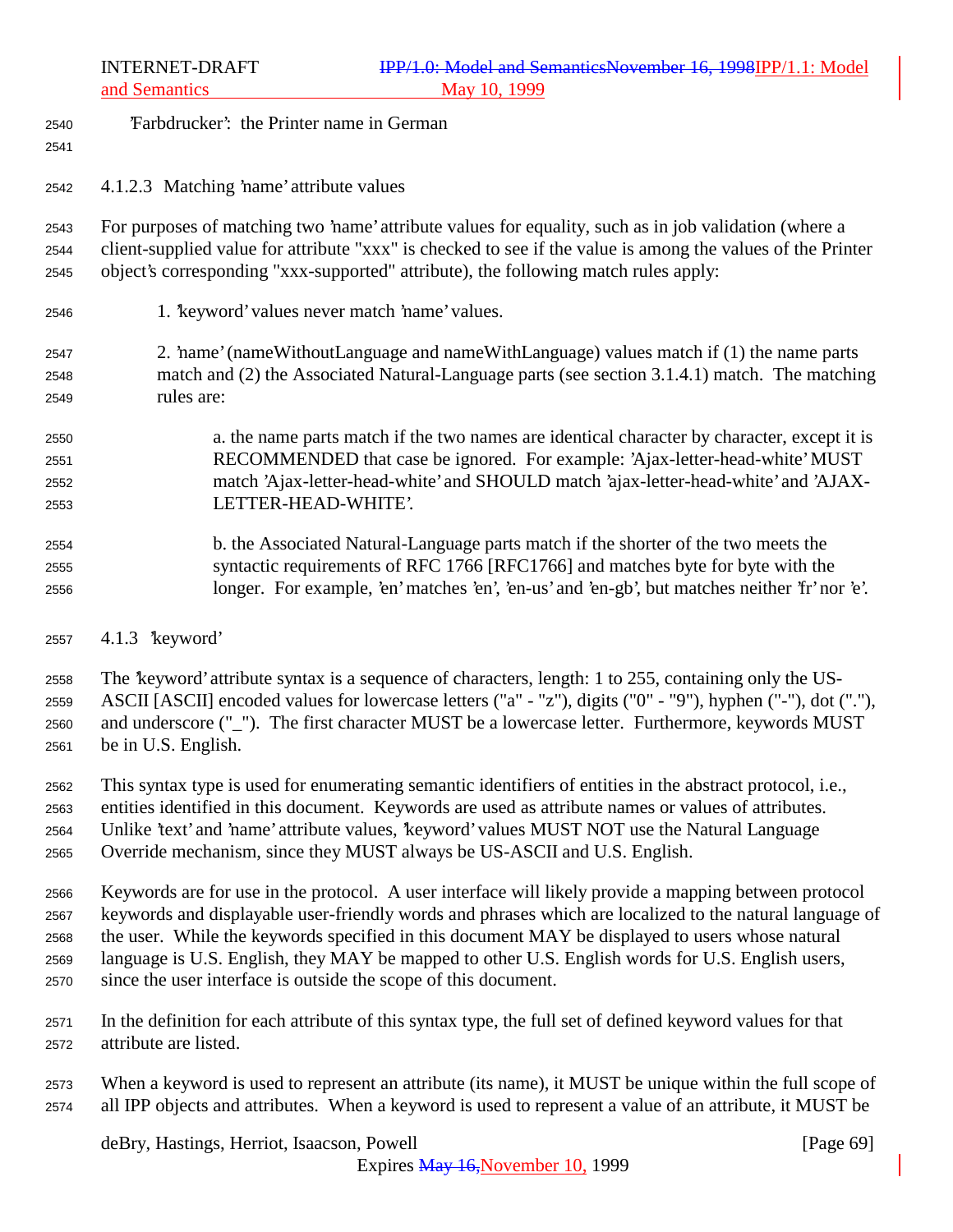'Farbdrucker': the Printer name in German

### 4.1.2.3 Matching 'name' attribute values

For purposes of matching two 'name' attribute values for equality, such as in job validation (where a client-supplied value for attribute "xxx" is checked to see if the value is among the values of the Printer object's corresponding "xxx-supported" attribute), the following match rules apply:

1. 'keyword' values never match 'name' values.

2. 'name' (nameWithoutLanguage and nameWithLanguage) values match if (1) the name parts match and (2) the Associated Natural-Language parts (see section 3.1.4.1) match. The matching rules are:

   a. the name parts match if the two names are identical character by character, except it is RECOMMENDED that case be ignored. For example: 'Ajax-letter-head-white' MUST match 'Ajax-letter-head-white' and SHOULD match 'ajax-letter-head-white' and 'AJAX-LETTER-HEAD-WHITE'.

   b. the Associated Natural-Language parts match if the shorter of the two meets the syntactic requirements of RFC 1766 [RFC1766] and matches byte for byte with the longer. For example, 'en' matches 'en', 'en-us' and 'en-gb', but matches neither 'fr' nor 'e'.

### 4.1.3 'keyword'

The 'keyword' attribute syntax is a sequence of characters, length: 1 to 255, containing only the US-ASCII [ASCII] encoded values for lowercase letters ("a" - "z"), digits ("0" - "9"), hyphen ("-"), dot ("."), and underscore ("_"). The first character MUST be a lowercase letter. Furthermore, keywords MUST be in U.S. English.

This syntax type is used for enumerating semantic identifiers of entities in the abstract protocol, i.e., entities identified in this document. Keywords are used as attribute names or values of attributes. Unlike 'text' and 'name' attribute values, 'keyword' values MUST NOT use the Natural Language Override mechanism, since they MUST always be US-ASCII and U.S. English.

Keywords are for use in the protocol. A user interface will likely provide a mapping between protocol keywords and displayable user-friendly words and phrases which are localized to the natural language of the user. While the keywords specified in this document MAY be displayed to users whose natural language is U.S. English, they MAY be mapped to other U.S. English words for U.S. English users, since the user interface is outside the scope of this document.

In the definition for each attribute of this syntax type, the full set of defined keyword values for that attribute are listed.

When a keyword is used to represent an attribute (its name), it MUST be unique within the full scope of all IPP objects and attributes. When a keyword is used to represent a value of an attribute, it MUST be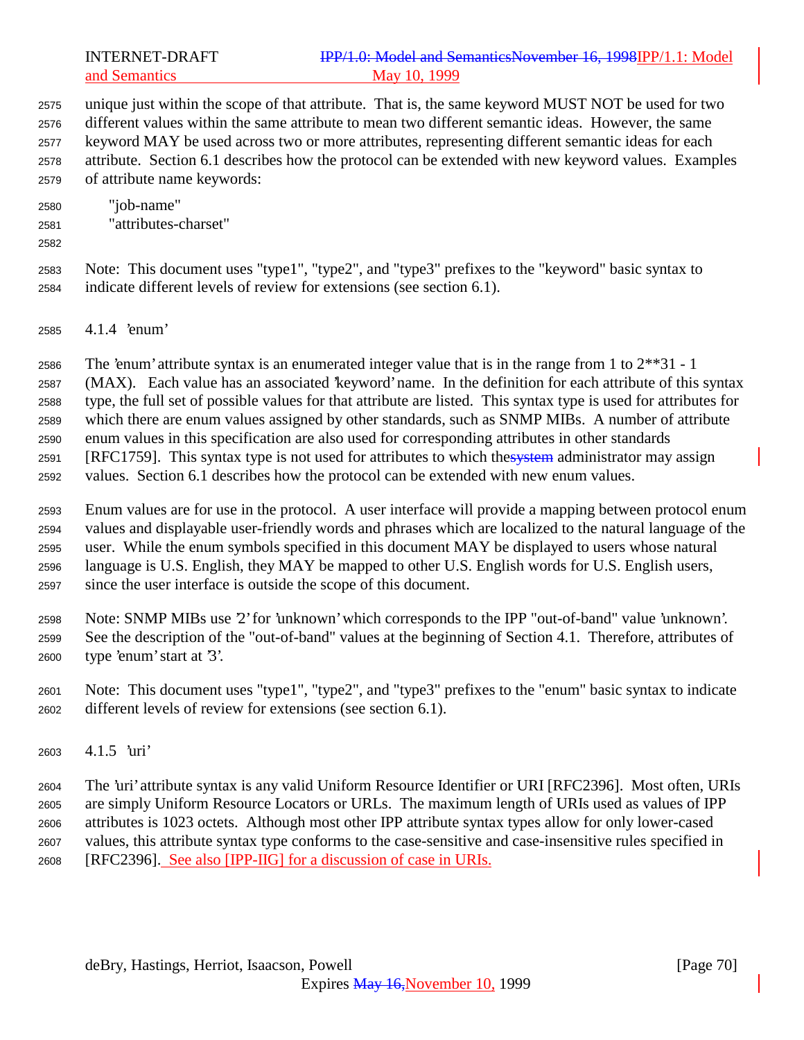unique just within the scope of that attribute. That is, the same keyword MUST NOT be used for two different values within the same attribute to mean two different semantic ideas. However, the same keyword MAY be used across two or more attributes, representing different semantic ideas for each attribute. Section 6.1 describes how the protocol can be extended with new keyword values. Examples of attribute name keywords:

```
"job-name"
"attributes-charset"
```

Note: This document uses "type1", "type2", and "type3" prefixes to the "keyword" basic syntax to indicate different levels of review for extensions (see section 6.1).

### 4.1.4 'enum'

The 'enum' attribute syntax is an enumerated integer value that is in the range from 1 to 2**31 - 1 (MAX). Each value has an associated 'keyword' name. In the definition for each attribute of this syntax type, the full set of possible values for that attribute are listed. This syntax type is used for attributes for which there are enum values assigned by other standards, such as SNMP MIBs. A number of attribute enum values in this specification are also used for corresponding attributes in other standards [RFC1759]. This syntax type is not used for attributes to which the~~system~~ administrator may assign values. Section 6.1 describes how the protocol can be extended with new enum values.

Enum values are for use in the protocol. A user interface will provide a mapping between protocol enum values and displayable user-friendly words and phrases which are localized to the natural language of the user. While the enum symbols specified in this document MAY be displayed to users whose natural language is U.S. English, they MAY be mapped to other U.S. English words for U.S. English users, since the user interface is outside the scope of this document.

Note: SNMP MIBs use '2' for 'unknown' which corresponds to the IPP "out-of-band" value 'unknown'. See the description of the "out-of-band" values at the beginning of Section 4.1. Therefore, attributes of type 'enum' start at '3'.

Note: This document uses "type1", "type2", and "type3" prefixes to the "enum" basic syntax to indicate different levels of review for extensions (see section 6.1).

### 4.1.5 'uri'

The 'uri' attribute syntax is any valid Uniform Resource Identifier or URI [RFC2396]. Most often, URIs are simply Uniform Resource Locators or URLs. The maximum length of URIs used as values of IPP attributes is 1023 octets. Although most other IPP attribute syntax types allow for only lower-cased values, this attribute syntax type conforms to the case-sensitive and case-insensitive rules specified in [RFC2396]. See also [IPP-IIG] for a discussion of case in URIs.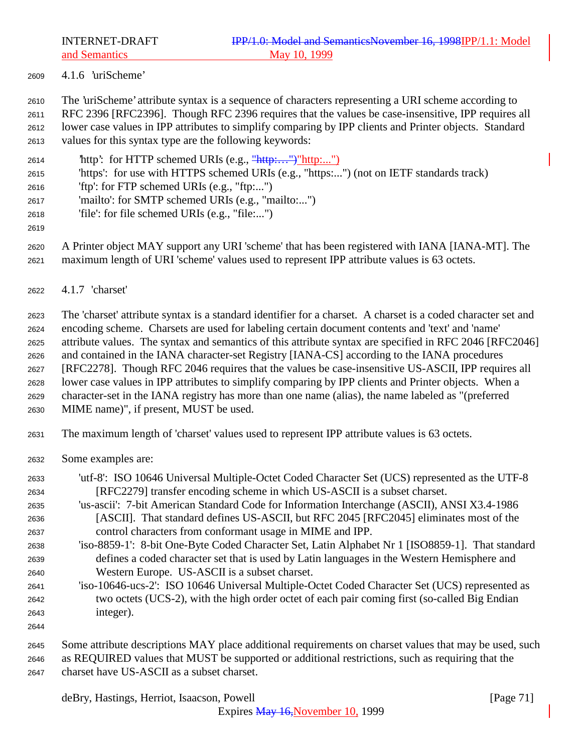#### 4.1.6 'uriScheme'

The 'uriScheme' attribute syntax is a sequence of characters representing a URI scheme according to RFC 2396 [RFC2396]. Though RFC 2396 requires that the values be case-insensitive, IPP requires all lower case values in IPP attributes to simplify comparing by IPP clients and Printer objects. Standard values for this syntax type are the following keywords:

- 'http': for HTTP schemed URIs (e.g., "http:…")"http:...")
- 'https': for use with HTTPS schemed URIs (e.g., "https:...") (not on IETF standards track)
- 'ftp': for FTP schemed URIs (e.g., "ftp:...")
- 'mailto': for SMTP schemed URIs (e.g., "mailto:...")
- 'file': for file schemed URIs (e.g., "file:...")

A Printer object MAY support any URI 'scheme' that has been registered with IANA [IANA-MT]. The maximum length of URI 'scheme' values used to represent IPP attribute values is 63 octets.

#### 4.1.7 'charset'

The 'charset' attribute syntax is a standard identifier for a charset. A charset is a coded character set and encoding scheme. Charsets are used for labeling certain document contents and 'text' and 'name' attribute values. The syntax and semantics of this attribute syntax are specified in RFC 2046 [RFC2046] and contained in the IANA character-set Registry [IANA-CS] according to the IANA procedures [RFC2278]. Though RFC 2046 requires that the values be case-insensitive US-ASCII, IPP requires all lower case values in IPP attributes to simplify comparing by IPP clients and Printer objects. When a character-set in the IANA registry has more than one name (alias), the name labeled as "(preferred MIME name)", if present, MUST be used.

The maximum length of 'charset' values used to represent IPP attribute values is 63 octets.

Some examples are:

- 'utf-8': ISO 10646 Universal Multiple-Octet Coded Character Set (UCS) represented as the UTF-8 [RFC2279] transfer encoding scheme in which US-ASCII is a subset charset.
- 'us-ascii': 7-bit American Standard Code for Information Interchange (ASCII), ANSI X3.4-1986 [ASCII]. That standard defines US-ASCII, but RFC 2045 [RFC2045] eliminates most of the control characters from conformant usage in MIME and IPP.
- 'iso-8859-1': 8-bit One-Byte Coded Character Set, Latin Alphabet Nr 1 [ISO8859-1]. That standard defines a coded character set that is used by Latin languages in the Western Hemisphere and Western Europe. US-ASCII is a subset charset.
- 'iso-10646-ucs-2': ISO 10646 Universal Multiple-Octet Coded Character Set (UCS) represented as two octets (UCS-2), with the high order octet of each pair coming first (so-called Big Endian integer).

Some attribute descriptions MAY place additional requirements on charset values that may be used, such as REQUIRED values that MUST be supported or additional restrictions, such as requiring that the charset have US-ASCII as a subset charset.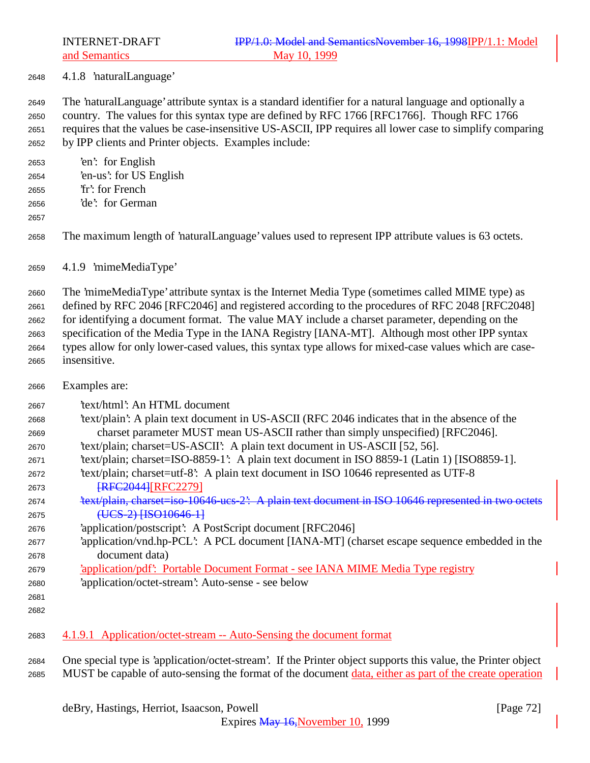### 4.1.8 'naturalLanguage'

The 'naturalLanguage' attribute syntax is a standard identifier for a natural language and optionally a country. The values for this syntax type are defined by RFC 1766 [RFC1766]. Though RFC 1766 requires that the values be case-insensitive US-ASCII, IPP requires all lower case to simplify comparing by IPP clients and Printer objects. Examples include:

- 'en': for English
- 'en-us': for US English
- 'fr': for French
- 'de': for German

The maximum length of 'naturalLanguage' values used to represent IPP attribute values is 63 octets.

### 4.1.9 'mimeMediaType'

The 'mimeMediaType' attribute syntax is the Internet Media Type (sometimes called MIME type) as defined by RFC 2046 [RFC2046] and registered according to the procedures of RFC 2048 [RFC2048] for identifying a document format. The value MAY include a charset parameter, depending on the specification of the Media Type in the IANA Registry [IANA-MT]. Although most other IPP syntax types allow for only lower-cased values, this syntax type allows for mixed-case values which are case-insensitive.

Examples are:

- 'text/html': An HTML document
- 'text/plain': A plain text document in US-ASCII (RFC 2046 indicates that in the absence of the charset parameter MUST mean US-ASCII rather than simply unspecified) [RFC2046].
- 'text/plain; charset=US-ASCII': A plain text document in US-ASCII [52, 56].
- 'text/plain; charset=ISO-8859-1': A plain text document in ISO 8859-1 (Latin 1) [ISO8859-1].
- 'text/plain; charset=utf-8': A plain text document in ISO 10646 represented as UTF-8 ~~[RFC2044]~~[RFC2279]
- ~~'text/plain, charset=iso-10646-ucs-2': A plain text document in ISO 10646 represented in two octets (UCS-2) [ISO10646-1]~~
- 'application/postscript': A PostScript document [RFC2046]
- 'application/vnd.hp-PCL': A PCL document [IANA-MT] (charset escape sequence embedded in the document data)
- 'application/pdf': Portable Document Format - see IANA MIME Media Type registry
- 'application/octet-stream': Auto-sense - see below

#### 4.1.9.1 Application/octet-stream -- Auto-Sensing the document format

One special type is 'application/octet-stream'. If the Printer object supports this value, the Printer object MUST be capable of auto-sensing the format of the document data, either as part of the create operation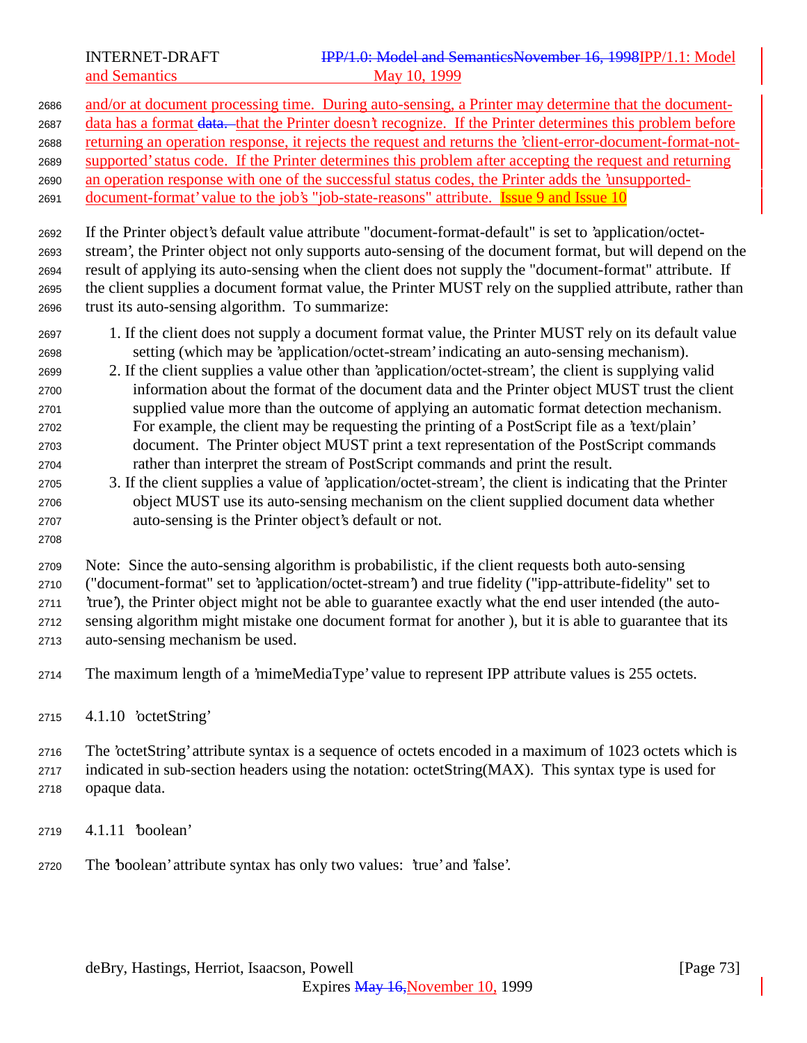and/or at document processing time. During auto-sensing, a Printer may determine that the document-data has a format data. that the Printer doesn't recognize. If the Printer determines this problem before returning an operation response, it rejects the request and returns the 'client-error-document-format-not-supported' status code. If the Printer determines this problem after accepting the request and returning an operation response with one of the successful status codes, the Printer adds the 'unsupported-document-format' value to the job's "job-state-reasons" attribute. Issue 9 and Issue 10

If the Printer object's default value attribute "document-format-default" is set to 'application/octet-stream', the Printer object not only supports auto-sensing of the document format, but will depend on the result of applying its auto-sensing when the client does not supply the "document-format" attribute. If the client supplies a document format value, the Printer MUST rely on the supplied attribute, rather than trust its auto-sensing algorithm. To summarize:

1. If the client does not supply a document format value, the Printer MUST rely on its default value setting (which may be 'application/octet-stream' indicating an auto-sensing mechanism).
2. If the client supplies a value other than 'application/octet-stream', the client is supplying valid information about the format of the document data and the Printer object MUST trust the client supplied value more than the outcome of applying an automatic format detection mechanism. For example, the client may be requesting the printing of a PostScript file as a 'text/plain' document. The Printer object MUST print a text representation of the PostScript commands rather than interpret the stream of PostScript commands and print the result.
3. If the client supplies a value of 'application/octet-stream', the client is indicating that the Printer object MUST use its auto-sensing mechanism on the client supplied document data whether auto-sensing is the Printer object's default or not.

Note: Since the auto-sensing algorithm is probabilistic, if the client requests both auto-sensing ("document-format" set to 'application/octet-stream') and true fidelity ("ipp-attribute-fidelity" set to 'true'), the Printer object might not be able to guarantee exactly what the end user intended (the auto-sensing algorithm might mistake one document format for another ), but it is able to guarantee that its auto-sensing mechanism be used.

The maximum length of a 'mimeMediaType' value to represent IPP attribute values is 255 octets.

#### 4.1.10 'octetString'

The 'octetString' attribute syntax is a sequence of octets encoded in a maximum of 1023 octets which is indicated in sub-section headers using the notation: octetString(MAX). This syntax type is used for opaque data.

#### 4.1.11 'boolean'

The 'boolean' attribute syntax has only two values: 'true' and 'false'.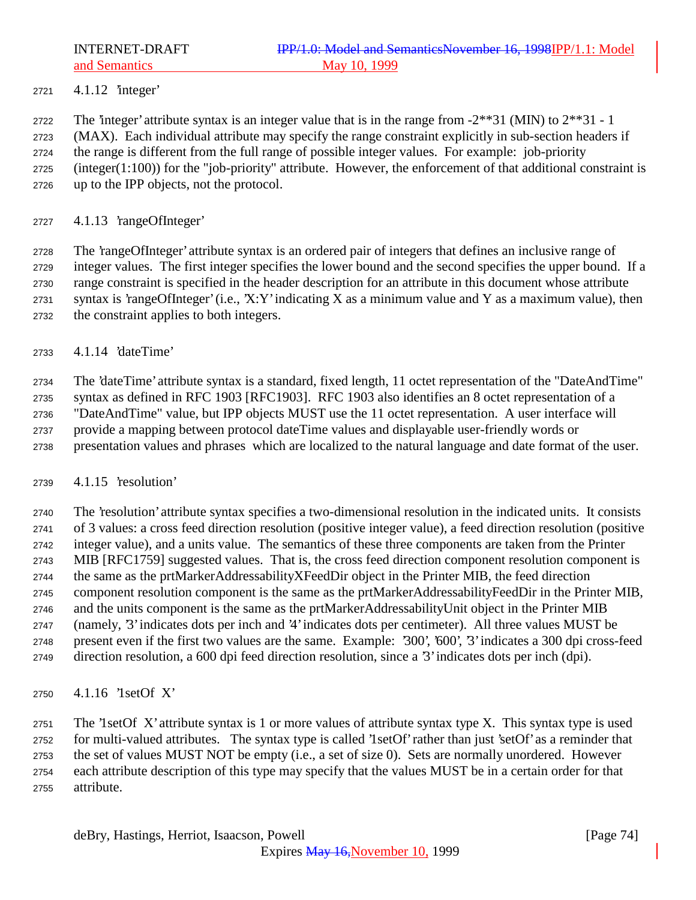#### 4.1.12 'integer'

The 'integer' attribute syntax is an integer value that is in the range from -2**31 (MIN) to 2**31 - 1 (MAX). Each individual attribute may specify the range constraint explicitly in sub-section headers if the range is different from the full range of possible integer values. For example: job-priority (integer(1:100)) for the "job-priority" attribute. However, the enforcement of that additional constraint is up to the IPP objects, not the protocol.

#### 4.1.13 'rangeOfInteger'

The 'rangeOfInteger' attribute syntax is an ordered pair of integers that defines an inclusive range of integer values. The first integer specifies the lower bound and the second specifies the upper bound. If a range constraint is specified in the header description for an attribute in this document whose attribute syntax is 'rangeOfInteger' (i.e., 'X:Y' indicating X as a minimum value and Y as a maximum value), then the constraint applies to both integers.

#### 4.1.14 'dateTime'

The 'dateTime' attribute syntax is a standard, fixed length, 11 octet representation of the "DateAndTime" syntax as defined in RFC 1903 [RFC1903]. RFC 1903 also identifies an 8 octet representation of a "DateAndTime" value, but IPP objects MUST use the 11 octet representation. A user interface will provide a mapping between protocol dateTime values and displayable user-friendly words or presentation values and phrases which are localized to the natural language and date format of the user.

#### 4.1.15 'resolution'

The 'resolution' attribute syntax specifies a two-dimensional resolution in the indicated units. It consists of 3 values: a cross feed direction resolution (positive integer value), a feed direction resolution (positive integer value), and a units value. The semantics of these three components are taken from the Printer MIB [RFC1759] suggested values. That is, the cross feed direction component resolution component is the same as the prtMarkerAddressabilityXFeedDir object in the Printer MIB, the feed direction component resolution component is the same as the prtMarkerAddressabilityFeedDir in the Printer MIB, and the units component is the same as the prtMarkerAddressabilityUnit object in the Printer MIB (namely, '3' indicates dots per inch and '4' indicates dots per centimeter). All three values MUST be present even if the first two values are the same. Example: '300', '600', '3' indicates a 300 dpi cross-feed direction resolution, a 600 dpi feed direction resolution, since a '3' indicates dots per inch (dpi).

#### 4.1.16 '1setOf X'

The '1setOf X' attribute syntax is 1 or more values of attribute syntax type X. This syntax type is used for multi-valued attributes. The syntax type is called '1setOf' rather than just 'setOf' as a reminder that the set of values MUST NOT be empty (i.e., a set of size 0). Sets are normally unordered. However each attribute description of this type may specify that the values MUST be in a certain order for that attribute.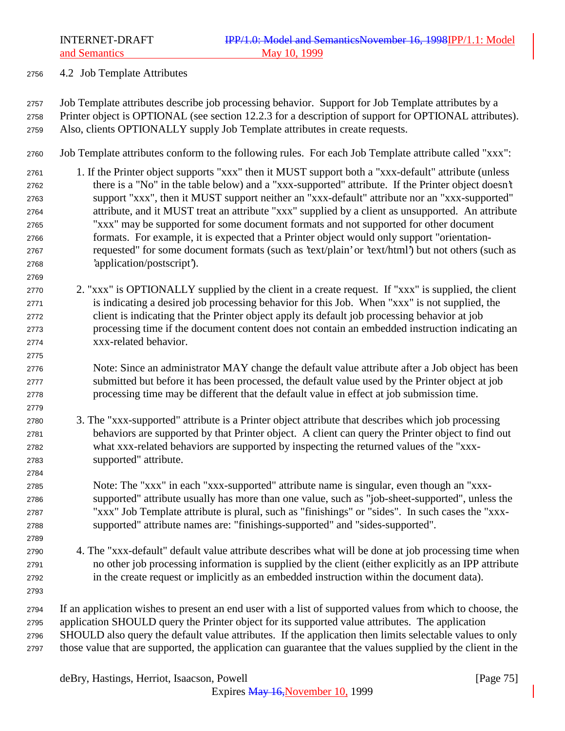## 4.2 Job Template Attributes

Job Template attributes describe job processing behavior. Support for Job Template attributes by a Printer object is OPTIONAL (see section 12.2.3 for a description of support for OPTIONAL attributes). Also, clients OPTIONALLY supply Job Template attributes in create requests.

Job Template attributes conform to the following rules. For each Job Template attribute called "xxx":

1. If the Printer object supports "xxx" then it MUST support both a "xxx-default" attribute (unless there is a "No" in the table below) and a "xxx-supported" attribute. If the Printer object doesn't support "xxx", then it MUST support neither an "xxx-default" attribute nor an "xxx-supported" attribute, and it MUST treat an attribute "xxx" supplied by a client as unsupported. An attribute "xxx" may be supported for some document formats and not supported for other document formats. For example, it is expected that a Printer object would only support "orientation-requested" for some document formats (such as 'text/plain' or 'text/html') but not others (such as 'application/postscript').

2. "xxx" is OPTIONALLY supplied by the client in a create request. If "xxx" is supplied, the client is indicating a desired job processing behavior for this Job. When "xxx" is not supplied, the client is indicating that the Printer object apply its default job processing behavior at job processing time if the document content does not contain an embedded instruction indicating an xxx-related behavior.

   Note: Since an administrator MAY change the default value attribute after a Job object has been submitted but before it has been processed, the default value used by the Printer object at job processing time may be different that the default value in effect at job submission time.

3. The "xxx-supported" attribute is a Printer object attribute that describes which job processing behaviors are supported by that Printer object. A client can query the Printer object to find out what xxx-related behaviors are supported by inspecting the returned values of the "xxx-supported" attribute.

   Note: The "xxx" in each "xxx-supported" attribute name is singular, even though an "xxx-supported" attribute usually has more than one value, such as "job-sheet-supported", unless the "xxx" Job Template attribute is plural, such as "finishings" or "sides". In such cases the "xxx-supported" attribute names are: "finishings-supported" and "sides-supported".

4. The "xxx-default" default value attribute describes what will be done at job processing time when no other job processing information is supplied by the client (either explicitly as an IPP attribute in the create request or implicitly as an embedded instruction within the document data).

If an application wishes to present an end user with a list of supported values from which to choose, the application SHOULD query the Printer object for its supported value attributes. The application SHOULD also query the default value attributes. If the application then limits selectable values to only those value that are supported, the application can guarantee that the values supplied by the client in the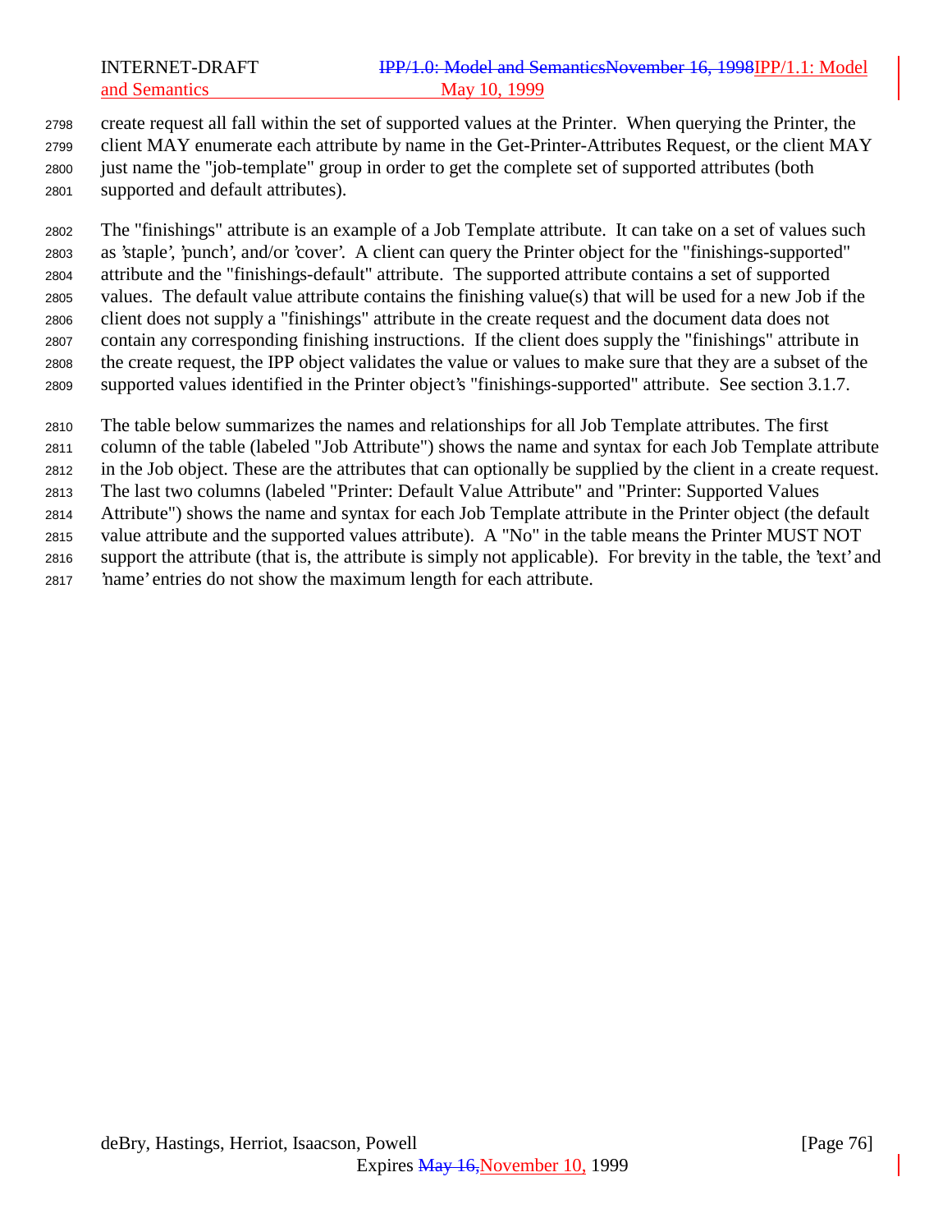create request all fall within the set of supported values at the Printer. When querying the Printer, the client MAY enumerate each attribute by name in the Get-Printer-Attributes Request, or the client MAY just name the "job-template" group in order to get the complete set of supported attributes (both supported and default attributes).

The "finishings" attribute is an example of a Job Template attribute. It can take on a set of values such as 'staple', 'punch', and/or 'cover'. A client can query the Printer object for the "finishings-supported" attribute and the "finishings-default" attribute. The supported attribute contains a set of supported values. The default value attribute contains the finishing value(s) that will be used for a new Job if the client does not supply a "finishings" attribute in the create request and the document data does not contain any corresponding finishing instructions. If the client does supply the "finishings" attribute in the create request, the IPP object validates the value or values to make sure that they are a subset of the supported values identified in the Printer object's "finishings-supported" attribute. See section 3.1.7.

The table below summarizes the names and relationships for all Job Template attributes. The first column of the table (labeled "Job Attribute") shows the name and syntax for each Job Template attribute in the Job object. These are the attributes that can optionally be supplied by the client in a create request. The last two columns (labeled "Printer: Default Value Attribute" and "Printer: Supported Values Attribute") shows the name and syntax for each Job Template attribute in the Printer object (the default value attribute and the supported values attribute). A "No" in the table means the Printer MUST NOT support the attribute (that is, the attribute is simply not applicable). For brevity in the table, the 'text' and 'name' entries do not show the maximum length for each attribute.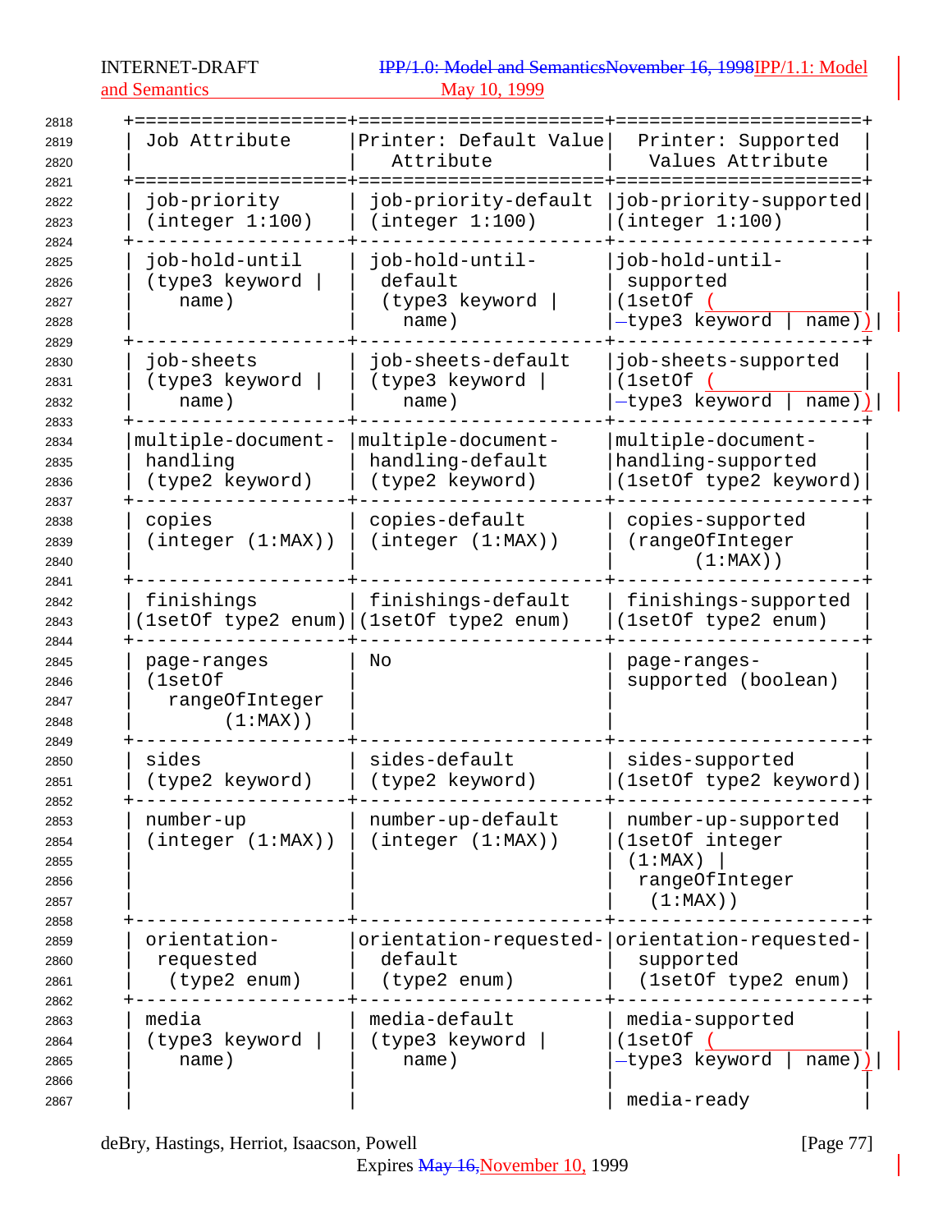| Job Attribute | Printer: Default Value Attribute | Printer: Supported Values Attribute |
|---|---|---|
| job-priority (integer 1:100) | job-priority-default (integer 1:100) | job-priority-supported (integer 1:100) |
| job-hold-until (type3 keyword \| name) | job-hold-until-default (type3 keyword \| name) | job-hold-until-supported (1setOf (type3 keyword \| name)) |
| job-sheets (type3 keyword \| name) | job-sheets-default (type3 keyword \| name) | job-sheets-supported (1setOf (type3 keyword \| name)) |
| multiple-document-handling (type2 keyword) | multiple-document-handling-default (type2 keyword) | multiple-document-handling-supported (1setOf type2 keyword) |
| copies (integer (1:MAX)) | copies-default (integer (1:MAX)) | copies-supported (rangeOfInteger (1:MAX)) |
| finishings (1setOf type2 enum) | finishings-default (1setOf type2 enum) | finishings-supported (1setOf type2 enum) |
| page-ranges (1setOf rangeOfInteger (1:MAX)) | No | page-ranges-supported (boolean) |
| sides (type2 keyword) | sides-default (type2 keyword) | sides-supported (1setOf type2 keyword) |
| number-up (integer (1:MAX)) | number-up-default (integer (1:MAX)) | number-up-supported (1setOf integer (1:MAX) \| rangeOfInteger (1:MAX)) |
| orientation-requested (type2 enum) | orientation-requested-default (type2 enum) | orientation-requested-supported (1setOf type2 enum) |
| media (type3 keyword \| name) | media-default (type3 keyword \| name) | media-supported (1setOf (type3 keyword \| name)) <br><br> media-ready |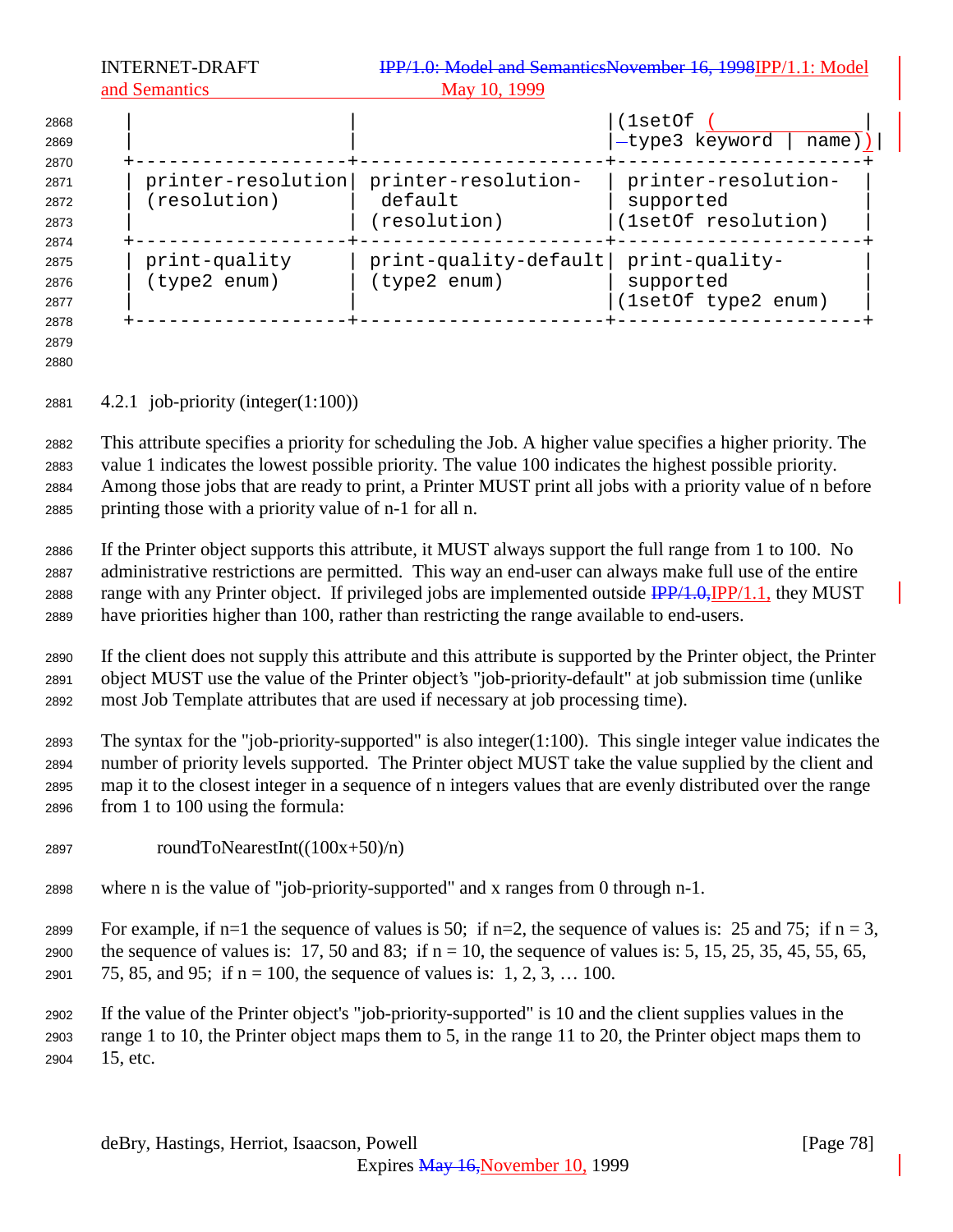| | | (1setOf (type3 keyword \| name)) |
|---|---|---|
| printer-resolution (resolution) | printer-resolution-default (resolution) | printer-resolution-supported (1setOf resolution) |
| print-quality (type2 enum) | print-quality-default (type2 enum) | print-quality-supported (1setOf type2 enum) |

### 4.2.1 job-priority (integer(1:100))

This attribute specifies a priority for scheduling the Job. A higher value specifies a higher priority. The value 1 indicates the lowest possible priority. The value 100 indicates the highest possible priority. Among those jobs that are ready to print, a Printer MUST print all jobs with a priority value of n before printing those with a priority value of n-1 for all n.

If the Printer object supports this attribute, it MUST always support the full range from 1 to 100. No administrative restrictions are permitted. This way an end-user can always make full use of the entire range with any Printer object. If privileged jobs are implemented outside IPP/1.1, they MUST have priorities higher than 100, rather than restricting the range available to end-users.

If the client does not supply this attribute and this attribute is supported by the Printer object, the Printer object MUST use the value of the Printer object's "job-priority-default" at job submission time (unlike most Job Template attributes that are used if necessary at job processing time).

The syntax for the "job-priority-supported" is also integer(1:100). This single integer value indicates the number of priority levels supported. The Printer object MUST take the value supplied by the client and map it to the closest integer in a sequence of n integers values that are evenly distributed over the range from 1 to 100 using the formula:

roundToNearestInt((100x+50)/n)

where n is the value of "job-priority-supported" and x ranges from 0 through n-1.

For example, if n=1 the sequence of values is 50; if n=2, the sequence of values is: 25 and 75; if n = 3, the sequence of values is: 17, 50 and 83; if n = 10, the sequence of values is: 5, 15, 25, 35, 45, 55, 65, 75, 85, and 95; if n = 100, the sequence of values is: 1, 2, 3, … 100.

If the value of the Printer object's "job-priority-supported" is 10 and the client supplies values in the range 1 to 10, the Printer object maps them to 5, in the range 11 to 20, the Printer object maps them to 15, etc.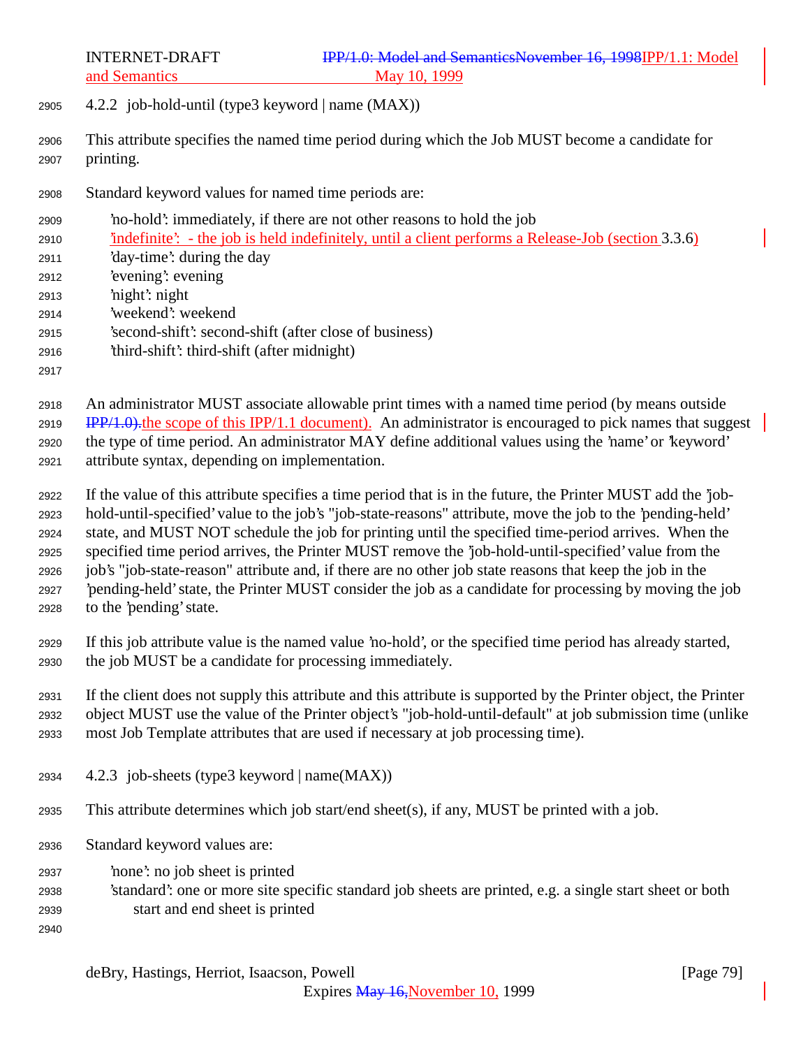### 4.2.2 job-hold-until (type3 keyword | name (MAX))

This attribute specifies the named time period during which the Job MUST become a candidate for printing.

Standard keyword values for named time periods are:

- 'no-hold': immediately, if there are not other reasons to hold the job
- 'indefinite': - the job is held indefinitely, until a client performs a Release-Job (section 3.3.6)
- 'day-time': during the day
- 'evening': evening
- 'night': night
- 'weekend': weekend
- 'second-shift': second-shift (after close of business)
- 'third-shift': third-shift (after midnight)

An administrator MUST associate allowable print times with a named time period (by means outside IPP/1.0).the scope of this IPP/1.1 document). An administrator is encouraged to pick names that suggest the type of time period. An administrator MAY define additional values using the 'name' or 'keyword' attribute syntax, depending on implementation.

If the value of this attribute specifies a time period that is in the future, the Printer MUST add the 'job-hold-until-specified' value to the job's "job-state-reasons" attribute, move the job to the 'pending-held' state, and MUST NOT schedule the job for printing until the specified time-period arrives. When the specified time period arrives, the Printer MUST remove the 'job-hold-until-specified' value from the job's "job-state-reason" attribute and, if there are no other job state reasons that keep the job in the 'pending-held' state, the Printer MUST consider the job as a candidate for processing by moving the job to the 'pending' state.

If this job attribute value is the named value 'no-hold', or the specified time period has already started, the job MUST be a candidate for processing immediately.

If the client does not supply this attribute and this attribute is supported by the Printer object, the Printer object MUST use the value of the Printer object's "job-hold-until-default" at job submission time (unlike most Job Template attributes that are used if necessary at job processing time).

### 4.2.3 job-sheets (type3 keyword | name(MAX))

This attribute determines which job start/end sheet(s), if any, MUST be printed with a job.

Standard keyword values are:

- 'none': no job sheet is printed
- 'standard': one or more site specific standard job sheets are printed, e.g. a single start sheet or both start and end sheet is printed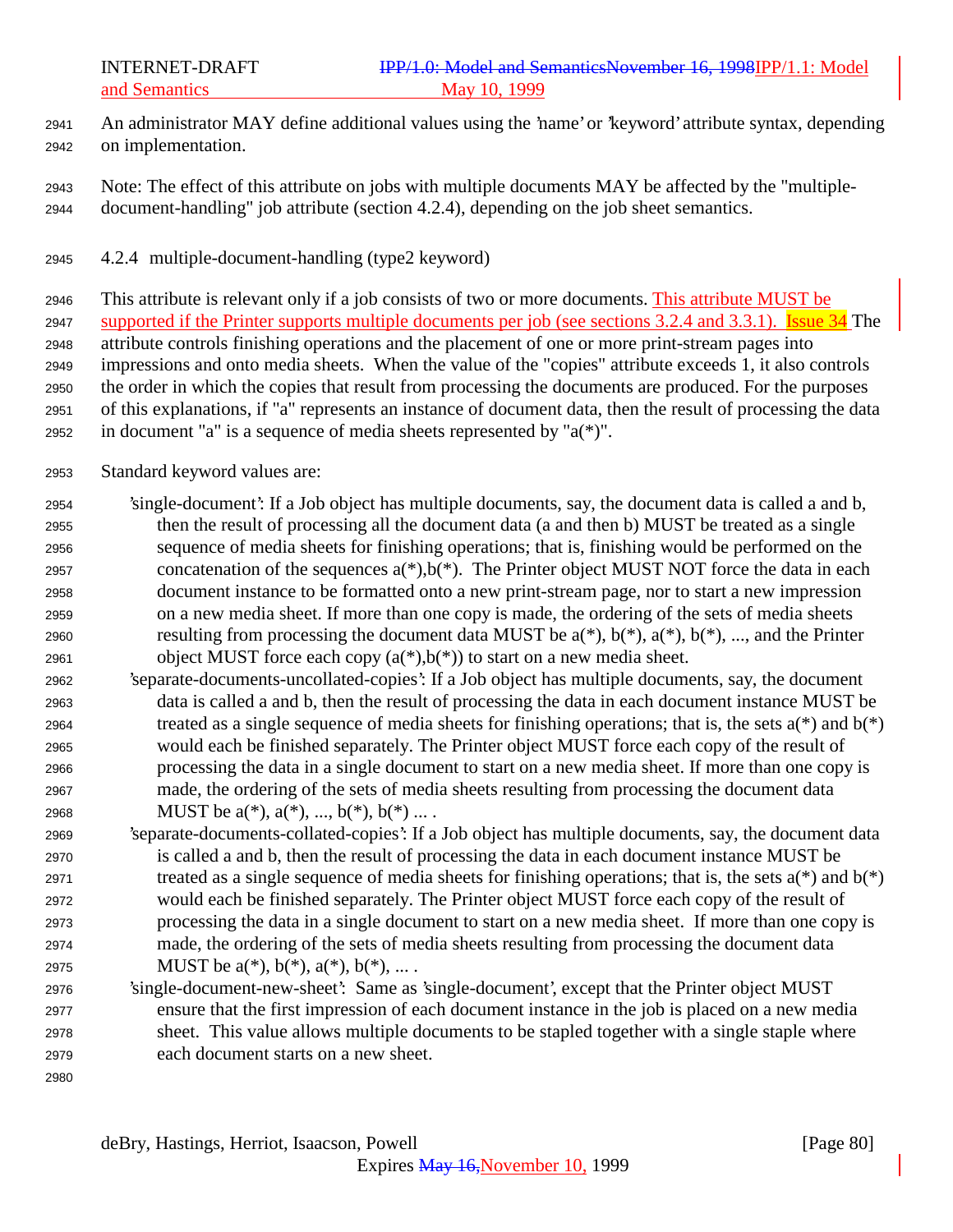An administrator MAY define additional values using the 'name' or 'keyword' attribute syntax, depending on implementation.

Note: The effect of this attribute on jobs with multiple documents MAY be affected by the "multiple-document-handling" job attribute (section 4.2.4), depending on the job sheet semantics.

### 4.2.4 multiple-document-handling (type2 keyword)

This attribute is relevant only if a job consists of two or more documents. This attribute MUST be supported if the Printer supports multiple documents per job (see sections 3.2.4 and 3.3.1). Issue 34 The attribute controls finishing operations and the placement of one or more print-stream pages into impressions and onto media sheets. When the value of the "copies" attribute exceeds 1, it also controls the order in which the copies that result from processing the documents are produced. For the purposes of this explanations, if "a" represents an instance of document data, then the result of processing the data in document "a" is a sequence of media sheets represented by "a(*)".

Standard keyword values are:

'single-document': If a Job object has multiple documents, say, the document data is called a and b, then the result of processing all the document data (a and then b) MUST be treated as a single sequence of media sheets for finishing operations; that is, finishing would be performed on the concatenation of the sequences a(*),b(*). The Printer object MUST NOT force the data in each document instance to be formatted onto a new print-stream page, nor to start a new impression on a new media sheet. If more than one copy is made, the ordering of the sets of media sheets resulting from processing the document data MUST be a(*), b(*), a(*), b(*), ..., and the Printer object MUST force each copy (a(*),b(*)) to start on a new media sheet.

'separate-documents-uncollated-copies': If a Job object has multiple documents, say, the document data is called a and b, then the result of processing the data in each document instance MUST be treated as a single sequence of media sheets for finishing operations; that is, the sets a(*) and b(*) would each be finished separately. The Printer object MUST force each copy of the result of processing the data in a single document to start on a new media sheet. If more than one copy is made, the ordering of the sets of media sheets resulting from processing the document data MUST be a(*), a(*), ..., b(*), b(*) ... .

'separate-documents-collated-copies': If a Job object has multiple documents, say, the document data is called a and b, then the result of processing the data in each document instance MUST be treated as a single sequence of media sheets for finishing operations; that is, the sets a(*) and b(*) would each be finished separately. The Printer object MUST force each copy of the result of processing the data in a single document to start on a new media sheet. If more than one copy is made, the ordering of the sets of media sheets resulting from processing the document data MUST be a(*), b(*), a(*), b(*), ... .

'single-document-new-sheet': Same as 'single-document', except that the Printer object MUST ensure that the first impression of each document instance in the job is placed on a new media sheet. This value allows multiple documents to be stapled together with a single staple where each document starts on a new sheet.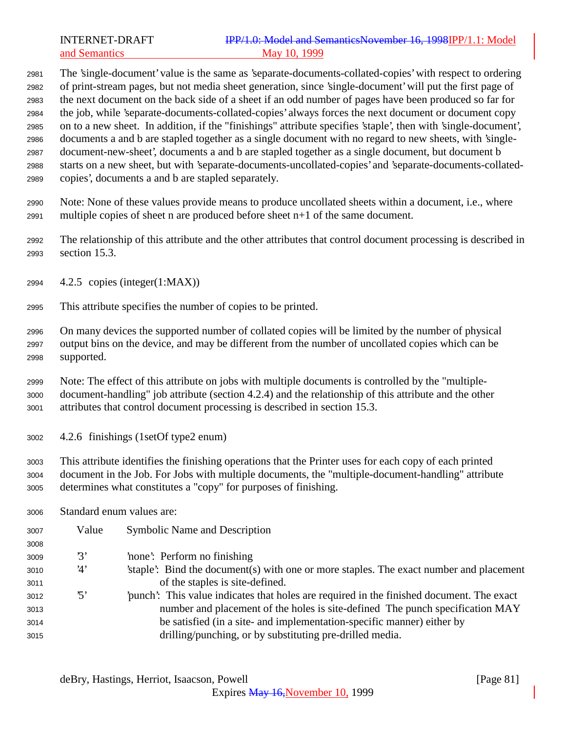The 'single-document' value is the same as 'separate-documents-collated-copies' with respect to ordering of print-stream pages, but not media sheet generation, since 'single-document' will put the first page of the next document on the back side of a sheet if an odd number of pages have been produced so far for the job, while 'separate-documents-collated-copies' always forces the next document or document copy on to a new sheet. In addition, if the "finishings" attribute specifies 'staple', then with 'single-document', documents a and b are stapled together as a single document with no regard to new sheets, with 'single-document-new-sheet', documents a and b are stapled together as a single document, but document b starts on a new sheet, but with 'separate-documents-uncollated-copies' and 'separate-documents-collated-copies', documents a and b are stapled separately.

Note: None of these values provide means to produce uncollated sheets within a document, i.e., where multiple copies of sheet n are produced before sheet n+1 of the same document.

The relationship of this attribute and the other attributes that control document processing is described in section 15.3.

### 4.2.5 copies (integer(1:MAX))

This attribute specifies the number of copies to be printed.

On many devices the supported number of collated copies will be limited by the number of physical output bins on the device, and may be different from the number of uncollated copies which can be supported.

Note: The effect of this attribute on jobs with multiple documents is controlled by the "multiple-document-handling" job attribute (section 4.2.4) and the relationship of this attribute and the other attributes that control document processing is described in section 15.3.

### 4.2.6 finishings (1setOf type2 enum)

This attribute identifies the finishing operations that the Printer uses for each copy of each printed document in the Job. For Jobs with multiple documents, the "multiple-document-handling" attribute determines what constitutes a "copy" for purposes of finishing.

Standard enum values are:

| Value | Symbolic Name and Description |
|---|---|
| '3' | 'none': Perform no finishing |
| '4' | 'staple': Bind the document(s) with one or more staples. The exact number and placement of the staples is site-defined. |
| '5' | 'punch': This value indicates that holes are required in the finished document. The exact number and placement of the holes is site-defined The punch specification MAY be satisfied (in a site- and implementation-specific manner) either by drilling/punching, or by substituting pre-drilled media. |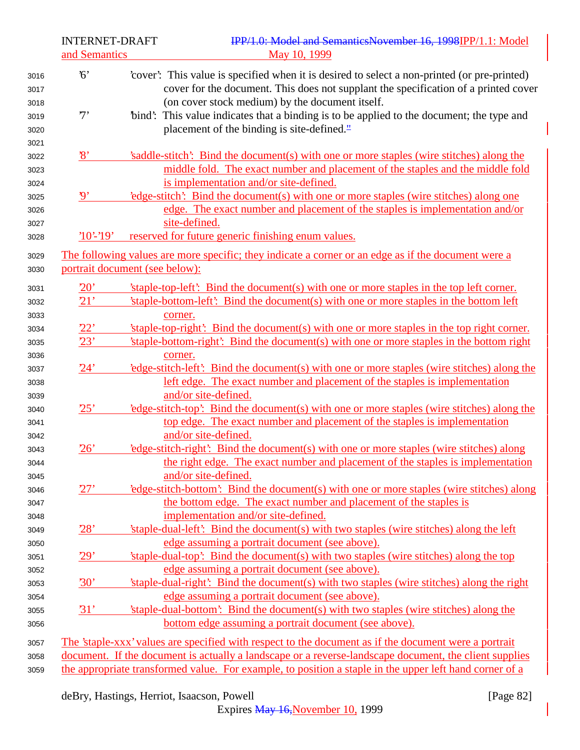'6' 'cover': This value is specified when it is desired to select a non-printed (or pre-printed) cover for the document. This does not supplant the specification of a printed cover (on cover stock medium) by the document itself.

'7' 'bind': This value indicates that a binding is to be applied to the document; the type and placement of the binding is site-defined."

'8' 'saddle-stitch': Bind the document(s) with one or more staples (wire stitches) along the middle fold. The exact number and placement of the staples and the middle fold is implementation and/or site-defined.

'9' 'edge-stitch': Bind the document(s) with one or more staples (wire stitches) along one edge. The exact number and placement of the staples is implementation and/or site-defined.

'10'-'19' reserved for future generic finishing enum values.

The following values are more specific; they indicate a corner or an edge as if the document were a portrait document (see below):

'20' 'staple-top-left': Bind the document(s) with one or more staples in the top left corner.

'21' 'staple-bottom-left': Bind the document(s) with one or more staples in the bottom left corner.

'22' 'staple-top-right': Bind the document(s) with one or more staples in the top right corner.

'23' 'staple-bottom-right': Bind the document(s) with one or more staples in the bottom right corner.

'24' 'edge-stitch-left': Bind the document(s) with one or more staples (wire stitches) along the left edge. The exact number and placement of the staples is implementation and/or site-defined.

'25' 'edge-stitch-top': Bind the document(s) with one or more staples (wire stitches) along the top edge. The exact number and placement of the staples is implementation and/or site-defined.

'26' 'edge-stitch-right': Bind the document(s) with one or more staples (wire stitches) along the right edge. The exact number and placement of the staples is implementation and/or site-defined.

'27' 'edge-stitch-bottom': Bind the document(s) with one or more staples (wire stitches) along the bottom edge. The exact number and placement of the staples is implementation and/or site-defined.

'28' 'staple-dual-left': Bind the document(s) with two staples (wire stitches) along the left edge assuming a portrait document (see above).

'29' 'staple-dual-top': Bind the document(s) with two staples (wire stitches) along the top edge assuming a portrait document (see above).

'30' 'staple-dual-right': Bind the document(s) with two staples (wire stitches) along the right edge assuming a portrait document (see above).

'31' 'staple-dual-bottom': Bind the document(s) with two staples (wire stitches) along the bottom edge assuming a portrait document (see above).

The 'staple-xxx' values are specified with respect to the document as if the document were a portrait document. If the document is actually a landscape or a reverse-landscape document, the client supplies the appropriate transformed value. For example, to position a staple in the upper left hand corner of a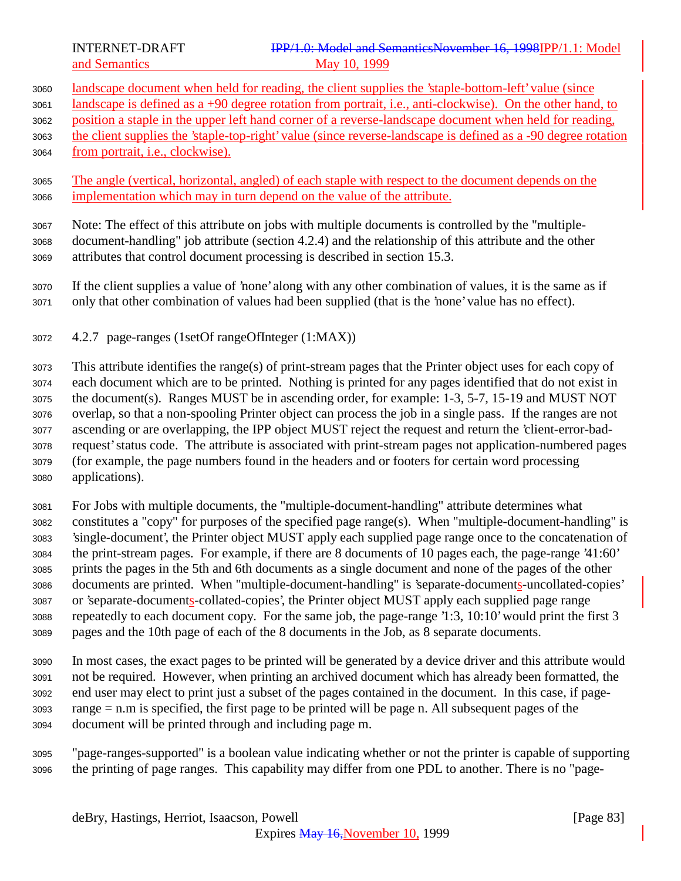landscape document when held for reading, the client supplies the 'staple-bottom-left' value (since landscape is defined as a +90 degree rotation from portrait, i.e., anti-clockwise). On the other hand, to position a staple in the upper left hand corner of a reverse-landscape document when held for reading, the client supplies the 'staple-top-right' value (since reverse-landscape is defined as a -90 degree rotation from portrait, i.e., clockwise).

The angle (vertical, horizontal, angled) of each staple with respect to the document depends on the implementation which may in turn depend on the value of the attribute.

Note: The effect of this attribute on jobs with multiple documents is controlled by the "multiple-document-handling" job attribute (section 4.2.4) and the relationship of this attribute and the other attributes that control document processing is described in section 15.3.

If the client supplies a value of 'none' along with any other combination of values, it is the same as if only that other combination of values had been supplied (that is the 'none' value has no effect).

### 4.2.7 page-ranges (1setOf rangeOfInteger (1:MAX))

This attribute identifies the range(s) of print-stream pages that the Printer object uses for each copy of each document which are to be printed. Nothing is printed for any pages identified that do not exist in the document(s). Ranges MUST be in ascending order, for example: 1-3, 5-7, 15-19 and MUST NOT overlap, so that a non-spooling Printer object can process the job in a single pass. If the ranges are not ascending or are overlapping, the IPP object MUST reject the request and return the 'client-error-bad-request' status code. The attribute is associated with print-stream pages not application-numbered pages (for example, the page numbers found in the headers and or footers for certain word processing applications).

For Jobs with multiple documents, the "multiple-document-handling" attribute determines what constitutes a "copy" for purposes of the specified page range(s). When "multiple-document-handling" is 'single-document', the Printer object MUST apply each supplied page range once to the concatenation of the print-stream pages. For example, if there are 8 documents of 10 pages each, the page-range '41:60' prints the pages in the 5th and 6th documents as a single document and none of the pages of the other documents are printed. When "multiple-document-handling" is 'separate-documents-uncollated-copies' or 'separate-documents-collated-copies', the Printer object MUST apply each supplied page range repeatedly to each document copy. For the same job, the page-range '1:3, 10:10' would print the first 3 pages and the 10th page of each of the 8 documents in the Job, as 8 separate documents.

In most cases, the exact pages to be printed will be generated by a device driver and this attribute would not be required. However, when printing an archived document which has already been formatted, the end user may elect to print just a subset of the pages contained in the document. In this case, if page-range = n.m is specified, the first page to be printed will be page n. All subsequent pages of the document will be printed through and including page m.

"page-ranges-supported" is a boolean value indicating whether or not the printer is capable of supporting the printing of page ranges. This capability may differ from one PDL to another. There is no "page-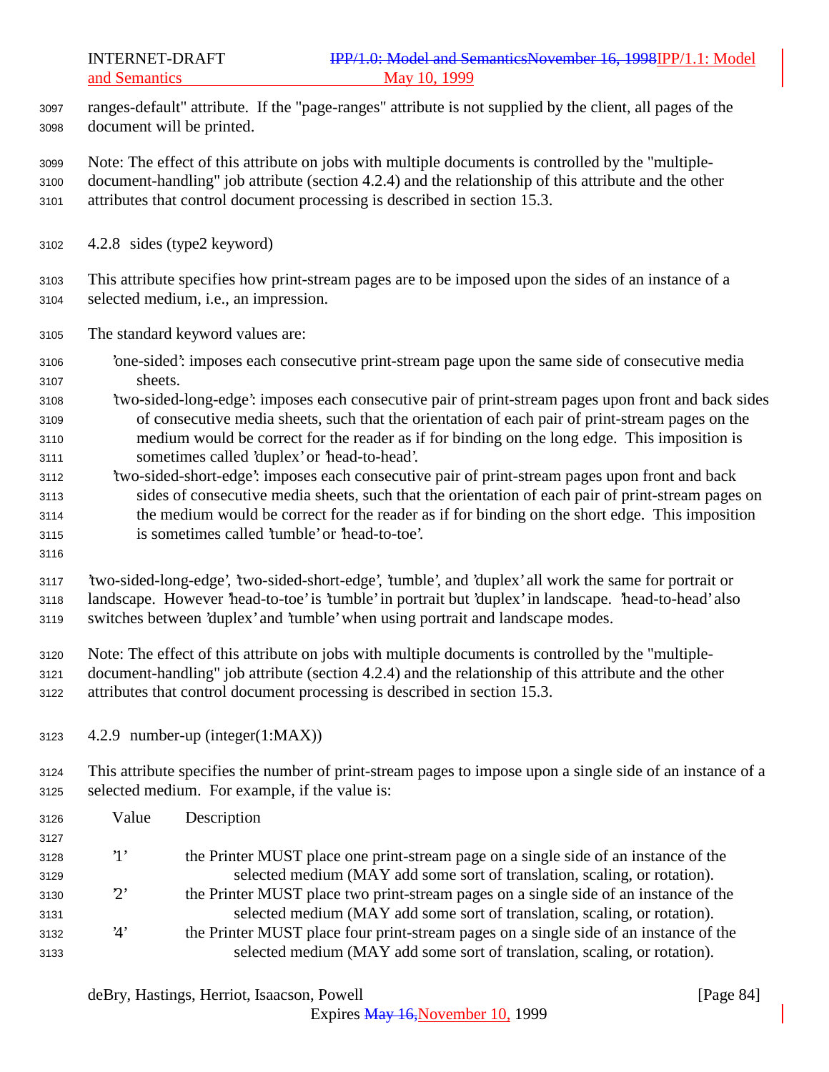ranges-default" attribute. If the "page-ranges" attribute is not supplied by the client, all pages of the document will be printed.

Note: The effect of this attribute on jobs with multiple documents is controlled by the "multiple-document-handling" job attribute (section 4.2.4) and the relationship of this attribute and the other attributes that control document processing is described in section 15.3.

### 4.2.8 sides (type2 keyword)

This attribute specifies how print-stream pages are to be imposed upon the sides of an instance of a selected medium, i.e., an impression.

The standard keyword values are:

- 'one-sided': imposes each consecutive print-stream page upon the same side of consecutive media sheets.
- 'two-sided-long-edge': imposes each consecutive pair of print-stream pages upon front and back sides of consecutive media sheets, such that the orientation of each pair of print-stream pages on the medium would be correct for the reader as if for binding on the long edge. This imposition is sometimes called 'duplex' or 'head-to-head'.
- 'two-sided-short-edge': imposes each consecutive pair of print-stream pages upon front and back sides of consecutive media sheets, such that the orientation of each pair of print-stream pages on the medium would be correct for the reader as if for binding on the short edge. This imposition is sometimes called 'tumble' or 'head-to-toe'.

'two-sided-long-edge', 'two-sided-short-edge', 'tumble', and 'duplex' all work the same for portrait or landscape. However 'head-to-toe' is 'tumble' in portrait but 'duplex' in landscape. 'head-to-head' also switches between 'duplex' and 'tumble' when using portrait and landscape modes.

Note: The effect of this attribute on jobs with multiple documents is controlled by the "multiple-document-handling" job attribute (section 4.2.4) and the relationship of this attribute and the other attributes that control document processing is described in section 15.3.

### 4.2.9 number-up (integer(1:MAX))

This attribute specifies the number of print-stream pages to impose upon a single side of an instance of a selected medium. For example, if the value is:

| Value | Description |
|---|---|
| '1' | the Printer MUST place one print-stream page on a single side of an instance of the selected medium (MAY add some sort of translation, scaling, or rotation). |
| '2' | the Printer MUST place two print-stream pages on a single side of an instance of the selected medium (MAY add some sort of translation, scaling, or rotation). |
| '4' | the Printer MUST place four print-stream pages on a single side of an instance of the selected medium (MAY add some sort of translation, scaling, or rotation). |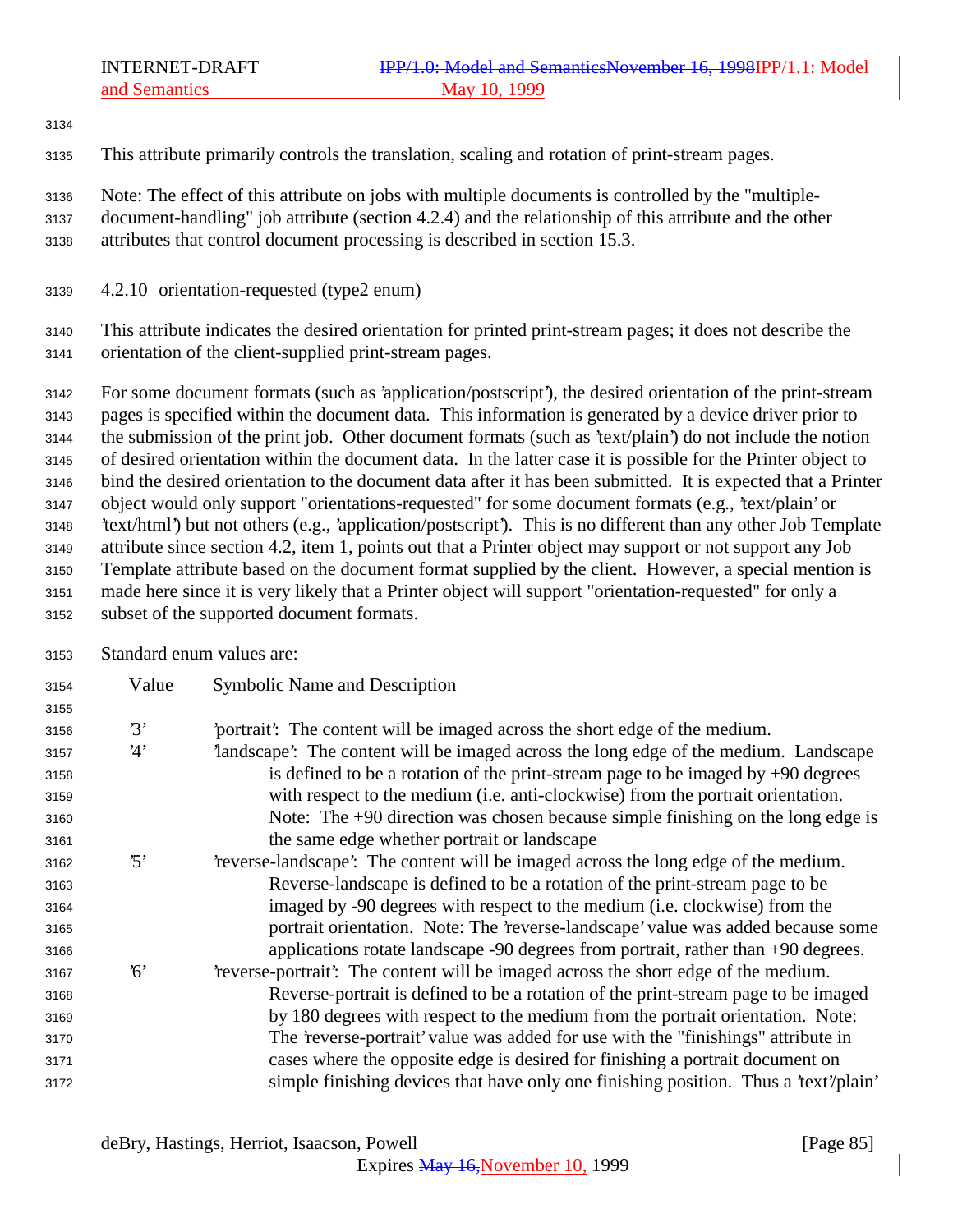This attribute primarily controls the translation, scaling and rotation of print-stream pages.

Note: The effect of this attribute on jobs with multiple documents is controlled by the "multiple-document-handling" job attribute (section 4.2.4) and the relationship of this attribute and the other attributes that control document processing is described in section 15.3.

### 4.2.10 orientation-requested (type2 enum)

This attribute indicates the desired orientation for printed print-stream pages; it does not describe the orientation of the client-supplied print-stream pages.

For some document formats (such as 'application/postscript'), the desired orientation of the print-stream pages is specified within the document data. This information is generated by a device driver prior to the submission of the print job. Other document formats (such as 'text/plain') do not include the notion of desired orientation within the document data. In the latter case it is possible for the Printer object to bind the desired orientation to the document data after it has been submitted. It is expected that a Printer object would only support "orientations-requested" for some document formats (e.g., 'text/plain' or 'text/html') but not others (e.g., 'application/postscript'). This is no different than any other Job Template attribute since section 4.2, item 1, points out that a Printer object may support or not support any Job Template attribute based on the document format supplied by the client. However, a special mention is made here since it is very likely that a Printer object will support "orientation-requested" for only a subset of the supported document formats.

Standard enum values are:

| Value | Symbolic Name and Description |
|---|---|
| '3' | 'portrait': The content will be imaged across the short edge of the medium. |
| '4' | 'landscape': The content will be imaged across the long edge of the medium. Landscape is defined to be a rotation of the print-stream page to be imaged by +90 degrees with respect to the medium (i.e. anti-clockwise) from the portrait orientation. Note: The +90 direction was chosen because simple finishing on the long edge is the same edge whether portrait or landscape |
| '5' | 'reverse-landscape': The content will be imaged across the long edge of the medium. Reverse-landscape is defined to be a rotation of the print-stream page to be imaged by -90 degrees with respect to the medium (i.e. clockwise) from the portrait orientation. Note: The 'reverse-landscape' value was added because some applications rotate landscape -90 degrees from portrait, rather than +90 degrees. |
| '6' | 'reverse-portrait': The content will be imaged across the short edge of the medium. Reverse-portrait is defined to be a rotation of the print-stream page to be imaged by 180 degrees with respect to the medium from the portrait orientation. Note: The 'reverse-portrait' value was added for use with the "finishings" attribute in cases where the opposite edge is desired for finishing a portrait document on simple finishing devices that have only one finishing position. Thus a 'text'/plain' |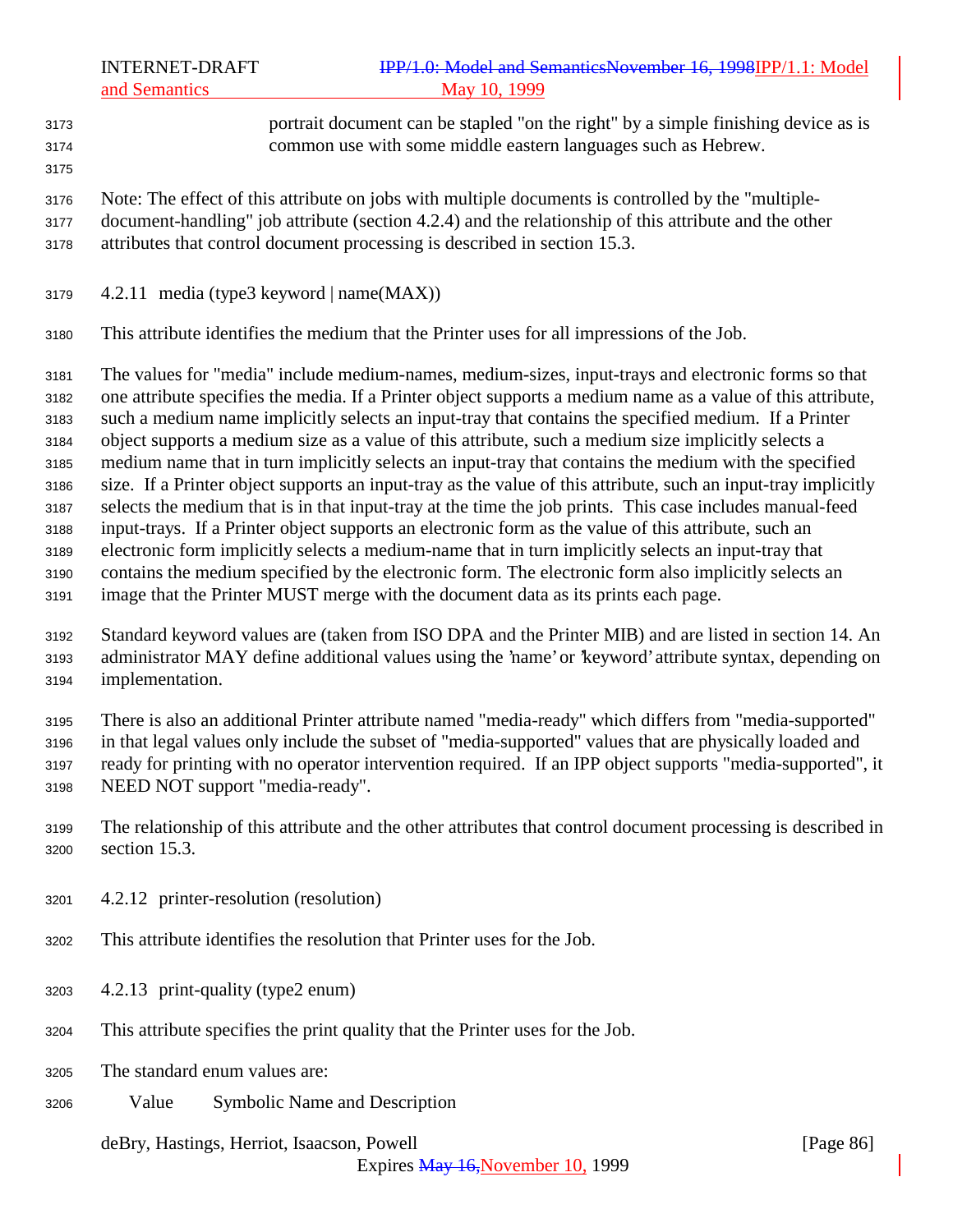portrait document can be stapled "on the right" by a simple finishing device as is common use with some middle eastern languages such as Hebrew.

Note: The effect of this attribute on jobs with multiple documents is controlled by the "multiple-document-handling" job attribute (section 4.2.4) and the relationship of this attribute and the other attributes that control document processing is described in section 15.3.

### 4.2.11 media (type3 keyword | name(MAX))

This attribute identifies the medium that the Printer uses for all impressions of the Job.

The values for "media" include medium-names, medium-sizes, input-trays and electronic forms so that one attribute specifies the media. If a Printer object supports a medium name as a value of this attribute, such a medium name implicitly selects an input-tray that contains the specified medium. If a Printer object supports a medium size as a value of this attribute, such a medium size implicitly selects a medium name that in turn implicitly selects an input-tray that contains the medium with the specified size. If a Printer object supports an input-tray as the value of this attribute, such an input-tray implicitly selects the medium that is in that input-tray at the time the job prints. This case includes manual-feed input-trays. If a Printer object supports an electronic form as the value of this attribute, such an electronic form implicitly selects a medium-name that in turn implicitly selects an input-tray that contains the medium specified by the electronic form. The electronic form also implicitly selects an image that the Printer MUST merge with the document data as its prints each page.

Standard keyword values are (taken from ISO DPA and the Printer MIB) and are listed in section 14. An administrator MAY define additional values using the 'name' or 'keyword' attribute syntax, depending on implementation.

There is also an additional Printer attribute named "media-ready" which differs from "media-supported" in that legal values only include the subset of "media-supported" values that are physically loaded and ready for printing with no operator intervention required. If an IPP object supports "media-supported", it NEED NOT support "media-ready".

The relationship of this attribute and the other attributes that control document processing is described in section 15.3.

### 4.2.12 printer-resolution (resolution)

This attribute identifies the resolution that Printer uses for the Job.

### 4.2.13 print-quality (type2 enum)

This attribute specifies the print quality that the Printer uses for the Job.

The standard enum values are:

Value    Symbolic Name and Description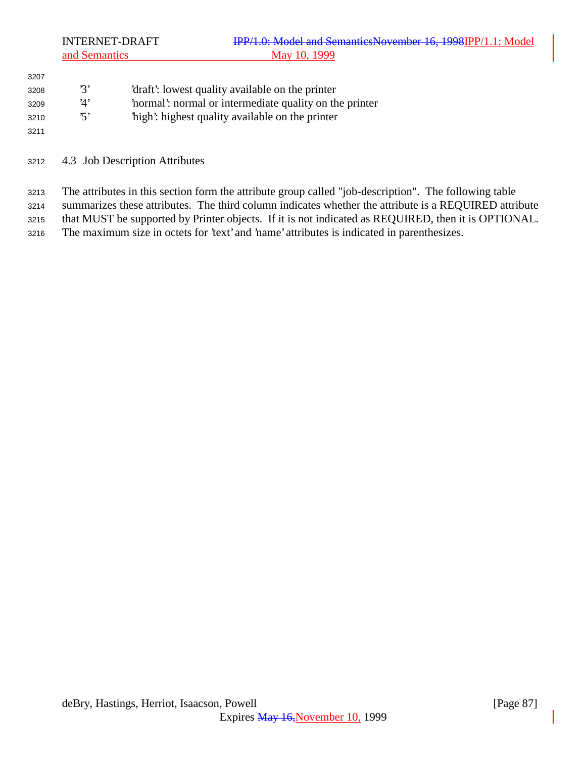| | |
|---|---|
| '3' | 'draft': lowest quality available on the printer |
| '4' | 'normal': normal or intermediate quality on the printer |
| '5' | 'high': highest quality available on the printer |

## 4.3 Job Description Attributes

The attributes in this section form the attribute group called "job-description". The following table summarizes these attributes. The third column indicates whether the attribute is a REQUIRED attribute that MUST be supported by Printer objects. If it is not indicated as REQUIRED, then it is OPTIONAL. The maximum size in octets for 'text' and 'name' attributes is indicated in parenthesizes.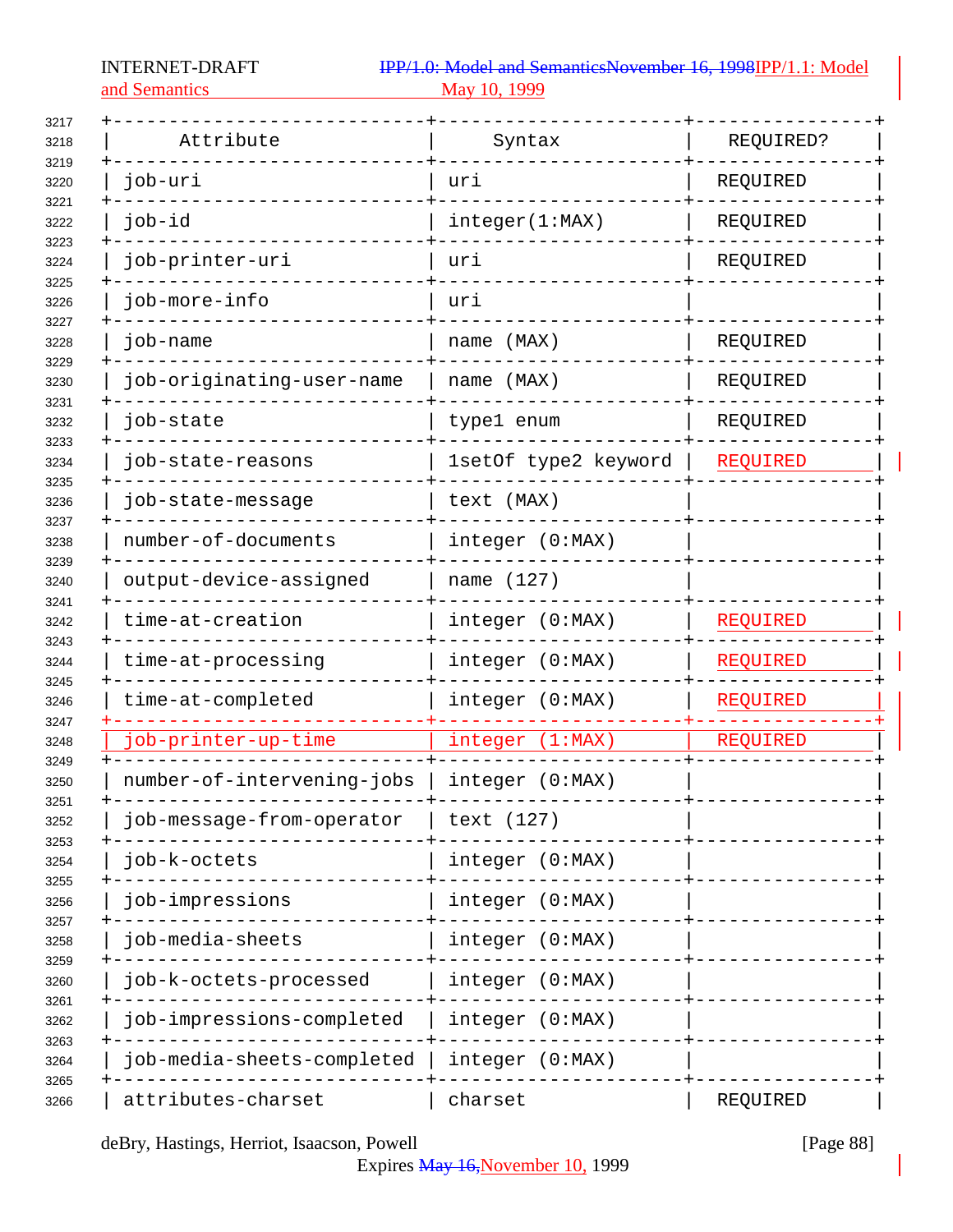| Attribute | Syntax | REQUIRED? |
|---|---|---|
| job-uri | uri | REQUIRED |
| job-id | integer(1:MAX) | REQUIRED |
| job-printer-uri | uri | REQUIRED |
| job-more-info | uri | |
| job-name | name (MAX) | REQUIRED |
| job-originating-user-name | name (MAX) | REQUIRED |
| job-state | type1 enum | REQUIRED |
| job-state-reasons | 1setOf type2 keyword | REQUIRED |
| job-state-message | text (MAX) | |
| number-of-documents | integer (0:MAX) | |
| output-device-assigned | name (127) | |
| time-at-creation | integer (0:MAX) | REQUIRED |
| time-at-processing | integer (0:MAX) | REQUIRED |
| time-at-completed | integer (0:MAX) | REQUIRED |
| job-printer-up-time | integer (1:MAX) | REQUIRED |
| number-of-intervening-jobs | integer (0:MAX) | |
| job-message-from-operator | text (127) | |
| job-k-octets | integer (0:MAX) | |
| job-impressions | integer (0:MAX) | |
| job-media-sheets | integer (0:MAX) | |
| job-k-octets-processed | integer (0:MAX) | |
| job-impressions-completed | integer (0:MAX) | |
| job-media-sheets-completed | integer (0:MAX) | |
| attributes-charset | charset | REQUIRED |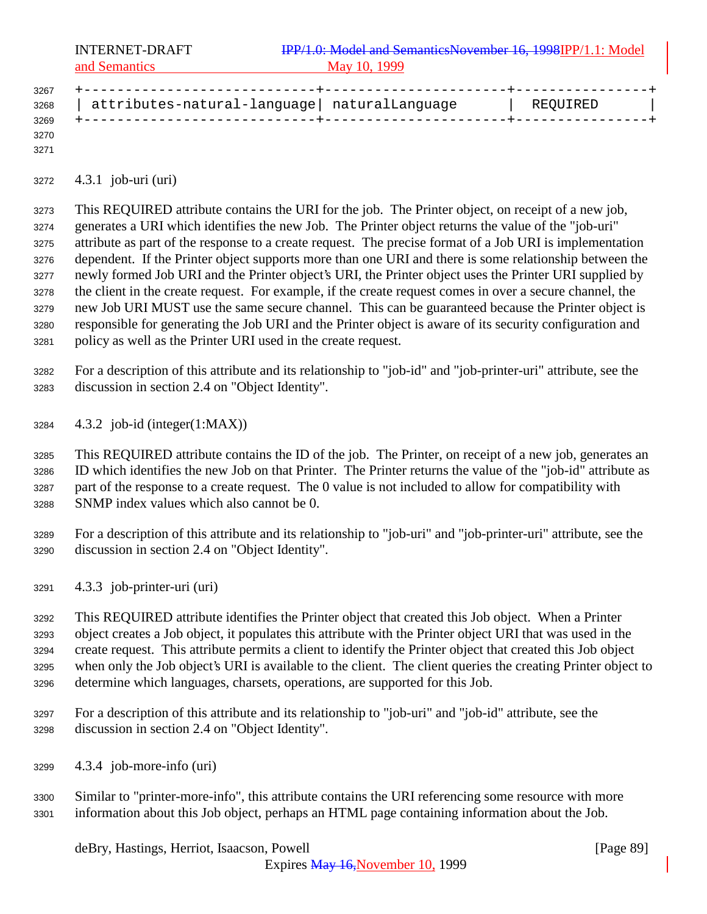| attributes-natural-language | naturalLanguage | REQUIRED |
|---|---|---|

### 4.3.1 job-uri (uri)

This REQUIRED attribute contains the URI for the job. The Printer object, on receipt of a new job, generates a URI which identifies the new Job. The Printer object returns the value of the "job-uri" attribute as part of the response to a create request. The precise format of a Job URI is implementation dependent. If the Printer object supports more than one URI and there is some relationship between the newly formed Job URI and the Printer object's URI, the Printer object uses the Printer URI supplied by the client in the create request. For example, if the create request comes in over a secure channel, the new Job URI MUST use the same secure channel. This can be guaranteed because the Printer object is responsible for generating the Job URI and the Printer object is aware of its security configuration and policy as well as the Printer URI used in the create request.

For a description of this attribute and its relationship to "job-id" and "job-printer-uri" attribute, see the discussion in section 2.4 on "Object Identity".

### 4.3.2 job-id (integer(1:MAX))

This REQUIRED attribute contains the ID of the job. The Printer, on receipt of a new job, generates an ID which identifies the new Job on that Printer. The Printer returns the value of the "job-id" attribute as part of the response to a create request. The 0 value is not included to allow for compatibility with SNMP index values which also cannot be 0.

For a description of this attribute and its relationship to "job-uri" and "job-printer-uri" attribute, see the discussion in section 2.4 on "Object Identity".

### 4.3.3 job-printer-uri (uri)

This REQUIRED attribute identifies the Printer object that created this Job object. When a Printer object creates a Job object, it populates this attribute with the Printer object URI that was used in the create request. This attribute permits a client to identify the Printer object that created this Job object when only the Job object's URI is available to the client. The client queries the creating Printer object to determine which languages, charsets, operations, are supported for this Job.

For a description of this attribute and its relationship to "job-uri" and "job-id" attribute, see the discussion in section 2.4 on "Object Identity".

### 4.3.4 job-more-info (uri)

Similar to "printer-more-info", this attribute contains the URI referencing some resource with more information about this Job object, perhaps an HTML page containing information about the Job.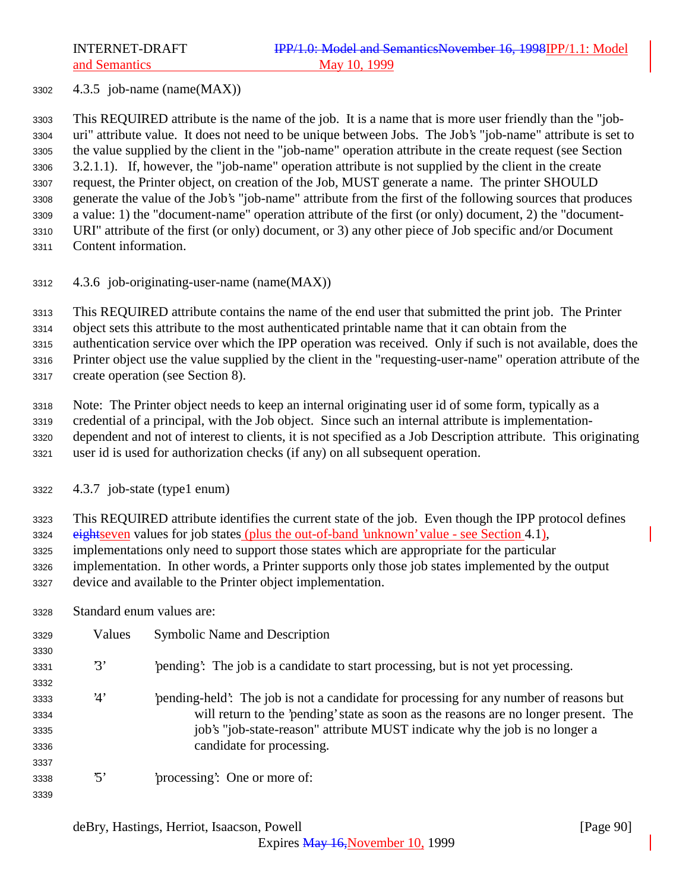### 4.3.5 job-name (name(MAX))

This REQUIRED attribute is the name of the job. It is a name that is more user friendly than the "job-uri" attribute value. It does not need to be unique between Jobs. The Job's "job-name" attribute is set to the value supplied by the client in the "job-name" operation attribute in the create request (see Section 3.2.1.1). If, however, the "job-name" operation attribute is not supplied by the client in the create request, the Printer object, on creation of the Job, MUST generate a name. The printer SHOULD generate the value of the Job's "job-name" attribute from the first of the following sources that produces a value: 1) the "document-name" operation attribute of the first (or only) document, 2) the "document-URI" attribute of the first (or only) document, or 3) any other piece of Job specific and/or Document Content information.

### 4.3.6 job-originating-user-name (name(MAX))

This REQUIRED attribute contains the name of the end user that submitted the print job. The Printer object sets this attribute to the most authenticated printable name that it can obtain from the authentication service over which the IPP operation was received. Only if such is not available, does the Printer object use the value supplied by the client in the "requesting-user-name" operation attribute of the create operation (see Section 8).

Note: The Printer object needs to keep an internal originating user id of some form, typically as a credential of a principal, with the Job object. Since such an internal attribute is implementation-dependent and not of interest to clients, it is not specified as a Job Description attribute. This originating user id is used for authorization checks (if any) on all subsequent operation.

### 4.3.7 job-state (type1 enum)

This REQUIRED attribute identifies the current state of the job. Even though the IPP protocol defines ~~eight~~seven values for job states (plus the out-of-band 'unknown' value - see Section 4.1), implementations only need to support those states which are appropriate for the particular implementation. In other words, a Printer supports only those job states implemented by the output device and available to the Printer object implementation.

Standard enum values are:

| Values | Symbolic Name and Description |
|---|---|
| '3' | 'pending': The job is a candidate to start processing, but is not yet processing. |
| '4' | 'pending-held': The job is not a candidate for processing for any number of reasons but will return to the 'pending' state as soon as the reasons are no longer present. The job's "job-state-reason" attribute MUST indicate why the job is no longer a candidate for processing. |
| '5' | 'processing': One or more of: |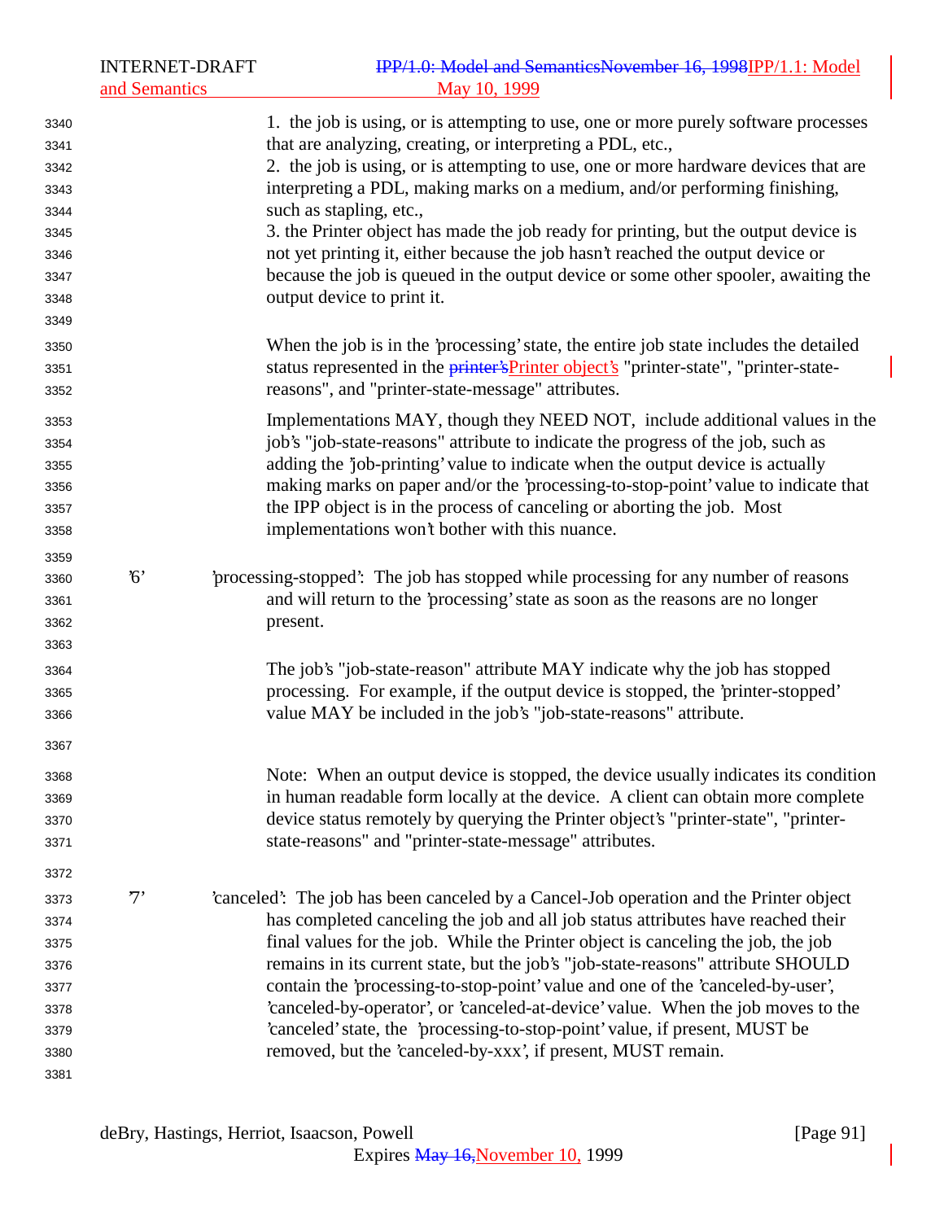1. the job is using, or is attempting to use, one or more purely software processes that are analyzing, creating, or interpreting a PDL, etc.,
2. the job is using, or is attempting to use, one or more hardware devices that are interpreting a PDL, making marks on a medium, and/or performing finishing, such as stapling, etc.,
3. the Printer object has made the job ready for printing, but the output device is not yet printing it, either because the job hasn't reached the output device or because the job is queued in the output device or some other spooler, awaiting the output device to print it.

When the job is in the 'processing' state, the entire job state includes the detailed status represented in the ~~printer's~~Printer object's "printer-state", "printer-state-reasons", and "printer-state-message" attributes.

Implementations MAY, though they NEED NOT, include additional values in the job's "job-state-reasons" attribute to indicate the progress of the job, such as adding the 'job-printing' value to indicate when the output device is actually making marks on paper and/or the 'processing-to-stop-point' value to indicate that the IPP object is in the process of canceling or aborting the job. Most implementations won't bother with this nuance.

'6' 'processing-stopped': The job has stopped while processing for any number of reasons and will return to the 'processing' state as soon as the reasons are no longer present.

The job's "job-state-reason" attribute MAY indicate why the job has stopped processing. For example, if the output device is stopped, the 'printer-stopped' value MAY be included in the job's "job-state-reasons" attribute.

Note: When an output device is stopped, the device usually indicates its condition in human readable form locally at the device. A client can obtain more complete device status remotely by querying the Printer object's "printer-state", "printer-state-reasons" and "printer-state-message" attributes.

'7' 'canceled': The job has been canceled by a Cancel-Job operation and the Printer object has completed canceling the job and all job status attributes have reached their final values for the job. While the Printer object is canceling the job, the job remains in its current state, but the job's "job-state-reasons" attribute SHOULD contain the 'processing-to-stop-point' value and one of the 'canceled-by-user', 'canceled-by-operator', or 'canceled-at-device' value. When the job moves to the 'canceled' state, the 'processing-to-stop-point' value, if present, MUST be removed, but the 'canceled-by-xxx', if present, MUST remain.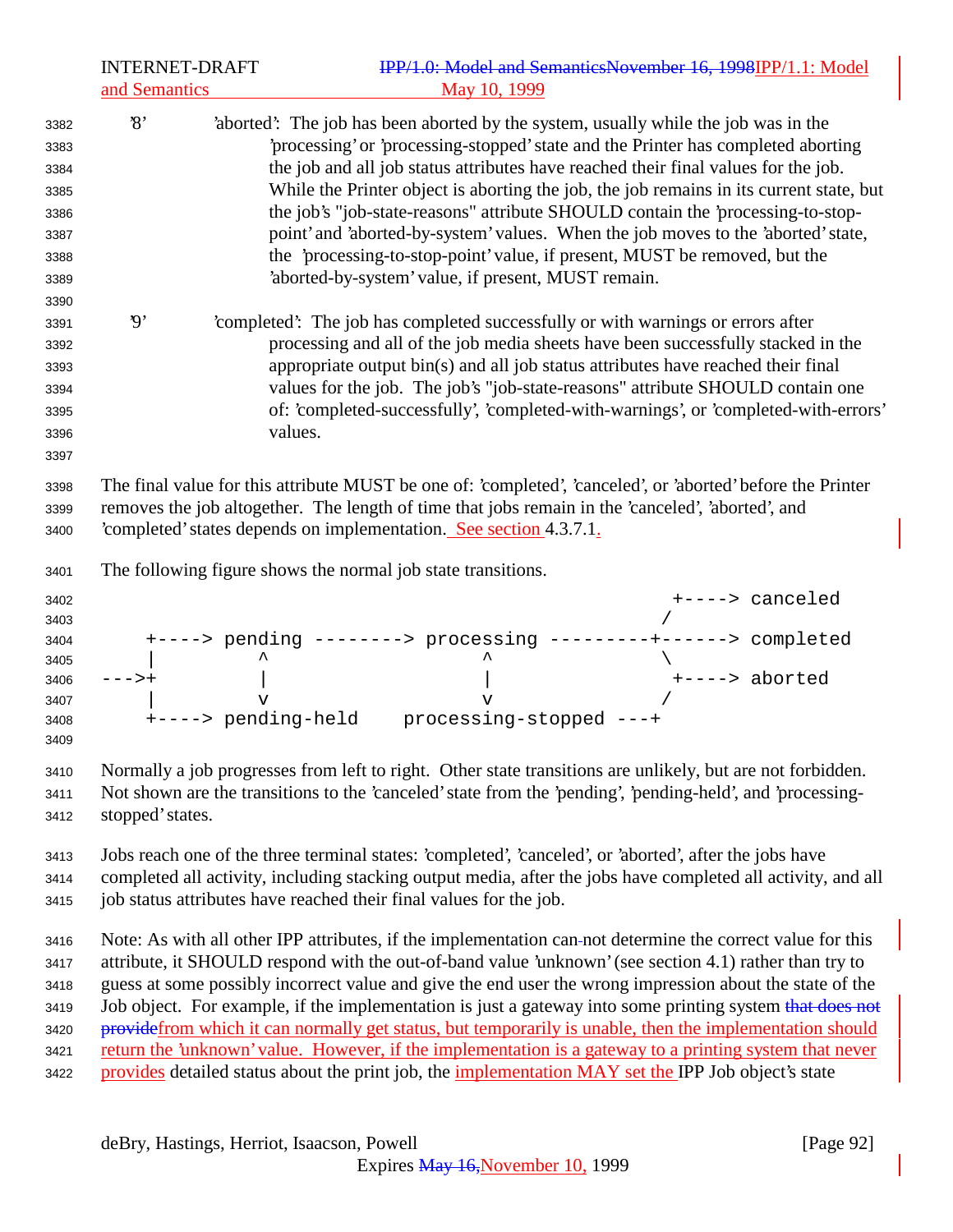'8' 'aborted': The job has been aborted by the system, usually while the job was in the 'processing' or 'processing-stopped' state and the Printer has completed aborting the job and all job status attributes have reached their final values for the job. While the Printer object is aborting the job, the job remains in its current state, but the job's "job-state-reasons" attribute SHOULD contain the 'processing-to-stop-point' and 'aborted-by-system' values. When the job moves to the 'aborted' state, the 'processing-to-stop-point' value, if present, MUST be removed, but the 'aborted-by-system' value, if present, MUST remain.

'9' 'completed': The job has completed successfully or with warnings or errors after processing and all of the job media sheets have been successfully stacked in the appropriate output bin(s) and all job status attributes have reached their final values for the job. The job's "job-state-reasons" attribute SHOULD contain one of: 'completed-successfully', 'completed-with-warnings', or 'completed-with-errors' values.

The final value for this attribute MUST be one of: 'completed', 'canceled', or 'aborted' before the Printer removes the job altogether. The length of time that jobs remain in the 'canceled', 'aborted', and 'completed' states depends on implementation. See section 4.3.7.1.

The following figure shows the normal job state transitions.

```
                                                       +----> canceled
                                                      /
    +----> pending --------> processing ---------+------> completed
    |         ^                   ^               \
--->+         |                   |                +----> aborted
    |         v                   v               /
    +----> pending-held    processing-stopped ---+
```

Normally a job progresses from left to right. Other state transitions are unlikely, but are not forbidden. Not shown are the transitions to the 'canceled' state from the 'pending', 'pending-held', and 'processing-stopped' states.

Jobs reach one of the three terminal states: 'completed', 'canceled', or 'aborted', after the jobs have completed all activity, including stacking output media, after the jobs have completed all activity, and all job status attributes have reached their final values for the job.

Note: As with all other IPP attributes, if the implementation can-not determine the correct value for this attribute, it SHOULD respond with the out-of-band value 'unknown' (see section 4.1) rather than try to guess at some possibly incorrect value and give the end user the wrong impression about the state of the Job object. For example, if the implementation is just a gateway into some printing system ~~that does not provide~~from which it can normally get status, but temporarily is unable, then the implementation should return the 'unknown' value. However, if the implementation is a gateway to a printing system that never provides detailed status about the print job, the implementation MAY set the IPP Job object's state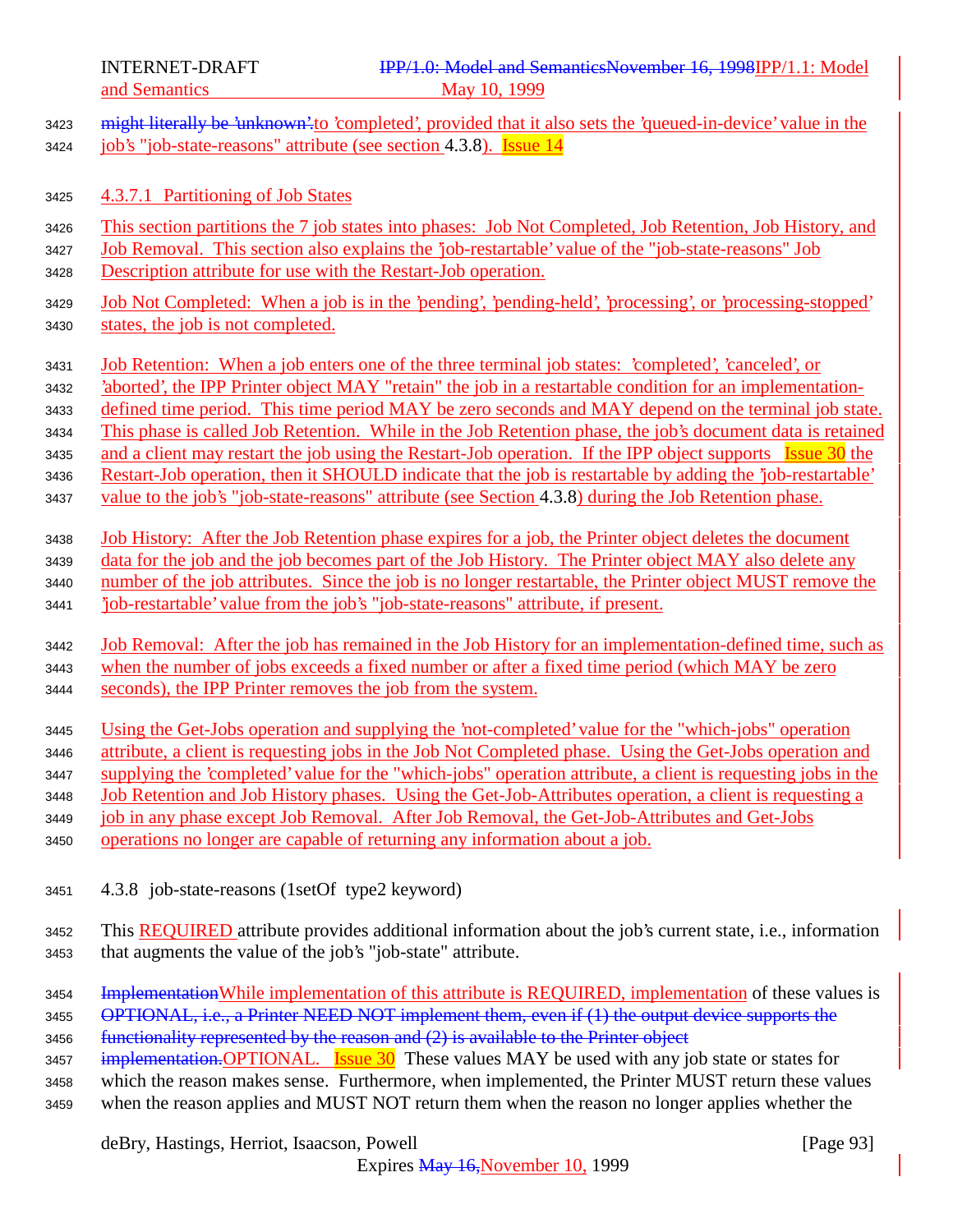might literally be 'unknown'.to 'completed', provided that it also sets the 'queued-in-device' value in the job's "job-state-reasons" attribute (see section 4.3.8). Issue 14

#### 4.3.7.1 Partitioning of Job States

This section partitions the 7 job states into phases: Job Not Completed, Job Retention, Job History, and Job Removal. This section also explains the 'job-restartable' value of the "job-state-reasons" Job Description attribute for use with the Restart-Job operation.

Job Not Completed: When a job is in the 'pending', 'pending-held', 'processing', or 'processing-stopped' states, the job is not completed.

Job Retention: When a job enters one of the three terminal job states: 'completed', 'canceled', or 'aborted', the IPP Printer object MAY "retain" the job in a restartable condition for an implementation-defined time period. This time period MAY be zero seconds and MAY depend on the terminal job state. This phase is called Job Retention. While in the Job Retention phase, the job's document data is retained and a client may restart the job using the Restart-Job operation. If the IPP object supports Issue 30 the Restart-Job operation, then it SHOULD indicate that the job is restartable by adding the 'job-restartable' value to the job's "job-state-reasons" attribute (see Section 4.3.8) during the Job Retention phase.

Job History: After the Job Retention phase expires for a job, the Printer object deletes the document data for the job and the job becomes part of the Job History. The Printer object MAY also delete any number of the job attributes. Since the job is no longer restartable, the Printer object MUST remove the 'job-restartable' value from the job's "job-state-reasons" attribute, if present.

Job Removal: After the job has remained in the Job History for an implementation-defined time, such as when the number of jobs exceeds a fixed number or after a fixed time period (which MAY be zero seconds), the IPP Printer removes the job from the system.

Using the Get-Jobs operation and supplying the 'not-completed' value for the "which-jobs" operation attribute, a client is requesting jobs in the Job Not Completed phase. Using the Get-Jobs operation and supplying the 'completed' value for the "which-jobs" operation attribute, a client is requesting jobs in the Job Retention and Job History phases. Using the Get-Job-Attributes operation, a client is requesting a job in any phase except Job Removal. After Job Removal, the Get-Job-Attributes and Get-Jobs operations no longer are capable of returning any information about a job.

### 4.3.8 job-state-reasons (1setOf type2 keyword)

This REQUIRED attribute provides additional information about the job's current state, i.e., information that augments the value of the job's "job-state" attribute.

ImplementationWhile implementation of this attribute is REQUIRED, implementation of these values is OPTIONAL, i.e., a Printer NEED NOT implement them, even if (1) the output device supports the functionality represented by the reason and (2) is available to the Printer object implementation.OPTIONAL. Issue 30 These values MAY be used with any job state or states for which the reason makes sense. Furthermore, when implemented, the Printer MUST return these values when the reason applies and MUST NOT return them when the reason no longer applies whether the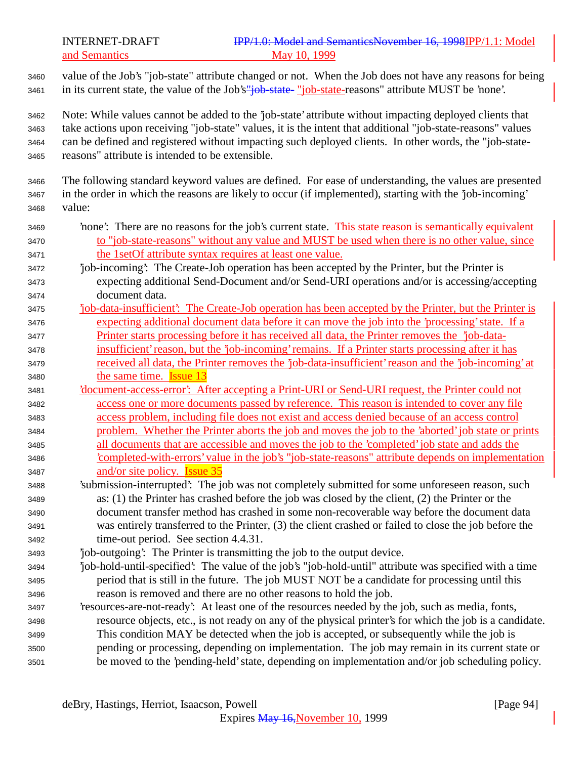value of the Job's "job-state" attribute changed or not. When the Job does not have any reasons for being in its current state, the value of the Job's"job-state- "job-state-reasons" attribute MUST be 'none'.

Note: While values cannot be added to the 'job-state' attribute without impacting deployed clients that take actions upon receiving "job-state" values, it is the intent that additional "job-state-reasons" values can be defined and registered without impacting such deployed clients. In other words, the "job-state-reasons" attribute is intended to be extensible.

The following standard keyword values are defined. For ease of understanding, the values are presented in the order in which the reasons are likely to occur (if implemented), starting with the 'job-incoming' value:

'none': There are no reasons for the job's current state. This state reason is semantically equivalent to "job-state-reasons" without any value and MUST be used when there is no other value, since the 1setOf attribute syntax requires at least one value.

'job-incoming': The Create-Job operation has been accepted by the Printer, but the Printer is expecting additional Send-Document and/or Send-URI operations and/or is accessing/accepting document data.

'job-data-insufficient': The Create-Job operation has been accepted by the Printer, but the Printer is expecting additional document data before it can move the job into the 'processing' state. If a Printer starts processing before it has received all data, the Printer removes the 'job-data-insufficient' reason, but the 'job-incoming' remains. If a Printer starts processing after it has received all data, the Printer removes the 'job-data-insufficient' reason and the 'job-incoming' at the same time. Issue 13

'document-access-error': After accepting a Print-URI or Send-URI request, the Printer could not access one or more documents passed by reference. This reason is intended to cover any file access problem, including file does not exist and access denied because of an access control problem. Whether the Printer aborts the job and moves the job to the 'aborted' job state or prints all documents that are accessible and moves the job to the 'completed' job state and adds the 'completed-with-errors' value in the job's "job-state-reasons" attribute depends on implementation and/or site policy. Issue 35

'submission-interrupted': The job was not completely submitted for some unforeseen reason, such as: (1) the Printer has crashed before the job was closed by the client, (2) the Printer or the document transfer method has crashed in some non-recoverable way before the document data was entirely transferred to the Printer, (3) the client crashed or failed to close the job before the time-out period. See section 4.4.31.

'job-outgoing': The Printer is transmitting the job to the output device.

'job-hold-until-specified': The value of the job's "job-hold-until" attribute was specified with a time period that is still in the future. The job MUST NOT be a candidate for processing until this reason is removed and there are no other reasons to hold the job.

'resources-are-not-ready': At least one of the resources needed by the job, such as media, fonts, resource objects, etc., is not ready on any of the physical printer's for which the job is a candidate. This condition MAY be detected when the job is accepted, or subsequently while the job is pending or processing, depending on implementation. The job may remain in its current state or be moved to the 'pending-held' state, depending on implementation and/or job scheduling policy.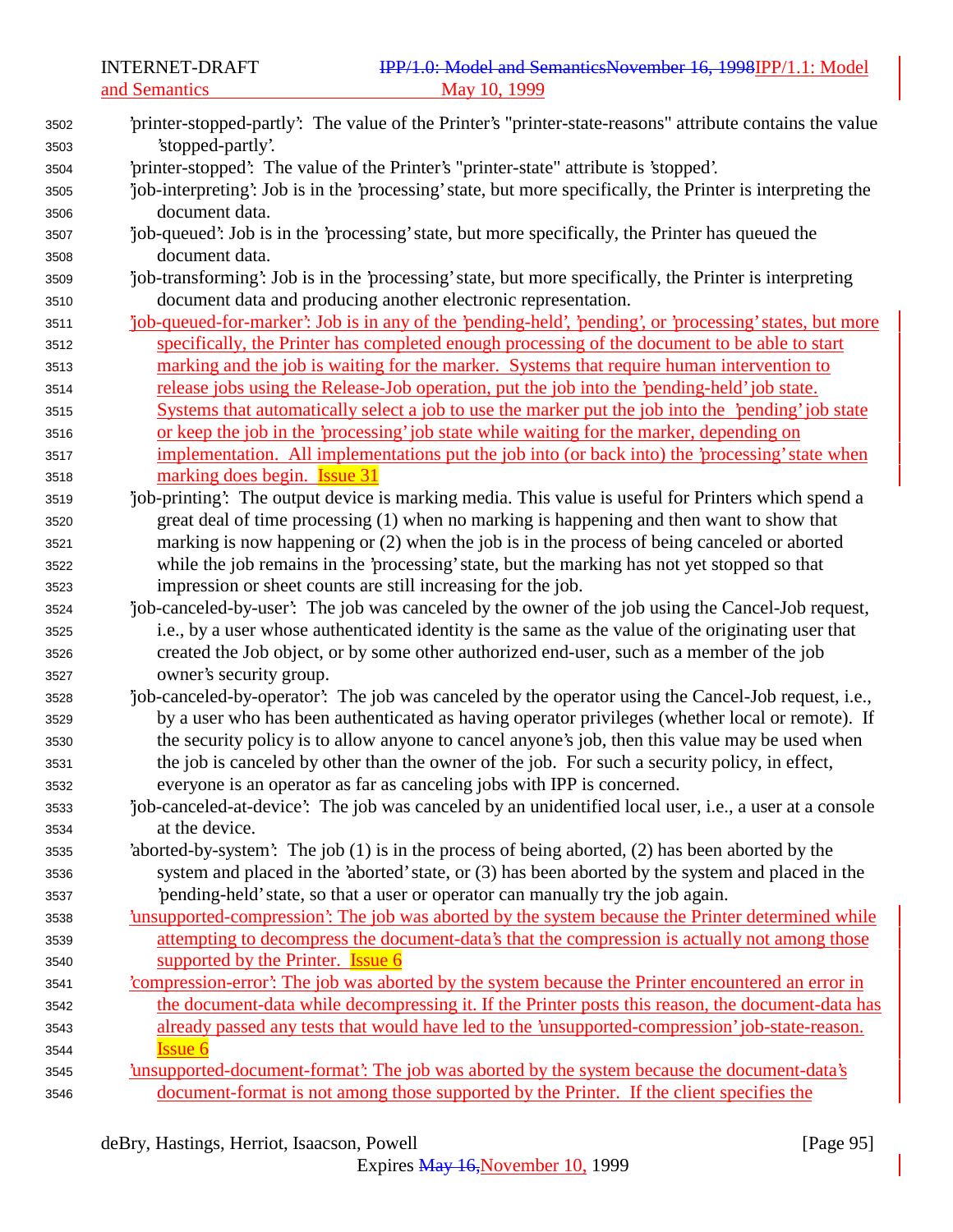'printer-stopped-partly': The value of the Printer's "printer-state-reasons" attribute contains the value 'stopped-partly'.

'printer-stopped': The value of the Printer's "printer-state" attribute is 'stopped'.

'job-interpreting': Job is in the 'processing' state, but more specifically, the Printer is interpreting the document data.

'job-queued': Job is in the 'processing' state, but more specifically, the Printer has queued the document data.

'job-transforming': Job is in the 'processing' state, but more specifically, the Printer is interpreting document data and producing another electronic representation.

'job-queued-for-marker': Job is in any of the 'pending-held', 'pending', or 'processing' states, but more specifically, the Printer has completed enough processing of the document to be able to start marking and the job is waiting for the marker. Systems that require human intervention to release jobs using the Release-Job operation, put the job into the 'pending-held' job state. Systems that automatically select a job to use the marker put the job into the 'pending' job state or keep the job in the 'processing' job state while waiting for the marker, depending on implementation. All implementations put the job into (or back into) the 'processing' state when marking does begin. Issue 31

'job-printing': The output device is marking media. This value is useful for Printers which spend a great deal of time processing (1) when no marking is happening and then want to show that marking is now happening or (2) when the job is in the process of being canceled or aborted while the job remains in the 'processing' state, but the marking has not yet stopped so that impression or sheet counts are still increasing for the job.

'job-canceled-by-user': The job was canceled by the owner of the job using the Cancel-Job request, i.e., by a user whose authenticated identity is the same as the value of the originating user that created the Job object, or by some other authorized end-user, such as a member of the job owner's security group.

'job-canceled-by-operator': The job was canceled by the operator using the Cancel-Job request, i.e., by a user who has been authenticated as having operator privileges (whether local or remote). If the security policy is to allow anyone to cancel anyone's job, then this value may be used when the job is canceled by other than the owner of the job. For such a security policy, in effect, everyone is an operator as far as canceling jobs with IPP is concerned.

'job-canceled-at-device': The job was canceled by an unidentified local user, i.e., a user at a console at the device.

'aborted-by-system': The job (1) is in the process of being aborted, (2) has been aborted by the system and placed in the 'aborted' state, or (3) has been aborted by the system and placed in the 'pending-held' state, so that a user or operator can manually try the job again.

'unsupported-compression': The job was aborted by the system because the Printer determined while attempting to decompress the document-data's that the compression is actually not among those supported by the Printer. Issue 6

'compression-error': The job was aborted by the system because the Printer encountered an error in the document-data while decompressing it. If the Printer posts this reason, the document-data has already passed any tests that would have led to the 'unsupported-compression' job-state-reason. Issue 6

'unsupported-document-format': The job was aborted by the system because the document-data's document-format is not among those supported by the Printer. If the client specifies the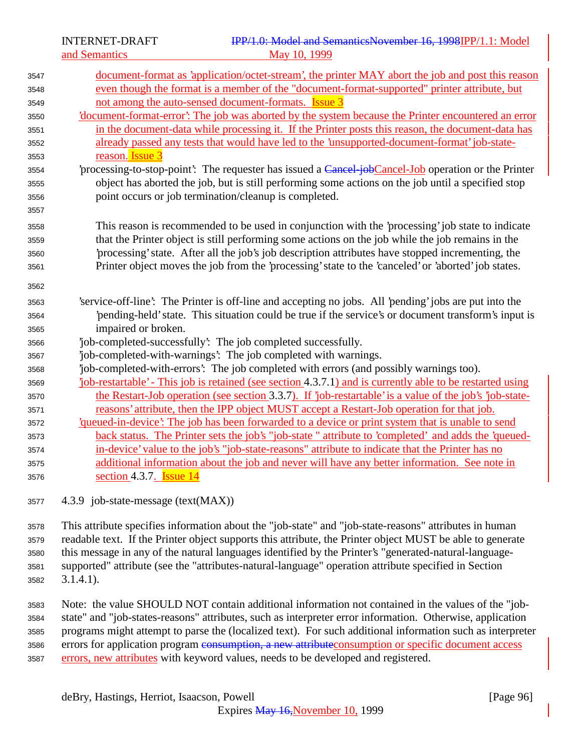document-format as 'application/octet-stream', the printer MAY abort the job and post this reason even though the format is a member of the "document-format-supported" printer attribute, but not among the auto-sensed document-formats. Issue 3

'document-format-error': The job was aborted by the system because the Printer encountered an error in the document-data while processing it. If the Printer posts this reason, the document-data has already passed any tests that would have led to the 'unsupported-document-format' job-state-reason. Issue 3

'processing-to-stop-point': The requester has issued a ~~Cancel-job~~Cancel-Job operation or the Printer object has aborted the job, but is still performing some actions on the job until a specified stop point occurs or job termination/cleanup is completed.

This reason is recommended to be used in conjunction with the 'processing' job state to indicate that the Printer object is still performing some actions on the job while the job remains in the 'processing' state. After all the job's job description attributes have stopped incrementing, the Printer object moves the job from the 'processing' state to the 'canceled' or 'aborted' job states.

'service-off-line': The Printer is off-line and accepting no jobs. All 'pending' jobs are put into the 'pending-held' state. This situation could be true if the service's or document transform's input is impaired or broken.

'job-completed-successfully': The job completed successfully.

'job-completed-with-warnings': The job completed with warnings.

'job-completed-with-errors': The job completed with errors (and possibly warnings too).

'job-restartable' - This job is retained (see section 4.3.7.1) and is currently able to be restarted using the Restart-Job operation (see section 3.3.7). If 'job-restartable' is a value of the job's 'job-state-reasons' attribute, then the IPP object MUST accept a Restart-Job operation for that job.

'queued-in-device': The job has been forwarded to a device or print system that is unable to send back status. The Printer sets the job's "job-state " attribute to 'completed' and adds the 'queued-in-device' value to the job's "job-state-reasons" attribute to indicate that the Printer has no additional information about the job and never will have any better information. See note in section 4.3.7. Issue 14

### 4.3.9 job-state-message (text(MAX))

This attribute specifies information about the "job-state" and "job-state-reasons" attributes in human readable text. If the Printer object supports this attribute, the Printer object MUST be able to generate this message in any of the natural languages identified by the Printer's "generated-natural-language-supported" attribute (see the "attributes-natural-language" operation attribute specified in Section 3.1.4.1).

Note: the value SHOULD NOT contain additional information not contained in the values of the "job-state" and "job-states-reasons" attributes, such as interpreter error information. Otherwise, application programs might attempt to parse the (localized text). For such additional information such as interpreter errors for application program ~~consumption, a new attribute~~consumption or specific document access errors, new attributes with keyword values, needs to be developed and registered.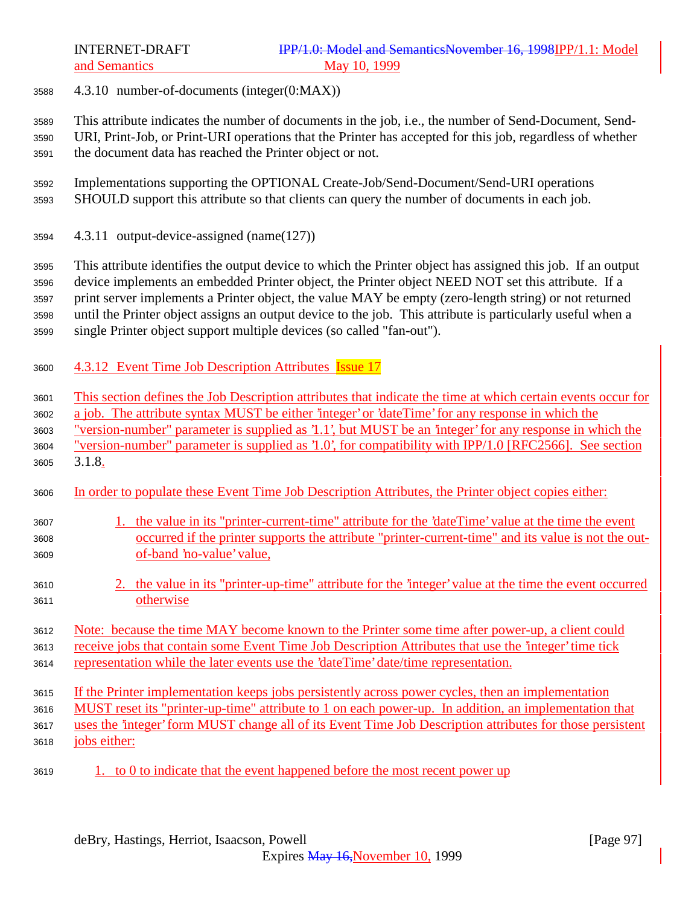#### 4.3.10 number-of-documents (integer(0:MAX))

This attribute indicates the number of documents in the job, i.e., the number of Send-Document, Send-URI, Print-Job, or Print-URI operations that the Printer has accepted for this job, regardless of whether the document data has reached the Printer object or not.

Implementations supporting the OPTIONAL Create-Job/Send-Document/Send-URI operations SHOULD support this attribute so that clients can query the number of documents in each job.

#### 4.3.11 output-device-assigned (name(127))

This attribute identifies the output device to which the Printer object has assigned this job. If an output device implements an embedded Printer object, the Printer object NEED NOT set this attribute. If a print server implements a Printer object, the value MAY be empty (zero-length string) or not returned until the Printer object assigns an output device to the job. This attribute is particularly useful when a single Printer object support multiple devices (so called "fan-out").

#### 4.3.12 Event Time Job Description Attributes Issue 17

This section defines the Job Description attributes that indicate the time at which certain events occur for a job. The attribute syntax MUST be either 'integer' or 'dateTime' for any response in which the "version-number" parameter is supplied as '1.1', but MUST be an 'integer' for any response in which the "version-number" parameter is supplied as '1.0', for compatibility with IPP/1.0 [RFC2566]. See section 3.1.8.

In order to populate these Event Time Job Description Attributes, the Printer object copies either:

1. the value in its "printer-current-time" attribute for the 'dateTime' value at the time the event occurred if the printer supports the attribute "printer-current-time" and its value is not the out-of-band 'no-value' value,

2. the value in its "printer-up-time" attribute for the 'integer' value at the time the event occurred otherwise

Note: because the time MAY become known to the Printer some time after power-up, a client could receive jobs that contain some Event Time Job Description Attributes that use the 'integer' time tick representation while the later events use the 'dateTime' date/time representation.

If the Printer implementation keeps jobs persistently across power cycles, then an implementation MUST reset its "printer-up-time" attribute to 1 on each power-up. In addition, an implementation that uses the 'integer' form MUST change all of its Event Time Job Description attributes for those persistent jobs either:

1. to 0 to indicate that the event happened before the most recent power up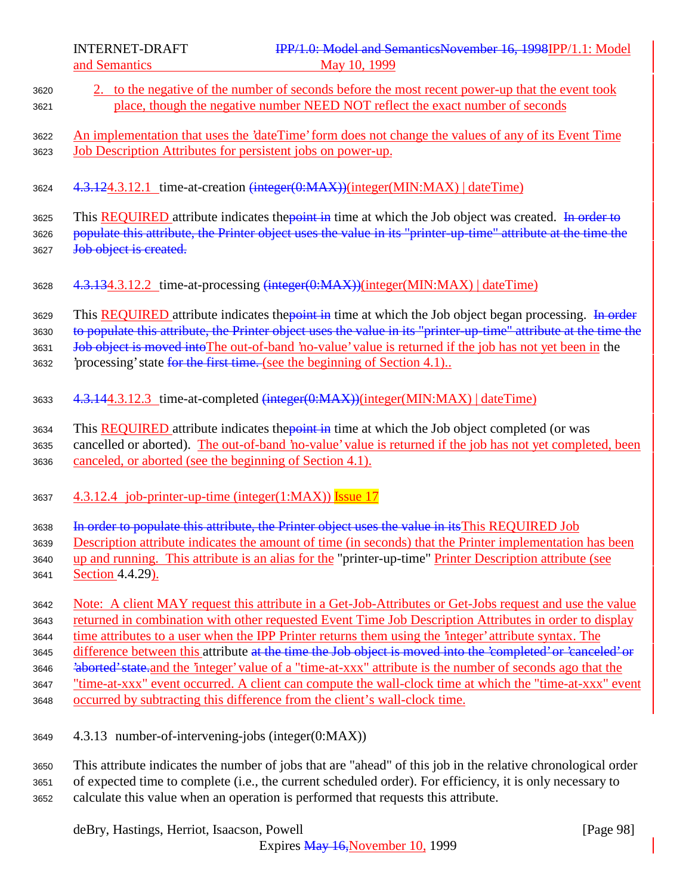2. to the negative of the number of seconds before the most recent power-up that the event took place, though the negative number NEED NOT reflect the exact number of seconds

An implementation that uses the 'dateTime' form does not change the values of any of its Event Time Job Description Attributes for persistent jobs on power-up.

#### 4.3.124.3.12.1 time-at-creation (integer(0:MAX))(integer(MIN:MAX) | dateTime)

This REQUIRED attribute indicates thepoint in time at which the Job object was created. In order to populate this attribute, the Printer object uses the value in its "printer-up-time" attribute at the time the Job object is created.

#### 4.3.134.3.12.2 time-at-processing (integer(0:MAX))(integer(MIN:MAX) | dateTime)

This REQUIRED attribute indicates thepoint in time at which the Job object began processing. In order to populate this attribute, the Printer object uses the value in its "printer-up-time" attribute at the time the Job object is moved intoThe out-of-band 'no-value' value is returned if the job has not yet been in the 'processing' state for the first time. (see the beginning of Section 4.1)..

#### 4.3.144.3.12.3 time-at-completed (integer(0:MAX))(integer(MIN:MAX) | dateTime)

This REQUIRED attribute indicates thepoint in time at which the Job object completed (or was cancelled or aborted). The out-of-band 'no-value' value is returned if the job has not yet completed, been canceled, or aborted (see the beginning of Section 4.1).

#### 4.3.12.4 job-printer-up-time (integer(1:MAX)) Issue 17

In order to populate this attribute, the Printer object uses the value in itsThis REQUIRED Job Description attribute indicates the amount of time (in seconds) that the Printer implementation has been up and running. This attribute is an alias for the "printer-up-time" Printer Description attribute (see Section 4.4.29).

Note: A client MAY request this attribute in a Get-Job-Attributes or Get-Jobs request and use the value returned in combination with other requested Event Time Job Description Attributes in order to display time attributes to a user when the IPP Printer returns them using the 'integer' attribute syntax. The difference between this attribute at the time the Job object is moved into the 'completed' or 'canceled' or 'aborted' state.and the 'integer' value of a "time-at-xxx" attribute is the number of seconds ago that the "time-at-xxx" event occurred. A client can compute the wall-clock time at which the "time-at-xxx" event occurred by subtracting this difference from the client's wall-clock time.

### 4.3.13 number-of-intervening-jobs (integer(0:MAX))

This attribute indicates the number of jobs that are "ahead" of this job in the relative chronological order of expected time to complete (i.e., the current scheduled order). For efficiency, it is only necessary to calculate this value when an operation is performed that requests this attribute.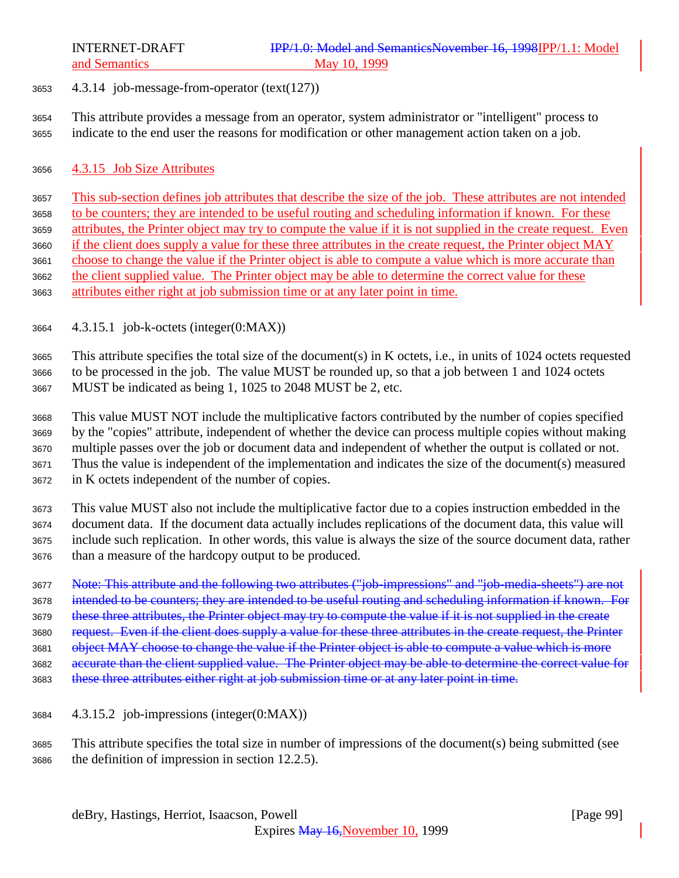#### 4.3.14 job-message-from-operator (text(127))

This attribute provides a message from an operator, system administrator or "intelligent" process to indicate to the end user the reasons for modification or other management action taken on a job.

### 4.3.15 Job Size Attributes

This sub-section defines job attributes that describe the size of the job. These attributes are not intended to be counters; they are intended to be useful routing and scheduling information if known. For these attributes, the Printer object may try to compute the value if it is not supplied in the create request. Even if the client does supply a value for these three attributes in the create request, the Printer object MAY choose to change the value if the Printer object is able to compute a value which is more accurate than the client supplied value. The Printer object may be able to determine the correct value for these attributes either right at job submission time or at any later point in time.

#### 4.3.15.1 job-k-octets (integer(0:MAX))

This attribute specifies the total size of the document(s) in K octets, i.e., in units of 1024 octets requested to be processed in the job. The value MUST be rounded up, so that a job between 1 and 1024 octets MUST be indicated as being 1, 1025 to 2048 MUST be 2, etc.

This value MUST NOT include the multiplicative factors contributed by the number of copies specified by the "copies" attribute, independent of whether the device can process multiple copies without making multiple passes over the job or document data and independent of whether the output is collated or not. Thus the value is independent of the implementation and indicates the size of the document(s) measured in K octets independent of the number of copies.

This value MUST also not include the multiplicative factor due to a copies instruction embedded in the document data. If the document data actually includes replications of the document data, this value will include such replication. In other words, this value is always the size of the source document data, rather than a measure of the hardcopy output to be produced.

~~Note: This attribute and the following two attributes ("job-impressions" and "job-media-sheets") are not intended to be counters; they are intended to be useful routing and scheduling information if known. For these three attributes, the Printer object may try to compute the value if it is not supplied in the create request. Even if the client does supply a value for these three attributes in the create request, the Printer object MAY choose to change the value if the Printer object is able to compute a value which is more accurate than the client supplied value. The Printer object may be able to determine the correct value for these three attributes either right at job submission time or at any later point in time.~~

#### 4.3.15.2 job-impressions (integer(0:MAX))

This attribute specifies the total size in number of impressions of the document(s) being submitted (see the definition of impression in section 12.2.5).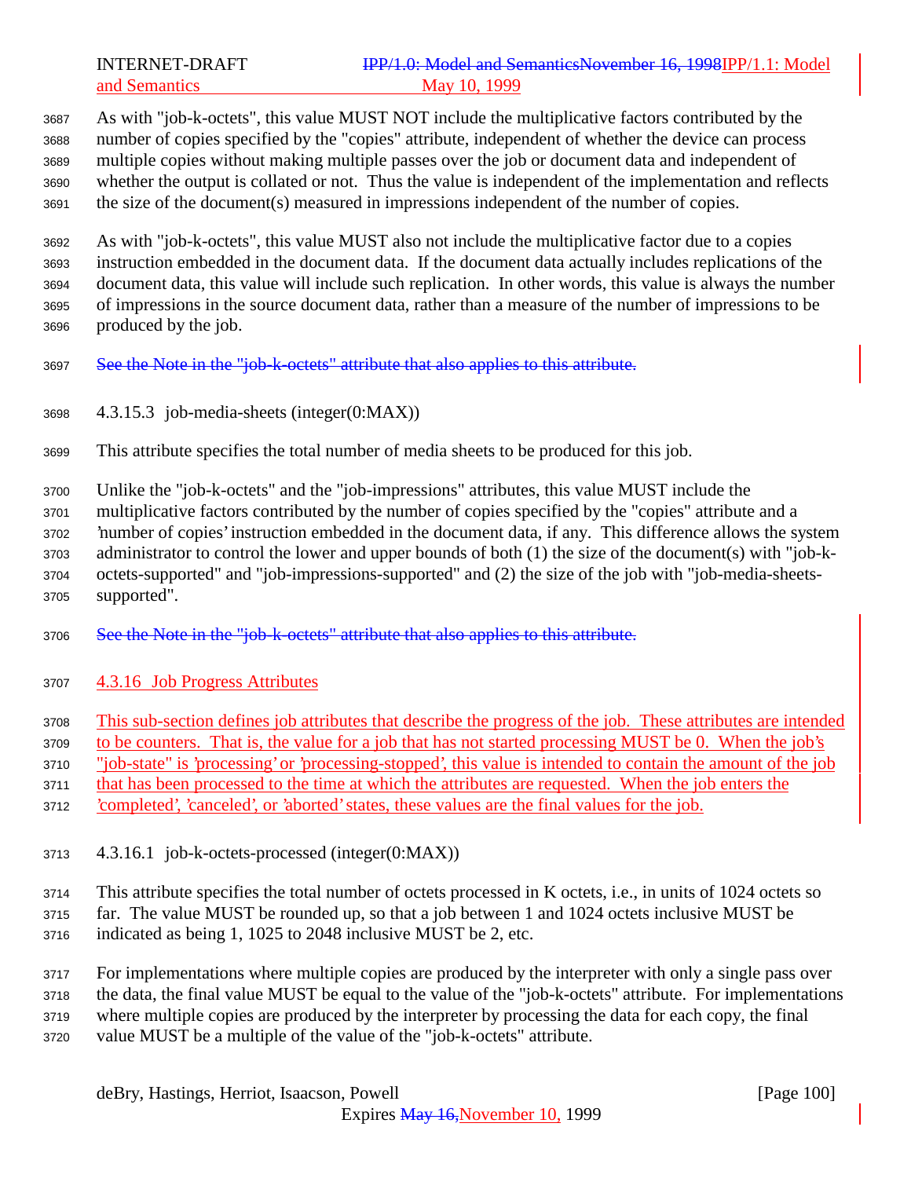As with "job-k-octets", this value MUST NOT include the multiplicative factors contributed by the number of copies specified by the "copies" attribute, independent of whether the device can process multiple copies without making multiple passes over the job or document data and independent of whether the output is collated or not. Thus the value is independent of the implementation and reflects the size of the document(s) measured in impressions independent of the number of copies.

As with "job-k-octets", this value MUST also not include the multiplicative factor due to a copies instruction embedded in the document data. If the document data actually includes replications of the document data, this value will include such replication. In other words, this value is always the number of impressions in the source document data, rather than a measure of the number of impressions to be produced by the job.

~~See the Note in the "job-k-octets" attribute that also applies to this attribute.~~

#### 4.3.15.3 job-media-sheets (integer(0:MAX))

This attribute specifies the total number of media sheets to be produced for this job.

Unlike the "job-k-octets" and the "job-impressions" attributes, this value MUST include the multiplicative factors contributed by the number of copies specified by the "copies" attribute and a 'number of copies' instruction embedded in the document data, if any. This difference allows the system administrator to control the lower and upper bounds of both (1) the size of the document(s) with "job-k-octets-supported" and "job-impressions-supported" and (2) the size of the job with "job-media-sheets-supported".

~~See the Note in the "job-k-octets" attribute that also applies to this attribute.~~

### 4.3.16 Job Progress Attributes

This sub-section defines job attributes that describe the progress of the job. These attributes are intended to be counters. That is, the value for a job that has not started processing MUST be 0. When the job's "job-state" is 'processing' or 'processing-stopped', this value is intended to contain the amount of the job that has been processed to the time at which the attributes are requested. When the job enters the 'completed', 'canceled', or 'aborted' states, these values are the final values for the job.

#### 4.3.16.1 job-k-octets-processed (integer(0:MAX))

This attribute specifies the total number of octets processed in K octets, i.e., in units of 1024 octets so far. The value MUST be rounded up, so that a job between 1 and 1024 octets inclusive MUST be indicated as being 1, 1025 to 2048 inclusive MUST be 2, etc.

For implementations where multiple copies are produced by the interpreter with only a single pass over the data, the final value MUST be equal to the value of the "job-k-octets" attribute. For implementations where multiple copies are produced by the interpreter by processing the data for each copy, the final value MUST be a multiple of the value of the "job-k-octets" attribute.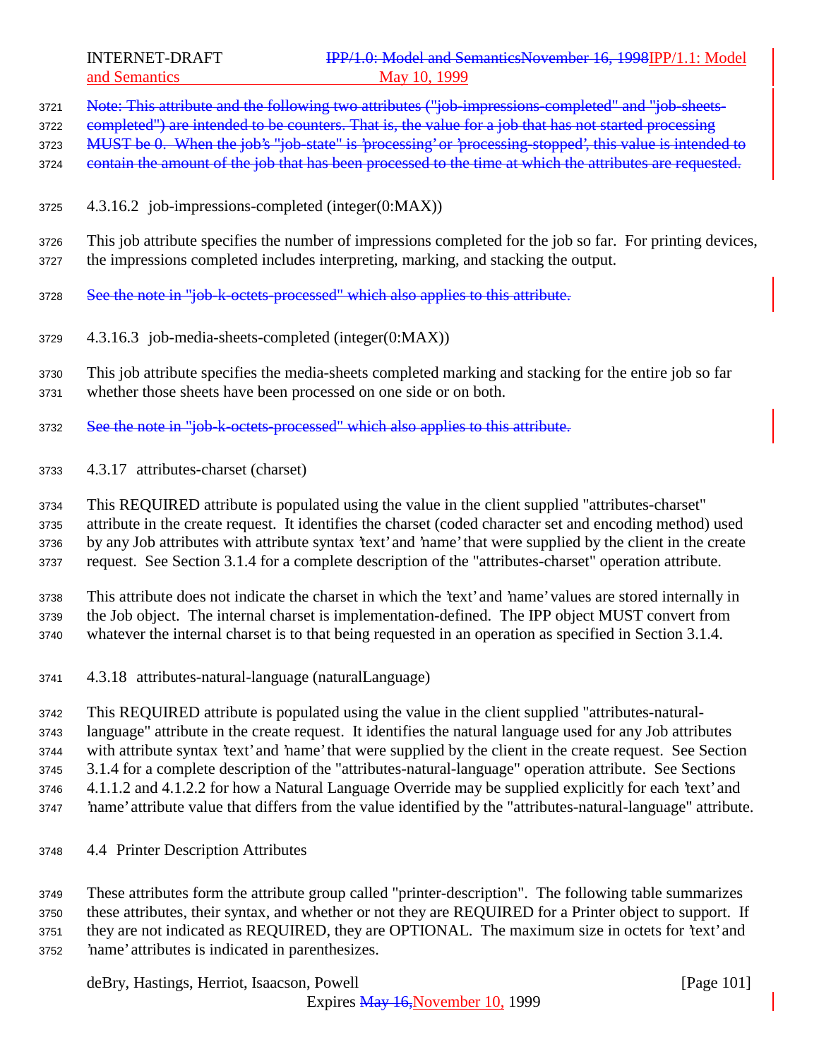Note: This attribute and the following two attributes ("job-impressions-completed" and "job-sheets-completed") are intended to be counters. That is, the value for a job that has not started processing MUST be 0. When the job's "job-state" is 'processing' or 'processing-stopped', this value is intended to contain the amount of the job that has been processed to the time at which the attributes are requested.

#### 4.3.16.2 job-impressions-completed (integer(0:MAX))

This job attribute specifies the number of impressions completed for the job so far. For printing devices, the impressions completed includes interpreting, marking, and stacking the output.

See the note in "job-k-octets-processed" which also applies to this attribute.

#### 4.3.16.3 job-media-sheets-completed (integer(0:MAX))

This job attribute specifies the media-sheets completed marking and stacking for the entire job so far whether those sheets have been processed on one side or on both.

See the note in "job-k-octets-processed" which also applies to this attribute.

### 4.3.17 attributes-charset (charset)

This REQUIRED attribute is populated using the value in the client supplied "attributes-charset" attribute in the create request. It identifies the charset (coded character set and encoding method) used by any Job attributes with attribute syntax 'text' and 'name' that were supplied by the client in the create request. See Section 3.1.4 for a complete description of the "attributes-charset" operation attribute.

This attribute does not indicate the charset in which the 'text' and 'name' values are stored internally in the Job object. The internal charset is implementation-defined. The IPP object MUST convert from whatever the internal charset is to that being requested in an operation as specified in Section 3.1.4.

### 4.3.18 attributes-natural-language (naturalLanguage)

This REQUIRED attribute is populated using the value in the client supplied "attributes-natural-language" attribute in the create request. It identifies the natural language used for any Job attributes with attribute syntax 'text' and 'name' that were supplied by the client in the create request. See Section 3.1.4 for a complete description of the "attributes-natural-language" operation attribute. See Sections 4.1.1.2 and 4.1.2.2 for how a Natural Language Override may be supplied explicitly for each 'text' and 'name' attribute value that differs from the value identified by the "attributes-natural-language" attribute.

## 4.4 Printer Description Attributes

These attributes form the attribute group called "printer-description". The following table summarizes these attributes, their syntax, and whether or not they are REQUIRED for a Printer object to support. If they are not indicated as REQUIRED, they are OPTIONAL. The maximum size in octets for 'text' and 'name' attributes is indicated in parenthesizes.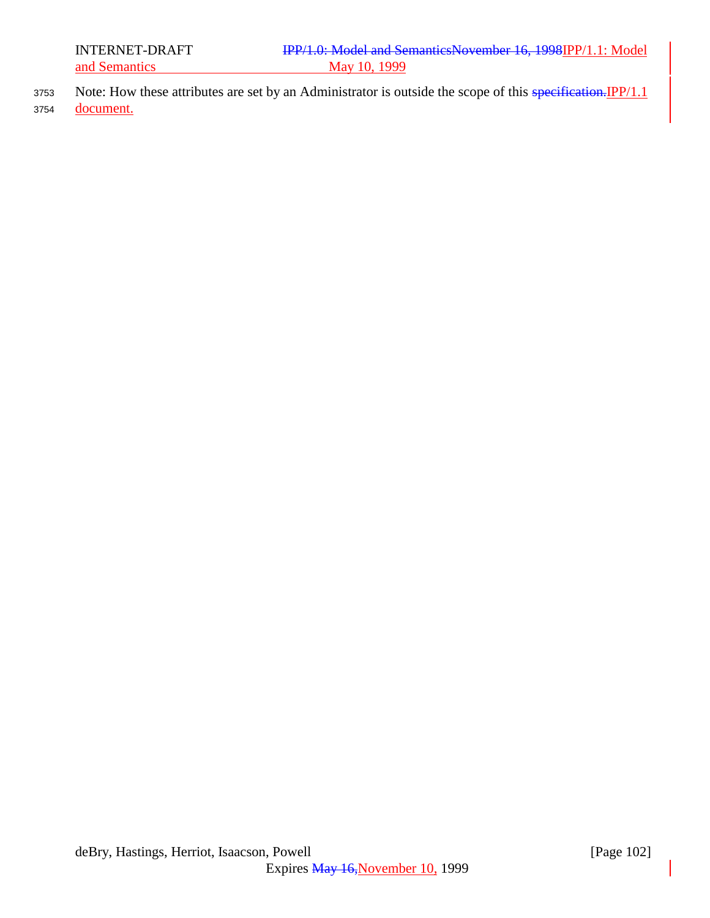Note: How these attributes are set by an Administrator is outside the scope of this ~~specification.~~IPP/1.1 document.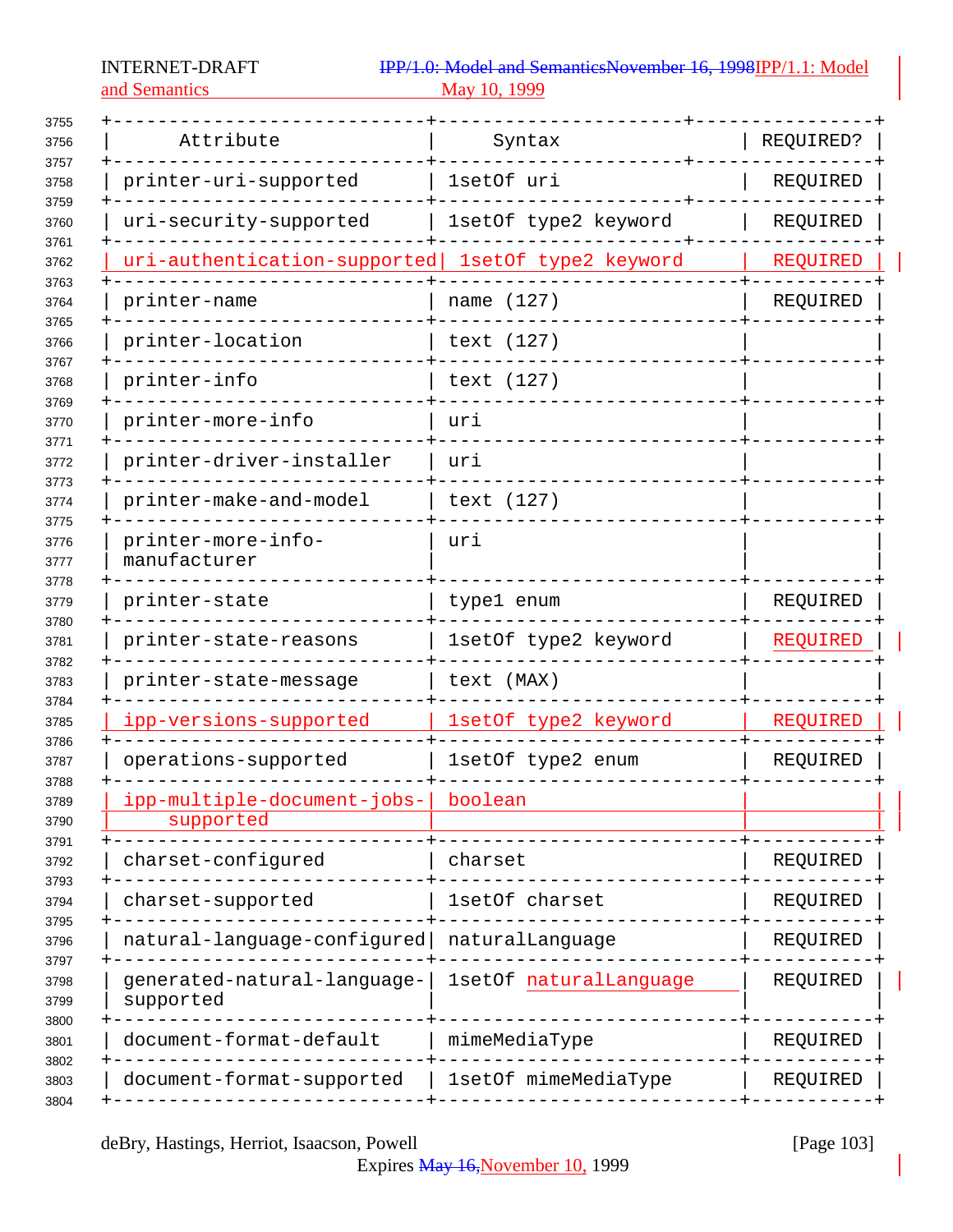| Attribute | Syntax | REQUIRED? |
|---|---|---|
| printer-uri-supported | 1setOf uri | REQUIRED |
| uri-security-supported | 1setOf type2 keyword | REQUIRED |
| uri-authentication-supported | 1setOf type2 keyword | REQUIRED |
| printer-name | name (127) | REQUIRED |
| printer-location | text (127) | |
| printer-info | text (127) | |
| printer-more-info | uri | |
| printer-driver-installer | uri | |
| printer-make-and-model | text (127) | |
| printer-more-info-manufacturer | uri | |
| printer-state | type1 enum | REQUIRED |
| printer-state-reasons | 1setOf type2 keyword | REQUIRED |
| printer-state-message | text (MAX) | |
| ipp-versions-supported | 1setOf type2 keyword | REQUIRED |
| operations-supported | 1setOf type2 enum | REQUIRED |
| ipp-multiple-document-jobs-supported | boolean | |
| charset-configured | charset | REQUIRED |
| charset-supported | 1setOf charset | REQUIRED |
| natural-language-configured | naturalLanguage | REQUIRED |
| generated-natural-language-supported | 1setOf naturalLanguage | REQUIRED |
| document-format-default | mimeMediaType | REQUIRED |
| document-format-supported | 1setOf mimeMediaType | REQUIRED |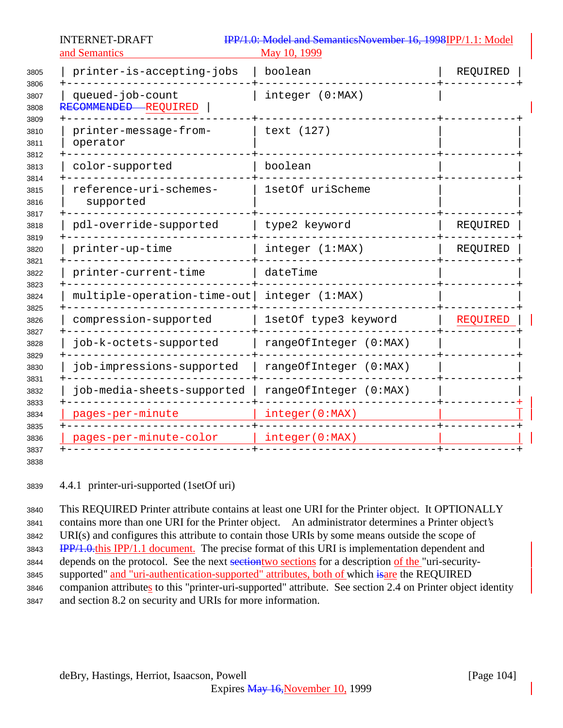| printer-is-accepting-jobs | boolean | REQUIRED |
|---|---|---|
| queued-job-count | integer (0:MAX) | ~~RECOMMENDED~~ REQUIRED |
| printer-message-from-operator | text (127) | |
| color-supported | boolean | |
| reference-uri-schemes-supported | 1setOf uriScheme | |
| pdl-override-supported | type2 keyword | REQUIRED |
| printer-up-time | integer (1:MAX) | REQUIRED |
| printer-current-time | dateTime | |
| multiple-operation-time-out | integer (1:MAX) | |
| compression-supported | 1setOf type3 keyword | REQUIRED |
| job-k-octets-supported | rangeOfInteger (0:MAX) | |
| job-impressions-supported | rangeOfInteger (0:MAX) | |
| job-media-sheets-supported | rangeOfInteger (0:MAX) | |
| pages-per-minute | integer(0:MAX) | |
| pages-per-minute-color | integer(0:MAX) | |

### 4.4.1 printer-uri-supported (1setOf uri)

This REQUIRED Printer attribute contains at least one URI for the Printer object. It OPTIONALLY contains more than one URI for the Printer object. An administrator determines a Printer object's URI(s) and configures this attribute to contain those URIs by some means outside the scope of ~~IPP/1.0.~~this IPP/1.1 document. The precise format of this URI is implementation dependent and depends on the protocol. See the next ~~section~~two sections for a description of the "uri-security-supported" and "uri-authentication-supported" attributes, both of which ~~is~~are the REQUIRED companion attributes to this "printer-uri-supported" attribute. See section 2.4 on Printer object identity and section 8.2 on security and URIs for more information.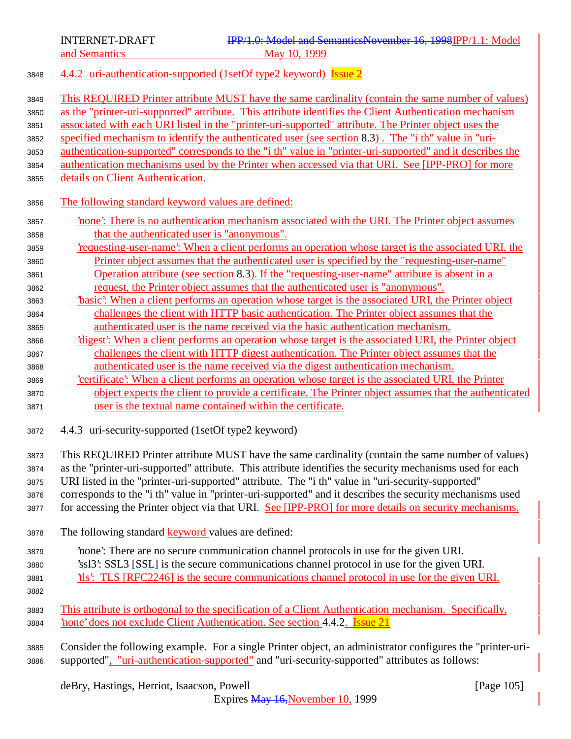#### 4.4.2 uri-authentication-supported (1setOf type2 keyword) Issue 2

This REQUIRED Printer attribute MUST have the same cardinality (contain the same number of values) as the "printer-uri-supported" attribute. This attribute identifies the Client Authentication mechanism associated with each URI listed in the "printer-uri-supported" attribute. The Printer object uses the specified mechanism to identify the authenticated user (see section 8.3) . The "i th" value in "uri-authentication-supported" corresponds to the "i th" value in "printer-uri-supported" and it describes the authentication mechanisms used by the Printer when accessed via that URI. See [IPP-PRO] for more details on Client Authentication.

The following standard keyword values are defined:

'none': There is no authentication mechanism associated with the URI. The Printer object assumes that the authenticated user is "anonymous".
'requesting-user-name': When a client performs an operation whose target is the associated URI, the Printer object assumes that the authenticated user is specified by the "requesting-user-name" Operation attribute (see section 8.3). If the "requesting-user-name" attribute is absent in a request, the Printer object assumes that the authenticated user is "anonymous".
'basic': When a client performs an operation whose target is the associated URI, the Printer object challenges the client with HTTP basic authentication. The Printer object assumes that the authenticated user is the name received via the basic authentication mechanism.
'digest': When a client performs an operation whose target is the associated URI, the Printer object challenges the client with HTTP digest authentication. The Printer object assumes that the authenticated user is the name received via the digest authentication mechanism.
'certificate': When a client performs an operation whose target is the associated URI, the Printer object expects the client to provide a certificate. The Printer object assumes that the authenticated user is the textual name contained within the certificate.

#### 4.4.3 uri-security-supported (1setOf type2 keyword)

This REQUIRED Printer attribute MUST have the same cardinality (contain the same number of values) as the "printer-uri-supported" attribute. This attribute identifies the security mechanisms used for each URI listed in the "printer-uri-supported" attribute. The "i th" value in "uri-security-supported" corresponds to the "i th" value in "printer-uri-supported" and it describes the security mechanisms used for accessing the Printer object via that URI. See [IPP-PRO] for more details on security mechanisms.

The following standard keyword values are defined:

'none': There are no secure communication channel protocols in use for the given URI.
'ssl3': SSL3 [SSL] is the secure communications channel protocol in use for the given URI.
'tls': TLS [RFC2246] is the secure communications channel protocol in use for the given URI.

This attribute is orthogonal to the specification of a Client Authentication mechanism. Specifically, 'none' does not exclude Client Authentication. See section 4.4.2. Issue 21

Consider the following example. For a single Printer object, an administrator configures the "printer-uri-supported", "uri-authentication-supported" and "uri-security-supported" attributes as follows: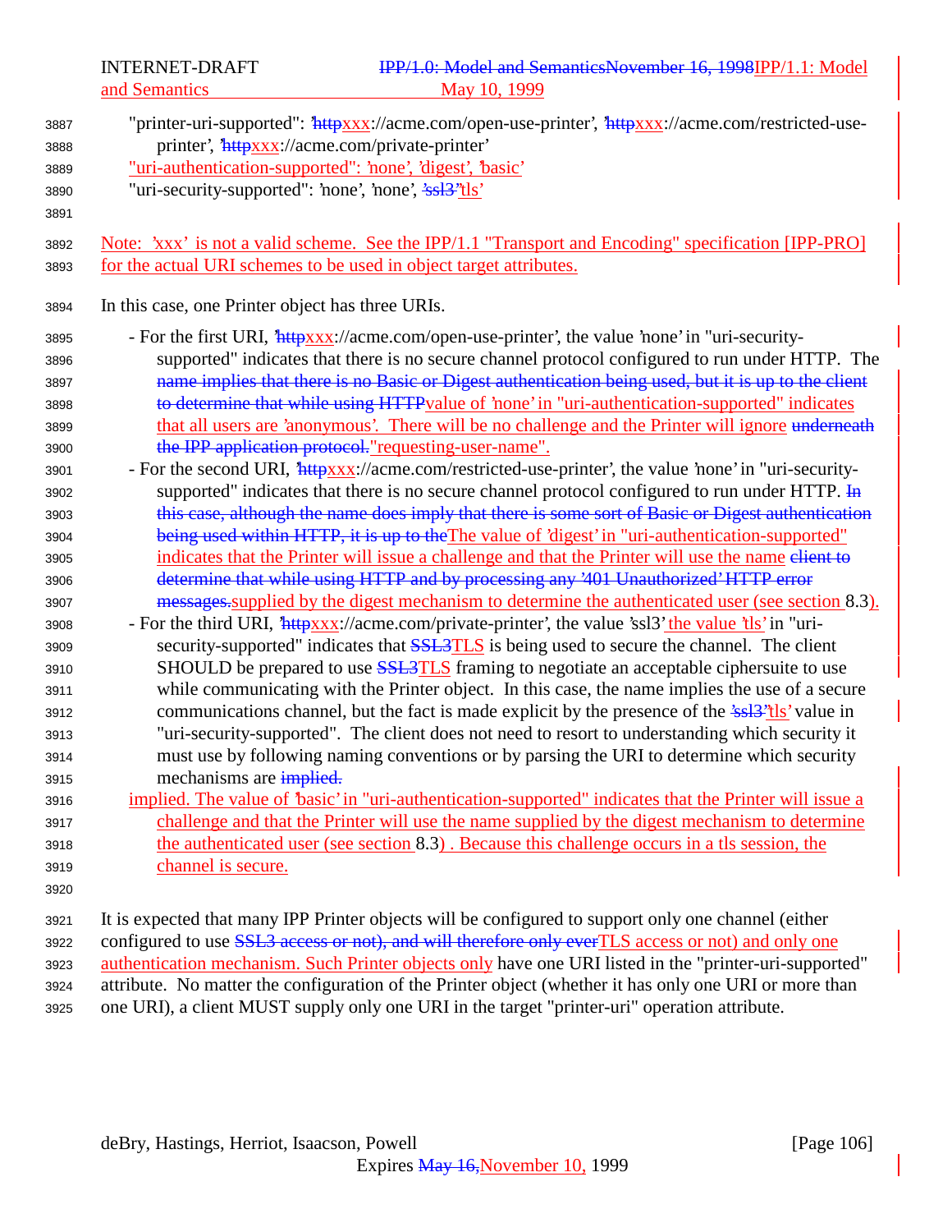"printer-uri-supported": '~~http~~xxx://acme.com/open-use-printer', '~~http~~xxx://acme.com/restricted-use-printer', '~~http~~xxx://acme.com/private-printer'
"uri-authentication-supported": 'none', 'digest', 'basic'
"uri-security-supported": 'none', 'none', ~~'ssl3'~~'tls'

Note: 'xxx' is not a valid scheme. See the IPP/1.1 "Transport and Encoding" specification [IPP-PRO] for the actual URI schemes to be used in object target attributes.

In this case, one Printer object has three URIs.

- For the first URI, '~~http~~xxx://acme.com/open-use-printer', the value 'none' in "uri-security-supported" indicates that there is no secure channel protocol configured to run under HTTP. The ~~name implies that there is no Basic or Digest authentication being used, but it is up to the client to determine that while using HTTP~~value of 'none' in "uri-authentication-supported" indicates that all users are 'anonymous'. There will be no challenge and the Printer will ignore ~~underneath the IPP application protocol.~~"requesting-user-name".
- For the second URI, '~~http~~xxx://acme.com/restricted-use-printer', the value 'none' in "uri-security-supported" indicates that there is no secure channel protocol configured to run under HTTP. ~~In this case, although the name does imply that there is some sort of Basic or Digest authentication being used within HTTP, it is up to the~~The value of 'digest' in "uri-authentication-supported" indicates that the Printer will issue a challenge and that the Printer will use the name ~~client to determine that while using HTTP and by processing any '401 Unauthorized' HTTP error messages.~~supplied by the digest mechanism to determine the authenticated user (see section 8.3).
- For the third URI, '~~http~~xxx://acme.com/private-printer', the value 'ssl3' the value 'tls' in "uri-security-supported" indicates that ~~SSL3~~TLS is being used to secure the channel. The client SHOULD be prepared to use ~~SSL3~~TLS framing to negotiate an acceptable ciphersuite to use while communicating with the Printer object. In this case, the name implies the use of a secure communications channel, but the fact is made explicit by the presence of the ~~'ssl3'~~'tls' value in "uri-security-supported". The client does not need to resort to understanding which security it must use by following naming conventions or by parsing the URI to determine which security mechanisms are ~~implied.~~
  implied. The value of 'basic' in "uri-authentication-supported" indicates that the Printer will issue a challenge and that the Printer will use the name supplied by the digest mechanism to determine the authenticated user (see section 8.3) . Because this challenge occurs in a tls session, the channel is secure.

It is expected that many IPP Printer objects will be configured to support only one channel (either configured to use ~~SSL3 access or not), and will therefore only ever~~TLS access or not) and only one authentication mechanism. Such Printer objects only have one URI listed in the "printer-uri-supported" attribute. No matter the configuration of the Printer object (whether it has only one URI or more than one URI), a client MUST supply only one URI in the target "printer-uri" operation attribute.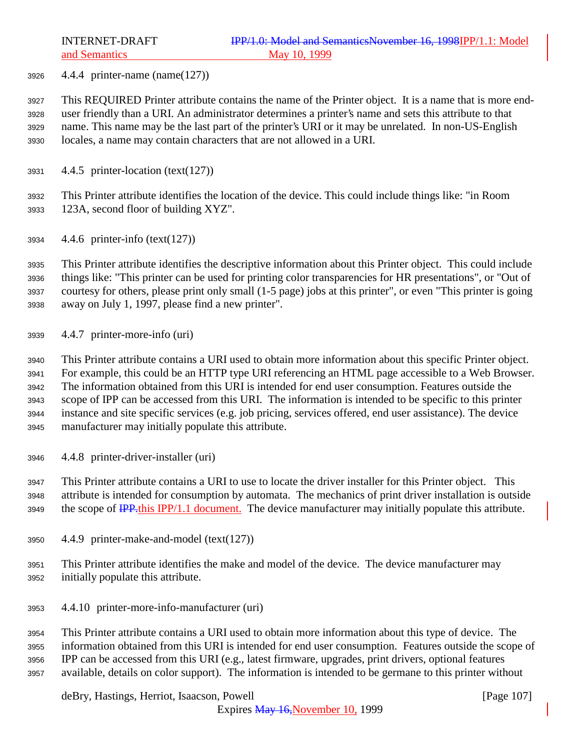#### 4.4.4 printer-name (name(127))

This REQUIRED Printer attribute contains the name of the Printer object. It is a name that is more end-user friendly than a URI. An administrator determines a printer's name and sets this attribute to that name. This name may be the last part of the printer's URI or it may be unrelated. In non-US-English locales, a name may contain characters that are not allowed in a URI.

#### 4.4.5 printer-location (text(127))

This Printer attribute identifies the location of the device. This could include things like: "in Room 123A, second floor of building XYZ".

#### 4.4.6 printer-info (text(127))

This Printer attribute identifies the descriptive information about this Printer object. This could include things like: "This printer can be used for printing color transparencies for HR presentations", or "Out of courtesy for others, please print only small (1-5 page) jobs at this printer", or even "This printer is going away on July 1, 1997, please find a new printer".

#### 4.4.7 printer-more-info (uri)

This Printer attribute contains a URI used to obtain more information about this specific Printer object. For example, this could be an HTTP type URI referencing an HTML page accessible to a Web Browser. The information obtained from this URI is intended for end user consumption. Features outside the scope of IPP can be accessed from this URI. The information is intended to be specific to this printer instance and site specific services (e.g. job pricing, services offered, end user assistance). The device manufacturer may initially populate this attribute.

#### 4.4.8 printer-driver-installer (uri)

This Printer attribute contains a URI to use to locate the driver installer for this Printer object. This attribute is intended for consumption by automata. The mechanics of print driver installation is outside the scope of ~~IPP.~~this IPP/1.1 document. The device manufacturer may initially populate this attribute.

#### 4.4.9 printer-make-and-model (text(127))

This Printer attribute identifies the make and model of the device. The device manufacturer may initially populate this attribute.

#### 4.4.10 printer-more-info-manufacturer (uri)

This Printer attribute contains a URI used to obtain more information about this type of device. The information obtained from this URI is intended for end user consumption. Features outside the scope of IPP can be accessed from this URI (e.g., latest firmware, upgrades, print drivers, optional features available, details on color support). The information is intended to be germane to this printer without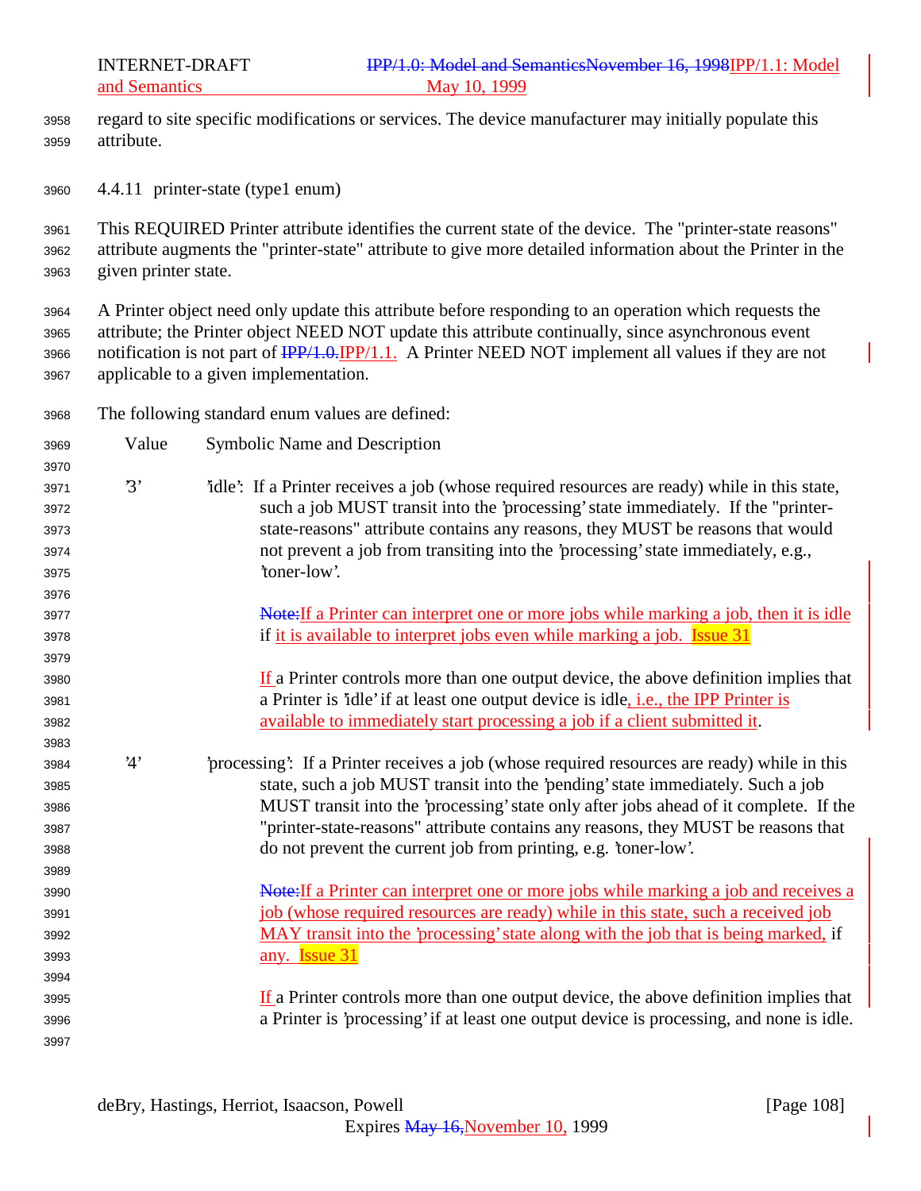regard to site specific modifications or services. The device manufacturer may initially populate this attribute.

#### 4.4.11 printer-state (type1 enum)

This REQUIRED Printer attribute identifies the current state of the device. The "printer-state reasons" attribute augments the "printer-state" attribute to give more detailed information about the Printer in the given printer state.

A Printer object need only update this attribute before responding to an operation which requests the attribute; the Printer object NEED NOT update this attribute continually, since asynchronous event notification is not part of ~~IPP/1.0.~~IPP/1.1. A Printer NEED NOT implement all values if they are not applicable to a given implementation.

The following standard enum values are defined:

| Value | Symbolic Name and Description |
|---|---|
| '3' | 'idle': If a Printer receives a job (whose required resources are ready) while in this state, such a job MUST transit into the 'processing' state immediately. If the "printer-state-reasons" attribute contains any reasons, they MUST be reasons that would not prevent a job from transiting into the 'processing' state immediately, e.g., 'toner-low'.<br><br>~~Note:~~If a Printer can interpret one or more jobs while marking a job, then it is idle if it is available to interpret jobs even while marking a job. Issue 31<br><br>If a Printer controls more than one output device, the above definition implies that a Printer is 'idle' if at least one output device is idle, i.e., the IPP Printer is available to immediately start processing a job if a client submitted it. |
| '4' | 'processing': If a Printer receives a job (whose required resources are ready) while in this state, such a job MUST transit into the 'pending' state immediately. Such a job MUST transit into the 'processing' state only after jobs ahead of it complete. If the "printer-state-reasons" attribute contains any reasons, they MUST be reasons that do not prevent the current job from printing, e.g. 'toner-low'.<br><br>~~Note:~~If a Printer can interpret one or more jobs while marking a job and receives a job (whose required resources are ready) while in this state, such a received job MAY transit into the 'processing' state along with the job that is being marked, if any. Issue 31<br><br>If a Printer controls more than one output device, the above definition implies that a Printer is 'processing' if at least one output device is processing, and none is idle. |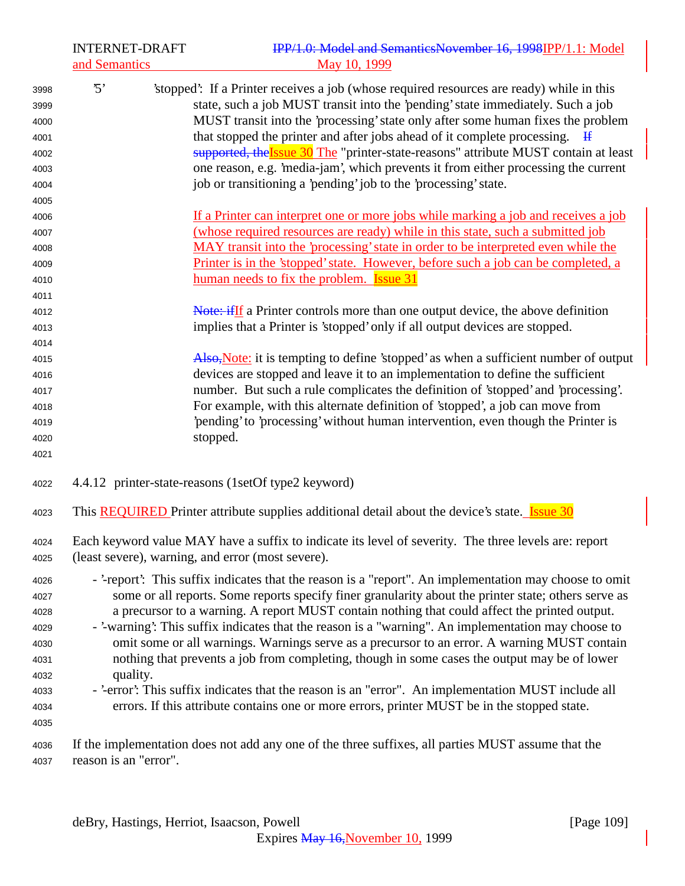'5' 'stopped': If a Printer receives a job (whose required resources are ready) while in this state, such a job MUST transit into the 'pending' state immediately. Such a job MUST transit into the 'processing' state only after some human fixes the problem that stopped the printer and after jobs ahead of it complete processing. ~~If supported, the~~Issue 30 The "printer-state-reasons" attribute MUST contain at least one reason, e.g. 'media-jam', which prevents it from either processing the current job or transitioning a 'pending' job to the 'processing' state.

If a Printer can interpret one or more jobs while marking a job and receives a job (whose required resources are ready) while in this state, such a submitted job MAY transit into the 'processing' state in order to be interpreted even while the Printer is in the 'stopped' state. However, before such a job can be completed, a human needs to fix the problem. Issue 31

~~Note: if~~If a Printer controls more than one output device, the above definition implies that a Printer is 'stopped' only if all output devices are stopped.

~~Also,~~Note: it is tempting to define 'stopped' as when a sufficient number of output devices are stopped and leave it to an implementation to define the sufficient number. But such a rule complicates the definition of 'stopped' and 'processing'. For example, with this alternate definition of 'stopped', a job can move from 'pending' to 'processing' without human intervention, even though the Printer is stopped.

### 4.4.12 printer-state-reasons (1setOf type2 keyword)

This REQUIRED Printer attribute supplies additional detail about the device's state. Issue 30

Each keyword value MAY have a suffix to indicate its level of severity. The three levels are: report (least severe), warning, and error (most severe).

- '-report': This suffix indicates that the reason is a "report". An implementation may choose to omit some or all reports. Some reports specify finer granularity about the printer state; others serve as a precursor to a warning. A report MUST contain nothing that could affect the printed output.
- '-warning': This suffix indicates that the reason is a "warning". An implementation may choose to omit some or all warnings. Warnings serve as a precursor to an error. A warning MUST contain nothing that prevents a job from completing, though in some cases the output may be of lower quality.
- '-error': This suffix indicates that the reason is an "error". An implementation MUST include all errors. If this attribute contains one or more errors, printer MUST be in the stopped state.

If the implementation does not add any one of the three suffixes, all parties MUST assume that the reason is an "error".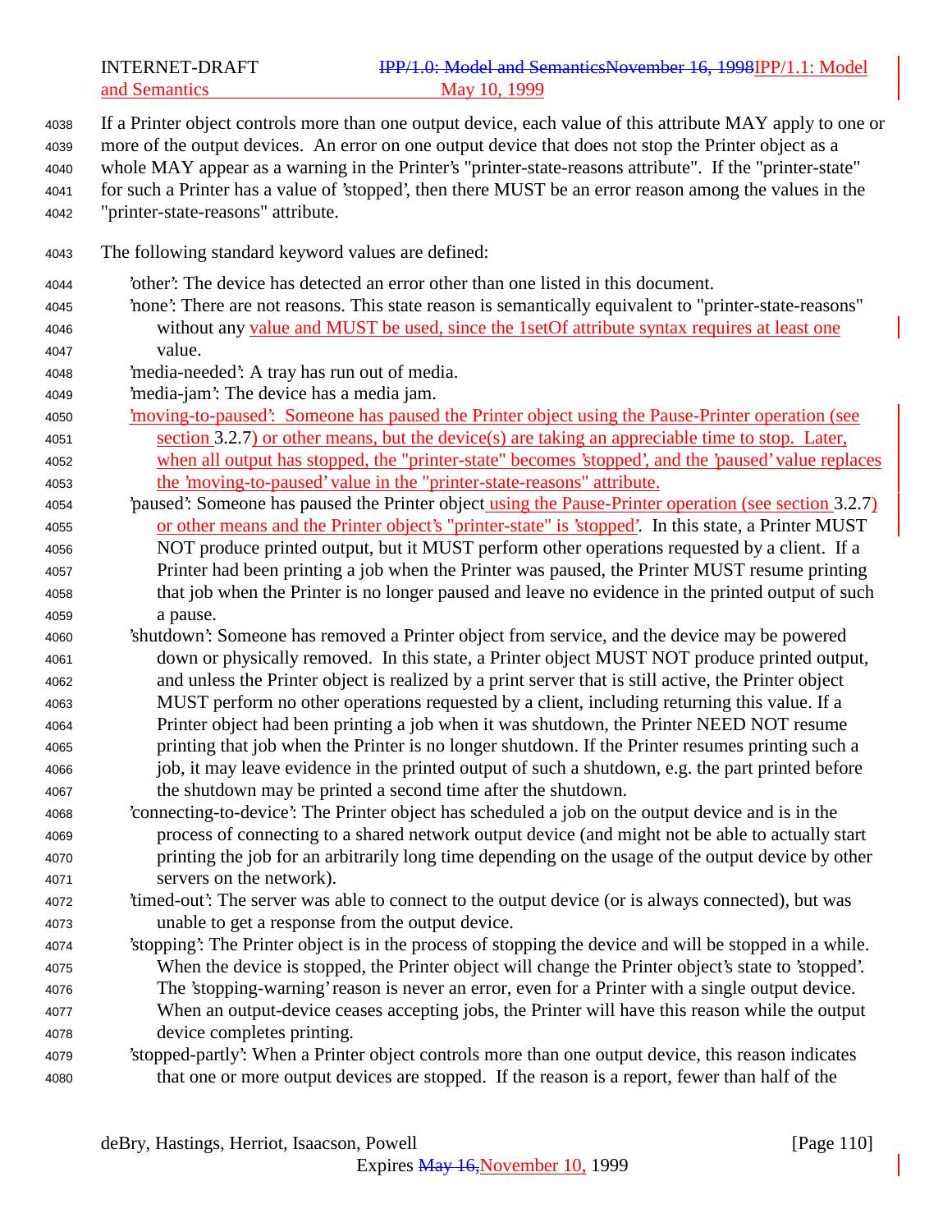If a Printer object controls more than one output device, each value of this attribute MAY apply to one or more of the output devices. An error on one output device that does not stop the Printer object as a whole MAY appear as a warning in the Printer's "printer-state-reasons attribute". If the "printer-state" for such a Printer has a value of 'stopped', then there MUST be an error reason among the values in the "printer-state-reasons" attribute.

The following standard keyword values are defined:

- 'other': The device has detected an error other than one listed in this document.
- 'none': There are not reasons. This state reason is semantically equivalent to "printer-state-reasons" without any value and MUST be used, since the 1setOf attribute syntax requires at least one value.
- 'media-needed': A tray has run out of media.
- 'media-jam': The device has a media jam.
- 'moving-to-paused': Someone has paused the Printer object using the Pause-Printer operation (see section 3.2.7) or other means, but the device(s) are taking an appreciable time to stop. Later, when all output has stopped, the "printer-state" becomes 'stopped', and the 'paused' value replaces the 'moving-to-paused' value in the "printer-state-reasons" attribute.
- 'paused': Someone has paused the Printer object using the Pause-Printer operation (see section 3.2.7) or other means and the Printer object's "printer-state" is 'stopped'. In this state, a Printer MUST NOT produce printed output, but it MUST perform other operations requested by a client. If a Printer had been printing a job when the Printer was paused, the Printer MUST resume printing that job when the Printer is no longer paused and leave no evidence in the printed output of such a pause.
- 'shutdown': Someone has removed a Printer object from service, and the device may be powered down or physically removed. In this state, a Printer object MUST NOT produce printed output, and unless the Printer object is realized by a print server that is still active, the Printer object MUST perform no other operations requested by a client, including returning this value. If a Printer object had been printing a job when it was shutdown, the Printer NEED NOT resume printing that job when the Printer is no longer shutdown. If the Printer resumes printing such a job, it may leave evidence in the printed output of such a shutdown, e.g. the part printed before the shutdown may be printed a second time after the shutdown.
- 'connecting-to-device': The Printer object has scheduled a job on the output device and is in the process of connecting to a shared network output device (and might not be able to actually start printing the job for an arbitrarily long time depending on the usage of the output device by other servers on the network).
- 'timed-out': The server was able to connect to the output device (or is always connected), but was unable to get a response from the output device.
- 'stopping': The Printer object is in the process of stopping the device and will be stopped in a while. When the device is stopped, the Printer object will change the Printer object's state to 'stopped'. The 'stopping-warning' reason is never an error, even for a Printer with a single output device. When an output-device ceases accepting jobs, the Printer will have this reason while the output device completes printing.
- 'stopped-partly': When a Printer object controls more than one output device, this reason indicates that one or more output devices are stopped. If the reason is a report, fewer than half of the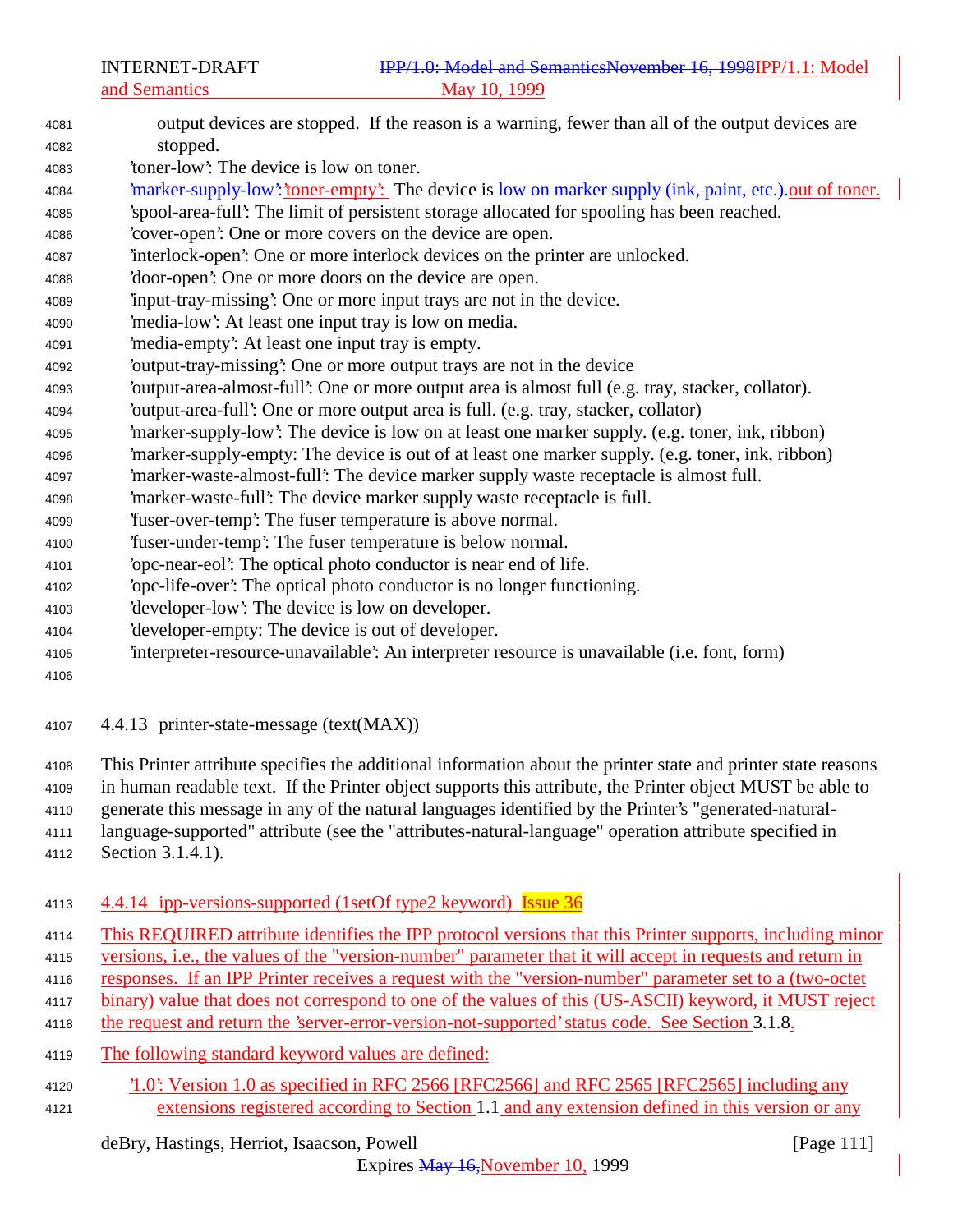output devices are stopped. If the reason is a warning, fewer than all of the output devices are stopped.

'toner-low': The device is low on toner.

~~'marker-supply-low':~~'toner-empty': The device is ~~low on marker supply (ink, paint, etc.).~~out of toner.

'spool-area-full': The limit of persistent storage allocated for spooling has been reached.

'cover-open': One or more covers on the device are open.

'interlock-open': One or more interlock devices on the printer are unlocked.

'door-open': One or more doors on the device are open.

'input-tray-missing': One or more input trays are not in the device.

'media-low': At least one input tray is low on media.

'media-empty': At least one input tray is empty.

'output-tray-missing': One or more output trays are not in the device

'output-area-almost-full': One or more output area is almost full (e.g. tray, stacker, collator).

'output-area-full': One or more output area is full. (e.g. tray, stacker, collator)

'marker-supply-low': The device is low on at least one marker supply. (e.g. toner, ink, ribbon)

'marker-supply-empty: The device is out of at least one marker supply. (e.g. toner, ink, ribbon)

'marker-waste-almost-full': The device marker supply waste receptacle is almost full.

'marker-waste-full': The device marker supply waste receptacle is full.

'fuser-over-temp': The fuser temperature is above normal.

'fuser-under-temp': The fuser temperature is below normal.

'opc-near-eol': The optical photo conductor is near end of life.

'opc-life-over': The optical photo conductor is no longer functioning.

'developer-low': The device is low on developer.

'developer-empty: The device is out of developer.

'interpreter-resource-unavailable': An interpreter resource is unavailable (i.e. font, form)

### 4.4.13 printer-state-message (text(MAX))

This Printer attribute specifies the additional information about the printer state and printer state reasons in human readable text. If the Printer object supports this attribute, the Printer object MUST be able to generate this message in any of the natural languages identified by the Printer's "generated-natural-language-supported" attribute (see the "attributes-natural-language" operation attribute specified in Section 3.1.4.1).

### 4.4.14 ipp-versions-supported (1setOf type2 keyword) Issue 36

This REQUIRED attribute identifies the IPP protocol versions that this Printer supports, including minor versions, i.e., the values of the "version-number" parameter that it will accept in requests and return in responses. If an IPP Printer receives a request with the "version-number" parameter set to a (two-octet binary) value that does not correspond to one of the values of this (US-ASCII) keyword, it MUST reject the request and return the 'server-error-version-not-supported' status code. See Section 3.1.8.

The following standard keyword values are defined:

'1.0': Version 1.0 as specified in RFC 2566 [RFC2566] and RFC 2565 [RFC2565] including any extensions registered according to Section 1.1 and any extension defined in this version or any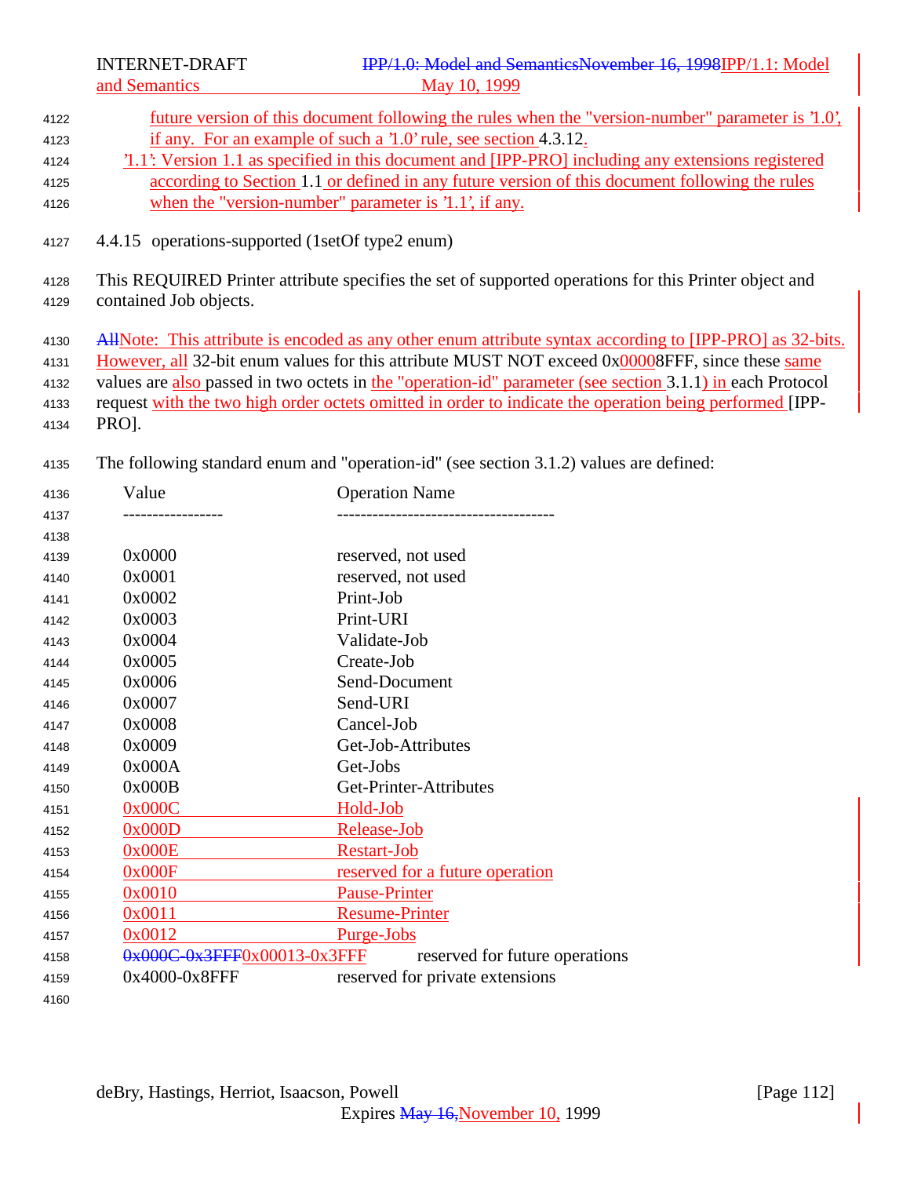future version of this document following the rules when the "version-number" parameter is '1.0', if any. For an example of such a '1.0' rule, see section 4.3.12.

'1.1': Version 1.1 as specified in this document and [IPP-PRO] including any extensions registered according to Section 1.1 or defined in any future version of this document following the rules when the "version-number" parameter is '1.1', if any.

### 4.4.15 operations-supported (1setOf type2 enum)

This REQUIRED Printer attribute specifies the set of supported operations for this Printer object and contained Job objects.

~~All~~Note: This attribute is encoded as any other enum attribute syntax according to [IPP-PRO] as 32-bits. However, all 32-bit enum values for this attribute MUST NOT exceed 0x00008FFF, since these same values are also passed in two octets in the "operation-id" parameter (see section 3.1.1) in each Protocol request with the two high order octets omitted in order to indicate the operation being performed [IPP-PRO].

The following standard enum and "operation-id" (see section 3.1.2) values are defined:

| Value | Operation Name |
|---|---|
| 0x0000 | reserved, not used |
| 0x0001 | reserved, not used |
| 0x0002 | Print-Job |
| 0x0003 | Print-URI |
| 0x0004 | Validate-Job |
| 0x0005 | Create-Job |
| 0x0006 | Send-Document |
| 0x0007 | Send-URI |
| 0x0008 | Cancel-Job |
| 0x0009 | Get-Job-Attributes |
| 0x000A | Get-Jobs |
| 0x000B | Get-Printer-Attributes |
| 0x000C | Hold-Job |
| 0x000D | Release-Job |
| 0x000E | Restart-Job |
| 0x000F | reserved for a future operation |
| 0x0010 | Pause-Printer |
| 0x0011 | Resume-Printer |
| 0x0012 | Purge-Jobs |
| ~~0x000C-0x3FFF~~0x00013-0x3FFF | reserved for future operations |
| 0x4000-0x8FFF | reserved for private extensions |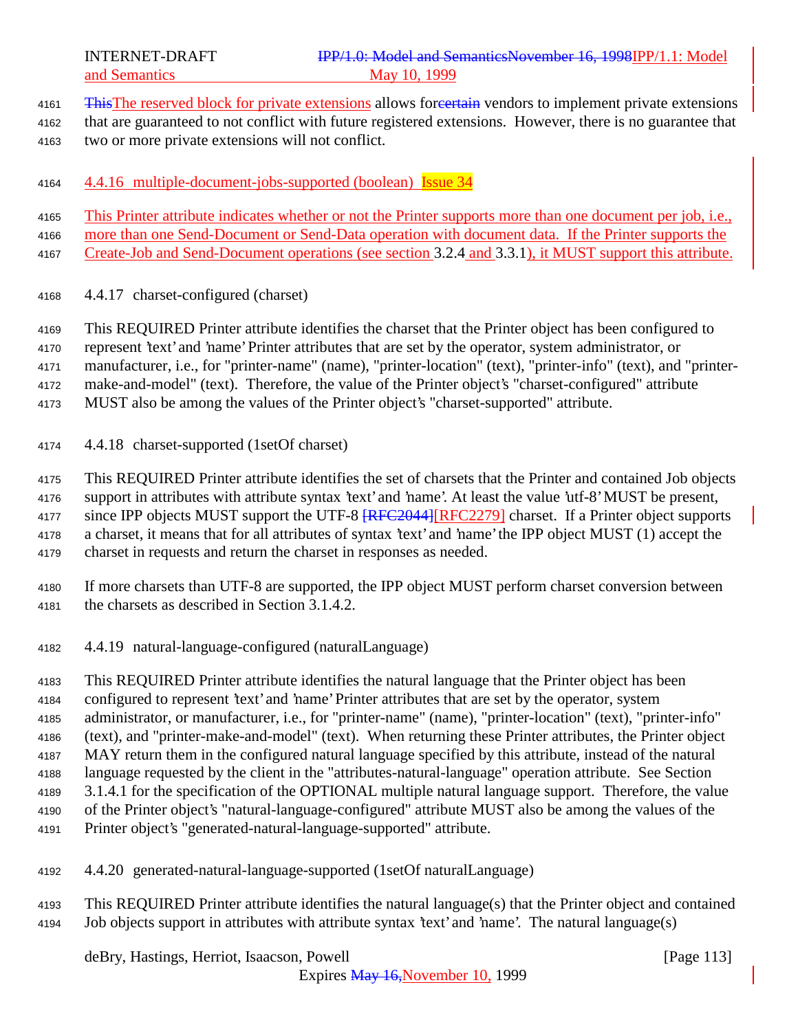The reserved block for private extensions allows for vendors to implement private extensions that are guaranteed to not conflict with future registered extensions. However, there is no guarantee that two or more private extensions will not conflict.

### 4.4.16 multiple-document-jobs-supported (boolean) Issue 34

This Printer attribute indicates whether or not the Printer supports more than one document per job, i.e., more than one Send-Document or Send-Data operation with document data. If the Printer supports the Create-Job and Send-Document operations (see section 3.2.4 and 3.3.1), it MUST support this attribute.

### 4.4.17 charset-configured (charset)

This REQUIRED Printer attribute identifies the charset that the Printer object has been configured to represent 'text' and 'name' Printer attributes that are set by the operator, system administrator, or manufacturer, i.e., for "printer-name" (name), "printer-location" (text), "printer-info" (text), and "printer-make-and-model" (text). Therefore, the value of the Printer object's "charset-configured" attribute MUST also be among the values of the Printer object's "charset-supported" attribute.

### 4.4.18 charset-supported (1setOf charset)

This REQUIRED Printer attribute identifies the set of charsets that the Printer and contained Job objects support in attributes with attribute syntax 'text' and 'name'. At least the value 'utf-8' MUST be present, since IPP objects MUST support the UTF-8 [RFC2279] charset. If a Printer object supports a charset, it means that for all attributes of syntax 'text' and 'name' the IPP object MUST (1) accept the charset in requests and return the charset in responses as needed.

If more charsets than UTF-8 are supported, the IPP object MUST perform charset conversion between the charsets as described in Section 3.1.4.2.

### 4.4.19 natural-language-configured (naturalLanguage)

This REQUIRED Printer attribute identifies the natural language that the Printer object has been configured to represent 'text' and 'name' Printer attributes that are set by the operator, system administrator, or manufacturer, i.e., for "printer-name" (name), "printer-location" (text), "printer-info" (text), and "printer-make-and-model" (text). When returning these Printer attributes, the Printer object MAY return them in the configured natural language specified by this attribute, instead of the natural language requested by the client in the "attributes-natural-language" operation attribute. See Section 3.1.4.1 for the specification of the OPTIONAL multiple natural language support. Therefore, the value of the Printer object's "natural-language-configured" attribute MUST also be among the values of the Printer object's "generated-natural-language-supported" attribute.

### 4.4.20 generated-natural-language-supported (1setOf naturalLanguage)

This REQUIRED Printer attribute identifies the natural language(s) that the Printer object and contained Job objects support in attributes with attribute syntax 'text' and 'name'. The natural language(s)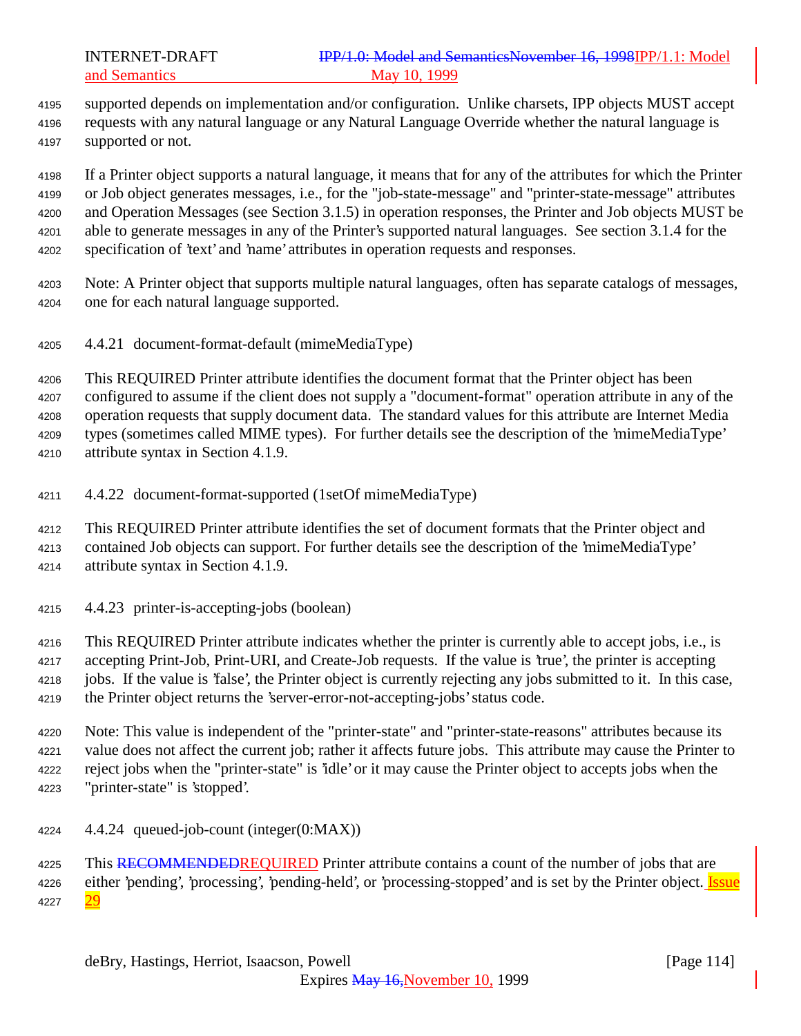supported depends on implementation and/or configuration. Unlike charsets, IPP objects MUST accept requests with any natural language or any Natural Language Override whether the natural language is supported or not.

If a Printer object supports a natural language, it means that for any of the attributes for which the Printer or Job object generates messages, i.e., for the "job-state-message" and "printer-state-message" attributes and Operation Messages (see Section 3.1.5) in operation responses, the Printer and Job objects MUST be able to generate messages in any of the Printer's supported natural languages. See section 3.1.4 for the specification of 'text' and 'name' attributes in operation requests and responses.

Note: A Printer object that supports multiple natural languages, often has separate catalogs of messages, one for each natural language supported.

#### 4.4.21 document-format-default (mimeMediaType)

This REQUIRED Printer attribute identifies the document format that the Printer object has been configured to assume if the client does not supply a "document-format" operation attribute in any of the operation requests that supply document data. The standard values for this attribute are Internet Media types (sometimes called MIME types). For further details see the description of the 'mimeMediaType' attribute syntax in Section 4.1.9.

#### 4.4.22 document-format-supported (1setOf mimeMediaType)

This REQUIRED Printer attribute identifies the set of document formats that the Printer object and contained Job objects can support. For further details see the description of the 'mimeMediaType' attribute syntax in Section 4.1.9.

#### 4.4.23 printer-is-accepting-jobs (boolean)

This REQUIRED Printer attribute indicates whether the printer is currently able to accept jobs, i.e., is accepting Print-Job, Print-URI, and Create-Job requests. If the value is 'true', the printer is accepting jobs. If the value is 'false', the Printer object is currently rejecting any jobs submitted to it. In this case, the Printer object returns the 'server-error-not-accepting-jobs' status code.

Note: This value is independent of the "printer-state" and "printer-state-reasons" attributes because its value does not affect the current job; rather it affects future jobs. This attribute may cause the Printer to reject jobs when the "printer-state" is 'idle' or it may cause the Printer object to accepts jobs when the "printer-state" is 'stopped'.

#### 4.4.24 queued-job-count (integer(0:MAX))

This ~~RECOMMENDED~~REQUIRED Printer attribute contains a count of the number of jobs that are either 'pending', 'processing', 'pending-held', or 'processing-stopped' and is set by the Printer object. Issue 29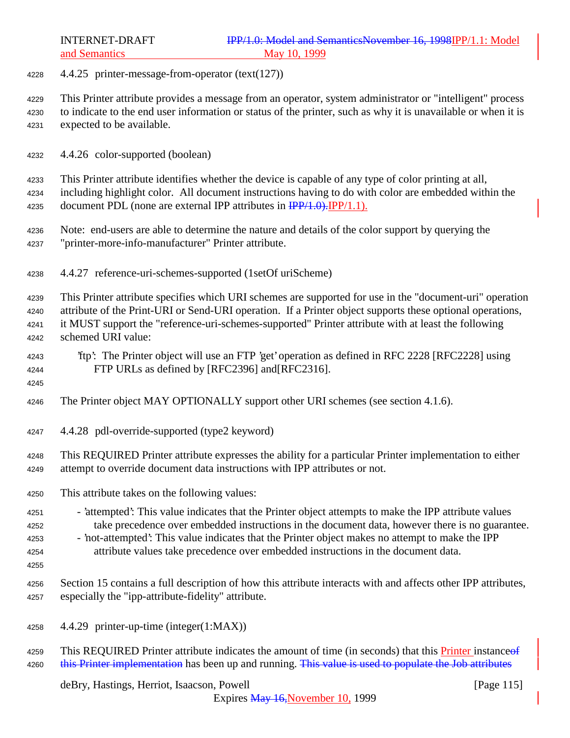#### 4.4.25 printer-message-from-operator (text(127))

This Printer attribute provides a message from an operator, system administrator or "intelligent" process to indicate to the end user information or status of the printer, such as why it is unavailable or when it is expected to be available.

#### 4.4.26 color-supported (boolean)

This Printer attribute identifies whether the device is capable of any type of color printing at all, including highlight color. All document instructions having to do with color are embedded within the document PDL (none are external IPP attributes in ~~IPP/1.0).~~IPP/1.1).

Note: end-users are able to determine the nature and details of the color support by querying the "printer-more-info-manufacturer" Printer attribute.

#### 4.4.27 reference-uri-schemes-supported (1setOf uriScheme)

This Printer attribute specifies which URI schemes are supported for use in the "document-uri" operation attribute of the Print-URI or Send-URI operation. If a Printer object supports these optional operations, it MUST support the "reference-uri-schemes-supported" Printer attribute with at least the following schemed URI value:

'ftp': The Printer object will use an FTP 'get' operation as defined in RFC 2228 [RFC2228] using FTP URLs as defined by [RFC2396] and[RFC2316].

The Printer object MAY OPTIONALLY support other URI schemes (see section 4.1.6).

#### 4.4.28 pdl-override-supported (type2 keyword)

This REQUIRED Printer attribute expresses the ability for a particular Printer implementation to either attempt to override document data instructions with IPP attributes or not.

This attribute takes on the following values:

- 'attempted': This value indicates that the Printer object attempts to make the IPP attribute values take precedence over embedded instructions in the document data, however there is no guarantee.
- 'not-attempted': This value indicates that the Printer object makes no attempt to make the IPP attribute values take precedence over embedded instructions in the document data.

Section 15 contains a full description of how this attribute interacts with and affects other IPP attributes, especially the "ipp-attribute-fidelity" attribute.

#### 4.4.29 printer-up-time (integer(1:MAX))

This REQUIRED Printer attribute indicates the amount of time (in seconds) that this Printer instance~~of this Printer implementation~~ has been up and running. ~~This value is used to populate the Job attributes~~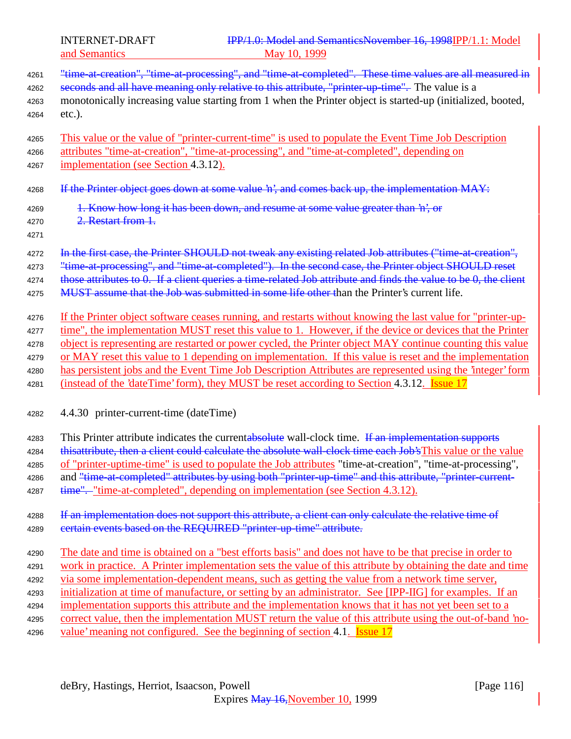"time-at-creation", "time-at-processing", and "time-at-completed". These time values are all measured in seconds and all have meaning only relative to this attribute, "printer-up-time". The value is a monotonically increasing value starting from 1 when the Printer object is started-up (initialized, booted, etc.).

This value or the value of "printer-current-time" is used to populate the Event Time Job Description attributes "time-at-creation", "time-at-processing", and "time-at-completed", depending on implementation (see Section 4.3.12).

If the Printer object goes down at some value 'n', and comes back up, the implementation MAY:

1. Know how long it has been down, and resume at some value greater than 'n', or
2. Restart from 1.

In the first case, the Printer SHOULD not tweak any existing related Job attributes ("time-at-creation", "time-at-processing", and "time-at-completed"). In the second case, the Printer object SHOULD reset those attributes to 0. If a client queries a time-related Job attribute and finds the value to be 0, the client MUST assume that the Job was submitted in some life other than the Printer's current life.

If the Printer object software ceases running, and restarts without knowing the last value for "printer-up-time", the implementation MUST reset this value to 1. However, if the device or devices that the Printer object is representing are restarted or power cycled, the Printer object MAY continue counting this value or MAY reset this value to 1 depending on implementation. If this value is reset and the implementation has persistent jobs and the Event Time Job Description Attributes are represented using the 'integer' form (instead of the 'dateTime' form), they MUST be reset according to Section 4.3.12. Issue 17

### 4.4.30 printer-current-time (dateTime)

This Printer attribute indicates the currentabsolute wall-clock time. If an implementation supports thisattribute, then a client could calculate the absolute wall-clock time each Job'sThis value or the value of "printer-uptime-time" is used to populate the Job attributes "time-at-creation", "time-at-processing", and "time-at-completed" attributes by using both "printer-up-time" and this attribute, "printer-current-time". "time-at-completed", depending on implementation (see Section 4.3.12).

If an implementation does not support this attribute, a client can only calculate the relative time of certain events based on the REQUIRED "printer-up-time" attribute.

The date and time is obtained on a "best efforts basis" and does not have to be that precise in order to work in practice. A Printer implementation sets the value of this attribute by obtaining the date and time via some implementation-dependent means, such as getting the value from a network time server, initialization at time of manufacture, or setting by an administrator. See [IPP-IIG] for examples. If an implementation supports this attribute and the implementation knows that it has not yet been set to a correct value, then the implementation MUST return the value of this attribute using the out-of-band 'no-value' meaning not configured. See the beginning of section 4.1. Issue 17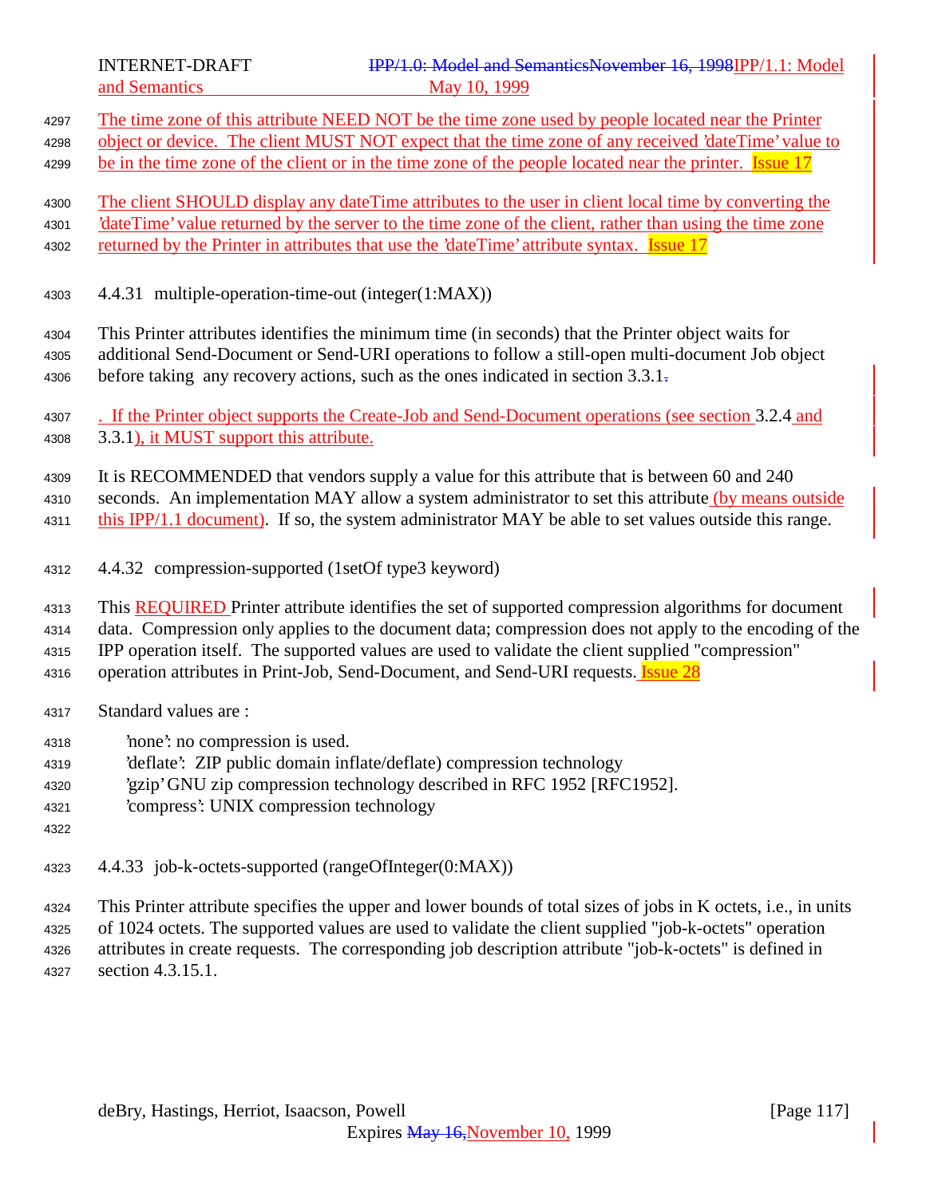The time zone of this attribute NEED NOT be the time zone used by people located near the Printer object or device. The client MUST NOT expect that the time zone of any received 'dateTime' value to be in the time zone of the client or in the time zone of the people located near the printer. Issue 17

The client SHOULD display any dateTime attributes to the user in client local time by converting the 'dateTime' value returned by the server to the time zone of the client, rather than using the time zone returned by the Printer in attributes that use the 'dateTime' attribute syntax. Issue 17

### 4.4.31 multiple-operation-time-out (integer(1:MAX))

This Printer attributes identifies the minimum time (in seconds) that the Printer object waits for additional Send-Document or Send-URI operations to follow a still-open multi-document Job object before taking any recovery actions, such as the ones indicated in section 3.3.1.

. If the Printer object supports the Create-Job and Send-Document operations (see section 3.2.4 and 3.3.1), it MUST support this attribute.

It is RECOMMENDED that vendors supply a value for this attribute that is between 60 and 240 seconds. An implementation MAY allow a system administrator to set this attribute (by means outside this IPP/1.1 document). If so, the system administrator MAY be able to set values outside this range.

### 4.4.32 compression-supported (1setOf type3 keyword)

This REQUIRED Printer attribute identifies the set of supported compression algorithms for document data. Compression only applies to the document data; compression does not apply to the encoding of the IPP operation itself. The supported values are used to validate the client supplied "compression" operation attributes in Print-Job, Send-Document, and Send-URI requests. Issue 28

Standard values are :

- 'none': no compression is used.
- 'deflate': ZIP public domain inflate/deflate) compression technology
- 'gzip' GNU zip compression technology described in RFC 1952 [RFC1952].
- 'compress': UNIX compression technology

### 4.4.33 job-k-octets-supported (rangeOfInteger(0:MAX))

This Printer attribute specifies the upper and lower bounds of total sizes of jobs in K octets, i.e., in units of 1024 octets. The supported values are used to validate the client supplied "job-k-octets" operation attributes in create requests. The corresponding job description attribute "job-k-octets" is defined in section 4.3.15.1.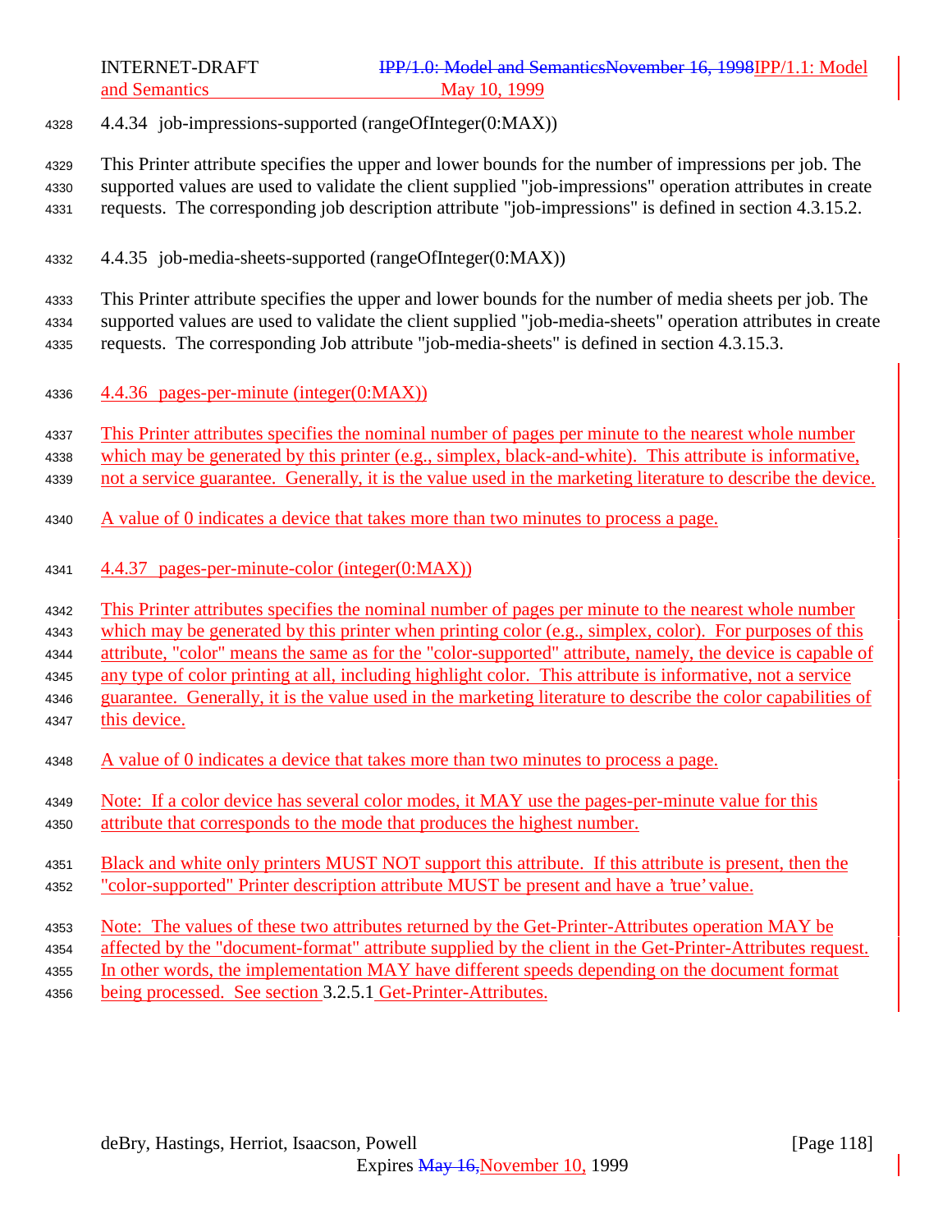#### 4.4.34 job-impressions-supported (rangeOfInteger(0:MAX))

This Printer attribute specifies the upper and lower bounds for the number of impressions per job. The supported values are used to validate the client supplied "job-impressions" operation attributes in create requests. The corresponding job description attribute "job-impressions" is defined in section 4.3.15.2.

#### 4.4.35 job-media-sheets-supported (rangeOfInteger(0:MAX))

This Printer attribute specifies the upper and lower bounds for the number of media sheets per job. The supported values are used to validate the client supplied "job-media-sheets" operation attributes in create requests. The corresponding Job attribute "job-media-sheets" is defined in section 4.3.15.3.

#### 4.4.36 pages-per-minute (integer(0:MAX))

This Printer attributes specifies the nominal number of pages per minute to the nearest whole number which may be generated by this printer (e.g., simplex, black-and-white). This attribute is informative, not a service guarantee. Generally, it is the value used in the marketing literature to describe the device.

A value of 0 indicates a device that takes more than two minutes to process a page.

#### 4.4.37 pages-per-minute-color (integer(0:MAX))

This Printer attributes specifies the nominal number of pages per minute to the nearest whole number which may be generated by this printer when printing color (e.g., simplex, color). For purposes of this attribute, "color" means the same as for the "color-supported" attribute, namely, the device is capable of any type of color printing at all, including highlight color. This attribute is informative, not a service guarantee. Generally, it is the value used in the marketing literature to describe the color capabilities of this device.

A value of 0 indicates a device that takes more than two minutes to process a page.

Note: If a color device has several color modes, it MAY use the pages-per-minute value for this attribute that corresponds to the mode that produces the highest number.

Black and white only printers MUST NOT support this attribute. If this attribute is present, then the "color-supported" Printer description attribute MUST be present and have a 'true' value.

Note: The values of these two attributes returned by the Get-Printer-Attributes operation MAY be affected by the "document-format" attribute supplied by the client in the Get-Printer-Attributes request. In other words, the implementation MAY have different speeds depending on the document format being processed. See section 3.2.5.1 Get-Printer-Attributes.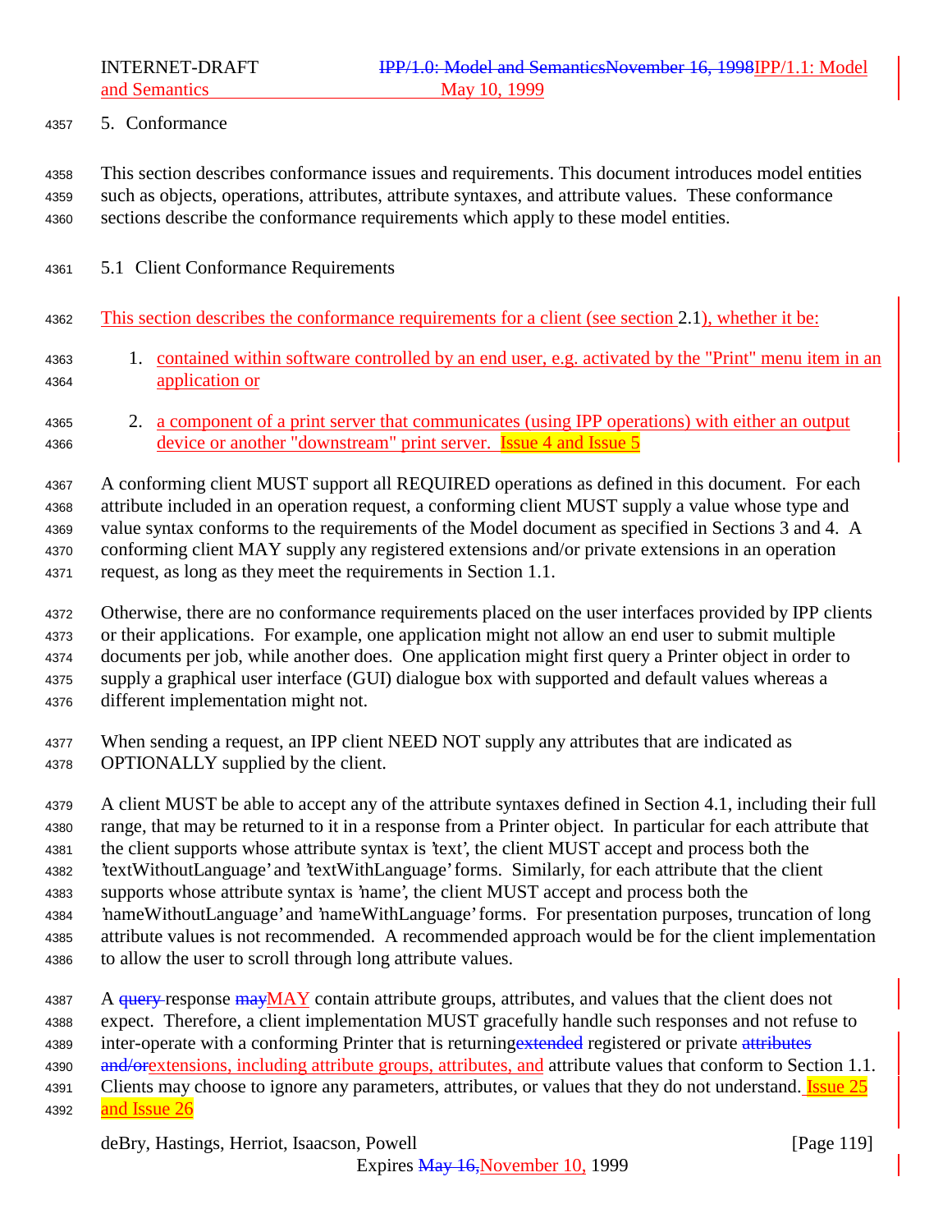## 5. Conformance

This section describes conformance issues and requirements. This document introduces model entities such as objects, operations, attributes, attribute syntaxes, and attribute values. These conformance sections describe the conformance requirements which apply to these model entities.

### 5.1 Client Conformance Requirements

This section describes the conformance requirements for a client (see section 2.1), whether it be:

1. contained within software controlled by an end user, e.g. activated by the "Print" menu item in an application or

2. a component of a print server that communicates (using IPP operations) with either an output device or another "downstream" print server. Issue 4 and Issue 5

A conforming client MUST support all REQUIRED operations as defined in this document. For each attribute included in an operation request, a conforming client MUST supply a value whose type and value syntax conforms to the requirements of the Model document as specified in Sections 3 and 4. A conforming client MAY supply any registered extensions and/or private extensions in an operation request, as long as they meet the requirements in Section 1.1.

Otherwise, there are no conformance requirements placed on the user interfaces provided by IPP clients or their applications. For example, one application might not allow an end user to submit multiple documents per job, while another does. One application might first query a Printer object in order to supply a graphical user interface (GUI) dialogue box with supported and default values whereas a different implementation might not.

When sending a request, an IPP client NEED NOT supply any attributes that are indicated as OPTIONALLY supplied by the client.

A client MUST be able to accept any of the attribute syntaxes defined in Section 4.1, including their full range, that may be returned to it in a response from a Printer object. In particular for each attribute that the client supports whose attribute syntax is 'text', the client MUST accept and process both the 'textWithoutLanguage' and 'textWithLanguage' forms. Similarly, for each attribute that the client supports whose attribute syntax is 'name', the client MUST accept and process both the 'nameWithoutLanguage' and 'nameWithLanguage' forms. For presentation purposes, truncation of long attribute values is not recommended. A recommended approach would be for the client implementation to allow the user to scroll through long attribute values.

A ~~query~~ response ~~may~~MAY contain attribute groups, attributes, and values that the client does not expect. Therefore, a client implementation MUST gracefully handle such responses and not refuse to inter-operate with a conforming Printer that is returning~~extended~~ registered or private ~~attributes and/or~~extensions, including attribute groups, attributes, and attribute values that conform to Section 1.1. Clients may choose to ignore any parameters, attributes, or values that they do not understand. Issue 25 and Issue 26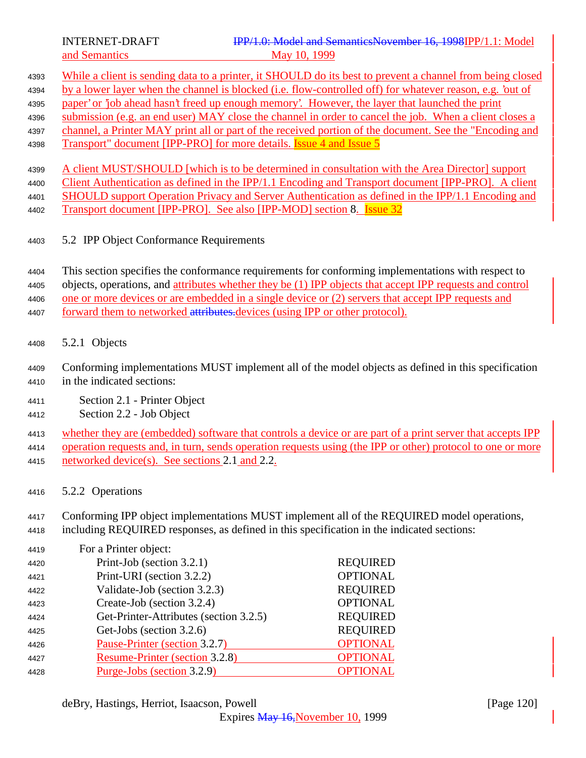While a client is sending data to a printer, it SHOULD do its best to prevent a channel from being closed by a lower layer when the channel is blocked (i.e. flow-controlled off) for whatever reason, e.g. 'out of paper' or 'job ahead hasn't freed up enough memory'. However, the layer that launched the print submission (e.g. an end user) MAY close the channel in order to cancel the job. When a client closes a channel, a Printer MAY print all or part of the received portion of the document. See the "Encoding and Transport" document [IPP-PRO] for more details. Issue 4 and Issue 5

A client MUST/SHOULD [which is to be determined in consultation with the Area Director] support Client Authentication as defined in the IPP/1.1 Encoding and Transport document [IPP-PRO]. A client SHOULD support Operation Privacy and Server Authentication as defined in the IPP/1.1 Encoding and Transport document [IPP-PRO]. See also [IPP-MOD] section 8. Issue 32

### 5.2 IPP Object Conformance Requirements

This section specifies the conformance requirements for conforming implementations with respect to objects, operations, and attributes whether they be (1) IPP objects that accept IPP requests and control one or more devices or are embedded in a single device or (2) servers that accept IPP requests and forward them to networked ~~attributes.~~devices (using IPP or other protocol).

#### 5.2.1 Objects

Conforming implementations MUST implement all of the model objects as defined in this specification in the indicated sections:

Section 2.1 - Printer Object
Section 2.2 - Job Object

whether they are (embedded) software that controls a device or are part of a print server that accepts IPP operation requests and, in turn, sends operation requests using (the IPP or other) protocol to one or more networked device(s). See sections 2.1 and 2.2.

#### 5.2.2 Operations

Conforming IPP object implementations MUST implement all of the REQUIRED model operations, including REQUIRED responses, as defined in this specification in the indicated sections:

For a Printer object:

| Operation | Conformance |
|---|---|
| Print-Job (section 3.2.1) | REQUIRED |
| Print-URI (section 3.2.2) | OPTIONAL |
| Validate-Job (section 3.2.3) | REQUIRED |
| Create-Job (section 3.2.4) | OPTIONAL |
| Get-Printer-Attributes (section 3.2.5) | REQUIRED |
| Get-Jobs (section 3.2.6) | REQUIRED |
| Pause-Printer (section 3.2.7) | OPTIONAL |
| Resume-Printer (section 3.2.8) | OPTIONAL |
| Purge-Jobs (section 3.2.9) | OPTIONAL |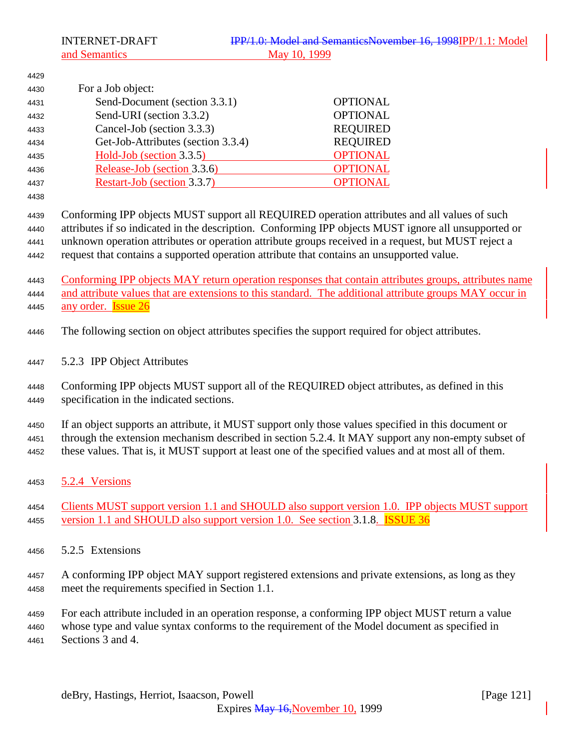For a Job object:

| Operation | Support |
|---|---|
| Send-Document (section 3.3.1) | OPTIONAL |
| Send-URI (section 3.3.2) | OPTIONAL |
| Cancel-Job (section 3.3.3) | REQUIRED |
| Get-Job-Attributes (section 3.3.4) | REQUIRED |
| Hold-Job (section 3.3.5) | OPTIONAL |
| Release-Job (section 3.3.6) | OPTIONAL |
| Restart-Job (section 3.3.7) | OPTIONAL |

Conforming IPP objects MUST support all REQUIRED operation attributes and all values of such attributes if so indicated in the description. Conforming IPP objects MUST ignore all unsupported or unknown operation attributes or operation attribute groups received in a request, but MUST reject a request that contains a supported operation attribute that contains an unsupported value.

Conforming IPP objects MAY return operation responses that contain attributes groups, attributes name and attribute values that are extensions to this standard. The additional attribute groups MAY occur in any order. Issue 26

The following section on object attributes specifies the support required for object attributes.

### 5.2.3 IPP Object Attributes

Conforming IPP objects MUST support all of the REQUIRED object attributes, as defined in this specification in the indicated sections.

If an object supports an attribute, it MUST support only those values specified in this document or through the extension mechanism described in section 5.2.4. It MAY support any non-empty subset of these values. That is, it MUST support at least one of the specified values and at most all of them.

### 5.2.4 Versions

Clients MUST support version 1.1 and SHOULD also support version 1.0. IPP objects MUST support version 1.1 and SHOULD also support version 1.0. See section 3.1.8. ISSUE 36

### 5.2.5 Extensions

A conforming IPP object MAY support registered extensions and private extensions, as long as they meet the requirements specified in Section 1.1.

For each attribute included in an operation response, a conforming IPP object MUST return a value whose type and value syntax conforms to the requirement of the Model document as specified in Sections 3 and 4.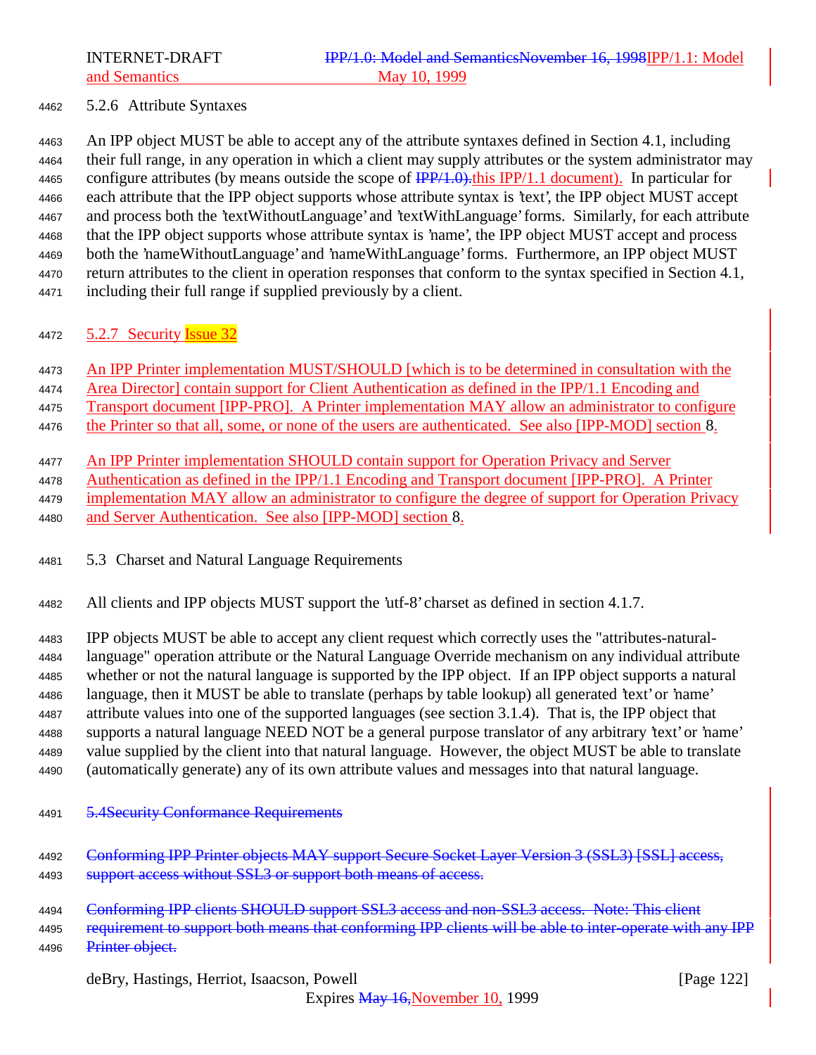#### 5.2.6 Attribute Syntaxes

An IPP object MUST be able to accept any of the attribute syntaxes defined in Section 4.1, including their full range, in any operation in which a client may supply attributes or the system administrator may configure attributes (by means outside the scope of ~~IPP/1.0).~~this IPP/1.1 document). In particular for each attribute that the IPP object supports whose attribute syntax is 'text', the IPP object MUST accept and process both the 'textWithoutLanguage' and 'textWithLanguage' forms. Similarly, for each attribute that the IPP object supports whose attribute syntax is 'name', the IPP object MUST accept and process both the 'nameWithoutLanguage' and 'nameWithLanguage' forms. Furthermore, an IPP object MUST return attributes to the client in operation responses that conform to the syntax specified in Section 4.1, including their full range if supplied previously by a client.

#### 5.2.7 Security Issue 32

An IPP Printer implementation MUST/SHOULD [which is to be determined in consultation with the Area Director] contain support for Client Authentication as defined in the IPP/1.1 Encoding and Transport document [IPP-PRO]. A Printer implementation MAY allow an administrator to configure the Printer so that all, some, or none of the users are authenticated. See also [IPP-MOD] section 8.

An IPP Printer implementation SHOULD contain support for Operation Privacy and Server Authentication as defined in the IPP/1.1 Encoding and Transport document [IPP-PRO]. A Printer implementation MAY allow an administrator to configure the degree of support for Operation Privacy and Server Authentication. See also [IPP-MOD] section 8.

### 5.3 Charset and Natural Language Requirements

All clients and IPP objects MUST support the 'utf-8' charset as defined in section 4.1.7.

IPP objects MUST be able to accept any client request which correctly uses the "attributes-natural-language" operation attribute or the Natural Language Override mechanism on any individual attribute whether or not the natural language is supported by the IPP object. If an IPP object supports a natural language, then it MUST be able to translate (perhaps by table lookup) all generated 'text' or 'name' attribute values into one of the supported languages (see section 3.1.4). That is, the IPP object that supports a natural language NEED NOT be a general purpose translator of any arbitrary 'text' or 'name' value supplied by the client into that natural language. However, the object MUST be able to translate (automatically generate) any of its own attribute values and messages into that natural language.

~~5.4Security Conformance Requirements~~

~~Conforming IPP Printer objects MAY support Secure Socket Layer Version 3 (SSL3) [SSL] access, support access without SSL3 or support both means of access.~~

~~Conforming IPP clients SHOULD support SSL3 access and non-SSL3 access. Note: This client requirement to support both means that conforming IPP clients will be able to inter-operate with any IPP Printer object.~~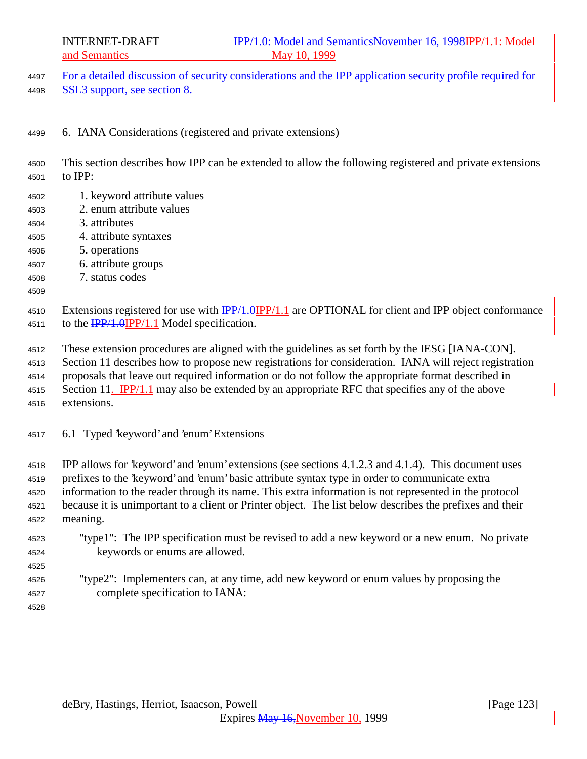~~For a detailed discussion of security considerations and the IPP application security profile required for SSL3 support, see section 8.~~

## 6. IANA Considerations (registered and private extensions)

This section describes how IPP can be extended to allow the following registered and private extensions to IPP:

1. keyword attribute values
2. enum attribute values
3. attributes
4. attribute syntaxes
5. operations
6. attribute groups
7. status codes

Extensions registered for use with ~~IPP/1.0~~IPP/1.1 are OPTIONAL for client and IPP object conformance to the ~~IPP/1.0~~IPP/1.1 Model specification.

These extension procedures are aligned with the guidelines as set forth by the IESG [IANA-CON]. Section 11 describes how to propose new registrations for consideration. IANA will reject registration proposals that leave out required information or do not follow the appropriate format described in Section 11. IPP/1.1 may also be extended by an appropriate RFC that specifies any of the above extensions.

### 6.1 Typed 'keyword' and 'enum' Extensions

IPP allows for 'keyword' and 'enum' extensions (see sections 4.1.2.3 and 4.1.4). This document uses prefixes to the 'keyword' and 'enum' basic attribute syntax type in order to communicate extra information to the reader through its name. This extra information is not represented in the protocol because it is unimportant to a client or Printer object. The list below describes the prefixes and their meaning.

"type1": The IPP specification must be revised to add a new keyword or a new enum. No private keywords or enums are allowed.

"type2": Implementers can, at any time, add new keyword or enum values by proposing the complete specification to IANA: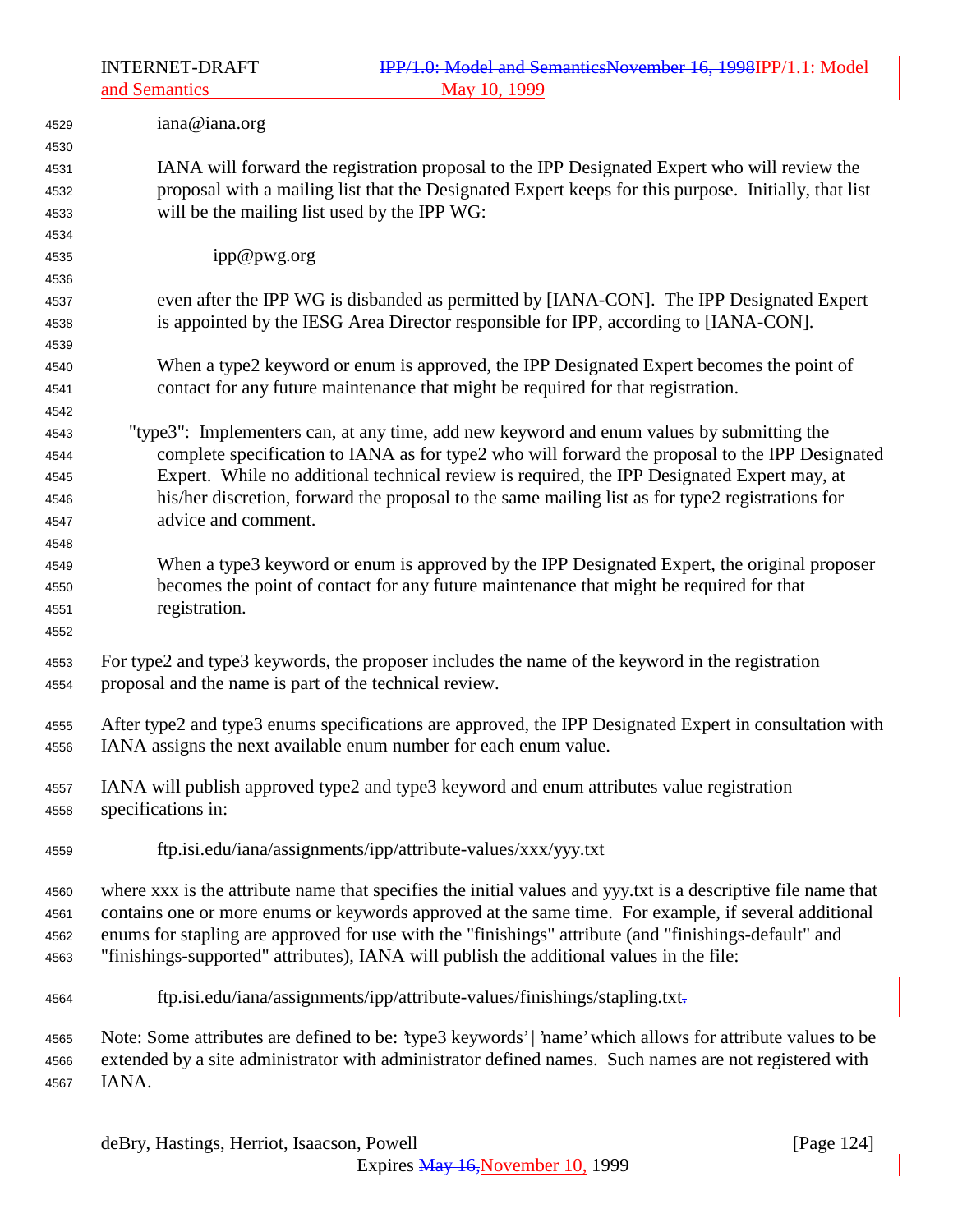iana@iana.org

IANA will forward the registration proposal to the IPP Designated Expert who will review the proposal with a mailing list that the Designated Expert keeps for this purpose. Initially, that list will be the mailing list used by the IPP WG:

ipp@pwg.org

even after the IPP WG is disbanded as permitted by [IANA-CON]. The IPP Designated Expert is appointed by the IESG Area Director responsible for IPP, according to [IANA-CON].

When a type2 keyword or enum is approved, the IPP Designated Expert becomes the point of contact for any future maintenance that might be required for that registration.

"type3": Implementers can, at any time, add new keyword and enum values by submitting the complete specification to IANA as for type2 who will forward the proposal to the IPP Designated Expert. While no additional technical review is required, the IPP Designated Expert may, at his/her discretion, forward the proposal to the same mailing list as for type2 registrations for advice and comment.

When a type3 keyword or enum is approved by the IPP Designated Expert, the original proposer becomes the point of contact for any future maintenance that might be required for that registration.

For type2 and type3 keywords, the proposer includes the name of the keyword in the registration proposal and the name is part of the technical review.

After type2 and type3 enums specifications are approved, the IPP Designated Expert in consultation with IANA assigns the next available enum number for each enum value.

IANA will publish approved type2 and type3 keyword and enum attributes value registration specifications in:

ftp.isi.edu/iana/assignments/ipp/attribute-values/xxx/yyy.txt

where xxx is the attribute name that specifies the initial values and yyy.txt is a descriptive file name that contains one or more enums or keywords approved at the same time. For example, if several additional enums for stapling are approved for use with the "finishings" attribute (and "finishings-default" and "finishings-supported" attributes), IANA will publish the additional values in the file:

ftp.isi.edu/iana/assignments/ipp/attribute-values/finishings/stapling.txt~~.~~

Note: Some attributes are defined to be: 'type3 keywords' | 'name' which allows for attribute values to be extended by a site administrator with administrator defined names. Such names are not registered with IANA.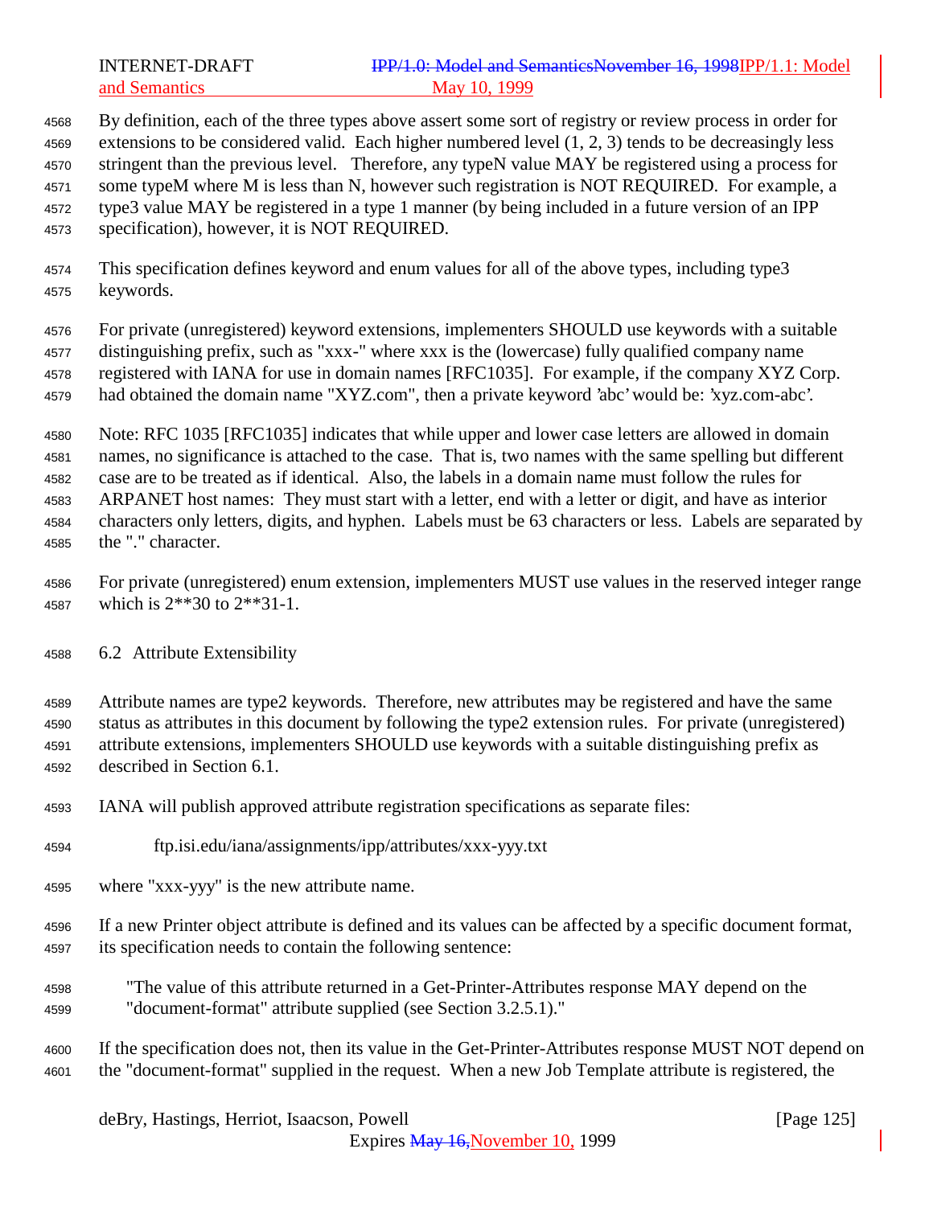By definition, each of the three types above assert some sort of registry or review process in order for extensions to be considered valid. Each higher numbered level (1, 2, 3) tends to be decreasingly less stringent than the previous level. Therefore, any typeN value MAY be registered using a process for some typeM where M is less than N, however such registration is NOT REQUIRED. For example, a type3 value MAY be registered in a type 1 manner (by being included in a future version of an IPP specification), however, it is NOT REQUIRED.

This specification defines keyword and enum values for all of the above types, including type3 keywords.

For private (unregistered) keyword extensions, implementers SHOULD use keywords with a suitable distinguishing prefix, such as "xxx-" where xxx is the (lowercase) fully qualified company name registered with IANA for use in domain names [RFC1035]. For example, if the company XYZ Corp. had obtained the domain name "XYZ.com", then a private keyword 'abc' would be: 'xyz.com-abc'.

Note: RFC 1035 [RFC1035] indicates that while upper and lower case letters are allowed in domain names, no significance is attached to the case. That is, two names with the same spelling but different case are to be treated as if identical. Also, the labels in a domain name must follow the rules for ARPANET host names: They must start with a letter, end with a letter or digit, and have as interior characters only letters, digits, and hyphen. Labels must be 63 characters or less. Labels are separated by the "." character.

For private (unregistered) enum extension, implementers MUST use values in the reserved integer range which is 2**30 to 2**31-1.

## 6.2 Attribute Extensibility

Attribute names are type2 keywords. Therefore, new attributes may be registered and have the same status as attributes in this document by following the type2 extension rules. For private (unregistered) attribute extensions, implementers SHOULD use keywords with a suitable distinguishing prefix as described in Section 6.1.

IANA will publish approved attribute registration specifications as separate files:

    ftp.isi.edu/iana/assignments/ipp/attributes/xxx-yyy.txt

where "xxx-yyy" is the new attribute name.

If a new Printer object attribute is defined and its values can be affected by a specific document format, its specification needs to contain the following sentence:

> "The value of this attribute returned in a Get-Printer-Attributes response MAY depend on the "document-format" attribute supplied (see Section 3.2.5.1)."

If the specification does not, then its value in the Get-Printer-Attributes response MUST NOT depend on the "document-format" supplied in the request. When a new Job Template attribute is registered, the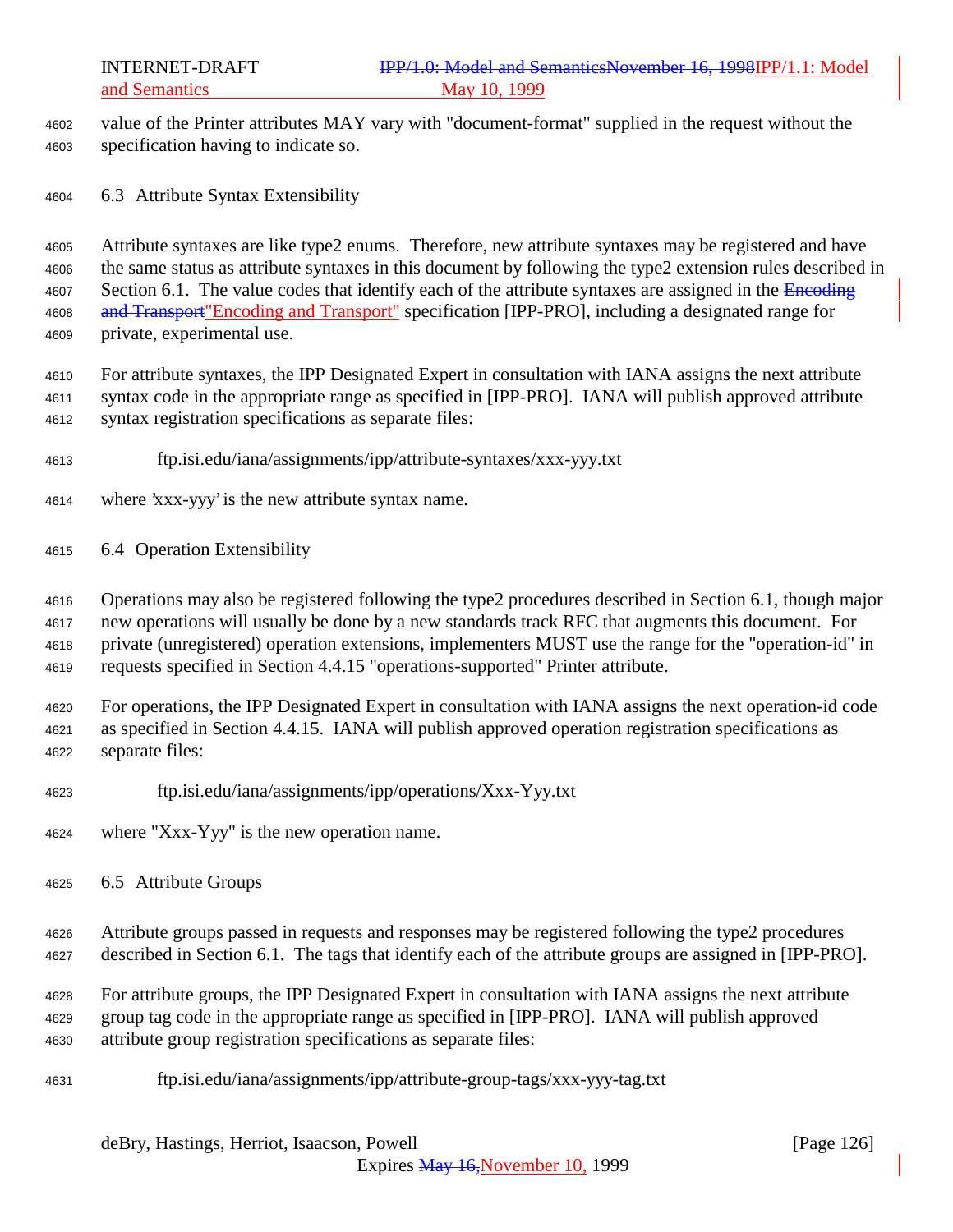value of the Printer attributes MAY vary with "document-format" supplied in the request without the specification having to indicate so.

### 6.3 Attribute Syntax Extensibility

Attribute syntaxes are like type2 enums. Therefore, new attribute syntaxes may be registered and have the same status as attribute syntaxes in this document by following the type2 extension rules described in Section 6.1. The value codes that identify each of the attribute syntaxes are assigned in the ~~Encoding and Transport~~"Encoding and Transport" specification [IPP-PRO], including a designated range for private, experimental use.

For attribute syntaxes, the IPP Designated Expert in consultation with IANA assigns the next attribute syntax code in the appropriate range as specified in [IPP-PRO]. IANA will publish approved attribute syntax registration specifications as separate files:

    ftp.isi.edu/iana/assignments/ipp/attribute-syntaxes/xxx-yyy.txt

where 'xxx-yyy' is the new attribute syntax name.

### 6.4 Operation Extensibility

Operations may also be registered following the type2 procedures described in Section 6.1, though major new operations will usually be done by a new standards track RFC that augments this document. For private (unregistered) operation extensions, implementers MUST use the range for the "operation-id" in requests specified in Section 4.4.15 "operations-supported" Printer attribute.

For operations, the IPP Designated Expert in consultation with IANA assigns the next operation-id code as specified in Section 4.4.15. IANA will publish approved operation registration specifications as separate files:

    ftp.isi.edu/iana/assignments/ipp/operations/Xxx-Yyy.txt

where "Xxx-Yyy" is the new operation name.

### 6.5 Attribute Groups

Attribute groups passed in requests and responses may be registered following the type2 procedures described in Section 6.1. The tags that identify each of the attribute groups are assigned in [IPP-PRO].

For attribute groups, the IPP Designated Expert in consultation with IANA assigns the next attribute group tag code in the appropriate range as specified in [IPP-PRO]. IANA will publish approved attribute group registration specifications as separate files:

    ftp.isi.edu/iana/assignments/ipp/attribute-group-tags/xxx-yyy-tag.txt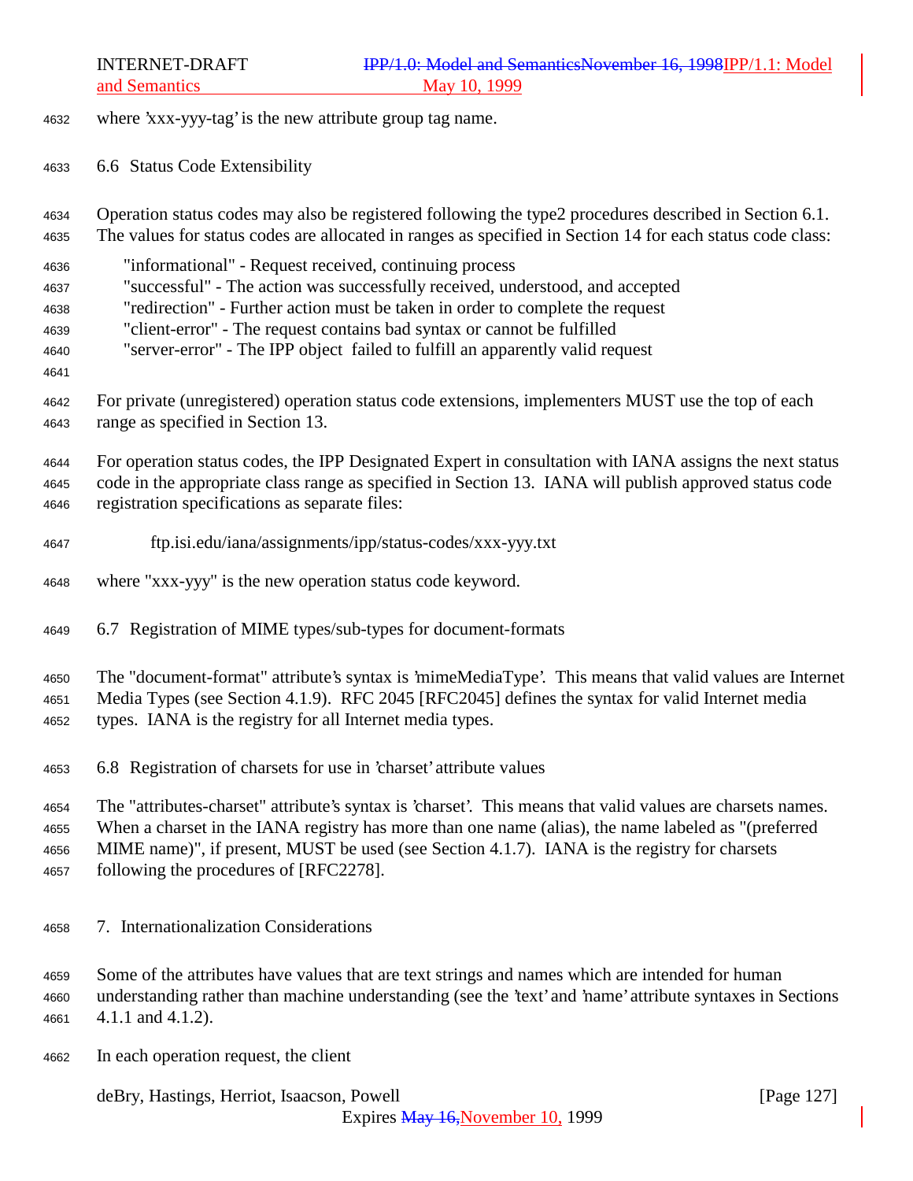where 'xxx-yyy-tag' is the new attribute group tag name.

## 6.6 Status Code Extensibility

Operation status codes may also be registered following the type2 procedures described in Section 6.1. The values for status codes are allocated in ranges as specified in Section 14 for each status code class:

"informational" - Request received, continuing process
"successful" - The action was successfully received, understood, and accepted
"redirection" - Further action must be taken in order to complete the request
"client-error" - The request contains bad syntax or cannot be fulfilled
"server-error" - The IPP object failed to fulfill an apparently valid request

For private (unregistered) operation status code extensions, implementers MUST use the top of each range as specified in Section 13.

For operation status codes, the IPP Designated Expert in consultation with IANA assigns the next status code in the appropriate class range as specified in Section 13. IANA will publish approved status code registration specifications as separate files:

ftp.isi.edu/iana/assignments/ipp/status-codes/xxx-yyy.txt

where "xxx-yyy" is the new operation status code keyword.

## 6.7 Registration of MIME types/sub-types for document-formats

The "document-format" attribute's syntax is 'mimeMediaType'. This means that valid values are Internet Media Types (see Section 4.1.9). RFC 2045 [RFC2045] defines the syntax for valid Internet media types. IANA is the registry for all Internet media types.

## 6.8 Registration of charsets for use in 'charset' attribute values

The "attributes-charset" attribute's syntax is 'charset'. This means that valid values are charsets names. When a charset in the IANA registry has more than one name (alias), the name labeled as "(preferred MIME name)", if present, MUST be used (see Section 4.1.7). IANA is the registry for charsets following the procedures of [RFC2278].

# 7. Internationalization Considerations

Some of the attributes have values that are text strings and names which are intended for human understanding rather than machine understanding (see the 'text' and 'name' attribute syntaxes in Sections 4.1.1 and 4.1.2).

In each operation request, the client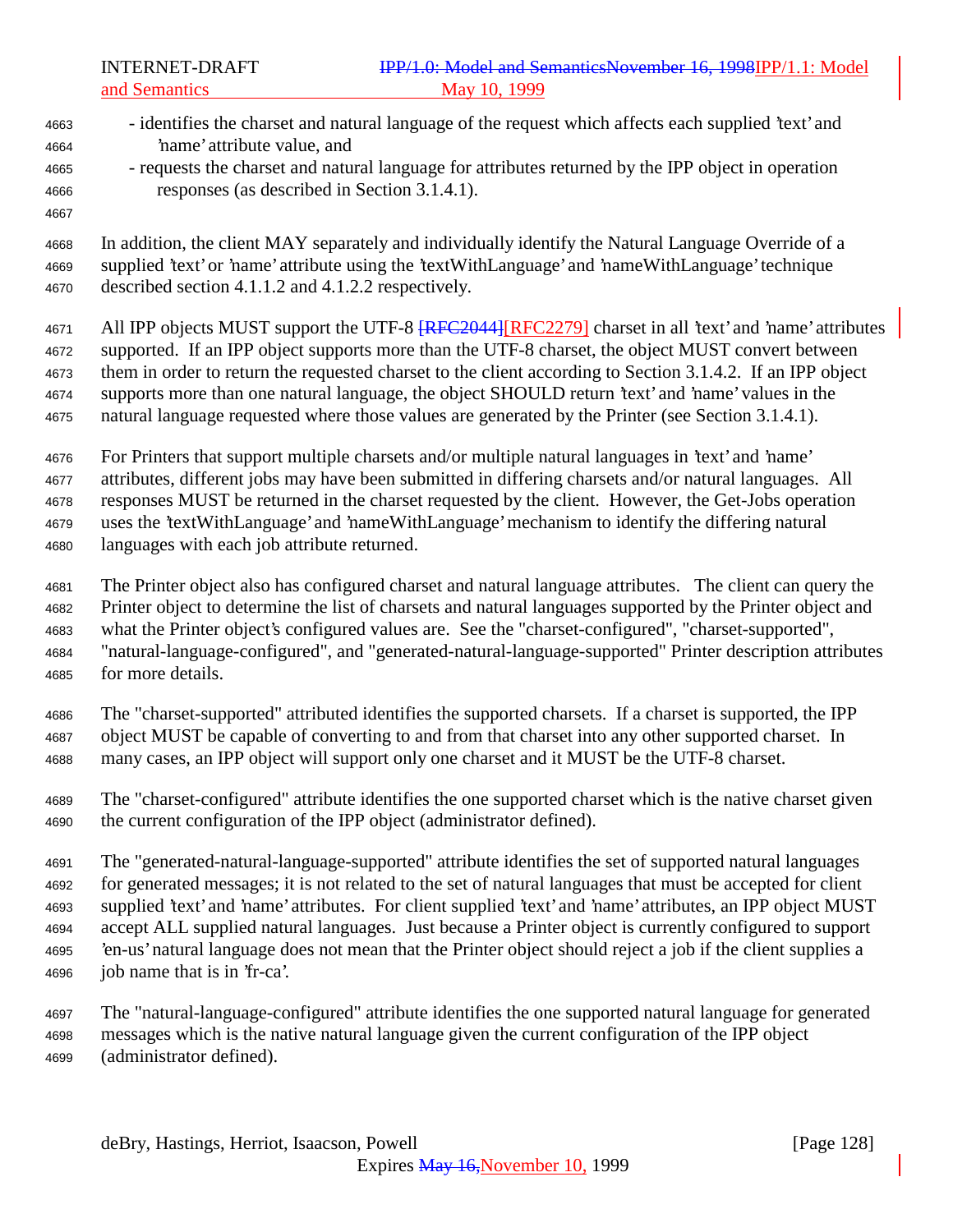- identifies the charset and natural language of the request which affects each supplied 'text' and 'name' attribute value, and
- requests the charset and natural language for attributes returned by the IPP object in operation responses (as described in Section 3.1.4.1).

In addition, the client MAY separately and individually identify the Natural Language Override of a supplied 'text' or 'name' attribute using the 'textWithLanguage' and 'nameWithLanguage' technique described section 4.1.1.2 and 4.1.2.2 respectively.

All IPP objects MUST support the UTF-8 ~~[RFC2044]~~[RFC2279] charset in all 'text' and 'name' attributes supported. If an IPP object supports more than the UTF-8 charset, the object MUST convert between them in order to return the requested charset to the client according to Section 3.1.4.2. If an IPP object supports more than one natural language, the object SHOULD return 'text' and 'name' values in the natural language requested where those values are generated by the Printer (see Section 3.1.4.1).

For Printers that support multiple charsets and/or multiple natural languages in 'text' and 'name' attributes, different jobs may have been submitted in differing charsets and/or natural languages. All responses MUST be returned in the charset requested by the client. However, the Get-Jobs operation uses the 'textWithLanguage' and 'nameWithLanguage' mechanism to identify the differing natural languages with each job attribute returned.

The Printer object also has configured charset and natural language attributes. The client can query the Printer object to determine the list of charsets and natural languages supported by the Printer object and what the Printer object's configured values are. See the "charset-configured", "charset-supported", "natural-language-configured", and "generated-natural-language-supported" Printer description attributes for more details.

The "charset-supported" attributed identifies the supported charsets. If a charset is supported, the IPP object MUST be capable of converting to and from that charset into any other supported charset. In many cases, an IPP object will support only one charset and it MUST be the UTF-8 charset.

The "charset-configured" attribute identifies the one supported charset which is the native charset given the current configuration of the IPP object (administrator defined).

The "generated-natural-language-supported" attribute identifies the set of supported natural languages for generated messages; it is not related to the set of natural languages that must be accepted for client supplied 'text' and 'name' attributes. For client supplied 'text' and 'name' attributes, an IPP object MUST accept ALL supplied natural languages. Just because a Printer object is currently configured to support 'en-us' natural language does not mean that the Printer object should reject a job if the client supplies a job name that is in 'fr-ca'.

The "natural-language-configured" attribute identifies the one supported natural language for generated messages which is the native natural language given the current configuration of the IPP object (administrator defined).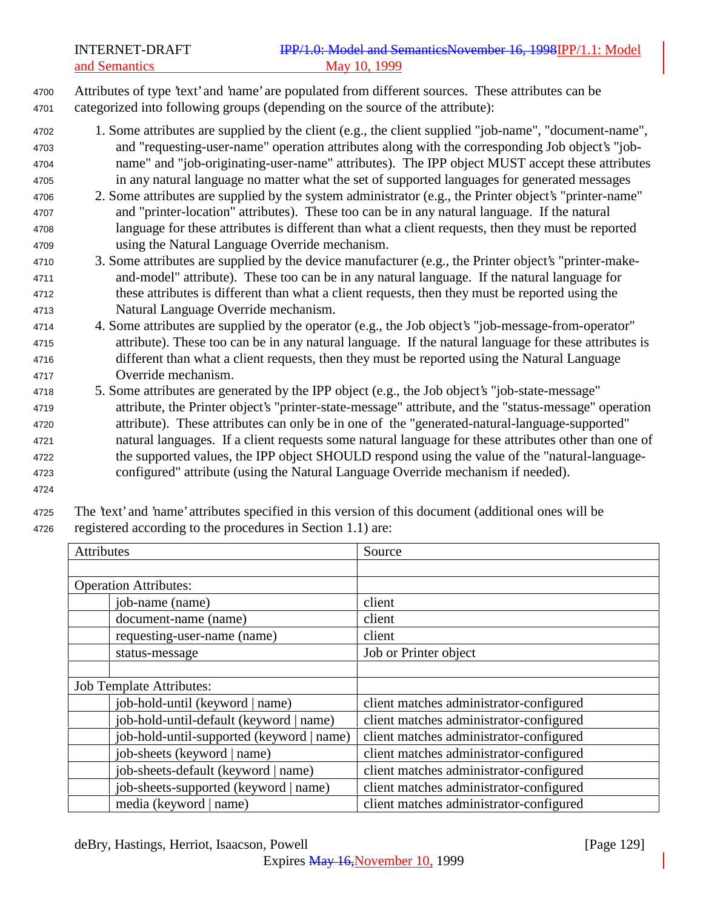Attributes of type 'text' and 'name' are populated from different sources. These attributes can be categorized into following groups (depending on the source of the attribute):

1. Some attributes are supplied by the client (e.g., the client supplied "job-name", "document-name", and "requesting-user-name" operation attributes along with the corresponding Job object's "job-name" and "job-originating-user-name" attributes). The IPP object MUST accept these attributes in any natural language no matter what the set of supported languages for generated messages
2. Some attributes are supplied by the system administrator (e.g., the Printer object's "printer-name" and "printer-location" attributes). These too can be in any natural language. If the natural language for these attributes is different than what a client requests, then they must be reported using the Natural Language Override mechanism.
3. Some attributes are supplied by the device manufacturer (e.g., the Printer object's "printer-make-and-model" attribute). These too can be in any natural language. If the natural language for these attributes is different than what a client requests, then they must be reported using the Natural Language Override mechanism.
4. Some attributes are supplied by the operator (e.g., the Job object's "job-message-from-operator" attribute). These too can be in any natural language. If the natural language for these attributes is different than what a client requests, then they must be reported using the Natural Language Override mechanism.
5. Some attributes are generated by the IPP object (e.g., the Job object's "job-state-message" attribute, the Printer object's "printer-state-message" attribute, and the "status-message" operation attribute). These attributes can only be in one of the "generated-natural-language-supported" natural languages. If a client requests some natural language for these attributes other than one of the supported values, the IPP object SHOULD respond using the value of the "natural-language-configured" attribute (using the Natural Language Override mechanism if needed).

The 'text' and 'name' attributes specified in this version of this document (additional ones will be registered according to the procedures in Section 1.1) are:

| Attributes | | Source |
|---|---|---|
| | | |
| Operation Attributes: | | |
| | job-name (name) | client |
| | document-name (name) | client |
| | requesting-user-name (name) | client |
| | status-message | Job or Printer object |
| | | |
| Job Template Attributes: | | |
| | job-hold-until (keyword \| name) | client matches administrator-configured |
| | job-hold-until-default (keyword \| name) | client matches administrator-configured |
| | job-hold-until-supported (keyword \| name) | client matches administrator-configured |
| | job-sheets (keyword \| name) | client matches administrator-configured |
| | job-sheets-default (keyword \| name) | client matches administrator-configured |
| | job-sheets-supported (keyword \| name) | client matches administrator-configured |
| | media (keyword \| name) | client matches administrator-configured |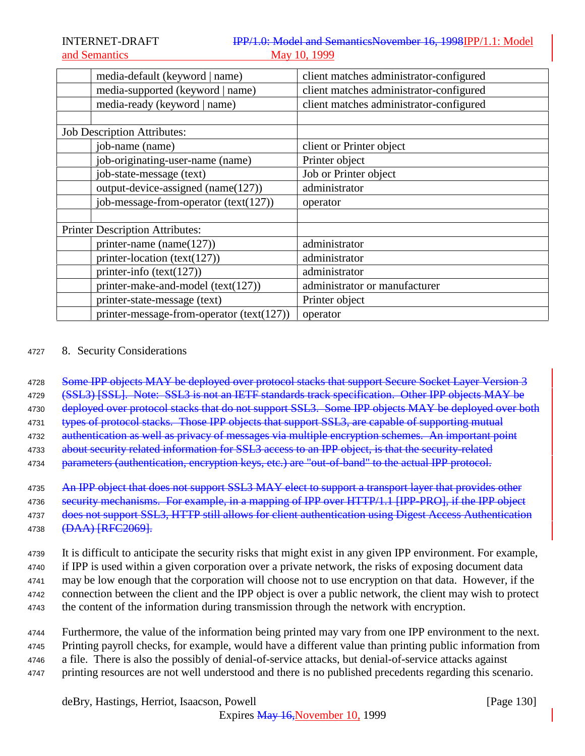| | | |
|---|---|---|
| | media-default (keyword \| name) | client matches administrator-configured |
| | media-supported (keyword \| name) | client matches administrator-configured |
| | media-ready (keyword \| name) | client matches administrator-configured |
| | | |
| Job Description Attributes: | | |
| | job-name (name) | client or Printer object |
| | job-originating-user-name (name) | Printer object |
| | job-state-message (text) | Job or Printer object |
| | output-device-assigned (name(127)) | administrator |
| | job-message-from-operator (text(127)) | operator |
| | | |
| Printer Description Attributes: | | |
| | printer-name (name(127)) | administrator |
| | printer-location (text(127)) | administrator |
| | printer-info (text(127)) | administrator |
| | printer-make-and-model (text(127)) | administrator or manufacturer |
| | printer-state-message (text) | Printer object |
| | printer-message-from-operator (text(127)) | operator |

## 8. Security Considerations

~~Some IPP objects MAY be deployed over protocol stacks that support Secure Socket Layer Version 3 (SSL3) [SSL]. Note: SSL3 is not an IETF standards track specification. Other IPP objects MAY be deployed over protocol stacks that do not support SSL3. Some IPP objects MAY be deployed over both types of protocol stacks. Those IPP objects that support SSL3, are capable of supporting mutual authentication as well as privacy of messages via multiple encryption schemes. An important point about security related information for SSL3 access to an IPP object, is that the security-related parameters (authentication, encryption keys, etc.) are "out-of-band" to the actual IPP protocol.~~

~~An IPP object that does not support SSL3 MAY elect to support a transport layer that provides other security mechanisms. For example, in a mapping of IPP over HTTP/1.1 [IPP-PRO], if the IPP object does not support SSL3, HTTP still allows for client authentication using Digest Access Authentication (DAA) [RFC2069].~~

It is difficult to anticipate the security risks that might exist in any given IPP environment. For example, if IPP is used within a given corporation over a private network, the risks of exposing document data may be low enough that the corporation will choose not to use encryption on that data. However, if the connection between the client and the IPP object is over a public network, the client may wish to protect the content of the information during transmission through the network with encryption.

Furthermore, the value of the information being printed may vary from one IPP environment to the next. Printing payroll checks, for example, would have a different value than printing public information from a file. There is also the possibly of denial-of-service attacks, but denial-of-service attacks against printing resources are not well understood and there is no published precedents regarding this scenario.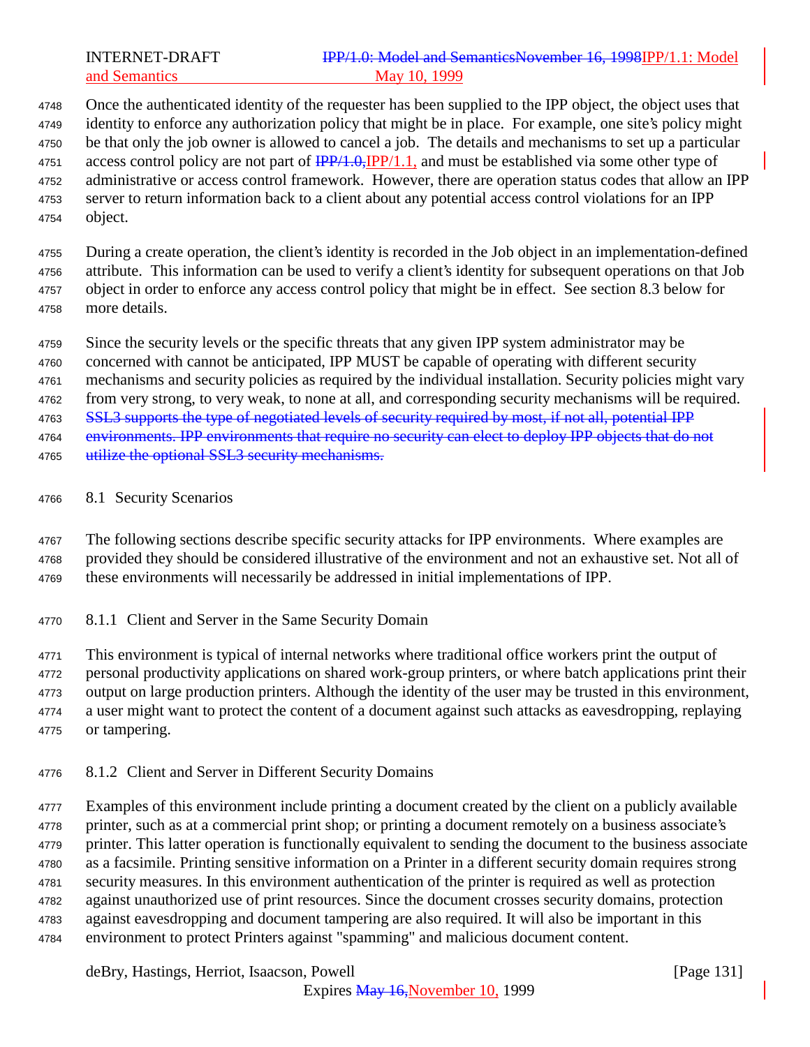Once the authenticated identity of the requester has been supplied to the IPP object, the object uses that identity to enforce any authorization policy that might be in place. For example, one site's policy might be that only the job owner is allowed to cancel a job. The details and mechanisms to set up a particular access control policy are not part of ~~IPP/1.0,~~IPP/1.1, and must be established via some other type of administrative or access control framework. However, there are operation status codes that allow an IPP server to return information back to a client about any potential access control violations for an IPP object.

During a create operation, the client's identity is recorded in the Job object in an implementation-defined attribute. This information can be used to verify a client's identity for subsequent operations on that Job object in order to enforce any access control policy that might be in effect. See section 8.3 below for more details.

Since the security levels or the specific threats that any given IPP system administrator may be concerned with cannot be anticipated, IPP MUST be capable of operating with different security mechanisms and security policies as required by the individual installation. Security policies might vary from very strong, to very weak, to none at all, and corresponding security mechanisms will be required. ~~SSL3 supports the type of negotiated levels of security required by most, if not all, potential IPP environments. IPP environments that require no security can elect to deploy IPP objects that do not utilize the optional SSL3 security mechanisms.~~

## 8.1 Security Scenarios

The following sections describe specific security attacks for IPP environments. Where examples are provided they should be considered illustrative of the environment and not an exhaustive set. Not all of these environments will necessarily be addressed in initial implementations of IPP.

### 8.1.1 Client and Server in the Same Security Domain

This environment is typical of internal networks where traditional office workers print the output of personal productivity applications on shared work-group printers, or where batch applications print their output on large production printers. Although the identity of the user may be trusted in this environment, a user might want to protect the content of a document against such attacks as eavesdropping, replaying or tampering.

### 8.1.2 Client and Server in Different Security Domains

Examples of this environment include printing a document created by the client on a publicly available printer, such as at a commercial print shop; or printing a document remotely on a business associate's printer. This latter operation is functionally equivalent to sending the document to the business associate as a facsimile. Printing sensitive information on a Printer in a different security domain requires strong security measures. In this environment authentication of the printer is required as well as protection against unauthorized use of print resources. Since the document crosses security domains, protection against eavesdropping and document tampering are also required. It will also be important in this environment to protect Printers against "spamming" and malicious document content.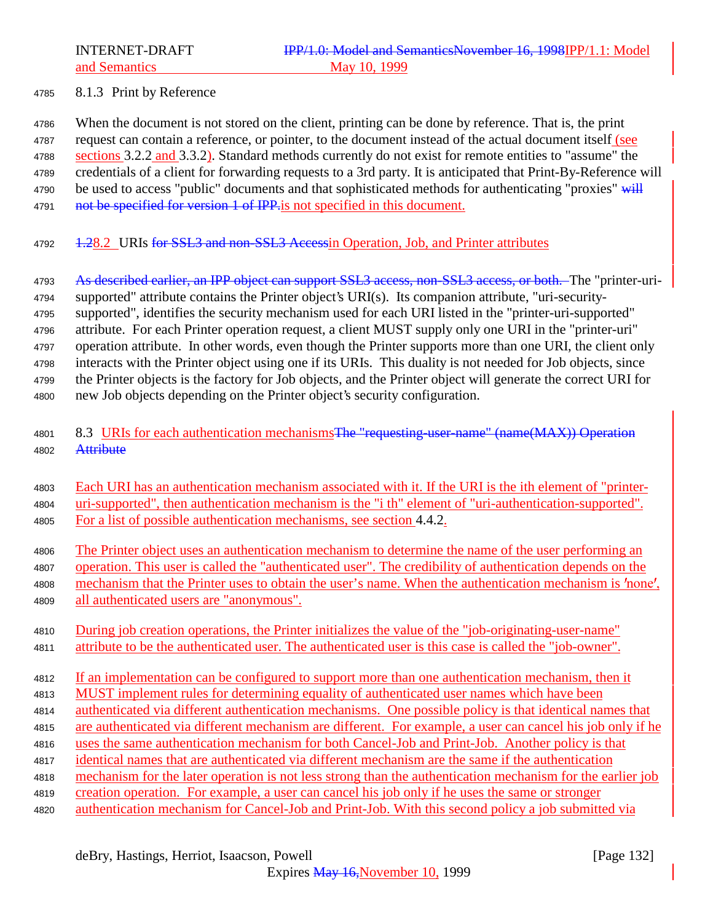### 8.1.3 Print by Reference

When the document is not stored on the client, printing can be done by reference. That is, the print request can contain a reference, or pointer, to the document instead of the actual document itself (see sections 3.2.2 and 3.3.2). Standard methods currently do not exist for remote entities to "assume" the credentials of a client for forwarding requests to a 3rd party. It is anticipated that Print-By-Reference will be used to access "public" documents and that sophisticated methods for authenticating "proxies" ~~will not be specified for version 1 of IPP.~~is not specified in this document.

## ~~1.2~~8.2 URIs ~~for SSL3 and non-SSL3 Access~~in Operation, Job, and Printer attributes

~~As described earlier, an IPP object can support SSL3 access, non-SSL3 access, or both.~~ The "printer-uri-supported" attribute contains the Printer object's URI(s). Its companion attribute, "uri-security-supported", identifies the security mechanism used for each URI listed in the "printer-uri-supported" attribute. For each Printer operation request, a client MUST supply only one URI in the "printer-uri" operation attribute. In other words, even though the Printer supports more than one URI, the client only interacts with the Printer object using one if its URIs. This duality is not needed for Job objects, since the Printer objects is the factory for Job objects, and the Printer object will generate the correct URI for new Job objects depending on the Printer object's security configuration.

## 8.3 URIs for each authentication mechanisms~~The "requesting-user-name" (name(MAX)) Operation Attribute~~

Each URI has an authentication mechanism associated with it. If the URI is the ith element of "printer-uri-supported", then authentication mechanism is the "i th" element of "uri-authentication-supported". For a list of possible authentication mechanisms, see section 4.4.2.

The Printer object uses an authentication mechanism to determine the name of the user performing an operation. This user is called the "authenticated user". The credibility of authentication depends on the mechanism that the Printer uses to obtain the user's name. When the authentication mechanism is 'none', all authenticated users are "anonymous".

During job creation operations, the Printer initializes the value of the "job-originating-user-name" attribute to be the authenticated user. The authenticated user is this case is called the "job-owner".

If an implementation can be configured to support more than one authentication mechanism, then it MUST implement rules for determining equality of authenticated user names which have been authenticated via different authentication mechanisms. One possible policy is that identical names that are authenticated via different mechanism are different. For example, a user can cancel his job only if he uses the same authentication mechanism for both Cancel-Job and Print-Job. Another policy is that identical names that are authenticated via different mechanism are the same if the authentication mechanism for the later operation is not less strong than the authentication mechanism for the earlier job creation operation. For example, a user can cancel his job only if he uses the same or stronger authentication mechanism for Cancel-Job and Print-Job. With this second policy a job submitted via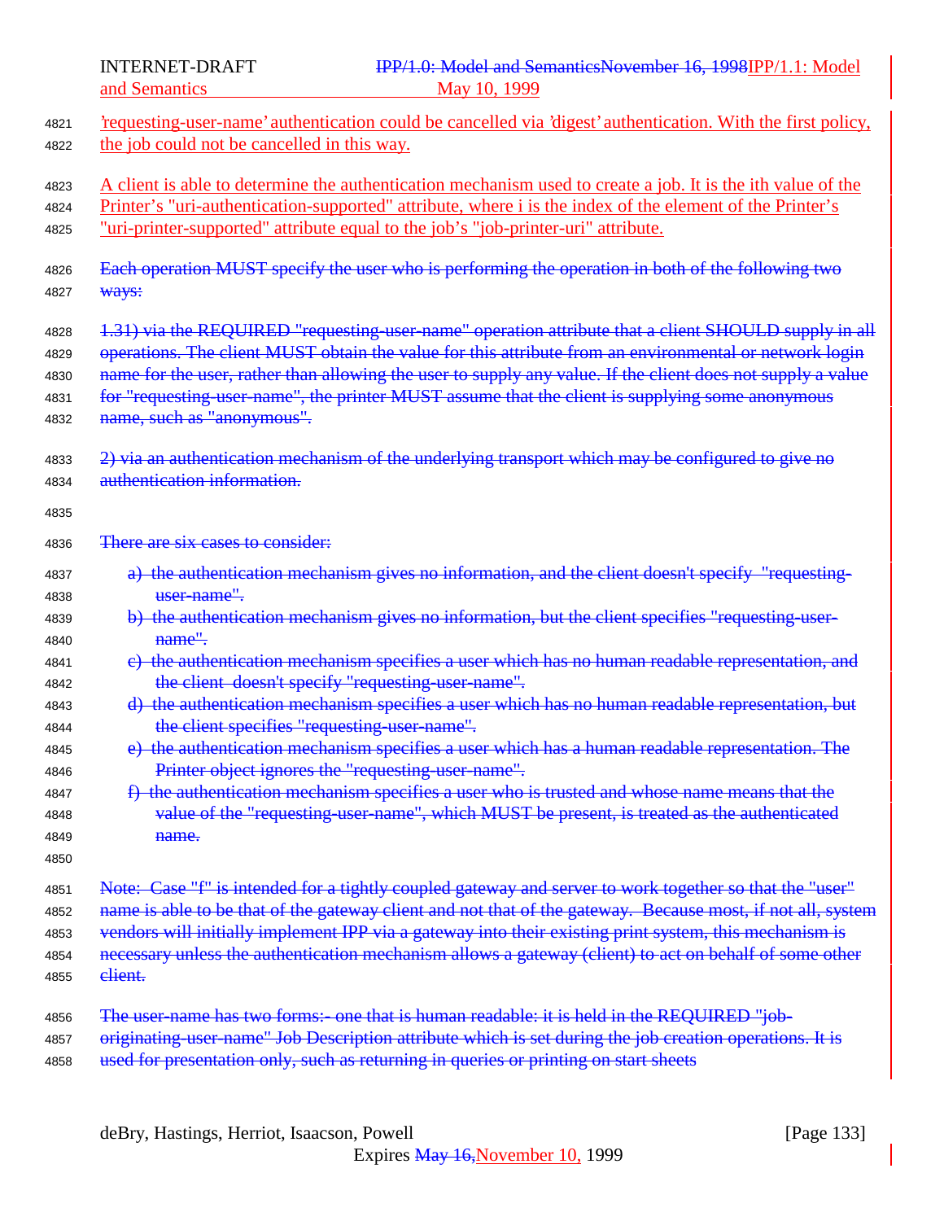'requesting-user-name' authentication could be cancelled via 'digest' authentication. With the first policy, the job could not be cancelled in this way.

A client is able to determine the authentication mechanism used to create a job. It is the ith value of the Printer's "uri-authentication-supported" attribute, where i is the index of the element of the Printer's "uri-printer-supported" attribute equal to the job's "job-printer-uri" attribute.

~~Each operation MUST specify the user who is performing the operation in both of the following two ways:~~

~~1.31) via the REQUIRED "requesting-user-name" operation attribute that a client SHOULD supply in all operations. The client MUST obtain the value for this attribute from an environmental or network login name for the user, rather than allowing the user to supply any value. If the client does not supply a value for "requesting-user-name", the printer MUST assume that the client is supplying some anonymous name, such as "anonymous".~~

~~2) via an authentication mechanism of the underlying transport which may be configured to give no authentication information.~~

~~There are six cases to consider:~~

~~a) the authentication mechanism gives no information, and the client doesn't specify "requesting-user-name".~~
~~b) the authentication mechanism gives no information, but the client specifies "requesting-user-name".~~
~~c) the authentication mechanism specifies a user which has no human readable representation, and the client doesn't specify "requesting-user-name".~~
~~d) the authentication mechanism specifies a user which has no human readable representation, but the client specifies "requesting-user-name".~~
~~e) the authentication mechanism specifies a user which has a human readable representation. The Printer object ignores the "requesting-user-name".~~
~~f) the authentication mechanism specifies a user who is trusted and whose name means that the value of the "requesting-user-name", which MUST be present, is treated as the authenticated name.~~

~~Note: Case "f" is intended for a tightly coupled gateway and server to work together so that the "user" name is able to be that of the gateway client and not that of the gateway. Because most, if not all, system vendors will initially implement IPP via a gateway into their existing print system, this mechanism is necessary unless the authentication mechanism allows a gateway (client) to act on behalf of some other client.~~

~~The user-name has two forms:- one that is human readable: it is held in the REQUIRED "job-originating-user-name" Job Description attribute which is set during the job creation operations. It is used for presentation only, such as returning in queries or printing on start sheets~~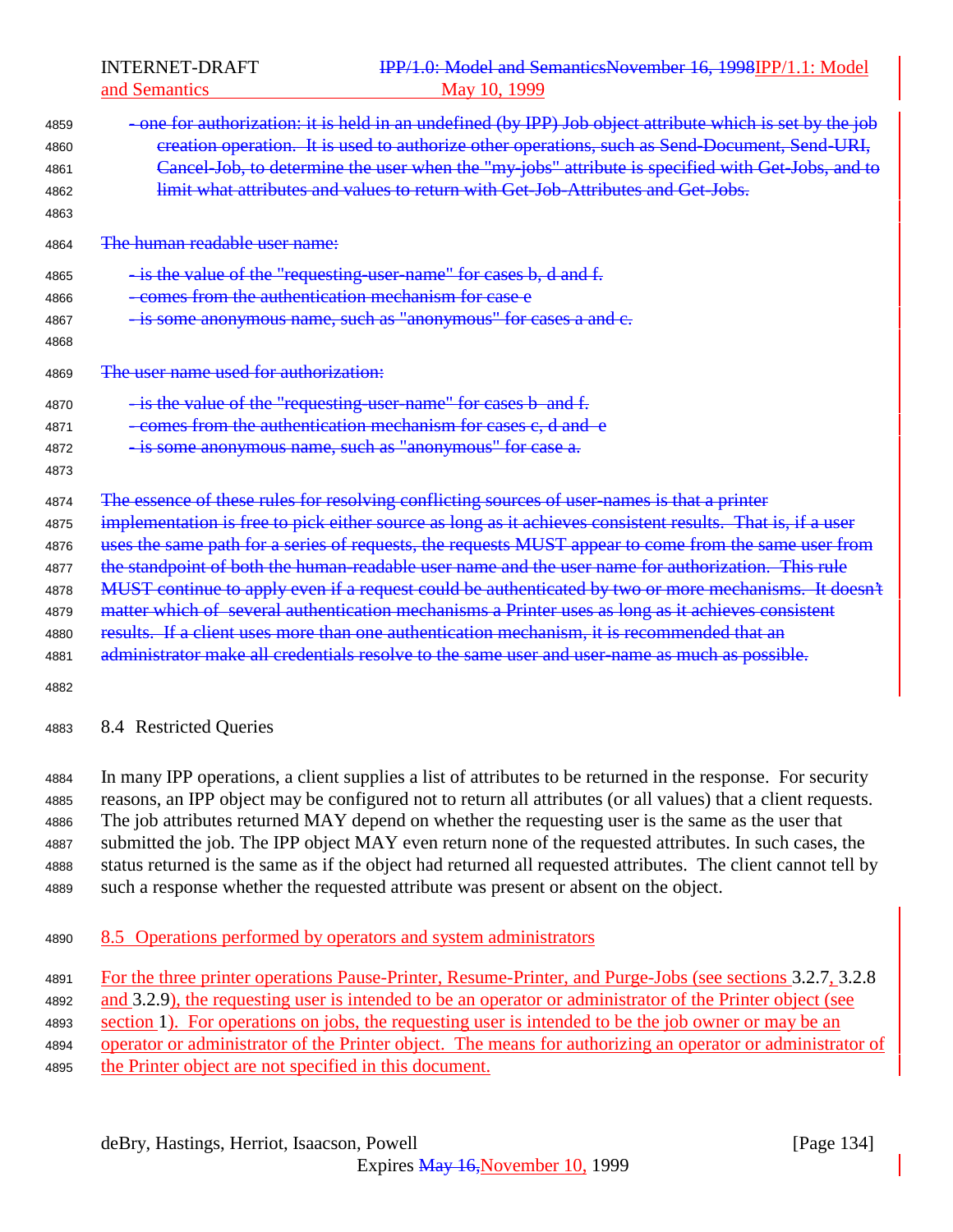- one for authorization: it is held in an undefined (by IPP) Job object attribute which is set by the job creation operation. It is used to authorize other operations, such as Send-Document, Send-URI, Cancel-Job, to determine the user when the "my-jobs" attribute is specified with Get-Jobs, and to limit what attributes and values to return with Get-Job-Attributes and Get-Jobs.

The human readable user name:

- is the value of the "requesting-user-name" for cases b, d and f.
- comes from the authentication mechanism for case e
- is some anonymous name, such as "anonymous" for cases a and c.

The user name used for authorization:

- is the value of the "requesting-user-name" for cases b and f.
- comes from the authentication mechanism for cases c, d and e
- is some anonymous name, such as "anonymous" for case a.

The essence of these rules for resolving conflicting sources of user-names is that a printer implementation is free to pick either source as long as it achieves consistent results. That is, if a user uses the same path for a series of requests, the requests MUST appear to come from the same user from the standpoint of both the human-readable user name and the user name for authorization. This rule MUST continue to apply even if a request could be authenticated by two or more mechanisms. It doesn't matter which of several authentication mechanisms a Printer uses as long as it achieves consistent results. If a client uses more than one authentication mechanism, it is recommended that an administrator make all credentials resolve to the same user and user-name as much as possible.

## 8.4 Restricted Queries

In many IPP operations, a client supplies a list of attributes to be returned in the response. For security reasons, an IPP object may be configured not to return all attributes (or all values) that a client requests. The job attributes returned MAY depend on whether the requesting user is the same as the user that submitted the job. The IPP object MAY even return none of the requested attributes. In such cases, the status returned is the same as if the object had returned all requested attributes. The client cannot tell by such a response whether the requested attribute was present or absent on the object.

## 8.5 Operations performed by operators and system administrators

For the three printer operations Pause-Printer, Resume-Printer, and Purge-Jobs (see sections 3.2.7, 3.2.8 and 3.2.9), the requesting user is intended to be an operator or administrator of the Printer object (see section 1). For operations on jobs, the requesting user is intended to be the job owner or may be an operator or administrator of the Printer object. The means for authorizing an operator or administrator of the Printer object are not specified in this document.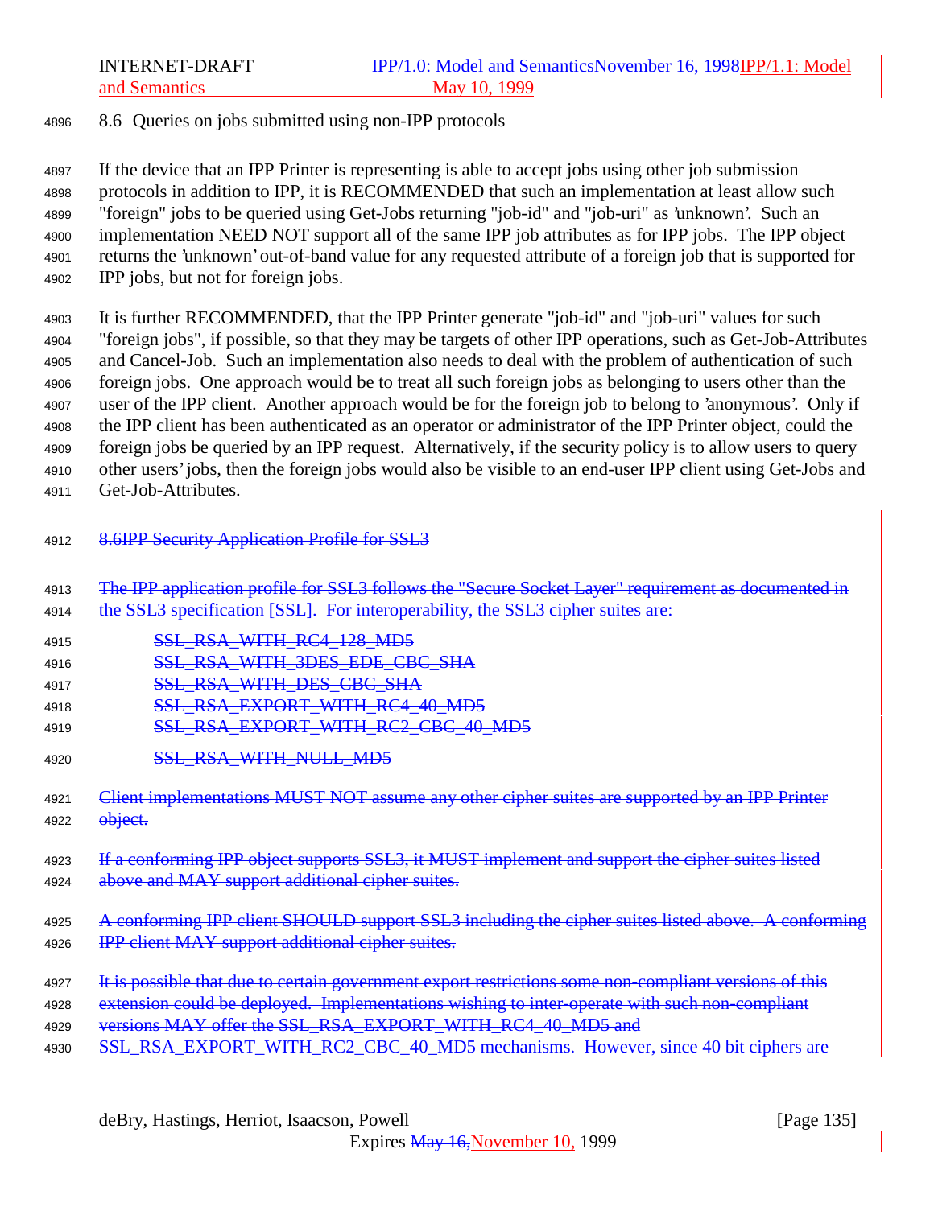## 8.6 Queries on jobs submitted using non-IPP protocols

If the device that an IPP Printer is representing is able to accept jobs using other job submission protocols in addition to IPP, it is RECOMMENDED that such an implementation at least allow such "foreign" jobs to be queried using Get-Jobs returning "job-id" and "job-uri" as 'unknown'. Such an implementation NEED NOT support all of the same IPP job attributes as for IPP jobs. The IPP object returns the 'unknown' out-of-band value for any requested attribute of a foreign job that is supported for IPP jobs, but not for foreign jobs.

It is further RECOMMENDED, that the IPP Printer generate "job-id" and "job-uri" values for such "foreign jobs", if possible, so that they may be targets of other IPP operations, such as Get-Job-Attributes and Cancel-Job. Such an implementation also needs to deal with the problem of authentication of such foreign jobs. One approach would be to treat all such foreign jobs as belonging to users other than the user of the IPP client. Another approach would be for the foreign job to belong to 'anonymous'. Only if the IPP client has been authenticated as an operator or administrator of the IPP Printer object, could the foreign jobs be queried by an IPP request. Alternatively, if the security policy is to allow users to query other users' jobs, then the foreign jobs would also be visible to an end-user IPP client using Get-Jobs and Get-Job-Attributes.

~~8.6IPP Security Application Profile for SSL3~~

~~The IPP application profile for SSL3 follows the "Secure Socket Layer" requirement as documented in the SSL3 specification [SSL]. For interoperability, the SSL3 cipher suites are:~~

~~SSL_RSA_WITH_RC4_128_MD5~~
~~SSL_RSA_WITH_3DES_EDE_CBC_SHA~~
~~SSL_RSA_WITH_DES_CBC_SHA~~
~~SSL_RSA_EXPORT_WITH_RC4_40_MD5~~
~~SSL_RSA_EXPORT_WITH_RC2_CBC_40_MD5~~
~~SSL_RSA_WITH_NULL_MD5~~

~~Client implementations MUST NOT assume any other cipher suites are supported by an IPP Printer object.~~

~~If a conforming IPP object supports SSL3, it MUST implement and support the cipher suites listed above and MAY support additional cipher suites.~~

~~A conforming IPP client SHOULD support SSL3 including the cipher suites listed above. A conforming IPP client MAY support additional cipher suites.~~

~~It is possible that due to certain government export restrictions some non-compliant versions of this extension could be deployed. Implementations wishing to inter-operate with such non-compliant versions MAY offer the SSL_RSA_EXPORT_WITH_RC4_40_MD5 and SSL_RSA_EXPORT_WITH_RC2_CBC_40_MD5 mechanisms. However, since 40 bit ciphers are~~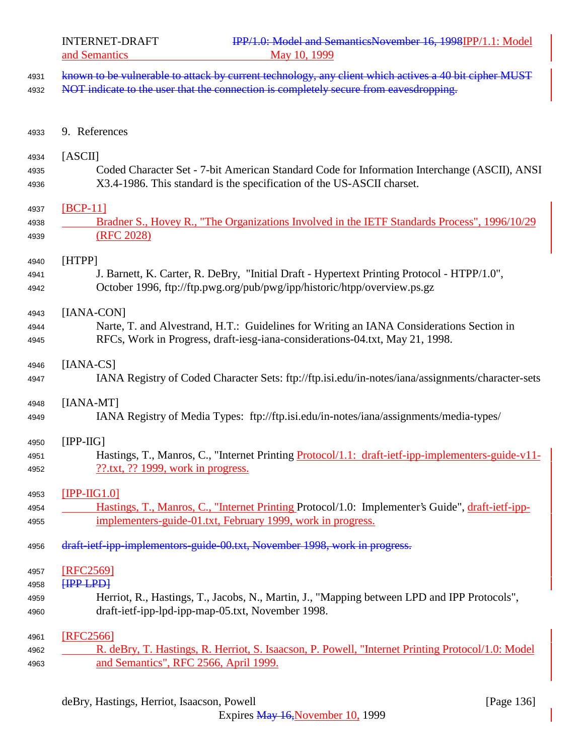known to be vulnerable to attack by current technology, any client which actives a 40 bit cipher MUST NOT indicate to the user that the connection is completely secure from eavesdropping.

# 9. References

[ASCII]
Coded Character Set - 7-bit American Standard Code for Information Interchange (ASCII), ANSI X3.4-1986. This standard is the specification of the US-ASCII charset.

[BCP-11]
Bradner S., Hovey R., "The Organizations Involved in the IETF Standards Process", 1996/10/29 (RFC 2028)

[HTPP]
J. Barnett, K. Carter, R. DeBry, "Initial Draft - Hypertext Printing Protocol - HTPP/1.0", October 1996, ftp://ftp.pwg.org/pub/pwg/ipp/historic/htpp/overview.ps.gz

[IANA-CON]
Narte, T. and Alvestrand, H.T.: Guidelines for Writing an IANA Considerations Section in RFCs, Work in Progress, draft-iesg-iana-considerations-04.txt, May 21, 1998.

[IANA-CS]
IANA Registry of Coded Character Sets: ftp://ftp.isi.edu/in-notes/iana/assignments/character-sets

[IANA-MT]
IANA Registry of Media Types: ftp://ftp.isi.edu/in-notes/iana/assignments/media-types/

[IPP-IIG]
Hastings, T., Manros, C., "Internet Printing Protocol/1.1: draft-ietf-ipp-implementers-guide-v11-??.txt, ?? 1999, work in progress.

[IPP-IIG1.0]
Hastings, T., Manros, C., "Internet Printing Protocol/1.0: Implementer's Guide", draft-ietf-ipp-implementers-guide-01.txt, February 1999, work in progress.

draft-ietf-ipp-implementors-guide-00.txt, November 1998, work in progress.

[RFC2569]
[IPP LPD]
Herriot, R., Hastings, T., Jacobs, N., Martin, J., "Mapping between LPD and IPP Protocols", draft-ietf-ipp-lpd-ipp-map-05.txt, November 1998.

[RFC2566]
R. deBry, T. Hastings, R. Herriot, S. Isaacson, P. Powell, "Internet Printing Protocol/1.0: Model and Semantics", RFC 2566, April 1999.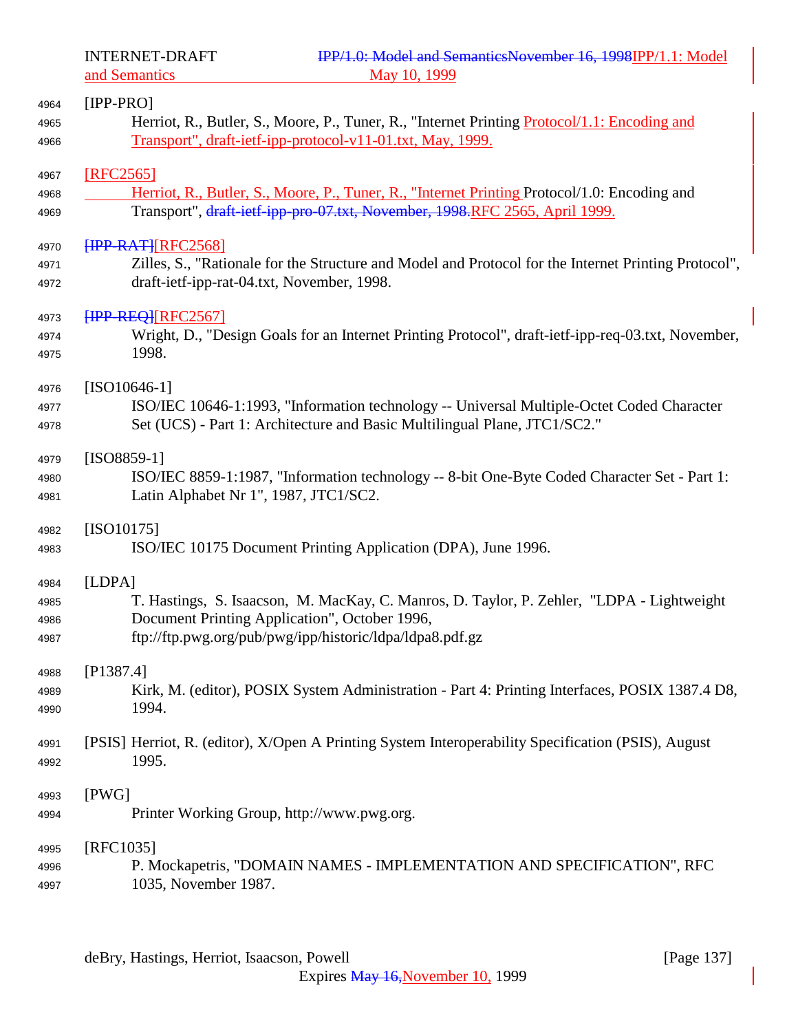[IPP-PRO]
  Herriot, R., Butler, S., Moore, P., Tuner, R., "Internet Printing Protocol/1.1: Encoding and Transport", draft-ietf-ipp-protocol-v11-01.txt, May, 1999.

[RFC2565]
  Herriot, R., Butler, S., Moore, P., Tuner, R., "Internet Printing Protocol/1.0: Encoding and Transport", ~~draft-ietf-ipp-pro-07.txt, November, 1998.~~RFC 2565, April 1999.

~~[IPP-RAT]~~[RFC2568]
  Zilles, S., "Rationale for the Structure and Model and Protocol for the Internet Printing Protocol", draft-ietf-ipp-rat-04.txt, November, 1998.

~~[IPP-REQ]~~[RFC2567]
  Wright, D., "Design Goals for an Internet Printing Protocol", draft-ietf-ipp-req-03.txt, November, 1998.

[ISO10646-1]
  ISO/IEC 10646-1:1993, "Information technology -- Universal Multiple-Octet Coded Character Set (UCS) - Part 1: Architecture and Basic Multilingual Plane, JTC1/SC2."

[ISO8859-1]
  ISO/IEC 8859-1:1987, "Information technology -- 8-bit One-Byte Coded Character Set - Part 1: Latin Alphabet Nr 1", 1987, JTC1/SC2.

[ISO10175]
  ISO/IEC 10175 Document Printing Application (DPA), June 1996.

[LDPA]
  T. Hastings, S. Isaacson, M. MacKay, C. Manros, D. Taylor, P. Zehler, "LDPA - Lightweight Document Printing Application", October 1996, ftp://ftp.pwg.org/pub/pwg/ipp/historic/ldpa/ldpa8.pdf.gz

[P1387.4]
  Kirk, M. (editor), POSIX System Administration - Part 4: Printing Interfaces, POSIX 1387.4 D8, 1994.

[PSIS] Herriot, R. (editor), X/Open A Printing System Interoperability Specification (PSIS), August 1995.

[PWG]
  Printer Working Group, http://www.pwg.org.

[RFC1035]
  P. Mockapetris, "DOMAIN NAMES - IMPLEMENTATION AND SPECIFICATION", RFC 1035, November 1987.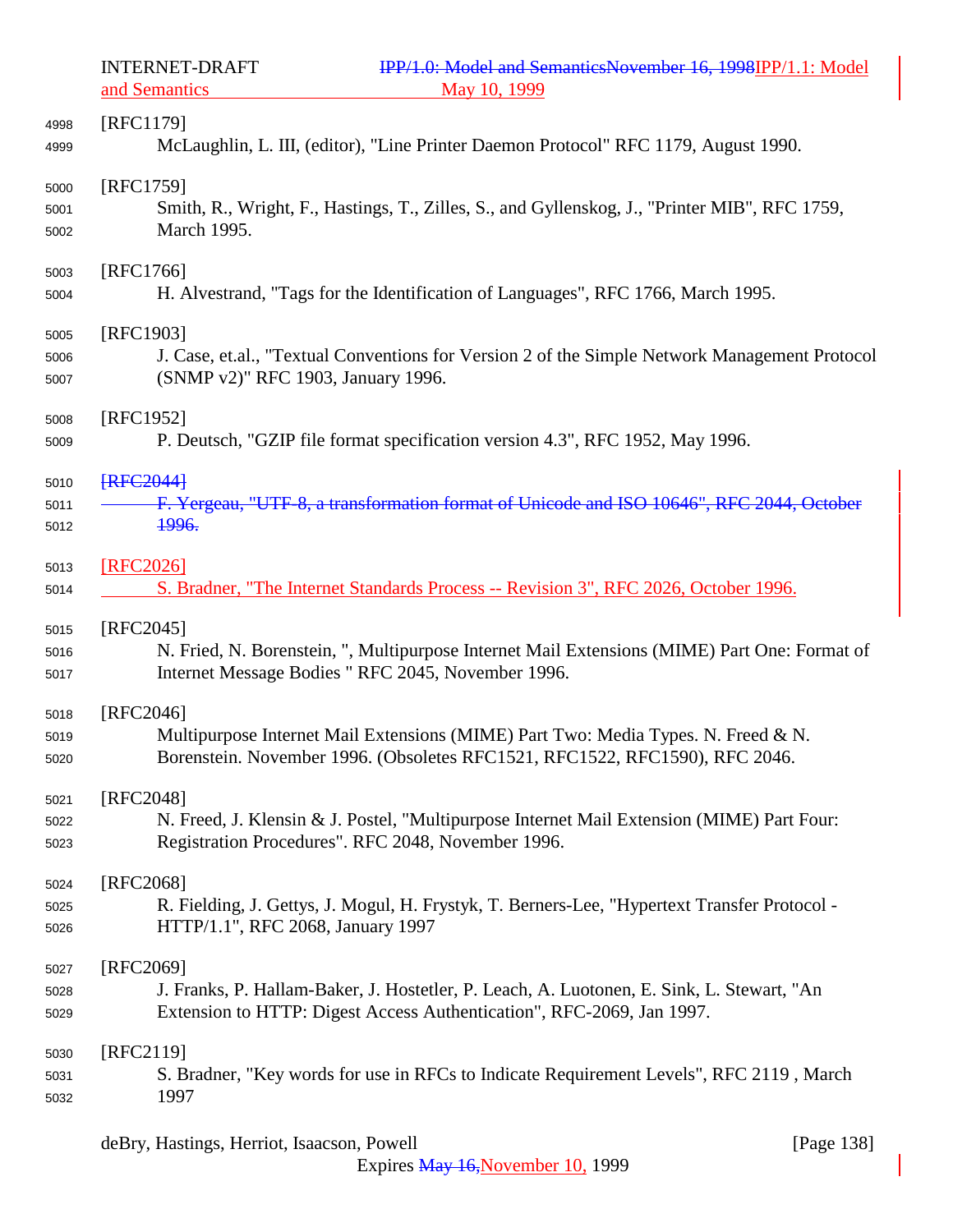[RFC1179]
McLaughlin, L. III, (editor), "Line Printer Daemon Protocol" RFC 1179, August 1990.

[RFC1759]
Smith, R., Wright, F., Hastings, T., Zilles, S., and Gyllenskog, J., "Printer MIB", RFC 1759, March 1995.

[RFC1766]
H. Alvestrand, "Tags for the Identification of Languages", RFC 1766, March 1995.

[RFC1903]
J. Case, et.al., "Textual Conventions for Version 2 of the Simple Network Management Protocol (SNMP v2)" RFC 1903, January 1996.

[RFC1952]
P. Deutsch, "GZIP file format specification version 4.3", RFC 1952, May 1996.

~~[RFC2044]~~
~~F. Yergeau, "UTF-8, a transformation format of Unicode and ISO 10646", RFC 2044, October 1996.~~

[RFC2026]
S. Bradner, "The Internet Standards Process -- Revision 3", RFC 2026, October 1996.

[RFC2045]
N. Fried, N. Borenstein, ", Multipurpose Internet Mail Extensions (MIME) Part One: Format of Internet Message Bodies " RFC 2045, November 1996.

[RFC2046]
Multipurpose Internet Mail Extensions (MIME) Part Two: Media Types. N. Freed & N. Borenstein. November 1996. (Obsoletes RFC1521, RFC1522, RFC1590), RFC 2046.

[RFC2048]
N. Freed, J. Klensin & J. Postel, "Multipurpose Internet Mail Extension (MIME) Part Four: Registration Procedures". RFC 2048, November 1996.

[RFC2068]
R. Fielding, J. Gettys, J. Mogul, H. Frystyk, T. Berners-Lee, "Hypertext Transfer Protocol - HTTP/1.1", RFC 2068, January 1997

[RFC2069]
J. Franks, P. Hallam-Baker, J. Hostetler, P. Leach, A. Luotonen, E. Sink, L. Stewart, "An Extension to HTTP: Digest Access Authentication", RFC-2069, Jan 1997.

[RFC2119]
S. Bradner, "Key words for use in RFCs to Indicate Requirement Levels", RFC 2119 , March 1997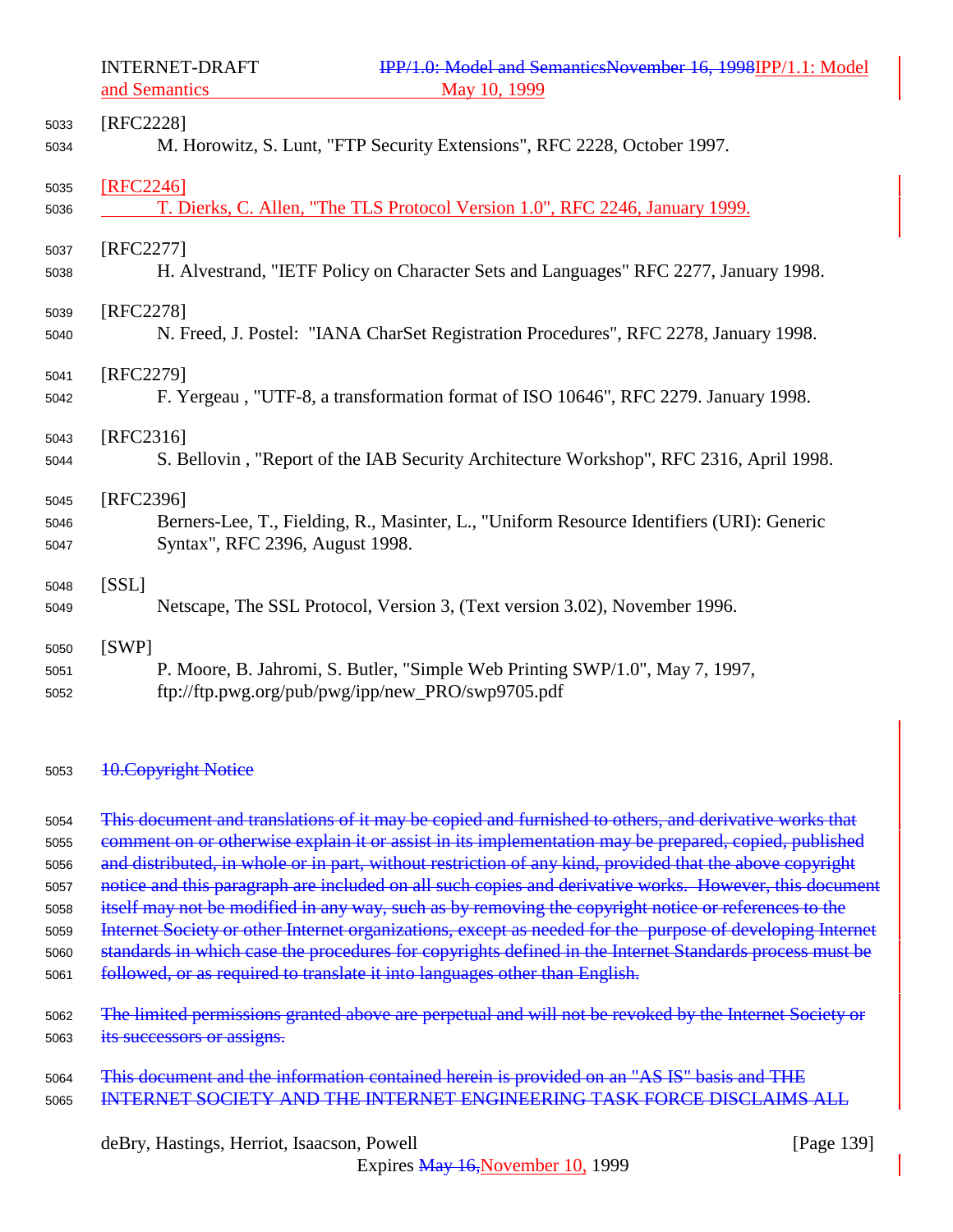[RFC2228]

M. Horowitz, S. Lunt, "FTP Security Extensions", RFC 2228, October 1997.

[RFC2246]

T. Dierks, C. Allen, "The TLS Protocol Version 1.0", RFC 2246, January 1999.

[RFC2277]

H. Alvestrand, "IETF Policy on Character Sets and Languages" RFC 2277, January 1998.

[RFC2278]

N. Freed, J. Postel: "IANA CharSet Registration Procedures", RFC 2278, January 1998.

[RFC2279]

F. Yergeau , "UTF-8, a transformation format of ISO 10646", RFC 2279. January 1998.

[RFC2316]

S. Bellovin , "Report of the IAB Security Architecture Workshop", RFC 2316, April 1998.

[RFC2396]

Berners-Lee, T., Fielding, R., Masinter, L., "Uniform Resource Identifiers (URI): Generic Syntax", RFC 2396, August 1998.

[SSL]

Netscape, The SSL Protocol, Version 3, (Text version 3.02), November 1996.

[SWP]

P. Moore, B. Jahromi, S. Butler, "Simple Web Printing SWP/1.0", May 7, 1997, ftp://ftp.pwg.org/pub/pwg/ipp/new_PRO/swp9705.pdf

## ~~10. Copyright Notice~~

~~This document and translations of it may be copied and furnished to others, and derivative works that comment on or otherwise explain it or assist in its implementation may be prepared, copied, published and distributed, in whole or in part, without restriction of any kind, provided that the above copyright notice and this paragraph are included on all such copies and derivative works. However, this document itself may not be modified in any way, such as by removing the copyright notice or references to the Internet Society or other Internet organizations, except as needed for the purpose of developing Internet standards in which case the procedures for copyrights defined in the Internet Standards process must be followed, or as required to translate it into languages other than English.~~

~~The limited permissions granted above are perpetual and will not be revoked by the Internet Society or its successors or assigns.~~

~~This document and the information contained herein is provided on an "AS IS" basis and THE INTERNET SOCIETY AND THE INTERNET ENGINEERING TASK FORCE DISCLAIMS ALL~~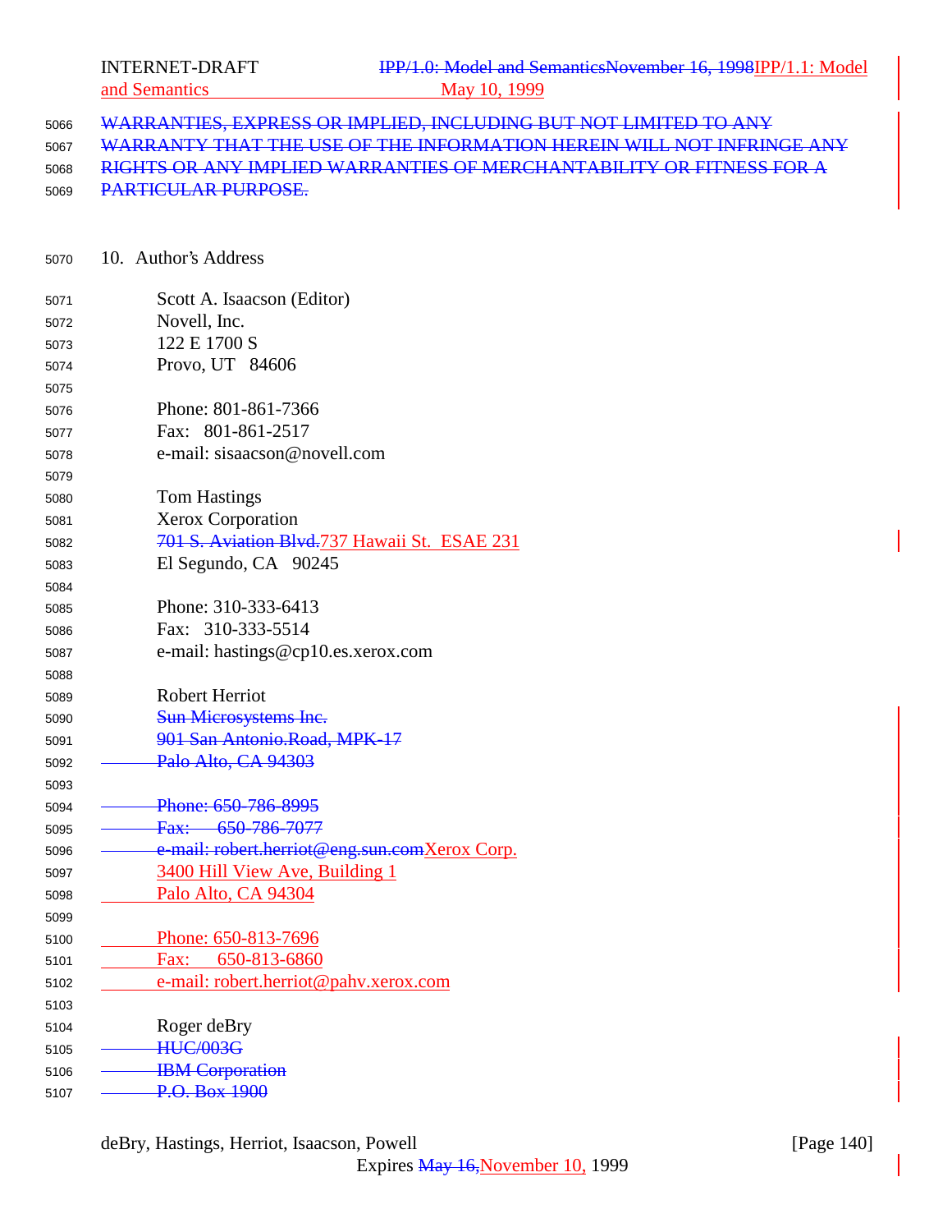~~WARRANTIES, EXPRESS OR IMPLIED, INCLUDING BUT NOT LIMITED TO ANY WARRANTY THAT THE USE OF THE INFORMATION HEREIN WILL NOT INFRINGE ANY RIGHTS OR ANY IMPLIED WARRANTIES OF MERCHANTABILITY OR FITNESS FOR A PARTICULAR PURPOSE.~~

## 10. Author's Address

Scott A. Isaacson (Editor)
Novell, Inc.
122 E 1700 S
Provo, UT 84606

Phone: 801-861-7366
Fax: 801-861-2517
e-mail: sisaacson@novell.com

Tom Hastings
Xerox Corporation
~~701 S. Aviation Blvd.~~737 Hawaii St. ESAE 231
El Segundo, CA 90245

Phone: 310-333-6413
Fax: 310-333-5514
e-mail: hastings@cp10.es.xerox.com

Robert Herriot
~~Sun Microsystems Inc.~~
~~901 San Antonio.Road, MPK-17~~
~~Palo Alto, CA 94303~~

~~Phone: 650-786-8995~~
~~Fax: 650-786-7077~~
~~e-mail: robert.herriot@eng.sun.com~~Xerox Corp.
3400 Hill View Ave, Building 1
Palo Alto, CA 94304

Phone: 650-813-7696
Fax: 650-813-6860
e-mail: robert.herriot@pahv.xerox.com

Roger deBry
~~HUC/003G~~
~~IBM Corporation~~
~~P.O. Box 1900~~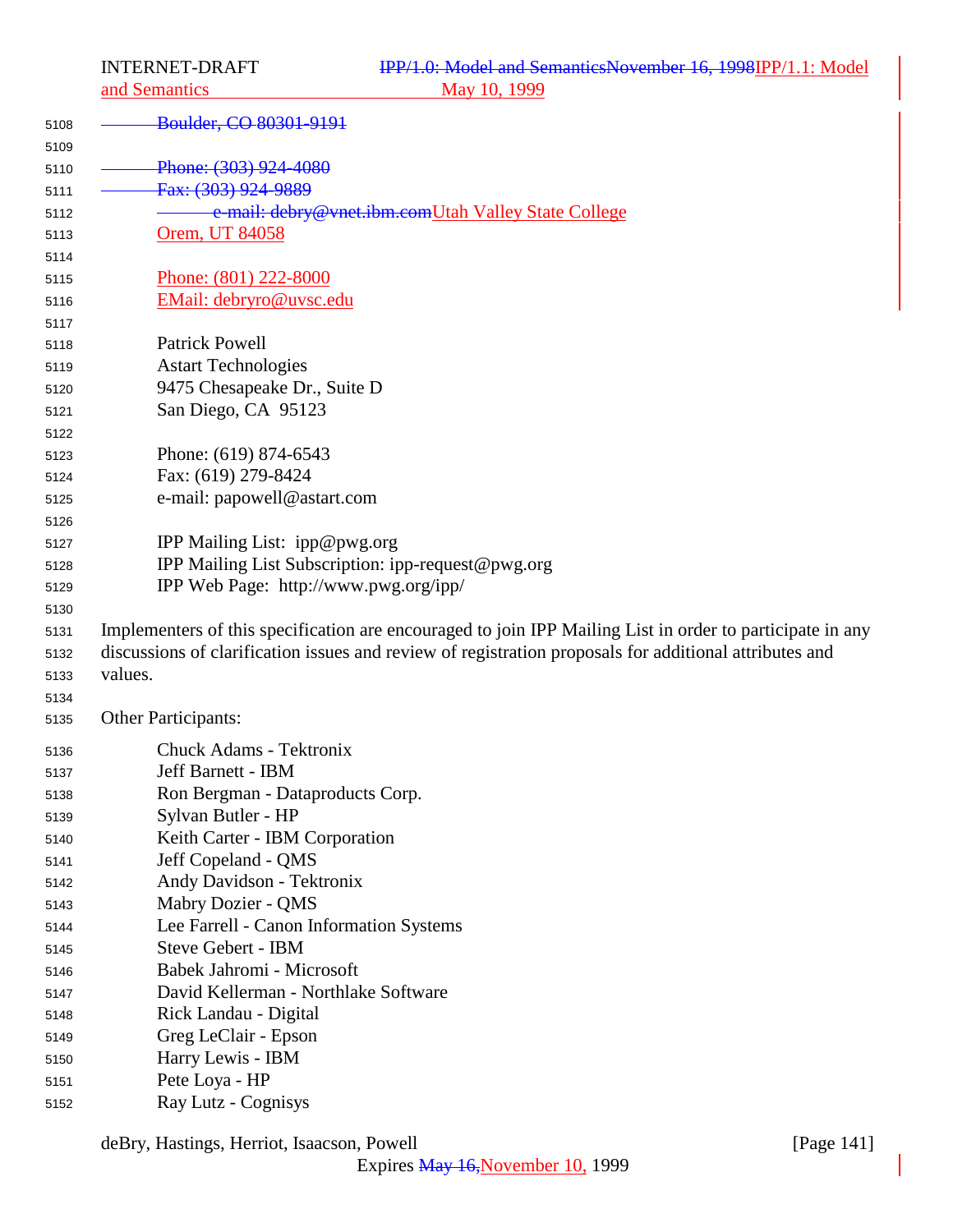Boulder, CO 80301-9191

Phone: (303) 924-4080
Fax: (303) 924-9889
e-mail: debry@vnet.ibm.comUtah Valley State College
Orem, UT 84058

Phone: (801) 222-8000
EMail: debryro@uvsc.edu

Patrick Powell
Astart Technologies
9475 Chesapeake Dr., Suite D
San Diego, CA 95123

Phone: (619) 874-6543
Fax: (619) 279-8424
e-mail: papowell@astart.com

IPP Mailing List: ipp@pwg.org
IPP Mailing List Subscription: ipp-request@pwg.org
IPP Web Page: http://www.pwg.org/ipp/

Implementers of this specification are encouraged to join IPP Mailing List in order to participate in any discussions of clarification issues and review of registration proposals for additional attributes and values.

Other Participants:

Chuck Adams - Tektronix
Jeff Barnett - IBM
Ron Bergman - Dataproducts Corp.
Sylvan Butler - HP
Keith Carter - IBM Corporation
Jeff Copeland - QMS
Andy Davidson - Tektronix
Mabry Dozier - QMS
Lee Farrell - Canon Information Systems
Steve Gebert - IBM
Babek Jahromi - Microsoft
David Kellerman - Northlake Software
Rick Landau - Digital
Greg LeClair - Epson
Harry Lewis - IBM
Pete Loya - HP
Ray Lutz - Cognisys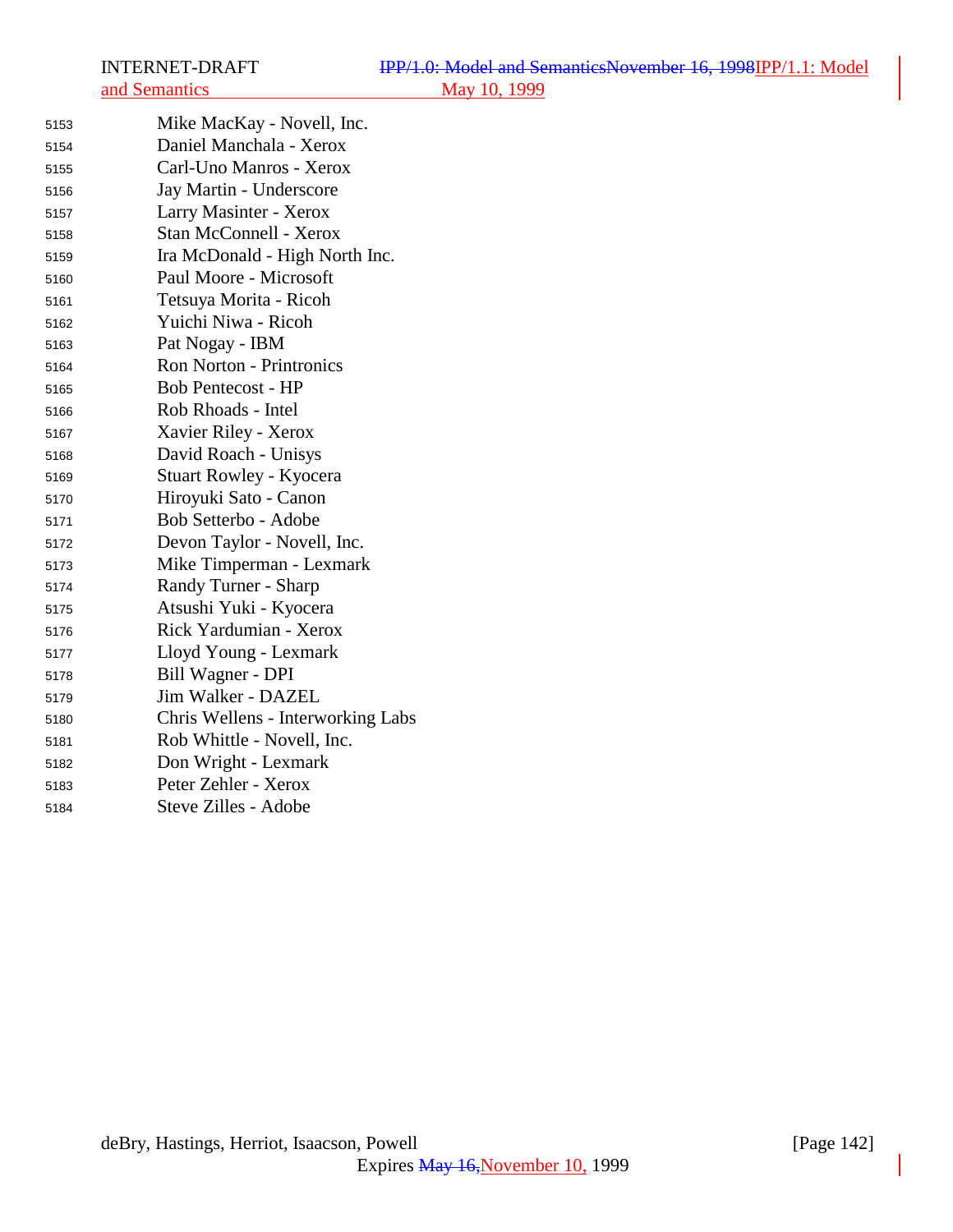Mike MacKay - Novell, Inc.
Daniel Manchala - Xerox
Carl-Uno Manros - Xerox
Jay Martin - Underscore
Larry Masinter - Xerox
Stan McConnell - Xerox
Ira McDonald - High North Inc.
Paul Moore - Microsoft
Tetsuya Morita - Ricoh
Yuichi Niwa - Ricoh
Pat Nogay - IBM
Ron Norton - Printronics
Bob Pentecost - HP
Rob Rhoads - Intel
Xavier Riley - Xerox
David Roach - Unisys
Stuart Rowley - Kyocera
Hiroyuki Sato - Canon
Bob Setterbo - Adobe
Devon Taylor - Novell, Inc.
Mike Timperman - Lexmark
Randy Turner - Sharp
Atsushi Yuki - Kyocera
Rick Yardumian - Xerox
Lloyd Young - Lexmark
Bill Wagner - DPI
Jim Walker - DAZEL
Chris Wellens - Interworking Labs
Rob Whittle - Novell, Inc.
Don Wright - Lexmark
Peter Zehler - Xerox
Steve Zilles - Adobe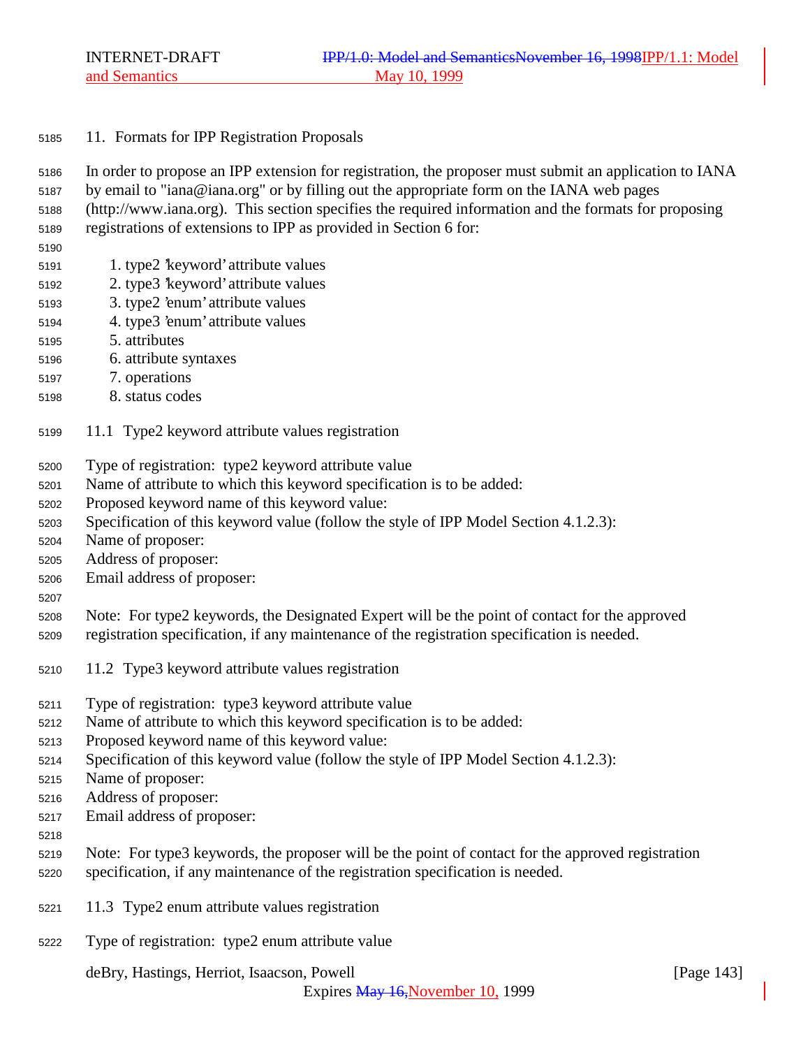## 11. Formats for IPP Registration Proposals

In order to propose an IPP extension for registration, the proposer must submit an application to IANA by email to "iana@iana.org" or by filling out the appropriate form on the IANA web pages (http://www.iana.org). This section specifies the required information and the formats for proposing registrations of extensions to IPP as provided in Section 6 for:

1. type2 'keyword' attribute values
2. type3 'keyword' attribute values
3. type2 'enum' attribute values
4. type3 'enum' attribute values
5. attributes
6. attribute syntaxes
7. operations
8. status codes

### 11.1 Type2 keyword attribute values registration

Type of registration: type2 keyword attribute value
Name of attribute to which this keyword specification is to be added:
Proposed keyword name of this keyword value:
Specification of this keyword value (follow the style of IPP Model Section 4.1.2.3):
Name of proposer:
Address of proposer:
Email address of proposer:

Note: For type2 keywords, the Designated Expert will be the point of contact for the approved registration specification, if any maintenance of the registration specification is needed.

### 11.2 Type3 keyword attribute values registration

Type of registration: type3 keyword attribute value
Name of attribute to which this keyword specification is to be added:
Proposed keyword name of this keyword value:
Specification of this keyword value (follow the style of IPP Model Section 4.1.2.3):
Name of proposer:
Address of proposer:
Email address of proposer:

Note: For type3 keywords, the proposer will be the point of contact for the approved registration specification, if any maintenance of the registration specification is needed.

### 11.3 Type2 enum attribute values registration

Type of registration: type2 enum attribute value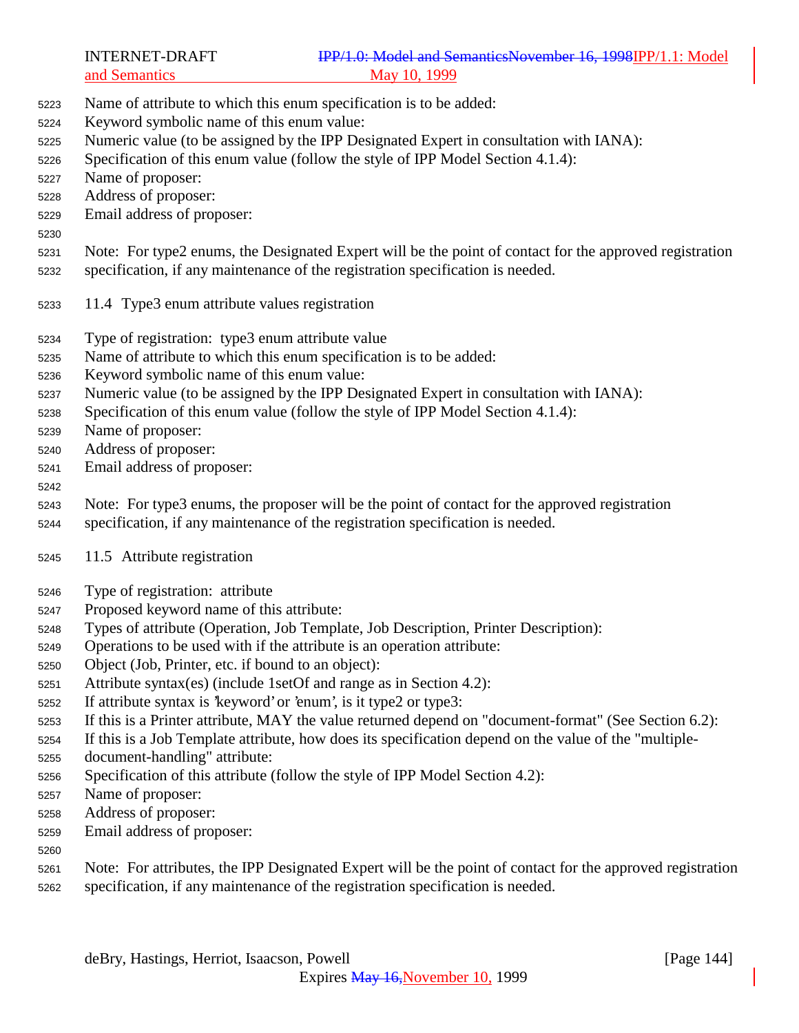Name of attribute to which this enum specification is to be added:
Keyword symbolic name of this enum value:
Numeric value (to be assigned by the IPP Designated Expert in consultation with IANA):
Specification of this enum value (follow the style of IPP Model Section 4.1.4):
Name of proposer:
Address of proposer:
Email address of proposer:

Note: For type2 enums, the Designated Expert will be the point of contact for the approved registration specification, if any maintenance of the registration specification is needed.

## 11.4 Type3 enum attribute values registration

Type of registration: type3 enum attribute value
Name of attribute to which this enum specification is to be added:
Keyword symbolic name of this enum value:
Numeric value (to be assigned by the IPP Designated Expert in consultation with IANA):
Specification of this enum value (follow the style of IPP Model Section 4.1.4):
Name of proposer:
Address of proposer:
Email address of proposer:

Note: For type3 enums, the proposer will be the point of contact for the approved registration specification, if any maintenance of the registration specification is needed.

## 11.5 Attribute registration

Type of registration: attribute
Proposed keyword name of this attribute:
Types of attribute (Operation, Job Template, Job Description, Printer Description):
Operations to be used with if the attribute is an operation attribute:
Object (Job, Printer, etc. if bound to an object):
Attribute syntax(es) (include 1setOf and range as in Section 4.2):
If attribute syntax is 'keyword' or 'enum', is it type2 or type3:
If this is a Printer attribute, MAY the value returned depend on "document-format" (See Section 6.2):
If this is a Job Template attribute, how does its specification depend on the value of the "multiple-document-handling" attribute:
Specification of this attribute (follow the style of IPP Model Section 4.2):
Name of proposer:
Address of proposer:
Email address of proposer:

Note: For attributes, the IPP Designated Expert will be the point of contact for the approved registration specification, if any maintenance of the registration specification is needed.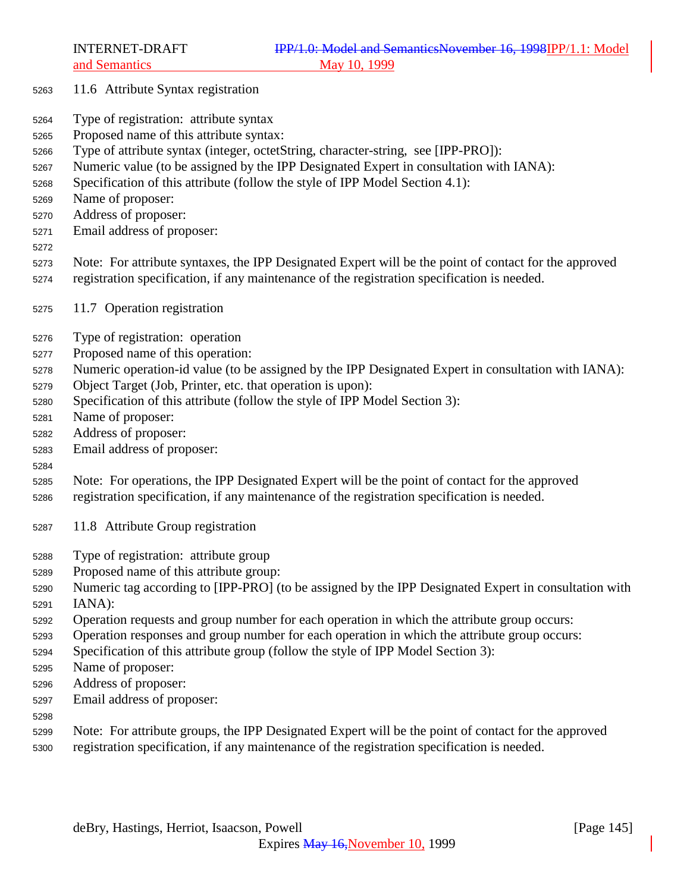### 11.6 Attribute Syntax registration

Type of registration: attribute syntax
Proposed name of this attribute syntax:
Type of attribute syntax (integer, octetString, character-string, see [IPP-PRO]):
Numeric value (to be assigned by the IPP Designated Expert in consultation with IANA):
Specification of this attribute (follow the style of IPP Model Section 4.1):
Name of proposer:
Address of proposer:
Email address of proposer:

Note: For attribute syntaxes, the IPP Designated Expert will be the point of contact for the approved registration specification, if any maintenance of the registration specification is needed.

### 11.7 Operation registration

Type of registration: operation
Proposed name of this operation:
Numeric operation-id value (to be assigned by the IPP Designated Expert in consultation with IANA):
Object Target (Job, Printer, etc. that operation is upon):
Specification of this attribute (follow the style of IPP Model Section 3):
Name of proposer:
Address of proposer:
Email address of proposer:

Note: For operations, the IPP Designated Expert will be the point of contact for the approved registration specification, if any maintenance of the registration specification is needed.

### 11.8 Attribute Group registration

Type of registration: attribute group
Proposed name of this attribute group:
Numeric tag according to [IPP-PRO] (to be assigned by the IPP Designated Expert in consultation with IANA):
Operation requests and group number for each operation in which the attribute group occurs:
Operation responses and group number for each operation in which the attribute group occurs:
Specification of this attribute group (follow the style of IPP Model Section 3):
Name of proposer:
Address of proposer:
Email address of proposer:

Note: For attribute groups, the IPP Designated Expert will be the point of contact for the approved registration specification, if any maintenance of the registration specification is needed.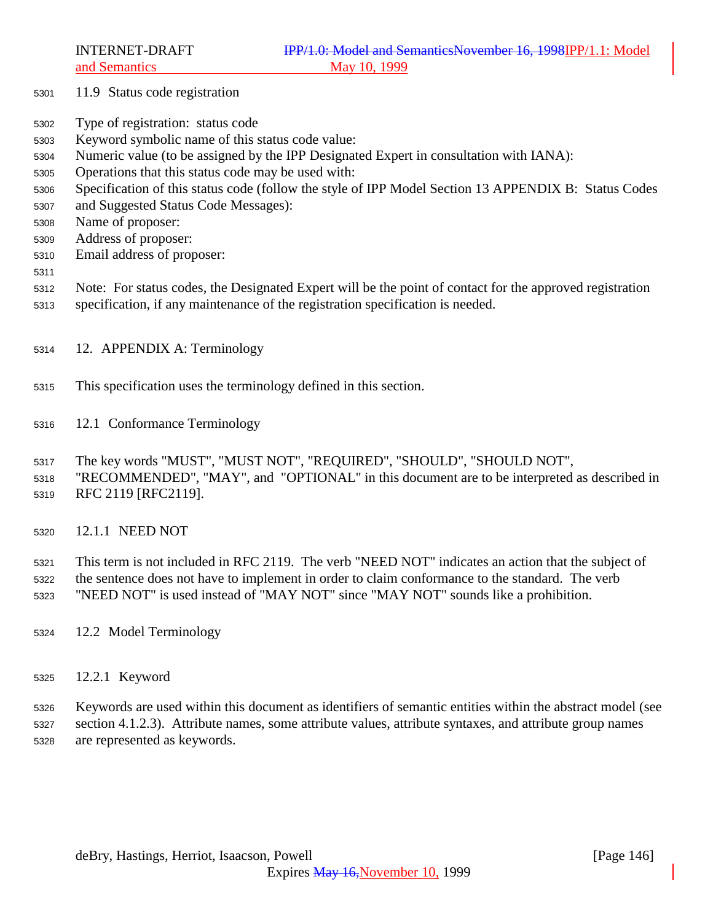## 11.9 Status code registration

Type of registration: status code
Keyword symbolic name of this status code value:
Numeric value (to be assigned by the IPP Designated Expert in consultation with IANA):
Operations that this status code may be used with:
Specification of this status code (follow the style of IPP Model Section 13 APPENDIX B: Status Codes and Suggested Status Code Messages):
Name of proposer:
Address of proposer:
Email address of proposer:

Note: For status codes, the Designated Expert will be the point of contact for the approved registration specification, if any maintenance of the registration specification is needed.

# 12. APPENDIX A: Terminology

This specification uses the terminology defined in this section.

## 12.1 Conformance Terminology

The key words "MUST", "MUST NOT", "REQUIRED", "SHOULD", "SHOULD NOT", "RECOMMENDED", "MAY", and "OPTIONAL" in this document are to be interpreted as described in RFC 2119 [RFC2119].

### 12.1.1 NEED NOT

This term is not included in RFC 2119. The verb "NEED NOT" indicates an action that the subject of the sentence does not have to implement in order to claim conformance to the standard. The verb "NEED NOT" is used instead of "MAY NOT" since "MAY NOT" sounds like a prohibition.

## 12.2 Model Terminology

### 12.2.1 Keyword

Keywords are used within this document as identifiers of semantic entities within the abstract model (see section 4.1.2.3). Attribute names, some attribute values, attribute syntaxes, and attribute group names are represented as keywords.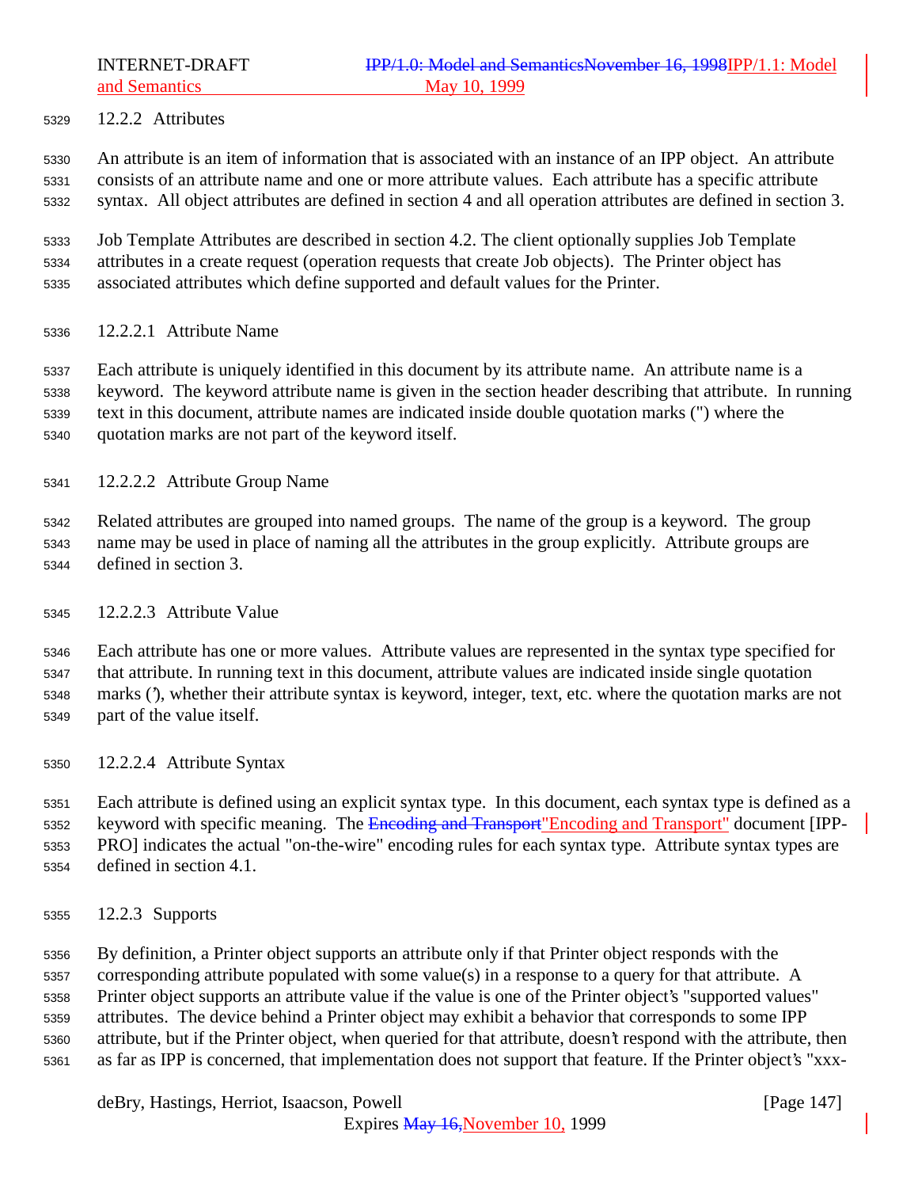### 12.2.2 Attributes

An attribute is an item of information that is associated with an instance of an IPP object. An attribute consists of an attribute name and one or more attribute values. Each attribute has a specific attribute syntax. All object attributes are defined in section 4 and all operation attributes are defined in section 3.

Job Template Attributes are described in section 4.2. The client optionally supplies Job Template attributes in a create request (operation requests that create Job objects). The Printer object has associated attributes which define supported and default values for the Printer.

#### 12.2.2.1 Attribute Name

Each attribute is uniquely identified in this document by its attribute name. An attribute name is a keyword. The keyword attribute name is given in the section header describing that attribute. In running text in this document, attribute names are indicated inside double quotation marks (") where the quotation marks are not part of the keyword itself.

#### 12.2.2.2 Attribute Group Name

Related attributes are grouped into named groups. The name of the group is a keyword. The group name may be used in place of naming all the attributes in the group explicitly. Attribute groups are defined in section 3.

#### 12.2.2.3 Attribute Value

Each attribute has one or more values. Attribute values are represented in the syntax type specified for that attribute. In running text in this document, attribute values are indicated inside single quotation marks ('), whether their attribute syntax is keyword, integer, text, etc. where the quotation marks are not part of the value itself.

#### 12.2.2.4 Attribute Syntax

Each attribute is defined using an explicit syntax type. In this document, each syntax type is defined as a keyword with specific meaning. The ~~Encoding and Transport~~"Encoding and Transport" document [IPP-PRO] indicates the actual "on-the-wire" encoding rules for each syntax type. Attribute syntax types are defined in section 4.1.

### 12.2.3 Supports

By definition, a Printer object supports an attribute only if that Printer object responds with the corresponding attribute populated with some value(s) in a response to a query for that attribute. A Printer object supports an attribute value if the value is one of the Printer object's "supported values" attributes. The device behind a Printer object may exhibit a behavior that corresponds to some IPP attribute, but if the Printer object, when queried for that attribute, doesn't respond with the attribute, then as far as IPP is concerned, that implementation does not support that feature. If the Printer object's "xxx-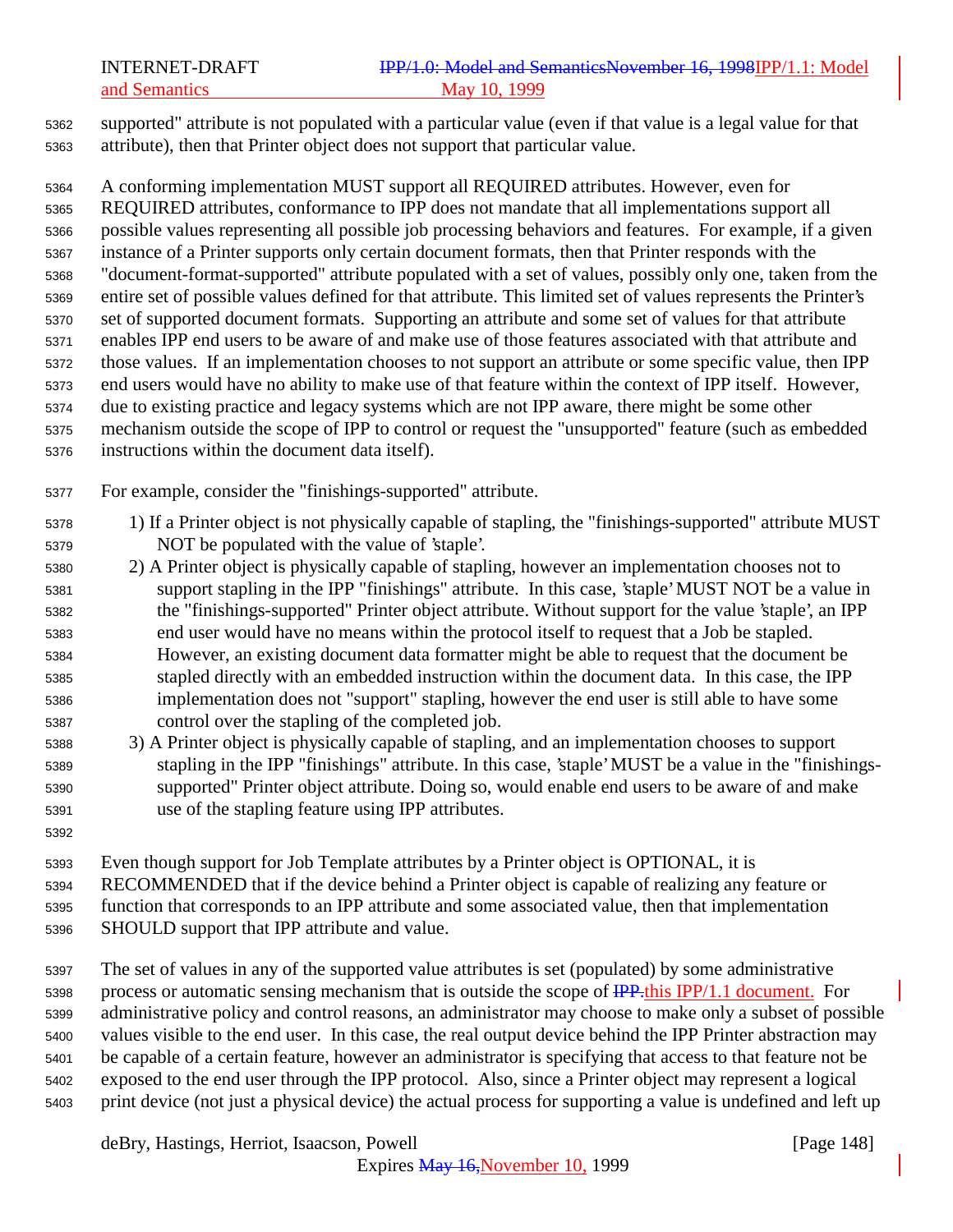supported" attribute is not populated with a particular value (even if that value is a legal value for that attribute), then that Printer object does not support that particular value.

A conforming implementation MUST support all REQUIRED attributes. However, even for REQUIRED attributes, conformance to IPP does not mandate that all implementations support all possible values representing all possible job processing behaviors and features. For example, if a given instance of a Printer supports only certain document formats, then that Printer responds with the "document-format-supported" attribute populated with a set of values, possibly only one, taken from the entire set of possible values defined for that attribute. This limited set of values represents the Printer's set of supported document formats. Supporting an attribute and some set of values for that attribute enables IPP end users to be aware of and make use of those features associated with that attribute and those values. If an implementation chooses to not support an attribute or some specific value, then IPP end users would have no ability to make use of that feature within the context of IPP itself. However, due to existing practice and legacy systems which are not IPP aware, there might be some other mechanism outside the scope of IPP to control or request the "unsupported" feature (such as embedded instructions within the document data itself).

For example, consider the "finishings-supported" attribute.

1) If a Printer object is not physically capable of stapling, the "finishings-supported" attribute MUST NOT be populated with the value of 'staple'.
2) A Printer object is physically capable of stapling, however an implementation chooses not to support stapling in the IPP "finishings" attribute. In this case, 'staple' MUST NOT be a value in the "finishings-supported" Printer object attribute. Without support for the value 'staple', an IPP end user would have no means within the protocol itself to request that a Job be stapled. However, an existing document data formatter might be able to request that the document be stapled directly with an embedded instruction within the document data. In this case, the IPP implementation does not "support" stapling, however the end user is still able to have some control over the stapling of the completed job.
3) A Printer object is physically capable of stapling, and an implementation chooses to support stapling in the IPP "finishings" attribute. In this case, 'staple' MUST be a value in the "finishings-supported" Printer object attribute. Doing so, would enable end users to be aware of and make use of the stapling feature using IPP attributes.

Even though support for Job Template attributes by a Printer object is OPTIONAL, it is RECOMMENDED that if the device behind a Printer object is capable of realizing any feature or function that corresponds to an IPP attribute and some associated value, then that implementation SHOULD support that IPP attribute and value.

The set of values in any of the supported value attributes is set (populated) by some administrative process or automatic sensing mechanism that is outside the scope of ~~IPP.~~this IPP/1.1 document. For administrative policy and control reasons, an administrator may choose to make only a subset of possible values visible to the end user. In this case, the real output device behind the IPP Printer abstraction may be capable of a certain feature, however an administrator is specifying that access to that feature not be exposed to the end user through the IPP protocol. Also, since a Printer object may represent a logical print device (not just a physical device) the actual process for supporting a value is undefined and left up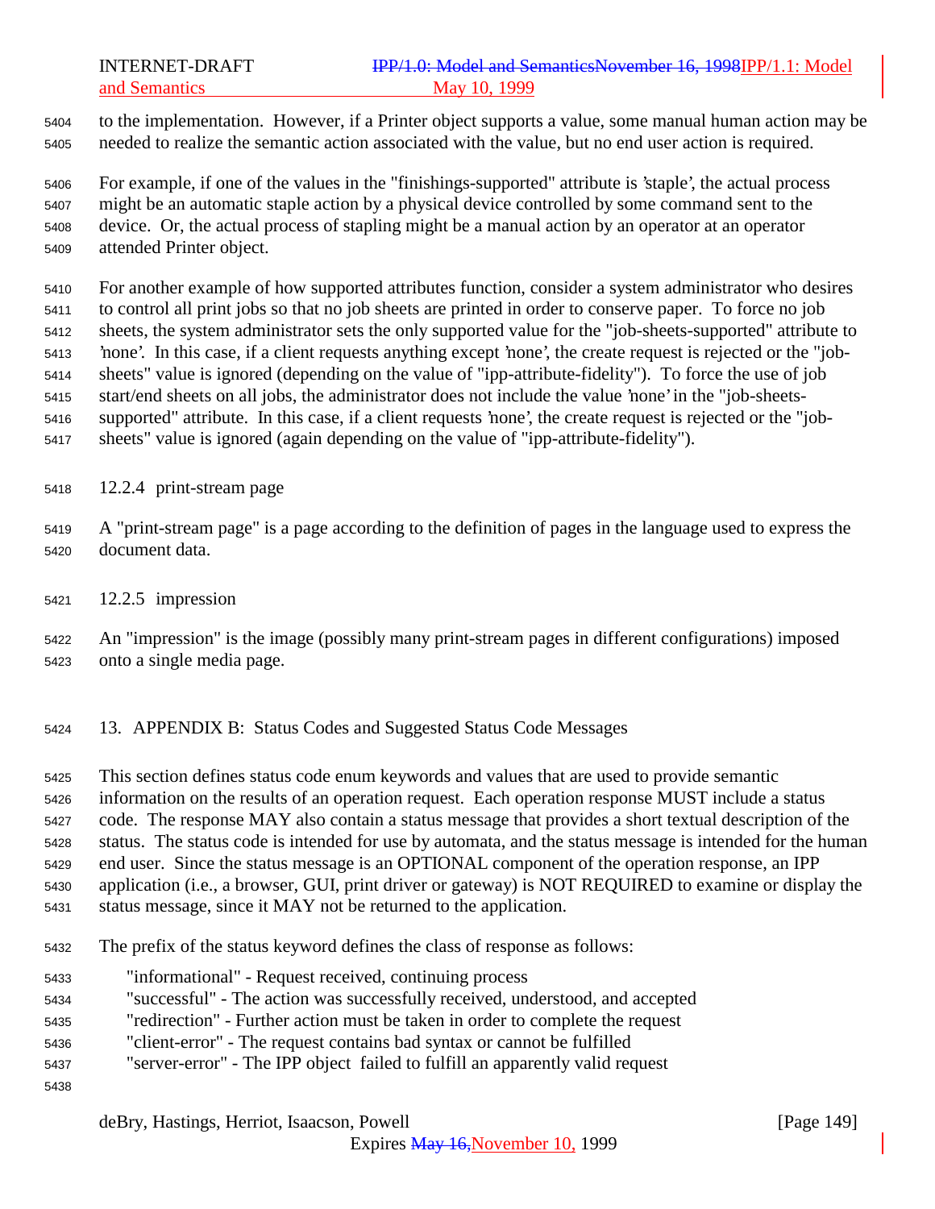to the implementation. However, if a Printer object supports a value, some manual human action may be needed to realize the semantic action associated with the value, but no end user action is required.

For example, if one of the values in the "finishings-supported" attribute is 'staple', the actual process might be an automatic staple action by a physical device controlled by some command sent to the device. Or, the actual process of stapling might be a manual action by an operator at an operator attended Printer object.

For another example of how supported attributes function, consider a system administrator who desires to control all print jobs so that no job sheets are printed in order to conserve paper. To force no job sheets, the system administrator sets the only supported value for the "job-sheets-supported" attribute to 'none'. In this case, if a client requests anything except 'none', the create request is rejected or the "job-sheets" value is ignored (depending on the value of "ipp-attribute-fidelity"). To force the use of job start/end sheets on all jobs, the administrator does not include the value 'none' in the "job-sheets-supported" attribute. In this case, if a client requests 'none', the create request is rejected or the "job-sheets" value is ignored (again depending on the value of "ipp-attribute-fidelity").

### 12.2.4 print-stream page

A "print-stream page" is a page according to the definition of pages in the language used to express the document data.

### 12.2.5 impression

An "impression" is the image (possibly many print-stream pages in different configurations) imposed onto a single media page.

## 13. APPENDIX B: Status Codes and Suggested Status Code Messages

This section defines status code enum keywords and values that are used to provide semantic information on the results of an operation request. Each operation response MUST include a status code. The response MAY also contain a status message that provides a short textual description of the status. The status code is intended for use by automata, and the status message is intended for the human end user. Since the status message is an OPTIONAL component of the operation response, an IPP application (i.e., a browser, GUI, print driver or gateway) is NOT REQUIRED to examine or display the status message, since it MAY not be returned to the application.

The prefix of the status keyword defines the class of response as follows:

- "informational" - Request received, continuing process
- "successful" - The action was successfully received, understood, and accepted
- "redirection" - Further action must be taken in order to complete the request
- "client-error" - The request contains bad syntax or cannot be fulfilled
- "server-error" - The IPP object failed to fulfill an apparently valid request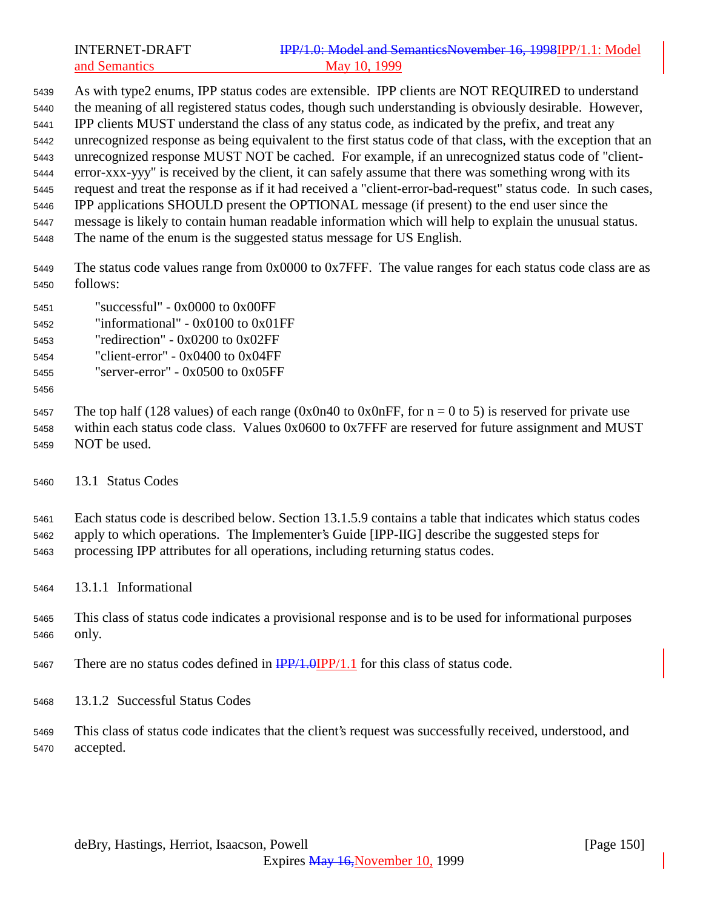As with type2 enums, IPP status codes are extensible. IPP clients are NOT REQUIRED to understand the meaning of all registered status codes, though such understanding is obviously desirable. However, IPP clients MUST understand the class of any status code, as indicated by the prefix, and treat any unrecognized response as being equivalent to the first status code of that class, with the exception that an unrecognized response MUST NOT be cached. For example, if an unrecognized status code of "client-error-xxx-yyy" is received by the client, it can safely assume that there was something wrong with its request and treat the response as if it had received a "client-error-bad-request" status code. In such cases, IPP applications SHOULD present the OPTIONAL message (if present) to the end user since the message is likely to contain human readable information which will help to explain the unusual status. The name of the enum is the suggested status message for US English.

The status code values range from 0x0000 to 0x7FFF. The value ranges for each status code class are as follows:

    "successful" - 0x0000 to 0x00FF
    "informational" - 0x0100 to 0x01FF
    "redirection" - 0x0200 to 0x02FF
    "client-error" - 0x0400 to 0x04FF
    "server-error" - 0x0500 to 0x05FF

The top half (128 values) of each range (0x0n40 to 0x0nFF, for n = 0 to 5) is reserved for private use within each status code class. Values 0x0600 to 0x7FFF are reserved for future assignment and MUST NOT be used.

## 13.1 Status Codes

Each status code is described below. Section 13.1.5.9 contains a table that indicates which status codes apply to which operations. The Implementer's Guide [IPP-IIG] describe the suggested steps for processing IPP attributes for all operations, including returning status codes.

### 13.1.1 Informational

This class of status code indicates a provisional response and is to be used for informational purposes only.

There are no status codes defined in ~~IPP/1.0~~IPP/1.1 for this class of status code.

### 13.1.2 Successful Status Codes

This class of status code indicates that the client's request was successfully received, understood, and accepted.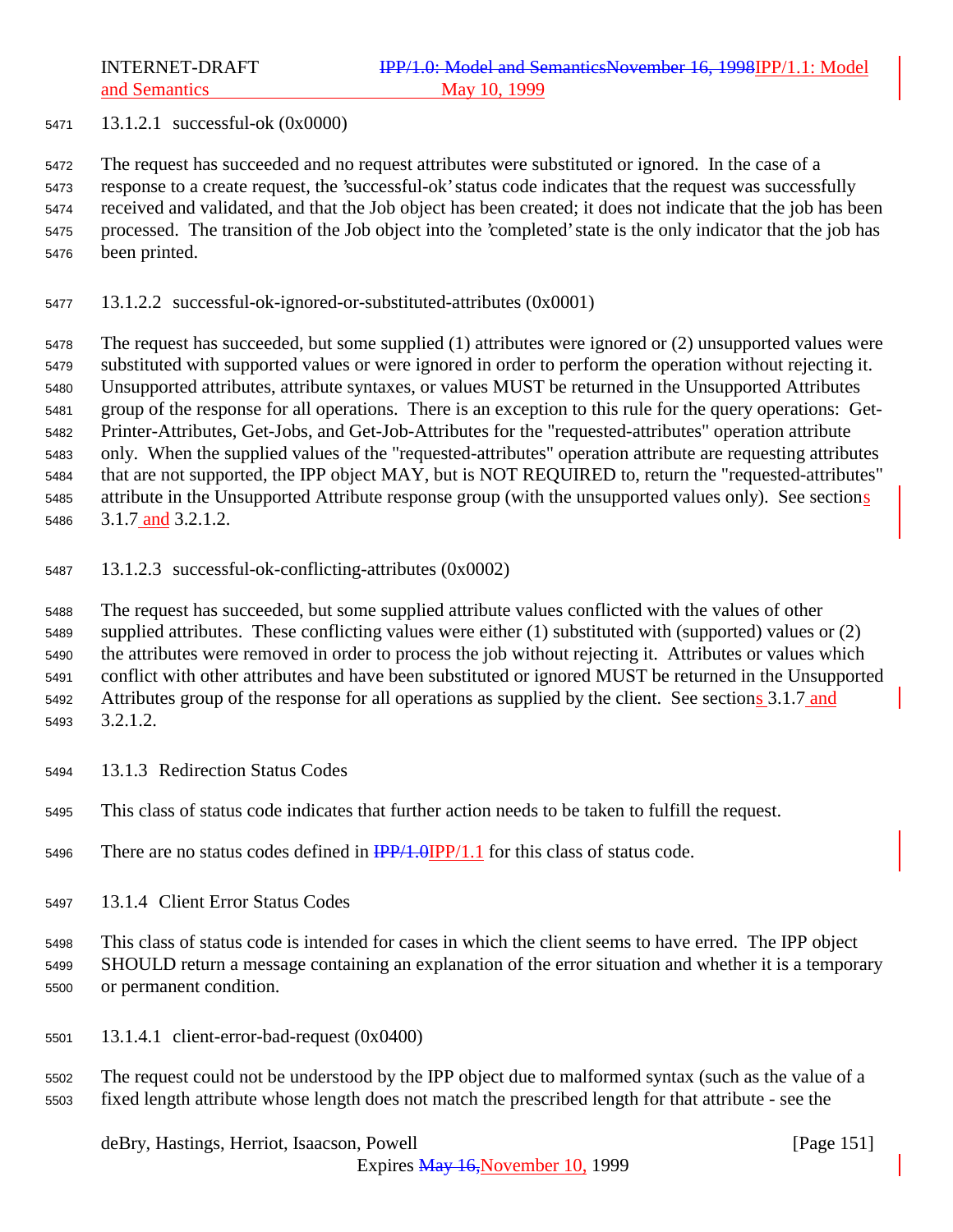#### 13.1.2.1 successful-ok (0x0000)

The request has succeeded and no request attributes were substituted or ignored. In the case of a response to a create request, the 'successful-ok' status code indicates that the request was successfully received and validated, and that the Job object has been created; it does not indicate that the job has been processed. The transition of the Job object into the 'completed' state is the only indicator that the job has been printed.

#### 13.1.2.2 successful-ok-ignored-or-substituted-attributes (0x0001)

The request has succeeded, but some supplied (1) attributes were ignored or (2) unsupported values were substituted with supported values or were ignored in order to perform the operation without rejecting it. Unsupported attributes, attribute syntaxes, or values MUST be returned in the Unsupported Attributes group of the response for all operations. There is an exception to this rule for the query operations: Get-Printer-Attributes, Get-Jobs, and Get-Job-Attributes for the "requested-attributes" operation attribute only. When the supplied values of the "requested-attributes" operation attribute are requesting attributes that are not supported, the IPP object MAY, but is NOT REQUIRED to, return the "requested-attributes" attribute in the Unsupported Attribute response group (with the unsupported values only). See sections 3.1.7 and 3.2.1.2.

#### 13.1.2.3 successful-ok-conflicting-attributes (0x0002)

The request has succeeded, but some supplied attribute values conflicted with the values of other supplied attributes. These conflicting values were either (1) substituted with (supported) values or (2) the attributes were removed in order to process the job without rejecting it. Attributes or values which conflict with other attributes and have been substituted or ignored MUST be returned in the Unsupported Attributes group of the response for all operations as supplied by the client. See sections 3.1.7 and 3.2.1.2.

### 13.1.3 Redirection Status Codes

This class of status code indicates that further action needs to be taken to fulfill the request.

There are no status codes defined in ~~IPP/1.0~~IPP/1.1 for this class of status code.

### 13.1.4 Client Error Status Codes

This class of status code is intended for cases in which the client seems to have erred. The IPP object SHOULD return a message containing an explanation of the error situation and whether it is a temporary or permanent condition.

#### 13.1.4.1 client-error-bad-request (0x0400)

The request could not be understood by the IPP object due to malformed syntax (such as the value of a fixed length attribute whose length does not match the prescribed length for that attribute - see the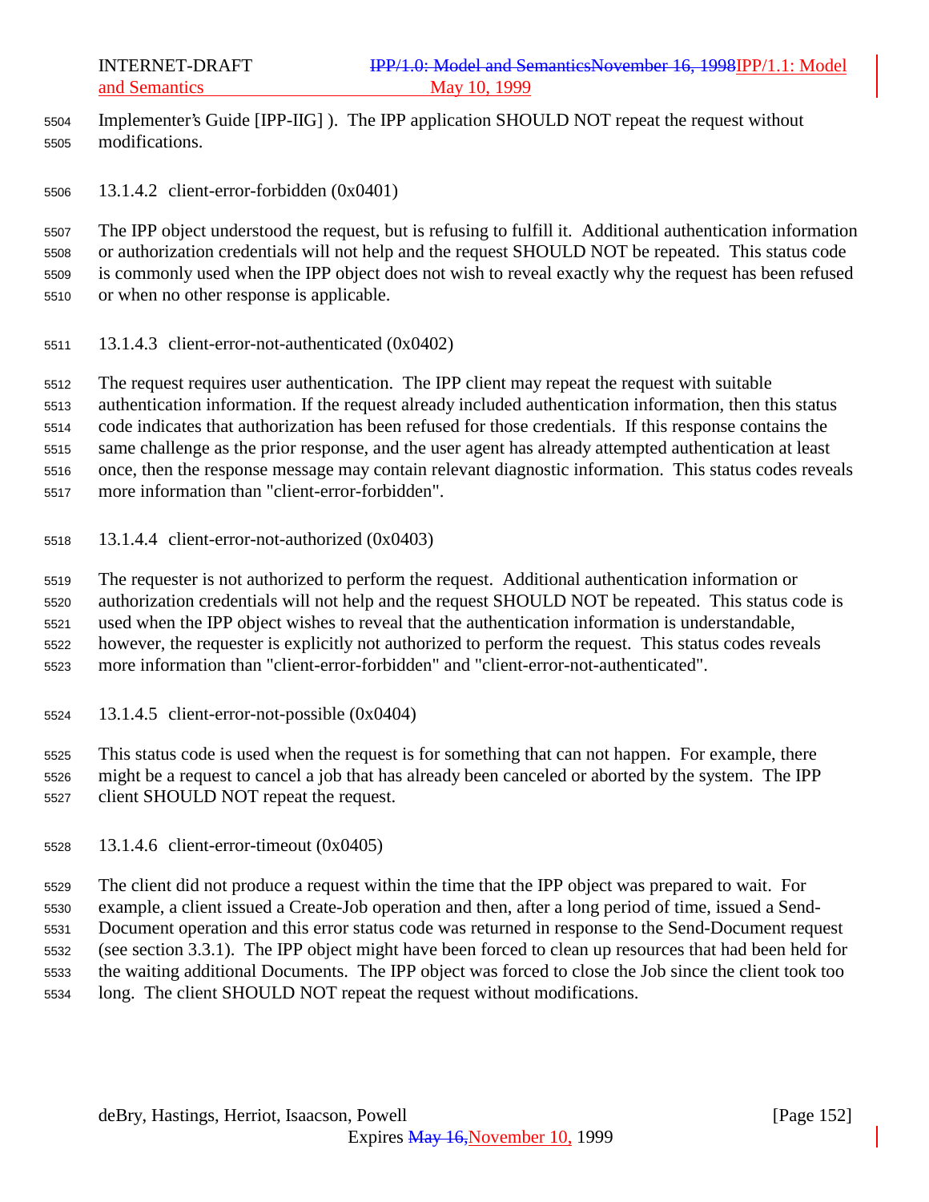Implementer's Guide [IPP-IIG] ). The IPP application SHOULD NOT repeat the request without modifications.

#### 13.1.4.2 client-error-forbidden (0x0401)

The IPP object understood the request, but is refusing to fulfill it. Additional authentication information or authorization credentials will not help and the request SHOULD NOT be repeated. This status code is commonly used when the IPP object does not wish to reveal exactly why the request has been refused or when no other response is applicable.

#### 13.1.4.3 client-error-not-authenticated (0x0402)

The request requires user authentication. The IPP client may repeat the request with suitable authentication information. If the request already included authentication information, then this status code indicates that authorization has been refused for those credentials. If this response contains the same challenge as the prior response, and the user agent has already attempted authentication at least once, then the response message may contain relevant diagnostic information. This status codes reveals more information than "client-error-forbidden".

#### 13.1.4.4 client-error-not-authorized (0x0403)

The requester is not authorized to perform the request. Additional authentication information or authorization credentials will not help and the request SHOULD NOT be repeated. This status code is used when the IPP object wishes to reveal that the authentication information is understandable, however, the requester is explicitly not authorized to perform the request. This status codes reveals more information than "client-error-forbidden" and "client-error-not-authenticated".

#### 13.1.4.5 client-error-not-possible (0x0404)

This status code is used when the request is for something that can not happen. For example, there might be a request to cancel a job that has already been canceled or aborted by the system. The IPP client SHOULD NOT repeat the request.

#### 13.1.4.6 client-error-timeout (0x0405)

The client did not produce a request within the time that the IPP object was prepared to wait. For example, a client issued a Create-Job operation and then, after a long period of time, issued a Send-Document operation and this error status code was returned in response to the Send-Document request (see section 3.3.1). The IPP object might have been forced to clean up resources that had been held for the waiting additional Documents. The IPP object was forced to close the Job since the client took too long. The client SHOULD NOT repeat the request without modifications.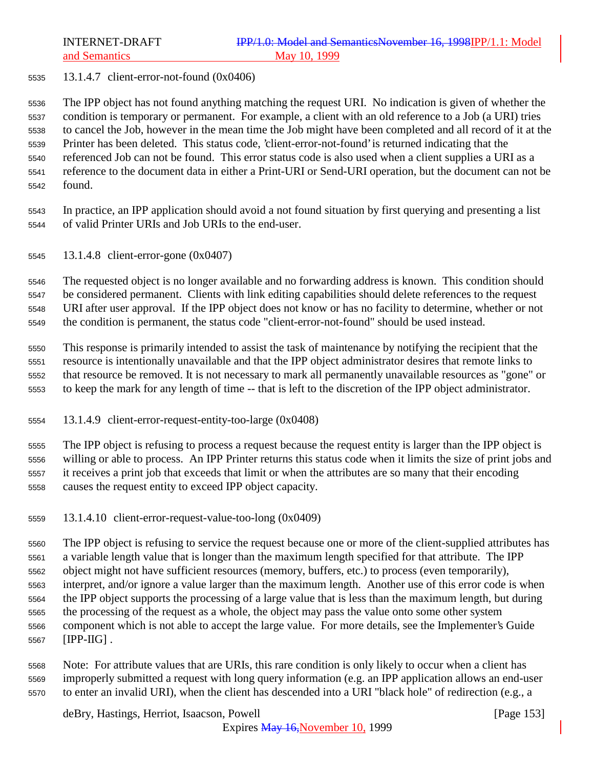#### 13.1.4.7 client-error-not-found (0x0406)

The IPP object has not found anything matching the request URI. No indication is given of whether the condition is temporary or permanent. For example, a client with an old reference to a Job (a URI) tries to cancel the Job, however in the mean time the Job might have been completed and all record of it at the Printer has been deleted. This status code, 'client-error-not-found' is returned indicating that the referenced Job can not be found. This error status code is also used when a client supplies a URI as a reference to the document data in either a Print-URI or Send-URI operation, but the document can not be found.

In practice, an IPP application should avoid a not found situation by first querying and presenting a list of valid Printer URIs and Job URIs to the end-user.

#### 13.1.4.8 client-error-gone (0x0407)

The requested object is no longer available and no forwarding address is known. This condition should be considered permanent. Clients with link editing capabilities should delete references to the request URI after user approval. If the IPP object does not know or has no facility to determine, whether or not the condition is permanent, the status code "client-error-not-found" should be used instead.

This response is primarily intended to assist the task of maintenance by notifying the recipient that the resource is intentionally unavailable and that the IPP object administrator desires that remote links to that resource be removed. It is not necessary to mark all permanently unavailable resources as "gone" or to keep the mark for any length of time -- that is left to the discretion of the IPP object administrator.

#### 13.1.4.9 client-error-request-entity-too-large (0x0408)

The IPP object is refusing to process a request because the request entity is larger than the IPP object is willing or able to process. An IPP Printer returns this status code when it limits the size of print jobs and it receives a print job that exceeds that limit or when the attributes are so many that their encoding causes the request entity to exceed IPP object capacity.

#### 13.1.4.10 client-error-request-value-too-long (0x0409)

The IPP object is refusing to service the request because one or more of the client-supplied attributes has a variable length value that is longer than the maximum length specified for that attribute. The IPP object might not have sufficient resources (memory, buffers, etc.) to process (even temporarily), interpret, and/or ignore a value larger than the maximum length. Another use of this error code is when the IPP object supports the processing of a large value that is less than the maximum length, but during the processing of the request as a whole, the object may pass the value onto some other system component which is not able to accept the large value. For more details, see the Implementer's Guide [IPP-IIG] .

Note: For attribute values that are URIs, this rare condition is only likely to occur when a client has improperly submitted a request with long query information (e.g. an IPP application allows an end-user to enter an invalid URI), when the client has descended into a URI "black hole" of redirection (e.g., a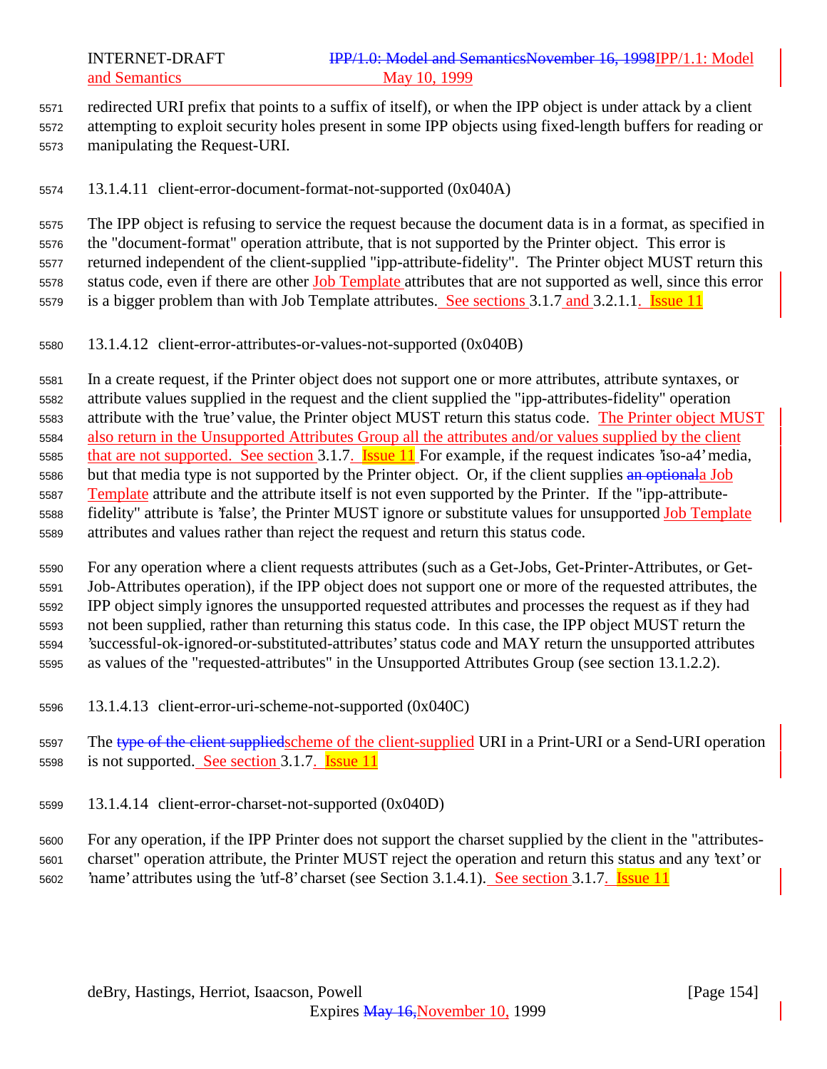redirected URI prefix that points to a suffix of itself), or when the IPP object is under attack by a client attempting to exploit security holes present in some IPP objects using fixed-length buffers for reading or manipulating the Request-URI.

#### 13.1.4.11 client-error-document-format-not-supported (0x040A)

The IPP object is refusing to service the request because the document data is in a format, as specified in the "document-format" operation attribute, that is not supported by the Printer object. This error is returned independent of the client-supplied "ipp-attribute-fidelity". The Printer object MUST return this status code, even if there are other Job Template attributes that are not supported as well, since this error is a bigger problem than with Job Template attributes. See sections 3.1.7 and 3.2.1.1. Issue 11

#### 13.1.4.12 client-error-attributes-or-values-not-supported (0x040B)

In a create request, if the Printer object does not support one or more attributes, attribute syntaxes, or attribute values supplied in the request and the client supplied the "ipp-attributes-fidelity" operation attribute with the 'true' value, the Printer object MUST return this status code. The Printer object MUST also return in the Unsupported Attributes Group all the attributes and/or values supplied by the client that are not supported. See section 3.1.7. Issue 11 For example, if the request indicates 'iso-a4' media, but that media type is not supported by the Printer object. Or, if the client supplies ~~an optional~~a Job Template attribute and the attribute itself is not even supported by the Printer. If the "ipp-attribute-fidelity" attribute is 'false', the Printer MUST ignore or substitute values for unsupported Job Template attributes and values rather than reject the request and return this status code.

For any operation where a client requests attributes (such as a Get-Jobs, Get-Printer-Attributes, or Get-Job-Attributes operation), if the IPP object does not support one or more of the requested attributes, the IPP object simply ignores the unsupported requested attributes and processes the request as if they had not been supplied, rather than returning this status code. In this case, the IPP object MUST return the 'successful-ok-ignored-or-substituted-attributes' status code and MAY return the unsupported attributes as values of the "requested-attributes" in the Unsupported Attributes Group (see section 13.1.2.2).

#### 13.1.4.13 client-error-uri-scheme-not-supported (0x040C)

The ~~type of the client supplied~~scheme of the client-supplied URI in a Print-URI or a Send-URI operation is not supported. See section 3.1.7. Issue 11

#### 13.1.4.14 client-error-charset-not-supported (0x040D)

For any operation, if the IPP Printer does not support the charset supplied by the client in the "attributes-charset" operation attribute, the Printer MUST reject the operation and return this status and any 'text' or 'name' attributes using the 'utf-8' charset (see Section 3.1.4.1). See section 3.1.7. Issue 11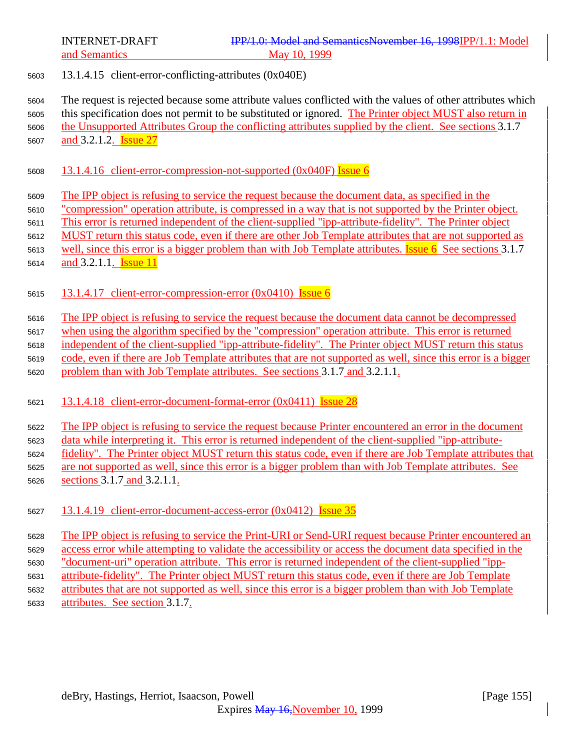13.1.4.15 client-error-conflicting-attributes (0x040E)

The request is rejected because some attribute values conflicted with the values of other attributes which this specification does not permit to be substituted or ignored. The Printer object MUST also return in the Unsupported Attributes Group the conflicting attributes supplied by the client. See sections 3.1.7 and 3.2.1.2. Issue 27

13.1.4.16 client-error-compression-not-supported (0x040F) Issue 6

The IPP object is refusing to service the request because the document data, as specified in the "compression" operation attribute, is compressed in a way that is not supported by the Printer object. This error is returned independent of the client-supplied "ipp-attribute-fidelity". The Printer object MUST return this status code, even if there are other Job Template attributes that are not supported as well, since this error is a bigger problem than with Job Template attributes. Issue 6 See sections 3.1.7 and 3.2.1.1. Issue 11

13.1.4.17 client-error-compression-error (0x0410) Issue 6

The IPP object is refusing to service the request because the document data cannot be decompressed when using the algorithm specified by the "compression" operation attribute. This error is returned independent of the client-supplied "ipp-attribute-fidelity". The Printer object MUST return this status code, even if there are Job Template attributes that are not supported as well, since this error is a bigger problem than with Job Template attributes. See sections 3.1.7 and 3.2.1.1.

13.1.4.18 client-error-document-format-error (0x0411) Issue 28

The IPP object is refusing to service the request because Printer encountered an error in the document data while interpreting it. This error is returned independent of the client-supplied "ipp-attribute-fidelity". The Printer object MUST return this status code, even if there are Job Template attributes that are not supported as well, since this error is a bigger problem than with Job Template attributes. See sections 3.1.7 and 3.2.1.1.

13.1.4.19 client-error-document-access-error (0x0412) Issue 35

The IPP object is refusing to service the Print-URI or Send-URI request because Printer encountered an access error while attempting to validate the accessibility or access the document data specified in the "document-uri" operation attribute. This error is returned independent of the client-supplied "ipp-attribute-fidelity". The Printer object MUST return this status code, even if there are Job Template attributes that are not supported as well, since this error is a bigger problem than with Job Template attributes. See section 3.1.7.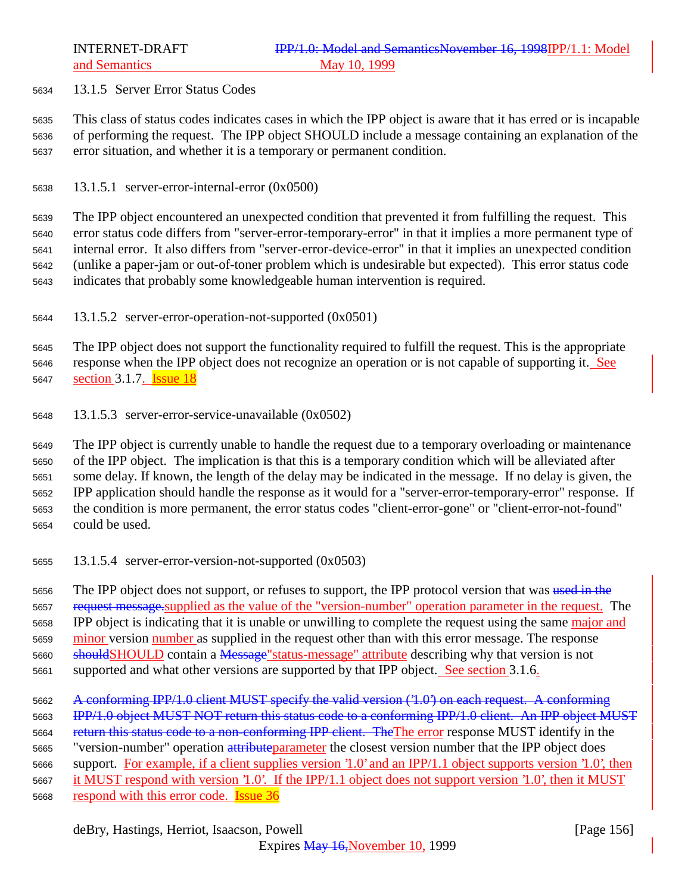### 13.1.5 Server Error Status Codes

This class of status codes indicates cases in which the IPP object is aware that it has erred or is incapable of performing the request. The IPP object SHOULD include a message containing an explanation of the error situation, and whether it is a temporary or permanent condition.

#### 13.1.5.1 server-error-internal-error (0x0500)

The IPP object encountered an unexpected condition that prevented it from fulfilling the request. This error status code differs from "server-error-temporary-error" in that it implies a more permanent type of internal error. It also differs from "server-error-device-error" in that it implies an unexpected condition (unlike a paper-jam or out-of-toner problem which is undesirable but expected). This error status code indicates that probably some knowledgeable human intervention is required.

#### 13.1.5.2 server-error-operation-not-supported (0x0501)

The IPP object does not support the functionality required to fulfill the request. This is the appropriate response when the IPP object does not recognize an operation or is not capable of supporting it. See section 3.1.7. Issue 18

#### 13.1.5.3 server-error-service-unavailable (0x0502)

The IPP object is currently unable to handle the request due to a temporary overloading or maintenance of the IPP object. The implication is that this is a temporary condition which will be alleviated after some delay. If known, the length of the delay may be indicated in the message. If no delay is given, the IPP application should handle the response as it would for a "server-error-temporary-error" response. If the condition is more permanent, the error status codes "client-error-gone" or "client-error-not-found" could be used.

#### 13.1.5.4 server-error-version-not-supported (0x0503)

The IPP object does not support, or refuses to support, the IPP protocol version that was ~~used in the request message.~~supplied as the value of the "version-number" operation parameter in the request. The IPP object is indicating that it is unable or unwilling to complete the request using the same major and minor version number as supplied in the request other than with this error message. The response ~~should~~SHOULD contain a ~~Message~~"status-message" attribute describing why that version is not supported and what other versions are supported by that IPP object. See section 3.1.6.

~~A conforming IPP/1.0 client MUST specify the valid version ('1.0') on each request. A conforming IPP/1.0 object MUST NOT return this status code to a conforming IPP/1.0 client. An IPP object MUST return this status code to a non-conforming IPP client. The~~The error response MUST identify in the "version-number" operation ~~attribute~~parameter the closest version number that the IPP object does support. For example, if a client supplies version '1.0' and an IPP/1.1 object supports version '1.0', then it MUST respond with version '1.0'. If the IPP/1.1 object does not support version '1.0', then it MUST respond with this error code. Issue 36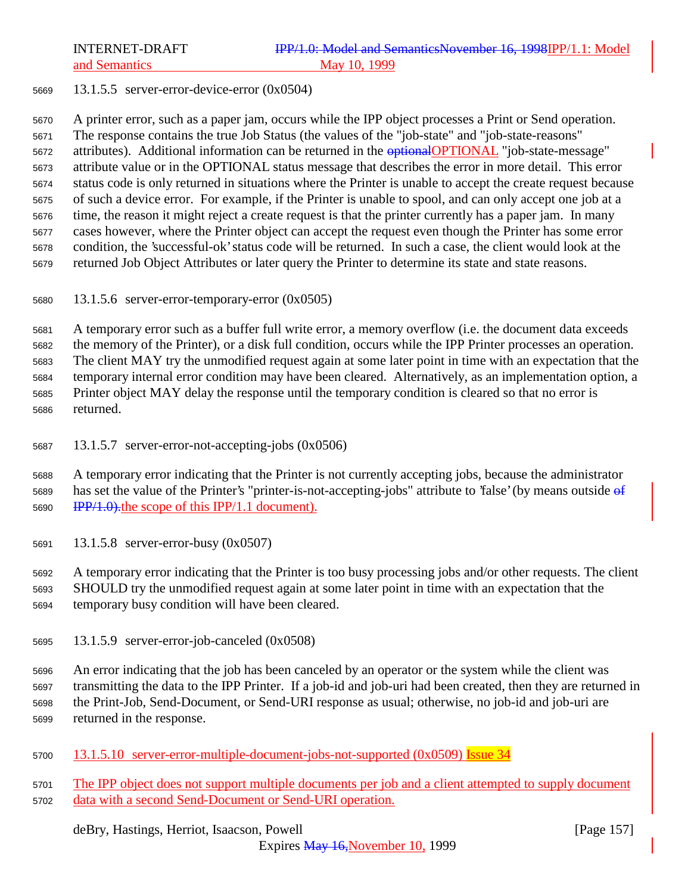#### 13.1.5.5 server-error-device-error (0x0504)

A printer error, such as a paper jam, occurs while the IPP object processes a Print or Send operation. The response contains the true Job Status (the values of the "job-state" and "job-state-reasons" attributes). Additional information can be returned in the ~~optional~~OPTIONAL "job-state-message" attribute value or in the OPTIONAL status message that describes the error in more detail. This error status code is only returned in situations where the Printer is unable to accept the create request because of such a device error. For example, if the Printer is unable to spool, and can only accept one job at a time, the reason it might reject a create request is that the printer currently has a paper jam. In many cases however, where the Printer object can accept the request even though the Printer has some error condition, the 'successful-ok' status code will be returned. In such a case, the client would look at the returned Job Object Attributes or later query the Printer to determine its state and state reasons.

#### 13.1.5.6 server-error-temporary-error (0x0505)

A temporary error such as a buffer full write error, a memory overflow (i.e. the document data exceeds the memory of the Printer), or a disk full condition, occurs while the IPP Printer processes an operation. The client MAY try the unmodified request again at some later point in time with an expectation that the temporary internal error condition may have been cleared. Alternatively, as an implementation option, a Printer object MAY delay the response until the temporary condition is cleared so that no error is returned.

#### 13.1.5.7 server-error-not-accepting-jobs (0x0506)

A temporary error indicating that the Printer is not currently accepting jobs, because the administrator has set the value of the Printer's "printer-is-not-accepting-jobs" attribute to 'false' (by means outside ~~of IPP/1.0).~~the scope of this IPP/1.1 document).

#### 13.1.5.8 server-error-busy (0x0507)

A temporary error indicating that the Printer is too busy processing jobs and/or other requests. The client SHOULD try the unmodified request again at some later point in time with an expectation that the temporary busy condition will have been cleared.

#### 13.1.5.9 server-error-job-canceled (0x0508)

An error indicating that the job has been canceled by an operator or the system while the client was transmitting the data to the IPP Printer. If a job-id and job-uri had been created, then they are returned in the Print-Job, Send-Document, or Send-URI response as usual; otherwise, no job-id and job-uri are returned in the response.

#### 13.1.5.10 server-error-multiple-document-jobs-not-supported (0x0509) Issue 34

The IPP object does not support multiple documents per job and a client attempted to supply document data with a second Send-Document or Send-URI operation.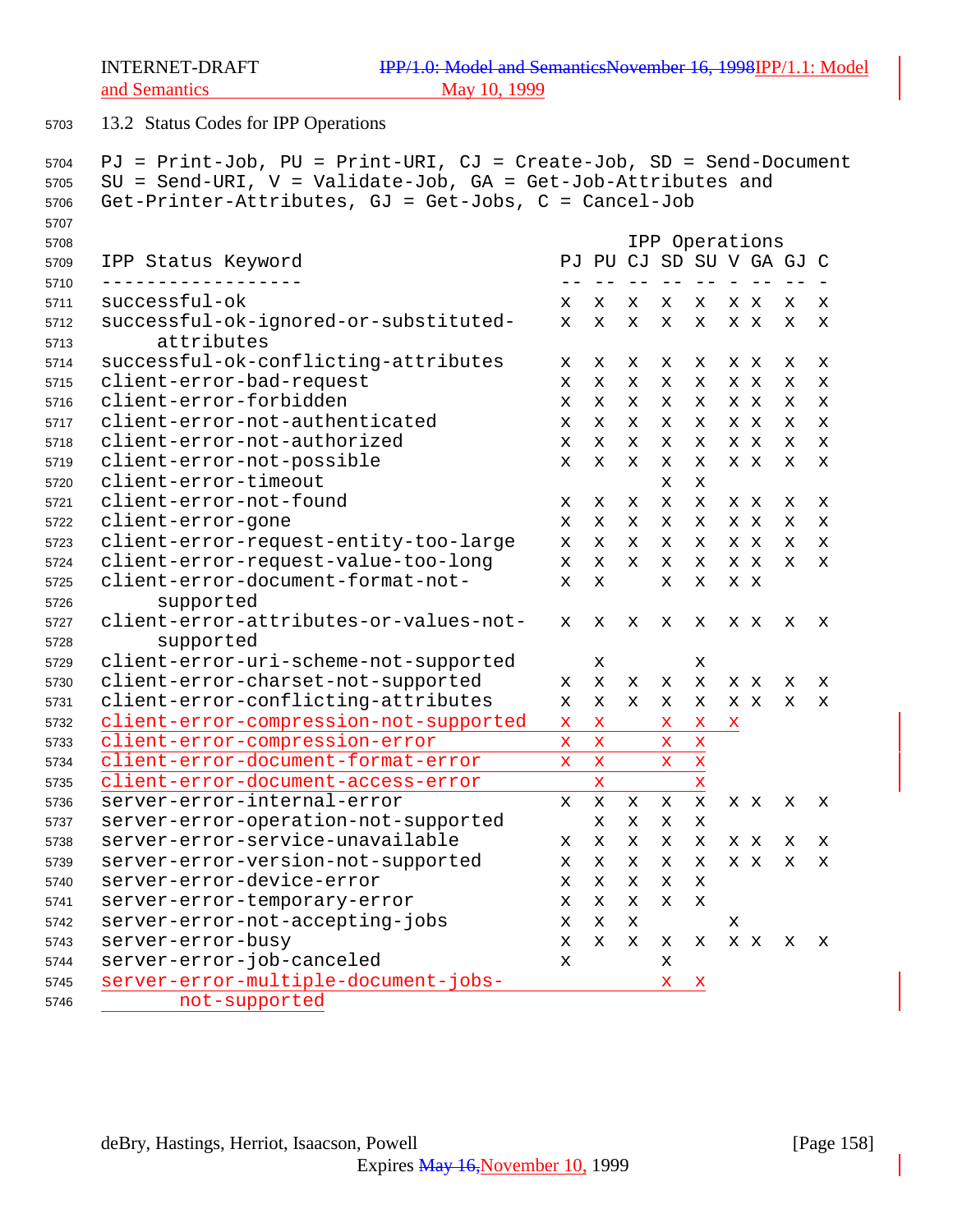## 13.2 Status Codes for IPP Operations

PJ = Print-Job, PU = Print-URI, CJ = Create-Job, SD = Send-Document
SU = Send-URI, V = Validate-Job, GA = Get-Job-Attributes and
Get-Printer-Attributes, GJ = Get-Jobs, C = Cancel-Job

| IPP Status Keyword | PJ | PU | CJ | SD | SU | V | GA | GJ | C |
|---|---|---|---|---|---|---|---|---|---|
| successful-ok | x | x | x | x | x | x | x | x | x |
| successful-ok-ignored-or-substituted-attributes | x | x | x | x | x | x | x | x | x |
| successful-ok-conflicting-attributes | x | x | x | x | x | x | x | x | x |
| client-error-bad-request | x | x | x | x | x | x | x | x | x |
| client-error-forbidden | x | x | x | x | x | x | x | x | x |
| client-error-not-authenticated | x | x | x | x | x | x | x | x | x |
| client-error-not-authorized | x | x | x | x | x | x | x | x | x |
| client-error-not-possible | x | x | x | x | x | x | x | x | x |
| client-error-timeout | | | | x | x | | | | |
| client-error-not-found | x | x | x | x | x | x | x | x | x |
| client-error-gone | x | x | x | x | x | x | x | x | x |
| client-error-request-entity-too-large | x | x | x | x | x | x | x | x | x |
| client-error-request-value-too-long | x | x | x | x | x | x | x | x | x |
| client-error-document-format-not-supported | x | x | | x | x | x | x | | |
| client-error-attributes-or-values-not-supported | x | x | x | x | x | x | x | x | x |
| client-error-uri-scheme-not-supported | | x | | | x | | | | |
| client-error-charset-not-supported | x | x | x | x | x | x | x | x | x |
| client-error-conflicting-attributes | x | x | x | x | x | x | x | x | x |
| client-error-compression-not-supported | x | x | | x | x | x | | | |
| client-error-compression-error | x | x | | x | x | | | | |
| client-error-document-format-error | x | x | | x | x | | | | |
| client-error-document-access-error | | x | | | x | | | | |
| server-error-internal-error | x | x | x | x | x | x | x | x | x |
| server-error-operation-not-supported | | x | x | x | x | | | | |
| server-error-service-unavailable | x | x | x | x | x | x | x | x | x |
| server-error-version-not-supported | x | x | x | x | x | x | x | x | x |
| server-error-device-error | x | x | x | x | x | | | | |
| server-error-temporary-error | x | x | x | x | x | | | | |
| server-error-not-accepting-jobs | x | x | x | | | x | | | |
| server-error-busy | x | x | x | x | x | x | x | x | x |
| server-error-job-canceled | x | | | x | | | | | |
| server-error-multiple-document-jobs-not-supported | | | | x | x | | | | |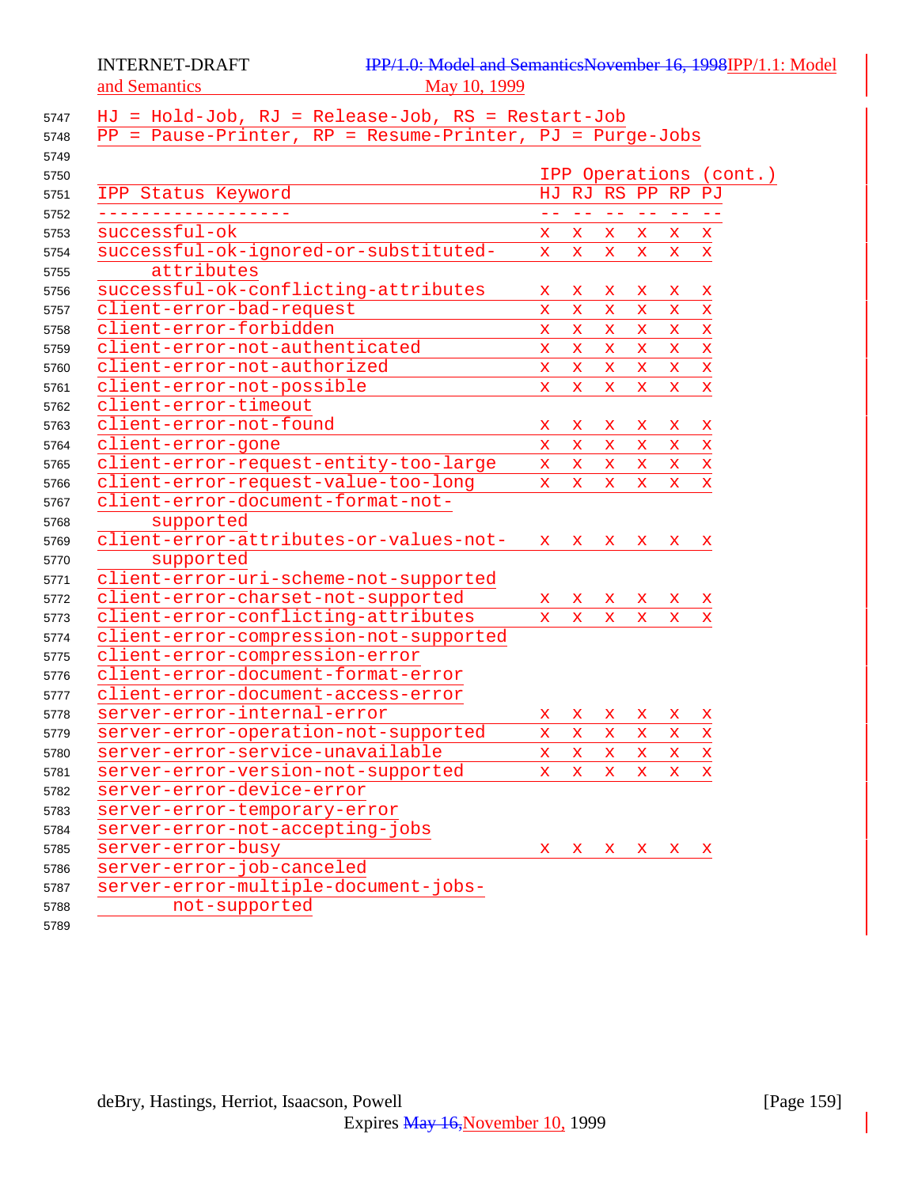HJ = Hold-Job, RJ = Release-Job, RS = Restart-Job
PP = Pause-Printer, RP = Resume-Printer, PJ = Purge-Jobs

| IPP Status Keyword | IPP Operations (cont.) | | | | | |
|---|---|---|---|---|---|---|
| | HJ | RJ | RS | PP | RP | PJ |
| successful-ok | x | x | x | x | x | x |
| successful-ok-ignored-or-substituted-attributes | x | x | x | x | x | x |
| successful-ok-conflicting-attributes | x | x | x | x | x | x |
| client-error-bad-request | x | x | x | x | x | x |
| client-error-forbidden | x | x | x | x | x | x |
| client-error-not-authenticated | x | x | x | x | x | x |
| client-error-not-authorized | x | x | x | x | x | x |
| client-error-not-possible | x | x | x | x | x | x |
| client-error-timeout | | | | | | |
| client-error-not-found | x | x | x | x | x | x |
| client-error-gone | x | x | x | x | x | x |
| client-error-request-entity-too-large | x | x | x | x | x | x |
| client-error-request-value-too-long | x | x | x | x | x | x |
| client-error-document-format-not-supported | | | | | | |
| client-error-attributes-or-values-not-supported | x | x | x | x | x | x |
| client-error-uri-scheme-not-supported | | | | | | |
| client-error-charset-not-supported | x | x | x | x | x | x |
| client-error-conflicting-attributes | x | x | x | x | x | x |
| client-error-compression-not-supported | | | | | | |
| client-error-compression-error | | | | | | |
| client-error-document-format-error | | | | | | |
| client-error-document-access-error | | | | | | |
| server-error-internal-error | x | x | x | x | x | x |
| server-error-operation-not-supported | x | x | x | x | x | x |
| server-error-service-unavailable | x | x | x | x | x | x |
| server-error-version-not-supported | x | x | x | x | x | x |
| server-error-device-error | | | | | | |
| server-error-temporary-error | | | | | | |
| server-error-not-accepting-jobs | | | | | | |
| server-error-busy | x | x | x | x | x | x |
| server-error-job-canceled | | | | | | |
| server-error-multiple-document-jobs-not-supported | | | | | | |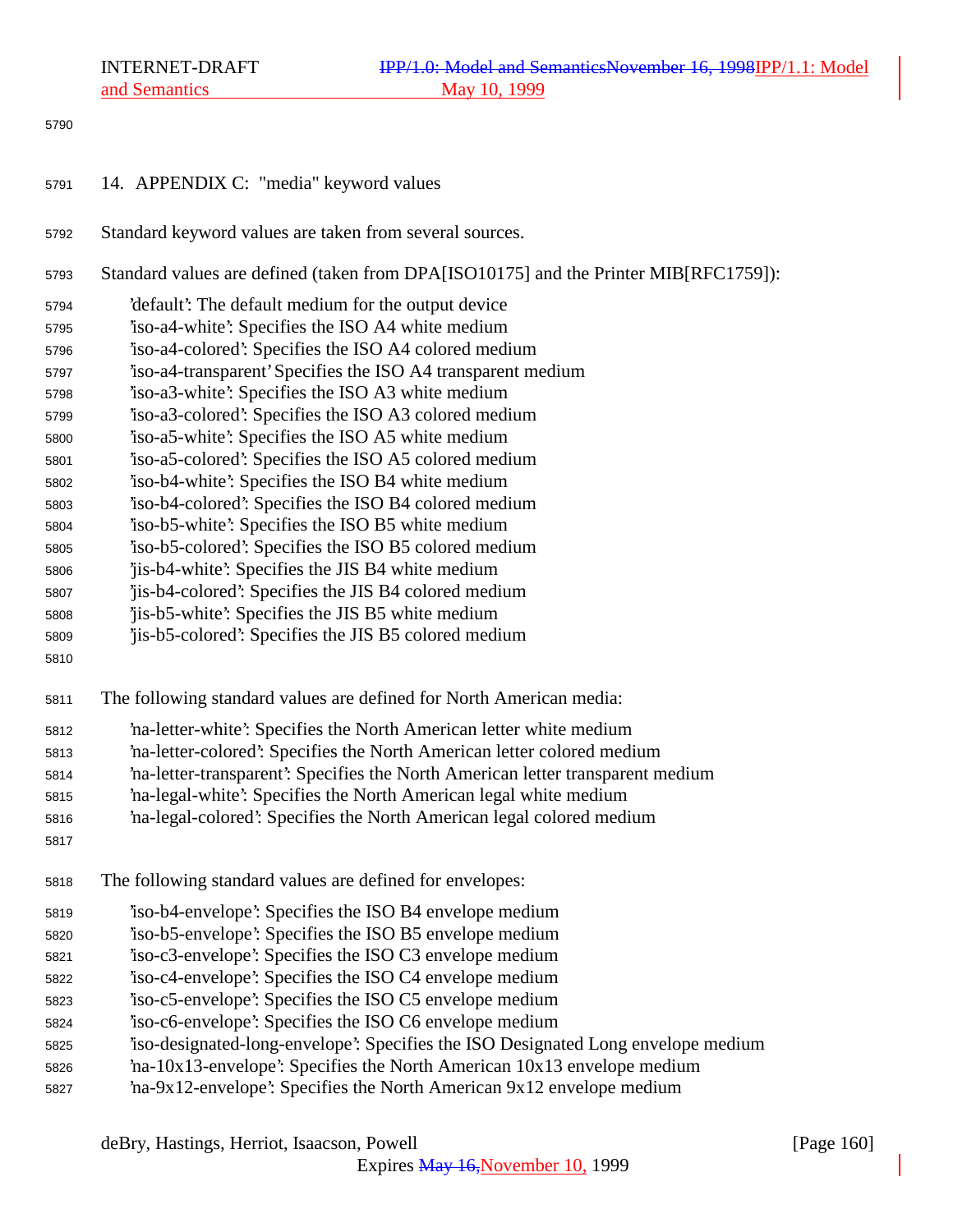# 14. APPENDIX C: "media" keyword values

Standard keyword values are taken from several sources.

Standard values are defined (taken from DPA[ISO10175] and the Printer MIB[RFC1759]):

- 'default': The default medium for the output device
- 'iso-a4-white': Specifies the ISO A4 white medium
- 'iso-a4-colored': Specifies the ISO A4 colored medium
- 'iso-a4-transparent' Specifies the ISO A4 transparent medium
- 'iso-a3-white': Specifies the ISO A3 white medium
- 'iso-a3-colored': Specifies the ISO A3 colored medium
- 'iso-a5-white': Specifies the ISO A5 white medium
- 'iso-a5-colored': Specifies the ISO A5 colored medium
- 'iso-b4-white': Specifies the ISO B4 white medium
- 'iso-b4-colored': Specifies the ISO B4 colored medium
- 'iso-b5-white': Specifies the ISO B5 white medium
- 'iso-b5-colored': Specifies the ISO B5 colored medium
- 'jis-b4-white': Specifies the JIS B4 white medium
- 'jis-b4-colored': Specifies the JIS B4 colored medium
- 'jis-b5-white': Specifies the JIS B5 white medium
- 'jis-b5-colored': Specifies the JIS B5 colored medium

The following standard values are defined for North American media:

- 'na-letter-white': Specifies the North American letter white medium
- 'na-letter-colored': Specifies the North American letter colored medium
- 'na-letter-transparent': Specifies the North American letter transparent medium
- 'na-legal-white': Specifies the North American legal white medium
- 'na-legal-colored': Specifies the North American legal colored medium

The following standard values are defined for envelopes:

- 'iso-b4-envelope': Specifies the ISO B4 envelope medium
- 'iso-b5-envelope': Specifies the ISO B5 envelope medium
- 'iso-c3-envelope': Specifies the ISO C3 envelope medium
- 'iso-c4-envelope': Specifies the ISO C4 envelope medium
- 'iso-c5-envelope': Specifies the ISO C5 envelope medium
- 'iso-c6-envelope': Specifies the ISO C6 envelope medium
- 'iso-designated-long-envelope': Specifies the ISO Designated Long envelope medium
- 'na-10x13-envelope': Specifies the North American 10x13 envelope medium
- 'na-9x12-envelope': Specifies the North American 9x12 envelope medium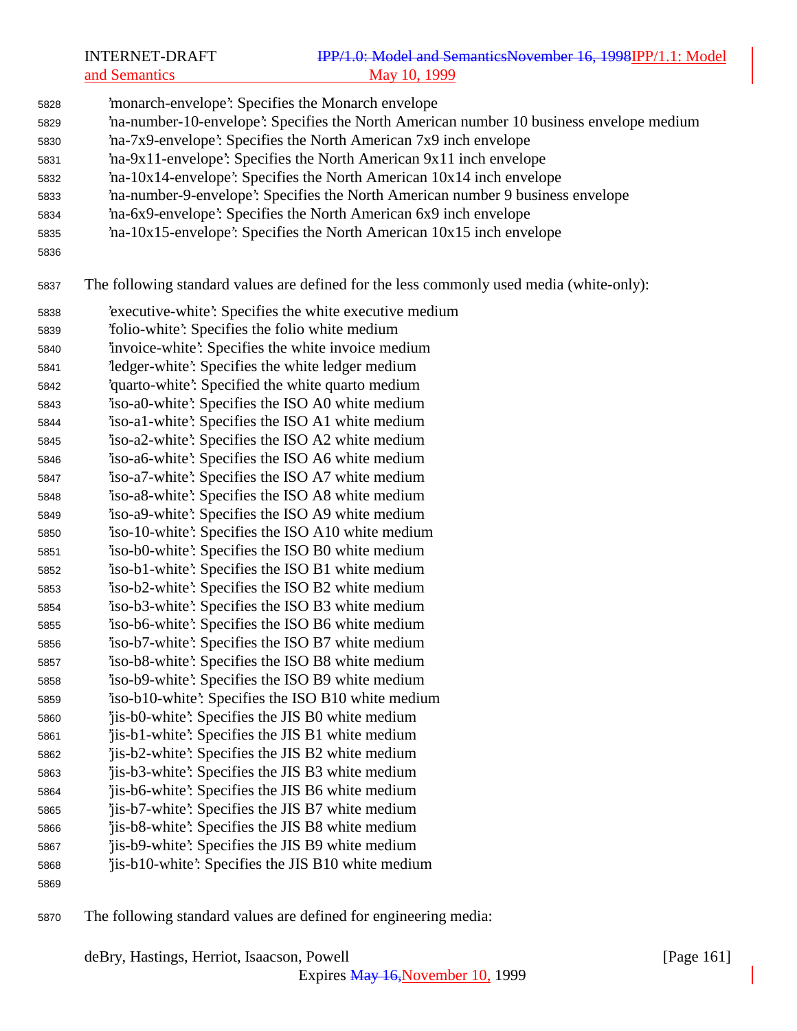'monarch-envelope': Specifies the Monarch envelope
'na-number-10-envelope': Specifies the North American number 10 business envelope medium
'na-7x9-envelope': Specifies the North American 7x9 inch envelope
'na-9x11-envelope': Specifies the North American 9x11 inch envelope
'na-10x14-envelope': Specifies the North American 10x14 inch envelope
'na-number-9-envelope': Specifies the North American number 9 business envelope
'na-6x9-envelope': Specifies the North American 6x9 inch envelope
'na-10x15-envelope': Specifies the North American 10x15 inch envelope

The following standard values are defined for the less commonly used media (white-only):

'executive-white': Specifies the white executive medium
'folio-white': Specifies the folio white medium
'invoice-white': Specifies the white invoice medium
'ledger-white': Specifies the white ledger medium
'quarto-white': Specified the white quarto medium
'iso-a0-white': Specifies the ISO A0 white medium
'iso-a1-white': Specifies the ISO A1 white medium
'iso-a2-white': Specifies the ISO A2 white medium
'iso-a6-white': Specifies the ISO A6 white medium
'iso-a7-white': Specifies the ISO A7 white medium
'iso-a8-white': Specifies the ISO A8 white medium
'iso-a9-white': Specifies the ISO A9 white medium
'iso-10-white': Specifies the ISO A10 white medium
'iso-b0-white': Specifies the ISO B0 white medium
'iso-b1-white': Specifies the ISO B1 white medium
'iso-b2-white': Specifies the ISO B2 white medium
'iso-b3-white': Specifies the ISO B3 white medium
'iso-b6-white': Specifies the ISO B6 white medium
'iso-b7-white': Specifies the ISO B7 white medium
'iso-b8-white': Specifies the ISO B8 white medium
'iso-b9-white': Specifies the ISO B9 white medium
'iso-b10-white': Specifies the ISO B10 white medium
'jis-b0-white': Specifies the JIS B0 white medium
'jis-b1-white': Specifies the JIS B1 white medium
'jis-b2-white': Specifies the JIS B2 white medium
'jis-b3-white': Specifies the JIS B3 white medium
'jis-b6-white': Specifies the JIS B6 white medium
'jis-b7-white': Specifies the JIS B7 white medium
'jis-b8-white': Specifies the JIS B8 white medium
'jis-b9-white': Specifies the JIS B9 white medium
'jis-b10-white': Specifies the JIS B10 white medium

The following standard values are defined for engineering media: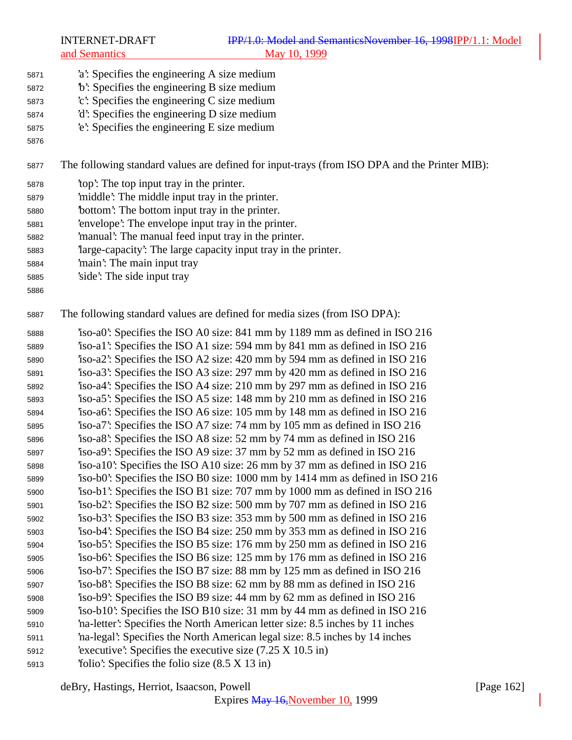'a': Specifies the engineering A size medium
'b': Specifies the engineering B size medium
'c': Specifies the engineering C size medium
'd': Specifies the engineering D size medium
'e': Specifies the engineering E size medium

The following standard values are defined for input-trays (from ISO DPA and the Printer MIB):

'top': The top input tray in the printer.
'middle': The middle input tray in the printer.
'bottom': The bottom input tray in the printer.
'envelope': The envelope input tray in the printer.
'manual': The manual feed input tray in the printer.
'large-capacity': The large capacity input tray in the printer.
'main': The main input tray
'side': The side input tray

The following standard values are defined for media sizes (from ISO DPA):

'iso-a0': Specifies the ISO A0 size: 841 mm by 1189 mm as defined in ISO 216
'iso-a1': Specifies the ISO A1 size: 594 mm by 841 mm as defined in ISO 216
'iso-a2': Specifies the ISO A2 size: 420 mm by 594 mm as defined in ISO 216
'iso-a3': Specifies the ISO A3 size: 297 mm by 420 mm as defined in ISO 216
'iso-a4': Specifies the ISO A4 size: 210 mm by 297 mm as defined in ISO 216
'iso-a5': Specifies the ISO A5 size: 148 mm by 210 mm as defined in ISO 216
'iso-a6': Specifies the ISO A6 size: 105 mm by 148 mm as defined in ISO 216
'iso-a7': Specifies the ISO A7 size: 74 mm by 105 mm as defined in ISO 216
'iso-a8': Specifies the ISO A8 size: 52 mm by 74 mm as defined in ISO 216
'iso-a9': Specifies the ISO A9 size: 37 mm by 52 mm as defined in ISO 216
'iso-a10': Specifies the ISO A10 size: 26 mm by 37 mm as defined in ISO 216
'iso-b0': Specifies the ISO B0 size: 1000 mm by 1414 mm as defined in ISO 216
'iso-b1': Specifies the ISO B1 size: 707 mm by 1000 mm as defined in ISO 216
'iso-b2': Specifies the ISO B2 size: 500 mm by 707 mm as defined in ISO 216
'iso-b3': Specifies the ISO B3 size: 353 mm by 500 mm as defined in ISO 216
'iso-b4': Specifies the ISO B4 size: 250 mm by 353 mm as defined in ISO 216
'iso-b5': Specifies the ISO B5 size: 176 mm by 250 mm as defined in ISO 216
'iso-b6': Specifies the ISO B6 size: 125 mm by 176 mm as defined in ISO 216
'iso-b7': Specifies the ISO B7 size: 88 mm by 125 mm as defined in ISO 216
'iso-b8': Specifies the ISO B8 size: 62 mm by 88 mm as defined in ISO 216
'iso-b9': Specifies the ISO B9 size: 44 mm by 62 mm as defined in ISO 216
'iso-b10': Specifies the ISO B10 size: 31 mm by 44 mm as defined in ISO 216
'na-letter': Specifies the North American letter size: 8.5 inches by 11 inches
'na-legal': Specifies the North American legal size: 8.5 inches by 14 inches
'executive': Specifies the executive size (7.25 X 10.5 in)
'folio': Specifies the folio size (8.5 X 13 in)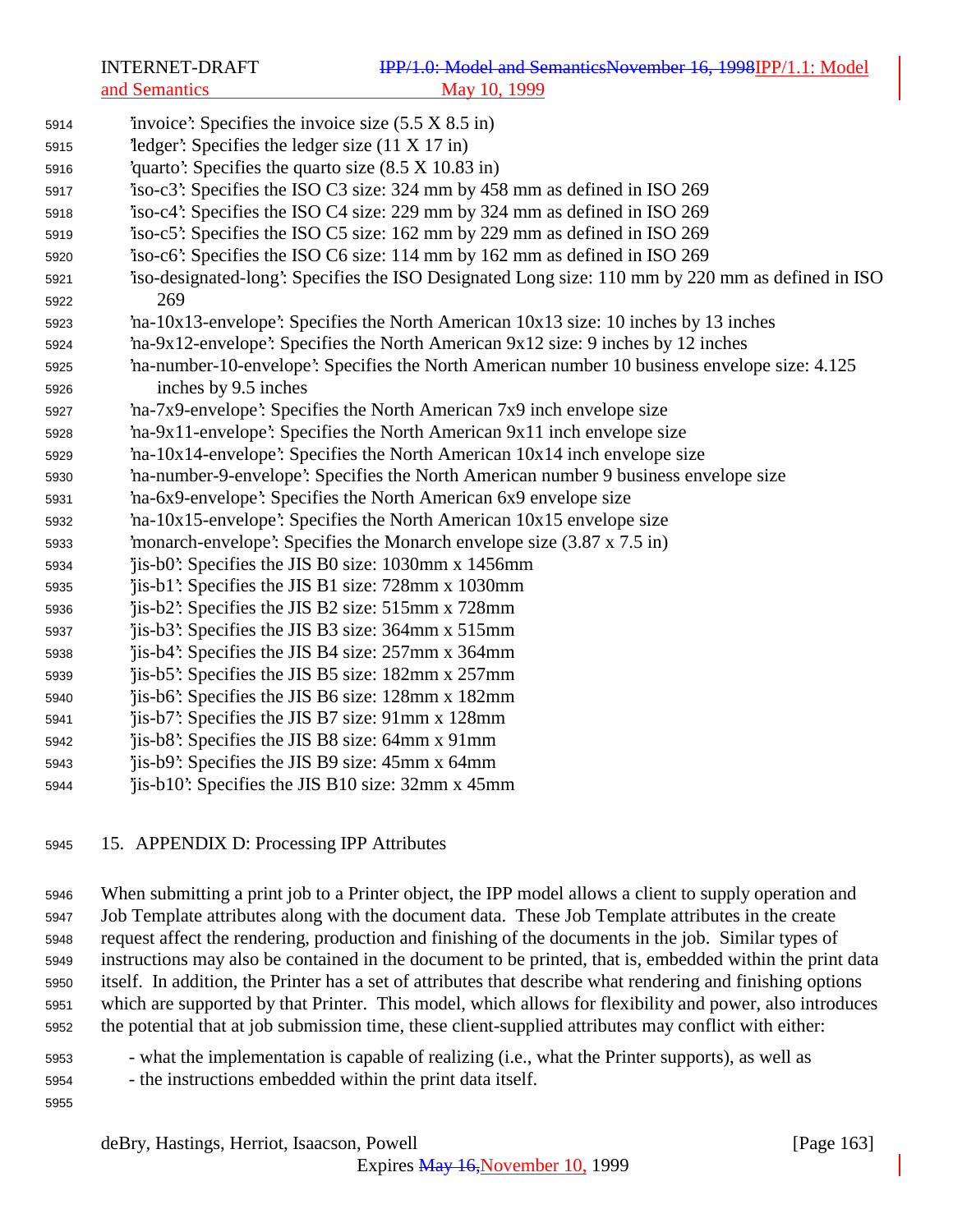'invoice': Specifies the invoice size (5.5 X 8.5 in)
'ledger': Specifies the ledger size (11 X 17 in)
'quarto': Specifies the quarto size (8.5 X 10.83 in)
'iso-c3': Specifies the ISO C3 size: 324 mm by 458 mm as defined in ISO 269
'iso-c4': Specifies the ISO C4 size: 229 mm by 324 mm as defined in ISO 269
'iso-c5': Specifies the ISO C5 size: 162 mm by 229 mm as defined in ISO 269
'iso-c6': Specifies the ISO C6 size: 114 mm by 162 mm as defined in ISO 269
'iso-designated-long': Specifies the ISO Designated Long size: 110 mm by 220 mm as defined in ISO 269
'na-10x13-envelope': Specifies the North American 10x13 size: 10 inches by 13 inches
'na-9x12-envelope': Specifies the North American 9x12 size: 9 inches by 12 inches
'na-number-10-envelope': Specifies the North American number 10 business envelope size: 4.125 inches by 9.5 inches
'na-7x9-envelope': Specifies the North American 7x9 inch envelope size
'na-9x11-envelope': Specifies the North American 9x11 inch envelope size
'na-10x14-envelope': Specifies the North American 10x14 inch envelope size
'na-number-9-envelope': Specifies the North American number 9 business envelope size
'na-6x9-envelope': Specifies the North American 6x9 envelope size
'na-10x15-envelope': Specifies the North American 10x15 envelope size
'monarch-envelope': Specifies the Monarch envelope size (3.87 x 7.5 in)
'jis-b0': Specifies the JIS B0 size: 1030mm x 1456mm
'jis-b1': Specifies the JIS B1 size: 728mm x 1030mm
'jis-b2': Specifies the JIS B2 size: 515mm x 728mm
'jis-b3': Specifies the JIS B3 size: 364mm x 515mm
'jis-b4': Specifies the JIS B4 size: 257mm x 364mm
'jis-b5': Specifies the JIS B5 size: 182mm x 257mm
'jis-b6': Specifies the JIS B6 size: 128mm x 182mm
'jis-b7': Specifies the JIS B7 size: 91mm x 128mm
'jis-b8': Specifies the JIS B8 size: 64mm x 91mm
'jis-b9': Specifies the JIS B9 size: 45mm x 64mm
'jis-b10': Specifies the JIS B10 size: 32mm x 45mm

# 15. APPENDIX D: Processing IPP Attributes

When submitting a print job to a Printer object, the IPP model allows a client to supply operation and Job Template attributes along with the document data. These Job Template attributes in the create request affect the rendering, production and finishing of the documents in the job. Similar types of instructions may also be contained in the document to be printed, that is, embedded within the print data itself. In addition, the Printer has a set of attributes that describe what rendering and finishing options which are supported by that Printer. This model, which allows for flexibility and power, also introduces the potential that at job submission time, these client-supplied attributes may conflict with either:

- what the implementation is capable of realizing (i.e., what the Printer supports), as well as
- the instructions embedded within the print data itself.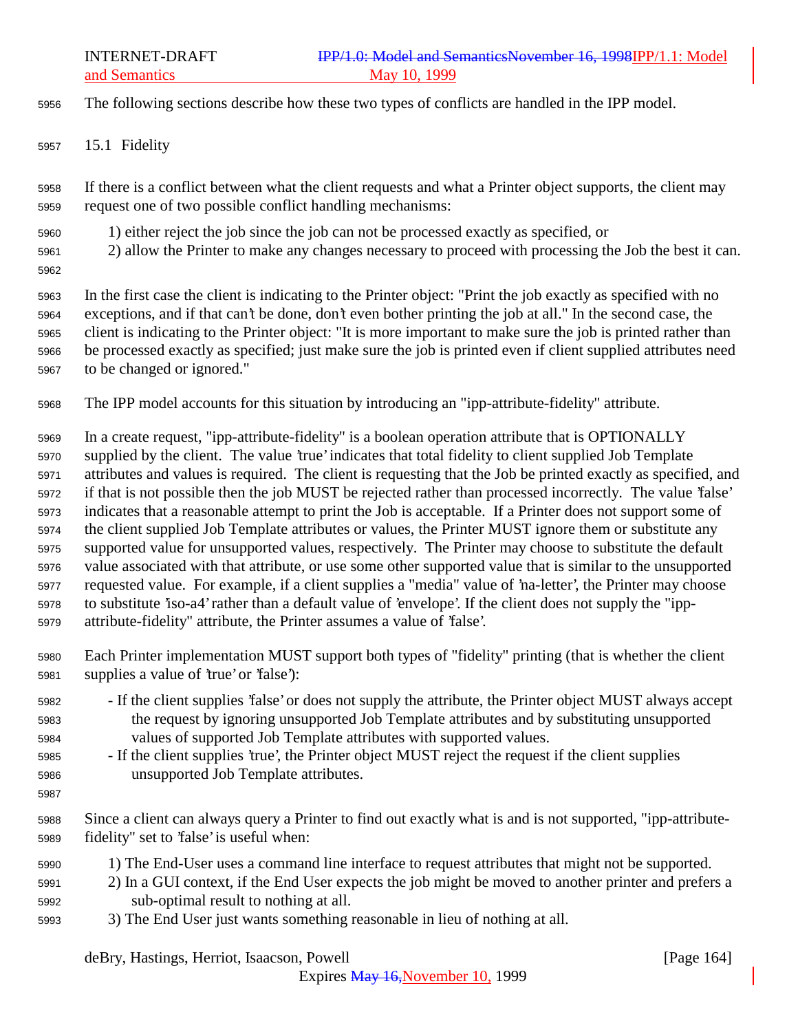The following sections describe how these two types of conflicts are handled in the IPP model.

## 15.1 Fidelity

If there is a conflict between what the client requests and what a Printer object supports, the client may request one of two possible conflict handling mechanisms:

1) either reject the job since the job can not be processed exactly as specified, or
2) allow the Printer to make any changes necessary to proceed with processing the Job the best it can.

In the first case the client is indicating to the Printer object: "Print the job exactly as specified with no exceptions, and if that can't be done, don't even bother printing the job at all." In the second case, the client is indicating to the Printer object: "It is more important to make sure the job is printed rather than be processed exactly as specified; just make sure the job is printed even if client supplied attributes need to be changed or ignored."

The IPP model accounts for this situation by introducing an "ipp-attribute-fidelity" attribute.

In a create request, "ipp-attribute-fidelity" is a boolean operation attribute that is OPTIONALLY supplied by the client. The value 'true' indicates that total fidelity to client supplied Job Template attributes and values is required. The client is requesting that the Job be printed exactly as specified, and if that is not possible then the job MUST be rejected rather than processed incorrectly. The value 'false' indicates that a reasonable attempt to print the Job is acceptable. If a Printer does not support some of the client supplied Job Template attributes or values, the Printer MUST ignore them or substitute any supported value for unsupported values, respectively. The Printer may choose to substitute the default value associated with that attribute, or use some other supported value that is similar to the unsupported requested value. For example, if a client supplies a "media" value of 'na-letter', the Printer may choose to substitute 'iso-a4' rather than a default value of 'envelope'. If the client does not supply the "ipp-attribute-fidelity" attribute, the Printer assumes a value of 'false'.

Each Printer implementation MUST support both types of "fidelity" printing (that is whether the client supplies a value of 'true' or 'false'):

- If the client supplies 'false' or does not supply the attribute, the Printer object MUST always accept the request by ignoring unsupported Job Template attributes and by substituting unsupported values of supported Job Template attributes with supported values.
- If the client supplies 'true', the Printer object MUST reject the request if the client supplies unsupported Job Template attributes.

Since a client can always query a Printer to find out exactly what is and is not supported, "ipp-attribute-fidelity" set to 'false' is useful when:

1) The End-User uses a command line interface to request attributes that might not be supported.
2) In a GUI context, if the End User expects the job might be moved to another printer and prefers a sub-optimal result to nothing at all.
3) The End User just wants something reasonable in lieu of nothing at all.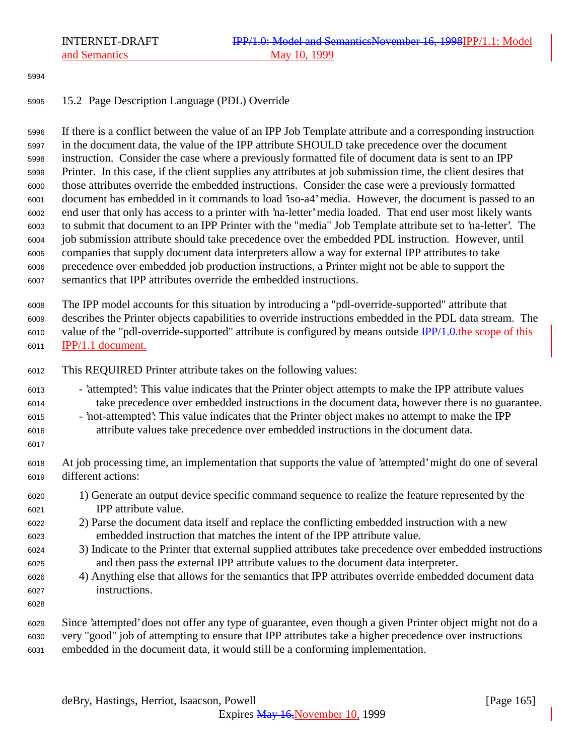## 15.2 Page Description Language (PDL) Override

If there is a conflict between the value of an IPP Job Template attribute and a corresponding instruction in the document data, the value of the IPP attribute SHOULD take precedence over the document instruction. Consider the case where a previously formatted file of document data is sent to an IPP Printer. In this case, if the client supplies any attributes at job submission time, the client desires that those attributes override the embedded instructions. Consider the case were a previously formatted document has embedded in it commands to load 'iso-a4' media. However, the document is passed to an end user that only has access to a printer with 'na-letter' media loaded. That end user most likely wants to submit that document to an IPP Printer with the "media" Job Template attribute set to 'na-letter'. The job submission attribute should take precedence over the embedded PDL instruction. However, until companies that supply document data interpreters allow a way for external IPP attributes to take precedence over embedded job production instructions, a Printer might not be able to support the semantics that IPP attributes override the embedded instructions.

The IPP model accounts for this situation by introducing a "pdl-override-supported" attribute that describes the Printer objects capabilities to override instructions embedded in the PDL data stream. The value of the "pdl-override-supported" attribute is configured by means outside ~~IPP/1.0.~~the scope of this IPP/1.1 document.

This REQUIRED Printer attribute takes on the following values:

- 'attempted': This value indicates that the Printer object attempts to make the IPP attribute values take precedence over embedded instructions in the document data, however there is no guarantee.
- 'not-attempted': This value indicates that the Printer object makes no attempt to make the IPP attribute values take precedence over embedded instructions in the document data.

At job processing time, an implementation that supports the value of 'attempted' might do one of several different actions:

1) Generate an output device specific command sequence to realize the feature represented by the IPP attribute value.
2) Parse the document data itself and replace the conflicting embedded instruction with a new embedded instruction that matches the intent of the IPP attribute value.
3) Indicate to the Printer that external supplied attributes take precedence over embedded instructions and then pass the external IPP attribute values to the document data interpreter.
4) Anything else that allows for the semantics that IPP attributes override embedded document data instructions.

Since 'attempted' does not offer any type of guarantee, even though a given Printer object might not do a very "good" job of attempting to ensure that IPP attributes take a higher precedence over instructions embedded in the document data, it would still be a conforming implementation.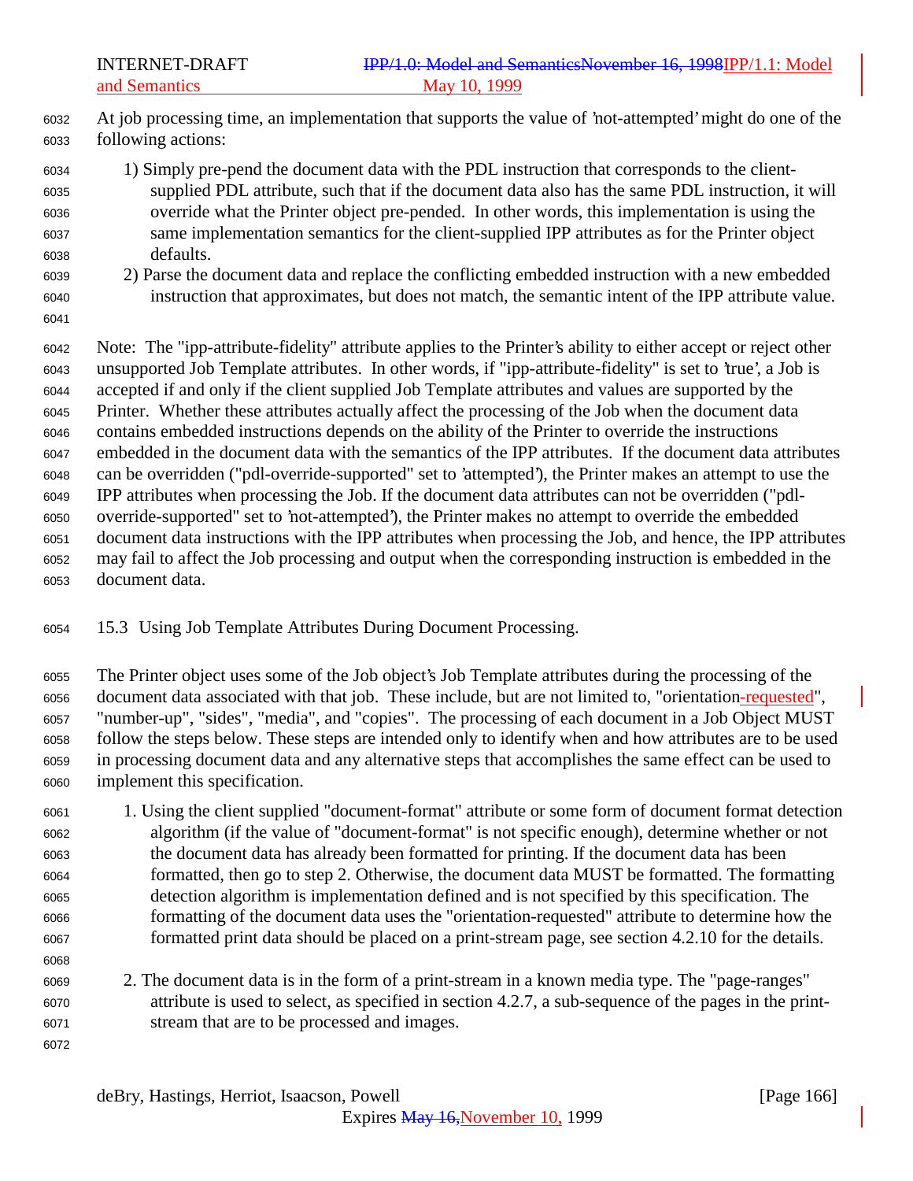At job processing time, an implementation that supports the value of 'not-attempted' might do one of the following actions:

1) Simply pre-pend the document data with the PDL instruction that corresponds to the client-supplied PDL attribute, such that if the document data also has the same PDL instruction, it will override what the Printer object pre-pended. In other words, this implementation is using the same implementation semantics for the client-supplied IPP attributes as for the Printer object defaults.
2) Parse the document data and replace the conflicting embedded instruction with a new embedded instruction that approximates, but does not match, the semantic intent of the IPP attribute value.

Note: The "ipp-attribute-fidelity" attribute applies to the Printer's ability to either accept or reject other unsupported Job Template attributes. In other words, if "ipp-attribute-fidelity" is set to 'true', a Job is accepted if and only if the client supplied Job Template attributes and values are supported by the Printer. Whether these attributes actually affect the processing of the Job when the document data contains embedded instructions depends on the ability of the Printer to override the instructions embedded in the document data with the semantics of the IPP attributes. If the document data attributes can be overridden ("pdl-override-supported" set to 'attempted'), the Printer makes an attempt to use the IPP attributes when processing the Job. If the document data attributes can not be overridden ("pdl-override-supported" set to 'not-attempted'), the Printer makes no attempt to override the embedded document data instructions with the IPP attributes when processing the Job, and hence, the IPP attributes may fail to affect the Job processing and output when the corresponding instruction is embedded in the document data.

## 15.3 Using Job Template Attributes During Document Processing.

The Printer object uses some of the Job object's Job Template attributes during the processing of the document data associated with that job. These include, but are not limited to, "orientation-requested", "number-up", "sides", "media", and "copies". The processing of each document in a Job Object MUST follow the steps below. These steps are intended only to identify when and how attributes are to be used in processing document data and any alternative steps that accomplishes the same effect can be used to implement this specification.

1. Using the client supplied "document-format" attribute or some form of document format detection algorithm (if the value of "document-format" is not specific enough), determine whether or not the document data has already been formatted for printing. If the document data has been formatted, then go to step 2. Otherwise, the document data MUST be formatted. The formatting detection algorithm is implementation defined and is not specified by this specification. The formatting of the document data uses the "orientation-requested" attribute to determine how the formatted print data should be placed on a print-stream page, see section 4.2.10 for the details.

2. The document data is in the form of a print-stream in a known media type. The "page-ranges" attribute is used to select, as specified in section 4.2.7, a sub-sequence of the pages in the print-stream that are to be processed and images.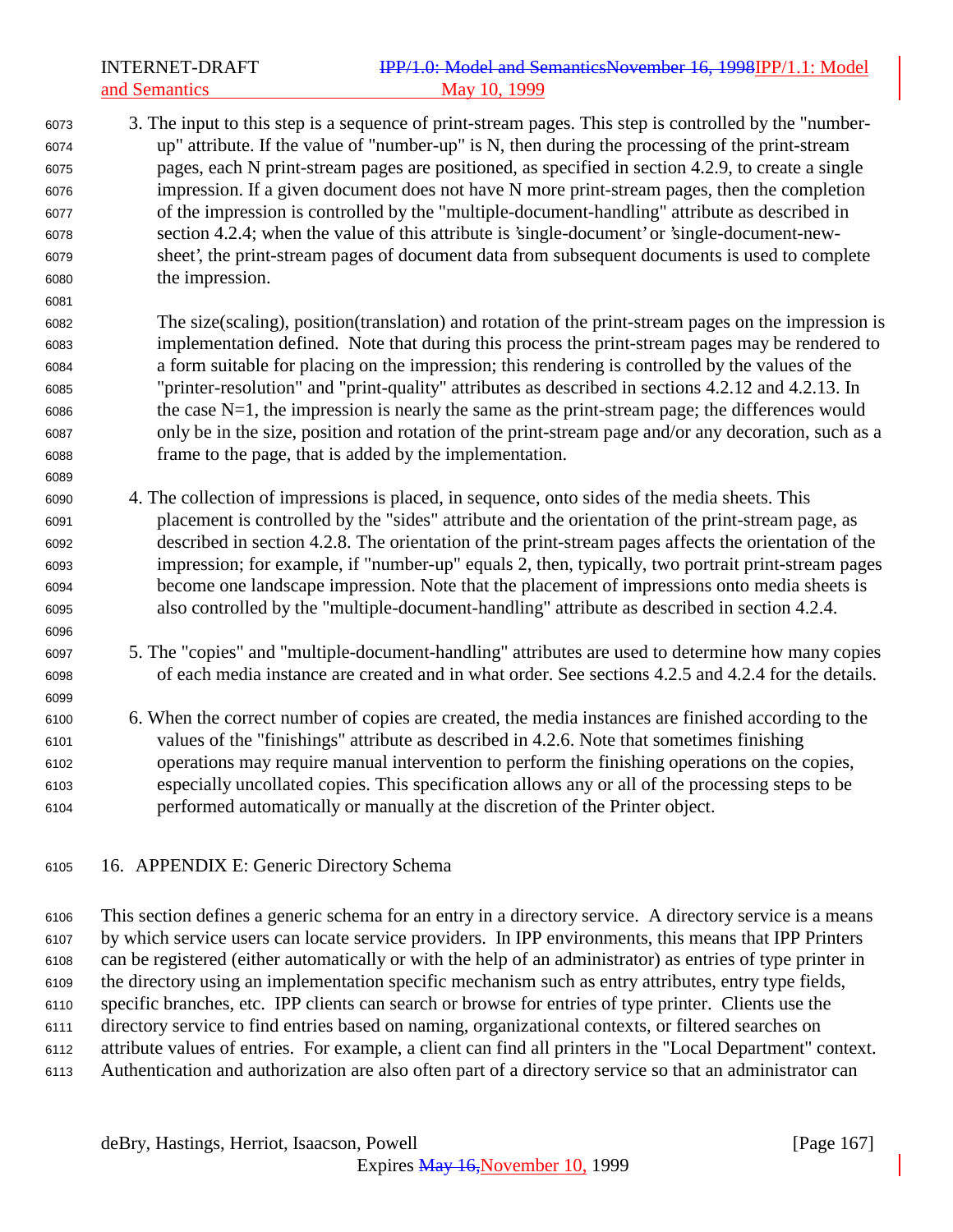3. The input to this step is a sequence of print-stream pages. This step is controlled by the "number-up" attribute. If the value of "number-up" is N, then during the processing of the print-stream pages, each N print-stream pages are positioned, as specified in section 4.2.9, to create a single impression. If a given document does not have N more print-stream pages, then the completion of the impression is controlled by the "multiple-document-handling" attribute as described in section 4.2.4; when the value of this attribute is 'single-document' or 'single-document-new-sheet', the print-stream pages of document data from subsequent documents is used to complete the impression.

   The size(scaling), position(translation) and rotation of the print-stream pages on the impression is implementation defined. Note that during this process the print-stream pages may be rendered to a form suitable for placing on the impression; this rendering is controlled by the values of the "printer-resolution" and "print-quality" attributes as described in sections 4.2.12 and 4.2.13. In the case N=1, the impression is nearly the same as the print-stream page; the differences would only be in the size, position and rotation of the print-stream page and/or any decoration, such as a frame to the page, that is added by the implementation.

4. The collection of impressions is placed, in sequence, onto sides of the media sheets. This placement is controlled by the "sides" attribute and the orientation of the print-stream page, as described in section 4.2.8. The orientation of the print-stream pages affects the orientation of the impression; for example, if "number-up" equals 2, then, typically, two portrait print-stream pages become one landscape impression. Note that the placement of impressions onto media sheets is also controlled by the "multiple-document-handling" attribute as described in section 4.2.4.

5. The "copies" and "multiple-document-handling" attributes are used to determine how many copies of each media instance are created and in what order. See sections 4.2.5 and 4.2.4 for the details.

6. When the correct number of copies are created, the media instances are finished according to the values of the "finishings" attribute as described in 4.2.6. Note that sometimes finishing operations may require manual intervention to perform the finishing operations on the copies, especially uncollated copies. This specification allows any or all of the processing steps to be performed automatically or manually at the discretion of the Printer object.

## 16. APPENDIX E: Generic Directory Schema

This section defines a generic schema for an entry in a directory service. A directory service is a means by which service users can locate service providers. In IPP environments, this means that IPP Printers can be registered (either automatically or with the help of an administrator) as entries of type printer in the directory using an implementation specific mechanism such as entry attributes, entry type fields, specific branches, etc. IPP clients can search or browse for entries of type printer. Clients use the directory service to find entries based on naming, organizational contexts, or filtered searches on attribute values of entries. For example, a client can find all printers in the "Local Department" context. Authentication and authorization are also often part of a directory service so that an administrator can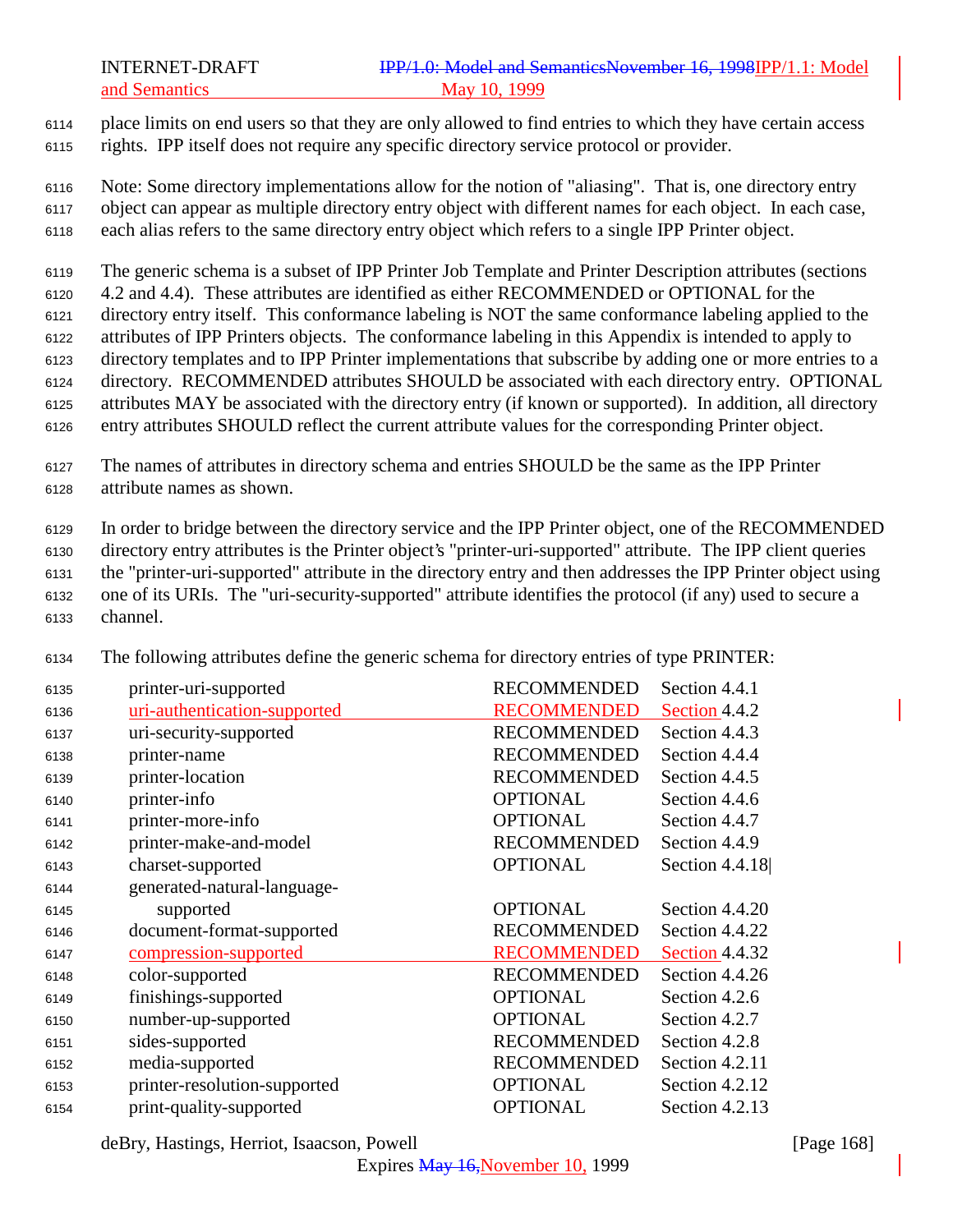place limits on end users so that they are only allowed to find entries to which they have certain access rights. IPP itself does not require any specific directory service protocol or provider.

Note: Some directory implementations allow for the notion of "aliasing". That is, one directory entry object can appear as multiple directory entry object with different names for each object. In each case, each alias refers to the same directory entry object which refers to a single IPP Printer object.

The generic schema is a subset of IPP Printer Job Template and Printer Description attributes (sections 4.2 and 4.4). These attributes are identified as either RECOMMENDED or OPTIONAL for the directory entry itself. This conformance labeling is NOT the same conformance labeling applied to the attributes of IPP Printers objects. The conformance labeling in this Appendix is intended to apply to directory templates and to IPP Printer implementations that subscribe by adding one or more entries to a directory. RECOMMENDED attributes SHOULD be associated with each directory entry. OPTIONAL attributes MAY be associated with the directory entry (if known or supported). In addition, all directory entry attributes SHOULD reflect the current attribute values for the corresponding Printer object.

The names of attributes in directory schema and entries SHOULD be the same as the IPP Printer attribute names as shown.

In order to bridge between the directory service and the IPP Printer object, one of the RECOMMENDED directory entry attributes is the Printer object's "printer-uri-supported" attribute. The IPP client queries the "printer-uri-supported" attribute in the directory entry and then addresses the IPP Printer object using one of its URIs. The "uri-security-supported" attribute identifies the protocol (if any) used to secure a channel.

The following attributes define the generic schema for directory entries of type PRINTER:

| | | |
|---|---|---|
| printer-uri-supported | RECOMMENDED | Section 4.4.1 |
| uri-authentication-supported | RECOMMENDED | Section 4.4.2 |
| uri-security-supported | RECOMMENDED | Section 4.4.3 |
| printer-name | RECOMMENDED | Section 4.4.4 |
| printer-location | RECOMMENDED | Section 4.4.5 |
| printer-info | OPTIONAL | Section 4.4.6 |
| printer-more-info | OPTIONAL | Section 4.4.7 |
| printer-make-and-model | RECOMMENDED | Section 4.4.9 |
| charset-supported | OPTIONAL | Section 4.4.18 |
| generated-natural-language-supported | OPTIONAL | Section 4.4.20 |
| document-format-supported | RECOMMENDED | Section 4.4.22 |
| compression-supported | RECOMMENDED | Section 4.4.32 |
| color-supported | RECOMMENDED | Section 4.4.26 |
| finishings-supported | OPTIONAL | Section 4.2.6 |
| number-up-supported | OPTIONAL | Section 4.2.7 |
| sides-supported | RECOMMENDED | Section 4.2.8 |
| media-supported | RECOMMENDED | Section 4.2.11 |
| printer-resolution-supported | OPTIONAL | Section 4.2.12 |
| print-quality-supported | OPTIONAL | Section 4.2.13 |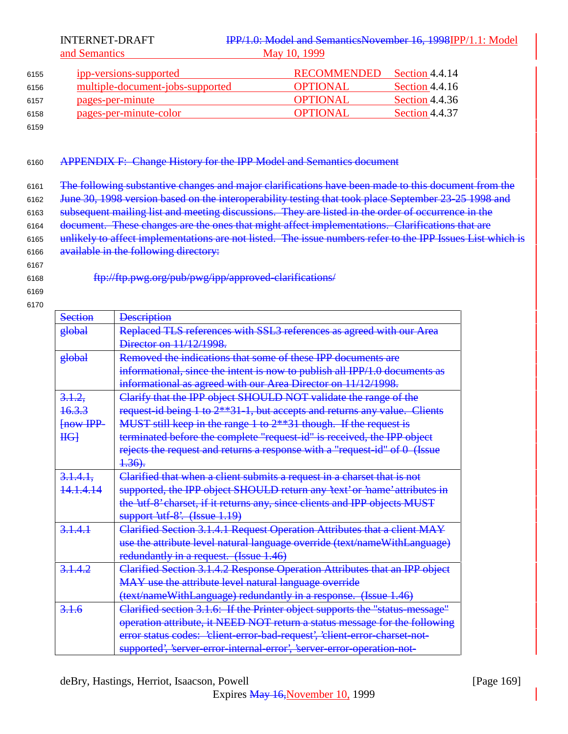| ipp-versions-supported | RECOMMENDED | Section 4.4.14 |
|---|---|---|
| multiple-document-jobs-supported | OPTIONAL | Section 4.4.16 |
| pages-per-minute | OPTIONAL | Section 4.4.36 |
| pages-per-minute-color | OPTIONAL | Section 4.4.37 |

## APPENDIX F: Change History for the IPP Model and Semantics document

The following substantive changes and major clarifications have been made to this document from the June 30, 1998 version based on the interoperability testing that took place September 23-25 1998 and subsequent mailing list and meeting discussions. They are listed in the order of occurrence in the document. These changes are the ones that might affect implementations. Clarifications that are unlikely to affect implementations are not listed. The issue numbers refer to the IPP Issues List which is available in the following directory:

ftp://ftp.pwg.org/pub/pwg/ipp/approved-clarifications/

| Section | Description |
|---|---|
| global | Replaced TLS references with SSL3 references as agreed with our Area Director on 11/12/1998. |
| global | Removed the indications that some of these IPP documents are informational, since the intent is now to publish all IPP/1.0 documents as informational as agreed with our Area Director on 11/12/1998. |
| 3.1.2, 16.3.3 [now IPP-IIG] | Clarify that the IPP object SHOULD NOT validate the range of the request-id being 1 to 2**31-1, but accepts and returns any value. Clients MUST still keep in the range 1 to 2**31 though. If the request is terminated before the complete "request-id" is received, the IPP object rejects the request and returns a response with a "request-id" of 0 (Issue 1.36). |
| 3.1.4.1, 14.1.4.14 | Clarified that when a client submits a request in a charset that is not supported, the IPP object SHOULD return any 'text' or 'name' attributes in the 'utf-8' charset, if it returns any, since clients and IPP objects MUST support 'utf-8'. (Issue 1.19) |
| 3.1.4.1 | Clarified Section 3.1.4.1 Request Operation Attributes that a client MAY use the attribute level natural language override (text/nameWithLanguage) redundantly in a request. (Issue 1.46) |
| 3.1.4.2 | Clarified Section 3.1.4.2 Response Operation Attributes that an IPP object MAY use the attribute level natural language override (text/nameWithLanguage) redundantly in a response. (Issue 1.46) |
| 3.1.6 | Clarified section 3.1.6: If the Printer object supports the "status-message" operation attribute, it NEED NOT return a status message for the following error status codes: 'client-error-bad-request', 'client-error-charset-not-supported', 'server-error-internal-error', 'server-error-operation-not- |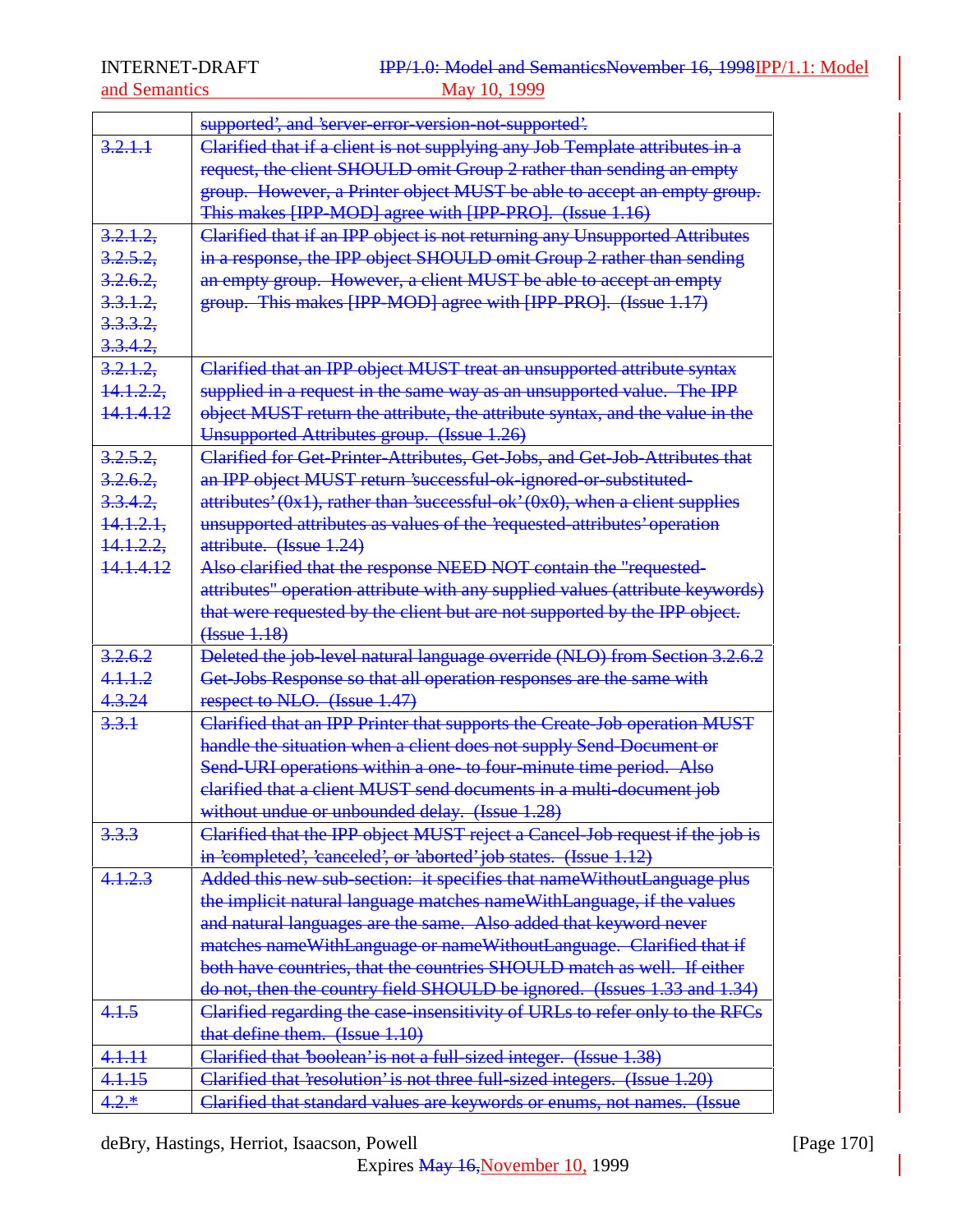| | |
|---|---|
| | supported', and 'server-error-version-not-supported'. |
| 3.2.1.1 | Clarified that if a client is not supplying any Job Template attributes in a request, the client SHOULD omit Group 2 rather than sending an empty group. However, a Printer object MUST be able to accept an empty group. This makes [IPP-MOD] agree with [IPP-PRO]. (Issue 1.16) |
| 3.2.1.2, 3.2.5.2, 3.2.6.2, 3.3.1.2, 3.3.3.2, 3.3.4.2, | Clarified that if an IPP object is not returning any Unsupported Attributes in a response, the IPP object SHOULD omit Group 2 rather than sending an empty group. However, a client MUST be able to accept an empty group. This makes [IPP-MOD] agree with [IPP-PRO]. (Issue 1.17) |
| 3.2.1.2, 14.1.2.2, 14.1.4.12 | Clarified that an IPP object MUST treat an unsupported attribute syntax supplied in a request in the same way as an unsupported value. The IPP object MUST return the attribute, the attribute syntax, and the value in the Unsupported Attributes group. (Issue 1.26) |
| 3.2.5.2, 3.2.6.2, 3.3.4.2, 14.1.2.1, 14.1.2.2, 14.1.4.12 | Clarified for Get-Printer-Attributes, Get-Jobs, and Get-Job-Attributes that an IPP object MUST return 'successful-ok-ignored-or-substituted-attributes' (0x1), rather than 'successful-ok' (0x0), when a client supplies unsupported attributes as values of the 'requested-attributes' operation attribute. (Issue 1.24) Also clarified that the response NEED NOT contain the "requested-attributes" operation attribute with any supplied values (attribute keywords) that were requested by the client but are not supported by the IPP object. (Issue 1.18) |
| 3.2.6.2 4.1.1.2 4.3.24 | Deleted the job-level natural language override (NLO) from Section 3.2.6.2 Get-Jobs Response so that all operation responses are the same with respect to NLO. (Issue 1.47) |
| 3.3.1 | Clarified that an IPP Printer that supports the Create-Job operation MUST handle the situation when a client does not supply Send-Document or Send-URI operations within a one- to four-minute time period. Also clarified that a client MUST send documents in a multi-document job without undue or unbounded delay. (Issue 1.28) |
| 3.3.3 | Clarified that the IPP object MUST reject a Cancel-Job request if the job is in 'completed', 'canceled', or 'aborted' job states. (Issue 1.12) |
| 4.1.2.3 | Added this new sub-section: it specifies that nameWithoutLanguage plus the implicit natural language matches nameWithLanguage, if the values and natural languages are the same. Also added that keyword never matches nameWithLanguage or nameWithoutLanguage. Clarified that if both have countries, that the countries SHOULD match as well. If either do not, then the country field SHOULD be ignored. (Issues 1.33 and 1.34) |
| 4.1.5 | Clarified regarding the case-insensitivity of URLs to refer only to the RFCs that define them. (Issue 1.10) |
| 4.1.11 | Clarified that 'boolean' is not a full-sized integer. (Issue 1.38) |
| 4.1.15 | Clarified that 'resolution' is not three full-sized integers. (Issue 1.20) |
| 4.2.* | Clarified that standard values are keywords or enums, not names. (Issue |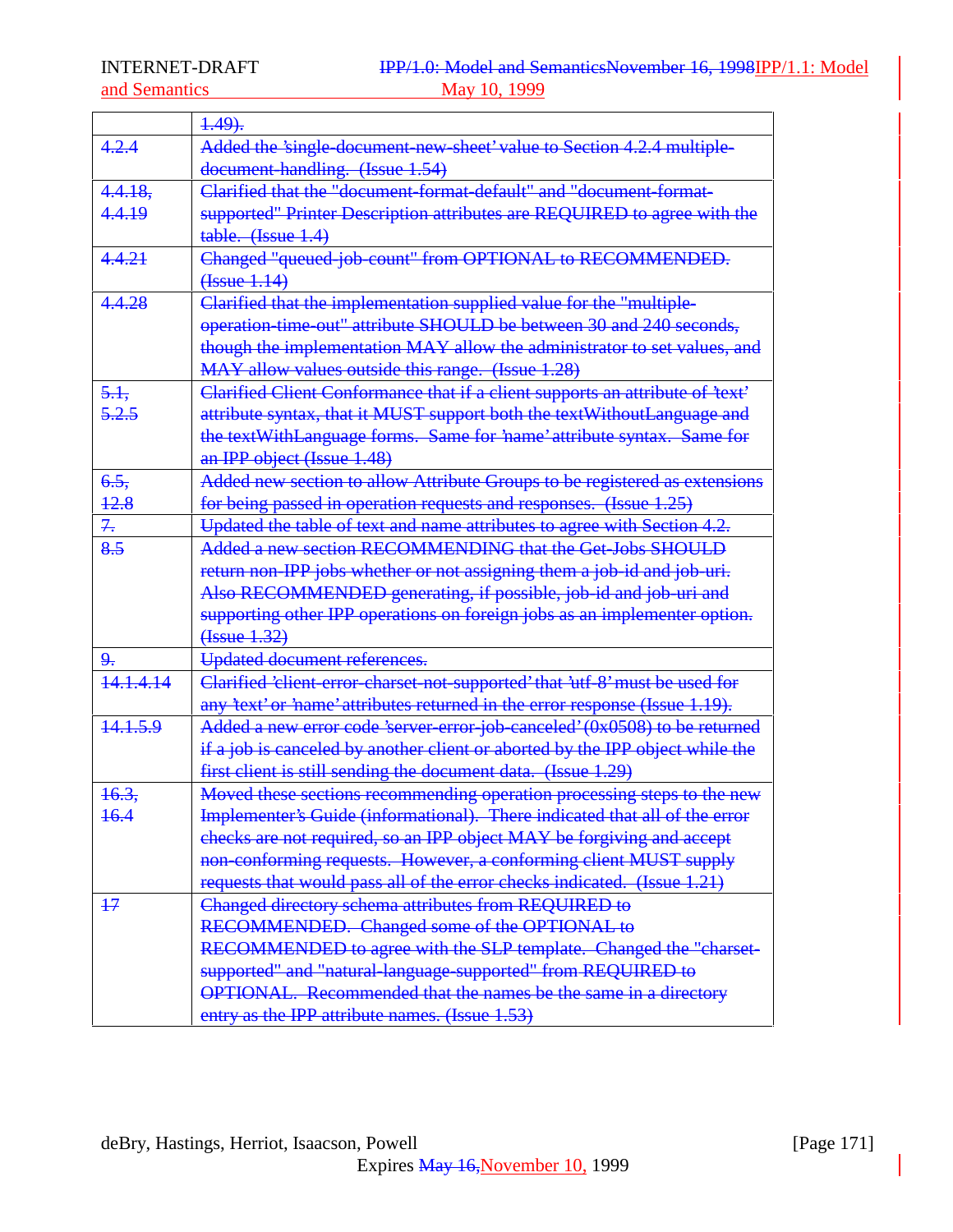| | |
|---|---|
| | 1.49). |
| 4.2.4 | Added the 'single-document-new-sheet' value to Section 4.2.4 multiple-document-handling. (Issue 1.54) |
| 4.4.18, 4.4.19 | Clarified that the "document-format-default" and "document-format-supported" Printer Description attributes are REQUIRED to agree with the table. (Issue 1.4) |
| 4.4.21 | Changed "queued-job-count" from OPTIONAL to RECOMMENDED. (Issue 1.14) |
| 4.4.28 | Clarified that the implementation supplied value for the "multiple-operation-time-out" attribute SHOULD be between 30 and 240 seconds, though the implementation MAY allow the administrator to set values, and MAY allow values outside this range. (Issue 1.28) |
| 5.1, 5.2.5 | Clarified Client Conformance that if a client supports an attribute of 'text' attribute syntax, that it MUST support both the textWithoutLanguage and the textWithLanguage forms. Same for 'name' attribute syntax. Same for an IPP object (Issue 1.48) |
| 6.5, 12.8 | Added new section to allow Attribute Groups to be registered as extensions for being passed in operation requests and responses. (Issue 1.25) |
| 7. | Updated the table of text and name attributes to agree with Section 4.2. |
| 8.5 | Added a new section RECOMMENDING that the Get-Jobs SHOULD return non-IPP jobs whether or not assigning them a job-id and job-uri. Also RECOMMENDED generating, if possible, job-id and job-uri and supporting other IPP operations on foreign jobs as an implementer option. (Issue 1.32) |
| 9. | Updated document references. |
| 14.1.4.14 | Clarified 'client-error-charset-not-supported' that 'utf-8' must be used for any 'text' or 'name' attributes returned in the error response (Issue 1.19). |
| 14.1.5.9 | Added a new error code 'server-error-job-canceled' (0x0508) to be returned if a job is canceled by another client or aborted by the IPP object while the first client is still sending the document data. (Issue 1.29) |
| 16.3, 16.4 | Moved these sections recommending operation processing steps to the new Implementer's Guide (informational). There indicated that all of the error checks are not required, so an IPP object MAY be forgiving and accept non-conforming requests. However, a conforming client MUST supply requests that would pass all of the error checks indicated. (Issue 1.21) |
| 17 | Changed directory schema attributes from REQUIRED to RECOMMENDED. Changed some of the OPTIONAL to RECOMMENDED to agree with the SLP template. Changed the "charset-supported" and "natural-language-supported" from REQUIRED to OPTIONAL. Recommended that the names be the same in a directory entry as the IPP attribute names. (Issue 1.53) |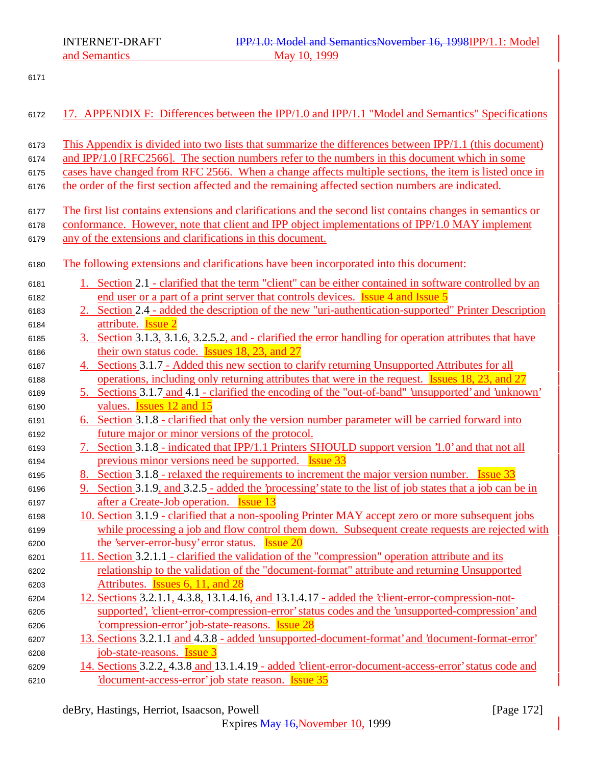## 17. APPENDIX F: Differences between the IPP/1.0 and IPP/1.1 "Model and Semantics" Specifications

This Appendix is divided into two lists that summarize the differences between IPP/1.1 (this document) and IPP/1.0 [RFC2566]. The section numbers refer to the numbers in this document which in some cases have changed from RFC 2566. When a change affects multiple sections, the item is listed once in the order of the first section affected and the remaining affected section numbers are indicated.

The first list contains extensions and clarifications and the second list contains changes in semantics or conformance. However, note that client and IPP object implementations of IPP/1.0 MAY implement any of the extensions and clarifications in this document.

The following extensions and clarifications have been incorporated into this document:

1. Section 2.1 - clarified that the term "client" can be either contained in software controlled by an end user or a part of a print server that controls devices. Issue 4 and Issue 5
2. Section 2.4 - added the description of the new "uri-authentication-supported" Printer Description attribute. Issue 2
3. Section 3.1.3, 3.1.6, 3.2.5.2, and - clarified the error handling for operation attributes that have their own status code. Issues 18, 23, and 27
4. Sections 3.1.7 - Added this new section to clarify returning Unsupported Attributes for all operations, including only returning attributes that were in the request. Issues 18, 23, and 27
5. Sections 3.1.7 and 4.1 - clarified the encoding of the "out-of-band" 'unsupported' and 'unknown' values. Issues 12 and 15
6. Section 3.1.8 - clarified that only the version number parameter will be carried forward into future major or minor versions of the protocol.
7. Section 3.1.8 - indicated that IPP/1.1 Printers SHOULD support version '1.0' and that not all previous minor versions need be supported. Issue 33
8. Section 3.1.8 - relaxed the requirements to increment the major version number. Issue 33
9. Section 3.1.9, and 3.2.5 - added the 'processing' state to the list of job states that a job can be in after a Create-Job operation. Issue 13
10. Section 3.1.9 - clarified that a non-spooling Printer MAY accept zero or more subsequent jobs while processing a job and flow control them down. Subsequent create requests are rejected with the 'server-error-busy' error status. Issue 20
11. Section 3.2.1.1 - clarified the validation of the "compression" operation attribute and its relationship to the validation of the "document-format" attribute and returning Unsupported Attributes. Issues 6, 11, and 28
12. Sections 3.2.1.1, 4.3.8, 13.1.4.16, and 13.1.4.17 - added the 'client-error-compression-not-supported', 'client-error-compression-error' status codes and the 'unsupported-compression' and 'compression-error' job-state-reasons. Issue 28
13. Sections 3.2.1.1 and 4.3.8 - added 'unsupported-document-format' and 'document-format-error' job-state-reasons. Issue 3
14. Sections 3.2.2, 4.3.8 and 13.1.4.19 - added 'client-error-document-access-error' status code and 'document-access-error' job state reason. Issue 35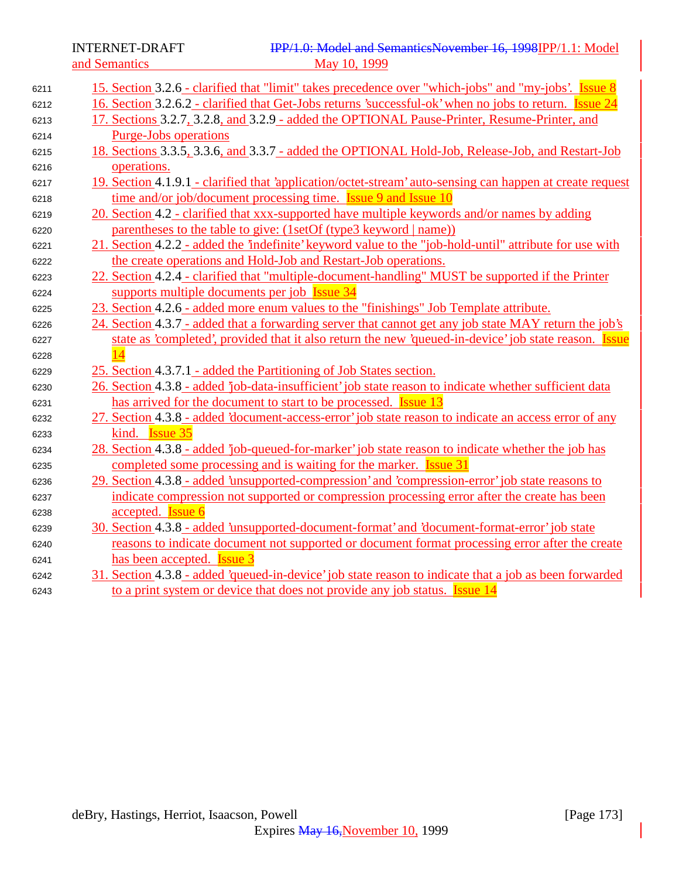15. Section 3.2.6 - clarified that "limit" takes precedence over "which-jobs" and "my-jobs'. Issue 8
16. Section 3.2.6.2 - clarified that Get-Jobs returns 'successful-ok' when no jobs to return. Issue 24
17. Sections 3.2.7, 3.2.8, and 3.2.9 - added the OPTIONAL Pause-Printer, Resume-Printer, and Purge-Jobs operations
18. Sections 3.3.5, 3.3.6, and 3.3.7 - added the OPTIONAL Hold-Job, Release-Job, and Restart-Job operations.
19. Section 4.1.9.1 - clarified that 'application/octet-stream' auto-sensing can happen at create request time and/or job/document processing time. Issue 9 and Issue 10
20. Section 4.2 - clarified that xxx-supported have multiple keywords and/or names by adding parentheses to the table to give: (1setOf (type3 keyword | name))
21. Section 4.2.2 - added the 'indefinite' keyword value to the "job-hold-until" attribute for use with the create operations and Hold-Job and Restart-Job operations.
22. Section 4.2.4 - clarified that "multiple-document-handling" MUST be supported if the Printer supports multiple documents per job Issue 34
23. Section 4.2.6 - added more enum values to the "finishings" Job Template attribute.
24. Section 4.3.7 - added that a forwarding server that cannot get any job state MAY return the job's state as 'completed', provided that it also return the new 'queued-in-device' job state reason. Issue 14
25. Section 4.3.7.1 - added the Partitioning of Job States section.
26. Section 4.3.8 - added 'job-data-insufficient' job state reason to indicate whether sufficient data has arrived for the document to start to be processed. Issue 13
27. Section 4.3.8 - added 'document-access-error' job state reason to indicate an access error of any kind. Issue 35
28. Section 4.3.8 - added 'job-queued-for-marker' job state reason to indicate whether the job has completed some processing and is waiting for the marker. Issue 31
29. Section 4.3.8 - added 'unsupported-compression' and 'compression-error' job state reasons to indicate compression not supported or compression processing error after the create has been accepted. Issue 6
30. Section 4.3.8 - added 'unsupported-document-format' and 'document-format-error' job state reasons to indicate document not supported or document format processing error after the create has been accepted. Issue 3
31. Section 4.3.8 - added 'queued-in-device' job state reason to indicate that a job as been forwarded to a print system or device that does not provide any job status. Issue 14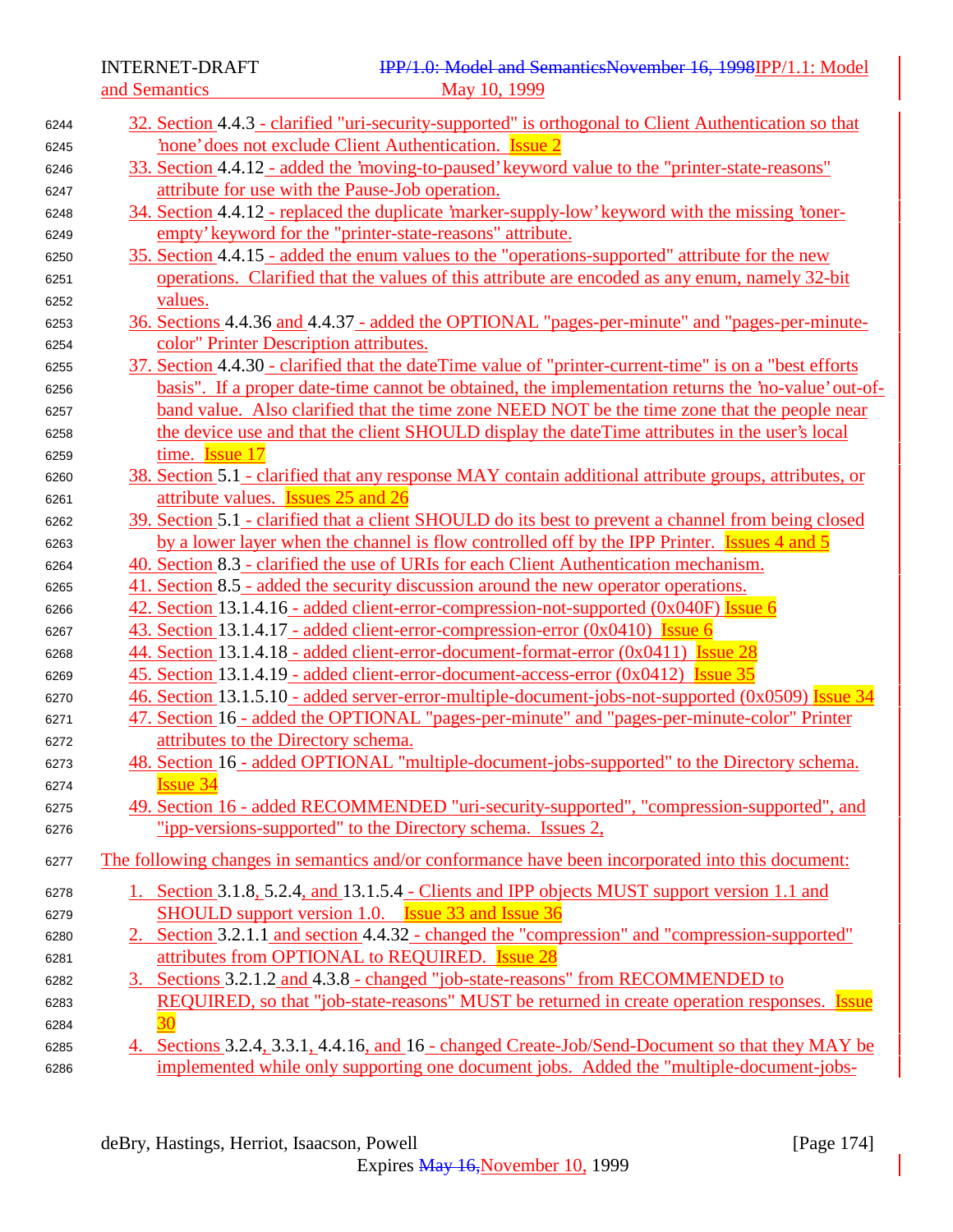32. Section 4.4.3 - clarified "uri-security-supported" is orthogonal to Client Authentication so that 'none' does not exclude Client Authentication. Issue 2
33. Section 4.4.12 - added the 'moving-to-paused' keyword value to the "printer-state-reasons" attribute for use with the Pause-Job operation.
34. Section 4.4.12 - replaced the duplicate 'marker-supply-low' keyword with the missing 'toner-empty' keyword for the "printer-state-reasons" attribute.
35. Section 4.4.15 - added the enum values to the "operations-supported" attribute for the new operations. Clarified that the values of this attribute are encoded as any enum, namely 32-bit values.
36. Sections 4.4.36 and 4.4.37 - added the OPTIONAL "pages-per-minute" and "pages-per-minute-color" Printer Description attributes.
37. Section 4.4.30 - clarified that the dateTime value of "printer-current-time" is on a "best efforts basis". If a proper date-time cannot be obtained, the implementation returns the 'no-value' out-of-band value. Also clarified that the time zone NEED NOT be the time zone that the people near the device use and that the client SHOULD display the dateTime attributes in the user's local time. Issue 17
38. Section 5.1 - clarified that any response MAY contain additional attribute groups, attributes, or attribute values. Issues 25 and 26
39. Section 5.1 - clarified that a client SHOULD do its best to prevent a channel from being closed by a lower layer when the channel is flow controlled off by the IPP Printer. Issues 4 and 5
40. Section 8.3 - clarified the use of URIs for each Client Authentication mechanism.
41. Section 8.5 - added the security discussion around the new operator operations.
42. Section 13.1.4.16 - added client-error-compression-not-supported (0x040F) Issue 6
43. Section 13.1.4.17 - added client-error-compression-error (0x0410) Issue 6
44. Section 13.1.4.18 - added client-error-document-format-error (0x0411) Issue 28
45. Section 13.1.4.19 - added client-error-document-access-error (0x0412) Issue 35
46. Section 13.1.5.10 - added server-error-multiple-document-jobs-not-supported (0x0509) Issue 34
47. Section 16 - added the OPTIONAL "pages-per-minute" and "pages-per-minute-color" Printer attributes to the Directory schema.
48. Section 16 - added OPTIONAL "multiple-document-jobs-supported" to the Directory schema. Issue 34
49. Section 16 - added RECOMMENDED "uri-security-supported", "compression-supported", and "ipp-versions-supported" to the Directory schema. Issues 2,

The following changes in semantics and/or conformance have been incorporated into this document:

1. Section 3.1.8, 5.2.4, and 13.1.5.4 - Clients and IPP objects MUST support version 1.1 and SHOULD support version 1.0. Issue 33 and Issue 36
2. Section 3.2.1.1 and section 4.4.32 - changed the "compression" and "compression-supported" attributes from OPTIONAL to REQUIRED. Issue 28
3. Sections 3.2.1.2 and 4.3.8 - changed "job-state-reasons" from RECOMMENDED to REQUIRED, so that "job-state-reasons" MUST be returned in create operation responses. Issue 30
4. Sections 3.2.4, 3.3.1, 4.4.16, and 16 - changed Create-Job/Send-Document so that they MAY be implemented while only supporting one document jobs. Added the "multiple-document-jobs-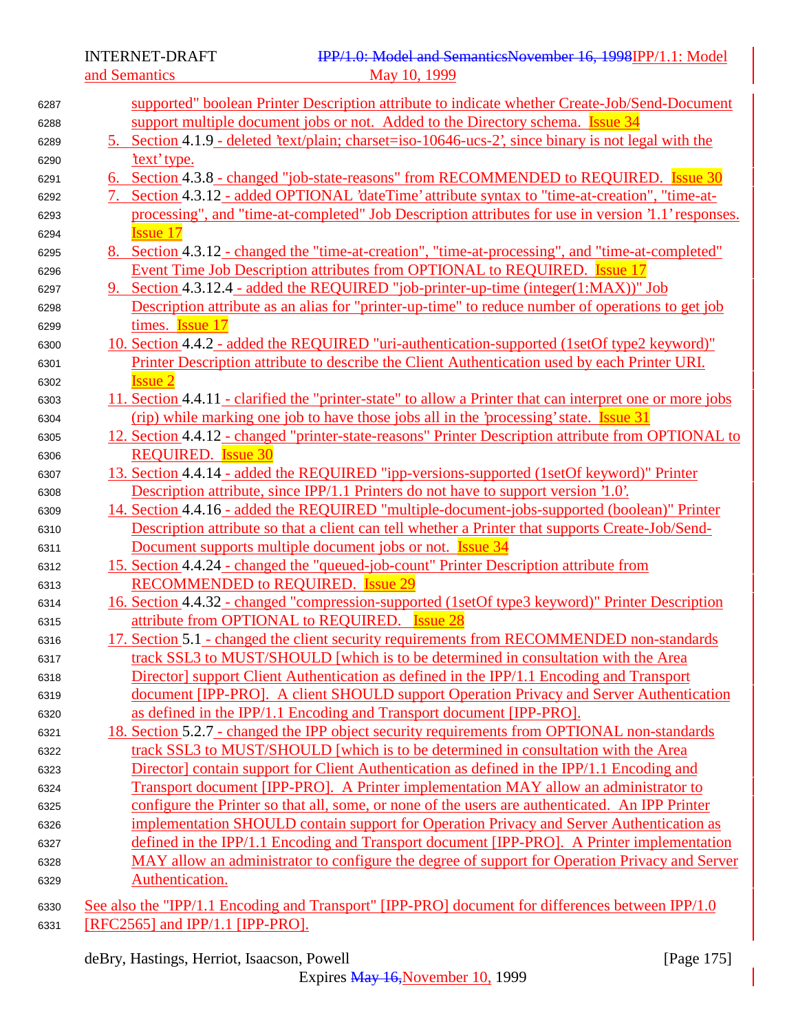supported" boolean Printer Description attribute to indicate whether Create-Job/Send-Document support multiple document jobs or not. Added to the Directory schema. Issue 34

5. Section 4.1.9 - deleted 'text/plain; charset=iso-10646-ucs-2', since binary is not legal with the 'text' type.
6. Section 4.3.8 - changed "job-state-reasons" from RECOMMENDED to REQUIRED. Issue 30
7. Section 4.3.12 - added OPTIONAL 'dateTime' attribute syntax to "time-at-creation", "time-at-processing", and "time-at-completed" Job Description attributes for use in version '1.1' responses. Issue 17
8. Section 4.3.12 - changed the "time-at-creation", "time-at-processing", and "time-at-completed" Event Time Job Description attributes from OPTIONAL to REQUIRED. Issue 17
9. Section 4.3.12.4 - added the REQUIRED "job-printer-up-time (integer(1:MAX))" Job Description attribute as an alias for "printer-up-time" to reduce number of operations to get job times. Issue 17
10. Section 4.4.2 - added the REQUIRED "uri-authentication-supported (1setOf type2 keyword)" Printer Description attribute to describe the Client Authentication used by each Printer URI. Issue 2
11. Section 4.4.11 - clarified the "printer-state" to allow a Printer that can interpret one or more jobs (rip) while marking one job to have those jobs all in the 'processing' state. Issue 31
12. Section 4.4.12 - changed "printer-state-reasons" Printer Description attribute from OPTIONAL to REQUIRED. Issue 30
13. Section 4.4.14 - added the REQUIRED "ipp-versions-supported (1setOf keyword)" Printer Description attribute, since IPP/1.1 Printers do not have to support version '1.0'.
14. Section 4.4.16 - added the REQUIRED "multiple-document-jobs-supported (boolean)" Printer Description attribute so that a client can tell whether a Printer that supports Create-Job/Send-Document supports multiple document jobs or not. Issue 34
15. Section 4.4.24 - changed the "queued-job-count" Printer Description attribute from RECOMMENDED to REQUIRED. Issue 29
16. Section 4.4.32 - changed "compression-supported (1setOf type3 keyword)" Printer Description attribute from OPTIONAL to REQUIRED. Issue 28
17. Section 5.1 - changed the client security requirements from RECOMMENDED non-standards track SSL3 to MUST/SHOULD [which is to be determined in consultation with the Area Director] support Client Authentication as defined in the IPP/1.1 Encoding and Transport document [IPP-PRO]. A client SHOULD support Operation Privacy and Server Authentication as defined in the IPP/1.1 Encoding and Transport document [IPP-PRO].
18. Section 5.2.7 - changed the IPP object security requirements from OPTIONAL non-standards track SSL3 to MUST/SHOULD [which is to be determined in consultation with the Area Director] contain support for Client Authentication as defined in the IPP/1.1 Encoding and Transport document [IPP-PRO]. A Printer implementation MAY allow an administrator to configure the Printer so that all, some, or none of the users are authenticated. An IPP Printer implementation SHOULD contain support for Operation Privacy and Server Authentication as defined in the IPP/1.1 Encoding and Transport document [IPP-PRO]. A Printer implementation MAY allow an administrator to configure the degree of support for Operation Privacy and Server Authentication.

See also the "IPP/1.1 Encoding and Transport" [IPP-PRO] document for differences between IPP/1.0 [RFC2565] and IPP/1.1 [IPP-PRO].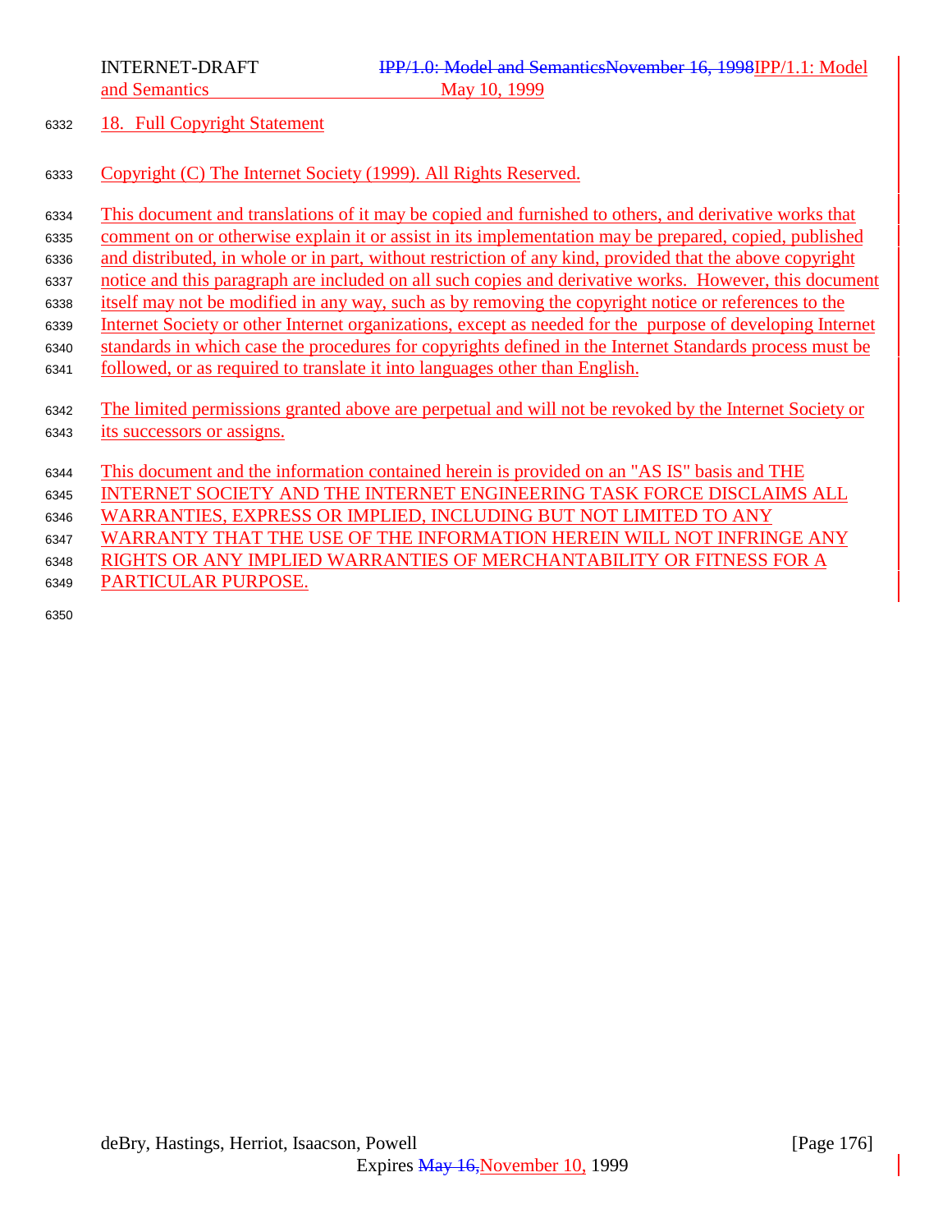## 18. Full Copyright Statement

Copyright (C) The Internet Society (1999). All Rights Reserved.

This document and translations of it may be copied and furnished to others, and derivative works that comment on or otherwise explain it or assist in its implementation may be prepared, copied, published and distributed, in whole or in part, without restriction of any kind, provided that the above copyright notice and this paragraph are included on all such copies and derivative works. However, this document itself may not be modified in any way, such as by removing the copyright notice or references to the Internet Society or other Internet organizations, except as needed for the purpose of developing Internet standards in which case the procedures for copyrights defined in the Internet Standards process must be followed, or as required to translate it into languages other than English.

The limited permissions granted above are perpetual and will not be revoked by the Internet Society or its successors or assigns.

This document and the information contained herein is provided on an "AS IS" basis and THE INTERNET SOCIETY AND THE INTERNET ENGINEERING TASK FORCE DISCLAIMS ALL WARRANTIES, EXPRESS OR IMPLIED, INCLUDING BUT NOT LIMITED TO ANY WARRANTY THAT THE USE OF THE INFORMATION HEREIN WILL NOT INFRINGE ANY RIGHTS OR ANY IMPLIED WARRANTIES OF MERCHANTABILITY OR FITNESS FOR A PARTICULAR PURPOSE.